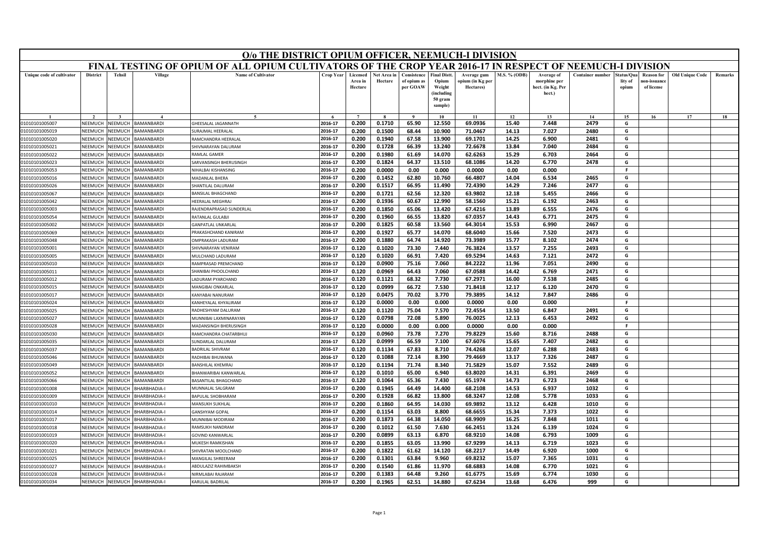# O/o THE DISTRICT OPIUM OFFICER, NEEMUCH-I DIVISION

## FINAL TESTING OF OPIUM OF ALL OPIUM CULTIVATORS OF THE CROP YEAR 2016-17 IN RESPECT OF NEEMUCH-I DIVISION

| Unique code of cultivator | District | Tehsil | Village | Name of Cultivator | Crop Year | Licensed Area in Hectare | Net Area in Hectare | Consistence of opium as per GOAW | Final Distt. Opium Weight (including 50 gram sample) | Average gum opium (in Kg per Hectares) | M.S. % (ODB) | Average of morphine per hect. (in Kg. Per hect.) | Container number | Status/Quality of opium | Reason for non-issuance of license | Old Unique Code | Remarks |
|---|---|---|---|---|---|---|---|---|---|---|---|---|---|---|---|---|---|
| 1 | 2 | 3 | 4 | 5 | 6 | 7 | 8 | 9 | 10 | 11 | 12 | 13 | 14 | 15 | 16 | 17 | 18 |
| 01010101005007 | NEEMUCH | NEEMUCH | BAMANBARDI | GHEESALAL JAGANNATH | 2016-17 | 0.200 | 0.1710 | 65.90 | 12.550 | 69.0936 | 15.40 | 7.448 | 2479 | G | | | |
| 01010101005019 | NEEMUCH | NEEMUCH | BAMANBARDI | SURAJMAL HEERALAL | 2016-17 | 0.200 | 0.1500 | 68.44 | 10.900 | 71.0467 | 14.13 | 7.027 | 2480 | G | | | |
| 01010101005020 | NEEMUCH | NEEMUCH | BAMANBARDI | RAMCHANDRA HEERALAL | 2016-17 | 0.200 | 0.1940 | 67.58 | 13.900 | 69.1701 | 14.25 | 6.900 | 2481 | G | | | |
| 01010101005021 | NEEMUCH | NEEMUCH | BAMANBARDI | SHIVNARAYAN DALURAM | 2016-17 | 0.200 | 0.1728 | 66.39 | 13.240 | 72.6678 | 13.84 | 7.040 | 2484 | G | | | |
| 01010101005022 | NEEMUCH | NEEMUCH | BAMANBARDI | RAMLAL GAMER | 2016-17 | 0.200 | 0.1980 | 61.69 | 14.070 | 62.6263 | 15.29 | 6.703 | 2464 | G | | | |
| 01010101005023 | NEEMUCH | NEEMUCH | BAMANBARDI | SARVANSINGH BHERUSINGH | 2016-17 | 0.200 | 0.1824 | 64.37 | 13.510 | 68.1086 | 14.20 | 6.770 | 2478 | G | | | |
| 01010101005053 | NEEMUCH | NEEMUCH | BAMANBARDI | NIHALBAI KISHANSING | 2016-17 | 0.200 | 0.0000 | 0.00 | 0.000 | 0.0000 | 0.00 | 0.000 | | F | | | |
| 01010101005016 | NEEMUCH | NEEMUCH | BAMANBARDI | MADANLAL BHERA | 2016-17 | 0.200 | 0.1452 | 62.80 | 10.760 | 66.4807 | 14.04 | 6.534 | 2465 | G | | | |
| 01010101005026 | NEEMUCH | NEEMUCH | BAMANBARDI | SHANTILAL DALURAM | 2016-17 | 0.200 | 0.1517 | 66.95 | 11.490 | 72.4390 | 14.29 | 7.246 | 2477 | G | | | |
| 01010101005067 | NEEMUCH | NEEMUCH | BAMANBARDI | BANSILAL BHAGCHAND | 2016-17 | 0.200 | 0.1721 | 62.56 | 12.320 | 63.9802 | 12.18 | 5.455 | 2466 | G | | | |
| 01010101005042 | NEEMUCH | NEEMUCH | BAMANBARDI | HEERALAL MEGHRAJ | 2016-17 | 0.200 | 0.1936 | 60.67 | 12.990 | 58.1560 | 15.21 | 6.192 | 2463 | G | | | |
| 01010101005003 | NEEMUCH | NEEMUCH | BAMANBARDI | RAJENDRAPRASAD SUNDERLAL | 2016-17 | 0.200 | 0.1850 | 65.06 | 13.420 | 67.4216 | 13.89 | 6.555 | 2476 | G | | | |
| 01010101005054 | NEEMUCH | NEEMUCH | BAMANBARDI | RATANLAL GULABJI | 2016-17 | 0.200 | 0.1960 | 66.55 | 13.820 | 67.0357 | 14.43 | 6.771 | 2475 | G | | | |
| 01010101005002 | NEEMUCH | NEEMUCH | BAMANBARDI | GANPATLAL UNKARLAL | 2016-17 | 0.200 | 0.1825 | 60.58 | 13.560 | 64.3014 | 15.53 | 6.990 | 2467 | G | | | |
| 01010101005069 | NEEMUCH | NEEMUCH | BAMANBARDI | PRAKASHCHAND KANIRAM | 2016-17 | 0.200 | 0.1927 | 65.77 | 14.070 | 68.6040 | 15.66 | 7.520 | 2473 | G | | | |
| 01010101005048 | NEEMUCH | NEEMUCH | BAMANBARDI | OMPRAKASH LADURAM | 2016-17 | 0.200 | 0.1880 | 64.74 | 14.920 | 73.3989 | 15.77 | 8.102 | 2474 | G | | | |
| 01010101005001 | NEEMUCH | NEEMUCH | BAMANBARDI | SHIVNARAYAN VENIRAM | 2016-17 | 0.120 | 0.1020 | 73.30 | 7.440 | 76.3824 | 13.57 | 7.255 | 2493 | G | | | |
| 01010101005005 | NEEMUCH | NEEMUCH | BAMANBARDI | MULCHAND LADURAM | 2016-17 | 0.120 | 0.1020 | 66.91 | 7.420 | 69.5294 | 14.63 | 7.121 | 2472 | G | | | |
| 01010101005010 | NEEMUCH | NEEMUCH | BAMANBARDI | RAMPRASAD PREMCHAND | 2016-17 | 0.120 | 0.0900 | 75.16 | 7.060 | 84.2222 | 11.96 | 7.051 | 2490 | G | | | |
| 01010101005011 | NEEMUCH | NEEMUCH | BAMANBARDI | SHANIBAI PHOOLCHAND | 2016-17 | 0.120 | 0.0969 | 64.43 | 7.060 | 67.0588 | 14.42 | 6.769 | 2471 | G | | | |
| 01010101005012 | NEEMUCH | NEEMUCH | BAMANBARDI | LADURAM PYARCHAND | 2016-17 | 0.120 | 0.1121 | 68.32 | 7.730 | 67.2971 | 16.00 | 7.538 | 2485 | G | | | |
| 01010101005015 | NEEMUCH | NEEMUCH | BAMANBARDI | MANGIBAI ONKARLAL | 2016-17 | 0.120 | 0.0999 | 66.72 | 7.530 | 71.8418 | 12.17 | 6.120 | 2470 | G | | | |
| 01010101005017 | NEEMUCH | NEEMUCH | BAMANBARDI | KANYABAI NANURAM | 2016-17 | 0.120 | 0.0475 | 70.02 | 3.770 | 79.3895 | 14.12 | 7.847 | 2486 | G | | | |
| 01010101005024 | NEEMUCH | NEEMUCH | BAMANBARDI | KANHEYALAL KHYALIRAM | 2016-17 | 0.120 | 0.0000 | 0.00 | 0.000 | 0.0000 | 0.00 | 0.000 | | F | | | |
| 01010101005025 | NEEMUCH | NEEMUCH | BAMANBARDI | RADHESHYAM DALURAM | 2016-17 | 0.120 | 0.1120 | 75.04 | 7.570 | 72.4554 | 13.50 | 6.847 | 2491 | G | | | |
| 01010101005027 | NEEMUCH | NEEMUCH | BAMANBARDI | MUNNIBAI LAXMINARAYAN | 2016-17 | 0.120 | 0.0798 | 72.08 | 5.890 | 76.0025 | 12.13 | 6.453 | 2492 | G | | | |
| 01010101005028 | NEEMUCH | NEEMUCH | BAMANBARDI | MADANSINGH BHERUSINGH | 2016-17 | 0.120 | 0.0000 | 0.00 | 0.000 | 0.0000 | 0.00 | 0.000 | | F | | | |
| 01010101005030 | NEEMUCH | NEEMUCH | BAMANBARDI | RAMCHANDRA CHATARBHUJ | 2016-17 | 0.120 | 0.0960 | 73.78 | 7.270 | 79.8229 | 15.60 | 8.716 | 2488 | G | | | |
| 01010101005035 | NEEMUCH | NEEMUCH | BAMANBARDI | SUNDARLAL DALURAM | 2016-17 | 0.120 | 0.0999 | 66.59 | 7.100 | 67.6076 | 15.65 | 7.407 | 2482 | G | | | |
| 01010101005037 | NEEMUCH | NEEMUCH | BAMANBARDI | BADRILAL SHIVRAM | 2016-17 | 0.120 | 0.1134 | 67.83 | 8.710 | 74.4268 | 12.07 | 6.288 | 2483 | G | | | |
| 01010101005046 | NEEMUCH | NEEMUCH | BAMANBARDI | RADHIBAI BHUWANA | 2016-17 | 0.120 | 0.1088 | 72.14 | 8.390 | 79.4669 | 13.17 | 7.326 | 2487 | G | | | |
| 01010101005049 | NEEMUCH | NEEMUCH | BAMANBARDI | BANSHILAL KHEMRAJ | 2016-17 | 0.120 | 0.1194 | 71.74 | 8.340 | 71.5829 | 15.07 | 7.552 | 2489 | G | | | |
| 01010101005052 | NEEMUCH | NEEMUCH | BAMANBARDI | BHANWARIBAI KANWARLAL | 2016-17 | 0.120 | 0.1010 | 65.00 | 6.940 | 63.8020 | 14.31 | 6.391 | 2469 | G | | | |
| 01010101005066 | NEEMUCH | NEEMUCH | BAMANBARDI | BASANTILAL BHAGCHAND | 2016-17 | 0.120 | 0.1064 | 65.36 | 7.430 | 65.1974 | 14.73 | 6.723 | 2468 | G | | | |
| 01010101001008 | NEEMUCH | NEEMUCH | BHARBHADIA-I | MUNNALAL SALGRAM | 2016-17 | 0.200 | 0.1945 | 64.49 | 14.400 | 68.2108 | 14.53 | 6.937 | 1032 | G | | | |
| 01010101001009 | NEEMUCH | NEEMUCH | BHARBHADIA-I | BAPULAL SHOBHARAM | 2016-17 | 0.200 | 0.1928 | 66.82 | 13.800 | 68.3247 | 12.08 | 5.778 | 1033 | G | | | |
| 01010101001010 | NEEMUCH | NEEMUCH | BHARBHADIA-I | MANSUKH SUKHLAL | 2016-17 | 0.200 | 0.1860 | 64.95 | 14.030 | 69.9892 | 13.12 | 6.428 | 1010 | G | | | |
| 01010101001014 | NEEMUCH | NEEMUCH | BHARBHADIA-I | GANSHYAM GOPAL | 2016-17 | 0.200 | 0.1154 | 63.03 | 8.800 | 68.6655 | 15.34 | 7.373 | 1022 | G | | | |
| 01010101001017 | NEEMUCH | NEEMUCH | BHARBHADIA-I | MUNNIBAI MODIRAM | 2016-17 | 0.200 | 0.1873 | 64.38 | 14.050 | 68.9909 | 16.25 | 7.848 | 1011 | G | | | |
| 01010101001018 | NEEMUCH | NEEMUCH | BHARBHADIA-I | RAMSUKH NANDRAM | 2016-17 | 0.200 | 0.1012 | 61.50 | 7.630 | 66.2451 | 13.24 | 6.139 | 1024 | G | | | |
| 01010101001019 | NEEMUCH | NEEMUCH | BHARBHADIA-I | GOVIND KANWARLAL | 2016-17 | 0.200 | 0.0899 | 63.13 | 6.870 | 68.9210 | 14.08 | 6.793 | 1009 | G | | | |
| 01010101001020 | NEEMUCH | NEEMUCH | BHARBHADIA-I | MUKESH RAMKISHAN | 2016-17 | 0.200 | 0.1855 | 63.05 | 13.990 | 67.9299 | 14.13 | 6.719 | 1023 | G | | | |
| 01010101001021 | NEEMUCH | NEEMUCH | BHARBHADIA-I | SHIVRATAN MOOLCHAND | 2016-17 | 0.200 | 0.1822 | 61.62 | 14.120 | 68.2217 | 14.49 | 6.920 | 1000 | G | | | |
| 01010101001025 | NEEMUCH | NEEMUCH | BHARBHADIA-I | MANGILAL SHREERAM | 2016-17 | 0.200 | 0.1301 | 63.84 | 9.960 | 69.8232 | 15.07 | 7.365 | 1031 | G | | | |
| 01010101001027 | NEEMUCH | NEEMUCH | BHARBHADIA-I | ABDULAZIZ RAHIMBAKSH | 2016-17 | 0.200 | 0.1540 | 61.86 | 11.970 | 68.6883 | 14.08 | 6.770 | 1021 | G | | | |
| 01010101001028 | NEEMUCH | NEEMUCH | BHARBHADIA-I | NIRMLABAI RAJARAM | 2016-17 | 0.200 | 0.1383 | 64.48 | 9.260 | 61.6775 | 15.69 | 6.774 | 1030 | G | | | |
| 01010101001034 | NEEMUCH | NEEMUCH | BHARBHADIA-I | KARULAL BADRILAL | 2016-17 | 0.200 | 0.1965 | 62.51 | 14.880 | 67.6234 | 13.68 | 6.476 | 999 | G | | | |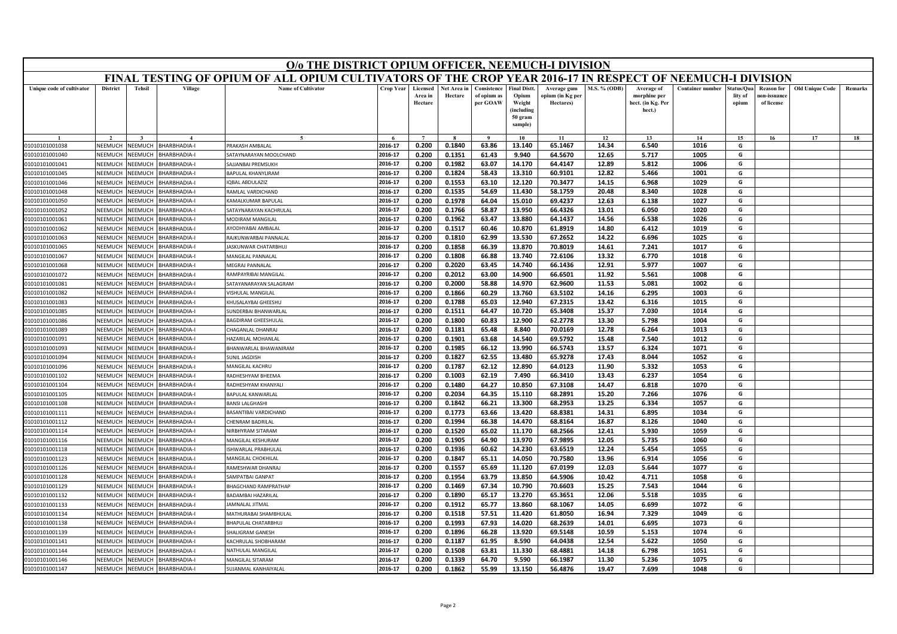# O/o THE DISTRICT OPIUM OFFICER, NEEMUCH-I DIVISION

## FINAL TESTING OF OPIUM OF ALL OPIUM CULTIVATORS OF THE CROP YEAR 2016-17 IN RESPECT OF NEEMUCH-I DIVISION

| Unique code of cultivator | District | Tehsil | Village | Name of Cultivator | Crop Year | Licensed Area in Hectare | Net Area in Hectare | Consistence of opium as per GOAW | Final Distt. Opium Weight (including 50 gram sample) | Average gum opium (in Kg per Hectares) | M.S. % (ODB) | Average of morphine per hect. (in Kg. Per hect.) | Container number | Status/Quality of opium | Reason for non-issuance of license | Old Unique Code | Remarks |
|---|---|---|---|---|---|---|---|---|---|---|---|---|---|---|---|---|---|
| 1 | 2 | 3 | 4 | 5 | 6 | 7 | 8 | 9 | 10 | 11 | 12 | 13 | 14 | 15 | 16 | 17 | 18 |
| 01010101001038 | NEEMUCH | NEEMUCH | BHARBHADIA-I | PRAKASH AMBALAL | 2016-17 | 0.200 | 0.1840 | 63.86 | 13.140 | 65.1467 | 14.34 | 6.540 | 1016 | G | | | |
| 01010101001040 | NEEMUCH | NEEMUCH | BHARBHADIA-I | SATAYNARAYAN MOOLCHAND | 2016-17 | 0.200 | 0.1351 | 61.43 | 9.940 | 64.5670 | 12.65 | 5.717 | 1005 | G | | | |
| 01010101001041 | NEEMUCH | NEEMUCH | BHARBHADIA-I | SAJJANBAI PREMSUKH | 2016-17 | 0.200 | 0.1982 | 63.07 | 14.170 | 64.4147 | 12.89 | 5.812 | 1006 | G | | | |
| 01010101001045 | NEEMUCH | NEEMUCH | BHARBHADIA-I | BAPULAL KHANYLIRAM | 2016-17 | 0.200 | 0.1824 | 58.43 | 13.310 | 60.9101 | 12.82 | 5.466 | 1001 | G | | | |
| 01010101001046 | NEEMUCH | NEEMUCH | BHARBHADIA-I | IQBAL ABDULAZIZ | 2016-17 | 0.200 | 0.1553 | 63.10 | 12.120 | 70.3477 | 14.15 | 6.968 | 1029 | G | | | |
| 01010101001048 | NEEMUCH | NEEMUCH | BHARBHADIA-I | RAMLAL VARDICHAND | 2016-17 | 0.200 | 0.1535 | 54.69 | 11.430 | 58.1759 | 20.48 | 8.340 | 1028 | G | | | |
| 01010101001050 | NEEMUCH | NEEMUCH | BHARBHADIA-I | KAMALKUMAR BAPULAL | 2016-17 | 0.200 | 0.1978 | 64.04 | 15.010 | 69.4237 | 12.63 | 6.138 | 1027 | G | | | |
| 01010101001052 | NEEMUCH | NEEMUCH | BHARBHADIA-I | SATAYNARAYAN KACHRULAL | 2016-17 | 0.200 | 0.1766 | 58.87 | 13.950 | 66.4326 | 13.01 | 6.050 | 1020 | G | | | |
| 01010101001061 | NEEMUCH | NEEMUCH | BHARBHADIA-I | MODIRAM MANGILAL | 2016-17 | 0.200 | 0.1962 | 63.47 | 13.880 | 64.1437 | 14.56 | 6.538 | 1026 | G | | | |
| 01010101001062 | NEEMUCH | NEEMUCH | BHARBHADIA-I | AYODHYABAI AMBALAL | 2016-17 | 0.200 | 0.1517 | 60.46 | 10.870 | 61.8919 | 14.80 | 6.412 | 1019 | G | | | |
| 01010101001063 | NEEMUCH | NEEMUCH | BHARBHADIA-I | RAJKUNWARBAI PANNALAL | 2016-17 | 0.200 | 0.1810 | 62.99 | 13.530 | 67.2652 | 14.22 | 6.696 | 1025 | G | | | |
| 01010101001065 | NEEMUCH | NEEMUCH | BHARBHADIA-I | JASKUNWAR CHATARBHUJ | 2016-17 | 0.200 | 0.1858 | 66.39 | 13.870 | 70.8019 | 14.61 | 7.241 | 1017 | G | | | |
| 01010101001067 | NEEMUCH | NEEMUCH | BHARBHADIA-I | MANGILAL PANNALAL | 2016-17 | 0.200 | 0.1808 | 66.88 | 13.740 | 72.6106 | 13.32 | 6.770 | 1018 | G | | | |
| 01010101001068 | NEEMUCH | NEEMUCH | BHARBHADIA-I | MEGRAJ PANNALAL | 2016-17 | 0.200 | 0.2020 | 63.45 | 14.740 | 66.1436 | 12.91 | 5.977 | 1007 | G | | | |
| 01010101001072 | NEEMUCH | NEEMUCH | BHARBHADIA-I | RAMPAYRIBAI MANGILAL | 2016-17 | 0.200 | 0.2012 | 63.00 | 14.900 | 66.6501 | 11.92 | 5.561 | 1008 | G | | | |
| 01010101001081 | NEEMUCH | NEEMUCH | BHARBHADIA-I | SATAYANARAYAN SALAGRAM | 2016-17 | 0.200 | 0.2000 | 58.88 | 14.970 | 62.9600 | 11.53 | 5.081 | 1002 | G | | | |
| 01010101001082 | NEEMUCH | NEEMUCH | BHARBHADIA-I | VISHULAL MANGILAL | 2016-17 | 0.200 | 0.1866 | 60.29 | 13.760 | 63.5102 | 14.16 | 6.295 | 1003 | G | | | |
| 01010101001083 | NEEMUCH | NEEMUCH | BHARBHADIA-I | KHUSALAYBAI GHEESHU | 2016-17 | 0.200 | 0.1788 | 65.03 | 12.940 | 67.2315 | 13.42 | 6.316 | 1015 | G | | | |
| 01010101001085 | NEEMUCH | NEEMUCH | BHARBHADIA-I | SUNDERBAI BHANWARLAL | 2016-17 | 0.200 | 0.1511 | 64.47 | 10.720 | 65.3408 | 15.37 | 7.030 | 1014 | G | | | |
| 01010101001086 | NEEMUCH | NEEMUCH | BHARBHADIA-I | BAGDIRAM GHEESHULAL | 2016-17 | 0.200 | 0.1800 | 60.83 | 12.900 | 62.2778 | 13.30 | 5.798 | 1004 | G | | | |
| 01010101001089 | NEEMUCH | NEEMUCH | BHARBHADIA-I | CHAGANLAL DHANRAJ | 2016-17 | 0.200 | 0.1181 | 65.48 | 8.840 | 70.0169 | 12.78 | 6.264 | 1013 | G | | | |
| 01010101001091 | NEEMUCH | NEEMUCH | BHARBHADIA-I | HAZARILAL MOHANLAL | 2016-17 | 0.200 | 0.1901 | 63.68 | 14.540 | 69.5792 | 15.48 | 7.540 | 1012 | G | | | |
| 01010101001093 | NEEMUCH | NEEMUCH | BHARBHADIA-I | BHANWARLAL BHAWANIRAM | 2016-17 | 0.200 | 0.1985 | 66.12 | 13.990 | 66.5743 | 13.57 | 6.324 | 1071 | G | | | |
| 01010101001094 | NEEMUCH | NEEMUCH | BHARBHADIA-I | SUNIL JAGDISH | 2016-17 | 0.200 | 0.1827 | 62.55 | 13.480 | 65.9278 | 17.43 | 8.044 | 1052 | G | | | |
| 01010101001096 | NEEMUCH | NEEMUCH | BHARBHADIA-I | MANGILAL KACHRU | 2016-17 | 0.200 | 0.1787 | 62.12 | 12.890 | 64.0123 | 11.90 | 5.332 | 1053 | G | | | |
| 01010101001102 | NEEMUCH | NEEMUCH | BHARBHADIA-I | RADHESHYAM BHEEMA | 2016-17 | 0.200 | 0.1003 | 62.19 | 7.490 | 66.3410 | 13.43 | 6.237 | 1054 | G | | | |
| 01010101001104 | NEEMUCH | NEEMUCH | BHARBHADIA-I | RADHESHYAM KHANYALI | 2016-17 | 0.200 | 0.1480 | 64.27 | 10.850 | 67.3108 | 14.47 | 6.818 | 1070 | G | | | |
| 01010101001105 | NEEMUCH | NEEMUCH | BHARBHADIA-I | BAPULAL KANWARLAL | 2016-17 | 0.200 | 0.2034 | 64.35 | 15.110 | 68.2891 | 15.20 | 7.266 | 1076 | G | | | |
| 01010101001108 | NEEMUCH | NEEMUCH | BHARBHADIA-I | BANSI LALGHASHI | 2016-17 | 0.200 | 0.1842 | 66.21 | 13.300 | 68.2953 | 13.25 | 6.334 | 1057 | G | | | |
| 01010101001111 | NEEMUCH | NEEMUCH | BHARBHADIA-I | BASANTIBAI VARDICHAND | 2016-17 | 0.200 | 0.1773 | 63.66 | 13.420 | 68.8381 | 14.31 | 6.895 | 1034 | G | | | |
| 01010101001112 | NEEMUCH | NEEMUCH | BHARBHADIA-I | CHENRAM BADRILAL | 2016-17 | 0.200 | 0.1994 | 66.38 | 14.470 | 68.8164 | 16.87 | 8.126 | 1040 | G | | | |
| 01010101001114 | NEEMUCH | NEEMUCH | BHARBHADIA-I | NIRBHYRAM SITARAM | 2016-17 | 0.200 | 0.1520 | 65.02 | 11.170 | 68.2566 | 12.41 | 5.930 | 1059 | G | | | |
| 01010101001116 | NEEMUCH | NEEMUCH | BHARBHADIA-I | MANGILAL KESHURAM | 2016-17 | 0.200 | 0.1905 | 64.90 | 13.970 | 67.9895 | 12.05 | 5.735 | 1060 | G | | | |
| 01010101001118 | NEEMUCH | NEEMUCH | BHARBHADIA-I | ISHWARLAL PRABHULAL | 2016-17 | 0.200 | 0.1936 | 60.62 | 14.230 | 63.6519 | 12.24 | 5.454 | 1055 | G | | | |
| 01010101001123 | NEEMUCH | NEEMUCH | BHARBHADIA-I | MANGILAL CHOKHILAL | 2016-17 | 0.200 | 0.1847 | 65.11 | 14.050 | 70.7580 | 13.96 | 6.914 | 1056 | G | | | |
| 01010101001126 | NEEMUCH | NEEMUCH | BHARBHADIA-I | RAMESHWAR DHANRAJ | 2016-17 | 0.200 | 0.1557 | 65.69 | 11.120 | 67.0199 | 12.03 | 5.644 | 1077 | G | | | |
| 01010101001128 | NEEMUCH | NEEMUCH | BHARBHADIA-I | SAMPATBAI GANPAT | 2016-17 | 0.200 | 0.1954 | 63.79 | 13.850 | 64.5906 | 10.42 | 4.711 | 1058 | G | | | |
| 01010101001129 | NEEMUCH | NEEMUCH | BHARBHADIA-I | BHAGCHAND RAMPRATHAP | 2016-17 | 0.200 | 0.1469 | 67.34 | 10.790 | 70.6603 | 15.25 | 7.543 | 1044 | G | | | |
| 01010101001132 | NEEMUCH | NEEMUCH | BHARBHADIA-I | BADAMBAI HAZARILAL | 2016-17 | 0.200 | 0.1890 | 65.17 | 13.270 | 65.3651 | 12.06 | 5.518 | 1035 | G | | | |
| 01010101001133 | NEEMUCH | NEEMUCH | BHARBHADIA-I | JAMNALAL JITMAL | 2016-17 | 0.200 | 0.1912 | 65.77 | 13.860 | 68.1067 | 14.05 | 6.699 | 1072 | G | | | |
| 01010101001134 | NEEMUCH | NEEMUCH | BHARBHADIA-I | MATHURABAI SHAMBHULAL | 2016-17 | 0.200 | 0.1518 | 57.51 | 11.420 | 61.8050 | 16.94 | 7.329 | 1049 | G | | | |
| 01010101001138 | NEEMUCH | NEEMUCH | BHARBHADIA-I | BHAPULAL CHATARBHUJ | 2016-17 | 0.200 | 0.1993 | 67.93 | 14.020 | 68.2639 | 14.01 | 6.695 | 1073 | G | | | |
| 01010101001139 | NEEMUCH | NEEMUCH | BHARBHADIA-I | SHALIGRAM GANESH | 2016-17 | 0.200 | 0.1896 | 66.28 | 13.920 | 69.5148 | 10.59 | 5.153 | 1074 | G | | | |
| 01010101001141 | NEEMUCH | NEEMUCH | BHARBHADIA-I | KACHRULAL SHOBHARAM | 2016-17 | 0.200 | 0.1187 | 61.95 | 8.590 | 64.0438 | 12.54 | 5.622 | 1050 | G | | | |
| 01010101001144 | NEEMUCH | NEEMUCH | BHARBHADIA-I | NATHULAL MANGILAL | 2016-17 | 0.200 | 0.1508 | 63.81 | 11.330 | 68.4881 | 14.18 | 6.798 | 1051 | G | | | |
| 01010101001146 | NEEMUCH | NEEMUCH | BHARBHADIA-I | MANGILAL SITARAM | 2016-17 | 0.200 | 0.1339 | 64.70 | 9.590 | 66.1987 | 11.30 | 5.236 | 1075 | G | | | |
| 01010101001147 | NEEMUCH | NEEMUCH | BHARBHADIA-I | SUJANMAL KANHAIYALAL | 2016-17 | 0.200 | 0.1862 | 55.99 | 13.150 | 56.4876 | 19.47 | 7.699 | 1048 | G | | | |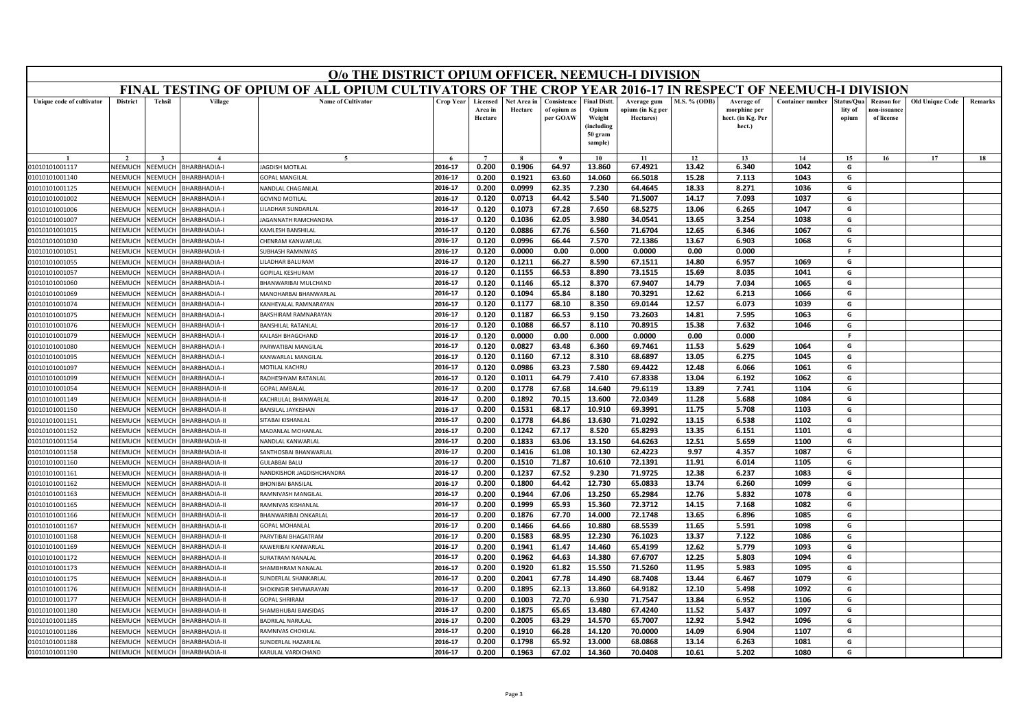# O/o THE DISTRICT OPIUM OFFICER, NEEMUCH-I DIVISION

## FINAL TESTING OF OPIUM OF ALL OPIUM CULTIVATORS OF THE CROP YEAR 2016-17 IN RESPECT OF NEEMUCH-I DIVISION

| Unique code of cultivator | District | Tehsil | Village | Name of Cultivator | Crop Year | Licensed Area in Hectare | Net Area in Hectare | Consistence of opium as per GOAW | Final Distt. Opium Weight (including 50 gram sample) | Average gum opium (in Kg per Hectares) | M.S. % (ODB) | Average of morphine per hect. (in Kg. Per hect.) | Container number | Status/Quality of opium | Reason for non-issuance of license | Old Unique Code | Remarks |
|---|---|---|---|---|---|---|---|---|---|---|---|---|---|---|---|---|---|
| 1 | 2 | 3 | 4 | 5 | 6 | 7 | 8 | 9 | 10 | 11 | 12 | 13 | 14 | 15 | 16 | 17 | 18 |
| 01010101001117 | NEEMUCH | NEEMUCH | BHARBHADIA-I | JAGDISH MOTILAL | 2016-17 | 0.200 | 0.1906 | 64.97 | 13.860 | 67.4921 | 13.42 | 6.340 | 1042 | G | | | |
| 01010101001140 | NEEMUCH | NEEMUCH | BHARBHADIA-I | GOPAL MANGILAL | 2016-17 | 0.200 | 0.1921 | 63.60 | 14.060 | 66.5018 | 15.28 | 7.113 | 1043 | G | | | |
| 01010101001125 | NEEMUCH | NEEMUCH | BHARBHADIA-I | NANDLAL CHAGANLAL | 2016-17 | 0.200 | 0.0999 | 62.35 | 7.230 | 64.4645 | 18.33 | 8.271 | 1036 | G | | | |
| 01010101001002 | NEEMUCH | NEEMUCH | BHARBHADIA-I | GOVIND MOTILAL | 2016-17 | 0.120 | 0.0713 | 64.42 | 5.540 | 71.5007 | 14.17 | 7.093 | 1037 | G | | | |
| 01010101001006 | NEEMUCH | NEEMUCH | BHARBHADIA-I | LILADHAR SUNDARLAL | 2016-17 | 0.120 | 0.1073 | 67.28 | 7.650 | 68.5275 | 13.06 | 6.265 | 1047 | G | | | |
| 01010101001007 | NEEMUCH | NEEMUCH | BHARBHADIA-I | JAGANNATH RAMCHANDRA | 2016-17 | 0.120 | 0.1036 | 62.05 | 3.980 | 34.0541 | 13.65 | 3.254 | 1038 | G | | | |
| 01010101001015 | NEEMUCH | NEEMUCH | BHARBHADIA-I | KAMLESH BANSHILAL | 2016-17 | 0.120 | 0.0886 | 67.76 | 6.560 | 71.6704 | 12.65 | 6.346 | 1067 | G | | | |
| 01010101001030 | NEEMUCH | NEEMUCH | BHARBHADIA-I | CHENRAM KANWARLAL | 2016-17 | 0.120 | 0.0996 | 66.44 | 7.570 | 72.1386 | 13.67 | 6.903 | 1068 | G | | | |
| 01010101001051 | NEEMUCH | NEEMUCH | BHARBHADIA-I | SUBHASH RAMNIWAS | 2016-17 | 0.120 | 0.0000 | 0.00 | 0.000 | 0.0000 | 0.00 | 0.000 | | F | | | |
| 01010101001055 | NEEMUCH | NEEMUCH | BHARBHADIA-I | LILADHAR BALURAM | 2016-17 | 0.120 | 0.1211 | 66.27 | 8.590 | 67.1511 | 14.80 | 6.957 | 1069 | G | | | |
| 01010101001057 | NEEMUCH | NEEMUCH | BHARBHADIA-I | GOPILAL KESHURAM | 2016-17 | 0.120 | 0.1155 | 66.53 | 8.890 | 73.1515 | 15.69 | 8.035 | 1041 | G | | | |
| 01010101001060 | NEEMUCH | NEEMUCH | BHARBHADIA-I | BHANWARIBAI MULCHAND | 2016-17 | 0.120 | 0.1146 | 65.12 | 8.370 | 67.9407 | 14.79 | 7.034 | 1065 | G | | | |
| 01010101001069 | NEEMUCH | NEEMUCH | BHARBHADIA-I | MANOHARBAI BHANWARLAL | 2016-17 | 0.120 | 0.1094 | 65.84 | 8.180 | 70.3291 | 12.62 | 6.213 | 1066 | G | | | |
| 01010101001074 | NEEMUCH | NEEMUCH | BHARBHADIA-I | KANHEYALAL RAMNARAYAN | 2016-17 | 0.120 | 0.1177 | 68.10 | 8.350 | 69.0144 | 12.57 | 6.073 | 1039 | G | | | |
| 01010101001075 | NEEMUCH | NEEMUCH | BHARBHADIA-I | BAKSHIRAM RAMNARAYAN | 2016-17 | 0.120 | 0.1187 | 66.53 | 9.150 | 73.2603 | 14.81 | 7.595 | 1063 | G | | | |
| 01010101001076 | NEEMUCH | NEEMUCH | BHARBHADIA-I | BANSHILAL RATANLAL | 2016-17 | 0.120 | 0.1088 | 66.57 | 8.110 | 70.8915 | 15.38 | 7.632 | 1046 | G | | | |
| 01010101001079 | NEEMUCH | NEEMUCH | BHARBHADIA-I | KAILASH BHAGCHAND | 2016-17 | 0.120 | 0.0000 | 0.00 | 0.000 | 0.0000 | 0.00 | 0.000 | | F | | | |
| 01010101001080 | NEEMUCH | NEEMUCH | BHARBHADIA-I | PARWATIBAI MANGILAL | 2016-17 | 0.120 | 0.0827 | 63.48 | 6.360 | 69.7461 | 11.53 | 5.629 | 1064 | G | | | |
| 01010101001095 | NEEMUCH | NEEMUCH | BHARBHADIA-I | KANWARLAL MANGILAL | 2016-17 | 0.120 | 0.1160 | 67.12 | 8.310 | 68.6897 | 13.05 | 6.275 | 1045 | G | | | |
| 01010101001097 | NEEMUCH | NEEMUCH | BHARBHADIA-I | MOTILAL KACHRU | 2016-17 | 0.120 | 0.0986 | 63.23 | 7.580 | 69.4422 | 12.48 | 6.066 | 1061 | G | | | |
| 01010101001099 | NEEMUCH | NEEMUCH | BHARBHADIA-I | RADHESHYAM RATANLAL | 2016-17 | 0.120 | 0.1011 | 64.79 | 7.410 | 67.8338 | 13.04 | 6.192 | 1062 | G | | | |
| 01010101001054 | NEEMUCH | NEEMUCH | BHARBHADIA-II | GOPAL AMBALAL | 2016-17 | 0.200 | 0.1778 | 67.68 | 14.640 | 79.6119 | 13.89 | 7.741 | 1104 | G | | | |
| 01010101001149 | NEEMUCH | NEEMUCH | BHARBHADIA-II | KACHRULAL BHANWARLAL | 2016-17 | 0.200 | 0.1892 | 70.15 | 13.600 | 72.0349 | 11.28 | 5.688 | 1084 | G | | | |
| 01010101001150 | NEEMUCH | NEEMUCH | BHARBHADIA-II | BANSILAL JAYKISHAN | 2016-17 | 0.200 | 0.1531 | 68.17 | 10.910 | 69.3991 | 11.75 | 5.708 | 1103 | G | | | |
| 01010101001151 | NEEMUCH | NEEMUCH | BHARBHADIA-II | SITABAI KISHANLAL | 2016-17 | 0.200 | 0.1778 | 64.86 | 13.630 | 71.0292 | 13.15 | 6.538 | 1102 | G | | | |
| 01010101001152 | NEEMUCH | NEEMUCH | BHARBHADIA-II | MADANLAL MOHANLAL | 2016-17 | 0.200 | 0.1242 | 67.17 | 8.520 | 65.8293 | 13.35 | 6.151 | 1101 | G | | | |
| 01010101001154 | NEEMUCH | NEEMUCH | BHARBHADIA-II | NANDLAL KANWARLAL | 2016-17 | 0.200 | 0.1833 | 63.06 | 13.150 | 64.6263 | 12.51 | 5.659 | 1100 | G | | | |
| 01010101001158 | NEEMUCH | NEEMUCH | BHARBHADIA-II | SANTHOSBAI BHANWARLAL | 2016-17 | 0.200 | 0.1416 | 61.08 | 10.130 | 62.4223 | 9.97 | 4.357 | 1087 | G | | | |
| 01010101001160 | NEEMUCH | NEEMUCH | BHARBHADIA-II | GULABBAI BALU | 2016-17 | 0.200 | 0.1510 | 71.87 | 10.610 | 72.1391 | 11.91 | 6.014 | 1105 | G | | | |
| 01010101001161 | NEEMUCH | NEEMUCH | BHARBHADIA-II | NANDKISHOR JAGDISHCHANDRA | 2016-17 | 0.200 | 0.1237 | 67.52 | 9.230 | 71.9725 | 12.38 | 6.237 | 1083 | G | | | |
| 01010101001162 | NEEMUCH | NEEMUCH | BHARBHADIA-II | BHONIBAI BANSILAL | 2016-17 | 0.200 | 0.1800 | 64.42 | 12.730 | 65.0833 | 13.74 | 6.260 | 1099 | G | | | |
| 01010101001163 | NEEMUCH | NEEMUCH | BHARBHADIA-II | RAMNIVASH MANGILAL | 2016-17 | 0.200 | 0.1944 | 67.06 | 13.250 | 65.2984 | 12.76 | 5.832 | 1078 | G | | | |
| 01010101001165 | NEEMUCH | NEEMUCH | BHARBHADIA-II | RAMNIVAS KISHANLAL | 2016-17 | 0.200 | 0.1999 | 65.93 | 15.360 | 72.3712 | 14.15 | 7.168 | 1082 | G | | | |
| 01010101001166 | NEEMUCH | NEEMUCH | BHARBHADIA-II | BHANWARIBAI ONKARLAL | 2016-17 | 0.200 | 0.1876 | 67.70 | 14.000 | 72.1748 | 13.65 | 6.896 | 1085 | G | | | |
| 01010101001167 | NEEMUCH | NEEMUCH | BHARBHADIA-II | GOPAL MOHANLAL | 2016-17 | 0.200 | 0.1466 | 64.66 | 10.880 | 68.5539 | 11.65 | 5.591 | 1098 | G | | | |
| 01010101001168 | NEEMUCH | NEEMUCH | BHARBHADIA-II | PARVTIBAI BHAGATRAM | 2016-17 | 0.200 | 0.1583 | 68.95 | 12.230 | 76.1023 | 13.37 | 7.122 | 1086 | G | | | |
| 01010101001169 | NEEMUCH | NEEMUCH | BHARBHADIA-II | KAWERIBAI KANWARLAL | 2016-17 | 0.200 | 0.1941 | 61.47 | 14.460 | 65.4199 | 12.62 | 5.779 | 1093 | G | | | |
| 01010101001172 | NEEMUCH | NEEMUCH | BHARBHADIA-II | SURATRAM NANALAL | 2016-17 | 0.200 | 0.1962 | 64.63 | 14.380 | 67.6707 | 12.25 | 5.803 | 1094 | G | | | |
| 01010101001173 | NEEMUCH | NEEMUCH | BHARBHADIA-II | SHAMBHRAM NANALAL | 2016-17 | 0.200 | 0.1920 | 61.82 | 15.550 | 71.5260 | 11.95 | 5.983 | 1095 | G | | | |
| 01010101001175 | NEEMUCH | NEEMUCH | BHARBHADIA-II | SUNDERLAL SHANKARLAL | 2016-17 | 0.200 | 0.2041 | 67.78 | 14.490 | 68.7408 | 13.44 | 6.467 | 1079 | G | | | |
| 01010101001176 | NEEMUCH | NEEMUCH | BHARBHADIA-II | SHOKINGIR SHIVNARAYAN | 2016-17 | 0.200 | 0.1895 | 62.13 | 13.860 | 64.9182 | 12.10 | 5.498 | 1092 | G | | | |
| 01010101001177 | NEEMUCH | NEEMUCH | BHARBHADIA-II | GOPAL SHRIRAM | 2016-17 | 0.200 | 0.1003 | 72.70 | 6.930 | 71.7547 | 13.84 | 6.952 | 1106 | G | | | |
| 01010101001180 | NEEMUCH | NEEMUCH | BHARBHADIA-II | SHAMBHUBAI BANSIDAS | 2016-17 | 0.200 | 0.1875 | 65.65 | 13.480 | 67.4240 | 11.52 | 5.437 | 1097 | G | | | |
| 01010101001185 | NEEMUCH | NEEMUCH | BHARBHADIA-II | BADRILAL NARULAL | 2016-17 | 0.200 | 0.2005 | 63.29 | 14.570 | 65.7007 | 12.92 | 5.942 | 1096 | G | | | |
| 01010101001186 | NEEMUCH | NEEMUCH | BHARBHADIA-II | RAMNIVAS CHOKILAL | 2016-17 | 0.200 | 0.1910 | 66.28 | 14.120 | 70.0000 | 14.09 | 6.904 | 1107 | G | | | |
| 01010101001188 | NEEMUCH | NEEMUCH | BHARBHADIA-II | SUNDERLAL HAZARILAL | 2016-17 | 0.200 | 0.1798 | 65.92 | 13.000 | 68.0868 | 13.14 | 6.263 | 1081 | G | | | |
| 01010101001190 | NEEMUCH | NEEMUCH | BHARBHADIA-II | KARULAL VARDICHAND | 2016-17 | 0.200 | 0.1963 | 67.02 | 14.360 | 70.0408 | 10.61 | 5.202 | 1080 | G | | | |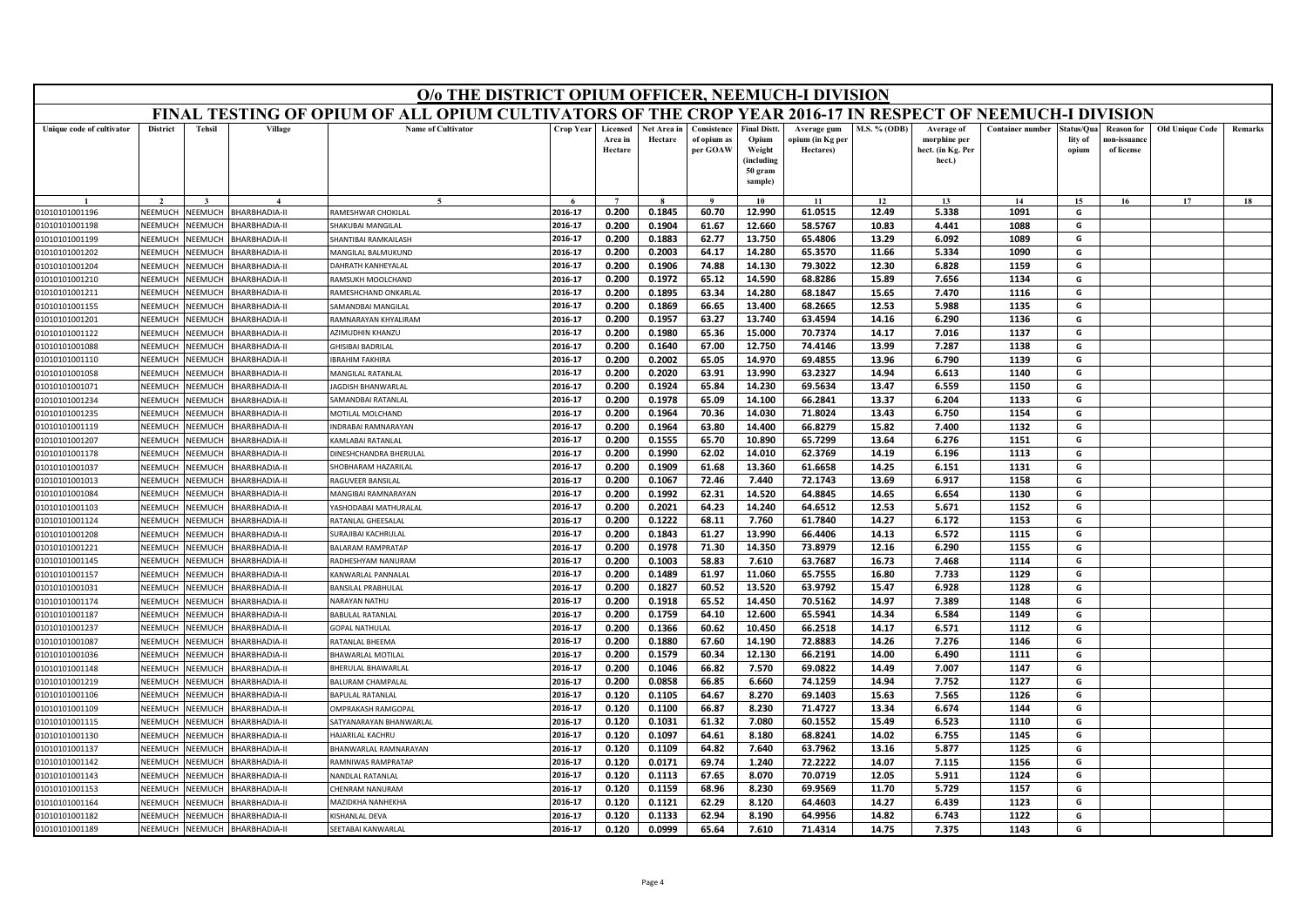# O/o THE DISTRICT OPIUM OFFICER, NEEMUCH-I DIVISION

## FINAL TESTING OF OPIUM OF ALL OPIUM CULTIVATORS OF THE CROP YEAR 2016-17 IN RESPECT OF NEEMUCH-I DIVISION

| Unique code of cultivator | District | Tehsil | Village | Name of Cultivator | Crop Year | Licensed Area in Hectare | Net Area in Hectare | Consistence of opium as per GOAW | Final Distt. Opium Weight (including 50 gram sample) | Average gum opium (in Kg per Hectares) | M.S. % (ODB) | Average of morphine per hect. (in Kg. Per hect.) | Container number | Status/Quality of opium | Reason for non-issuance of license | Old Unique Code | Remarks |
|---|---|---|---|---|---|---|---|---|---|---|---|---|---|---|---|---|---|
| 1 | 2 | 3 | 4 | 5 | 6 | 7 | 8 | 9 | 10 | 11 | 12 | 13 | 14 | 15 | 16 | 17 | 18 |
| 01010101001196 | NEEMUCH | NEEMUCH | BHARBHADIA-II | RAMESHWAR CHOKILAL | 2016-17 | 0.200 | 0.1845 | 60.70 | 12.990 | 61.0515 | 12.49 | 5.338 | 1091 | G | | | |
| 01010101001198 | NEEMUCH | NEEMUCH | BHARBHADIA-II | SHAKUBAI MANGILAL | 2016-17 | 0.200 | 0.1904 | 61.67 | 12.660 | 58.5767 | 10.83 | 4.441 | 1088 | G | | | |
| 01010101001199 | NEEMUCH | NEEMUCH | BHARBHADIA-II | SHANTIBAI RAMKAILASH | 2016-17 | 0.200 | 0.1883 | 62.77 | 13.750 | 65.4806 | 13.29 | 6.092 | 1089 | G | | | |
| 01010101001202 | NEEMUCH | NEEMUCH | BHARBHADIA-II | MANGILAL BALMUKUND | 2016-17 | 0.200 | 0.2003 | 64.17 | 14.280 | 65.3570 | 11.66 | 5.334 | 1090 | G | | | |
| 01010101001204 | NEEMUCH | NEEMUCH | BHARBHADIA-II | DAHRATH KANHEYALAL | 2016-17 | 0.200 | 0.1906 | 74.88 | 14.130 | 79.3022 | 12.30 | 6.828 | 1159 | G | | | |
| 01010101001210 | NEEMUCH | NEEMUCH | BHARBHADIA-II | RAMSUKH MOOLCHAND | 2016-17 | 0.200 | 0.1972 | 65.12 | 14.590 | 68.8286 | 15.89 | 7.656 | 1134 | G | | | |
| 01010101001211 | NEEMUCH | NEEMUCH | BHARBHADIA-II | RAMESHCHAND ONKARLAL | 2016-17 | 0.200 | 0.1895 | 63.34 | 14.280 | 68.1847 | 15.65 | 7.470 | 1116 | G | | | |
| 01010101001155 | NEEMUCH | NEEMUCH | BHARBHADIA-II | SAMANDBAI MANGILAL | 2016-17 | 0.200 | 0.1869 | 66.65 | 13.400 | 68.2665 | 12.53 | 5.988 | 1135 | G | | | |
| 01010101001201 | NEEMUCH | NEEMUCH | BHARBHADIA-II | RAMNARAYAN KHYALIRAM | 2016-17 | 0.200 | 0.1957 | 63.27 | 13.740 | 63.4594 | 14.16 | 6.290 | 1136 | G | | | |
| 01010101001122 | NEEMUCH | NEEMUCH | BHARBHADIA-II | AZIMUDHIN KHANZU | 2016-17 | 0.200 | 0.1980 | 65.36 | 15.000 | 70.7374 | 14.17 | 7.016 | 1137 | G | | | |
| 01010101001088 | NEEMUCH | NEEMUCH | BHARBHADIA-II | GHISIBAI BADRILAL | 2016-17 | 0.200 | 0.1640 | 67.00 | 12.750 | 74.4146 | 13.99 | 7.287 | 1138 | G | | | |
| 01010101001110 | NEEMUCH | NEEMUCH | BHARBHADIA-II | IBRAHIM FAKHIRA | 2016-17 | 0.200 | 0.2002 | 65.05 | 14.970 | 69.4855 | 13.96 | 6.790 | 1139 | G | | | |
| 01010101001058 | NEEMUCH | NEEMUCH | BHARBHADIA-II | MANGILAL RATANLAL | 2016-17 | 0.200 | 0.2020 | 63.91 | 13.990 | 63.2327 | 14.94 | 6.613 | 1140 | G | | | |
| 01010101001071 | NEEMUCH | NEEMUCH | BHARBHADIA-II | JAGDISH BHANWARLAL | 2016-17 | 0.200 | 0.1924 | 65.84 | 14.230 | 69.5634 | 13.47 | 6.559 | 1150 | G | | | |
| 01010101001234 | NEEMUCH | NEEMUCH | BHARBHADIA-II | SAMANDBAI RATANLAL | 2016-17 | 0.200 | 0.1978 | 65.09 | 14.100 | 66.2841 | 13.37 | 6.204 | 1133 | G | | | |
| 01010101001235 | NEEMUCH | NEEMUCH | BHARBHADIA-II | MOTILAL MOLCHAND | 2016-17 | 0.200 | 0.1964 | 70.36 | 14.030 | 71.8024 | 13.43 | 6.750 | 1154 | G | | | |
| 01010101001119 | NEEMUCH | NEEMUCH | BHARBHADIA-II | INDRABAI RAMNARAYAN | 2016-17 | 0.200 | 0.1964 | 63.80 | 14.400 | 66.8279 | 15.82 | 7.400 | 1132 | G | | | |
| 01010101001207 | NEEMUCH | NEEMUCH | BHARBHADIA-II | KAMLABAI RATANLAL | 2016-17 | 0.200 | 0.1555 | 65.70 | 10.890 | 65.7299 | 13.64 | 6.276 | 1151 | G | | | |
| 01010101001178 | NEEMUCH | NEEMUCH | BHARBHADIA-II | DINESHCHANDRA BHERULAL | 2016-17 | 0.200 | 0.1990 | 62.02 | 14.010 | 62.3769 | 14.19 | 6.196 | 1113 | G | | | |
| 01010101001037 | NEEMUCH | NEEMUCH | BHARBHADIA-II | SHOBHARAM HAZARILAL | 2016-17 | 0.200 | 0.1909 | 61.68 | 13.360 | 61.6658 | 14.25 | 6.151 | 1131 | G | | | |
| 01010101001013 | NEEMUCH | NEEMUCH | BHARBHADIA-II | RAGUVEER BANSILAL | 2016-17 | 0.200 | 0.1067 | 72.46 | 7.440 | 72.1743 | 13.69 | 6.917 | 1158 | G | | | |
| 01010101001084 | NEEMUCH | NEEMUCH | BHARBHADIA-II | MANGIBAI RAMNARAYAN | 2016-17 | 0.200 | 0.1992 | 62.31 | 14.520 | 64.8845 | 14.65 | 6.654 | 1130 | G | | | |
| 01010101001103 | NEEMUCH | NEEMUCH | BHARBHADIA-II | YASHODABAI MATHURALAL | 2016-17 | 0.200 | 0.2021 | 64.23 | 14.240 | 64.6512 | 12.53 | 5.671 | 1152 | G | | | |
| 01010101001124 | NEEMUCH | NEEMUCH | BHARBHADIA-II | RATANLAL GHEESALAL | 2016-17 | 0.200 | 0.1222 | 68.11 | 7.760 | 61.7840 | 14.27 | 6.172 | 1153 | G | | | |
| 01010101001208 | NEEMUCH | NEEMUCH | BHARBHADIA-II | SURAJIBAI KACHRULAL | 2016-17 | 0.200 | 0.1843 | 61.27 | 13.990 | 66.4406 | 14.13 | 6.572 | 1115 | G | | | |
| 01010101001221 | NEEMUCH | NEEMUCH | BHARBHADIA-II | BALARAM RAMPRATAP | 2016-17 | 0.200 | 0.1978 | 71.30 | 14.350 | 73.8979 | 12.16 | 6.290 | 1155 | G | | | |
| 01010101001145 | NEEMUCH | NEEMUCH | BHARBHADIA-II | RADHESHYAM NANURAM | 2016-17 | 0.200 | 0.1003 | 58.83 | 7.610 | 63.7687 | 16.73 | 7.468 | 1114 | G | | | |
| 01010101001157 | NEEMUCH | NEEMUCH | BHARBHADIA-II | KANWARLAL PANNALAL | 2016-17 | 0.200 | 0.1489 | 61.97 | 11.060 | 65.7555 | 16.80 | 7.733 | 1129 | G | | | |
| 01010101001031 | NEEMUCH | NEEMUCH | BHARBHADIA-II | BANSILAL PRABHULAL | 2016-17 | 0.200 | 0.1827 | 60.52 | 13.520 | 63.9792 | 15.47 | 6.928 | 1128 | G | | | |
| 01010101001174 | NEEMUCH | NEEMUCH | BHARBHADIA-II | NARAYAN NATHU | 2016-17 | 0.200 | 0.1918 | 65.52 | 14.450 | 70.5162 | 14.97 | 7.389 | 1148 | G | | | |
| 01010101001187 | NEEMUCH | NEEMUCH | BHARBHADIA-II | BABULAL RATANLAL | 2016-17 | 0.200 | 0.1759 | 64.10 | 12.600 | 65.5941 | 14.34 | 6.584 | 1149 | G | | | |
| 01010101001237 | NEEMUCH | NEEMUCH | BHARBHADIA-II | GOPAL NATHULAL | 2016-17 | 0.200 | 0.1366 | 60.62 | 10.450 | 66.2518 | 14.17 | 6.571 | 1112 | G | | | |
| 01010101001087 | NEEMUCH | NEEMUCH | BHARBHADIA-II | RATANLAL BHEEMA | 2016-17 | 0.200 | 0.1880 | 67.60 | 14.190 | 72.8883 | 14.26 | 7.276 | 1146 | G | | | |
| 01010101001036 | NEEMUCH | NEEMUCH | BHARBHADIA-II | BHAWARLAL MOTILAL | 2016-17 | 0.200 | 0.1579 | 60.34 | 12.130 | 66.2191 | 14.00 | 6.490 | 1111 | G | | | |
| 01010101001148 | NEEMUCH | NEEMUCH | BHARBHADIA-II | BHERULAL BHAWARLAL | 2016-17 | 0.200 | 0.1046 | 66.82 | 7.570 | 69.0822 | 14.49 | 7.007 | 1147 | G | | | |
| 01010101001219 | NEEMUCH | NEEMUCH | BHARBHADIA-II | BALURAM CHAMPALAL | 2016-17 | 0.200 | 0.0858 | 66.85 | 6.660 | 74.1259 | 14.94 | 7.752 | 1127 | G | | | |
| 01010101001106 | NEEMUCH | NEEMUCH | BHARBHADIA-II | BAPULAL RATANLAL | 2016-17 | 0.120 | 0.1105 | 64.67 | 8.270 | 69.1403 | 15.63 | 7.565 | 1126 | G | | | |
| 01010101001109 | NEEMUCH | NEEMUCH | BHARBHADIA-II | OMPRAKASH RAMGOPAL | 2016-17 | 0.120 | 0.1100 | 66.87 | 8.230 | 71.4727 | 13.34 | 6.674 | 1144 | G | | | |
| 01010101001115 | NEEMUCH | NEEMUCH | BHARBHADIA-II | SATYANARAYAN BHANWARLAL | 2016-17 | 0.120 | 0.1031 | 61.32 | 7.080 | 60.1552 | 15.49 | 6.523 | 1110 | G | | | |
| 01010101001130 | NEEMUCH | NEEMUCH | BHARBHADIA-II | HAJARILAL KACHRU | 2016-17 | 0.120 | 0.1097 | 64.61 | 8.180 | 68.8241 | 14.02 | 6.755 | 1145 | G | | | |
| 01010101001137 | NEEMUCH | NEEMUCH | BHARBHADIA-II | BHANWARLAL RAMNARAYAN | 2016-17 | 0.120 | 0.1109 | 64.82 | 7.640 | 63.7962 | 13.16 | 5.877 | 1125 | G | | | |
| 01010101001142 | NEEMUCH | NEEMUCH | BHARBHADIA-II | RAMNIWAS RAMPRATAP | 2016-17 | 0.120 | 0.0171 | 69.74 | 1.240 | 72.2222 | 14.07 | 7.115 | 1156 | G | | | |
| 01010101001143 | NEEMUCH | NEEMUCH | BHARBHADIA-II | NANDLAL RATANLAL | 2016-17 | 0.120 | 0.1113 | 67.65 | 8.070 | 70.0719 | 12.05 | 5.911 | 1124 | G | | | |
| 01010101001153 | NEEMUCH | NEEMUCH | BHARBHADIA-II | CHENRAM NANURAM | 2016-17 | 0.120 | 0.1159 | 68.96 | 8.230 | 69.9569 | 11.70 | 5.729 | 1157 | G | | | |
| 01010101001164 | NEEMUCH | NEEMUCH | BHARBHADIA-II | MAZIDKHA NANHEKHA | 2016-17 | 0.120 | 0.1121 | 62.29 | 8.120 | 64.4603 | 14.27 | 6.439 | 1123 | G | | | |
| 01010101001182 | NEEMUCH | NEEMUCH | BHARBHADIA-II | KISHANLAL DEVA | 2016-17 | 0.120 | 0.1133 | 62.94 | 8.190 | 64.9956 | 14.82 | 6.743 | 1122 | G | | | |
| 01010101001189 | NEEMUCH | NEEMUCH | BHARBHADIA-II | SEETABAI KANWARLAL | 2016-17 | 0.120 | 0.0999 | 65.64 | 7.610 | 71.4314 | 14.75 | 7.375 | 1143 | G | | | |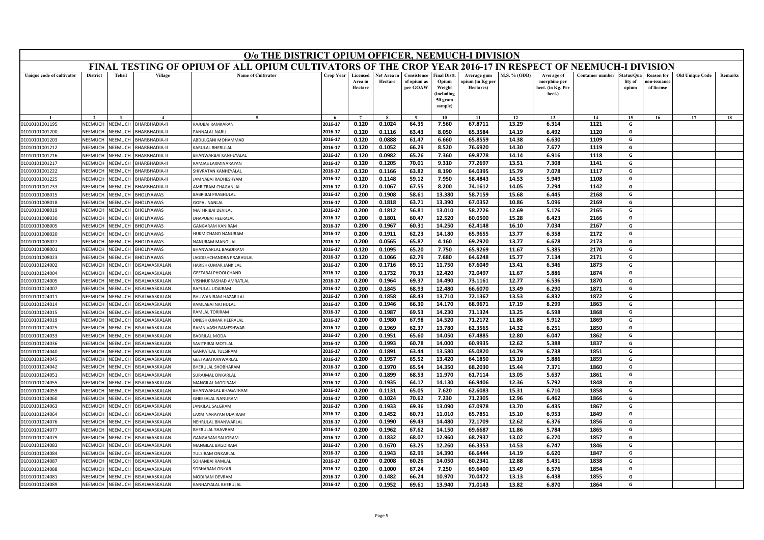# O/o THE DISTRICT OPIUM OFFICER, NEEMUCH-I DIVISION

## FINAL TESTING OF OPIUM OF ALL OPIUM CULTIVATORS OF THE CROP YEAR 2016-17 IN RESPECT OF NEEMUCH-I DIVISION

| Unique code of cultivator | District | Tehsil | Village | Name of Cultivator | Crop Year | Licensed Area in Hectare | Net Area in Hectare | Consistence of opium as per GOAW | Final Distt. Opium Weight (including 50 gram sample) | Average gum opium (in Kg per Hectares) | M.S. % (ODB) | Average of morphine per hect. (in Kg. Per hect.) | Container number | Status/Quality of opium | Reason for non-issuance of license | Old Unique Code | Remarks |
|---|---|---|---|---|---|---|---|---|---|---|---|---|---|---|---|---|---|
| 1 | 2 | 3 | 4 | 5 | 6 | 7 | 8 | 9 | 10 | 11 | 12 | 13 | 14 | 15 | 16 | 17 | 18 |
| 01010101001195 | NEEMUCH | NEEMUCH | BHARBHADIA-II | RAJUBAI RAMKARAN | 2016-17 | 0.120 | 0.1024 | 64.35 | 7.560 | 67.8711 | 13.29 | 6.314 | 1121 | G | | | |
| 01010101001200 | NEEMUCH | NEEMUCH | BHARBHADIA-II | PANNALAL NARU | 2016-17 | 0.120 | 0.1116 | 63.43 | 8.050 | 65.3584 | 14.19 | 6.492 | 1120 | G | | | |
| 01010101001203 | NEEMUCH | NEEMUCH | BHARBHADIA-II | ABDULGANI MOHAMMAD | 2016-17 | 0.120 | 0.0888 | 61.47 | 6.660 | 65.8559 | 14.38 | 6.630 | 1109 | G | | | |
| 01010101001212 | NEEMUCH | NEEMUCH | BHARBHADIA-II | KARULAL BHERULAL | 2016-17 | 0.120 | 0.1052 | 66.29 | 8.520 | 76.6920 | 14.30 | 7.677 | 1119 | G | | | |
| 01010101001216 | NEEMUCH | NEEMUCH | BHARBHADIA-II | BHANWARBAI KANHEYALAL | 2016-17 | 0.120 | 0.0982 | 65.26 | 7.360 | 69.8778 | 14.14 | 6.916 | 1118 | G | | | |
| 01010101001217 | NEEMUCH | NEEMUCH | BHARBHADIA-II | RAMJAS LAXMINARAYAN | 2016-17 | 0.120 | 0.1205 | 70.01 | 9.310 | 77.2697 | 13.51 | 7.308 | 1141 | G | | | |
| 01010101001222 | NEEMUCH | NEEMUCH | BHARBHADIA-II | SHIVRATAN KANHEYALAL | 2016-17 | 0.120 | 0.1166 | 63.82 | 8.190 | 64.0395 | 15.79 | 7.078 | 1117 | G | | | |
| 01010101001225 | NEEMUCH | NEEMUCH | BHARBHADIA-II | JAMNABAI RADHESHYAM | 2016-17 | 0.120 | 0.1148 | 59.12 | 7.950 | 58.4843 | 14.53 | 5.949 | 1108 | G | | | |
| 01010101001233 | NEEMUCH | NEEMUCH | BHARBHADIA-II | AMRITRAM CHAGANLAL | 2016-17 | 0.120 | 0.1067 | 67.55 | 8.200 | 74.1612 | 14.05 | 7.294 | 1142 | G | | | |
| 01010101008015 | NEEMUCH | NEEMUCH | BHOLIYAWAS | BABRIBAI PRABHULAL | 2016-17 | 0.200 | 0.1908 | 58.61 | 13.380 | 58.7159 | 15.68 | 6.445 | 2168 | G | | | |
| 01010101008018 | NEEMUCH | NEEMUCH | BHOLIYAWAS | GOPAL NANLAL | 2016-17 | 0.200 | 0.1818 | 63.71 | 13.390 | 67.0352 | 10.86 | 5.096 | 2169 | G | | | |
| 01010101008019 | NEEMUCH | NEEMUCH | BHOLIYAWAS | MATHRIBAI DEVILAL | 2016-17 | 0.200 | 0.1812 | 56.81 | 13.010 | 58.2726 | 12.69 | 5.176 | 2165 | G | | | |
| 01010101008030 | NEEMUCH | NEEMUCH | BHOLIYAWAS | DHAPUBAI HEERALAL | 2016-17 | 0.200 | 0.1801 | 60.47 | 12.520 | 60.0500 | 15.28 | 6.423 | 2166 | G | | | |
| 01010101008005 | NEEMUCH | NEEMUCH | BHOLIYAWAS | GANGARAM KANIRAM | 2016-17 | 0.200 | 0.1967 | 60.31 | 14.250 | 62.4148 | 16.10 | 7.034 | 2167 | G | | | |
| 01010101008020 | NEEMUCH | NEEMUCH | BHOLIYAWAS | HUKMICHAND NANURAM | 2016-17 | 0.200 | 0.1911 | 62.23 | 14.180 | 65.9655 | 13.77 | 6.358 | 2172 | G | | | |
| 01010101008027 | NEEMUCH | NEEMUCH | BHOLIYAWAS | NANURAM MANGILAL | 2016-17 | 0.200 | 0.0565 | 65.87 | 4.160 | 69.2920 | 13.77 | 6.678 | 2173 | G | | | |
| 01010101008001 | NEEMUCH | NEEMUCH | BHOLIYAWAS | BHANWARLAL BAGDIRAM | 2016-17 | 0.120 | 0.1095 | 65.20 | 7.750 | 65.9269 | 11.67 | 5.385 | 2170 | G | | | |
| 01010101008023 | NEEMUCH | NEEMUCH | BHOLIYAWAS | JAGDISHCHANDRA PRABHULAL | 2016-17 | 0.120 | 0.1066 | 62.79 | 7.680 | 64.6248 | 15.77 | 7.134 | 2171 | G | | | |
| 01010101024002 | NEEMUCH | NEEMUCH | BISALWASKALAN | HARISHKUMAR JANKILAL | 2016-17 | 0.200 | 0.1716 | 69.11 | 11.750 | 67.6049 | 13.41 | 6.346 | 1873 | G | | | |
| 01010101024004 | NEEMUCH | NEEMUCH | BISALWASKALAN | GEETABAI PHOOLCHAND | 2016-17 | 0.200 | 0.1732 | 70.33 | 12.420 | 72.0497 | 11.67 | 5.886 | 1874 | G | | | |
| 01010101024005 | NEEMUCH | NEEMUCH | BISALWASKALAN | VISHNUPRASHAD AMRATLAL | 2016-17 | 0.200 | 0.1964 | 69.37 | 14.490 | 73.1161 | 12.77 | 6.536 | 1870 | G | | | |
| 01010101024007 | NEEMUCH | NEEMUCH | BISALWASKALAN | BAPULAL UDAIRAM | 2016-17 | 0.200 | 0.1845 | 68.93 | 12.480 | 66.6070 | 13.49 | 6.290 | 1871 | G | | | |
| 01010101024011 | NEEMUCH | NEEMUCH | BISALWASKALAN | BHUWANIRAM HAZARILAL | 2016-17 | 0.200 | 0.1858 | 68.43 | 13.710 | 72.1367 | 13.53 | 6.832 | 1872 | G | | | |
| 01010101024014 | NEEMUCH | NEEMUCH | BISALWASKALAN | KAMLABAI NATHULAL | 2016-17 | 0.200 | 0.1946 | 66.30 | 14.170 | 68.9671 | 17.19 | 8.299 | 1863 | G | | | |
| 01010101024015 | NEEMUCH | NEEMUCH | BISALWASKALAN | RAMLAL TORIRAM | 2016-17 | 0.200 | 0.1987 | 69.53 | 14.230 | 71.1324 | 13.25 | 6.598 | 1868 | G | | | |
| 01010101024019 | NEEMUCH | NEEMUCH | BISALWASKALAN | DINESHKUMAR HEERALAL | 2016-17 | 0.200 | 0.1980 | 67.98 | 14.520 | 71.2172 | 11.86 | 5.912 | 1869 | G | | | |
| 01010101024025 | NEEMUCH | NEEMUCH | BISALWASKALAN | RAMNIVASH RAMESHWAR | 2016-17 | 0.200 | 0.1969 | 62.37 | 13.780 | 62.3565 | 14.32 | 6.251 | 1850 | G | | | |
| 01010101024033 | NEEMUCH | NEEMUCH | BISALWASKALAN | BADRILAL MODA | 2016-17 | 0.200 | 0.1951 | 65.60 | 14.050 | 67.4885 | 12.80 | 6.047 | 1862 | G | | | |
| 01010101024036 | NEEMUCH | NEEMUCH | BISALWASKALAN | SAVITRIBAI MOTILAL | 2016-17 | 0.200 | 0.1993 | 60.78 | 14.000 | 60.9935 | 12.62 | 5.388 | 1837 | G | | | |
| 01010101024040 | NEEMUCH | NEEMUCH | BISALWASKALAN | GANPATLAL TULSIRAM | 2016-17 | 0.200 | 0.1891 | 63.44 | 13.580 | 65.0820 | 14.79 | 6.738 | 1851 | G | | | |
| 01010101024045 | NEEMUCH | NEEMUCH | BISALWASKALAN | GEETABAI KANWARLAL | 2016-17 | 0.200 | 0.1957 | 65.52 | 13.420 | 64.1850 | 13.10 | 5.886 | 1859 | G | | | |
| 01010101024042 | NEEMUCH | NEEMUCH | BISALWASKALAN | BHERULAL SHOBHARAM | 2016-17 | 0.200 | 0.1970 | 65.54 | 14.350 | 68.2030 | 15.44 | 7.371 | 1860 | G | | | |
| 01010101024051 | NEEMUCH | NEEMUCH | BISALWASKALAN | SURAJMAL ONKARLAL | 2016-17 | 0.200 | 0.1899 | 68.53 | 11.970 | 61.7114 | 13.05 | 5.637 | 1861 | G | | | |
| 01010101024055 | NEEMUCH | NEEMUCH | BISALWASKALAN | MANGILAL MODIRAM | 2016-17 | 0.200 | 0.1935 | 64.17 | 14.130 | 66.9406 | 12.36 | 5.792 | 1848 | G | | | |
| 01010101024059 | NEEMUCH | NEEMUCH | BISALWASKALAN | BHANWARLAL BHAGATRAM | 2016-17 | 0.200 | 0.1131 | 65.05 | 7.620 | 62.6083 | 15.31 | 6.710 | 1858 | G | | | |
| 01010101024060 | NEEMUCH | NEEMUCH | BISALWASKALAN | GHEESALAL NANURAM | 2016-17 | 0.200 | 0.1024 | 70.62 | 7.230 | 71.2305 | 12.96 | 6.462 | 1866 | G | | | |
| 01010101024063 | NEEMUCH | NEEMUCH | BISALWASKALAN | JANKILAL SALGRAM | 2016-17 | 0.200 | 0.1933 | 69.36 | 13.090 | 67.0978 | 13.70 | 6.435 | 1867 | G | | | |
| 01010101024064 | NEEMUCH | NEEMUCH | BISALWASKALAN | LAXMINARAYAN UDAIRAM | 2016-17 | 0.200 | 0.1452 | 60.73 | 11.010 | 65.7851 | 15.10 | 6.953 | 1849 | G | | | |
| 01010101024076 | NEEMUCH | NEEMUCH | BISALWASKALAN | NEHRULAL BHANWARLAL | 2016-17 | 0.200 | 0.1990 | 69.43 | 14.480 | 72.1709 | 12.62 | 6.376 | 1856 | G | | | |
| 01010101024077 | NEEMUCH | NEEMUCH | BISALWASKALAN | BHERULAL SHAVRAM | 2016-17 | 0.200 | 0.1962 | 67.62 | 14.150 | 69.6687 | 11.86 | 5.784 | 1865 | G | | | |
| 01010101024079 | NEEMUCH | NEEMUCH | BISALWASKALAN | GANGARAM SALIGRAM | 2016-17 | 0.200 | 0.1832 | 68.07 | 12.960 | 68.7937 | 13.02 | 6.270 | 1857 | G | | | |
| 01010101024083 | NEEMUCH | NEEMUCH | BISALWASKALAN | MANGILAL BAGDIRAM | 2016-17 | 0.200 | 0.1670 | 63.25 | 12.260 | 66.3353 | 14.53 | 6.747 | 1846 | G | | | |
| 01010101024084 | NEEMUCH | NEEMUCH | BISALWASKALAN | TULSIRAM ONKARLAL | 2016-17 | 0.200 | 0.1943 | 62.99 | 14.390 | 66.6444 | 14.19 | 6.620 | 1847 | G | | | |
| 01010101024087 | NEEMUCH | NEEMUCH | BISALWASKALAN | SOHANBAI RAMLAL | 2016-17 | 0.200 | 0.2008 | 60.26 | 14.050 | 60.2341 | 12.88 | 5.431 | 1838 | G | | | |
| 01010101024088 | NEEMUCH | NEEMUCH | BISALWASKALAN | SOBHARAM ONKAR | 2016-17 | 0.200 | 0.1000 | 67.24 | 7.250 | 69.6400 | 13.49 | 6.576 | 1854 | G | | | |
| 01010101024081 | NEEMUCH | NEEMUCH | BISALWASKALAN | MODIRAM DEVRAM | 2016-17 | 0.200 | 0.1482 | 66.24 | 10.970 | 70.0472 | 13.13 | 6.438 | 1855 | G | | | |
| 01010101024089 | NEEMUCH | NEEMUCH | BISALWASKALAN | KANHAIYALAL BHERULAL | 2016-17 | 0.200 | 0.1952 | 69.61 | 13.940 | 71.0143 | 13.82 | 6.870 | 1864 | G | | | |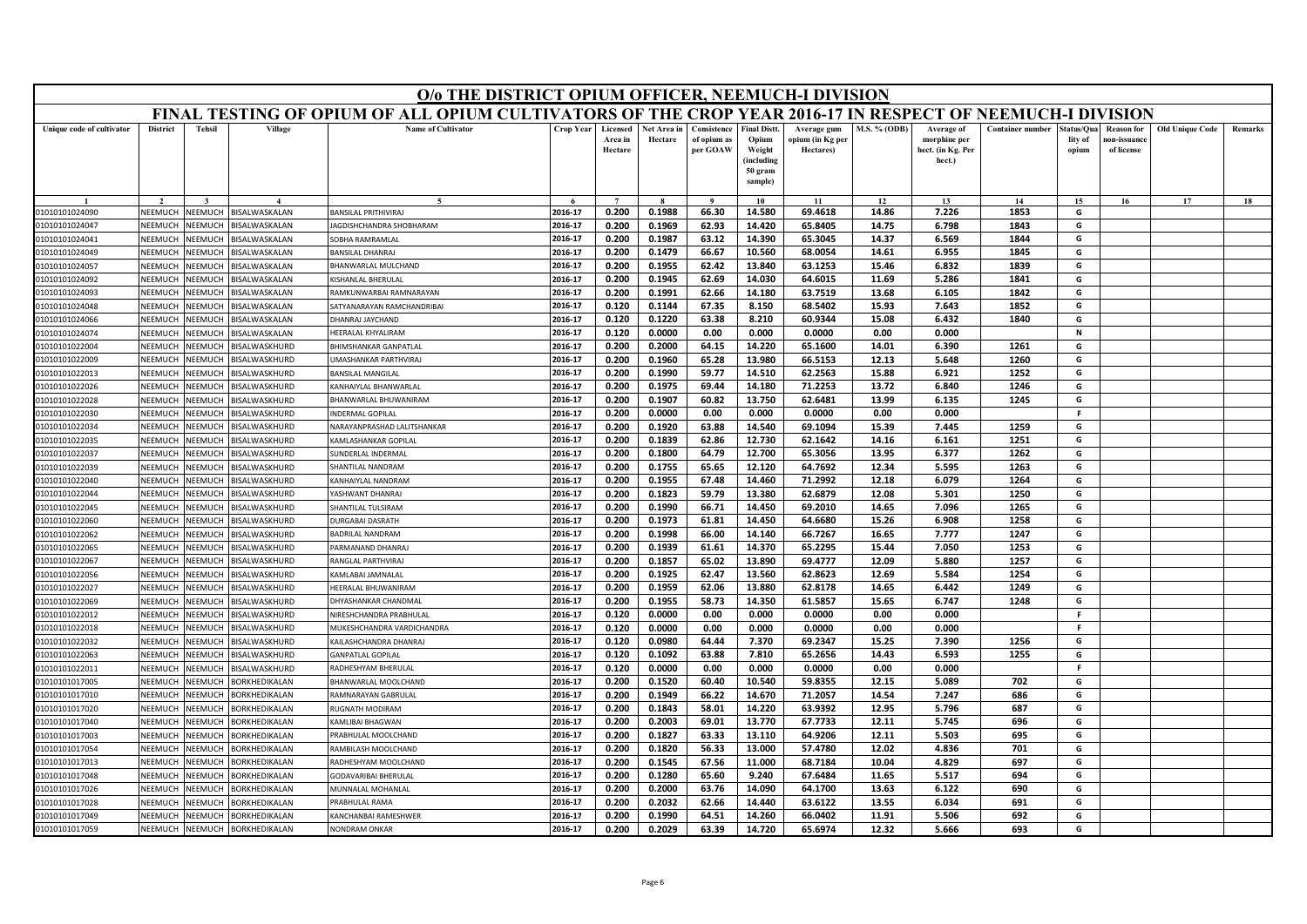# O/o THE DISTRICT OPIUM OFFICER, NEEMUCH-I DIVISION

## FINAL TESTING OF OPIUM OF ALL OPIUM CULTIVATORS OF THE CROP YEAR 2016-17 IN RESPECT OF NEEMUCH-I DIVISION

| Unique code of cultivator | District | Tehsil | Village | Name of Cultivator | Crop Year | Licensed Area in Hectare | Net Area in Hectare | Consistence of opium as per GOAW | Final Distt. Opium Weight (including 50 gram sample) | Average gum opium (in Kg per Hectares) | M.S. % (ODB) | Average of morphine per hect. (in Kg. Per hect.) | Container number | Status/Quality of opium | Reason for non-issuance of license | Old Unique Code | Remarks |
|---|---|---|---|---|---|---|---|---|---|---|---|---|---|---|---|---|---|
| 1 | 2 | 3 | 4 | 5 | 6 | 7 | 8 | 9 | 10 | 11 | 12 | 13 | 14 | 15 | 16 | 17 | 18 |
| 01010101024090 | NEEMUCH | NEEMUCH | BISALWASKALAN | BANSILAL PRITHIVIRAJ | 2016-17 | 0.200 | 0.1988 | 66.30 | 14.580 | 69.4618 | 14.86 | 7.226 | 1853 | G | | | |
| 01010101024047 | NEEMUCH | NEEMUCH | BISALWASKALAN | JAGDISHCHANDRA SHOBHARAM | 2016-17 | 0.200 | 0.1969 | 62.93 | 14.420 | 65.8405 | 14.75 | 6.798 | 1843 | G | | | |
| 01010101024041 | NEEMUCH | NEEMUCH | BISALWASKALAN | SOBHA RAMRAMLAL | 2016-17 | 0.200 | 0.1987 | 63.12 | 14.390 | 65.3045 | 14.37 | 6.569 | 1844 | G | | | |
| 01010101024049 | NEEMUCH | NEEMUCH | BISALWASKALAN | BANSILAL DHANRAJ | 2016-17 | 0.200 | 0.1479 | 66.67 | 10.560 | 68.0054 | 14.61 | 6.955 | 1845 | G | | | |
| 01010101024057 | NEEMUCH | NEEMUCH | BISALWASKALAN | BHANWARLAL MULCHAND | 2016-17 | 0.200 | 0.1955 | 62.42 | 13.840 | 63.1253 | 15.46 | 6.832 | 1839 | G | | | |
| 01010101024092 | NEEMUCH | NEEMUCH | BISALWASKALAN | KISHANLAL BHERULAL | 2016-17 | 0.200 | 0.1945 | 62.69 | 14.030 | 64.6015 | 11.69 | 5.286 | 1841 | G | | | |
| 01010101024093 | NEEMUCH | NEEMUCH | BISALWASKALAN | RAMKUNWARBAI RAMNARAYAN | 2016-17 | 0.200 | 0.1991 | 62.66 | 14.180 | 63.7519 | 13.68 | 6.105 | 1842 | G | | | |
| 01010101024048 | NEEMUCH | NEEMUCH | BISALWASKALAN | SATYANARAYAN RAMCHANDRIBAI | 2016-17 | 0.120 | 0.1144 | 67.35 | 8.150 | 68.5402 | 15.93 | 7.643 | 1852 | G | | | |
| 01010101024066 | NEEMUCH | NEEMUCH | BISALWASKALAN | DHANRAJ JAYCHAND | 2016-17 | 0.120 | 0.1220 | 63.38 | 8.210 | 60.9344 | 15.08 | 6.432 | 1840 | G | | | |
| 01010101024074 | NEEMUCH | NEEMUCH | BISALWASKALAN | HEERALAL KHYALIRAM | 2016-17 | 0.120 | 0.0000 | 0.00 | 0.000 | 0.0000 | 0.00 | 0.000 | | N | | | |
| 01010101022004 | NEEMUCH | NEEMUCH | BISALWASKHURD | BHIMSHANKAR GANPATLAL | 2016-17 | 0.200 | 0.2000 | 64.15 | 14.220 | 65.1600 | 14.01 | 6.390 | 1261 | G | | | |
| 01010101022009 | NEEMUCH | NEEMUCH | BISALWASKHURD | UMASHANKAR PARTHVIRAJ | 2016-17 | 0.200 | 0.1960 | 65.28 | 13.980 | 66.5153 | 12.13 | 5.648 | 1260 | G | | | |
| 01010101022013 | NEEMUCH | NEEMUCH | BISALWASKHURD | BANSILAL MANGILAL | 2016-17 | 0.200 | 0.1990 | 59.77 | 14.510 | 62.2563 | 15.88 | 6.921 | 1252 | G | | | |
| 01010101022026 | NEEMUCH | NEEMUCH | BISALWASKHURD | KANHAIYLAL BHANWARLAL | 2016-17 | 0.200 | 0.1975 | 69.44 | 14.180 | 71.2253 | 13.72 | 6.840 | 1246 | G | | | |
| 01010101022028 | NEEMUCH | NEEMUCH | BISALWASKHURD | BHANWARLAL BHUWANIRAM | 2016-17 | 0.200 | 0.1907 | 60.82 | 13.750 | 62.6481 | 13.99 | 6.135 | 1245 | G | | | |
| 01010101022030 | NEEMUCH | NEEMUCH | BISALWASKHURD | INDERMAL GOPILAL | 2016-17 | 0.200 | 0.0000 | 0.00 | 0.000 | 0.0000 | 0.00 | 0.000 | | F | | | |
| 01010101022034 | NEEMUCH | NEEMUCH | BISALWASKHURD | NARAYANPRASHAD LALITSHANKAR | 2016-17 | 0.200 | 0.1920 | 63.88 | 14.540 | 69.1094 | 15.39 | 7.445 | 1259 | G | | | |
| 01010101022035 | NEEMUCH | NEEMUCH | BISALWASKHURD | KAMLASHANKAR GOPILAL | 2016-17 | 0.200 | 0.1839 | 62.86 | 12.730 | 62.1642 | 14.16 | 6.161 | 1251 | G | | | |
| 01010101022037 | NEEMUCH | NEEMUCH | BISALWASKHURD | SUNDERLAL INDERMAL | 2016-17 | 0.200 | 0.1800 | 64.79 | 12.700 | 65.3056 | 13.95 | 6.377 | 1262 | G | | | |
| 01010101022039 | NEEMUCH | NEEMUCH | BISALWASKHURD | SHANTILAL NANDRAM | 2016-17 | 0.200 | 0.1755 | 65.65 | 12.120 | 64.7692 | 12.34 | 5.595 | 1263 | G | | | |
| 01010101022040 | NEEMUCH | NEEMUCH | BISALWASKHURD | KANHAIYLAL NANDRAM | 2016-17 | 0.200 | 0.1955 | 67.48 | 14.460 | 71.2992 | 12.18 | 6.079 | 1264 | G | | | |
| 01010101022044 | NEEMUCH | NEEMUCH | BISALWASKHURD | YASHWANT DHANRAJ | 2016-17 | 0.200 | 0.1823 | 59.79 | 13.380 | 62.6879 | 12.08 | 5.301 | 1250 | G | | | |
| 01010101022045 | NEEMUCH | NEEMUCH | BISALWASKHURD | SHANTILAL TULSIRAM | 2016-17 | 0.200 | 0.1990 | 66.71 | 14.450 | 69.2010 | 14.65 | 7.096 | 1265 | G | | | |
| 01010101022060 | NEEMUCH | NEEMUCH | BISALWASKHURD | DURGABAI DASRATH | 2016-17 | 0.200 | 0.1973 | 61.81 | 14.450 | 64.6680 | 15.26 | 6.908 | 1258 | G | | | |
| 01010101022062 | NEEMUCH | NEEMUCH | BISALWASKHURD | BADRILAL NANDRAM | 2016-17 | 0.200 | 0.1998 | 66.00 | 14.140 | 66.7267 | 16.65 | 7.777 | 1247 | G | | | |
| 01010101022065 | NEEMUCH | NEEMUCH | BISALWASKHURD | PARMANAND DHANRAJ | 2016-17 | 0.200 | 0.1939 | 61.61 | 14.370 | 65.2295 | 15.44 | 7.050 | 1253 | G | | | |
| 01010101022067 | NEEMUCH | NEEMUCH | BISALWASKHURD | RANGLAL PARTHVIRAJ | 2016-17 | 0.200 | 0.1857 | 65.02 | 13.890 | 69.4777 | 12.09 | 5.880 | 1257 | G | | | |
| 01010101022056 | NEEMUCH | NEEMUCH | BISALWASKHURD | KAMLABAI JAMNALAL | 2016-17 | 0.200 | 0.1925 | 62.47 | 13.560 | 62.8623 | 12.69 | 5.584 | 1254 | G | | | |
| 01010101022027 | NEEMUCH | NEEMUCH | BISALWASKHURD | HEERALAL BHUWANIRAM | 2016-17 | 0.200 | 0.1959 | 62.06 | 13.880 | 62.8178 | 14.65 | 6.442 | 1249 | G | | | |
| 01010101022069 | NEEMUCH | NEEMUCH | BISALWASKHURD | DHYASHANKAR CHANDMAL | 2016-17 | 0.200 | 0.1955 | 58.73 | 14.350 | 61.5857 | 15.65 | 6.747 | 1248 | G | | | |
| 01010101022012 | NEEMUCH | NEEMUCH | BISALWASKHURD | NIRESHCHANDRA PRABHULAL | 2016-17 | 0.120 | 0.0000 | 0.00 | 0.000 | 0.0000 | 0.00 | 0.000 | | F | | | |
| 01010101022018 | NEEMUCH | NEEMUCH | BISALWASKHURD | MUKESHCHANDRA VARDICHANDRA | 2016-17 | 0.120 | 0.0000 | 0.00 | 0.000 | 0.0000 | 0.00 | 0.000 | | F | | | |
| 01010101022032 | NEEMUCH | NEEMUCH | BISALWASKHURD | KAILASHCHANDRA DHANRAJ | 2016-17 | 0.120 | 0.0980 | 64.44 | 7.370 | 69.2347 | 15.25 | 7.390 | 1256 | G | | | |
| 01010101022063 | NEEMUCH | NEEMUCH | BISALWASKHURD | GANPATLAL GOPILAL | 2016-17 | 0.120 | 0.1092 | 63.88 | 7.810 | 65.2656 | 14.43 | 6.593 | 1255 | G | | | |
| 01010101022011 | NEEMUCH | NEEMUCH | BISALWASKHURD | RADHESHYAM BHERULAL | 2016-17 | 0.120 | 0.0000 | 0.00 | 0.000 | 0.0000 | 0.00 | 0.000 | | F | | | |
| 01010101017005 | NEEMUCH | NEEMUCH | BORKHEDIKALAN | BHANWARLAL MOOLCHAND | 2016-17 | 0.200 | 0.1520 | 60.40 | 10.540 | 59.8355 | 12.15 | 5.089 | 702 | G | | | |
| 01010101017010 | NEEMUCH | NEEMUCH | BORKHEDIKALAN | RAMNARAYAN GABRULAL | 2016-17 | 0.200 | 0.1949 | 66.22 | 14.670 | 71.2057 | 14.54 | 7.247 | 686 | G | | | |
| 01010101017020 | NEEMUCH | NEEMUCH | BORKHEDIKALAN | RUGNATH MODIRAM | 2016-17 | 0.200 | 0.1843 | 58.01 | 14.220 | 63.9392 | 12.95 | 5.796 | 687 | G | | | |
| 01010101017040 | NEEMUCH | NEEMUCH | BORKHEDIKALAN | KAMLIBAI BHAGWAN | 2016-17 | 0.200 | 0.2003 | 69.01 | 13.770 | 67.7733 | 12.11 | 5.745 | 696 | G | | | |
| 01010101017003 | NEEMUCH | NEEMUCH | BORKHEDIKALAN | PRABHULAL MOOLCHAND | 2016-17 | 0.200 | 0.1827 | 63.33 | 13.110 | 64.9206 | 12.11 | 5.503 | 695 | G | | | |
| 01010101017054 | NEEMUCH | NEEMUCH | BORKHEDIKALAN | RAMBILASH MOOLCHAND | 2016-17 | 0.200 | 0.1820 | 56.33 | 13.000 | 57.4780 | 12.02 | 4.836 | 701 | G | | | |
| 01010101017013 | NEEMUCH | NEEMUCH | BORKHEDIKALAN | RADHESHYAM MOOLCHAND | 2016-17 | 0.200 | 0.1545 | 67.56 | 11.000 | 68.7184 | 10.04 | 4.829 | 697 | G | | | |
| 01010101017048 | NEEMUCH | NEEMUCH | BORKHEDIKALAN | GODAVARIBAI BHERULAL | 2016-17 | 0.200 | 0.1280 | 65.60 | 9.240 | 67.6484 | 11.65 | 5.517 | 694 | G | | | |
| 01010101017026 | NEEMUCH | NEEMUCH | BORKHEDIKALAN | MUNNALAL MOHANLAL | 2016-17 | 0.200 | 0.2000 | 63.76 | 14.090 | 64.1700 | 13.63 | 6.122 | 690 | G | | | |
| 01010101017028 | NEEMUCH | NEEMUCH | BORKHEDIKALAN | PRABHULAL RAMA | 2016-17 | 0.200 | 0.2032 | 62.66 | 14.440 | 63.6122 | 13.55 | 6.034 | 691 | G | | | |
| 01010101017049 | NEEMUCH | NEEMUCH | BORKHEDIKALAN | KANCHANBAI RAMESHWER | 2016-17 | 0.200 | 0.1990 | 64.51 | 14.260 | 66.0402 | 11.91 | 5.506 | 692 | G | | | |
| 01010101017059 | NEEMUCH | NEEMUCH | BORKHEDIKALAN | NONDRAM ONKAR | 2016-17 | 0.200 | 0.2029 | 63.39 | 14.720 | 65.6974 | 12.32 | 5.666 | 693 | G | | | |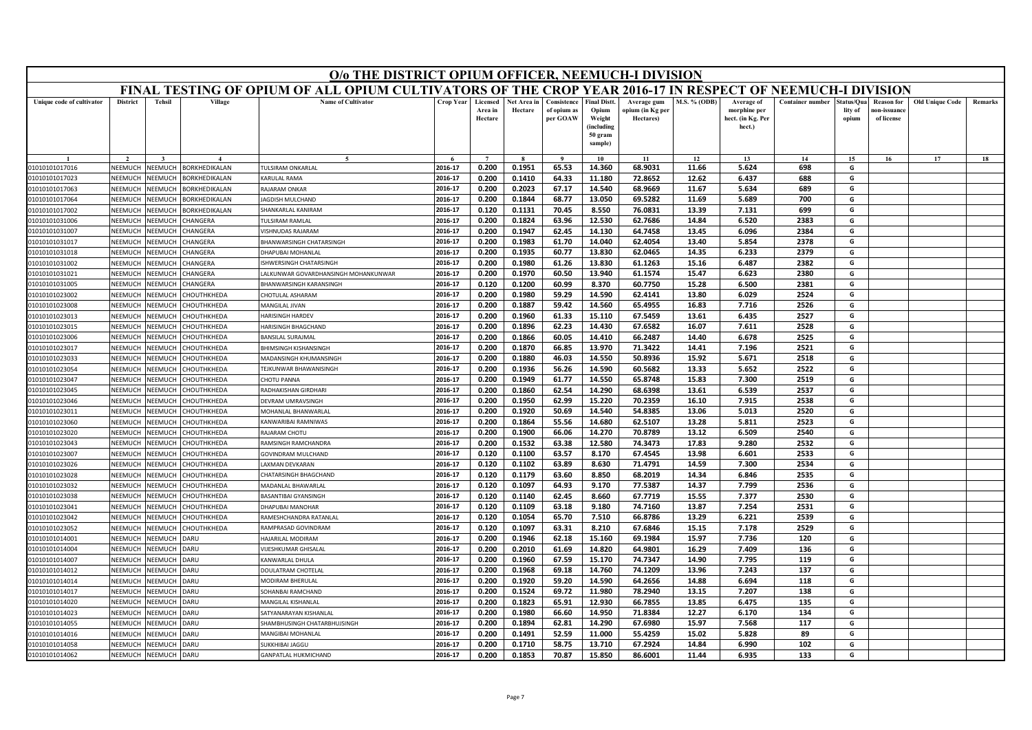# O/o THE DISTRICT OPIUM OFFICER, NEEMUCH-I DIVISION

## FINAL TESTING OF OPIUM OF ALL OPIUM CULTIVATORS OF THE CROP YEAR 2016-17 IN RESPECT OF NEEMUCH-I DIVISION

| Unique code of cultivator | District | Tehsil | Village | Name of Cultivator | Crop Year | Licensed Area in Hectare | Net Area in Hectare | Consistence of opium as per GOAW | Final Distt. Opium Weight (including 50 gram sample) | Average gum opium (in Kg per Hectares) | M.S. % (ODB) | Average of morphine per hect. (in Kg. Per hect.) | Container number | Status/Quality of opium | Reason for non-issuance of license | Old Unique Code | Remarks |
|---|---|---|---|---|---|---|---|---|---|---|---|---|---|---|---|---|---|
| 1 | 2 | 3 | 4 | 5 | 6 | 7 | 8 | 9 | 10 | 11 | 12 | 13 | 14 | 15 | 16 | 17 | 18 |
| 01010101017016 | NEEMUCH | NEEMUCH | BORKHEDIKALAN | TULSIRAM ONKARLAL | 2016-17 | 0.200 | 0.1951 | 65.53 | 14.360 | 68.9031 | 11.66 | 5.624 | 698 | G | | | |
| 01010101017023 | NEEMUCH | NEEMUCH | BORKHEDIKALAN | KARULAL RAMA | 2016-17 | 0.200 | 0.1410 | 64.33 | 11.180 | 72.8652 | 12.62 | 6.437 | 688 | G | | | |
| 01010101017063 | NEEMUCH | NEEMUCH | BORKHEDIKALAN | RAJARAM ONKAR | 2016-17 | 0.200 | 0.2023 | 67.17 | 14.540 | 68.9669 | 11.67 | 5.634 | 689 | G | | | |
| 01010101017064 | NEEMUCH | NEEMUCH | BORKHEDIKALAN | JAGDISH MULCHAND | 2016-17 | 0.200 | 0.1844 | 68.77 | 13.050 | 69.5282 | 11.69 | 5.689 | 700 | G | | | |
| 01010101017002 | NEEMUCH | NEEMUCH | BORKHEDIKALAN | SHANKARLAL KANIRAM | 2016-17 | 0.120 | 0.1131 | 70.45 | 8.550 | 76.0831 | 13.39 | 7.131 | 699 | G | | | |
| 01010101031006 | NEEMUCH | NEEMUCH | CHANGERA | TULSIRAM RAMLAL | 2016-17 | 0.200 | 0.1824 | 63.96 | 12.530 | 62.7686 | 14.84 | 6.520 | 2383 | G | | | |
| 01010101031007 | NEEMUCH | NEEMUCH | CHANGERA | VISHNUDAS RAJARAM | 2016-17 | 0.200 | 0.1947 | 62.45 | 14.130 | 64.7458 | 13.45 | 6.096 | 2384 | G | | | |
| 01010101031017 | NEEMUCH | NEEMUCH | CHANGERA | BHANWARSINGH CHATARSINGH | 2016-17 | 0.200 | 0.1983 | 61.70 | 14.040 | 62.4054 | 13.40 | 5.854 | 2378 | G | | | |
| 01010101031018 | NEEMUCH | NEEMUCH | CHANGERA | DHAPUBAI MOHANLAL | 2016-17 | 0.200 | 0.1935 | 60.77 | 13.830 | 62.0465 | 14.35 | 6.233 | 2379 | G | | | |
| 01010101031002 | NEEMUCH | NEEMUCH | CHANGERA | ISHWERSINGH CHATARSINGH | 2016-17 | 0.200 | 0.1980 | 61.26 | 13.830 | 61.1263 | 15.16 | 6.487 | 2382 | G | | | |
| 01010101031021 | NEEMUCH | NEEMUCH | CHANGERA | LALKUNWAR GOVARDHANSINGH MOHANKUNWAR | 2016-17 | 0.200 | 0.1970 | 60.50 | 13.940 | 61.1574 | 15.47 | 6.623 | 2380 | G | | | |
| 01010101031005 | NEEMUCH | NEEMUCH | CHANGERA | BHANWARSINGH KARANSINGH | 2016-17 | 0.120 | 0.1200 | 60.99 | 8.370 | 60.7750 | 15.28 | 6.500 | 2381 | G | | | |
| 01010101023002 | NEEMUCH | NEEMUCH | CHOUTHKHEDA | CHOTULAL ASHARAM | 2016-17 | 0.200 | 0.1980 | 59.29 | 14.590 | 62.4141 | 13.80 | 6.029 | 2524 | G | | | |
| 01010101023008 | NEEMUCH | NEEMUCH | CHOUTHKHEDA | MANGILAL JIVAN | 2016-17 | 0.200 | 0.1887 | 59.42 | 14.560 | 65.4955 | 16.83 | 7.716 | 2526 | G | | | |
| 01010101023013 | NEEMUCH | NEEMUCH | CHOUTHKHEDA | HARISINGH HARDEV | 2016-17 | 0.200 | 0.1960 | 61.33 | 15.110 | 67.5459 | 13.61 | 6.435 | 2527 | G | | | |
| 01010101023015 | NEEMUCH | NEEMUCH | CHOUTHKHEDA | HARISINGH BHAGCHAND | 2016-17 | 0.200 | 0.1896 | 62.23 | 14.430 | 67.6582 | 16.07 | 7.611 | 2528 | G | | | |
| 01010101023006 | NEEMUCH | NEEMUCH | CHOUTHKHEDA | BANSILAL SURAJMAL | 2016-17 | 0.200 | 0.1866 | 60.05 | 14.410 | 66.2487 | 14.40 | 6.678 | 2525 | G | | | |
| 01010101023017 | NEEMUCH | NEEMUCH | CHOUTHKHEDA | BHIMSINGH KISHANSINGH | 2016-17 | 0.200 | 0.1870 | 66.85 | 13.970 | 71.3422 | 14.41 | 7.196 | 2521 | G | | | |
| 01010101023033 | NEEMUCH | NEEMUCH | CHOUTHKHEDA | MADANSINGH KHUMANSINGH | 2016-17 | 0.200 | 0.1880 | 46.03 | 14.550 | 50.8936 | 15.92 | 5.671 | 2518 | G | | | |
| 01010101023054 | NEEMUCH | NEEMUCH | CHOUTHKHEDA | TEJKUNWAR BHAWANISINGH | 2016-17 | 0.200 | 0.1936 | 56.26 | 14.590 | 60.5682 | 13.33 | 5.652 | 2522 | G | | | |
| 01010101023047 | NEEMUCH | NEEMUCH | CHOUTHKHEDA | CHOTU PANNA | 2016-17 | 0.200 | 0.1949 | 61.77 | 14.550 | 65.8748 | 15.83 | 7.300 | 2519 | G | | | |
| 01010101023045 | NEEMUCH | NEEMUCH | CHOUTHKHEDA | RADHAKISHAN GIRDHARI | 2016-17 | 0.200 | 0.1860 | 62.54 | 14.290 | 68.6398 | 13.61 | 6.539 | 2537 | G | | | |
| 01010101023046 | NEEMUCH | NEEMUCH | CHOUTHKHEDA | DEVRAM UMRAVSINGH | 2016-17 | 0.200 | 0.1950 | 62.99 | 15.220 | 70.2359 | 16.10 | 7.915 | 2538 | G | | | |
| 01010101023011 | NEEMUCH | NEEMUCH | CHOUTHKHEDA | MOHANLAL BHANWARLAL | 2016-17 | 0.200 | 0.1920 | 50.69 | 14.540 | 54.8385 | 13.06 | 5.013 | 2520 | G | | | |
| 01010101023060 | NEEMUCH | NEEMUCH | CHOUTHKHEDA | KANWARIBAI RAMNIWAS | 2016-17 | 0.200 | 0.1864 | 55.56 | 14.680 | 62.5107 | 13.28 | 5.811 | 2523 | G | | | |
| 01010101023020 | NEEMUCH | NEEMUCH | CHOUTHKHEDA | RAJARAM CHOTU | 2016-17 | 0.200 | 0.1900 | 66.06 | 14.270 | 70.8789 | 13.12 | 6.509 | 2540 | G | | | |
| 01010101023043 | NEEMUCH | NEEMUCH | CHOUTHKHEDA | RAMSINGH RAMCHANDRA | 2016-17 | 0.200 | 0.1532 | 63.38 | 12.580 | 74.3473 | 17.83 | 9.280 | 2532 | G | | | |
| 01010101023007 | NEEMUCH | NEEMUCH | CHOUTHKHEDA | GOVINDRAM MULCHAND | 2016-17 | 0.120 | 0.1100 | 63.57 | 8.170 | 67.4545 | 13.98 | 6.601 | 2533 | G | | | |
| 01010101023026 | NEEMUCH | NEEMUCH | CHOUTHKHEDA | LAXMAN DEVKARAN | 2016-17 | 0.120 | 0.1102 | 63.89 | 8.630 | 71.4791 | 14.59 | 7.300 | 2534 | G | | | |
| 01010101023028 | NEEMUCH | NEEMUCH | CHOUTHKHEDA | CHATARSINGH BHAGCHAND | 2016-17 | 0.120 | 0.1179 | 63.60 | 8.850 | 68.2019 | 14.34 | 6.846 | 2535 | G | | | |
| 01010101023032 | NEEMUCH | NEEMUCH | CHOUTHKHEDA | MADANLAL BHAWARLAL | 2016-17 | 0.120 | 0.1097 | 64.93 | 9.170 | 77.5387 | 14.37 | 7.799 | 2536 | G | | | |
| 01010101023038 | NEEMUCH | NEEMUCH | CHOUTHKHEDA | BASANTIBAI GYANSINGH | 2016-17 | 0.120 | 0.1140 | 62.45 | 8.660 | 67.7719 | 15.55 | 7.377 | 2530 | G | | | |
| 01010101023041 | NEEMUCH | NEEMUCH | CHOUTHKHEDA | DHAPUBAI MANOHAR | 2016-17 | 0.120 | 0.1109 | 63.18 | 9.180 | 74.7160 | 13.87 | 7.254 | 2531 | G | | | |
| 01010101023042 | NEEMUCH | NEEMUCH | CHOUTHKHEDA | RAMESHCHANDRA RATANLAL | 2016-17 | 0.120 | 0.1054 | 65.70 | 7.510 | 66.8786 | 13.29 | 6.221 | 2539 | G | | | |
| 01010101023052 | NEEMUCH | NEEMUCH | CHOUTHKHEDA | RAMPRASAD GOVINDRAM | 2016-17 | 0.120 | 0.1097 | 63.31 | 8.210 | 67.6846 | 15.15 | 7.178 | 2529 | G | | | |
| 01010101014001 | NEEMUCH | NEEMUCH | DARU | HAJARILAL MODIRAM | 2016-17 | 0.200 | 0.1946 | 62.18 | 15.160 | 69.1984 | 15.97 | 7.736 | 120 | G | | | |
| 01010101014004 | NEEMUCH | NEEMUCH | DARU | VIJESHKUMAR GHISALAL | 2016-17 | 0.200 | 0.2010 | 61.69 | 14.820 | 64.9801 | 16.29 | 7.409 | 136 | G | | | |
| 01010101014007 | NEEMUCH | NEEMUCH | DARU | KANWARLAL DHULA | 2016-17 | 0.200 | 0.1960 | 67.59 | 15.170 | 74.7347 | 14.90 | 7.795 | 119 | G | | | |
| 01010101014012 | NEEMUCH | NEEMUCH | DARU | DOULATRAM CHOTELAL | 2016-17 | 0.200 | 0.1968 | 69.18 | 14.760 | 74.1209 | 13.96 | 7.243 | 137 | G | | | |
| 01010101014014 | NEEMUCH | NEEMUCH | DARU | MODIRAM BHERULAL | 2016-17 | 0.200 | 0.1920 | 59.20 | 14.590 | 64.2656 | 14.88 | 6.694 | 118 | G | | | |
| 01010101014017 | NEEMUCH | NEEMUCH | DARU | SOHANBAI RAMCHAND | 2016-17 | 0.200 | 0.1524 | 69.72 | 11.980 | 78.2940 | 13.15 | 7.207 | 138 | G | | | |
| 01010101014020 | NEEMUCH | NEEMUCH | DARU | MANGILAL KISHANLAL | 2016-17 | 0.200 | 0.1823 | 65.91 | 12.930 | 66.7855 | 13.85 | 6.475 | 135 | G | | | |
| 01010101014023 | NEEMUCH | NEEMUCH | DARU | SATYANARAYAN KISHANLAL | 2016-17 | 0.200 | 0.1980 | 66.60 | 14.950 | 71.8384 | 12.27 | 6.170 | 134 | G | | | |
| 01010101014055 | NEEMUCH | NEEMUCH | DARU | SHAMBHUSINGH CHATARBHUJSINGH | 2016-17 | 0.200 | 0.1894 | 62.81 | 14.290 | 67.6980 | 15.97 | 7.568 | 117 | G | | | |
| 01010101014016 | NEEMUCH | NEEMUCH | DARU | MANGIBAI MOHANLAL | 2016-17 | 0.200 | 0.1491 | 52.59 | 11.000 | 55.4259 | 15.02 | 5.828 | 89 | G | | | |
| 01010101014058 | NEEMUCH | NEEMUCH | DARU | SUKKHIBAI JAGGU | 2016-17 | 0.200 | 0.1710 | 58.75 | 13.710 | 67.2924 | 14.84 | 6.990 | 102 | G | | | |
| 01010101014062 | NEEMUCH | NEEMUCH | DARU | GANPATLAL HUKMICHAND | 2016-17 | 0.200 | 0.1853 | 70.87 | 15.850 | 86.6001 | 11.44 | 6.935 | 133 | G | | | |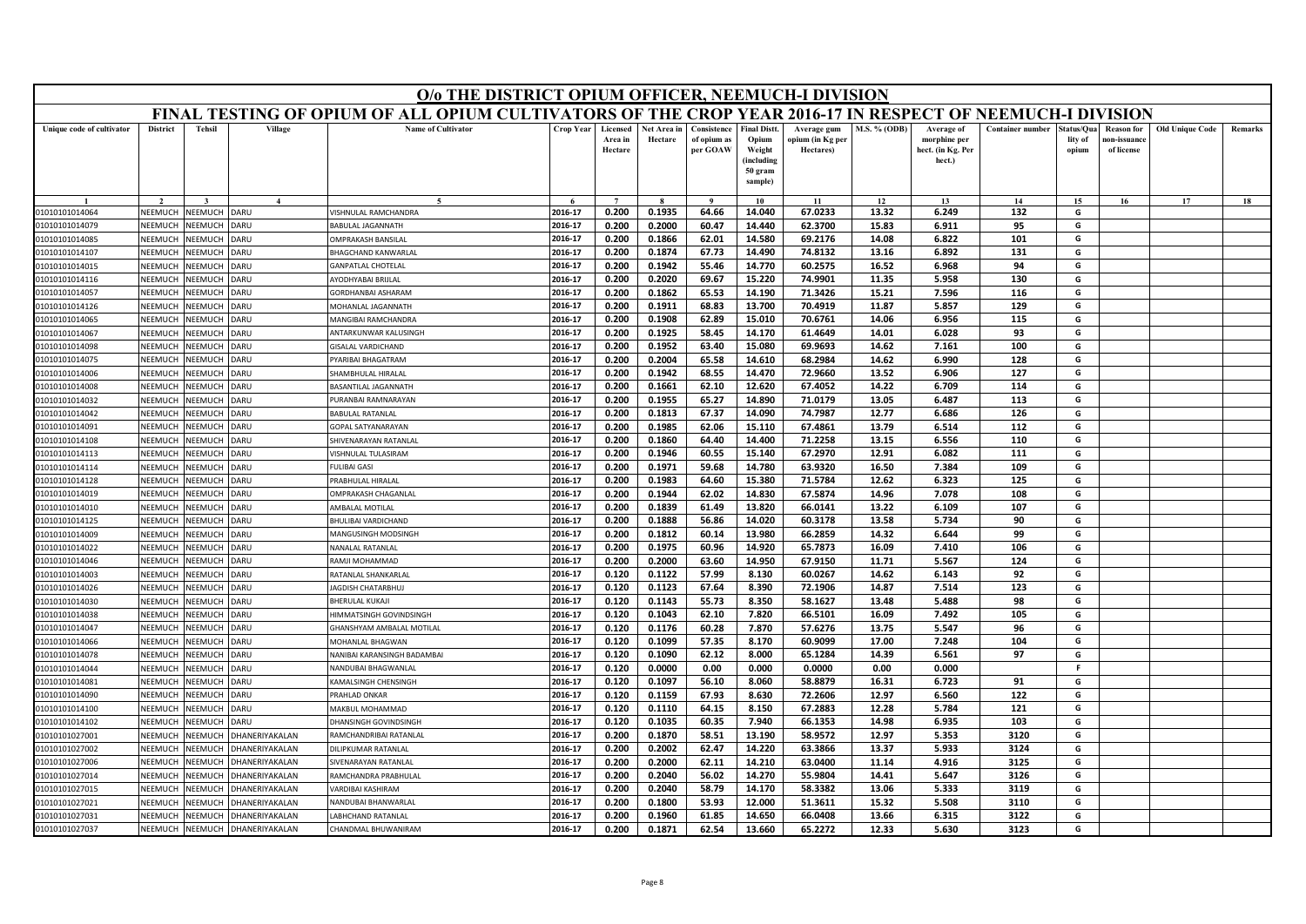# O/o THE DISTRICT OPIUM OFFICER, NEEMUCH-I DIVISION

## FINAL TESTING OF OPIUM OF ALL OPIUM CULTIVATORS OF THE CROP YEAR 2016-17 IN RESPECT OF NEEMUCH-I DIVISION

| Unique code of cultivator | District | Tehsil | Village | Name of Cultivator | Crop Year | Licensed Area in Hectare | Net Area in Hectare | Consistence of opium as per GOAW | Final Distt. Opium Weight (including 50 gram sample) | Average gum opium (in Kg per Hectares) | M.S. % (ODB) | Average of morphine per hect. (in Kg. Per hect.) | Container number | Status/Quality of opium | Reason for non-issuance of license | Old Unique Code | Remarks |
|---|---|---|---|---|---|---|---|---|---|---|---|---|---|---|---|---|---|
| 1 | 2 | 3 | 4 | 5 | 6 | 7 | 8 | 9 | 10 | 11 | 12 | 13 | 14 | 15 | 16 | 17 | 18 |
| 01010101014064 | NEEMUCH | NEEMUCH | DARU | VISHNULAL RAMCHANDRA | 2016-17 | 0.200 | 0.1935 | 64.66 | 14.040 | 67.0233 | 13.32 | 6.249 | 132 | G | | | |
| 01010101014079 | NEEMUCH | NEEMUCH | DARU | BABULAL JAGANNATH | 2016-17 | 0.200 | 0.2000 | 60.47 | 14.440 | 62.3700 | 15.83 | 6.911 | 95 | G | | | |
| 01010101014085 | NEEMUCH | NEEMUCH | DARU | OMPRAKASH BANSILAL | 2016-17 | 0.200 | 0.1866 | 62.01 | 14.580 | 69.2176 | 14.08 | 6.822 | 101 | G | | | |
| 01010101014107 | NEEMUCH | NEEMUCH | DARU | BHAGCHAND KANWARLAL | 2016-17 | 0.200 | 0.1874 | 67.73 | 14.490 | 74.8132 | 13.16 | 6.892 | 131 | G | | | |
| 01010101014015 | NEEMUCH | NEEMUCH | DARU | GANPATLAL CHOTELAL | 2016-17 | 0.200 | 0.1942 | 55.46 | 14.770 | 60.2575 | 16.52 | 6.968 | 94 | G | | | |
| 01010101014116 | NEEMUCH | NEEMUCH | DARU | AYODHYABAI BRIJLAL | 2016-17 | 0.200 | 0.2020 | 69.67 | 15.220 | 74.9901 | 11.35 | 5.958 | 130 | G | | | |
| 01010101014057 | NEEMUCH | NEEMUCH | DARU | GORDHANBAI ASHARAM | 2016-17 | 0.200 | 0.1862 | 65.53 | 14.190 | 71.3426 | 15.21 | 7.596 | 116 | G | | | |
| 01010101014126 | NEEMUCH | NEEMUCH | DARU | MOHANLAL JAGANNATH | 2016-17 | 0.200 | 0.1911 | 68.83 | 13.700 | 70.4919 | 11.87 | 5.857 | 129 | G | | | |
| 01010101014065 | NEEMUCH | NEEMUCH | DARU | MANGIBAI RAMCHANDRA | 2016-17 | 0.200 | 0.1908 | 62.89 | 15.010 | 70.6761 | 14.06 | 6.956 | 115 | G | | | |
| 01010101014067 | NEEMUCH | NEEMUCH | DARU | ANTARKUNWAR KALUSINGH | 2016-17 | 0.200 | 0.1925 | 58.45 | 14.170 | 61.4649 | 14.01 | 6.028 | 93 | G | | | |
| 01010101014098 | NEEMUCH | NEEMUCH | DARU | GISALAL VARDICHAND | 2016-17 | 0.200 | 0.1952 | 63.40 | 15.080 | 69.9693 | 14.62 | 7.161 | 100 | G | | | |
| 01010101014075 | NEEMUCH | NEEMUCH | DARU | PYARIBAI BHAGATRAM | 2016-17 | 0.200 | 0.2004 | 65.58 | 14.610 | 68.2984 | 14.62 | 6.990 | 128 | G | | | |
| 01010101014006 | NEEMUCH | NEEMUCH | DARU | SHAMBHULAL HIRALAL | 2016-17 | 0.200 | 0.1942 | 68.55 | 14.470 | 72.9660 | 13.52 | 6.906 | 127 | G | | | |
| 01010101014008 | NEEMUCH | NEEMUCH | DARU | BASANTILAL JAGANNATH | 2016-17 | 0.200 | 0.1661 | 62.10 | 12.620 | 67.4052 | 14.22 | 6.709 | 114 | G | | | |
| 01010101014032 | NEEMUCH | NEEMUCH | DARU | PURANBAI RAMNARAYAN | 2016-17 | 0.200 | 0.1955 | 65.27 | 14.890 | 71.0179 | 13.05 | 6.487 | 113 | G | | | |
| 01010101014042 | NEEMUCH | NEEMUCH | DARU | BABULAL RATANLAL | 2016-17 | 0.200 | 0.1813 | 67.37 | 14.090 | 74.7987 | 12.77 | 6.686 | 126 | G | | | |
| 01010101014091 | NEEMUCH | NEEMUCH | DARU | GOPAL SATYANARAYAN | 2016-17 | 0.200 | 0.1985 | 62.06 | 15.110 | 67.4861 | 13.79 | 6.514 | 112 | G | | | |
| 01010101014108 | NEEMUCH | NEEMUCH | DARU | SHIVENARAYAN RATANLAL | 2016-17 | 0.200 | 0.1860 | 64.40 | 14.400 | 71.2258 | 13.15 | 6.556 | 110 | G | | | |
| 01010101014113 | NEEMUCH | NEEMUCH | DARU | VISHNULAL TULASIRAM | 2016-17 | 0.200 | 0.1946 | 60.55 | 15.140 | 67.2970 | 12.91 | 6.082 | 111 | G | | | |
| 01010101014114 | NEEMUCH | NEEMUCH | DARU | FULIBAI GASI | 2016-17 | 0.200 | 0.1971 | 59.68 | 14.780 | 63.9320 | 16.50 | 7.384 | 109 | G | | | |
| 01010101014128 | NEEMUCH | NEEMUCH | DARU | PRABHULAL HIRALAL | 2016-17 | 0.200 | 0.1983 | 64.60 | 15.380 | 71.5784 | 12.62 | 6.323 | 125 | G | | | |
| 01010101014019 | NEEMUCH | NEEMUCH | DARU | OMPRAKASH CHAGANLAL | 2016-17 | 0.200 | 0.1944 | 62.02 | 14.830 | 67.5874 | 14.96 | 7.078 | 108 | G | | | |
| 01010101014010 | NEEMUCH | NEEMUCH | DARU | AMBALAL MOTILAL | 2016-17 | 0.200 | 0.1839 | 61.49 | 13.820 | 66.0141 | 13.22 | 6.109 | 107 | G | | | |
| 01010101014125 | NEEMUCH | NEEMUCH | DARU | BHULIBAI VARDICHAND | 2016-17 | 0.200 | 0.1888 | 56.86 | 14.020 | 60.3178 | 13.58 | 5.734 | 90 | G | | | |
| 01010101014009 | NEEMUCH | NEEMUCH | DARU | MANGUSINGH MODSINGH | 2016-17 | 0.200 | 0.1812 | 60.14 | 13.980 | 66.2859 | 14.32 | 6.644 | 99 | G | | | |
| 01010101014022 | NEEMUCH | NEEMUCH | DARU | NANALAL RATANLAL | 2016-17 | 0.200 | 0.1975 | 60.96 | 14.920 | 65.7873 | 16.09 | 7.410 | 106 | G | | | |
| 01010101014046 | NEEMUCH | NEEMUCH | DARU | RAMJI MOHAMMAD | 2016-17 | 0.200 | 0.2000 | 63.60 | 14.950 | 67.9150 | 11.71 | 5.567 | 124 | G | | | |
| 01010101014003 | NEEMUCH | NEEMUCH | DARU | RATANLAL SHANKARLAL | 2016-17 | 0.120 | 0.1122 | 57.99 | 8.130 | 60.0267 | 14.62 | 6.143 | 92 | G | | | |
| 01010101014026 | NEEMUCH | NEEMUCH | DARU | JAGDISH CHATARBHUJ | 2016-17 | 0.120 | 0.1123 | 67.64 | 8.390 | 72.1906 | 14.87 | 7.514 | 123 | G | | | |
| 01010101014030 | NEEMUCH | NEEMUCH | DARU | BHERULAL KUKAJI | 2016-17 | 0.120 | 0.1143 | 55.73 | 8.350 | 58.1627 | 13.48 | 5.488 | 98 | G | | | |
| 01010101014038 | NEEMUCH | NEEMUCH | DARU | HIMMATSINGH GOVINDSINGH | 2016-17 | 0.120 | 0.1043 | 62.10 | 7.820 | 66.5101 | 16.09 | 7.492 | 105 | G | | | |
| 01010101014047 | NEEMUCH | NEEMUCH | DARU | GHANSHYAM AMBALAL MOTILAL | 2016-17 | 0.120 | 0.1176 | 60.28 | 7.870 | 57.6276 | 13.75 | 5.547 | 96 | G | | | |
| 01010101014066 | NEEMUCH | NEEMUCH | DARU | MOHANLAL BHAGWAN | 2016-17 | 0.120 | 0.1099 | 57.35 | 8.170 | 60.9099 | 17.00 | 7.248 | 104 | G | | | |
| 01010101014078 | NEEMUCH | NEEMUCH | DARU | NANIBAI KARANSINGH BADAMBAI | 2016-17 | 0.120 | 0.1090 | 62.12 | 8.000 | 65.1284 | 14.39 | 6.561 | 97 | G | | | |
| 01010101014044 | NEEMUCH | NEEMUCH | DARU | NANDUBAI BHAGWANLAL | 2016-17 | 0.120 | 0.0000 | 0.00 | 0.000 | 0.0000 | 0.00 | 0.000 | | F | | | |
| 01010101014081 | NEEMUCH | NEEMUCH | DARU | KAMALSINGH CHENSINGH | 2016-17 | 0.120 | 0.1097 | 56.10 | 8.060 | 58.8879 | 16.31 | 6.723 | 91 | G | | | |
| 01010101014090 | NEEMUCH | NEEMUCH | DARU | PRAHLAD ONKAR | 2016-17 | 0.120 | 0.1159 | 67.93 | 8.630 | 72.2606 | 12.97 | 6.560 | 122 | G | | | |
| 01010101014100 | NEEMUCH | NEEMUCH | DARU | MAKBUL MOHAMMAD | 2016-17 | 0.120 | 0.1110 | 64.15 | 8.150 | 67.2883 | 12.28 | 5.784 | 121 | G | | | |
| 01010101014102 | NEEMUCH | NEEMUCH | DARU | DHANSINGH GOVINDSINGH | 2016-17 | 0.120 | 0.1035 | 60.35 | 7.940 | 66.1353 | 14.98 | 6.935 | 103 | G | | | |
| 01010101027001 | NEEMUCH | NEEMUCH | DHANERIYAKALAN | RAMCHANDRIBAI RATANLAL | 2016-17 | 0.200 | 0.1870 | 58.51 | 13.190 | 58.9572 | 12.97 | 5.353 | 3120 | G | | | |
| 01010101027002 | NEEMUCH | NEEMUCH | DHANERIYAKALAN | DILIPKUMAR RATANLAL | 2016-17 | 0.200 | 0.2002 | 62.47 | 14.220 | 63.3866 | 13.37 | 5.933 | 3124 | G | | | |
| 01010101027006 | NEEMUCH | NEEMUCH | DHANERIYAKALAN | SIVENARAYAN RATANLAL | 2016-17 | 0.200 | 0.2000 | 62.11 | 14.210 | 63.0400 | 11.14 | 4.916 | 3125 | G | | | |
| 01010101027014 | NEEMUCH | NEEMUCH | DHANERIYAKALAN | RAMCHANDRA PRABHULAL | 2016-17 | 0.200 | 0.2040 | 56.02 | 14.270 | 55.9804 | 14.41 | 5.647 | 3126 | G | | | |
| 01010101027015 | NEEMUCH | NEEMUCH | DHANERIYAKALAN | VARDIBAI KASHIRAM | 2016-17 | 0.200 | 0.2040 | 58.79 | 14.170 | 58.3382 | 13.06 | 5.333 | 3119 | G | | | |
| 01010101027021 | NEEMUCH | NEEMUCH | DHANERIYAKALAN | NANDUBAI BHANWARLAL | 2016-17 | 0.200 | 0.1800 | 53.93 | 12.000 | 51.3611 | 15.32 | 5.508 | 3110 | G | | | |
| 01010101027031 | NEEMUCH | NEEMUCH | DHANERIYAKALAN | LABHCHAND RATANLAL | 2016-17 | 0.200 | 0.1960 | 61.85 | 14.650 | 66.0408 | 13.66 | 6.315 | 3122 | G | | | |
| 01010101027037 | NEEMUCH | NEEMUCH | DHANERIYAKALAN | CHANDMAL BHUWANIRAM | 2016-17 | 0.200 | 0.1871 | 62.54 | 13.660 | 65.2272 | 12.33 | 5.630 | 3123 | G | | | |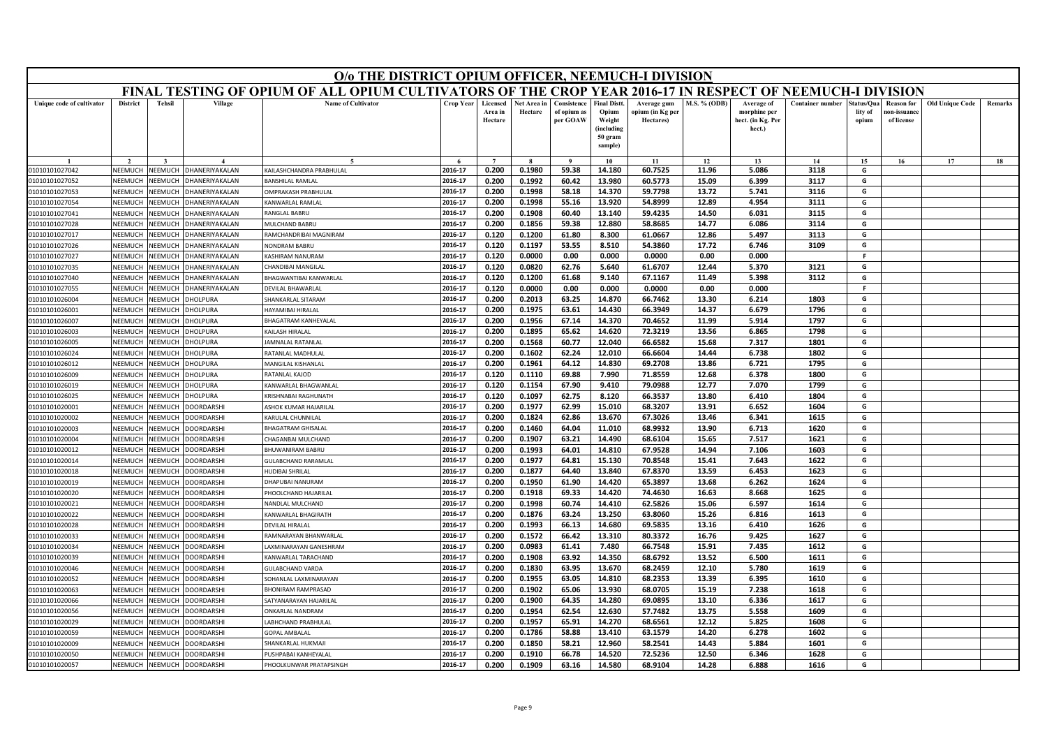# O/o THE DISTRICT OPIUM OFFICER, NEEMUCH-I DIVISION

## FINAL TESTING OF OPIUM OF ALL OPIUM CULTIVATORS OF THE CROP YEAR 2016-17 IN RESPECT OF NEEMUCH-I DIVISION

| Unique code of cultivator | District | Tehsil | Village | Name of Cultivator | Crop Year | Licensed Area in Hectare | Net Area in Hectare | Consistence of opium as per GOAW | Final Distt. Opium Weight (including 50 gram sample) | Average gum opium (in Kg per Hectares) | M.S. % (ODB) | Average of morphine per hect. (in Kg. Per hect.) | Container number | Status/Quality of opium | Reason for non-issuance of licence | Old Unique Code | Remarks |
|---|---|---|---|---|---|---|---|---|---|---|---|---|---|---|---|---|---|
| 1 | 2 | 3 | 4 | 5 | 6 | 7 | 8 | 9 | 10 | 11 | 12 | 13 | 14 | 15 | 16 | 17 | 18 |
| 01010101027042 | NEEMUCH | NEEMUCH | DHANERIYAKALAN | KAILASHCHANDRA PRABHULAL | 2016-17 | 0.200 | 0.1980 | 59.38 | 14.180 | 60.7525 | 11.96 | 5.086 | 3118 | G | | | |
| 01010101027052 | NEEMUCH | NEEMUCH | DHANERIYAKALAN | BANSHILAL RAMLAL | 2016-17 | 0.200 | 0.1992 | 60.42 | 13.980 | 60.5773 | 15.09 | 6.399 | 3117 | G | | | |
| 01010101027053 | NEEMUCH | NEEMUCH | DHANERIYAKALAN | OMPRAKASH PRABHULAL | 2016-17 | 0.200 | 0.1998 | 58.18 | 14.370 | 59.7798 | 13.72 | 5.741 | 3116 | G | | | |
| 01010101027054 | NEEMUCH | NEEMUCH | DHANERIYAKALAN | KANWARLAL RAMLAL | 2016-17 | 0.200 | 0.1998 | 55.16 | 13.920 | 54.8999 | 12.89 | 4.954 | 3111 | G | | | |
| 01010101027041 | NEEMUCH | NEEMUCH | DHANERIYAKALAN | RANGLAL BABRU | 2016-17 | 0.200 | 0.1908 | 60.40 | 13.140 | 59.4235 | 14.50 | 6.031 | 3115 | G | | | |
| 01010101027028 | NEEMUCH | NEEMUCH | DHANERIYAKALAN | MULCHAND BABRU | 2016-17 | 0.200 | 0.1856 | 59.38 | 12.880 | 58.8685 | 14.77 | 6.086 | 3114 | G | | | |
| 01010101027017 | NEEMUCH | NEEMUCH | DHANERIYAKALAN | RAMCHANDRIBAI MAGNIRAM | 2016-17 | 0.120 | 0.1200 | 61.80 | 8.300 | 61.0667 | 12.86 | 5.497 | 3113 | G | | | |
| 01010101027026 | NEEMUCH | NEEMUCH | DHANERIYAKALAN | NONDRAM BABRU | 2016-17 | 0.120 | 0.1197 | 53.55 | 8.510 | 54.3860 | 17.72 | 6.746 | 3109 | G | | | |
| 01010101027027 | NEEMUCH | NEEMUCH | DHANERIYAKALAN | KASHIRAM NANURAM | 2016-17 | 0.120 | 0.0000 | 0.00 | 0.000 | 0.0000 | 0.00 | 0.000 | | F | | | |
| 01010101027035 | NEEMUCH | NEEMUCH | DHANERIYAKALAN | CHANDIBAI MANGILAL | 2016-17 | 0.120 | 0.0820 | 62.76 | 5.640 | 61.6707 | 12.44 | 5.370 | 3121 | G | | | |
| 01010101027040 | NEEMUCH | NEEMUCH | DHANERIYAKALAN | BHAGWANTIBAI KANWARLAL | 2016-17 | 0.120 | 0.1200 | 61.68 | 9.140 | 67.1167 | 11.49 | 5.398 | 3112 | G | | | |
| 01010101027055 | NEEMUCH | NEEMUCH | DHANERIYAKALAN | DEVILAL BHAWARLAL | 2016-17 | 0.120 | 0.0000 | 0.00 | 0.000 | 0.0000 | 0.00 | 0.000 | | F | | | |
| 01010101026004 | NEEMUCH | NEEMUCH | DHOLPURA | SHANKARLAL SITARAM | 2016-17 | 0.200 | 0.2013 | 63.25 | 14.870 | 66.7462 | 13.30 | 6.214 | 1803 | G | | | |
| 01010101026001 | NEEMUCH | NEEMUCH | DHOLPURA | HAYAMIBAI HIRALAL | 2016-17 | 0.200 | 0.1975 | 63.61 | 14.430 | 66.3949 | 14.37 | 6.679 | 1796 | G | | | |
| 01010101026007 | NEEMUCH | NEEMUCH | DHOLPURA | BHAGATRAM KANHEYALAL | 2016-17 | 0.200 | 0.1956 | 67.14 | 14.370 | 70.4652 | 11.99 | 5.914 | 1797 | G | | | |
| 01010101026003 | NEEMUCH | NEEMUCH | DHOLPURA | KAILASH HIRALAL | 2016-17 | 0.200 | 0.1895 | 65.62 | 14.620 | 72.3219 | 13.56 | 6.865 | 1798 | G | | | |
| 01010101026005 | NEEMUCH | NEEMUCH | DHOLPURA | JAMNALAL RATANLAL | 2016-17 | 0.200 | 0.1568 | 60.77 | 12.040 | 66.6582 | 15.68 | 7.317 | 1801 | G | | | |
| 01010101026024 | NEEMUCH | NEEMUCH | DHOLPURA | RATANLAL MADHULAL | 2016-17 | 0.200 | 0.1602 | 62.24 | 12.010 | 66.6604 | 14.44 | 6.738 | 1802 | G | | | |
| 01010101026012 | NEEMUCH | NEEMUCH | DHOLPURA | MANGILAL KISHANLAL | 2016-17 | 0.200 | 0.1961 | 64.12 | 14.830 | 69.2708 | 13.86 | 6.721 | 1795 | G | | | |
| 01010101026009 | NEEMUCH | NEEMUCH | DHOLPURA | RATANLAL KAJOD | 2016-17 | 0.120 | 0.1110 | 69.88 | 7.990 | 71.8559 | 12.68 | 6.378 | 1800 | G | | | |
| 01010101026019 | NEEMUCH | NEEMUCH | DHOLPURA | KANWARLAL BHAGWANLAL | 2016-17 | 0.120 | 0.1154 | 67.90 | 9.410 | 79.0988 | 12.77 | 7.070 | 1799 | G | | | |
| 01010101026025 | NEEMUCH | NEEMUCH | DHOLPURA | KRISHNABAI RAGHUNATH | 2016-17 | 0.120 | 0.1097 | 62.75 | 8.120 | 66.3537 | 13.80 | 6.410 | 1804 | G | | | |
| 01010101020001 | NEEMUCH | NEEMUCH | DOORDARSHI | ASHOK KUMAR HAJARILAL | 2016-17 | 0.200 | 0.1977 | 62.99 | 15.010 | 68.3207 | 13.91 | 6.652 | 1604 | G | | | |
| 01010101020002 | NEEMUCH | NEEMUCH | DOORDARSHI | KARULAL CHUNNILAL | 2016-17 | 0.200 | 0.1824 | 62.86 | 13.670 | 67.3026 | 13.46 | 6.341 | 1615 | G | | | |
| 01010101020003 | NEEMUCH | NEEMUCH | DOORDARSHI | BHAGATRAM GHISALAL | 2016-17 | 0.200 | 0.1460 | 64.04 | 11.010 | 68.9932 | 13.90 | 6.713 | 1620 | G | | | |
| 01010101020004 | NEEMUCH | NEEMUCH | DOORDARSHI | CHAGANBAI MULCHAND | 2016-17 | 0.200 | 0.1907 | 63.21 | 14.490 | 68.6104 | 15.65 | 7.517 | 1621 | G | | | |
| 01010101020012 | NEEMUCH | NEEMUCH | DOORDARSHI | BHUWANIRAM BABRU | 2016-17 | 0.200 | 0.1993 | 64.01 | 14.810 | 67.9528 | 14.94 | 7.106 | 1603 | G | | | |
| 01010101020014 | NEEMUCH | NEEMUCH | DOORDARSHI | GULABCHAND RARAMLAL | 2016-17 | 0.200 | 0.1977 | 64.81 | 15.130 | 70.8548 | 15.41 | 7.643 | 1622 | G | | | |
| 01010101020018 | NEEMUCH | NEEMUCH | DOORDARSHI | HUDIBAI SHRILAL | 2016-17 | 0.200 | 0.1877 | 64.40 | 13.840 | 67.8370 | 13.59 | 6.453 | 1623 | G | | | |
| 01010101020019 | NEEMUCH | NEEMUCH | DOORDARSHI | DHAPUBAI NANURAM | 2016-17 | 0.200 | 0.1950 | 61.90 | 14.420 | 65.3897 | 13.68 | 6.262 | 1624 | G | | | |
| 01010101020020 | NEEMUCH | NEEMUCH | DOORDARSHI | PHOOLCHAND HAJARILAL | 2016-17 | 0.200 | 0.1918 | 69.33 | 14.420 | 74.4630 | 16.63 | 8.668 | 1625 | G | | | |
| 01010101020021 | NEEMUCH | NEEMUCH | DOORDARSHI | NANDLAL MULCHAND | 2016-17 | 0.200 | 0.1998 | 60.74 | 14.410 | 62.5826 | 15.06 | 6.597 | 1614 | G | | | |
| 01010101020022 | NEEMUCH | NEEMUCH | DOORDARSHI | KANWARLAL BHAGIRATH | 2016-17 | 0.200 | 0.1876 | 63.24 | 13.250 | 63.8060 | 15.26 | 6.816 | 1613 | G | | | |
| 01010101020028 | NEEMUCH | NEEMUCH | DOORDARSHI | DEVILAL HIRALAL | 2016-17 | 0.200 | 0.1993 | 66.13 | 14.680 | 69.5835 | 13.16 | 6.410 | 1626 | G | | | |
| 01010101020033 | NEEMUCH | NEEMUCH | DOORDARSHI | RAMNARAYAN BHANWARLAL | 2016-17 | 0.200 | 0.1572 | 66.42 | 13.310 | 80.3372 | 16.76 | 9.425 | 1627 | G | | | |
| 01010101020034 | NEEMUCH | NEEMUCH | DOORDARSHI | LAXMINARAYAN GANESHRAM | 2016-17 | 0.200 | 0.0983 | 61.41 | 7.480 | 66.7548 | 15.91 | 7.435 | 1612 | G | | | |
| 01010101020039 | NEEMUCH | NEEMUCH | DOORDARSHI | KANWARLAL TARACHAND | 2016-17 | 0.200 | 0.1908 | 63.92 | 14.350 | 68.6792 | 13.52 | 6.500 | 1611 | G | | | |
| 01010101020046 | NEEMUCH | NEEMUCH | DOORDARSHI | GULABCHAND VARDA | 2016-17 | 0.200 | 0.1830 | 63.95 | 13.670 | 68.2459 | 12.10 | 5.780 | 1619 | G | | | |
| 01010101020052 | NEEMUCH | NEEMUCH | DOORDARSHI | SOHANLAL LAXMINARAYAN | 2016-17 | 0.200 | 0.1955 | 63.05 | 14.810 | 68.2353 | 13.39 | 6.395 | 1610 | G | | | |
| 01010101020063 | NEEMUCH | NEEMUCH | DOORDARSHI | BHONIRAM RAMPRASAD | 2016-17 | 0.200 | 0.1902 | 65.06 | 13.930 | 68.0705 | 15.19 | 7.238 | 1618 | G | | | |
| 01010101020066 | NEEMUCH | NEEMUCH | DOORDARSHI | SATYANARAYAN HAJARILAL | 2016-17 | 0.200 | 0.1900 | 64.35 | 14.280 | 69.0895 | 13.10 | 6.336 | 1617 | G | | | |
| 01010101020056 | NEEMUCH | NEEMUCH | DOORDARSHI | ONKARLAL NANDRAM | 2016-17 | 0.200 | 0.1954 | 62.54 | 12.630 | 57.7482 | 13.75 | 5.558 | 1609 | G | | | |
| 01010101020029 | NEEMUCH | NEEMUCH | DOORDARSHI | LABHCHAND PRABHULAL | 2016-17 | 0.200 | 0.1957 | 65.91 | 14.270 | 68.6561 | 12.12 | 5.825 | 1608 | G | | | |
| 01010101020059 | NEEMUCH | NEEMUCH | DOORDARSHI | GOPAL AMBALAL | 2016-17 | 0.200 | 0.1786 | 58.88 | 13.410 | 63.1579 | 14.20 | 6.278 | 1602 | G | | | |
| 01010101020009 | NEEMUCH | NEEMUCH | DOORDARSHI | SHANKARLAL HUKMAJI | 2016-17 | 0.200 | 0.1850 | 58.21 | 12.960 | 58.2541 | 14.43 | 5.884 | 1601 | G | | | |
| 01010101020050 | NEEMUCH | NEEMUCH | DOORDARSHI | PUSHPABAI KANHEYALAL | 2016-17 | 0.200 | 0.1910 | 66.78 | 14.520 | 72.5236 | 12.50 | 6.346 | 1628 | G | | | |
| 01010101020057 | NEEMUCH | NEEMUCH | DOORDARSHI | PHOOLKUNWAR PRATAPSINGH | 2016-17 | 0.200 | 0.1909 | 63.16 | 14.580 | 68.9104 | 14.28 | 6.888 | 1616 | G | | | |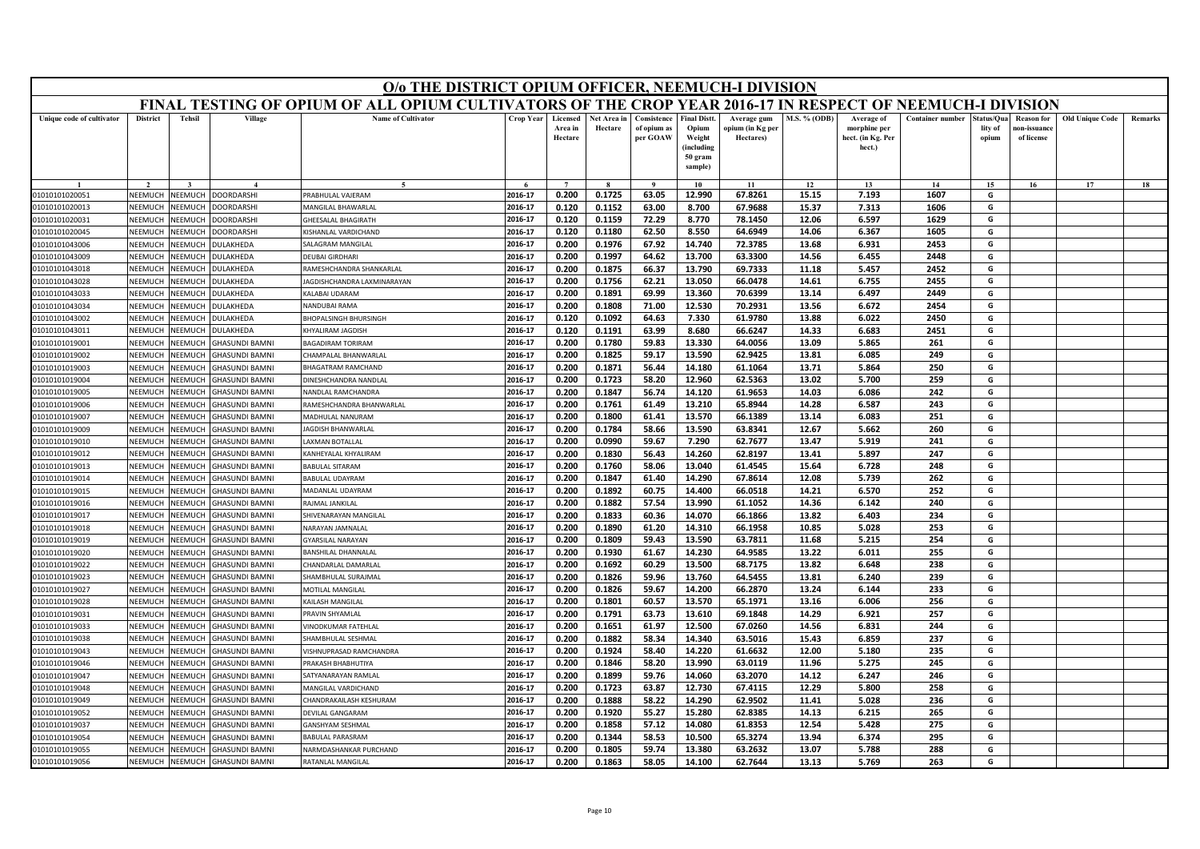# O/o THE DISTRICT OPIUM OFFICER, NEEMUCH-I DIVISION

## FINAL TESTING OF OPIUM OF ALL OPIUM CULTIVATORS OF THE CROP YEAR 2016-17 IN RESPECT OF NEEMUCH-I DIVISION

| Unique code of cultivator | District | Tehsil | Village | Name of Cultivator | Crop Year | Licensed Area in Hectare | Net Area in Hectare | Consistence of opium as per GOAW | Final Distt. Opium Weight (including 50 gram sample) | Average gum opium (in Kg per Hectares) | M.S. % (ODB) | Average of morphine per hect. (in Kg. Per hect.) | Container number | Status/Quality of opium | Reason for non-issuance of license | Old Unique Code | Remarks |
|---|---|---|---|---|---|---|---|---|---|---|---|---|---|---|---|---|---|
| 1 | 2 | 3 | 4 | 5 | 6 | 7 | 8 | 9 | 10 | 11 | 12 | 13 | 14 | 15 | 16 | 17 | 18 |
| 01010101020051 | NEEMUCH | NEEMUCH | DOORDARSHI | PRABHULAL VAJERAM | 2016-17 | 0.200 | 0.1725 | 63.05 | 12.990 | 67.8261 | 15.15 | 7.193 | 1607 | G | | | |
| 01010101020013 | NEEMUCH | NEEMUCH | DOORDARSHI | MANGILAL BHAWARLAL | 2016-17 | 0.120 | 0.1152 | 63.00 | 8.700 | 67.9688 | 15.37 | 7.313 | 1606 | G | | | |
| 01010101020031 | NEEMUCH | NEEMUCH | DOORDARSHI | GHEESALAL BHAGIRATH | 2016-17 | 0.120 | 0.1159 | 72.29 | 8.770 | 78.1450 | 12.06 | 6.597 | 1629 | G | | | |
| 01010101020045 | NEEMUCH | NEEMUCH | DOORDARSHI | KISHANLAL VARDICHAND | 2016-17 | 0.120 | 0.1180 | 62.50 | 8.550 | 64.6949 | 14.06 | 6.367 | 1605 | G | | | |
| 01010101043006 | NEEMUCH | NEEMUCH | DULAKHEDA | SALAGRAM MANGILAL | 2016-17 | 0.200 | 0.1976 | 67.92 | 14.740 | 72.3785 | 13.68 | 6.931 | 2453 | G | | | |
| 01010101043009 | NEEMUCH | NEEMUCH | DULAKHEDA | DEUBAI GIRDHARI | 2016-17 | 0.200 | 0.1997 | 64.62 | 13.700 | 63.3300 | 14.56 | 6.455 | 2448 | G | | | |
| 01010101043018 | NEEMUCH | NEEMUCH | DULAKHEDA | RAMESHCHANDRA SHANKARLAL | 2016-17 | 0.200 | 0.1875 | 66.37 | 13.790 | 69.7333 | 11.18 | 5.457 | 2452 | G | | | |
| 01010101043028 | NEEMUCH | NEEMUCH | DULAKHEDA | JAGDISHCHANDRA LAXMINARAYAN | 2016-17 | 0.200 | 0.1756 | 62.21 | 13.050 | 66.0478 | 14.61 | 6.755 | 2455 | G | | | |
| 01010101043033 | NEEMUCH | NEEMUCH | DULAKHEDA | KALABAI UDARAM | 2016-17 | 0.200 | 0.1891 | 69.99 | 13.360 | 70.6399 | 13.14 | 6.497 | 2449 | G | | | |
| 01010101043034 | NEEMUCH | NEEMUCH | DULAKHEDA | NANDUBAI RAMA | 2016-17 | 0.200 | 0.1808 | 71.00 | 12.530 | 70.2931 | 13.56 | 6.672 | 2454 | G | | | |
| 01010101043002 | NEEMUCH | NEEMUCH | DULAKHEDA | BHOPALSINGH BHURSINGH | 2016-17 | 0.120 | 0.1092 | 64.63 | 7.330 | 61.9780 | 13.88 | 6.022 | 2450 | G | | | |
| 01010101043011 | NEEMUCH | NEEMUCH | DULAKHEDA | KHYALIRAM JAGDISH | 2016-17 | 0.120 | 0.1191 | 63.99 | 8.680 | 66.6247 | 14.33 | 6.683 | 2451 | G | | | |
| 01010101019001 | NEEMUCH | NEEMUCH | GHASUNDI BAMNI | BAGADIRAM TORIRAM | 2016-17 | 0.200 | 0.1780 | 59.83 | 13.330 | 64.0056 | 13.09 | 5.865 | 261 | G | | | |
| 01010101019002 | NEEMUCH | NEEMUCH | GHASUNDI BAMNI | CHAMPALAL BHANWARLAL | 2016-17 | 0.200 | 0.1825 | 59.17 | 13.590 | 62.9425 | 13.81 | 6.085 | 249 | G | | | |
| 01010101019003 | NEEMUCH | NEEMUCH | GHASUNDI BAMNI | BHAGATRAM RAMCHAND | 2016-17 | 0.200 | 0.1871 | 56.44 | 14.180 | 61.1064 | 13.71 | 5.864 | 250 | G | | | |
| 01010101019004 | NEEMUCH | NEEMUCH | GHASUNDI BAMNI | DINESHCHANDRA NANDLAL | 2016-17 | 0.200 | 0.1723 | 58.20 | 12.960 | 62.5363 | 13.02 | 5.700 | 259 | G | | | |
| 01010101019005 | NEEMUCH | NEEMUCH | GHASUNDI BAMNI | NANDLAL RAMCHANDRA | 2016-17 | 0.200 | 0.1847 | 56.74 | 14.120 | 61.9653 | 14.03 | 6.086 | 242 | G | | | |
| 01010101019006 | NEEMUCH | NEEMUCH | GHASUNDI BAMNI | RAMESHCHANDRA BHANWARLAL | 2016-17 | 0.200 | 0.1761 | 61.49 | 13.210 | 65.8944 | 14.28 | 6.587 | 243 | G | | | |
| 01010101019007 | NEEMUCH | NEEMUCH | GHASUNDI BAMNI | MADHULAL NANURAM | 2016-17 | 0.200 | 0.1800 | 61.41 | 13.570 | 66.1389 | 13.14 | 6.083 | 251 | G | | | |
| 01010101019009 | NEEMUCH | NEEMUCH | GHASUNDI BAMNI | JAGDISH BHANWARLAL | 2016-17 | 0.200 | 0.1784 | 58.66 | 13.590 | 63.8341 | 12.67 | 5.662 | 260 | G | | | |
| 01010101019010 | NEEMUCH | NEEMUCH | GHASUNDI BAMNI | LAXMAN BOTALLAL | 2016-17 | 0.200 | 0.0990 | 59.67 | 7.290 | 62.7677 | 13.47 | 5.919 | 241 | G | | | |
| 01010101019012 | NEEMUCH | NEEMUCH | GHASUNDI BAMNI | KANHEYALAL KHYALIRAM | 2016-17 | 0.200 | 0.1830 | 56.43 | 14.260 | 62.8197 | 13.41 | 5.897 | 247 | G | | | |
| 01010101019013 | NEEMUCH | NEEMUCH | GHASUNDI BAMNI | BABULAL SITARAM | 2016-17 | 0.200 | 0.1760 | 58.06 | 13.040 | 61.4545 | 15.64 | 6.728 | 248 | G | | | |
| 01010101019014 | NEEMUCH | NEEMUCH | GHASUNDI BAMNI | BABULAL UDAYRAM | 2016-17 | 0.200 | 0.1847 | 61.40 | 14.290 | 67.8614 | 12.08 | 5.739 | 262 | G | | | |
| 01010101019015 | NEEMUCH | NEEMUCH | GHASUNDI BAMNI | MADANLAL UDAYRAM | 2016-17 | 0.200 | 0.1892 | 60.75 | 14.400 | 66.0518 | 14.21 | 6.570 | 252 | G | | | |
| 01010101019016 | NEEMUCH | NEEMUCH | GHASUNDI BAMNI | RAJMAL JANKILAL | 2016-17 | 0.200 | 0.1882 | 57.54 | 13.990 | 61.1052 | 14.36 | 6.142 | 240 | G | | | |
| 01010101019017 | NEEMUCH | NEEMUCH | GHASUNDI BAMNI | SHIVENARAYAN MANGILAL | 2016-17 | 0.200 | 0.1833 | 60.36 | 14.070 | 66.1866 | 13.82 | 6.403 | 234 | G | | | |
| 01010101019018 | NEEMUCH | NEEMUCH | GHASUNDI BAMNI | NARAYAN JAMNALAL | 2016-17 | 0.200 | 0.1890 | 61.20 | 14.310 | 66.1958 | 10.85 | 5.028 | 253 | G | | | |
| 01010101019019 | NEEMUCH | NEEMUCH | GHASUNDI BAMNI | GYARSILAL NARAYAN | 2016-17 | 0.200 | 0.1809 | 59.43 | 13.590 | 63.7811 | 11.68 | 5.215 | 254 | G | | | |
| 01010101019020 | NEEMUCH | NEEMUCH | GHASUNDI BAMNI | BANSHILAL DHANNALAL | 2016-17 | 0.200 | 0.1930 | 61.67 | 14.230 | 64.9585 | 13.22 | 6.011 | 255 | G | | | |
| 01010101019022 | NEEMUCH | NEEMUCH | GHASUNDI BAMNI | CHANDARLAL DAMARLAL | 2016-17 | 0.200 | 0.1692 | 60.29 | 13.500 | 68.7175 | 13.82 | 6.648 | 238 | G | | | |
| 01010101019023 | NEEMUCH | NEEMUCH | GHASUNDI BAMNI | SHAMBHULAL SURAJMAL | 2016-17 | 0.200 | 0.1826 | 59.96 | 13.760 | 64.5455 | 13.81 | 6.240 | 239 | G | | | |
| 01010101019027 | NEEMUCH | NEEMUCH | GHASUNDI BAMNI | MOTILAL MANGILAL | 2016-17 | 0.200 | 0.1826 | 59.67 | 14.200 | 66.2870 | 13.24 | 6.144 | 233 | G | | | |
| 01010101019028 | NEEMUCH | NEEMUCH | GHASUNDI BAMNI | KAILASH MANGILAL | 2016-17 | 0.200 | 0.1801 | 60.57 | 13.570 | 65.1971 | 13.16 | 6.006 | 256 | G | | | |
| 01010101019031 | NEEMUCH | NEEMUCH | GHASUNDI BAMNI | PRAVIN SHYAMLAL | 2016-17 | 0.200 | 0.1791 | 63.73 | 13.610 | 69.1848 | 14.29 | 6.921 | 257 | G | | | |
| 01010101019033 | NEEMUCH | NEEMUCH | GHASUNDI BAMNI | VINODKUMAR FATEHLAL | 2016-17 | 0.200 | 0.1651 | 61.97 | 12.500 | 67.0260 | 14.56 | 6.831 | 244 | G | | | |
| 01010101019038 | NEEMUCH | NEEMUCH | GHASUNDI BAMNI | SHAMBHULAL SESHMAL | 2016-17 | 0.200 | 0.1882 | 58.34 | 14.340 | 63.5016 | 15.43 | 6.859 | 237 | G | | | |
| 01010101019043 | NEEMUCH | NEEMUCH | GHASUNDI BAMNI | VISHNUPRASAD RAMCHANDRA | 2016-17 | 0.200 | 0.1924 | 58.40 | 14.220 | 61.6632 | 12.00 | 5.180 | 235 | G | | | |
| 01010101019046 | NEEMUCH | NEEMUCH | GHASUNDI BAMNI | PRAKASH BHABHUTIYA | 2016-17 | 0.200 | 0.1846 | 58.20 | 13.990 | 63.0119 | 11.96 | 5.275 | 245 | G | | | |
| 01010101019047 | NEEMUCH | NEEMUCH | GHASUNDI BAMNI | SATYANARAYAN RAMLAL | 2016-17 | 0.200 | 0.1899 | 59.76 | 14.060 | 63.2070 | 14.12 | 6.247 | 246 | G | | | |
| 01010101019048 | NEEMUCH | NEEMUCH | GHASUNDI BAMNI | MANGILAL VARDICHAND | 2016-17 | 0.200 | 0.1723 | 63.87 | 12.730 | 67.4115 | 12.29 | 5.800 | 258 | G | | | |
| 01010101019049 | NEEMUCH | NEEMUCH | GHASUNDI BAMNI | CHANDRAKAILASH KESHURAM | 2016-17 | 0.200 | 0.1888 | 58.22 | 14.290 | 62.9502 | 11.41 | 5.028 | 236 | G | | | |
| 01010101019052 | NEEMUCH | NEEMUCH | GHASUNDI BAMNI | DEVILAL GANGARAM | 2016-17 | 0.200 | 0.1920 | 55.27 | 15.280 | 62.8385 | 14.13 | 6.215 | 265 | G | | | |
| 01010101019037 | NEEMUCH | NEEMUCH | GHASUNDI BAMNI | GANSHYAM SESHMAL | 2016-17 | 0.200 | 0.1858 | 57.12 | 14.080 | 61.8353 | 12.54 | 5.428 | 275 | G | | | |
| 01010101019054 | NEEMUCH | NEEMUCH | GHASUNDI BAMNI | BABULAL PARASRAM | 2016-17 | 0.200 | 0.1344 | 58.53 | 10.500 | 65.3274 | 13.94 | 6.374 | 295 | G | | | |
| 01010101019055 | NEEMUCH | NEEMUCH | GHASUNDI BAMNI | NARMDASHANKAR PURCHAND | 2016-17 | 0.200 | 0.1805 | 59.74 | 13.380 | 63.2632 | 13.07 | 5.788 | 288 | G | | | |
| 01010101019056 | NEEMUCH | NEEMUCH | GHASUNDI BAMNI | RATANLAL MANGILAL | 2016-17 | 0.200 | 0.1863 | 58.05 | 14.100 | 62.7644 | 13.13 | 5.769 | 263 | G | | | |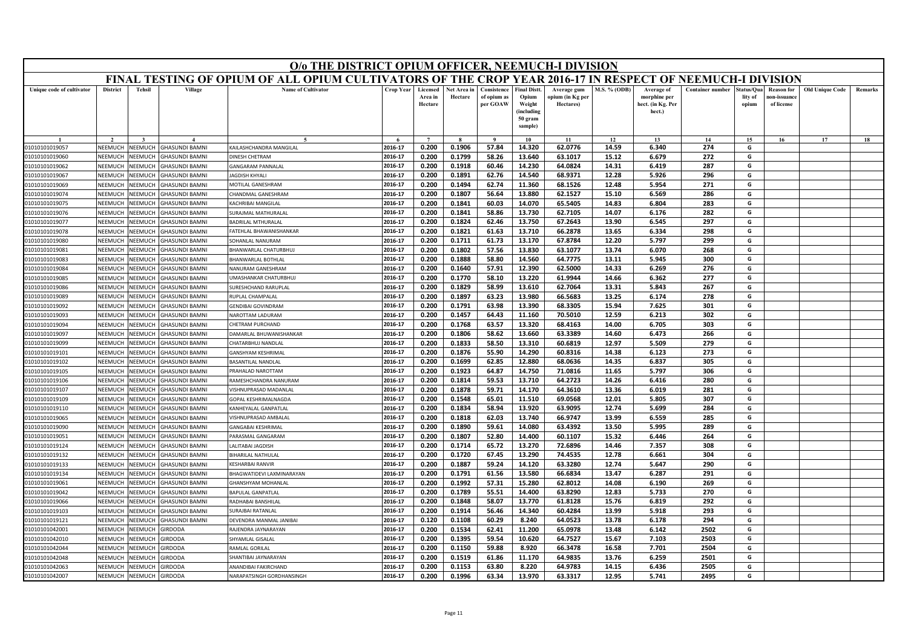# O/o THE DISTRICT OPIUM OFFICER, NEEMUCH-I DIVISION

## FINAL TESTING OF OPIUM OF ALL OPIUM CULTIVATORS OF THE CROP YEAR 2016-17 IN RESPECT OF NEEMUCH-I DIVISION

| Unique code of cultivator | District | Tehsil | Village | Name of Cultivator | Crop Year | Licensed Area in Hectare | Net Area in Hectare | Consistence of opium as per GOAW | Final Distt. Opium Weight (including 50 gram sample) | Average gum opium (in Kg per Hectares) | M.S. % (ODB) | Average of morphine per hect. (in Kg. Per hect.) | Container number | Status/Quality of opium | Reason for non-issuance of license | Old Unique Code | Remarks |
|---|---|---|---|---|---|---|---|---|---|---|---|---|---|---|---|---|---|
| 1 | 2 | 3 | 4 | 5 | 6 | 7 | 8 | 9 | 10 | 11 | 12 | 13 | 14 | 15 | 16 | 17 | 18 |
| 01010101019057 | NEEMUCH | NEEMUCH | GHASUNDI BAMNI | KAILASHCHANDRA MANGILAL | 2016-17 | 0.200 | 0.1906 | 57.84 | 14.320 | 62.0776 | 14.59 | 6.340 | 274 | G | | | |
| 01010101019060 | NEEMUCH | NEEMUCH | GHASUNDI BAMNI | DINESH CHETRAM | 2016-17 | 0.200 | 0.1799 | 58.26 | 13.640 | 63.1017 | 15.12 | 6.679 | 272 | G | | | |
| 01010101019062 | NEEMUCH | NEEMUCH | GHASUNDI BAMNI | GANGARAM PANNALAL | 2016-17 | 0.200 | 0.1918 | 60.46 | 14.230 | 64.0824 | 14.31 | 6.419 | 287 | G | | | |
| 01010101019067 | NEEMUCH | NEEMUCH | GHASUNDI BAMNI | JAGDISH KHYALI | 2016-17 | 0.200 | 0.1891 | 62.76 | 14.540 | 68.9371 | 12.28 | 5.926 | 296 | G | | | |
| 01010101019069 | NEEMUCH | NEEMUCH | GHASUNDI BAMNI | MOTILAL GANESHRAM | 2016-17 | 0.200 | 0.1494 | 62.74 | 11.360 | 68.1526 | 12.48 | 5.954 | 271 | G | | | |
| 01010101019074 | NEEMUCH | NEEMUCH | GHASUNDI BAMNI | CHANDMAL GANESHRAM | 2016-17 | 0.200 | 0.1807 | 56.64 | 13.880 | 62.1527 | 15.10 | 6.569 | 286 | G | | | |
| 01010101019075 | NEEMUCH | NEEMUCH | GHASUNDI BAMNI | KACHRIBAI MANGILAL | 2016-17 | 0.200 | 0.1841 | 60.03 | 14.070 | 65.5405 | 14.83 | 6.804 | 283 | G | | | |
| 01010101019076 | NEEMUCH | NEEMUCH | GHASUNDI BAMNI | SURAJMAL MATHURALAL | 2016-17 | 0.200 | 0.1841 | 58.86 | 13.730 | 62.7105 | 14.07 | 6.176 | 282 | G | | | |
| 01010101019077 | NEEMUCH | NEEMUCH | GHASUNDI BAMNI | BADRILAL MTHURALAL | 2016-17 | 0.200 | 0.1824 | 62.46 | 13.750 | 67.2643 | 13.90 | 6.545 | 297 | G | | | |
| 01010101019078 | NEEMUCH | NEEMUCH | GHASUNDI BAMNI | FATEHLAL BHAWANISHANKAR | 2016-17 | 0.200 | 0.1821 | 61.63 | 13.710 | 66.2878 | 13.65 | 6.334 | 298 | G | | | |
| 01010101019080 | NEEMUCH | NEEMUCH | GHASUNDI BAMNI | SOHANLAL NANURAM | 2016-17 | 0.200 | 0.1711 | 61.73 | 13.170 | 67.8784 | 12.20 | 5.797 | 299 | G | | | |
| 01010101019081 | NEEMUCH | NEEMUCH | GHASUNDI BAMNI | BHANWARLAL CHATURBHUJ | 2016-17 | 0.200 | 0.1802 | 57.56 | 13.830 | 63.1077 | 13.74 | 6.070 | 268 | G | | | |
| 01010101019083 | NEEMUCH | NEEMUCH | GHASUNDI BAMNI | BHANWARLAL BOTHLAL | 2016-17 | 0.200 | 0.1888 | 58.80 | 14.560 | 64.7775 | 13.11 | 5.945 | 300 | G | | | |
| 01010101019084 | NEEMUCH | NEEMUCH | GHASUNDI BAMNI | NANURAM GANESHRAM | 2016-17 | 0.200 | 0.1640 | 57.91 | 12.390 | 62.5000 | 14.33 | 6.269 | 276 | G | | | |
| 01010101019085 | NEEMUCH | NEEMUCH | GHASUNDI BAMNI | UMASHANKAR CHATURBHUJ | 2016-17 | 0.200 | 0.1770 | 58.10 | 13.220 | 61.9944 | 14.66 | 6.362 | 277 | G | | | |
| 01010101019086 | NEEMUCH | NEEMUCH | GHASUNDI BAMNI | SURESHCHAND RARUPLAL | 2016-17 | 0.200 | 0.1829 | 58.99 | 13.610 | 62.7064 | 13.31 | 5.843 | 267 | G | | | |
| 01010101019089 | NEEMUCH | NEEMUCH | GHASUNDI BAMNI | RUPLAL CHAMPALAL | 2016-17 | 0.200 | 0.1897 | 63.23 | 13.980 | 66.5683 | 13.25 | 6.174 | 278 | G | | | |
| 01010101019092 | NEEMUCH | NEEMUCH | GHASUNDI BAMNI | GENDIBAI GOVINDRAM | 2016-17 | 0.200 | 0.1791 | 63.98 | 13.390 | 68.3305 | 15.94 | 7.625 | 301 | G | | | |
| 01010101019093 | NEEMUCH | NEEMUCH | GHASUNDI BAMNI | NAROTTAM LADURAM | 2016-17 | 0.200 | 0.1457 | 64.43 | 11.160 | 70.5010 | 12.59 | 6.213 | 302 | G | | | |
| 01010101019094 | NEEMUCH | NEEMUCH | GHASUNDI BAMNI | CHETRAM PURCHAND | 2016-17 | 0.200 | 0.1768 | 63.57 | 13.320 | 68.4163 | 14.00 | 6.705 | 303 | G | | | |
| 01010101019097 | NEEMUCH | NEEMUCH | GHASUNDI BAMNI | DAMARLAL BHUWANISHANKAR | 2016-17 | 0.200 | 0.1806 | 58.62 | 13.660 | 63.3389 | 14.60 | 6.473 | 266 | G | | | |
| 01010101019099 | NEEMUCH | NEEMUCH | GHASUNDI BAMNI | CHATARBHUJ NANDLAL | 2016-17 | 0.200 | 0.1833 | 58.50 | 13.310 | 60.6819 | 12.97 | 5.509 | 279 | G | | | |
| 01010101019101 | NEEMUCH | NEEMUCH | GHASUNDI BAMNI | GANSHYAM KESHRIMAL | 2016-17 | 0.200 | 0.1876 | 55.90 | 14.290 | 60.8316 | 14.38 | 6.123 | 273 | G | | | |
| 01010101019102 | NEEMUCH | NEEMUCH | GHASUNDI BAMNI | BASANTILAL NANDLAL | 2016-17 | 0.200 | 0.1699 | 62.85 | 12.880 | 68.0636 | 14.35 | 6.837 | 305 | G | | | |
| 01010101019105 | NEEMUCH | NEEMUCH | GHASUNDI BAMNI | PRAHALAD NAROTTAM | 2016-17 | 0.200 | 0.1923 | 64.87 | 14.750 | 71.0816 | 11.65 | 5.797 | 306 | G | | | |
| 01010101019106 | NEEMUCH | NEEMUCH | GHASUNDI BAMNI | RAMESHCHANDRA NANURAM | 2016-17 | 0.200 | 0.1814 | 59.53 | 13.710 | 64.2723 | 14.26 | 6.416 | 280 | G | | | |
| 01010101019107 | NEEMUCH | NEEMUCH | GHASUNDI BAMNI | VISHNUPRASAD MADANLAL | 2016-17 | 0.200 | 0.1878 | 59.71 | 14.170 | 64.3610 | 13.36 | 6.019 | 281 | G | | | |
| 01010101019109 | NEEMUCH | NEEMUCH | GHASUNDI BAMNI | GOPAL KESHRIMALNAGDA | 2016-17 | 0.200 | 0.1548 | 65.01 | 11.510 | 69.0568 | 12.01 | 5.805 | 307 | G | | | |
| 01010101019110 | NEEMUCH | NEEMUCH | GHASUNDI BAMNI | KANHEYALAL GANPATLAL | 2016-17 | 0.200 | 0.1834 | 58.94 | 13.920 | 63.9095 | 12.74 | 5.699 | 284 | G | | | |
| 01010101019065 | NEEMUCH | NEEMUCH | GHASUNDI BAMNI | VISHNUPRASAD AMBALAL | 2016-17 | 0.200 | 0.1818 | 62.03 | 13.740 | 66.9747 | 13.99 | 6.559 | 285 | G | | | |
| 01010101019090 | NEEMUCH | NEEMUCH | GHASUNDI BAMNI | GANGABAI KESHRIMAL | 2016-17 | 0.200 | 0.1890 | 59.61 | 14.080 | 63.4392 | 13.50 | 5.995 | 289 | G | | | |
| 01010101019051 | NEEMUCH | NEEMUCH | GHASUNDI BAMNI | PARASMAL GANGARAM | 2016-17 | 0.200 | 0.1807 | 52.80 | 14.400 | 60.1107 | 15.32 | 6.446 | 264 | G | | | |
| 01010101019124 | NEEMUCH | NEEMUCH | GHASUNDI BAMNI | LALITABAI JAGDISH | 2016-17 | 0.200 | 0.1714 | 65.72 | 13.270 | 72.6896 | 14.46 | 7.357 | 308 | G | | | |
| 01010101019132 | NEEMUCH | NEEMUCH | GHASUNDI BAMNI | BIHARILAL NATHULAL | 2016-17 | 0.200 | 0.1720 | 67.45 | 13.290 | 74.4535 | 12.78 | 6.661 | 304 | G | | | |
| 01010101019133 | NEEMUCH | NEEMUCH | GHASUNDI BAMNI | KESHARBAI RANVIR | 2016-17 | 0.200 | 0.1887 | 59.24 | 14.120 | 63.3280 | 12.74 | 5.647 | 290 | G | | | |
| 01010101019134 | NEEMUCH | NEEMUCH | GHASUNDI BAMNI | BHAGWATIDEVI LAXMINARAYAN | 2016-17 | 0.200 | 0.1791 | 61.56 | 13.580 | 66.6834 | 13.47 | 6.287 | 291 | G | | | |
| 01010101019061 | NEEMUCH | NEEMUCH | GHASUNDI BAMNI | GHANSHYAM MOHANLAL | 2016-17 | 0.200 | 0.1992 | 57.31 | 15.280 | 62.8012 | 14.08 | 6.190 | 269 | G | | | |
| 01010101019042 | NEEMUCH | NEEMUCH | GHASUNDI BAMNI | BAPULAL GANPATLAL | 2016-17 | 0.200 | 0.1789 | 55.51 | 14.400 | 63.8290 | 12.83 | 5.733 | 270 | G | | | |
| 01010101019066 | NEEMUCH | NEEMUCH | GHASUNDI BAMNI | RADHABAI BANSHILAL | 2016-17 | 0.200 | 0.1848 | 58.07 | 13.770 | 61.8128 | 15.76 | 6.819 | 292 | G | | | |
| 01010101019103 | NEEMUCH | NEEMUCH | GHASUNDI BAMNI | SURAJBAI RATANLAL | 2016-17 | 0.200 | 0.1914 | 56.46 | 14.340 | 60.4284 | 13.99 | 5.918 | 293 | G | | | |
| 01010101019121 | NEEMUCH | NEEMUCH | GHASUNDI BAMNI | DEVENDRA MANMAL JANIBAI | 2016-17 | 0.120 | 0.1108 | 60.29 | 8.240 | 64.0523 | 13.78 | 6.178 | 294 | G | | | |
| 01010101042001 | NEEMUCH | NEEMUCH | GIRDODA | RAJENDRA JAYNARAYAN | 2016-17 | 0.200 | 0.1534 | 62.41 | 11.200 | 65.0978 | 13.48 | 6.142 | 2502 | G | | | |
| 01010101042010 | NEEMUCH | NEEMUCH | GIRDODA | SHYAMLAL GISALAL | 2016-17 | 0.200 | 0.1395 | 59.54 | 10.620 | 64.7527 | 15.67 | 7.103 | 2503 | G | | | |
| 01010101042044 | NEEMUCH | NEEMUCH | GIRDODA | RAMLAL GORILAL | 2016-17 | 0.200 | 0.1150 | 59.88 | 8.920 | 66.3478 | 16.58 | 7.701 | 2504 | G | | | |
| 01010101042048 | NEEMUCH | NEEMUCH | GIRDODA | SHANTIBAI JAYNARAYAN | 2016-17 | 0.200 | 0.1519 | 61.86 | 11.170 | 64.9835 | 13.76 | 6.259 | 2501 | G | | | |
| 01010101042063 | NEEMUCH | NEEMUCH | GIRDODA | ANANDIBAI FAKIRCHAND | 2016-17 | 0.200 | 0.1153 | 63.80 | 8.220 | 64.9783 | 14.15 | 6.436 | 2505 | G | | | |
| 01010101042007 | NEEMUCH | NEEMUCH | GIRDODA | NARAPATSINGH GORDHANSINGH | 2016-17 | 0.200 | 0.1996 | 63.34 | 13.970 | 63.3317 | 12.95 | 5.741 | 2495 | G | | | |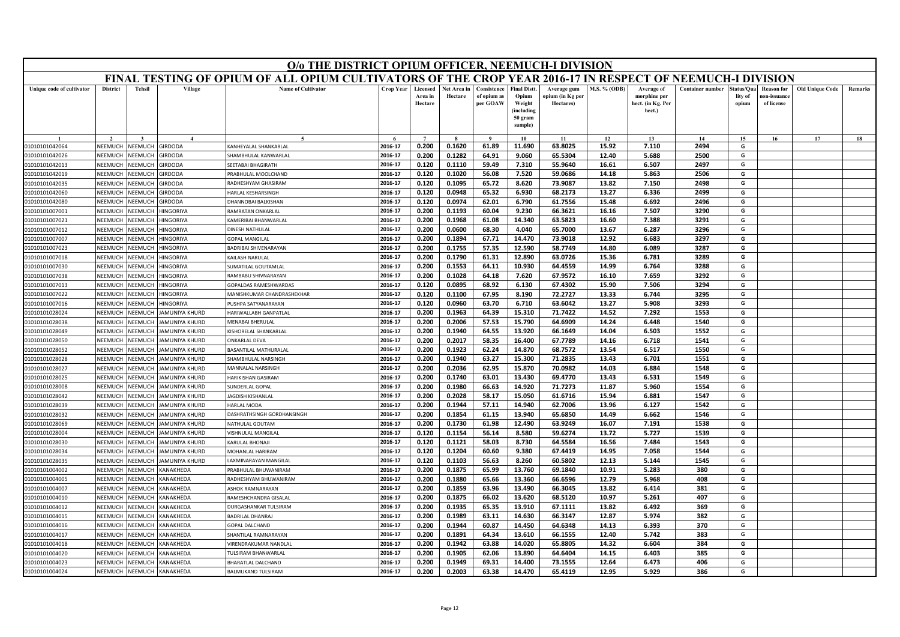# O/o THE DISTRICT OPIUM OFFICER, NEEMUCH-I DIVISION

## FINAL TESTING OF OPIUM OF ALL OPIUM CULTIVATORS OF THE CROP YEAR 2016-17 IN RESPECT OF NEEMUCH-I DIVISION

| Unique code of cultivator | District | Tehsil | Village | Name of Cultivator | Crop Year | Licensed Area in Hectare | Net Area in Hectare | Consistence of opium as per GOAW | Final Distt. Opium Weight (including 50 gram sample) | Average gum opium (in Kg per Hectares) | M.S. % (ODB) | Average of morphine per hect. (in Kg. Per hect.) | Container number | Status/Quality of opium | Reason for non-issuance of license | Old Unique Code | Remarks |
|---|---|---|---|---|---|---|---|---|---|---|---|---|---|---|---|---|---|
| 1 | 2 | 3 | 4 | 5 | 6 | 7 | 8 | 9 | 10 | 11 | 12 | 13 | 14 | 15 | 16 | 17 | 18 |
| 01010101042064 | NEEMUCH | NEEMUCH | GIRDODA | KANHEYALAL SHANKARLAL | 2016-17 | 0.200 | 0.1620 | 61.89 | 11.690 | 63.8025 | 15.92 | 7.110 | 2494 | G | | | |
| 01010101042026 | NEEMUCH | NEEMUCH | GIRDODA | SHAMBHULAL KANWARLAL | 2016-17 | 0.200 | 0.1282 | 64.91 | 9.060 | 65.5304 | 12.40 | 5.688 | 2500 | G | | | |
| 01010101042013 | NEEMUCH | NEEMUCH | GIRDODA | SEETABAI BHAGIRATH | 2016-17 | 0.120 | 0.1110 | 59.49 | 7.310 | 55.9640 | 16.61 | 6.507 | 2497 | G | | | |
| 01010101042019 | NEEMUCH | NEEMUCH | GIRDODA | PRABHULAL MOOLCHAND | 2016-17 | 0.120 | 0.1020 | 56.08 | 7.520 | 59.0686 | 14.18 | 5.863 | 2506 | G | | | |
| 01010101042035 | NEEMUCH | NEEMUCH | GIRDODA | RADHESHYAM GHASIRAM | 2016-17 | 0.120 | 0.1095 | 65.72 | 8.620 | 73.9087 | 13.82 | 7.150 | 2498 | G | | | |
| 01010101042060 | NEEMUCH | NEEMUCH | GIRDODA | HARLAL KESHARSINGH | 2016-17 | 0.120 | 0.0948 | 65.32 | 6.930 | 68.2173 | 13.27 | 6.336 | 2499 | G | | | |
| 01010101042080 | NEEMUCH | NEEMUCH | GIRDODA | DHANNOBAI BALKISHAN | 2016-17 | 0.120 | 0.0974 | 62.01 | 6.790 | 61.7556 | 15.48 | 6.692 | 2496 | G | | | |
| 01010101007001 | NEEMUCH | NEEMUCH | HINGORIYA | RAMRATAN ONKARLAL | 2016-17 | 0.200 | 0.1193 | 60.04 | 9.230 | 66.3621 | 16.16 | 7.507 | 3290 | G | | | |
| 01010101007021 | NEEMUCH | NEEMUCH | HINGORIYA | KAMERIBAI BHANWARLAL | 2016-17 | 0.200 | 0.1968 | 61.08 | 14.340 | 63.5823 | 16.60 | 7.388 | 3291 | G | | | |
| 01010101007012 | NEEMUCH | NEEMUCH | HINGORIYA | DINESH NATHULAL | 2016-17 | 0.200 | 0.0600 | 68.30 | 4.040 | 65.7000 | 13.67 | 6.287 | 3296 | G | | | |
| 01010101007007 | NEEMUCH | NEEMUCH | HINGORIYA | GOPAL MANGILAL | 2016-17 | 0.200 | 0.1894 | 67.71 | 14.470 | 73.9018 | 12.92 | 6.683 | 3297 | G | | | |
| 01010101007023 | NEEMUCH | NEEMUCH | HINGORIYA | BADRIBAI SHIVENARAYAN | 2016-17 | 0.200 | 0.1755 | 57.35 | 12.590 | 58.7749 | 14.80 | 6.089 | 3287 | G | | | |
| 01010101007018 | NEEMUCH | NEEMUCH | HINGORIYA | KAILASH NARULAL | 2016-17 | 0.200 | 0.1790 | 61.31 | 12.890 | 63.0726 | 15.36 | 6.781 | 3289 | G | | | |
| 01010101007030 | NEEMUCH | NEEMUCH | HINGORIYA | SUMATILAL GOUTAMLAL | 2016-17 | 0.200 | 0.1553 | 64.11 | 10.930 | 64.4559 | 14.99 | 6.764 | 3288 | G | | | |
| 01010101007038 | NEEMUCH | NEEMUCH | HINGORIYA | RAMBABU SHIVNARAYAN | 2016-17 | 0.200 | 0.1028 | 64.18 | 7.620 | 67.9572 | 16.10 | 7.659 | 3292 | G | | | |
| 01010101007013 | NEEMUCH | NEEMUCH | HINGORIYA | GOPALDAS RAMESHWARDAS | 2016-17 | 0.120 | 0.0895 | 68.92 | 6.130 | 67.4302 | 15.90 | 7.506 | 3294 | G | | | |
| 01010101007022 | NEEMUCH | NEEMUCH | HINGORIYA | MANISHKUMAR CHANDRASHEKHAR | 2016-17 | 0.120 | 0.1100 | 67.95 | 8.190 | 72.2727 | 13.33 | 6.744 | 3295 | G | | | |
| 01010101007016 | NEEMUCH | NEEMUCH | HINGORIYA | PUSHPA SATYANARAYAN | 2016-17 | 0.120 | 0.0960 | 63.70 | 6.710 | 63.6042 | 13.27 | 5.908 | 3293 | G | | | |
| 01010101028024 | NEEMUCH | NEEMUCH | JAMUNIYA KHURD | HARIWALLABH GANPATLAL | 2016-17 | 0.200 | 0.1963 | 64.39 | 15.310 | 71.7422 | 14.52 | 7.292 | 1553 | G | | | |
| 01010101028038 | NEEMUCH | NEEMUCH | JAMUNIYA KHURD | MENABAI BHERULAL | 2016-17 | 0.200 | 0.2006 | 57.53 | 15.790 | 64.6909 | 14.24 | 6.448 | 1540 | G | | | |
| 01010101028049 | NEEMUCH | NEEMUCH | JAMUNIYA KHURD | KISHORELAL SHANKARLAL | 2016-17 | 0.200 | 0.1940 | 64.55 | 13.920 | 66.1649 | 14.04 | 6.503 | 1552 | G | | | |
| 01010101028050 | NEEMUCH | NEEMUCH | JAMUNIYA KHURD | ONKARLAL DEVA | 2016-17 | 0.200 | 0.2017 | 58.35 | 16.400 | 67.7789 | 14.16 | 6.718 | 1541 | G | | | |
| 01010101028052 | NEEMUCH | NEEMUCH | JAMUNIYA KHURD | BASANTILAL MATHURALAL | 2016-17 | 0.200 | 0.1923 | 62.24 | 14.870 | 68.7572 | 13.54 | 6.517 | 1550 | G | | | |
| 01010101028028 | NEEMUCH | NEEMUCH | JAMUNIYA KHURD | SHAMBHULAL NARSINGH | 2016-17 | 0.200 | 0.1940 | 63.27 | 15.300 | 71.2835 | 13.43 | 6.701 | 1551 | G | | | |
| 01010101028027 | NEEMUCH | NEEMUCH | JAMUNIYA KHURD | MANNALAL NARSINGH | 2016-17 | 0.200 | 0.2036 | 62.95 | 15.870 | 70.0982 | 14.03 | 6.884 | 1548 | G | | | |
| 01010101028025 | NEEMUCH | NEEMUCH | JAMUNIYA KHURD | HARIKISHAN GASIRAM | 2016-17 | 0.200 | 0.1740 | 63.01 | 13.430 | 69.4770 | 13.43 | 6.531 | 1549 | G | | | |
| 01010101028008 | NEEMUCH | NEEMUCH | JAMUNIYA KHURD | SUNDERLAL GOPAL | 2016-17 | 0.200 | 0.1980 | 66.63 | 14.920 | 71.7273 | 11.87 | 5.960 | 1554 | G | | | |
| 01010101028042 | NEEMUCH | NEEMUCH | JAMUNIYA KHURD | JAGDISH KISHANLAL | 2016-17 | 0.200 | 0.2028 | 58.17 | 15.050 | 61.6716 | 15.94 | 6.881 | 1547 | G | | | |
| 01010101028039 | NEEMUCH | NEEMUCH | JAMUNIYA KHURD | HARLAL MODA | 2016-17 | 0.200 | 0.1944 | 57.11 | 14.940 | 62.7006 | 13.96 | 6.127 | 1542 | G | | | |
| 01010101028032 | NEEMUCH | NEEMUCH | JAMUNIYA KHURD | DASHRATHSINGH GORDHANSINGH | 2016-17 | 0.200 | 0.1854 | 61.15 | 13.940 | 65.6850 | 14.49 | 6.662 | 1546 | G | | | |
| 01010101028069 | NEEMUCH | NEEMUCH | JAMUNIYA KHURD | NATHULAL GOUTAM | 2016-17 | 0.200 | 0.1730 | 61.98 | 12.490 | 63.9249 | 16.07 | 7.191 | 1538 | G | | | |
| 01010101028004 | NEEMUCH | NEEMUCH | JAMUNIYA KHURD | VISHNULAL MANGILAL | 2016-17 | 0.120 | 0.1154 | 56.14 | 8.580 | 59.6274 | 13.72 | 5.727 | 1539 | G | | | |
| 01010101028030 | NEEMUCH | NEEMUCH | JAMUNIYA KHURD | KARULAL BHONAJI | 2016-17 | 0.120 | 0.1121 | 58.03 | 8.730 | 64.5584 | 16.56 | 7.484 | 1543 | G | | | |
| 01010101028034 | NEEMUCH | NEEMUCH | JAMUNIYA KHURD | MOHANLAL HARIRAM | 2016-17 | 0.120 | 0.1204 | 60.60 | 9.380 | 67.4419 | 14.95 | 7.058 | 1544 | G | | | |
| 01010101028035 | NEEMUCH | NEEMUCH | JAMUNIYA KHURD | LAXMINARAYAN MANGILAL | 2016-17 | 0.120 | 0.1103 | 56.63 | 8.260 | 60.5802 | 12.13 | 5.144 | 1545 | G | | | |
| 01010101004002 | NEEMUCH | NEEMUCH | KANAKHEDA | PRABHULAL BHUWANIRAM | 2016-17 | 0.200 | 0.1875 | 65.99 | 13.760 | 69.1840 | 10.91 | 5.283 | 380 | G | | | |
| 01010101004005 | NEEMUCH | NEEMUCH | KANAKHEDA | RADHESHYAM BHUWANIRAM | 2016-17 | 0.200 | 0.1880 | 65.66 | 13.360 | 66.6596 | 12.79 | 5.968 | 408 | G | | | |
| 01010101004007 | NEEMUCH | NEEMUCH | KANAKHEDA | ASHOK RAMNARAYAN | 2016-17 | 0.200 | 0.1859 | 63.96 | 13.490 | 66.3045 | 13.82 | 6.414 | 381 | G | | | |
| 01010101004010 | NEEMUCH | NEEMUCH | KANAKHEDA | RAMESHCHANDRA GISALAL | 2016-17 | 0.200 | 0.1875 | 66.02 | 13.620 | 68.5120 | 10.97 | 5.261 | 407 | G | | | |
| 01010101004012 | NEEMUCH | NEEMUCH | KANAKHEDA | DURGASHANKAR TULSIRAM | 2016-17 | 0.200 | 0.1935 | 65.35 | 13.910 | 67.1111 | 13.82 | 6.492 | 369 | G | | | |
| 01010101004015 | NEEMUCH | NEEMUCH | KANAKHEDA | BADRILAL DHANRAJ | 2016-17 | 0.200 | 0.1989 | 63.11 | 14.630 | 66.3147 | 12.87 | 5.974 | 382 | G | | | |
| 01010101004016 | NEEMUCH | NEEMUCH | KANAKHEDA | GOPAL DALCHAND | 2016-17 | 0.200 | 0.1944 | 60.87 | 14.450 | 64.6348 | 14.13 | 6.393 | 370 | G | | | |
| 01010101004017 | NEEMUCH | NEEMUCH | KANAKHEDA | SHANTILAL RAMNARAYAN | 2016-17 | 0.200 | 0.1891 | 64.34 | 13.610 | 66.1555 | 12.40 | 5.742 | 383 | G | | | |
| 01010101004018 | NEEMUCH | NEEMUCH | KANAKHEDA | VIRENDRAKUMAR NANDLAL | 2016-17 | 0.200 | 0.1942 | 63.88 | 14.020 | 65.8805 | 14.32 | 6.604 | 384 | G | | | |
| 01010101004020 | NEEMUCH | NEEMUCH | KANAKHEDA | TULSIRAM BHANWARLAL | 2016-17 | 0.200 | 0.1905 | 62.06 | 13.890 | 64.6404 | 14.15 | 6.403 | 385 | G | | | |
| 01010101004023 | NEEMUCH | NEEMUCH | KANAKHEDA | BHARATLAL DALCHAND | 2016-17 | 0.200 | 0.1949 | 69.31 | 14.400 | 73.1555 | 12.64 | 6.473 | 406 | G | | | |
| 01010101004024 | NEEMUCH | NEEMUCH | KANAKHEDA | BALMUKAND TULSIRAM | 2016-17 | 0.200 | 0.2003 | 63.38 | 14.470 | 65.4119 | 12.95 | 5.929 | 386 | G | | | |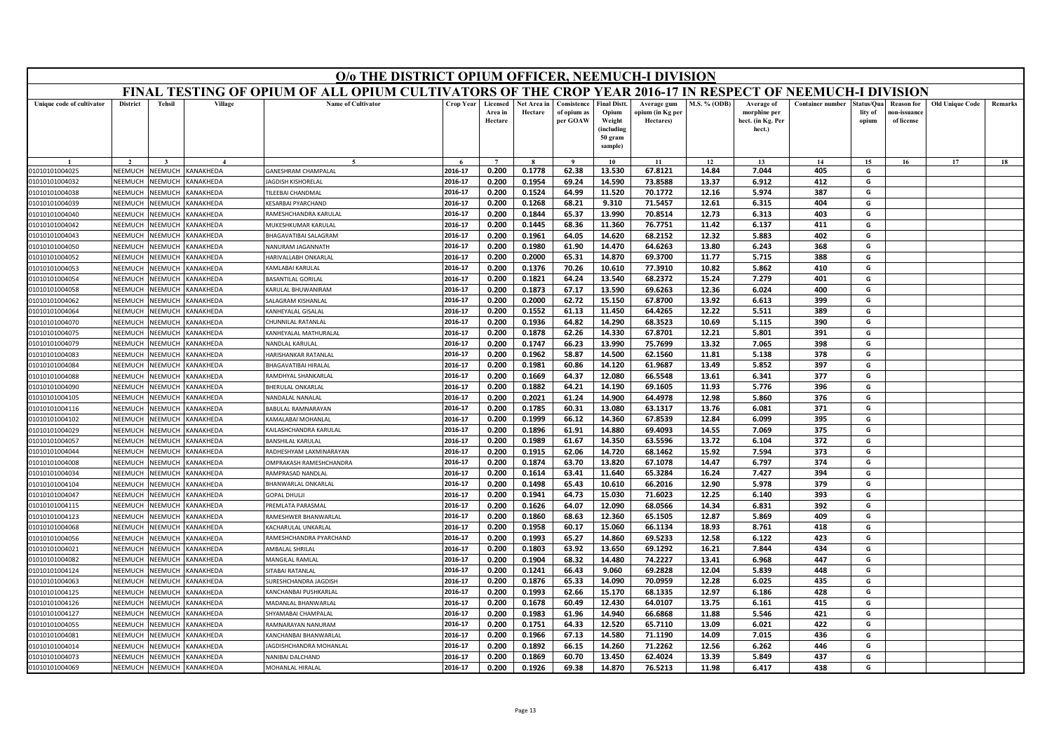# O/o THE DISTRICT OPIUM OFFICER, NEEMUCH-I DIVISION

## FINAL TESTING OF OPIUM OF ALL OPIUM CULTIVATORS OF THE CROP YEAR 2016-17 IN RESPECT OF NEEMUCH-I DIVISION

| Unique code of cultivator | District | Tehsil | Village | Name of Cultivator | Crop Year | Licensed Area in Hectare | Net Area in Hectare | Consistence of opium as per GOAW | Final Distt. Opium Weight (including 50 gram sample) | Average gum opium (in Kg per Hectares) | M.S. % (ODB) | Average of morphine per hect. (in Kg. Per hect.) | Container number | Status/Quality of opium | Reason for non-issuance of license | Old Unique Code | Remarks |
|---|---|---|---|---|---|---|---|---|---|---|---|---|---|---|---|---|---|
| 1 | 2 | 3 | 4 | 5 | 6 | 7 | 8 | 9 | 10 | 11 | 12 | 13 | 14 | 15 | 16 | 17 | 18 |
| 01010101004025 | NEEMUCH | NEEMUCH | KANAKHEDA | GANESHRAM CHAMPALAL | 2016-17 | 0.200 | 0.1778 | 62.38 | 13.530 | 67.8121 | 14.84 | 7.044 | 405 | G | | | |
| 01010101004032 | NEEMUCH | NEEMUCH | KANAKHEDA | JAGDISH KISHORELAL | 2016-17 | 0.200 | 0.1954 | 69.24 | 14.590 | 73.8588 | 13.37 | 6.912 | 412 | G | | | |
| 01010101004038 | NEEMUCH | NEEMUCH | KANAKHEDA | TILEEBAI CHANDMAL | 2016-17 | 0.200 | 0.1524 | 64.99 | 11.520 | 70.1772 | 12.16 | 5.974 | 387 | G | | | |
| 01010101004039 | NEEMUCH | NEEMUCH | KANAKHEDA | KESARBAI PYARCHAND | 2016-17 | 0.200 | 0.1268 | 68.21 | 9.310 | 71.5457 | 12.61 | 6.315 | 404 | G | | | |
| 01010101004040 | NEEMUCH | NEEMUCH | KANAKHEDA | RAMESHCHANDRA KARULAL | 2016-17 | 0.200 | 0.1844 | 65.37 | 13.990 | 70.8514 | 12.73 | 6.313 | 403 | G | | | |
| 01010101004042 | NEEMUCH | NEEMUCH | KANAKHEDA | MUKESHKUMAR KARULAL | 2016-17 | 0.200 | 0.1445 | 68.36 | 11.360 | 76.7751 | 11.42 | 6.137 | 411 | G | | | |
| 01010101004043 | NEEMUCH | NEEMUCH | KANAKHEDA | BHAGAVATIBAI SALAGRAM | 2016-17 | 0.200 | 0.1961 | 64.05 | 14.620 | 68.2152 | 12.32 | 5.883 | 402 | G | | | |
| 01010101004050 | NEEMUCH | NEEMUCH | KANAKHEDA | NANURAM JAGANNATH | 2016-17 | 0.200 | 0.1980 | 61.90 | 14.470 | 64.6263 | 13.80 | 6.243 | 368 | G | | | |
| 01010101004052 | NEEMUCH | NEEMUCH | KANAKHEDA | HARIVALLABH ONKARLAL | 2016-17 | 0.200 | 0.2000 | 65.31 | 14.870 | 69.3700 | 11.77 | 5.715 | 388 | G | | | |
| 01010101004053 | NEEMUCH | NEEMUCH | KANAKHEDA | KAMLABAI KARULAL | 2016-17 | 0.200 | 0.1376 | 70.26 | 10.610 | 77.3910 | 10.82 | 5.862 | 410 | G | | | |
| 01010101004054 | NEEMUCH | NEEMUCH | KANAKHEDA | BASANTILAL GORILAL | 2016-17 | 0.200 | 0.1821 | 64.24 | 13.540 | 68.2372 | 15.24 | 7.279 | 401 | G | | | |
| 01010101004058 | NEEMUCH | NEEMUCH | KANAKHEDA | KARULAL BHUWANIRAM | 2016-17 | 0.200 | 0.1873 | 67.17 | 13.590 | 69.6263 | 12.36 | 6.024 | 400 | G | | | |
| 01010101004062 | NEEMUCH | NEEMUCH | KANAKHEDA | SALAGRAM KISHANLAL | 2016-17 | 0.200 | 0.2000 | 62.72 | 15.150 | 67.8700 | 13.92 | 6.613 | 399 | G | | | |
| 01010101004064 | NEEMUCH | NEEMUCH | KANAKHEDA | KANHEYALAL GISALAL | 2016-17 | 0.200 | 0.1552 | 61.13 | 11.450 | 64.4265 | 12.22 | 5.511 | 389 | G | | | |
| 01010101004070 | NEEMUCH | NEEMUCH | KANAKHEDA | CHUNNILAL RATANLAL | 2016-17 | 0.200 | 0.1936 | 64.82 | 14.290 | 68.3523 | 10.69 | 5.115 | 390 | G | | | |
| 01010101004075 | NEEMUCH | NEEMUCH | KANAKHEDA | KANHEYALAL MATHURALAL | 2016-17 | 0.200 | 0.1878 | 62.26 | 14.330 | 67.8701 | 12.21 | 5.801 | 391 | G | | | |
| 01010101004079 | NEEMUCH | NEEMUCH | KANAKHEDA | NANDLAL KARULAL | 2016-17 | 0.200 | 0.1747 | 66.23 | 13.990 | 75.7699 | 13.32 | 7.065 | 398 | G | | | |
| 01010101004083 | NEEMUCH | NEEMUCH | KANAKHEDA | HARISHANKAR RATANLAL | 2016-17 | 0.200 | 0.1962 | 58.87 | 14.500 | 62.1560 | 11.81 | 5.138 | 378 | G | | | |
| 01010101004084 | NEEMUCH | NEEMUCH | KANAKHEDA | BHAGAVATIBAI HIRALAL | 2016-17 | 0.200 | 0.1981 | 60.86 | 14.120 | 61.9687 | 13.49 | 5.852 | 397 | G | | | |
| 01010101004088 | NEEMUCH | NEEMUCH | KANAKHEDA | RAMDHYAL SHANKARLAL | 2016-17 | 0.200 | 0.1669 | 64.37 | 12.080 | 66.5548 | 13.61 | 6.341 | 377 | G | | | |
| 01010101004090 | NEEMUCH | NEEMUCH | KANAKHEDA | BHERULAL ONKARLAL | 2016-17 | 0.200 | 0.1882 | 64.21 | 14.190 | 69.1605 | 11.93 | 5.776 | 396 | G | | | |
| 01010101004105 | NEEMUCH | NEEMUCH | KANAKHEDA | NANDALAL NANALAL | 2016-17 | 0.200 | 0.2021 | 61.24 | 14.900 | 64.4978 | 12.98 | 5.860 | 376 | G | | | |
| 01010101004116 | NEEMUCH | NEEMUCH | KANAKHEDA | BABULAL RAMNARAYAN | 2016-17 | 0.200 | 0.1785 | 60.31 | 13.080 | 63.1317 | 13.76 | 6.081 | 371 | G | | | |
| 01010101004102 | NEEMUCH | NEEMUCH | KANAKHEDA | KAMALABAI MOHANLAL | 2016-17 | 0.200 | 0.1999 | 66.12 | 14.360 | 67.8539 | 12.84 | 6.099 | 395 | G | | | |
| 01010101004029 | NEEMUCH | NEEMUCH | KANAKHEDA | KAILASHCHANDRA KARULAL | 2016-17 | 0.200 | 0.1896 | 61.91 | 14.880 | 69.4093 | 14.55 | 7.069 | 375 | G | | | |
| 01010101004057 | NEEMUCH | NEEMUCH | KANAKHEDA | BANSHILAL KARULAL | 2016-17 | 0.200 | 0.1989 | 61.67 | 14.350 | 63.5596 | 13.72 | 6.104 | 372 | G | | | |
| 01010101004044 | NEEMUCH | NEEMUCH | KANAKHEDA | RADHESHYAM LAXMINARAYAN | 2016-17 | 0.200 | 0.1915 | 62.06 | 14.720 | 68.1462 | 15.92 | 7.594 | 373 | G | | | |
| 01010101004008 | NEEMUCH | NEEMUCH | KANAKHEDA | OMPRAKASH RAMESHCHANDRA | 2016-17 | 0.200 | 0.1874 | 63.70 | 13.820 | 67.1078 | 14.47 | 6.797 | 374 | G | | | |
| 01010101004034 | NEEMUCH | NEEMUCH | KANAKHEDA | RAMPRASAD NANDLAL | 2016-17 | 0.200 | 0.1614 | 63.41 | 11.640 | 65.3284 | 16.24 | 7.427 | 394 | G | | | |
| 01010101004104 | NEEMUCH | NEEMUCH | KANAKHEDA | BHANWARLAL ONKARLAL | 2016-17 | 0.200 | 0.1498 | 65.43 | 10.610 | 66.2016 | 12.90 | 5.978 | 379 | G | | | |
| 01010101004047 | NEEMUCH | NEEMUCH | KANAKHEDA | GOPAL DHULJI | 2016-17 | 0.200 | 0.1941 | 64.73 | 15.030 | 71.6023 | 12.25 | 6.140 | 393 | G | | | |
| 01010101004115 | NEEMUCH | NEEMUCH | KANAKHEDA | PREMLATA PARASMAL | 2016-17 | 0.200 | 0.1626 | 64.07 | 12.090 | 68.0566 | 14.34 | 6.831 | 392 | G | | | |
| 01010101004123 | NEEMUCH | NEEMUCH | KANAKHEDA | RAMESHWER BHANWARLAL | 2016-17 | 0.200 | 0.1860 | 68.63 | 12.360 | 65.1505 | 12.87 | 5.869 | 409 | G | | | |
| 01010101004068 | NEEMUCH | NEEMUCH | KANAKHEDA | KACHARULAL UNKARLAL | 2016-17 | 0.200 | 0.1958 | 60.17 | 15.060 | 66.1134 | 18.93 | 8.761 | 418 | G | | | |
| 01010101004056 | NEEMUCH | NEEMUCH | KANAKHEDA | RAMESHCHANDRA PYARCHAND | 2016-17 | 0.200 | 0.1993 | 65.27 | 14.860 | 69.5233 | 12.58 | 6.122 | 423 | G | | | |
| 01010101004021 | NEEMUCH | NEEMUCH | KANAKHEDA | AMBALAL SHRILAL | 2016-17 | 0.200 | 0.1803 | 63.92 | 13.650 | 69.1292 | 16.21 | 7.844 | 434 | G | | | |
| 01010101004082 | NEEMUCH | NEEMUCH | KANAKHEDA | MANGILAL RAMLAL | 2016-17 | 0.200 | 0.1904 | 68.32 | 14.480 | 74.2227 | 13.41 | 6.968 | 447 | G | | | |
| 01010101004124 | NEEMUCH | NEEMUCH | KANAKHEDA | SITABAI RATANLAL | 2016-17 | 0.200 | 0.1241 | 66.43 | 9.060 | 69.2828 | 12.04 | 5.839 | 448 | G | | | |
| 01010101004063 | NEEMUCH | NEEMUCH | KANAKHEDA | SURESHCHANDRA JAGDISH | 2016-17 | 0.200 | 0.1876 | 65.33 | 14.090 | 70.0959 | 12.28 | 6.025 | 435 | G | | | |
| 01010101004125 | NEEMUCH | NEEMUCH | KANAKHEDA | KANCHANBAI PUSHKARLAL | 2016-17 | 0.200 | 0.1993 | 62.66 | 15.170 | 68.1335 | 12.97 | 6.186 | 428 | G | | | |
| 01010101004126 | NEEMUCH | NEEMUCH | KANAKHEDA | MADANLAL BHANWARLAL | 2016-17 | 0.200 | 0.1678 | 60.49 | 12.430 | 64.0107 | 13.75 | 6.161 | 415 | G | | | |
| 01010101004127 | NEEMUCH | NEEMUCH | KANAKHEDA | SHYAMABAI CHAMPALAL | 2016-17 | 0.200 | 0.1983 | 61.96 | 14.940 | 66.6868 | 11.88 | 5.546 | 421 | G | | | |
| 01010101004055 | NEEMUCH | NEEMUCH | KANAKHEDA | RAMNARAYAN NANURAM | 2016-17 | 0.200 | 0.1751 | 64.33 | 12.520 | 65.7110 | 13.09 | 6.021 | 422 | G | | | |
| 01010101004081 | NEEMUCH | NEEMUCH | KANAKHEDA | KANCHANBAI BHANWARLAL | 2016-17 | 0.200 | 0.1966 | 67.13 | 14.580 | 71.1190 | 14.09 | 7.015 | 436 | G | | | |
| 01010101004014 | NEEMUCH | NEEMUCH | KANAKHEDA | JAGDISHCHANDRA MOHANLAL | 2016-17 | 0.200 | 0.1892 | 66.15 | 14.260 | 71.2262 | 12.56 | 6.262 | 446 | G | | | |
| 01010101004073 | NEEMUCH | NEEMUCH | KANAKHEDA | NANIBAI DALCHAND | 2016-17 | 0.200 | 0.1869 | 60.70 | 13.450 | 62.4024 | 13.39 | 5.849 | 437 | G | | | |
| 01010101004069 | NEEMUCH | NEEMUCH | KANAKHEDA | MOHANLAL HIRALAL | 2016-17 | 0.200 | 0.1926 | 69.38 | 14.870 | 76.5213 | 11.98 | 6.417 | 438 | G | | | |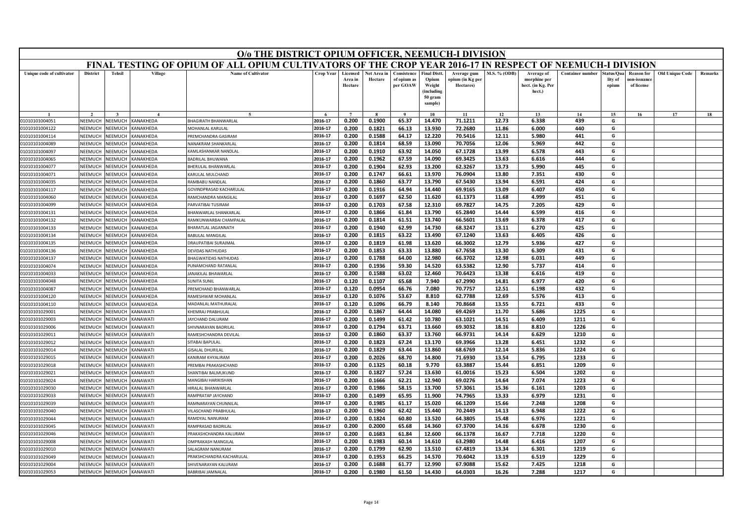# O/o THE DISTRICT OPIUM OFFICER, NEEMUCH-I DIVISION

## FINAL TESTING OF OPIUM OF ALL OPIUM CULTIVATORS OF THE CROP YEAR 2016-17 IN RESPECT OF NEEMUCH-I DIVISION

| Unique code of cultivator | District | Tehsil | Village | Name of Cultivator | Crop Year | Licensed Area in Hectare | Net Area in Hectare | Consistence of opium as per GOAW | Final Distt. Opium Weight (including 50 gram sample) | Average gum opium (in Kg per Hectares) | M.S. % (ODB) | Average of morphine per hect. (in Kg. Per hect.) | Container number | Status/Quality of opium | Reason for non-issuance of license | Old Unique Code | Remarks |
|---|---|---|---|---|---|---|---|---|---|---|---|---|---|---|---|---|---|
| 1 | 2 | 3 | 4 | 5 | 6 | 7 | 8 | 9 | 10 | 11 | 12 | 13 | 14 | 15 | 16 | 17 | 18 |
| 01010101004051 | NEEMUCH | NEEMUCH | KANAKHEDA | BHAGIRATH BHANWARLAL | 2016-17 | 0.200 | 0.1900 | 65.37 | 14.470 | 71.1211 | 12.73 | 6.338 | 439 | G | | | |
| 01010101004122 | NEEMUCH | NEEMUCH | KANAKHEDA | MOHANLAL KARULAL | 2016-17 | 0.200 | 0.1821 | 66.13 | 13.930 | 72.2680 | 11.86 | 6.000 | 440 | G | | | |
| 01010101004114 | NEEMUCH | NEEMUCH | KANAKHEDA | PREMCHANDRA GASIRAM | 2016-17 | 0.200 | 0.1588 | 64.17 | 12.220 | 70.5416 | 12.11 | 5.980 | 441 | G | | | |
| 01010101004089 | NEEMUCH | NEEMUCH | KANAKHEDA | NANAKRAM SHANKARLAL | 2016-17 | 0.200 | 0.1814 | 68.59 | 13.090 | 70.7056 | 12.06 | 5.969 | 442 | G | | | |
| 01010101004097 | NEEMUCH | NEEMUCH | KANAKHEDA | KAMLASHANKAR NANDLAL | 2016-17 | 0.200 | 0.1910 | 63.92 | 14.050 | 67.1728 | 13.99 | 6.578 | 443 | G | | | |
| 01010101004065 | NEEMUCH | NEEMUCH | KANAKHEDA | BADRILAL BHUWANA | 2016-17 | 0.200 | 0.1962 | 67.59 | 14.090 | 69.3425 | 13.63 | 6.616 | 444 | G | | | |
| 01010101004077 | NEEMUCH | NEEMUCH | KANAKHEDA | BHERULAL BHANWARLAL | 2016-17 | 0.200 | 0.1904 | 62.93 | 13.200 | 62.3267 | 13.73 | 5.990 | 445 | G | | | |
| 01010101004071 | NEEMUCH | NEEMUCH | KANAKHEDA | KARULAL MULCHAND | 2016-17 | 0.200 | 0.1747 | 66.61 | 13.970 | 76.0904 | 13.80 | 7.351 | 430 | G | | | |
| 01010101004035 | NEEMUCH | NEEMUCH | KANAKHEDA | RAMBABU NANDLAL | 2016-17 | 0.200 | 0.1860 | 63.77 | 13.790 | 67.5430 | 13.94 | 6.591 | 424 | G | | | |
| 01010101004117 | NEEMUCH | NEEMUCH | KANAKHEDA | GOVINDPRASAD KACHARULAL | 2016-17 | 0.200 | 0.1916 | 64.94 | 14.440 | 69.9165 | 13.09 | 6.407 | 450 | G | | | |
| 01010101004060 | NEEMUCH | NEEMUCH | KANAKHEDA | RAMCHANDRA MANGILAL | 2016-17 | 0.200 | 0.1697 | 62.50 | 11.620 | 61.1373 | 11.68 | 4.999 | 451 | G | | | |
| 01010101004099 | NEEMUCH | NEEMUCH | KANAKHEDA | PARVATIBAI TUSIRAM | 2016-17 | 0.200 | 0.1703 | 67.58 | 12.310 | 69.7827 | 14.75 | 7.205 | 429 | G | | | |
| 01010101004131 | NEEMUCH | NEEMUCH | KANAKHEDA | BHANWARLAL SHANKARLAL | 2016-17 | 0.200 | 0.1866 | 61.84 | 13.790 | 65.2840 | 14.44 | 6.599 | 416 | G | | | |
| 01010101004132 | NEEMUCH | NEEMUCH | KANAKHEDA | RAMKUNWARBAI CHAMPALAL | 2016-17 | 0.200 | 0.1814 | 61.51 | 13.740 | 66.5601 | 13.69 | 6.378 | 417 | G | | | |
| 01010101004133 | NEEMUCH | NEEMUCH | KANAKHEDA | BHARATLAL JAGANNATH | 2016-17 | 0.200 | 0.1940 | 62.99 | 14.730 | 68.3247 | 13.11 | 6.270 | 425 | G | | | |
| 01010101004134 | NEEMUCH | NEEMUCH | KANAKHEDA | BABULAL MANGILAL | 2016-17 | 0.200 | 0.1815 | 63.22 | 13.490 | 67.1240 | 13.63 | 6.405 | 426 | G | | | |
| 01010101004135 | NEEMUCH | NEEMUCH | KANAKHEDA | DRAUPATIBAI SURAJMAL | 2016-17 | 0.200 | 0.1819 | 61.98 | 13.620 | 66.3002 | 12.79 | 5.936 | 427 | G | | | |
| 01010101004136 | NEEMUCH | NEEMUCH | KANAKHEDA | DEVIDAS NATHUDAS | 2016-17 | 0.200 | 0.1853 | 63.33 | 13.880 | 67.7658 | 13.30 | 6.309 | 431 | G | | | |
| 01010101004137 | NEEMUCH | NEEMUCH | KANAKHEDA | BHAGWATIDAS NATHUDAS | 2016-17 | 0.200 | 0.1788 | 64.00 | 12.980 | 66.3702 | 12.98 | 6.031 | 449 | G | | | |
| 01010101004074 | NEEMUCH | NEEMUCH | KANAKHEDA | PUNAMCHAND RATANLAL | 2016-17 | 0.200 | 0.1936 | 59.30 | 14.520 | 63.5382 | 12.90 | 5.737 | 414 | G | | | |
| 01010101004033 | NEEMUCH | NEEMUCH | KANAKHEDA | JANAKILAL BHAWARLAL | 2016-17 | 0.200 | 0.1588 | 63.02 | 12.460 | 70.6423 | 13.38 | 6.616 | 419 | G | | | |
| 01010101004048 | NEEMUCH | NEEMUCH | KANAKHEDA | SUNITA SUNIL | 2016-17 | 0.120 | 0.1107 | 65.68 | 7.940 | 67.2990 | 14.81 | 6.977 | 420 | G | | | |
| 01010101004087 | NEEMUCH | NEEMUCH | KANAKHEDA | PREMCHAND BHANWARLAL | 2016-17 | 0.120 | 0.0954 | 66.76 | 7.080 | 70.7757 | 12.51 | 6.198 | 432 | G | | | |
| 01010101004120 | NEEMUCH | NEEMUCH | KANAKHEDA | RAMESHWAR MOHANLAL | 2016-17 | 0.120 | 0.1076 | 53.67 | 8.810 | 62.7788 | 12.69 | 5.576 | 413 | G | | | |
| 01010101004110 | NEEMUCH | NEEMUCH | KANAKHEDA | MADANLAL MATHURALAL | 2016-17 | 0.120 | 0.1096 | 66.79 | 8.140 | 70.8668 | 13.55 | 6.721 | 433 | G | | | |
| 01010101029001 | NEEMUCH | NEEMUCH | KANAWATI | KHEMRAJ PRABHULAL | 2016-17 | 0.200 | 0.1867 | 64.44 | 14.080 | 69.4269 | 11.70 | 5.686 | 1225 | G | | | |
| 01010101029003 | NEEMUCH | NEEMUCH | KANAWATI | JAYCHAND DALURAM | 2016-17 | 0.200 | 0.1499 | 61.42 | 10.780 | 63.1021 | 14.51 | 6.409 | 1211 | G | | | |
| 01010101029006 | NEEMUCH | NEEMUCH | KANAWATI | SHIVNARAYAN BADRILAL | 2016-17 | 0.200 | 0.1794 | 63.71 | 13.660 | 69.3032 | 18.16 | 8.810 | 1226 | G | | | |
| 01010101029011 | NEEMUCH | NEEMUCH | KANAWATI | RAMESHCHANDRA DEVILAL | 2016-17 | 0.200 | 0.1860 | 63.37 | 13.760 | 66.9731 | 14.14 | 6.629 | 1210 | G | | | |
| 01010101029012 | NEEMUCH | NEEMUCH | KANAWATI | SITABAI BAPULAL | 2016-17 | 0.200 | 0.1823 | 67.24 | 13.170 | 69.3966 | 13.28 | 6.451 | 1232 | G | | | |
| 01010101029014 | NEEMUCH | NEEMUCH | KANAWATI | GISALAL DHURILAL | 2016-17 | 0.200 | 0.1829 | 63.44 | 13.860 | 68.6769 | 12.14 | 5.836 | 1224 | G | | | |
| 01010101029015 | NEEMUCH | NEEMUCH | KANAWATI | KANIRAM KHYALIRAM | 2016-17 | 0.200 | 0.2026 | 68.70 | 14.800 | 71.6930 | 13.54 | 6.795 | 1233 | G | | | |
| 01010101029018 | NEEMUCH | NEEMUCH | KANAWATI | PREMBAI PRAKASHCHAND | 2016-17 | 0.200 | 0.1325 | 60.18 | 9.770 | 63.3887 | 15.44 | 6.851 | 1209 | G | | | |
| 01010101029021 | NEEMUCH | NEEMUCH | KANAWATI | SHANTIBAI BALMUKUND | 2016-17 | 0.200 | 0.1827 | 57.24 | 13.630 | 61.0016 | 15.23 | 6.504 | 1202 | G | | | |
| 01010101029024 | NEEMUCH | NEEMUCH | KANAWATI | MANGIBAI HARIKISHAN | 2016-17 | 0.200 | 0.1666 | 62.21 | 12.940 | 69.0276 | 14.64 | 7.074 | 1223 | G | | | |
| 01010101029030 | NEEMUCH | NEEMUCH | KANAWATI | HIRALAL BHANWARLAL | 2016-17 | 0.200 | 0.1986 | 58.15 | 13.700 | 57.3061 | 15.36 | 6.161 | 1203 | G | | | |
| 01010101029033 | NEEMUCH | NEEMUCH | KANAWATI | RAMPRATAP JAYCHAND | 2016-17 | 0.200 | 0.1499 | 65.95 | 11.900 | 74.7965 | 13.33 | 6.979 | 1231 | G | | | |
| 01010101029039 | NEEMUCH | NEEMUCH | KANAWATI | RAMNARAYAN CHUNNILAL | 2016-17 | 0.200 | 0.1985 | 61.17 | 15.020 | 66.1209 | 15.66 | 7.248 | 1208 | G | | | |
| 01010101029040 | NEEMUCH | NEEMUCH | KANAWATI | VILASCHAND PRABHULAL | 2016-17 | 0.200 | 0.1960 | 62.42 | 15.440 | 70.2449 | 14.13 | 6.948 | 1222 | G | | | |
| 01010101029044 | NEEMUCH | NEEMUCH | KANAWATI | RAMDYAL NANURAM | 2016-17 | 0.200 | 0.1824 | 60.80 | 13.520 | 64.3805 | 15.48 | 6.976 | 1221 | G | | | |
| 01010101029045 | NEEMUCH | NEEMUCH | KANAWATI | RAMPRASAD BADRILAL | 2016-17 | 0.200 | 0.2000 | 65.68 | 14.360 | 67.3700 | 14.16 | 6.678 | 1230 | G | | | |
| 01010101029046 | NEEMUCH | NEEMUCH | KANAWATI | PRAKASHCHANDRA KALURAM | 2016-17 | 0.200 | 0.1683 | 61.84 | 12.600 | 66.1378 | 16.67 | 7.718 | 1220 | G | | | |
| 01010101029008 | NEEMUCH | NEEMUCH | KANAWATI | OMPRAKASH MANGILAL | 2016-17 | 0.200 | 0.1983 | 60.14 | 14.610 | 63.2980 | 14.48 | 6.416 | 1207 | G | | | |
| 01010101029010 | NEEMUCH | NEEMUCH | KANAWATI | SALAGRAM NANURAM | 2016-17 | 0.200 | 0.1799 | 62.90 | 13.510 | 67.4819 | 13.34 | 6.301 | 1219 | G | | | |
| 01010101029049 | NEEMUCH | NEEMUCH | KANAWATI | PRAKSHCHANDRA KACHARULAL | 2016-17 | 0.200 | 0.1953 | 66.25 | 14.570 | 70.6042 | 13.19 | 6.519 | 1229 | G | | | |
| 01010101029004 | NEEMUCH | NEEMUCH | KANAWATI | SHIVENARAYAN KALURAM | 2016-17 | 0.200 | 0.1688 | 61.77 | 12.990 | 67.9088 | 15.62 | 7.425 | 1218 | G | | | |
| 01010101029053 | NEEMUCH | NEEMUCH | KANAWATI | BABRIBAI JAMNALAL | 2016-17 | 0.200 | 0.1980 | 61.50 | 14.430 | 64.0303 | 16.26 | 7.288 | 1217 | G | | | |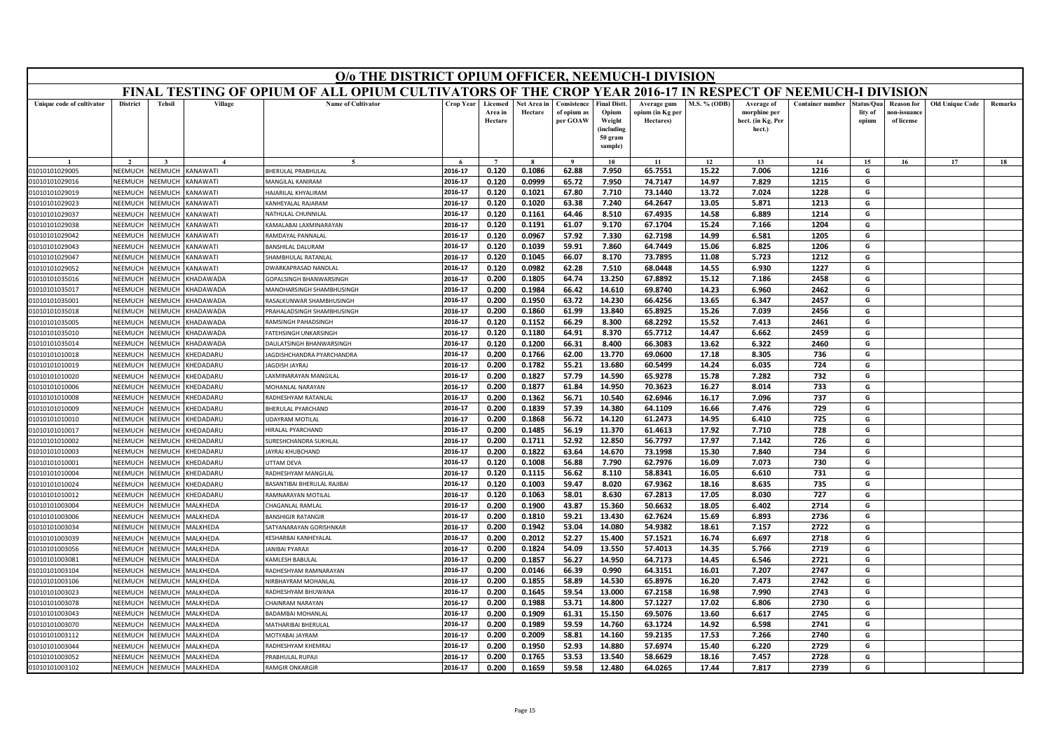# O/o THE DISTRICT OPIUM OFFICER, NEEMUCH-I DIVISION

## FINAL TESTING OF OPIUM OF ALL OPIUM CULTIVATORS OF THE CROP YEAR 2016-17 IN RESPECT OF NEEMUCH-I DIVISION

| Unique code of cultivator | District | Tehsil | Village | Name of Cultivator | Crop Year | Licensed Area in Hectare | Net Area in Hectare | Consistence of opium as per GOAW | Final Distt. Opium Weight (including 50 gram sample) | Average gum opium (in Kg per Hectares) | M.S. % (ODB) | Average of morphine per hect. (in Kg. Per hect.) | Container number | Status/Quality of opium | Reason for non-issuance of licence | Old Unique Code | Remarks |
|---|---|---|---|---|---|---|---|---|---|---|---|---|---|---|---|---|---|
| 1 | 2 | 3 | 4 | 5 | 6 | 7 | 8 | 9 | 10 | 11 | 12 | 13 | 14 | 15 | 16 | 17 | 18 |
| 01010101029005 | NEEMUCH | NEEMUCH | KANAWATI | BHERULAL PRABHULAL | 2016-17 | 0.120 | 0.1086 | 62.88 | 7.950 | 65.7551 | 15.22 | 7.006 | 1216 | G | | | |
| 01010101029016 | NEEMUCH | NEEMUCH | KANAWATI | MANGILAL KANIRAM | 2016-17 | 0.120 | 0.0999 | 65.72 | 7.950 | 74.7147 | 14.97 | 7.829 | 1215 | G | | | |
| 01010101029019 | NEEMUCH | NEEMUCH | KANAWATI | HAJARILAL KHYALIRAM | 2016-17 | 0.120 | 0.1021 | 67.80 | 7.710 | 73.1440 | 13.72 | 7.024 | 1228 | G | | | |
| 01010101029023 | NEEMUCH | NEEMUCH | KANAWATI | KANHEYALAL RAJARAM | 2016-17 | 0.120 | 0.1020 | 63.38 | 7.240 | 64.2647 | 13.05 | 5.871 | 1213 | G | | | |
| 01010101029037 | NEEMUCH | NEEMUCH | KANAWATI | NATHULAL CHUNNILAL | 2016-17 | 0.120 | 0.1161 | 64.46 | 8.510 | 67.4935 | 14.58 | 6.889 | 1214 | G | | | |
| 01010101029038 | NEEMUCH | NEEMUCH | KANAWATI | KAMALABAI LAXMINARAYAN | 2016-17 | 0.120 | 0.1191 | 61.07 | 9.170 | 67.1704 | 15.24 | 7.166 | 1204 | G | | | |
| 01010101029042 | NEEMUCH | NEEMUCH | KANAWATI | RAMDAYAL PANNALAL | 2016-17 | 0.120 | 0.0967 | 57.92 | 7.330 | 62.7198 | 14.99 | 6.581 | 1205 | G | | | |
| 01010101029043 | NEEMUCH | NEEMUCH | KANAWATI | BANSHILAL DALURAM | 2016-17 | 0.120 | 0.1039 | 59.91 | 7.860 | 64.7449 | 15.06 | 6.825 | 1206 | G | | | |
| 01010101029047 | NEEMUCH | NEEMUCH | KANAWATI | SHAMBHULAL RATANLAL | 2016-17 | 0.120 | 0.1045 | 66.07 | 8.170 | 73.7895 | 11.08 | 5.723 | 1212 | G | | | |
| 01010101029052 | NEEMUCH | NEEMUCH | KANAWATI | DWARKAPRASAD NANDLAL | 2016-17 | 0.120 | 0.0982 | 62.28 | 7.510 | 68.0448 | 14.55 | 6.930 | 1227 | G | | | |
| 01010101035016 | NEEMUCH | NEEMUCH | KHADAWADA | GOPALSINGH BHANWARSINGH | 2016-17 | 0.200 | 0.1805 | 64.74 | 13.250 | 67.8892 | 15.12 | 7.186 | 2458 | G | | | |
| 01010101035017 | NEEMUCH | NEEMUCH | KHADAWADA | MANOHARSINGH SHAMBHUSINGH | 2016-17 | 0.200 | 0.1984 | 66.42 | 14.610 | 69.8740 | 14.23 | 6.960 | 2462 | G | | | |
| 01010101035001 | NEEMUCH | NEEMUCH | KHADAWADA | RASALKUNWAR SHAMBHUSINGH | 2016-17 | 0.200 | 0.1950 | 63.72 | 14.230 | 66.4256 | 13.65 | 6.347 | 2457 | G | | | |
| 01010101035018 | NEEMUCH | NEEMUCH | KHADAWADA | PRAHALADSINGH SHAMBHUSINGH | 2016-17 | 0.200 | 0.1860 | 61.99 | 13.840 | 65.8925 | 15.26 | 7.039 | 2456 | G | | | |
| 01010101035005 | NEEMUCH | NEEMUCH | KHADAWADA | RAMSINGH PAHADSINGH | 2016-17 | 0.120 | 0.1152 | 66.29 | 8.300 | 68.2292 | 15.52 | 7.413 | 2461 | G | | | |
| 01010101035010 | NEEMUCH | NEEMUCH | KHADAWADA | FATEHSINGH UNKARSINGH | 2016-17 | 0.120 | 0.1180 | 64.91 | 8.370 | 65.7712 | 14.47 | 6.662 | 2459 | G | | | |
| 01010101035014 | NEEMUCH | NEEMUCH | KHADAWADA | DAULATSINGH BHANWARSINGH | 2016-17 | 0.120 | 0.1200 | 66.31 | 8.400 | 66.3083 | 13.62 | 6.322 | 2460 | G | | | |
| 01010101010018 | NEEMUCH | NEEMUCH | KHEDADARU | JAGDISHCHANDRA PYARCHANDRA | 2016-17 | 0.200 | 0.1766 | 62.00 | 13.770 | 69.0600 | 17.18 | 8.305 | 736 | G | | | |
| 01010101010019 | NEEMUCH | NEEMUCH | KHEDADARU | JAGDISH JAYRAJ | 2016-17 | 0.200 | 0.1782 | 55.21 | 13.680 | 60.5499 | 14.24 | 6.035 | 724 | G | | | |
| 01010101010020 | NEEMUCH | NEEMUCH | KHEDADARU | LAXMINARAYAN MANGILAL | 2016-17 | 0.200 | 0.1827 | 57.79 | 14.590 | 65.9278 | 15.78 | 7.282 | 732 | G | | | |
| 01010101010006 | NEEMUCH | NEEMUCH | KHEDADARU | MOHANLAL NARAYAN | 2016-17 | 0.200 | 0.1877 | 61.84 | 14.950 | 70.3623 | 16.27 | 8.014 | 733 | G | | | |
| 01010101010008 | NEEMUCH | NEEMUCH | KHEDADARU | RADHESHYAM RATANLAL | 2016-17 | 0.200 | 0.1362 | 56.71 | 10.540 | 62.6946 | 16.17 | 7.096 | 737 | G | | | |
| 01010101010009 | NEEMUCH | NEEMUCH | KHEDADARU | BHERULAL PYARCHAND | 2016-17 | 0.200 | 0.1839 | 57.39 | 14.380 | 64.1109 | 16.66 | 7.476 | 729 | G | | | |
| 01010101010010 | NEEMUCH | NEEMUCH | KHEDADARU | UDAYRAM MOTILAL | 2016-17 | 0.200 | 0.1868 | 56.72 | 14.120 | 61.2473 | 14.95 | 6.410 | 725 | G | | | |
| 01010101010017 | NEEMUCH | NEEMUCH | KHEDADARU | HIRALAL PYARCHAND | 2016-17 | 0.200 | 0.1485 | 56.19 | 11.370 | 61.4613 | 17.92 | 7.710 | 728 | G | | | |
| 01010101010002 | NEEMUCH | NEEMUCH | KHEDADARU | SURESHCHANDRA SUKHLAL | 2016-17 | 0.200 | 0.1711 | 52.92 | 12.850 | 56.7797 | 17.97 | 7.142 | 726 | G | | | |
| 01010101010003 | NEEMUCH | NEEMUCH | KHEDADARU | JAYRAJ KHUBCHAND | 2016-17 | 0.200 | 0.1822 | 63.64 | 14.670 | 73.1998 | 15.30 | 7.840 | 734 | G | | | |
| 01010101010001 | NEEMUCH | NEEMUCH | KHEDADARU | UTTAM DEVA | 2016-17 | 0.120 | 0.1008 | 56.88 | 7.790 | 62.7976 | 16.09 | 7.073 | 730 | G | | | |
| 01010101010004 | NEEMUCH | NEEMUCH | KHEDADARU | RADHESHYAM MANGILAL | 2016-17 | 0.120 | 0.1115 | 56.62 | 8.110 | 58.8341 | 16.05 | 6.610 | 731 | G | | | |
| 01010101010024 | NEEMUCH | NEEMUCH | KHEDADARU | BASANTIBAI BHERULAL RAJIBAI | 2016-17 | 0.120 | 0.1003 | 59.47 | 8.020 | 67.9362 | 18.16 | 8.635 | 735 | G | | | |
| 01010101010012 | NEEMUCH | NEEMUCH | KHEDADARU | RAMNARAYAN MOTILAL | 2016-17 | 0.120 | 0.1063 | 58.01 | 8.630 | 67.2813 | 17.05 | 8.030 | 727 | G | | | |
| 01010101003004 | NEEMUCH | NEEMUCH | MALKHEDA | CHAGANLAL RAMLAL | 2016-17 | 0.200 | 0.1900 | 43.87 | 15.360 | 50.6632 | 18.05 | 6.402 | 2714 | G | | | |
| 01010101003006 | NEEMUCH | NEEMUCH | MALKHEDA | BANSHIGIR RATANGIR | 2016-17 | 0.200 | 0.1810 | 59.21 | 13.430 | 62.7624 | 15.69 | 6.893 | 2736 | G | | | |
| 01010101003034 | NEEMUCH | NEEMUCH | MALKHEDA | SATYANARAYAN GORISHNKAR | 2016-17 | 0.200 | 0.1942 | 53.04 | 14.080 | 54.9382 | 18.61 | 7.157 | 2722 | G | | | |
| 01010101003039 | NEEMUCH | NEEMUCH | MALKHEDA | KESHARBAI KANHEYALAL | 2016-17 | 0.200 | 0.2012 | 52.27 | 15.400 | 57.1521 | 16.74 | 6.697 | 2718 | G | | | |
| 01010101003056 | NEEMUCH | NEEMUCH | MALKHEDA | JANIBAI PYARAJI | 2016-17 | 0.200 | 0.1824 | 54.09 | 13.550 | 57.4013 | 14.35 | 5.766 | 2719 | G | | | |
| 01010101003081 | NEEMUCH | NEEMUCH | MALKHEDA | KAMLESH BABULAL | 2016-17 | 0.200 | 0.1857 | 56.27 | 14.950 | 64.7173 | 14.45 | 6.546 | 2721 | G | | | |
| 01010101003104 | NEEMUCH | NEEMUCH | MALKHEDA | RADHESHYAM RAMNARAYAN | 2016-17 | 0.200 | 0.0146 | 66.39 | 0.990 | 64.3151 | 16.01 | 7.207 | 2747 | G | | | |
| 01010101003106 | NEEMUCH | NEEMUCH | MALKHEDA | NIRBHAYRAM MOHANLAL | 2016-17 | 0.200 | 0.1855 | 58.89 | 14.530 | 65.8976 | 16.20 | 7.473 | 2742 | G | | | |
| 01010101003023 | NEEMUCH | NEEMUCH | MALKHEDA | RADHESHYAM BHUWANA | 2016-17 | 0.200 | 0.1645 | 59.54 | 13.000 | 67.2158 | 16.98 | 7.990 | 2743 | G | | | |
| 01010101003078 | NEEMUCH | NEEMUCH | MALKHEDA | CHAINRAM NARAYAN | 2016-17 | 0.200 | 0.1988 | 53.71 | 14.800 | 57.1227 | 17.02 | 6.806 | 2730 | G | | | |
| 01010101003043 | NEEMUCH | NEEMUCH | MALKHEDA | BADAMBAI MOHANLAL | 2016-17 | 0.200 | 0.1909 | 61.31 | 15.150 | 69.5076 | 13.60 | 6.617 | 2745 | G | | | |
| 01010101003070 | NEEMUCH | NEEMUCH | MALKHEDA | MATHARIBAI BHERULAL | 2016-17 | 0.200 | 0.1989 | 59.59 | 14.760 | 63.1724 | 14.92 | 6.598 | 2741 | G | | | |
| 01010101003112 | NEEMUCH | NEEMUCH | MALKHEDA | MOTYABAI JAYRAM | 2016-17 | 0.200 | 0.2009 | 58.81 | 14.160 | 59.2135 | 17.53 | 7.266 | 2740 | G | | | |
| 01010101003044 | NEEMUCH | NEEMUCH | MALKHEDA | RADHESHYAM KHEMRAJ | 2016-17 | 0.200 | 0.1950 | 52.93 | 14.880 | 57.6974 | 15.40 | 6.220 | 2729 | G | | | |
| 01010101003052 | NEEMUCH | NEEMUCH | MALKHEDA | PRABHULAL RUPAJI | 2016-17 | 0.200 | 0.1765 | 53.53 | 13.540 | 58.6629 | 18.16 | 7.457 | 2728 | G | | | |
| 01010101003102 | NEEMUCH | NEEMUCH | MALKHEDA | RAMGIR ONKARGIR | 2016-17 | 0.200 | 0.1659 | 59.58 | 12.480 | 64.0265 | 17.44 | 7.817 | 2739 | G | | | |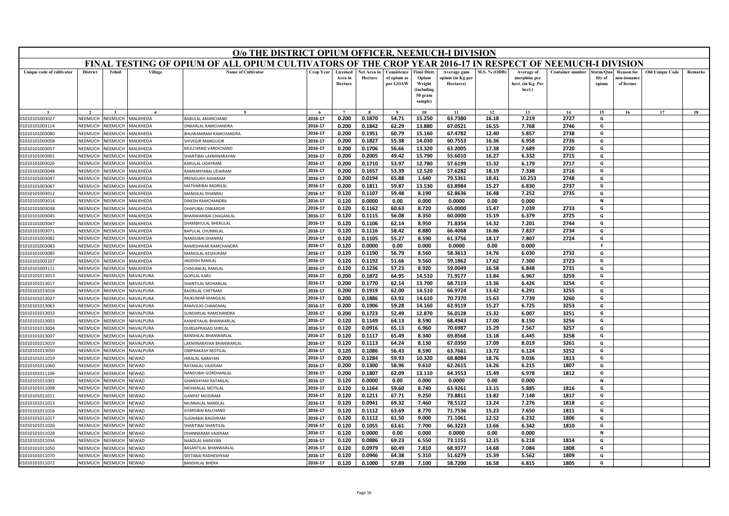# O/o THE DISTRICT OPIUM OFFICER, NEEMUCH-I DIVISION

## FINAL TESTING OF OPIUM OF ALL OPIUM CULTIVATORS OF THE CROP YEAR 2016-17 IN RESPECT OF NEEMUCH-I DIVISION

| Unique code of cultivator | District | Tehsil | Village | Name of Cultivator | Crop Year | Licensed Area in Hectare | Net Area in Hectare | Consistence of opium as per GOAW | Final Distt. Opium Weight (including 50 gram sample) | Average gum opium (in Kg per Hectares) | M.S. % (ODB) | Average of morphine per hect. (in Kg. Per hect.) | Container number | Status/Quality of opium | Reason for non-issuance of license | Old Unique Code | Remarks |
|---|---|---|---|---|---|---|---|---|---|---|---|---|---|---|---|---|---|
| 1 | 2 | 3 | 4 | 5 | 6 | 7 | 8 | 9 | 10 | 11 | 12 | 13 | 14 | 15 | 16 | 17 | 18 |
| 01010101003027 | NEEMUCH | NEEMUCH | MALKHEDA | BABULAL AMARCHAND | 2016-17 | 0.200 | 0.1870 | 54.71 | 15.250 | 63.7380 | 16.18 | 7.219 | 2727 | G | | | |
| 01010101003114 | NEEMUCH | NEEMUCH | MALKHEDA | ONKARLAL RAMCHANDRA | 2016-17 | 0.200 | 0.1842 | 62.29 | 13.880 | 67.0521 | 16.55 | 7.768 | 2746 | G | | | |
| 01010101003080 | NEEMUCH | NEEMUCH | MALKHEDA | BHUWANIRAM RAMCHANDRA | 2016-17 | 0.200 | 0.1951 | 60.79 | 15.160 | 67.4782 | 12.40 | 5.857 | 2738 | G | | | |
| 01010101003058 | NEEMUCH | NEEMUCH | MALKHEDA | SHIVEGIR MANGUGIR | 2016-17 | 0.200 | 0.1827 | 55.38 | 14.030 | 60.7553 | 16.36 | 6.958 | 2726 | G | | | |
| 01010101003057 | NEEMUCH | NEEMUCH | MALKHEDA | MULCHAND VARDICHAND | 2016-17 | 0.200 | 0.1706 | 56.66 | 13.320 | 63.2005 | 17.38 | 7.689 | 2720 | G | | | |
| 01010101003001 | NEEMUCH | NEEMUCH | MALKHEDA | SHANTIBAI LAXMINARAYAN | 2016-17 | 0.200 | 0.2005 | 49.42 | 15.790 | 55.6010 | 16.27 | 6.332 | 2715 | G | | | |
| 01010101003026 | NEEMUCH | NEEMUCH | MALKHEDA | KARULAL UDAYRAM | 2016-17 | 0.200 | 0.1710 | 53.97 | 12.780 | 57.6199 | 15.32 | 6.179 | 2717 | G | | | |
| 01010101003048 | NEEMUCH | NEEMUCH | MALKHEDA | RAMKANYABAI UDAIRAM | 2016-17 | 0.200 | 0.1657 | 53.39 | 12.520 | 57.6282 | 18.19 | 7.338 | 2716 | G | | | |
| 01010101003097 | NEEMUCH | NEEMUCH | MALKHEDA | PREMSUKH ASHARAM | 2016-17 | 0.200 | 0.0194 | 65.88 | 1.640 | 79.5361 | 18.41 | 10.253 | 2748 | G | | | |
| 01010101003067 | NEEMUCH | NEEMUCH | MALKHEDA | MATHARIBAI BADRILAL | 2016-17 | 0.200 | 0.1811 | 59.87 | 13.530 | 63.8984 | 15.27 | 6.830 | 2737 | G | | | |
| 01010101003012 | NEEMUCH | NEEMUCH | MALKHEDA | MANGILAL DHANRAJ | 2016-17 | 0.120 | 0.1107 | 59.48 | 8.190 | 62.8636 | 16.48 | 7.252 | 2735 | G | | | |
| 01010101003014 | NEEMUCH | NEEMUCH | MALKHEDA | DINESH RAMCHANDRA | 2016-17 | 0.120 | 0.0000 | 0.00 | 0.000 | 0.0000 | 0.00 | 0.000 | | N | | | |
| 01010101003038 | NEEMUCH | NEEMUCH | MALKHEDA | DHAPUBAI ONKARGIR | 2016-17 | 0.120 | 0.1162 | 60.63 | 8.720 | 65.0000 | 15.47 | 7.039 | 2733 | G | | | |
| 01010101003045 | NEEMUCH | NEEMUCH | MALKHEDA | BHANWARIBAI CHAGANLAL | 2016-17 | 0.120 | 0.1115 | 56.08 | 8.350 | 60.0000 | 15.19 | 6.379 | 2725 | G | | | |
| 01010101003047 | NEEMUCH | NEEMUCH | MALKHEDA | SHAMBHULAL BHERULAL | 2016-17 | 0.120 | 0.1106 | 62.14 | 8.950 | 71.8354 | 14.32 | 7.201 | 2744 | G | | | |
| 01010101003071 | NEEMUCH | NEEMUCH | MALKHEDA | BAPULAL CHUNNILAL | 2016-17 | 0.120 | 0.1116 | 58.42 | 8.880 | 66.4068 | 16.86 | 7.837 | 2734 | G | | | |
| 01010101003082 | NEEMUCH | NEEMUCH | MALKHEDA | NANDUBAI DHANRAJ | 2016-17 | 0.120 | 0.1105 | 55.27 | 8.590 | 61.3756 | 18.17 | 7.807 | 2724 | G | | | |
| 01010101003083 | NEEMUCH | NEEMUCH | MALKHEDA | RAMESHWAR RAMCHANDRA | 2016-17 | 0.120 | 0.0000 | 0.00 | 0.000 | 0.0000 | 0.00 | 0.000 | | F | | | |
| 01010101003085 | NEEMUCH | NEEMUCH | MALKHEDA | MANGILAL KESHURAM | 2016-17 | 0.120 | 0.1190 | 56.79 | 8.560 | 58.3613 | 14.76 | 6.030 | 2732 | G | | | |
| 01010101003107 | NEEMUCH | NEEMUCH | MALKHEDA | JAGDISH RAMLAL | 2016-17 | 0.120 | 0.1192 | 51.66 | 9.560 | 59.1862 | 17.62 | 7.300 | 2723 | G | | | |
| 01010101003111 | NEEMUCH | NEEMUCH | MALKHEDA | CHAGANLAL RAMLAL | 2016-17 | 0.120 | 0.1236 | 57.23 | 8.920 | 59.0049 | 16.58 | 6.848 | 2731 | G | | | |
| 01010101013013 | NEEMUCH | NEEMUCH | NAVALPURA | GOPILAL KARU | 2016-17 | 0.200 | 0.1872 | 64.95 | 14.510 | 71.9177 | 13.84 | 6.967 | 3259 | G | | | |
| 01010101013017 | NEEMUCH | NEEMUCH | NAVALPURA | SHANTILAL MOHANLAL | 2016-17 | 0.200 | 0.1770 | 62.14 | 13.700 | 68.7119 | 13.36 | 6.426 | 3254 | G | | | |
| 01010101013018 | NEEMUCH | NEEMUCH | NAVALPURA | BADRILAL CHETRAM | 2016-17 | 0.200 | 0.1919 | 62.00 | 14.510 | 66.9724 | 13.42 | 6.291 | 3255 | G | | | |
| 01010101013027 | NEEMUCH | NEEMUCH | NAVALPURA | RAJKUMAR MANGILAL | 2016-17 | 0.200 | 0.1886 | 63.92 | 14.610 | 70.7370 | 15.63 | 7.739 | 3260 | G | | | |
| 01010101013063 | NEEMUCH | NEEMUCH | NAVALPURA | RAMVILAS CHANDMAL | 2016-17 | 0.200 | 0.1906 | 59.28 | 14.160 | 62.9119 | 15.27 | 6.725 | 3253 | G | | | |
| 01010101013033 | NEEMUCH | NEEMUCH | NAVALPURA | SUNDARLAL RAMCHANDRA | 2016-17 | 0.200 | 0.1723 | 52.49 | 12.870 | 56.0128 | 15.32 | 6.007 | 3251 | G | | | |
| 01010101013003 | NEEMUCH | NEEMUCH | NAVALPURA | KANHEYALAL BHANWARLAL | 2016-17 | 0.120 | 0.1149 | 64.13 | 8.590 | 68.4943 | 17.00 | 8.150 | 3256 | G | | | |
| 01010101013004 | NEEMUCH | NEEMUCH | NAVALPURA | DURGAPRASAD SHRILAL | 2016-17 | 0.120 | 0.0916 | 65.13 | 6.960 | 70.6987 | 15.29 | 7.567 | 3257 | G | | | |
| 01010101013007 | NEEMUCH | NEEMUCH | NAVALPURA | BANSHILAL BHANWARLAL | 2016-17 | 0.120 | 0.1117 | 65.49 | 8.340 | 69.8568 | 13.18 | 6.445 | 3258 | G | | | |
| 01010101013019 | NEEMUCH | NEEMUCH | NAVALPURA | LAXMINARAYAN BHANWARLAL | 2016-17 | 0.120 | 0.1113 | 64.24 | 8.130 | 67.0350 | 17.09 | 8.019 | 3261 | G | | | |
| 01010101013050 | NEEMUCH | NEEMUCH | NAVALPURA | OMPRAKASH MOTILAL | 2016-17 | 0.120 | 0.1086 | 56.43 | 8.590 | 63.7661 | 13.72 | 6.124 | 3252 | G | | | |
| 01010101011019 | NEEMUCH | NEEMUCH | NEWAD | HIRALAL NARAYAN | 2016-17 | 0.200 | 0.1284 | 59.93 | 10.320 | 68.8084 | 18.76 | 9.036 | 1813 | G | | | |
| 01010101011060 | NEEMUCH | NEEMUCH | NEWAD | RATANLAL VAJERAM | 2016-17 | 0.200 | 0.1300 | 58.96 | 9.610 | 62.2615 | 14.26 | 6.215 | 1807 | G | | | |
| 01010101011106 | NEEMUCH | NEEMUCH | NEWAD | NANDUBAI GORDHANLAL | 2016-17 | 0.200 | 0.1807 | 62.09 | 13.110 | 64.3553 | 15.49 | 6.978 | 1812 | G | | | |
| 01010101011002 | NEEMUCH | NEEMUCH | NEWAD | GHANSHYAM RATANLAL | 2016-17 | 0.120 | 0.0000 | 0.00 | 0.000 | 0.0000 | 0.00 | 0.000 | | N | | | |
| 01010101011008 | NEEMUCH | NEEMUCH | NEWAD | MOHANLAL MOTILAL | 2016-17 | 0.120 | 0.1164 | 59.60 | 8.740 | 63.9261 | 13.15 | 5.885 | 1816 | G | | | |
| 01010101011011 | NEEMUCH | NEEMUCH | NEWAD | GANPAT MODIRAM | 2016-17 | 0.120 | 0.1211 | 67.71 | 9.250 | 73.8811 | 13.82 | 7.148 | 1817 | G | | | |
| 01010101011013 | NEEMUCH | NEEMUCH | NEWAD | MUNNALAL NANDLAL | 2016-17 | 0.120 | 0.0941 | 69.32 | 7.460 | 78.5122 | 13.24 | 7.276 | 1818 | G | | | |
| 01010101011016 | NEEMUCH | NEEMUCH | NEWAD | GYARSIBAI BALCHAND | 2016-17 | 0.120 | 0.1112 | 63.69 | 8.770 | 71.7536 | 15.23 | 7.650 | 1811 | G | | | |
| 01010101011017 | NEEMUCH | NEEMUCH | NEWAD | SUGNABAI BAGDIRAM | 2016-17 | 0.120 | 0.1112 | 61.50 | 9.000 | 71.1061 | 12.52 | 6.232 | 1806 | G | | | |
| 01010101011026 | NEEMUCH | NEEMUCH | NEWAD | SHANTIBAI SHANTILAL | 2016-17 | 0.120 | 0.1055 | 63.61 | 7.700 | 66.3223 | 13.66 | 6.342 | 1810 | G | | | |
| 01010101011028 | NEEMUCH | NEEMUCH | NEWAD | DHANNARAM VAJERAM | 2016-17 | 0.120 | 0.0000 | 0.00 | 0.000 | 0.0000 | 0.00 | 0.000 | | N | | | |
| 01010101011034 | NEEMUCH | NEEMUCH | NEWAD | NANDLAL NARAYAN | 2016-17 | 0.120 | 0.0886 | 69.23 | 6.550 | 73.1151 | 12.15 | 6.218 | 1814 | G | | | |
| 01010101011050 | NEEMUCH | NEEMUCH | NEWAD | BASANTILAL BHANWARLAL | 2016-17 | 0.120 | 0.0979 | 60.49 | 7.810 | 68.9377 | 14.68 | 7.084 | 1808 | G | | | |
| 01010101011070 | NEEMUCH | NEEMUCH | NEWAD | SEETABAI RADHESHYAM | 2016-17 | 0.120 | 0.0946 | 64.38 | 5.310 | 51.6279 | 15.39 | 5.562 | 1809 | G | | | |
| 01010101011072 | NEEMUCH | NEEMUCH | NEWAD | BANSHILAL BHERA | 2016-17 | 0.120 | 0.1000 | 57.89 | 7.100 | 58.7200 | 16.58 | 6.815 | 1805 | G | | | |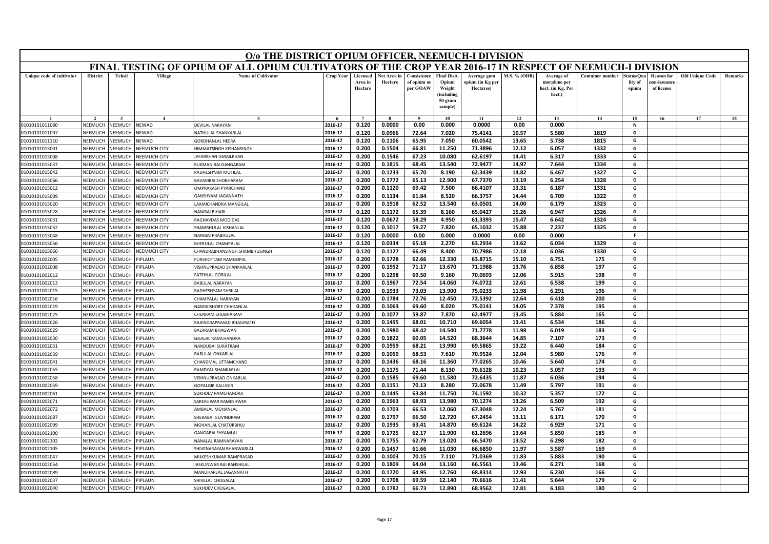# O/o THE DISTRICT OPIUM OFFICER, NEEMUCH-I DIVISION

## FINAL TESTING OF OPIUM OF ALL OPIUM CULTIVATORS OF THE CROP YEAR 2016-17 IN RESPECT OF NEEMUCH-I DIVISION

| Unique code of cultivator | District | Tehsil | Village | Name of Cultivator | Crop Year | Licensed Area in Hectare | Net Area in Hectare | Consistence of opium as per GOAW | Final Distt. Opium Weight (including 50 gram sample) | Average gum opium (in Kg per Hectares) | M.S. % (ODB) | Average of morphine per hect. (in Kg. Per hect.) | Container number | Status/Quality of opium | Reason for non-issuance of license | Old Unique Code | Remarks |
|---|---|---|---|---|---|---|---|---|---|---|---|---|---|---|---|---|---|
| 1 | 2 | 3 | 4 | 5 | 6 | 7 | 8 | 9 | 10 | 11 | 12 | 13 | 14 | 15 | 16 | 17 | 18 |
| 01010101011080 | NEEMUCH | NEEMUCH | NEWAD | DEVILAL NARAYAN | 2016-17 | 0.120 | 0.0000 | 0.00 | 0.000 | 0.0000 | 0.00 | 0.000 | | N | | | |
| 01010101011097 | NEEMUCH | NEEMUCH | NEWAD | NATHULAL SHANKARLAL | 2016-17 | 0.120 | 0.0966 | 72.64 | 7.020 | 75.4141 | 10.57 | 5.580 | 1819 | G | | | |
| 01010101011110 | NEEMUCH | NEEMUCH | NEWAD | GORDHANLAL HEERA | 2016-17 | 0.120 | 0.1106 | 65.95 | 7.050 | 60.0542 | 13.65 | 5.738 | 1815 | G | | | |
| 01010101015001 | NEEMUCH | NEEMUCH | NEEMUCH CITY | HIMMATSINGH KISHANSINGH | 2016-17 | 0.200 | 0.1504 | 66.81 | 11.250 | 71.3896 | 12.12 | 6.057 | 1332 | G | | | |
| 01010101015008 | NEEMUCH | NEEMUCH | NEEMUCH CITY | JAFARKHAN ISMAILKHAN | 2016-17 | 0.200 | 0.1546 | 67.23 | 10.080 | 62.6197 | 14.41 | 6.317 | 1333 | G | | | |
| 01010101015037 | NEEMUCH | NEEMUCH | NEEMUCH CITY | RUKMANIBAI GANGARAM | 2016-17 | 0.200 | 0.1815 | 68.45 | 13.540 | 72.9477 | 14.97 | 7.644 | 1334 | G | | | |
| 01010101015042 | NEEMUCH | NEEMUCH | NEEMUCH CITY | RADHESHYAM MOTILAL | 2016-17 | 0.200 | 0.1233 | 65.70 | 8.190 | 62.3439 | 14.82 | 6.467 | 1327 | G | | | |
| 01010101015066 | NEEMUCH | NEEMUCH | NEEMUCH CITY | BAVARIBAI SHOBHARAM | 2016-17 | 0.200 | 0.1772 | 65.13 | 12.900 | 67.7370 | 13.19 | 6.254 | 1328 | G | | | |
| 01010101015012 | NEEMUCH | NEEMUCH | NEEMUCH CITY | OMPRAKASH PYARCHAND | 2016-17 | 0.200 | 0.1120 | 69.42 | 7.500 | 66.4107 | 13.31 | 6.187 | 1331 | G | | | |
| 01010101015009 | NEEMUCH | NEEMUCH | NEEMUCH CITY | GANSHYAM JAGANNATH | 2016-17 | 0.200 | 0.1134 | 61.84 | 8.520 | 66.3757 | 14.44 | 6.709 | 1322 | G | | | |
| 01010101015020 | NEEMUCH | NEEMUCH | NEEMUCH CITY | LAXMICHANDRA MANGILAL | 2016-17 | 0.200 | 0.1918 | 62.52 | 13.540 | 63.0501 | 14.00 | 6.179 | 1323 | G | | | |
| 01010101015028 | NEEMUCH | NEEMUCH | NEEMUCH CITY | NANIBAI BIHARI | 2016-17 | 0.120 | 0.1172 | 65.39 | 8.160 | 65.0427 | 15.26 | 6.947 | 1326 | G | | | |
| 01010101015031 | NEEMUCH | NEEMUCH | NEEMUCH CITY | RAGHAVDAS MODIDAS | 2016-17 | 0.120 | 0.0672 | 58.29 | 4.950 | 61.3393 | 15.47 | 6.642 | 1324 | G | | | |
| 01010101015032 | NEEMUCH | NEEMUCH | NEEMUCH CITY | SHAMBHULAL KISHANLAL | 2016-17 | 0.120 | 0.1017 | 59.27 | 7.820 | 65.1032 | 15.88 | 7.237 | 1325 | G | | | |
| 01010101015048 | NEEMUCH | NEEMUCH | NEEMUCH CITY | NANIBAI PRABHULAL | 2016-17 | 0.120 | 0.0000 | 0.00 | 0.000 | 0.0000 | 0.00 | 0.000 | | F | | | |
| 01010101015056 | NEEMUCH | NEEMUCH | NEEMUCH CITY | BHERULAL CHAMPALAL | 2016-17 | 0.120 | 0.0334 | 65.18 | 2.270 | 63.2934 | 13.62 | 6.034 | 1329 | G | | | |
| 01010101015060 | NEEMUCH | NEEMUCH | NEEMUCH CITY | CHANDRABHANSINGH SHAMBHUSINGH | 2016-17 | 0.120 | 0.1127 | 66.49 | 8.400 | 70.7986 | 12.18 | 6.036 | 1330 | G | | | |
| 01010101002005 | NEEMUCH | NEEMUCH | PIPLAUN | PURSHOTTAM RAMGOPAL | 2016-17 | 0.200 | 0.1728 | 62.66 | 12.330 | 63.8715 | 15.10 | 6.751 | 175 | G | | | |
| 01010101002008 | NEEMUCH | NEEMUCH | PIPLAUN | VISHNUPRASAD SHANKARLAL | 2016-17 | 0.200 | 0.1952 | 71.17 | 13.670 | 71.1988 | 13.76 | 6.858 | 197 | G | | | |
| 01010101002012 | NEEMUCH | NEEMUCH | PIPLAUN | FATEHLAL GORILAL | 2016-17 | 0.200 | 0.1298 | 69.50 | 9.160 | 70.0693 | 12.06 | 5.915 | 198 | G | | | |
| 01010101002013 | NEEMUCH | NEEMUCH | PIPLAUN | BABULAL NARAYAN | 2016-17 | 0.200 | 0.1967 | 72.54 | 14.060 | 74.0722 | 12.61 | 6.538 | 199 | G | | | |
| 01010101002015 | NEEMUCH | NEEMUCH | PIPLAUN | RADHESHYAM SHRILAL | 2016-17 | 0.200 | 0.1933 | 73.03 | 13.900 | 75.0233 | 11.98 | 6.291 | 196 | G | | | |
| 01010101002016 | NEEMUCH | NEEMUCH | PIPLAUN | CHAMPALAL NARAYAN | 2016-17 | 0.200 | 0.1784 | 72.76 | 12.450 | 72.5392 | 12.64 | 6.418 | 200 | G | | | |
| 01010101002019 | NEEMUCH | NEEMUCH | PIPLAUN | NANDKISHORE CHAGANLAL | 2016-17 | 0.200 | 0.1063 | 69.60 | 8.020 | 75.0141 | 14.05 | 7.378 | 195 | G | | | |
| 01010101002025 | NEEMUCH | NEEMUCH | PIPLAUN | CHENRAM SHOBHARAM | 2016-17 | 0.200 | 0.1077 | 59.87 | 7.870 | 62.4977 | 13.45 | 5.884 | 165 | G | | | |
| 01010101002026 | NEEMUCH | NEEMUCH | PIPLAUN | RAJENDRAPRASAD BHAGIRATH | 2016-17 | 0.200 | 0.1495 | 68.01 | 10.710 | 69.6054 | 13.41 | 6.534 | 186 | G | | | |
| 01010101002029 | NEEMUCH | NEEMUCH | PIPLAUN | BALARAM BHAGWAN | 2016-17 | 0.200 | 0.1980 | 68.42 | 14.540 | 71.7778 | 11.98 | 6.019 | 183 | G | | | |
| 01010101002030 | NEEMUCH | NEEMUCH | PIPLAUN | GISALAL RAMCHANDRA | 2016-17 | 0.200 | 0.1822 | 60.05 | 14.520 | 68.3644 | 14.85 | 7.107 | 173 | G | | | |
| 01010101002031 | NEEMUCH | NEEMUCH | PIPLAUN | NANDUBAI SURATRAM | 2016-17 | 0.200 | 0.1959 | 68.21 | 13.990 | 69.5865 | 13.22 | 6.440 | 184 | G | | | |
| 01010101002039 | NEEMUCH | NEEMUCH | PIPLAUN | BABULAL ONKARLAL | 2016-17 | 0.200 | 0.1050 | 68.53 | 7.610 | 70.9524 | 12.04 | 5.980 | 176 | G | | | |
| 01010101002041 | NEEMUCH | NEEMUCH | PIPLAUN | CHANDMAL UTTAMCHAND | 2016-17 | 0.200 | 0.1436 | 68.16 | 11.360 | 77.0265 | 10.46 | 5.640 | 174 | G | | | |
| 01010101002055 | NEEMUCH | NEEMUCH | PIPLAUN | RAMDYAL SHANKARLAL | 2016-17 | 0.200 | 0.1175 | 71.44 | 8.130 | 70.6128 | 10.23 | 5.057 | 193 | G | | | |
| 01010101002058 | NEEMUCH | NEEMUCH | PIPLAUN | VISHNUPRASAD ONKARLAL | 2016-17 | 0.200 | 0.1585 | 69.60 | 11.580 | 72.6435 | 11.87 | 6.036 | 194 | G | | | |
| 01010101002059 | NEEMUCH | NEEMUCH | PIPLAUN | GOPALGIR KALUGIR | 2016-17 | 0.200 | 0.1151 | 70.13 | 8.280 | 72.0678 | 11.49 | 5.797 | 191 | G | | | |
| 01010101002061 | NEEMUCH | NEEMUCH | PIPLAUN | SUKHDEV RAMCHANDRA | 2016-17 | 0.200 | 0.1445 | 63.84 | 11.750 | 74.1592 | 10.32 | 5.357 | 172 | G | | | |
| 01010101002071 | NEEMUCH | NEEMUCH | PIPLAUN | SAREKUWAR RAMESHWER | 2016-17 | 0.200 | 0.1963 | 68.93 | 13.980 | 70.1274 | 13.26 | 6.509 | 192 | G | | | |
| 01010101002072 | NEEMUCH | NEEMUCH | PIPLAUN | AMBALAL MOHANLAL | 2016-17 | 0.200 | 0.1703 | 66.53 | 12.060 | 67.3048 | 12.24 | 5.767 | 181 | G | | | |
| 01010101002087 | NEEMUCH | NEEMUCH | PIPLAUN | SHERABAI GOVINDRAM | 2016-17 | 0.200 | 0.1797 | 66.50 | 12.720 | 67.2454 | 13.11 | 6.171 | 170 | G | | | |
| 01010101002099 | NEEMUCH | NEEMUCH | PIPLAUN | MOHANLAL CHATURBHUJ | 2016-17 | 0.200 | 0.1935 | 63.41 | 14.870 | 69.6124 | 14.22 | 6.929 | 171 | G | | | |
| 01010101002100 | NEEMUCH | NEEMUCH | PIPLAUN | GANGABAI SHYAMLAL | 2016-17 | 0.200 | 0.1725 | 62.17 | 11.900 | 61.2696 | 13.64 | 5.850 | 185 | G | | | |
| 01010101002102 | NEEMUCH | NEEMUCH | PIPLAUN | NANALAL RAMNARAYAN | 2016-17 | 0.200 | 0.1755 | 62.79 | 13.020 | 66.5470 | 13.52 | 6.298 | 182 | G | | | |
| 01010101002105 | NEEMUCH | NEEMUCH | PIPLAUN | SHIVENARAYAN BHANWARLAL | 2016-17 | 0.200 | 0.1457 | 61.66 | 11.030 | 66.6850 | 11.97 | 5.587 | 169 | G | | | |
| 01010101002047 | NEEMUCH | NEEMUCH | PIPLAUN | MUKESHKUMAR RAMPRASAD | 2016-17 | 0.200 | 0.1003 | 70.15 | 7.110 | 71.0369 | 11.83 | 5.883 | 190 | G | | | |
| 01010101002054 | NEEMUCH | NEEMUCH | PIPLAUN | JASKUNWAR BAI BANSHILAL | 2016-17 | 0.200 | 0.1809 | 64.04 | 13.160 | 66.5561 | 13.46 | 6.271 | 168 | G | | | |
| 01010101002089 | NEEMUCH | NEEMUCH | PIPLAUN | MANOHARLAL JAGANNATH | 2016-17 | 0.200 | 0.1720 | 64.95 | 12.760 | 68.8314 | 12.93 | 6.230 | 166 | G | | | |
| 01010101002037 | NEEMUCH | NEEMUCH | PIPLAUN | SHIVELAL CHOGALAL | 2016-17 | 0.200 | 0.1708 | 69.59 | 12.140 | 70.6616 | 11.41 | 5.644 | 179 | G | | | |
| 01010101002040 | NEEMUCH | NEEMUCH | PIPLAUN | SUKHDEV CHOGALAL | 2016-17 | 0.200 | 0.1782 | 66.73 | 12.890 | 68.9562 | 12.81 | 6.183 | 180 | G | | | |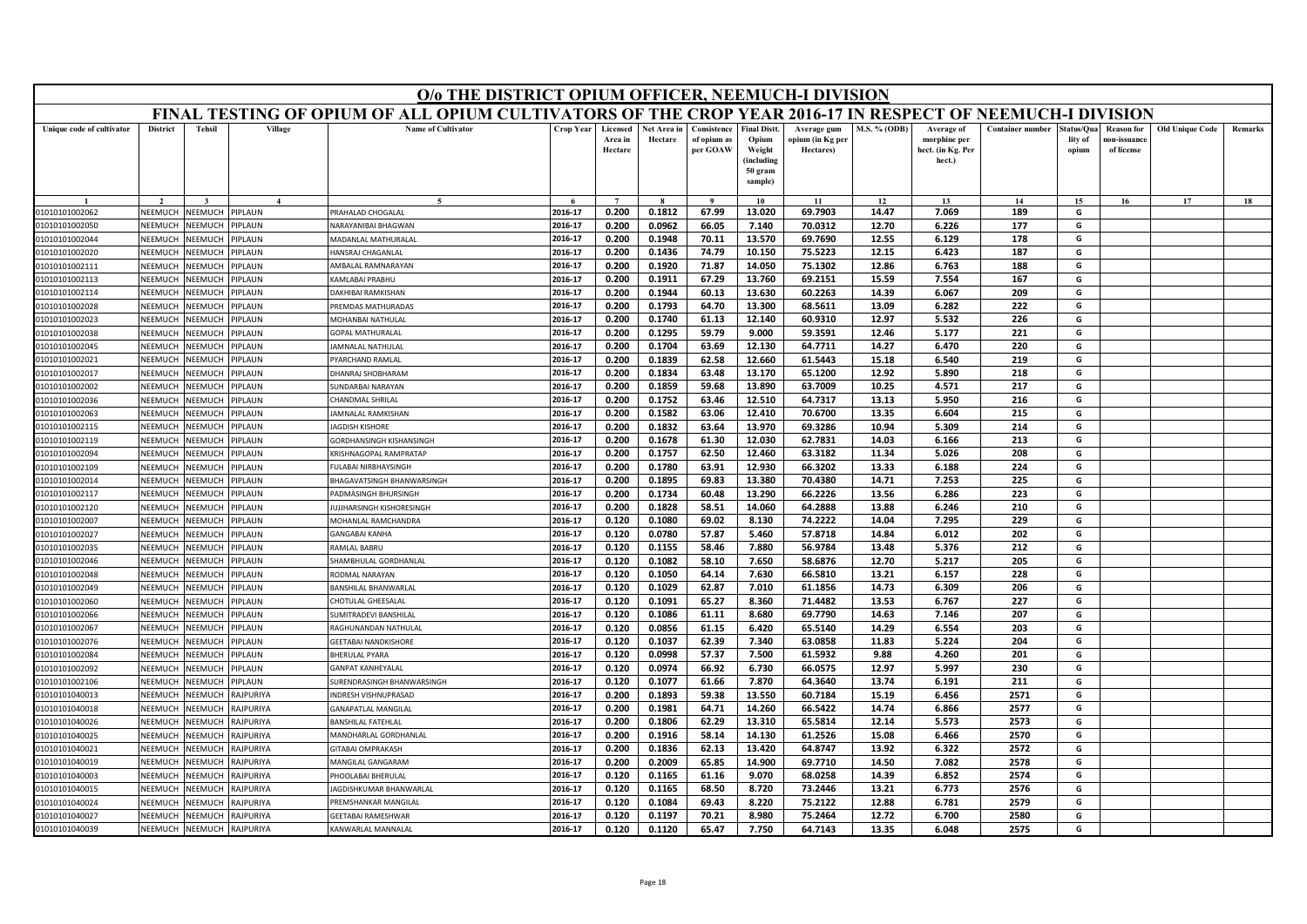# O/o THE DISTRICT OPIUM OFFICER, NEEMUCH-I DIVISION

## FINAL TESTING OF OPIUM OF ALL OPIUM CULTIVATORS OF THE CROP YEAR 2016-17 IN RESPECT OF NEEMUCH-I DIVISION

| Unique code of cultivator | District | Tehsil | Village | Name of Cultivator | Crop Year | Licensed Area in Hectare | Net Area in Hectare | Consistence of opium as per GOAW | Final Distt. Opium Weight (including 50 gram sample) | Average gum opium (in Kg per Hectares) | M.S. % (ODB) | Average of morphine per hect. (in Kg. Per hect.) | Container number | Status/Quality of opium | Reason for non-issuance of license | Old Unique Code | Remarks |
|---|---|---|---|---|---|---|---|---|---|---|---|---|---|---|---|---|---|
| 1 | 2 | 3 | 4 | 5 | 6 | 7 | 8 | 9 | 10 | 11 | 12 | 13 | 14 | 15 | 16 | 17 | 18 |
| 01010101002062 | NEEMUCH | NEEMUCH | PIPLAUN | PRAHALAD CHOGALAL | 2016-17 | 0.200 | 0.1812 | 67.99 | 13.020 | 69.7903 | 14.47 | 7.069 | 189 | G | | | |
| 01010101002050 | NEEMUCH | NEEMUCH | PIPLAUN | NARAYANIBAI BHAGWAN | 2016-17 | 0.200 | 0.0962 | 66.05 | 7.140 | 70.0312 | 12.70 | 6.226 | 177 | G | | | |
| 01010101002044 | NEEMUCH | NEEMUCH | PIPLAUN | MADANLAL MATHURALAL | 2016-17 | 0.200 | 0.1948 | 70.11 | 13.570 | 69.7690 | 12.55 | 6.129 | 178 | G | | | |
| 01010101002020 | NEEMUCH | NEEMUCH | PIPLAUN | HANSRAJ CHAGANLAL | 2016-17 | 0.200 | 0.1436 | 74.79 | 10.150 | 75.5223 | 12.15 | 6.423 | 187 | G | | | |
| 01010101002111 | NEEMUCH | NEEMUCH | PIPLAUN | AMBALAL RAMNARAYAN | 2016-17 | 0.200 | 0.1920 | 71.87 | 14.050 | 75.1302 | 12.86 | 6.763 | 188 | G | | | |
| 01010101002113 | NEEMUCH | NEEMUCH | PIPLAUN | KAMLABAI PRABHU | 2016-17 | 0.200 | 0.1911 | 67.29 | 13.760 | 69.2151 | 15.59 | 7.554 | 167 | G | | | |
| 01010101002114 | NEEMUCH | NEEMUCH | PIPLAUN | DAKHIBAI RAMKISHAN | 2016-17 | 0.200 | 0.1944 | 60.13 | 13.630 | 60.2263 | 14.39 | 6.067 | 209 | G | | | |
| 01010101002028 | NEEMUCH | NEEMUCH | PIPLAUN | PREMDAS MATHURADAS | 2016-17 | 0.200 | 0.1793 | 64.70 | 13.300 | 68.5611 | 13.09 | 6.282 | 222 | G | | | |
| 01010101002023 | NEEMUCH | NEEMUCH | PIPLAUN | MOHANBAI NATHULAL | 2016-17 | 0.200 | 0.1740 | 61.13 | 12.140 | 60.9310 | 12.97 | 5.532 | 226 | G | | | |
| 01010101002038 | NEEMUCH | NEEMUCH | PIPLAUN | GOPAL MATHURALAL | 2016-17 | 0.200 | 0.1295 | 59.79 | 9.000 | 59.3591 | 12.46 | 5.177 | 221 | G | | | |
| 01010101002045 | NEEMUCH | NEEMUCH | PIPLAUN | JAMNALAL NATHULAL | 2016-17 | 0.200 | 0.1704 | 63.69 | 12.130 | 64.7711 | 14.27 | 6.470 | 220 | G | | | |
| 01010101002021 | NEEMUCH | NEEMUCH | PIPLAUN | PYARCHAND RAMLAL | 2016-17 | 0.200 | 0.1839 | 62.58 | 12.660 | 61.5443 | 15.18 | 6.540 | 219 | G | | | |
| 01010101002017 | NEEMUCH | NEEMUCH | PIPLAUN | DHANRAJ SHOBHARAM | 2016-17 | 0.200 | 0.1834 | 63.48 | 13.170 | 65.1200 | 12.92 | 5.890 | 218 | G | | | |
| 01010101002002 | NEEMUCH | NEEMUCH | PIPLAUN | SUNDARBAI NARAYAN | 2016-17 | 0.200 | 0.1859 | 59.68 | 13.890 | 63.7009 | 10.25 | 4.571 | 217 | G | | | |
| 01010101002036 | NEEMUCH | NEEMUCH | PIPLAUN | CHANDMAL SHRILAL | 2016-17 | 0.200 | 0.1752 | 63.46 | 12.510 | 64.7317 | 13.13 | 5.950 | 216 | G | | | |
| 01010101002063 | NEEMUCH | NEEMUCH | PIPLAUN | JAMNALAL RAMKISHAN | 2016-17 | 0.200 | 0.1582 | 63.06 | 12.410 | 70.6700 | 13.35 | 6.604 | 215 | G | | | |
| 01010101002115 | NEEMUCH | NEEMUCH | PIPLAUN | JAGDISH KISHORE | 2016-17 | 0.200 | 0.1832 | 63.64 | 13.970 | 69.3286 | 10.94 | 5.309 | 214 | G | | | |
| 01010101002119 | NEEMUCH | NEEMUCH | PIPLAUN | GORDHANSINGH KISHANSINGH | 2016-17 | 0.200 | 0.1678 | 61.30 | 12.030 | 62.7831 | 14.03 | 6.166 | 213 | G | | | |
| 01010101002094 | NEEMUCH | NEEMUCH | PIPLAUN | KRISHNAGOPAL RAMPRATAP | 2016-17 | 0.200 | 0.1757 | 62.50 | 12.460 | 63.3182 | 11.34 | 5.026 | 208 | G | | | |
| 01010101002109 | NEEMUCH | NEEMUCH | PIPLAUN | FULABAI NIRBHAYSINGH | 2016-17 | 0.200 | 0.1780 | 63.91 | 12.930 | 66.3202 | 13.33 | 6.188 | 224 | G | | | |
| 01010101002014 | NEEMUCH | NEEMUCH | PIPLAUN | BHAGAVATSINGH BHANWARSINGH | 2016-17 | 0.200 | 0.1895 | 69.83 | 13.380 | 70.4380 | 14.71 | 7.253 | 225 | G | | | |
| 01010101002117 | NEEMUCH | NEEMUCH | PIPLAUN | PADMASINGH BHURSINGH | 2016-17 | 0.200 | 0.1734 | 60.48 | 13.290 | 66.2226 | 13.56 | 6.286 | 223 | G | | | |
| 01010101002120 | NEEMUCH | NEEMUCH | PIPLAUN | JUJJHARSINGH KISHORESINGH | 2016-17 | 0.200 | 0.1828 | 58.51 | 14.060 | 64.2888 | 13.88 | 6.246 | 210 | G | | | |
| 01010101002007 | NEEMUCH | NEEMUCH | PIPLAUN | MOHANLAL RAMCHANDRA | 2016-17 | 0.120 | 0.1080 | 69.02 | 8.130 | 74.2222 | 14.04 | 7.295 | 229 | G | | | |
| 01010101002027 | NEEMUCH | NEEMUCH | PIPLAUN | GANGABAI KANHA | 2016-17 | 0.120 | 0.0780 | 57.87 | 5.460 | 57.8718 | 14.84 | 6.012 | 202 | G | | | |
| 01010101002035 | NEEMUCH | NEEMUCH | PIPLAUN | RAMLAL BABRU | 2016-17 | 0.120 | 0.1155 | 58.46 | 7.880 | 56.9784 | 13.48 | 5.376 | 212 | G | | | |
| 01010101002046 | NEEMUCH | NEEMUCH | PIPLAUN | SHAMBHULAL GORDHANLAL | 2016-17 | 0.120 | 0.1082 | 58.10 | 7.650 | 58.6876 | 12.70 | 5.217 | 205 | G | | | |
| 01010101002048 | NEEMUCH | NEEMUCH | PIPLAUN | RODMAL NARAYAN | 2016-17 | 0.120 | 0.1050 | 64.14 | 7.630 | 66.5810 | 13.21 | 6.157 | 228 | G | | | |
| 01010101002049 | NEEMUCH | NEEMUCH | PIPLAUN | BANSHILAL BHANWARLAL | 2016-17 | 0.120 | 0.1029 | 62.87 | 7.010 | 61.1856 | 14.73 | 6.309 | 206 | G | | | |
| 01010101002060 | NEEMUCH | NEEMUCH | PIPLAUN | CHOTULAL GHEESALAL | 2016-17 | 0.120 | 0.1091 | 65.27 | 8.360 | 71.4482 | 13.53 | 6.767 | 227 | G | | | |
| 01010101002066 | NEEMUCH | NEEMUCH | PIPLAUN | SUMITRADEVI BANSHILAL | 2016-17 | 0.120 | 0.1086 | 61.11 | 8.680 | 69.7790 | 14.63 | 7.146 | 207 | G | | | |
| 01010101002067 | NEEMUCH | NEEMUCH | PIPLAUN | RAGHUNANDAN NATHULAL | 2016-17 | 0.120 | 0.0856 | 61.15 | 6.420 | 65.5140 | 14.29 | 6.554 | 203 | G | | | |
| 01010101002076 | NEEMUCH | NEEMUCH | PIPLAUN | GEETABAI NANDKISHORE | 2016-17 | 0.120 | 0.1037 | 62.39 | 7.340 | 63.0858 | 11.83 | 5.224 | 204 | G | | | |
| 01010101002084 | NEEMUCH | NEEMUCH | PIPLAUN | BHERULAL PYARA | 2016-17 | 0.120 | 0.0998 | 57.37 | 7.500 | 61.5932 | 9.88 | 4.260 | 201 | G | | | |
| 01010101002092 | NEEMUCH | NEEMUCH | PIPLAUN | GANPAT KANHEYALAL | 2016-17 | 0.120 | 0.0974 | 66.92 | 6.730 | 66.0575 | 12.97 | 5.997 | 230 | G | | | |
| 01010101002106 | NEEMUCH | NEEMUCH | PIPLAUN | SURENDRASINGH BHANWARSINGH | 2016-17 | 0.120 | 0.1077 | 61.66 | 7.870 | 64.3640 | 13.74 | 6.191 | 211 | G | | | |
| 01010101040013 | NEEMUCH | NEEMUCH | RAJPURIYA | INDRESH VISHNUPRASAD | 2016-17 | 0.200 | 0.1893 | 59.38 | 13.550 | 60.7184 | 15.19 | 6.456 | 2571 | G | | | |
| 01010101040018 | NEEMUCH | NEEMUCH | RAJPURIYA | GANAPATLAL MANGILAL | 2016-17 | 0.200 | 0.1981 | 64.71 | 14.260 | 66.5422 | 14.74 | 6.866 | 2577 | G | | | |
| 01010101040026 | NEEMUCH | NEEMUCH | RAJPURIYA | BANSHILAL FATEHLAL | 2016-17 | 0.200 | 0.1806 | 62.29 | 13.310 | 65.5814 | 12.14 | 5.573 | 2573 | G | | | |
| 01010101040025 | NEEMUCH | NEEMUCH | RAJPURIYA | MANOHARLAL GORDHANLAL | 2016-17 | 0.200 | 0.1916 | 58.14 | 14.130 | 61.2526 | 15.08 | 6.466 | 2570 | G | | | |
| 01010101040021 | NEEMUCH | NEEMUCH | RAJPURIYA | GITABAI OMPRAKASH | 2016-17 | 0.200 | 0.1836 | 62.13 | 13.420 | 64.8747 | 13.92 | 6.322 | 2572 | G | | | |
| 01010101040019 | NEEMUCH | NEEMUCH | RAJPURIYA | MANGILAL GANGARAM | 2016-17 | 0.200 | 0.2009 | 65.85 | 14.900 | 69.7710 | 14.50 | 7.082 | 2578 | G | | | |
| 01010101040003 | NEEMUCH | NEEMUCH | RAJPURIYA | PHOOLABAI BHERULAL | 2016-17 | 0.120 | 0.1165 | 61.16 | 9.070 | 68.0258 | 14.39 | 6.852 | 2574 | G | | | |
| 01010101040015 | NEEMUCH | NEEMUCH | RAJPURIYA | JAGDISHKUMAR BHANWARLAL | 2016-17 | 0.120 | 0.1165 | 68.50 | 8.720 | 73.2446 | 13.21 | 6.773 | 2576 | G | | | |
| 01010101040024 | NEEMUCH | NEEMUCH | RAJPURIYA | PREMSHANKAR MANGILAL | 2016-17 | 0.120 | 0.1084 | 69.43 | 8.220 | 75.2122 | 12.88 | 6.781 | 2579 | G | | | |
| 01010101040027 | NEEMUCH | NEEMUCH | RAJPURIYA | GEETABAI RAMESHWAR | 2016-17 | 0.120 | 0.1197 | 70.21 | 8.980 | 75.2464 | 12.72 | 6.700 | 2580 | G | | | |
| 01010101040039 | NEEMUCH | NEEMUCH | RAJPURIYA | KANWARLAL MANNALAL | 2016-17 | 0.120 | 0.1120 | 65.47 | 7.750 | 64.7143 | 13.35 | 6.048 | 2575 | G | | | |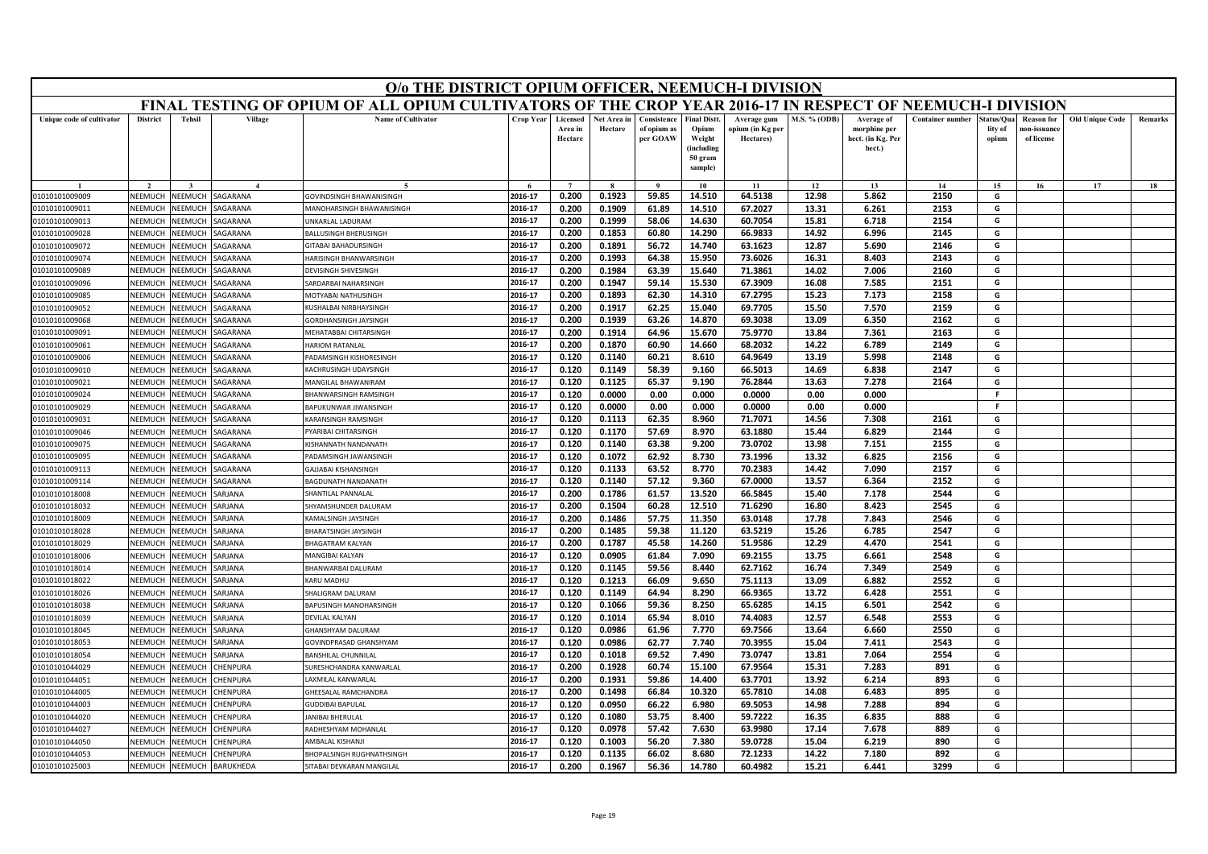# O/o THE DISTRICT OPIUM OFFICER, NEEMUCH-I DIVISION

## FINAL TESTING OF OPIUM OF ALL OPIUM CULTIVATORS OF THE CROP YEAR 2016-17 IN RESPECT OF NEEMUCH-I DIVISION

| Unique code of cultivator | District | Tehsil | Village | Name of Cultivator | Crop Year | Licensed Area in Hectare | Net Area in Hectare | Consistence of opium as per GOAW | Final Distt. Opium Weight (including 50 gram sample) | Average gum opium (in Kg per Hectares) | M.S. % (ODB) | Average of morphine per hect. (in Kg. Per hect.) | Container number | Status/Quality of opium | Reason for non-issuance of licence | Old Unique Code | Remarks |
|---|---|---|---|---|---|---|---|---|---|---|---|---|---|---|---|---|---|
| 1 | 2 | 3 | 4 | 5 | 6 | 7 | 8 | 9 | 10 | 11 | 12 | 13 | 14 | 15 | 16 | 17 | 18 |
| 01010101009009 | NEEMUCH | NEEMUCH | SAGARANA | GOVINDSINGH BHAWANISINGH | 2016-17 | 0.200 | 0.1923 | 59.85 | 14.510 | 64.5138 | 12.98 | 5.862 | 2150 | G | | | |
| 01010101009011 | NEEMUCH | NEEMUCH | SAGARANA | MANOHARSINGH BHAWANISINGH | 2016-17 | 0.200 | 0.1909 | 61.89 | 14.510 | 67.2027 | 13.31 | 6.261 | 2153 | G | | | |
| 01010101009013 | NEEMUCH | NEEMUCH | SAGARANA | UNKARLAL LADURAM | 2016-17 | 0.200 | 0.1999 | 58.06 | 14.630 | 60.7054 | 15.81 | 6.718 | 2154 | G | | | |
| 01010101009028 | NEEMUCH | NEEMUCH | SAGARANA | BALLUSINGH BHERUSINGH | 2016-17 | 0.200 | 0.1853 | 60.80 | 14.290 | 66.9833 | 14.92 | 6.996 | 2145 | G | | | |
| 01010101009072 | NEEMUCH | NEEMUCH | SAGARANA | GITABAI BAHADURSINGH | 2016-17 | 0.200 | 0.1891 | 56.72 | 14.740 | 63.1623 | 12.87 | 5.690 | 2146 | G | | | |
| 01010101009074 | NEEMUCH | NEEMUCH | SAGARANA | HARISINGH BHANWARSINGH | 2016-17 | 0.200 | 0.1993 | 64.38 | 15.950 | 73.6026 | 16.31 | 8.403 | 2143 | G | | | |
| 01010101009089 | NEEMUCH | NEEMUCH | SAGARANA | DEVISINGH SHIVESINGH | 2016-17 | 0.200 | 0.1984 | 63.39 | 15.640 | 71.3861 | 14.02 | 7.006 | 2160 | G | | | |
| 01010101009096 | NEEMUCH | NEEMUCH | SAGARANA | SARDARBAI NAHARSINGH | 2016-17 | 0.200 | 0.1947 | 59.14 | 15.530 | 67.3909 | 16.08 | 7.585 | 2151 | G | | | |
| 01010101009085 | NEEMUCH | NEEMUCH | SAGARANA | MOTYABAI NATHUSINGH | 2016-17 | 0.200 | 0.1893 | 62.30 | 14.310 | 67.2795 | 15.23 | 7.173 | 2158 | G | | | |
| 01010101009052 | NEEMUCH | NEEMUCH | SAGARANA | KUSHALBAI NIRBHAYSINGH | 2016-17 | 0.200 | 0.1917 | 62.25 | 15.040 | 69.7705 | 15.50 | 7.570 | 2159 | G | | | |
| 01010101009068 | NEEMUCH | NEEMUCH | SAGARANA | GORDHANSINGH JAYSINGH | 2016-17 | 0.200 | 0.1939 | 63.26 | 14.870 | 69.3038 | 13.09 | 6.350 | 2162 | G | | | |
| 01010101009091 | NEEMUCH | NEEMUCH | SAGARANA | MEHATABBAI CHITARSINGH | 2016-17 | 0.200 | 0.1914 | 64.96 | 15.670 | 75.9770 | 13.84 | 7.361 | 2163 | G | | | |
| 01010101009061 | NEEMUCH | NEEMUCH | SAGARANA | HARIOM RATANLAL | 2016-17 | 0.200 | 0.1870 | 60.90 | 14.660 | 68.2032 | 14.22 | 6.789 | 2149 | G | | | |
| 01010101009006 | NEEMUCH | NEEMUCH | SAGARANA | PADAMSINGH KISHORESINGH | 2016-17 | 0.120 | 0.1140 | 60.21 | 8.610 | 64.9649 | 13.19 | 5.998 | 2148 | G | | | |
| 01010101009010 | NEEMUCH | NEEMUCH | SAGARANA | KACHRUSINGH UDAYSINGH | 2016-17 | 0.120 | 0.1149 | 58.39 | 9.160 | 66.5013 | 14.69 | 6.838 | 2147 | G | | | |
| 01010101009021 | NEEMUCH | NEEMUCH | SAGARANA | MANGILAL BHAWANIRAM | 2016-17 | 0.120 | 0.1125 | 65.37 | 9.190 | 76.2844 | 13.63 | 7.278 | 2164 | G | | | |
| 01010101009024 | NEEMUCH | NEEMUCH | SAGARANA | BHANWARSINGH RAMSINGH | 2016-17 | 0.120 | 0.0000 | 0.00 | 0.000 | 0.0000 | 0.00 | 0.000 | | F | | | |
| 01010101009029 | NEEMUCH | NEEMUCH | SAGARANA | BAPUKUNWAR JIWANSINGH | 2016-17 | 0.120 | 0.0000 | 0.00 | 0.000 | 0.0000 | 0.00 | 0.000 | | F | | | |
| 01010101009031 | NEEMUCH | NEEMUCH | SAGARANA | KARANSINGH RAMSINGH | 2016-17 | 0.120 | 0.1113 | 62.35 | 8.960 | 71.7071 | 14.56 | 7.308 | 2161 | G | | | |
| 01010101009046 | NEEMUCH | NEEMUCH | SAGARANA | PYARIBAI CHITARSINGH | 2016-17 | 0.120 | 0.1170 | 57.69 | 8.970 | 63.1880 | 15.44 | 6.829 | 2144 | G | | | |
| 01010101009075 | NEEMUCH | NEEMUCH | SAGARANA | KISHANNATH NANDANATH | 2016-17 | 0.120 | 0.1140 | 63.38 | 9.200 | 73.0702 | 13.98 | 7.151 | 2155 | G | | | |
| 01010101009095 | NEEMUCH | NEEMUCH | SAGARANA | PADAMSINGH JAWANSINGH | 2016-17 | 0.120 | 0.1072 | 62.92 | 8.730 | 73.1996 | 13.32 | 6.825 | 2156 | G | | | |
| 01010101009113 | NEEMUCH | NEEMUCH | SAGARANA | GAJJABAI KISHANSINGH | 2016-17 | 0.120 | 0.1133 | 63.52 | 8.770 | 70.2383 | 14.42 | 7.090 | 2157 | G | | | |
| 01010101009114 | NEEMUCH | NEEMUCH | SAGARANA | BAGDUNATH NANDANATH | 2016-17 | 0.120 | 0.1140 | 57.12 | 9.360 | 67.0000 | 13.57 | 6.364 | 2152 | G | | | |
| 01010101018008 | NEEMUCH | NEEMUCH | SARJANA | SHANTILAL PANNALAL | 2016-17 | 0.200 | 0.1786 | 61.57 | 13.520 | 66.5845 | 15.40 | 7.178 | 2544 | G | | | |
| 01010101018032 | NEEMUCH | NEEMUCH | SARJANA | SHYAMSHUNDER DALURAM | 2016-17 | 0.200 | 0.1504 | 60.28 | 12.510 | 71.6290 | 16.80 | 8.423 | 2545 | G | | | |
| 01010101018009 | NEEMUCH | NEEMUCH | SARJANA | KAMALSINGH JAYSINGH | 2016-17 | 0.200 | 0.1486 | 57.75 | 11.350 | 63.0148 | 17.78 | 7.843 | 2546 | G | | | |
| 01010101018028 | NEEMUCH | NEEMUCH | SARJANA | BHARATSINGH JAYSINGH | 2016-17 | 0.200 | 0.1485 | 59.38 | 11.120 | 63.5219 | 15.26 | 6.785 | 2547 | G | | | |
| 01010101018029 | NEEMUCH | NEEMUCH | SARJANA | BHAGATRAM KALYAN | 2016-17 | 0.200 | 0.1787 | 45.58 | 14.260 | 51.9586 | 12.29 | 4.470 | 2541 | G | | | |
| 01010101018006 | NEEMUCH | NEEMUCH | SARJANA | MANGIBAI KALYAN | 2016-17 | 0.120 | 0.0905 | 61.84 | 7.090 | 69.2155 | 13.75 | 6.661 | 2548 | G | | | |
| 01010101018014 | NEEMUCH | NEEMUCH | SARJANA | BHANWARBAI DALURAM | 2016-17 | 0.120 | 0.1145 | 59.56 | 8.440 | 62.7162 | 16.74 | 7.349 | 2549 | G | | | |
| 01010101018022 | NEEMUCH | NEEMUCH | SARJANA | KARU MADHU | 2016-17 | 0.120 | 0.1213 | 66.09 | 9.650 | 75.1113 | 13.09 | 6.882 | 2552 | G | | | |
| 01010101018026 | NEEMUCH | NEEMUCH | SARJANA | SHALIGRAM DALURAM | 2016-17 | 0.120 | 0.1149 | 64.94 | 8.290 | 66.9365 | 13.72 | 6.428 | 2551 | G | | | |
| 01010101018038 | NEEMUCH | NEEMUCH | SARJANA | BAPUSINGH MANOHARSINGH | 2016-17 | 0.120 | 0.1066 | 59.36 | 8.250 | 65.6285 | 14.15 | 6.501 | 2542 | G | | | |
| 01010101018039 | NEEMUCH | NEEMUCH | SARJANA | DEVILAL KALYAN | 2016-17 | 0.120 | 0.1014 | 65.94 | 8.010 | 74.4083 | 12.57 | 6.548 | 2553 | G | | | |
| 01010101018045 | NEEMUCH | NEEMUCH | SARJANA | GHANSHYAM DALURAM | 2016-17 | 0.120 | 0.0986 | 61.96 | 7.770 | 69.7566 | 13.64 | 6.660 | 2550 | G | | | |
| 01010101018053 | NEEMUCH | NEEMUCH | SARJANA | GOVINDPRASAD GHANSHYAM | 2016-17 | 0.120 | 0.0986 | 62.77 | 7.740 | 70.3955 | 15.04 | 7.411 | 2543 | G | | | |
| 01010101018054 | NEEMUCH | NEEMUCH | SARJANA | BANSHILAL CHUNNILAL | 2016-17 | 0.120 | 0.1018 | 69.52 | 7.490 | 73.0747 | 13.81 | 7.064 | 2554 | G | | | |
| 01010101044029 | NEEMUCH | NEEMUCH | CHENPURA | SURESHCHANDRA KANWARLAL | 2016-17 | 0.200 | 0.1928 | 60.74 | 15.100 | 67.9564 | 15.31 | 7.283 | 891 | G | | | |
| 01010101044051 | NEEMUCH | NEEMUCH | CHENPURA | LAXMILAL KANWARLAL | 2016-17 | 0.200 | 0.1931 | 59.86 | 14.400 | 63.7701 | 13.92 | 6.214 | 893 | G | | | |
| 01010101044005 | NEEMUCH | NEEMUCH | CHENPURA | GHEESALAL RAMCHANDRA | 2016-17 | 0.200 | 0.1498 | 66.84 | 10.320 | 65.7810 | 14.08 | 6.483 | 895 | G | | | |
| 01010101044003 | NEEMUCH | NEEMUCH | CHENPURA | GUDDIBAI BAPULAL | 2016-17 | 0.120 | 0.0950 | 66.22 | 6.980 | 69.5053 | 14.98 | 7.288 | 894 | G | | | |
| 01010101044020 | NEEMUCH | NEEMUCH | CHENPURA | JANIBAI BHERULAL | 2016-17 | 0.120 | 0.1080 | 53.75 | 8.400 | 59.7222 | 16.35 | 6.835 | 888 | G | | | |
| 01010101044027 | NEEMUCH | NEEMUCH | CHENPURA | RADHESHYAM MOHANLAL | 2016-17 | 0.120 | 0.0978 | 57.42 | 7.630 | 63.9980 | 17.14 | 7.678 | 889 | G | | | |
| 01010101044050 | NEEMUCH | NEEMUCH | CHENPURA | AMBALAL KISHANJI | 2016-17 | 0.120 | 0.1003 | 56.20 | 7.380 | 59.0728 | 15.04 | 6.219 | 890 | G | | | |
| 01010101044053 | NEEMUCH | NEEMUCH | CHENPURA | BHOPALSINGH RUGHNATHSINGH | 2016-17 | 0.120 | 0.1135 | 66.02 | 8.680 | 72.1233 | 14.22 | 7.180 | 892 | G | | | |
| 01010101025003 | NEEMUCH | NEEMUCH | BARUKHEDA | SITABAI DEVKARAN MANGILAL | 2016-17 | 0.200 | 0.1967 | 56.36 | 14.780 | 60.4982 | 15.21 | 6.441 | 3299 | G | | | |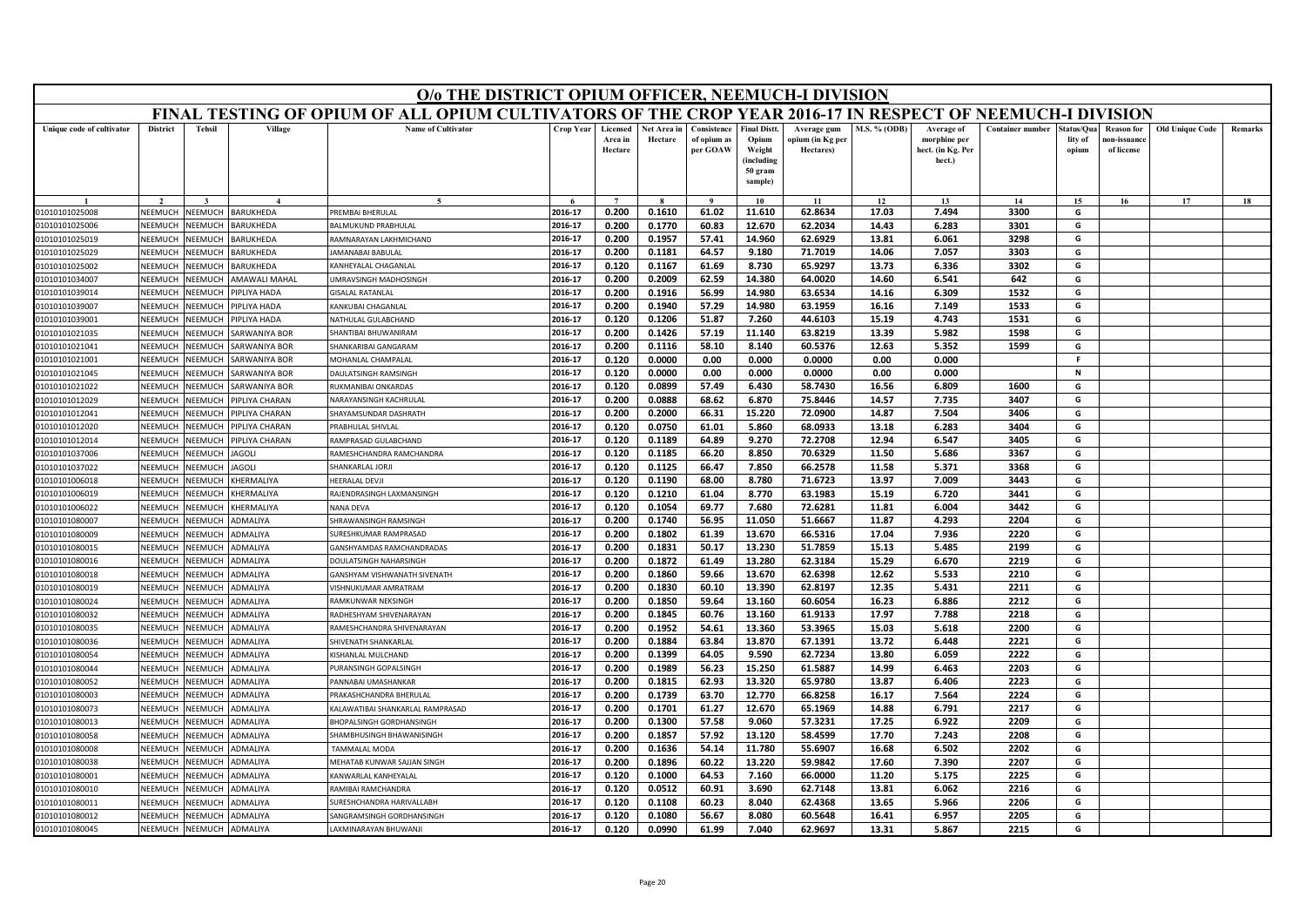# O/o THE DISTRICT OPIUM OFFICER, NEEMUCH-I DIVISION

## FINAL TESTING OF OPIUM OF ALL OPIUM CULTIVATORS OF THE CROP YEAR 2016-17 IN RESPECT OF NEEMUCH-I DIVISION

| Unique code of cultivator | District | Tehsil | Village | Name of Cultivator | Crop Year | Licensed Area in Hectare | Net Area in Hectare | Consistence of opium as per GOAW | Final Distt. Opium Weight (including 50 gram sample) | Average gum opium (in Kg per Hectares) | M.S. % (ODB) | Average of morphine per hect. (in Kg. Per hect.) | Container number | Status/Quality of opium | Reason for non-issuance of license | Old Unique Code | Remarks |
|---|---|---|---|---|---|---|---|---|---|---|---|---|---|---|---|---|---|
| 1 | 2 | 3 | 4 | 5 | 6 | 7 | 8 | 9 | 10 | 11 | 12 | 13 | 14 | 15 | 16 | 17 | 18 |
| 01010101025008 | NEEMUCH | NEEMUCH | BARUKHEDA | PREMBAI BHERULAL | 2016-17 | 0.200 | 0.1610 | 61.02 | 11.610 | 62.8634 | 17.03 | 7.494 | 3300 | G | | | |
| 01010101025006 | NEEMUCH | NEEMUCH | BARUKHEDA | BALMUKUND PRABHULAL | 2016-17 | 0.200 | 0.1770 | 60.83 | 12.670 | 62.2034 | 14.43 | 6.283 | 3301 | G | | | |
| 01010101025019 | NEEMUCH | NEEMUCH | BARUKHEDA | RAMNARAYAN LAKHMICHAND | 2016-17 | 0.200 | 0.1957 | 57.41 | 14.960 | 62.6929 | 13.81 | 6.061 | 3298 | G | | | |
| 01010101025029 | NEEMUCH | NEEMUCH | BARUKHEDA | JAMANABAI BABULAL | 2016-17 | 0.200 | 0.1181 | 64.57 | 9.180 | 71.7019 | 14.06 | 7.057 | 3303 | G | | | |
| 01010101025002 | NEEMUCH | NEEMUCH | BARUKHEDA | KANHEYALAL CHAGANLAL | 2016-17 | 0.120 | 0.1167 | 61.69 | 8.730 | 65.9297 | 13.73 | 6.336 | 3302 | G | | | |
| 01010101034007 | NEEMUCH | NEEMUCH | AMAWALI MAHAL | UMRAVSINGH MADHOSINGH | 2016-17 | 0.200 | 0.2009 | 62.59 | 14.380 | 64.0020 | 14.60 | 6.541 | 642 | G | | | |
| 01010101039014 | NEEMUCH | NEEMUCH | PIPLIYA HADA | GISALAL RATANLAL | 2016-17 | 0.200 | 0.1916 | 56.99 | 14.980 | 63.6534 | 14.16 | 6.309 | 1532 | G | | | |
| 01010101039007 | NEEMUCH | NEEMUCH | PIPLIYA HADA | KANKUBAI CHAGANLAL | 2016-17 | 0.200 | 0.1940 | 57.29 | 14.980 | 63.1959 | 16.16 | 7.149 | 1533 | G | | | |
| 01010101039001 | NEEMUCH | NEEMUCH | PIPLIYA HADA | NATHULAL GULABCHAND | 2016-17 | 0.120 | 0.1206 | 51.87 | 7.260 | 44.6103 | 15.19 | 4.743 | 1531 | G | | | |
| 01010101021035 | NEEMUCH | NEEMUCH | SARWANIYA BOR | SHANTIBAI BHUWANIRAM | 2016-17 | 0.200 | 0.1426 | 57.19 | 11.140 | 63.8219 | 13.39 | 5.982 | 1598 | G | | | |
| 01010101021041 | NEEMUCH | NEEMUCH | SARWANIYA BOR | SHANKARIBAI GANGARAM | 2016-17 | 0.200 | 0.1116 | 58.10 | 8.140 | 60.5376 | 12.63 | 5.352 | 1599 | G | | | |
| 01010101021001 | NEEMUCH | NEEMUCH | SARWANIYA BOR | MOHANLAL CHAMPALAL | 2016-17 | 0.120 | 0.0000 | 0.00 | 0.000 | 0.0000 | 0.00 | 0.000 | | F | | | |
| 01010101021045 | NEEMUCH | NEEMUCH | SARWANIYA BOR | DAULATSINGH RAMSINGH | 2016-17 | 0.120 | 0.0000 | 0.00 | 0.000 | 0.0000 | 0.00 | 0.000 | | N | | | |
| 01010101021022 | NEEMUCH | NEEMUCH | SARWANIYA BOR | RUKMANIBAI ONKARDAS | 2016-17 | 0.120 | 0.0899 | 57.49 | 6.430 | 58.7430 | 16.56 | 6.809 | 1600 | G | | | |
| 01010101012029 | NEEMUCH | NEEMUCH | PIPLIYA CHARAN | NARAYANSINGH KACHRULAL | 2016-17 | 0.200 | 0.0888 | 68.62 | 6.870 | 75.8446 | 14.57 | 7.735 | 3407 | G | | | |
| 01010101012041 | NEEMUCH | NEEMUCH | PIPLIYA CHARAN | SHAYAMSUNDAR DASHRATH | 2016-17 | 0.200 | 0.2000 | 66.31 | 15.220 | 72.0900 | 14.87 | 7.504 | 3406 | G | | | |
| 01010101012020 | NEEMUCH | NEEMUCH | PIPLIYA CHARAN | PRABHULAL SHIVLAL | 2016-17 | 0.120 | 0.0750 | 61.01 | 5.860 | 68.0933 | 13.18 | 6.283 | 3404 | G | | | |
| 01010101012014 | NEEMUCH | NEEMUCH | PIPLIYA CHARAN | RAMPRASAD GULABCHAND | 2016-17 | 0.120 | 0.1189 | 64.89 | 9.270 | 72.2708 | 12.94 | 6.547 | 3405 | G | | | |
| 01010101037006 | NEEMUCH | NEEMUCH | JAGOLI | RAMESHCHANDRA RAMCHANDRA | 2016-17 | 0.120 | 0.1185 | 66.20 | 8.850 | 70.6329 | 11.50 | 5.686 | 3367 | G | | | |
| 01010101037022 | NEEMUCH | NEEMUCH | JAGOLI | SHANKARLAL JORJI | 2016-17 | 0.120 | 0.1125 | 66.47 | 7.850 | 66.2578 | 11.58 | 5.371 | 3368 | G | | | |
| 01010101006018 | NEEMUCH | NEEMUCH | KHERMALIYA | HEERALAL DEVJI | 2016-17 | 0.120 | 0.1190 | 68.00 | 8.780 | 71.6723 | 13.97 | 7.009 | 3443 | G | | | |
| 01010101006019 | NEEMUCH | NEEMUCH | KHERMALIYA | RAJENDRASINGH LAXMANSINGH | 2016-17 | 0.120 | 0.1210 | 61.04 | 8.770 | 63.1983 | 15.19 | 6.720 | 3441 | G | | | |
| 01010101006022 | NEEMUCH | NEEMUCH | KHERMALIYA | NANA DEVA | 2016-17 | 0.120 | 0.1054 | 69.77 | 7.680 | 72.6281 | 11.81 | 6.004 | 3442 | G | | | |
| 01010101080007 | NEEMUCH | NEEMUCH | ADMALIYA | SHRAWANSINGH RAMSINGH | 2016-17 | 0.200 | 0.1740 | 56.95 | 11.050 | 51.6667 | 11.87 | 4.293 | 2204 | G | | | |
| 01010101080009 | NEEMUCH | NEEMUCH | ADMALIYA | SURESHKUMAR RAMPRASAD | 2016-17 | 0.200 | 0.1802 | 61.39 | 13.670 | 66.5316 | 17.04 | 7.936 | 2220 | G | | | |
| 01010101080015 | NEEMUCH | NEEMUCH | ADMALIYA | GANSHYAMDAS RAMCHANDRADAS | 2016-17 | 0.200 | 0.1831 | 50.17 | 13.230 | 51.7859 | 15.13 | 5.485 | 2199 | G | | | |
| 01010101080016 | NEEMUCH | NEEMUCH | ADMALIYA | DOULATSINGH NAHARSINGH | 2016-17 | 0.200 | 0.1872 | 61.49 | 13.280 | 62.3184 | 15.29 | 6.670 | 2219 | G | | | |
| 01010101080018 | NEEMUCH | NEEMUCH | ADMALIYA | GANSHYAM VISHWANATH SIVENATH | 2016-17 | 0.200 | 0.1860 | 59.66 | 13.670 | 62.6398 | 12.62 | 5.533 | 2210 | G | | | |
| 01010101080019 | NEEMUCH | NEEMUCH | ADMALIYA | VISHNUKUMAR AMRATRAM | 2016-17 | 0.200 | 0.1830 | 60.10 | 13.390 | 62.8197 | 12.35 | 5.431 | 2211 | G | | | |
| 01010101080024 | NEEMUCH | NEEMUCH | ADMALIYA | RAMKUNWAR NEKSINGH | 2016-17 | 0.200 | 0.1850 | 59.64 | 13.160 | 60.6054 | 16.23 | 6.886 | 2212 | G | | | |
| 01010101080032 | NEEMUCH | NEEMUCH | ADMALIYA | RADHESHYAM SHIVENARAYAN | 2016-17 | 0.200 | 0.1845 | 60.76 | 13.160 | 61.9133 | 17.97 | 7.788 | 2218 | G | | | |
| 01010101080035 | NEEMUCH | NEEMUCH | ADMALIYA | RAMESHCHANDRA SHIVENARAYAN | 2016-17 | 0.200 | 0.1952 | 54.61 | 13.360 | 53.3965 | 15.03 | 5.618 | 2200 | G | | | |
| 01010101080036 | NEEMUCH | NEEMUCH | ADMALIYA | SHIVENATH SHANKARLAL | 2016-17 | 0.200 | 0.1884 | 63.84 | 13.870 | 67.1391 | 13.72 | 6.448 | 2221 | G | | | |
| 01010101080054 | NEEMUCH | NEEMUCH | ADMALIYA | KISHANLAL MULCHAND | 2016-17 | 0.200 | 0.1399 | 64.05 | 9.590 | 62.7234 | 13.80 | 6.059 | 2222 | G | | | |
| 01010101080044 | NEEMUCH | NEEMUCH | ADMALIYA | PURANSINGH GOPALSINGH | 2016-17 | 0.200 | 0.1989 | 56.23 | 15.250 | 61.5887 | 14.99 | 6.463 | 2203 | G | | | |
| 01010101080052 | NEEMUCH | NEEMUCH | ADMALIYA | PANNABAI UMASHANKAR | 2016-17 | 0.200 | 0.1815 | 62.93 | 13.320 | 65.9780 | 13.87 | 6.406 | 2223 | G | | | |
| 01010101080003 | NEEMUCH | NEEMUCH | ADMALIYA | PRAKASHCHANDRA BHERULAL | 2016-17 | 0.200 | 0.1739 | 63.70 | 12.770 | 66.8258 | 16.17 | 7.564 | 2224 | G | | | |
| 01010101080073 | NEEMUCH | NEEMUCH | ADMALIYA | KALAWATIBAI SHANKARLAL RAMPRASAD | 2016-17 | 0.200 | 0.1701 | 61.27 | 12.670 | 65.1969 | 14.88 | 6.791 | 2217 | G | | | |
| 01010101080013 | NEEMUCH | NEEMUCH | ADMALIYA | BHOPALSINGH GORDHANSINGH | 2016-17 | 0.200 | 0.1300 | 57.58 | 9.060 | 57.3231 | 17.25 | 6.922 | 2209 | G | | | |
| 01010101080058 | NEEMUCH | NEEMUCH | ADMALIYA | SHAMBHUSINGH BHAWANISINGH | 2016-17 | 0.200 | 0.1857 | 57.92 | 13.120 | 58.4599 | 17.70 | 7.243 | 2208 | G | | | |
| 01010101080008 | NEEMUCH | NEEMUCH | ADMALIYA | TAMMALAL MODA | 2016-17 | 0.200 | 0.1636 | 54.14 | 11.780 | 55.6907 | 16.68 | 6.502 | 2202 | G | | | |
| 01010101080038 | NEEMUCH | NEEMUCH | ADMALIYA | MEHATAB KUNWAR SAJJAN SINGH | 2016-17 | 0.200 | 0.1896 | 60.22 | 13.220 | 59.9842 | 17.60 | 7.390 | 2207 | G | | | |
| 01010101080001 | NEEMUCH | NEEMUCH | ADMALIYA | KANWARLAL KANHEYALAL | 2016-17 | 0.120 | 0.1000 | 64.53 | 7.160 | 66.0000 | 11.20 | 5.175 | 2225 | G | | | |
| 01010101080010 | NEEMUCH | NEEMUCH | ADMALIYA | RAMIBAI RAMCHANDRA | 2016-17 | 0.120 | 0.0512 | 60.91 | 3.690 | 62.7148 | 13.81 | 6.062 | 2216 | G | | | |
| 01010101080011 | NEEMUCH | NEEMUCH | ADMALIYA | SURESHCHANDRA HARIVALLABH | 2016-17 | 0.120 | 0.1108 | 60.23 | 8.040 | 62.4368 | 13.65 | 5.966 | 2206 | G | | | |
| 01010101080012 | NEEMUCH | NEEMUCH | ADMALIYA | SANGRAMSINGH GORDHANSINGH | 2016-17 | 0.120 | 0.1080 | 56.67 | 8.080 | 60.5648 | 16.41 | 6.957 | 2205 | G | | | |
| 01010101080045 | NEEMUCH | NEEMUCH | ADMALIYA | LAXMINARAYAN BHUWANJI | 2016-17 | 0.120 | 0.0990 | 61.99 | 7.040 | 62.9697 | 13.31 | 5.867 | 2215 | G | | | |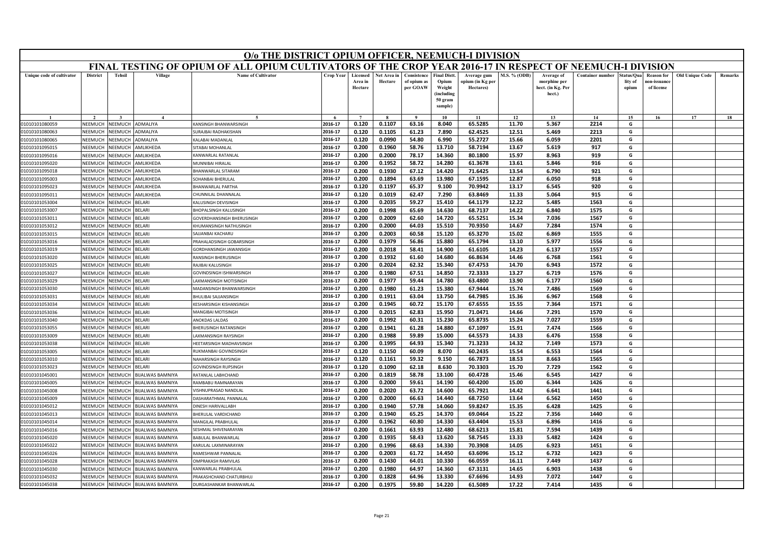# O/o THE DISTRICT OPIUM OFFICER, NEEMUCH-I DIVISION

## FINAL TESTING OF OPIUM OF ALL OPIUM CULTIVATORS OF THE CROP YEAR 2016-17 IN RESPECT OF NEEMUCH-I DIVISION

| Unique code of cultivator | District | Tehsil | Village | Name of Cultivator | Crop Year | Licensed Area in Hectare | Net Area in Hectare | Consistence of opium as per GOAW | Final Distt. Opium Weight (including 50 gram sample) | Average gum opium (in Kg per Hectares) | M.S. % (ODB) | Average of morphine per hect. (in Kg. Per hect.) | Container number | Status/Quality of opium | Reason for non-issuance of license | Old Unique Code | Remarks |
|---|---|---|---|---|---|---|---|---|---|---|---|---|---|---|---|---|---|
| 1 | 2 | 3 | 4 | 5 | 6 | 7 | 8 | 9 | 10 | 11 | 12 | 13 | 14 | 15 | 16 | 17 | 18 |
| 01010101080059 | NEEMUCH | NEEMUCH | ADMALIYA | KANSINGH BHANWARSINGH | 2016-17 | 0.120 | 0.1107 | 63.16 | 8.040 | 65.5285 | 11.70 | 5.367 | 2214 | G | | | |
| 01010101080063 | NEEMUCH | NEEMUCH | ADMALIYA | SURAJBAI RADHAKISHAN | 2016-17 | 0.120 | 0.1105 | 61.23 | 7.890 | 62.4525 | 12.51 | 5.469 | 2213 | G | | | |
| 01010101080065 | NEEMUCH | NEEMUCH | ADMALIYA | KALABAI MADANLAL | 2016-17 | 0.120 | 0.0990 | 54.80 | 6.990 | 55.2727 | 15.66 | 6.059 | 2201 | G | | | |
| 01010101095015 | NEEMUCH | NEEMUCH | AMLIKHEDA | SITABAI MOHANLAL | 2016-17 | 0.200 | 0.1960 | 58.76 | 13.710 | 58.7194 | 13.67 | 5.619 | 917 | G | | | |
| 01010101095016 | NEEMUCH | NEEMUCH | AMLIKHEDA | KANWARLAL RATANLAL | 2016-17 | 0.200 | 0.2000 | 78.17 | 14.360 | 80.1800 | 15.97 | 8.963 | 919 | G | | | |
| 01010101095020 | NEEMUCH | NEEMUCH | AMLIKHEDA | MUNNIBAI HIRALAL | 2016-17 | 0.200 | 0.1952 | 58.72 | 14.280 | 61.3678 | 13.61 | 5.846 | 916 | G | | | |
| 01010101095018 | NEEMUCH | NEEMUCH | AMLIKHEDA | BHANWARLAL SITARAM | 2016-17 | 0.200 | 0.1930 | 67.12 | 14.420 | 71.6425 | 13.54 | 6.790 | 921 | G | | | |
| 01010101095003 | NEEMUCH | NEEMUCH | AMLIKHEDA | SOHANBAI BHERULAL | 2016-17 | 0.200 | 0.1894 | 63.69 | 13.980 | 67.1595 | 12.87 | 6.050 | 918 | G | | | |
| 01010101095023 | NEEMUCH | NEEMUCH | AMLIKHEDA | BHANWARLAL PARTHA | 2016-17 | 0.120 | 0.1197 | 65.37 | 9.100 | 70.9942 | 13.17 | 6.545 | 920 | G | | | |
| 01010101095011 | NEEMUCH | NEEMUCH | AMLIKHEDA | CHUNNILAL DHANNALAL | 2016-17 | 0.120 | 0.1019 | 62.47 | 7.290 | 63.8469 | 11.33 | 5.064 | 915 | G | | | |
| 01010101053004 | NEEMUCH | NEEMUCH | BELARI | KALUSINGH DEVISINGH | 2016-17 | 0.200 | 0.2035 | 59.27 | 15.410 | 64.1179 | 12.22 | 5.485 | 1563 | G | | | |
| 01010101053007 | NEEMUCH | NEEMUCH | BELARI | BHOPALSINGH KALUSINGH | 2016-17 | 0.200 | 0.1998 | 65.69 | 14.630 | 68.7137 | 14.22 | 6.840 | 1575 | G | | | |
| 01010101053011 | NEEMUCH | NEEMUCH | BELARI | GOVERDHANSINGH BHERUSINGH | 2016-17 | 0.200 | 0.2009 | 62.60 | 14.720 | 65.5251 | 15.34 | 7.036 | 1567 | G | | | |
| 01010101053012 | NEEMUCH | NEEMUCH | BELARI | KHUMANSINGH NATHUSINGH | 2016-17 | 0.200 | 0.2000 | 64.03 | 15.510 | 70.9350 | 14.67 | 7.284 | 1574 | G | | | |
| 01010101053015 | NEEMUCH | NEEMUCH | BELARI | SAJJANBAI KACHARU | 2016-17 | 0.200 | 0.2003 | 60.58 | 15.120 | 65.3270 | 15.02 | 6.869 | 1555 | G | | | |
| 01010101053016 | NEEMUCH | NEEMUCH | BELARI | PRAHALADSINGH GOBARSINGH | 2016-17 | 0.200 | 0.1979 | 56.86 | 15.880 | 65.1794 | 13.10 | 5.977 | 1556 | G | | | |
| 01010101053019 | NEEMUCH | NEEMUCH | BELARI | GORDHANSINGH JAWANSIGH | 2016-17 | 0.200 | 0.2018 | 58.41 | 14.900 | 61.6105 | 14.23 | 6.137 | 1557 | G | | | |
| 01010101053020 | NEEMUCH | NEEMUCH | BELARI | RANSINGH BHERUSINGH | 2016-17 | 0.200 | 0.1932 | 61.60 | 14.680 | 66.8634 | 14.46 | 6.768 | 1561 | G | | | |
| 01010101053025 | NEEMUCH | NEEMUCH | BELARI | RAJIBAI KALUSINGH | 2016-17 | 0.200 | 0.2024 | 62.32 | 15.340 | 67.4753 | 14.70 | 6.943 | 1572 | G | | | |
| 01010101053027 | NEEMUCH | NEEMUCH | BELARI | GOVINDSINGH ISHWARSINGH | 2016-17 | 0.200 | 0.1980 | 67.51 | 14.850 | 72.3333 | 13.27 | 6.719 | 1576 | G | | | |
| 01010101053029 | NEEMUCH | NEEMUCH | BELARI | LAXMANSINGH MOTISINGH | 2016-17 | 0.200 | 0.1977 | 59.44 | 14.780 | 63.4800 | 13.90 | 6.177 | 1560 | G | | | |
| 01010101053030 | NEEMUCH | NEEMUCH | BELARI | MADANSINGH BHANWARSINGH | 2016-17 | 0.200 | 0.1980 | 61.23 | 15.380 | 67.9444 | 15.74 | 7.486 | 1569 | G | | | |
| 01010101053031 | NEEMUCH | NEEMUCH | BELARI | BHULIBAI SAJJANSINGH | 2016-17 | 0.200 | 0.1911 | 63.04 | 13.750 | 64.7985 | 15.36 | 6.967 | 1568 | G | | | |
| 01010101053034 | NEEMUCH | NEEMUCH | BELARI | KESHARSINGH KISHANSINGH | 2016-17 | 0.200 | 0.1945 | 60.72 | 15.170 | 67.6555 | 15.55 | 7.364 | 1571 | G | | | |
| 01010101053036 | NEEMUCH | NEEMUCH | BELARI | MANGIBAI MOTISINGH | 2016-17 | 0.200 | 0.2015 | 62.83 | 15.950 | 71.0471 | 14.66 | 7.291 | 1570 | G | | | |
| 01010101053040 | NEEMUCH | NEEMUCH | BELARI | ANOKDAS LALDAS | 2016-17 | 0.200 | 0.1992 | 60.31 | 15.230 | 65.8735 | 15.24 | 7.027 | 1559 | G | | | |
| 01010101053055 | NEEMUCH | NEEMUCH | BELARI | BHERUSINGH RATANSINGH | 2016-17 | 0.200 | 0.1941 | 61.28 | 14.880 | 67.1097 | 15.91 | 7.474 | 1566 | G | | | |
| 01010101053009 | NEEMUCH | NEEMUCH | BELARI | LAXMANSINGH RAYSINGH | 2016-17 | 0.200 | 0.1988 | 59.89 | 15.000 | 64.5573 | 14.33 | 6.476 | 1558 | G | | | |
| 01010101053038 | NEEMUCH | NEEMUCH | BELARI | HEETARSINGH MADHAVSINGH | 2016-17 | 0.200 | 0.1995 | 64.93 | 15.340 | 71.3233 | 14.32 | 7.149 | 1573 | G | | | |
| 01010101053005 | NEEMUCH | NEEMUCH | BELARI | RUKMANBAI GOVINDSINGH | 2016-17 | 0.120 | 0.1150 | 60.09 | 8.070 | 60.2435 | 15.54 | 6.553 | 1564 | G | | | |
| 01010101053010 | NEEMUCH | NEEMUCH | BELARI | NAHARSINGH RAYSINGH | 2016-17 | 0.120 | 0.1161 | 59.32 | 9.150 | 66.7873 | 18.53 | 8.663 | 1565 | G | | | |
| 01010101053023 | NEEMUCH | NEEMUCH | BELARI | GOVINDSINGH RUPSINGH | 2016-17 | 0.120 | 0.1090 | 62.18 | 8.630 | 70.3303 | 15.70 | 7.729 | 1562 | G | | | |
| 01010101045001 | NEEMUCH | NEEMUCH | BIJALWAS BAMNIYA | RATANLAL LABHCHAND | 2016-17 | 0.200 | 0.1819 | 58.78 | 13.100 | 60.4728 | 15.46 | 6.545 | 1427 | G | | | |
| 01010101045005 | NEEMUCH | NEEMUCH | BIJALWAS BAMNIYA | RAMBABU RAMNARAYAN | 2016-17 | 0.200 | 0.2000 | 59.61 | 14.190 | 60.4200 | 15.00 | 6.344 | 1426 | G | | | |
| 01010101045008 | NEEMUCH | NEEMUCH | BIJALWAS BAMNIYA | VISHNUPRASAD NANDLAL | 2016-17 | 0.200 | 0.2020 | 63.72 | 14.600 | 65.7921 | 14.42 | 6.641 | 1441 | G | | | |
| 01010101045009 | NEEMUCH | NEEMUCH | BIJALWAS BAMNIYA | DASHARATHMAL PANNALAL | 2016-17 | 0.200 | 0.2000 | 66.63 | 14.440 | 68.7250 | 13.64 | 6.562 | 1450 | G | | | |
| 01010101045012 | NEEMUCH | NEEMUCH | BIJALWAS BAMNIYA | DINESH HARIVALLABH | 2016-17 | 0.200 | 0.1940 | 57.78 | 14.060 | 59.8247 | 15.35 | 6.428 | 1425 | G | | | |
| 01010101045013 | NEEMUCH | NEEMUCH | BIJALWAS BAMNIYA | BHERULAL VARDICHAND | 2016-17 | 0.200 | 0.1940 | 65.25 | 14.370 | 69.0464 | 15.22 | 7.356 | 1440 | G | | | |
| 01010101045014 | NEEMUCH | NEEMUCH | BIJALWAS BAMNIYA | MANGILAL PRABHULAL | 2016-17 | 0.200 | 0.1962 | 60.80 | 14.330 | 63.4404 | 15.53 | 6.896 | 1416 | G | | | |
| 01010101045016 | NEEMUCH | NEEMUCH | BIJALWAS BAMNIYA | SESHMAL SHIVENARAYAN | 2016-17 | 0.200 | 0.1661 | 63.93 | 12.480 | 68.6213 | 15.81 | 7.594 | 1439 | G | | | |
| 01010101045020 | NEEMUCH | NEEMUCH | BIJALWAS BAMNIYA | BABULAL BHANWARLAL | 2016-17 | 0.200 | 0.1935 | 58.43 | 13.620 | 58.7545 | 13.33 | 5.482 | 1424 | G | | | |
| 01010101045022 | NEEMUCH | NEEMUCH | BIJALWAS BAMNIYA | KARULAL LAXMINARAYAN | 2016-17 | 0.200 | 0.1996 | 68.63 | 14.330 | 70.3908 | 14.05 | 6.923 | 1451 | G | | | |
| 01010101045026 | NEEMUCH | NEEMUCH | BIJALWAS BAMNIYA | RAMESHWAR PANNALAL | 2016-17 | 0.200 | 0.2003 | 61.72 | 14.450 | 63.6096 | 15.12 | 6.732 | 1423 | G | | | |
| 01010101045028 | NEEMUCH | NEEMUCH | BIJALWAS BAMNIYA | OMPRAKASH RAMVILAS | 2016-17 | 0.200 | 0.1430 | 64.01 | 10.330 | 66.0559 | 16.11 | 7.449 | 1437 | G | | | |
| 01010101045030 | NEEMUCH | NEEMUCH | BIJALWAS BAMNIYA | KANWARLAL PRABHULAL | 2016-17 | 0.200 | 0.1980 | 64.97 | 14.360 | 67.3131 | 14.65 | 6.903 | 1438 | G | | | |
| 01010101045032 | NEEMUCH | NEEMUCH | BIJALWAS BAMNIYA | PRAKASHCHAND CHATURBHUJ | 2016-17 | 0.200 | 0.1828 | 64.96 | 13.330 | 67.6696 | 14.93 | 7.072 | 1447 | G | | | |
| 01010101045038 | NEEMUCH | NEEMUCH | BIJALWAS BAMNIYA | DURGASHANKAR BHANWARLAL | 2016-17 | 0.200 | 0.1975 | 59.80 | 14.220 | 61.5089 | 17.22 | 7.414 | 1435 | G | | | |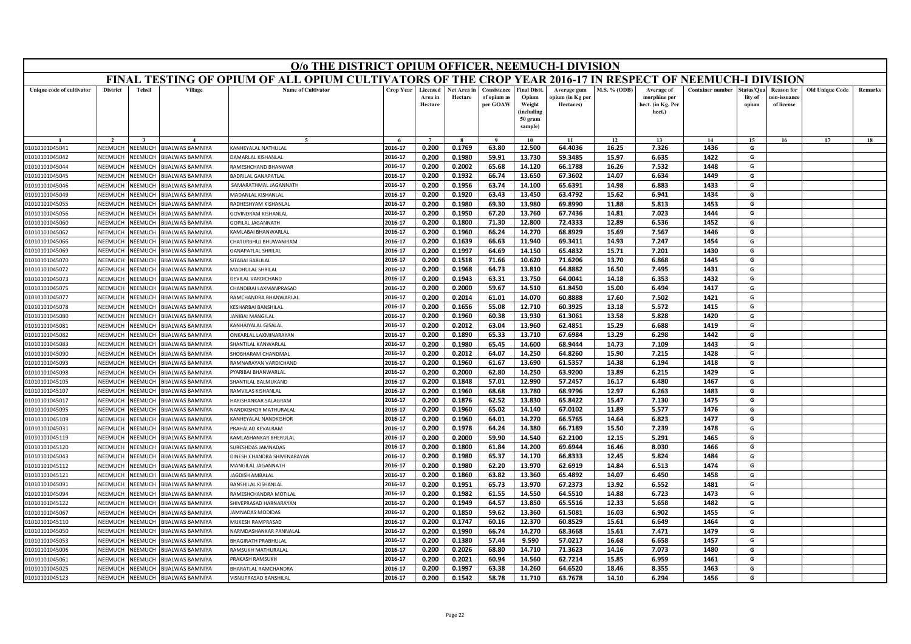# O/o THE DISTRICT OPIUM OFFICER, NEEMUCH-I DIVISION

## FINAL TESTING OF OPIUM OF ALL OPIUM CULTIVATORS OF THE CROP YEAR 2016-17 IN RESPECT OF NEEMUCH-I DIVISION

| Unique code of cultivator | District | Tehsil | Village | Name of Cultivator | Crop Year | Licensed Area in Hectare | Net Area in Hectare | Consistence of opium as per GOAW | Final Distt. Opium Weight (including 50 gram sample) | Average gum opium (in Kg per Hectares) | M.S. % (ODB) | Average of morphine per hect. (in Kg. Per hect.) | Container number | Status/Quality of opium | Reason for non-issuance of license | Old Unique Code | Remarks |
|---|---|---|---|---|---|---|---|---|---|---|---|---|---|---|---|---|---|
| 1 | 2 | 3 | 4 | 5 | 6 | 7 | 8 | 9 | 10 | 11 | 12 | 13 | 14 | 15 | 16 | 17 | 18 |
| 01010101045041 | NEEMUCH | NEEMUCH | BIJALWAS BAMNIYA | KANHEYALAL NATHULAL | 2016-17 | 0.200 | 0.1769 | 63.80 | 12.500 | 64.4036 | 16.25 | 7.326 | 1436 | G | | | |
| 01010101045042 | NEEMUCH | NEEMUCH | BIJALWAS BAMNIYA | DAMARLAL KISHANLAL | 2016-17 | 0.200 | 0.1980 | 59.91 | 13.730 | 59.3485 | 15.97 | 6.635 | 1422 | G | | | |
| 01010101045044 | NEEMUCH | NEEMUCH | BIJALWAS BAMNIYA | RAMESHCHAND BHANWAR | 2016-17 | 0.200 | 0.2002 | 65.68 | 14.120 | 66.1788 | 16.26 | 7.532 | 1448 | G | | | |
| 01010101045045 | NEEMUCH | NEEMUCH | BIJALWAS BAMNIYA | BADRILAL GANAPATLAL | 2016-17 | 0.200 | 0.1932 | 66.74 | 13.650 | 67.3602 | 14.07 | 6.634 | 1449 | G | | | |
| 01010101045046 | NEEMUCH | NEEMUCH | BIJALWAS BAMNIYA | SAMARATHMAL JAGANNATH | 2016-17 | 0.200 | 0.1956 | 63.74 | 14.100 | 65.6391 | 14.98 | 6.883 | 1433 | G | | | |
| 01010101045049 | NEEMUCH | NEEMUCH | BIJALWAS BAMNIYA | MADANLAL KISHANLAL | 2016-17 | 0.200 | 0.1920 | 63.43 | 13.450 | 63.4792 | 15.62 | 6.941 | 1434 | G | | | |
| 01010101045055 | NEEMUCH | NEEMUCH | BIJALWAS BAMNIYA | RADHESHYAM KISHANLAL | 2016-17 | 0.200 | 0.1980 | 69.30 | 13.980 | 69.8990 | 11.88 | 5.813 | 1453 | G | | | |
| 01010101045056 | NEEMUCH | NEEMUCH | BIJALWAS BAMNIYA | GOVINDRAM KISHANLAL | 2016-17 | 0.200 | 0.1950 | 67.20 | 13.760 | 67.7436 | 14.81 | 7.023 | 1444 | G | | | |
| 01010101045060 | NEEMUCH | NEEMUCH | BIJALWAS BAMNIYA | GOPILAL JAGANNATH | 2016-17 | 0.200 | 0.1800 | 71.30 | 12.800 | 72.4333 | 12.89 | 6.536 | 1452 | G | | | |
| 01010101045062 | NEEMUCH | NEEMUCH | BIJALWAS BAMNIYA | KAMLABAI BHANWARLAL | 2016-17 | 0.200 | 0.1960 | 66.24 | 14.270 | 68.8929 | 15.69 | 7.567 | 1446 | G | | | |
| 01010101045066 | NEEMUCH | NEEMUCH | BIJALWAS BAMNIYA | CHATURBHUJ BHUWANIRAM | 2016-17 | 0.200 | 0.1639 | 66.63 | 11.940 | 69.3411 | 14.93 | 7.247 | 1454 | G | | | |
| 01010101045069 | NEEMUCH | NEEMUCH | BIJALWAS BAMNIYA | GANAPATLAL SHRILAL | 2016-17 | 0.200 | 0.1997 | 64.69 | 14.150 | 65.4832 | 15.71 | 7.201 | 1430 | G | | | |
| 01010101045070 | NEEMUCH | NEEMUCH | BIJALWAS BAMNIYA | SITABAI BABULAL | 2016-17 | 0.200 | 0.1518 | 71.66 | 10.620 | 71.6206 | 13.70 | 6.868 | 1445 | G | | | |
| 01010101045072 | NEEMUCH | NEEMUCH | BIJALWAS BAMNIYA | MADHULAL SHRILAL | 2016-17 | 0.200 | 0.1968 | 64.73 | 13.810 | 64.8882 | 16.50 | 7.495 | 1431 | G | | | |
| 01010101045073 | NEEMUCH | NEEMUCH | BIJALWAS BAMNIYA | DEVILAL VARDICHAND | 2016-17 | 0.200 | 0.1943 | 63.31 | 13.750 | 64.0041 | 14.18 | 6.353 | 1432 | G | | | |
| 01010101045075 | NEEMUCH | NEEMUCH | BIJALWAS BAMNIYA | CHANDIBAI LAXMANPRASAD | 2016-17 | 0.200 | 0.2000 | 59.67 | 14.510 | 61.8450 | 15.00 | 6.494 | 1417 | G | | | |
| 01010101045077 | NEEMUCH | NEEMUCH | BIJALWAS BAMNIYA | RAMCHANDRA BHANWARLAL | 2016-17 | 0.200 | 0.2014 | 61.01 | 14.070 | 60.8888 | 17.60 | 7.502 | 1421 | G | | | |
| 01010101045078 | NEEMUCH | NEEMUCH | BIJALWAS BAMNIYA | KESHARBAI BANSHILAL | 2016-17 | 0.200 | 0.1656 | 55.08 | 12.710 | 60.3925 | 13.18 | 5.572 | 1415 | G | | | |
| 01010101045080 | NEEMUCH | NEEMUCH | BIJALWAS BAMNIYA | JANIBAI MANGILAL | 2016-17 | 0.200 | 0.1960 | 60.38 | 13.930 | 61.3061 | 13.58 | 5.828 | 1420 | G | | | |
| 01010101045081 | NEEMUCH | NEEMUCH | BIJALWAS BAMNIYA | KANHAIYALAL GISALAL | 2016-17 | 0.200 | 0.2012 | 63.04 | 13.960 | 62.4851 | 15.29 | 6.688 | 1419 | G | | | |
| 01010101045082 | NEEMUCH | NEEMUCH | BIJALWAS BAMNIYA | ONKARLAL LAXMINARAYAN | 2016-17 | 0.200 | 0.1890 | 65.33 | 13.710 | 67.6984 | 13.29 | 6.298 | 1442 | G | | | |
| 01010101045083 | NEEMUCH | NEEMUCH | BIJALWAS BAMNIYA | SHANTILAL KANWARLAL | 2016-17 | 0.200 | 0.1980 | 65.45 | 14.600 | 68.9444 | 14.73 | 7.109 | 1443 | G | | | |
| 01010101045090 | NEEMUCH | NEEMUCH | BIJALWAS BAMNIYA | SHOBHARAM CHANDMAL | 2016-17 | 0.200 | 0.2012 | 64.07 | 14.250 | 64.8260 | 15.90 | 7.215 | 1428 | G | | | |
| 01010101045093 | NEEMUCH | NEEMUCH | BIJALWAS BAMNIYA | RAMNARAYAN VARDICHAND | 2016-17 | 0.200 | 0.1960 | 61.67 | 13.690 | 61.5357 | 14.38 | 6.194 | 1418 | G | | | |
| 01010101045098 | NEEMUCH | NEEMUCH | BIJALWAS BAMNIYA | PYARIBAI BHANWARLAL | 2016-17 | 0.200 | 0.2000 | 62.80 | 14.250 | 63.9200 | 13.89 | 6.215 | 1429 | G | | | |
| 01010101045105 | NEEMUCH | NEEMUCH | BIJALWAS BAMNIYA | SHANTILAL BALMUKAND | 2016-17 | 0.200 | 0.1848 | 57.01 | 12.990 | 57.2457 | 16.17 | 6.480 | 1467 | G | | | |
| 01010101045107 | NEEMUCH | NEEMUCH | BIJALWAS BAMNIYA | RAMVILAS KISHANLAL | 2016-17 | 0.200 | 0.1960 | 68.68 | 13.780 | 68.9796 | 12.97 | 6.263 | 1483 | G | | | |
| 01010101045017 | NEEMUCH | NEEMUCH | BIJALWAS BAMNIYA | HARISHANKAR SALAGRAM | 2016-17 | 0.200 | 0.1876 | 62.52 | 13.830 | 65.8422 | 15.47 | 7.130 | 1475 | G | | | |
| 01010101045095 | NEEMUCH | NEEMUCH | BIJALWAS BAMNIYA | NANDKISHOR MATHURALAL | 2016-17 | 0.200 | 0.1960 | 65.02 | 14.140 | 67.0102 | 11.89 | 5.577 | 1476 | G | | | |
| 01010101045109 | NEEMUCH | NEEMUCH | BIJALWAS BAMNIYA | KANHEYALAL NANDKISHOR | 2016-17 | 0.200 | 0.1960 | 64.01 | 14.270 | 66.5765 | 14.64 | 6.823 | 1477 | G | | | |
| 01010101045031 | NEEMUCH | NEEMUCH | BIJALWAS BAMNIYA | PRAHALAD KEVALRAM | 2016-17 | 0.200 | 0.1978 | 64.24 | 14.380 | 66.7189 | 15.50 | 7.239 | 1478 | G | | | |
| 01010101045119 | NEEMUCH | NEEMUCH | BIJALWAS BAMNIYA | KAMLASHANKAR BHERULAL | 2016-17 | 0.200 | 0.2000 | 59.90 | 14.540 | 62.2100 | 12.15 | 5.291 | 1465 | G | | | |
| 01010101045120 | NEEMUCH | NEEMUCH | BIJALWAS BAMNIYA | SURESHDAS JAMNADAS | 2016-17 | 0.200 | 0.1800 | 61.84 | 14.200 | 69.6944 | 16.46 | 8.030 | 1466 | G | | | |
| 01010101045043 | NEEMUCH | NEEMUCH | BIJALWAS BAMNIYA | DINESH CHANDRA SHIVENARAYAN | 2016-17 | 0.200 | 0.1980 | 65.37 | 14.170 | 66.8333 | 12.45 | 5.824 | 1484 | G | | | |
| 01010101045112 | NEEMUCH | NEEMUCH | BIJALWAS BAMNIYA | MANGILAL JAGANNATH | 2016-17 | 0.200 | 0.1980 | 62.20 | 13.970 | 62.6919 | 14.84 | 6.513 | 1474 | G | | | |
| 01010101045121 | NEEMUCH | NEEMUCH | BIJALWAS BAMNIYA | JAGDISH AMBALAL | 2016-17 | 0.200 | 0.1860 | 63.82 | 13.360 | 65.4892 | 14.07 | 6.450 | 1458 | G | | | |
| 01010101045091 | NEEMUCH | NEEMUCH | BIJALWAS BAMNIYA | BANSHILAL KISHANLAL | 2016-17 | 0.200 | 0.1951 | 65.73 | 13.970 | 67.2373 | 13.92 | 6.552 | 1481 | G | | | |
| 01010101045094 | NEEMUCH | NEEMUCH | BIJALWAS BAMNIYA | RAMESHCHANDRA MOTILAL | 2016-17 | 0.200 | 0.1982 | 61.55 | 14.550 | 64.5510 | 14.88 | 6.723 | 1473 | G | | | |
| 01010101045122 | NEEMUCH | NEEMUCH | BIJALWAS BAMNIYA | SHIVEPRASAD HARNARAYAN | 2016-17 | 0.200 | 0.1949 | 64.57 | 13.850 | 65.5516 | 12.33 | 5.658 | 1482 | G | | | |
| 01010101045067 | NEEMUCH | NEEMUCH | BIJALWAS BAMNIYA | JAMNADAS MODIDAS | 2016-17 | 0.200 | 0.1850 | 59.62 | 13.360 | 61.5081 | 16.03 | 6.902 | 1455 | G | | | |
| 01010101045110 | NEEMUCH | NEEMUCH | BIJALWAS BAMNIYA | MUKESH RAMPRASAD | 2016-17 | 0.200 | 0.1747 | 60.16 | 12.370 | 60.8529 | 15.61 | 6.649 | 1464 | G | | | |
| 01010101045050 | NEEMUCH | NEEMUCH | BIJALWAS BAMNIYA | NARMDASHANKAR PANNALAL | 2016-17 | 0.200 | 0.1990 | 66.74 | 14.270 | 68.3668 | 15.61 | 7.471 | 1479 | G | | | |
| 01010101045053 | NEEMUCH | NEEMUCH | BIJALWAS BAMNIYA | BHAGIRATH PRABHULAL | 2016-17 | 0.200 | 0.1380 | 57.44 | 9.590 | 57.0217 | 16.68 | 6.658 | 1457 | G | | | |
| 01010101045006 | NEEMUCH | NEEMUCH | BIJALWAS BAMNIYA | RAMSUKH MATHURALAL | 2016-17 | 0.200 | 0.2026 | 68.80 | 14.710 | 71.3623 | 14.16 | 7.073 | 1480 | G | | | |
| 01010101045061 | NEEMUCH | NEEMUCH | BIJALWAS BAMNIYA | PRAKASH RAMSUKH | 2016-17 | 0.200 | 0.2021 | 60.94 | 14.560 | 62.7214 | 15.85 | 6.959 | 1461 | G | | | |
| 01010101045025 | NEEMUCH | NEEMUCH | BIJALWAS BAMNIYA | BHARATLAL RAMCHANDRA | 2016-17 | 0.200 | 0.1997 | 63.38 | 14.260 | 64.6520 | 18.46 | 8.355 | 1463 | G | | | |
| 01010101045123 | NEEMUCH | NEEMUCH | BIJALWAS BAMNIYA | VISNUPRASAD BANSHILAL | 2016-17 | 0.200 | 0.1542 | 58.78 | 11.710 | 63.7678 | 14.10 | 6.294 | 1456 | G | | | |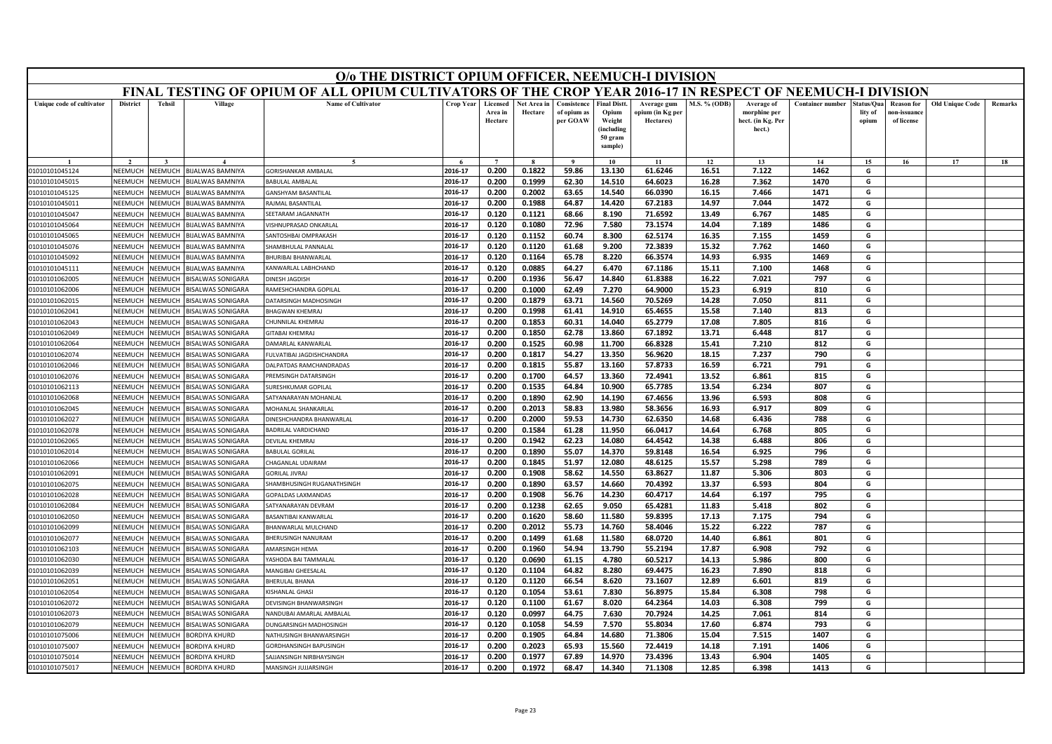# O/o THE DISTRICT OPIUM OFFICER, NEEMUCH-I DIVISION

## FINAL TESTING OF OPIUM OF ALL OPIUM CULTIVATORS OF THE CROP YEAR 2016-17 IN RESPECT OF NEEMUCH-I DIVISION

| Unique code of cultivator | District | Tehsil | Village | Name of Cultivator | Crop Year | Licensed Area in Hectare | Net Area in Hectare | Consistence of opium as per GOAW | Final Distt. Opium Weight (including 50 gram sample) | Average gum opium (in Kg per Hectares) | M.S. % (ODB) | Average of morphine per hect. (in Kg. Per hect.) | Container number | Status/Quality of opium | Reason for non-issuance of license | Old Unique Code | Remarks |
|---|---|---|---|---|---|---|---|---|---|---|---|---|---|---|---|---|---|
| 1 | 2 | 3 | 4 | 5 | 6 | 7 | 8 | 9 | 10 | 11 | 12 | 13 | 14 | 15 | 16 | 17 | 18 |
| 01010101045124 | NEEMUCH | NEEMUCH | BIJALWAS BAMNIYA | GORISHANKAR AMBALAL | 2016-17 | 0.200 | 0.1822 | 59.86 | 13.130 | 61.6246 | 16.51 | 7.122 | 1462 | G | | | |
| 01010101045015 | NEEMUCH | NEEMUCH | BIJALWAS BAMNIYA | BABULAL AMBALAL | 2016-17 | 0.200 | 0.1999 | 62.30 | 14.510 | 64.6023 | 16.28 | 7.362 | 1470 | G | | | |
| 01010101045125 | NEEMUCH | NEEMUCH | BIJALWAS BAMNIYA | GANSHYAM BASANTILAL | 2016-17 | 0.200 | 0.2002 | 63.65 | 14.540 | 66.0390 | 16.15 | 7.466 | 1471 | G | | | |
| 01010101045011 | NEEMUCH | NEEMUCH | BIJALWAS BAMNIYA | RAJMAL BASANTILAL | 2016-17 | 0.200 | 0.1988 | 64.87 | 14.420 | 67.2183 | 14.97 | 7.044 | 1472 | G | | | |
| 01010101045047 | NEEMUCH | NEEMUCH | BIJALWAS BAMNIYA | SEETARAM JAGANNATH | 2016-17 | 0.120 | 0.1121 | 68.66 | 8.190 | 71.6592 | 13.49 | 6.767 | 1485 | G | | | |
| 01010101045064 | NEEMUCH | NEEMUCH | BIJALWAS BAMNIYA | VISHNUPRASAD ONKARLAL | 2016-17 | 0.120 | 0.1080 | 72.96 | 7.580 | 73.1574 | 14.04 | 7.189 | 1486 | G | | | |
| 01010101045065 | NEEMUCH | NEEMUCH | BIJALWAS BAMNIYA | SANTOSHBAI OMPRAKASH | 2016-17 | 0.120 | 0.1152 | 60.74 | 8.300 | 62.5174 | 16.35 | 7.155 | 1459 | G | | | |
| 01010101045076 | NEEMUCH | NEEMUCH | BIJALWAS BAMNIYA | SHAMBHULAL PANNALAL | 2016-17 | 0.120 | 0.1120 | 61.68 | 9.200 | 72.3839 | 15.32 | 7.762 | 1460 | G | | | |
| 01010101045092 | NEEMUCH | NEEMUCH | BIJALWAS BAMNIYA | BHURIBAI BHANWARLAL | 2016-17 | 0.120 | 0.1164 | 65.78 | 8.220 | 66.3574 | 14.93 | 6.935 | 1469 | G | | | |
| 01010101045111 | NEEMUCH | NEEMUCH | BIJALWAS BAMNIYA | KANWARLAL LABHCHAND | 2016-17 | 0.120 | 0.0885 | 64.27 | 6.470 | 67.1186 | 15.11 | 7.100 | 1468 | G | | | |
| 01010101062005 | NEEMUCH | NEEMUCH | BISALWAS SONIGARA | DINESH JAGDISH | 2016-17 | 0.200 | 0.1936 | 56.47 | 14.840 | 61.8388 | 16.22 | 7.021 | 797 | G | | | |
| 01010101062006 | NEEMUCH | NEEMUCH | BISALWAS SONIGARA | RAMESHCHANDRA GOPILAL | 2016-17 | 0.200 | 0.1000 | 62.49 | 7.270 | 64.9000 | 15.23 | 6.919 | 810 | G | | | |
| 01010101062015 | NEEMUCH | NEEMUCH | BISALWAS SONIGARA | DATARSINGH MADHOSINGH | 2016-17 | 0.200 | 0.1879 | 63.71 | 14.560 | 70.5269 | 14.28 | 7.050 | 811 | G | | | |
| 01010101062041 | NEEMUCH | NEEMUCH | BISALWAS SONIGARA | BHAGWAN KHEMRAJ | 2016-17 | 0.200 | 0.1998 | 61.41 | 14.910 | 65.4655 | 15.58 | 7.140 | 813 | G | | | |
| 01010101062043 | NEEMUCH | NEEMUCH | BISALWAS SONIGARA | CHUNNILAL KHEMRAJ | 2016-17 | 0.200 | 0.1853 | 60.31 | 14.040 | 65.2779 | 17.08 | 7.805 | 816 | G | | | |
| 01010101062049 | NEEMUCH | NEEMUCH | BISALWAS SONIGARA | GITABAI KHEMRAJ | 2016-17 | 0.200 | 0.1850 | 62.78 | 13.860 | 67.1892 | 13.71 | 6.448 | 817 | G | | | |
| 01010101062064 | NEEMUCH | NEEMUCH | BISALWAS SONIGARA | DAMARLAL KANWARLAL | 2016-17 | 0.200 | 0.1525 | 60.98 | 11.700 | 66.8328 | 15.41 | 7.210 | 812 | G | | | |
| 01010101062074 | NEEMUCH | NEEMUCH | BISALWAS SONIGARA | FULVATIBAI JAGDISHCHANDRA | 2016-17 | 0.200 | 0.1817 | 54.27 | 13.350 | 56.9620 | 18.15 | 7.237 | 790 | G | | | |
| 01010101062046 | NEEMUCH | NEEMUCH | BISALWAS SONIGARA | DALPATDAS RAMCHANDRADAS | 2016-17 | 0.200 | 0.1815 | 55.87 | 13.160 | 57.8733 | 16.59 | 6.721 | 791 | G | | | |
| 01010101062076 | NEEMUCH | NEEMUCH | BISALWAS SONIGARA | PREMSINGH DATARSINGH | 2016-17 | 0.200 | 0.1700 | 64.57 | 13.360 | 72.4941 | 13.52 | 6.861 | 815 | G | | | |
| 01010101062113 | NEEMUCH | NEEMUCH | BISALWAS SONIGARA | SURESHKUMAR GOPILAL | 2016-17 | 0.200 | 0.1535 | 64.84 | 10.900 | 65.7785 | 13.54 | 6.234 | 807 | G | | | |
| 01010101062068 | NEEMUCH | NEEMUCH | BISALWAS SONIGARA | SATYANARAYAN MOHANLAL | 2016-17 | 0.200 | 0.1890 | 62.90 | 14.190 | 67.4656 | 13.96 | 6.593 | 808 | G | | | |
| 01010101062045 | NEEMUCH | NEEMUCH | BISALWAS SONIGARA | MOHANLAL SHANKARLAL | 2016-17 | 0.200 | 0.2013 | 58.83 | 13.980 | 58.3656 | 16.93 | 6.917 | 809 | G | | | |
| 01010101062027 | NEEMUCH | NEEMUCH | BISALWAS SONIGARA | DINESHCHANDRA BHANWARLAL | 2016-17 | 0.200 | 0.2000 | 59.53 | 14.730 | 62.6350 | 14.68 | 6.436 | 788 | G | | | |
| 01010101062078 | NEEMUCH | NEEMUCH | BISALWAS SONIGARA | BADRILAL VARDICHAND | 2016-17 | 0.200 | 0.1584 | 61.28 | 11.950 | 66.0417 | 14.64 | 6.768 | 805 | G | | | |
| 01010101062065 | NEEMUCH | NEEMUCH | BISALWAS SONIGARA | DEVILAL KHEMRAJ | 2016-17 | 0.200 | 0.1942 | 62.23 | 14.080 | 64.4542 | 14.38 | 6.488 | 806 | G | | | |
| 01010101062014 | NEEMUCH | NEEMUCH | BISALWAS SONIGARA | BABULAL GORILAL | 2016-17 | 0.200 | 0.1890 | 55.07 | 14.370 | 59.8148 | 16.54 | 6.925 | 796 | G | | | |
| 01010101062066 | NEEMUCH | NEEMUCH | BISALWAS SONIGARA | CHAGANLAL UDAIRAM | 2016-17 | 0.200 | 0.1845 | 51.97 | 12.080 | 48.6125 | 15.57 | 5.298 | 789 | G | | | |
| 01010101062091 | NEEMUCH | NEEMUCH | BISALWAS SONIGARA | GORILAL JIVRAJ | 2016-17 | 0.200 | 0.1908 | 58.62 | 14.550 | 63.8627 | 11.87 | 5.306 | 803 | G | | | |
| 01010101062075 | NEEMUCH | NEEMUCH | BISALWAS SONIGARA | SHAMBHUSINGH RUGANATHSINGH | 2016-17 | 0.200 | 0.1890 | 63.57 | 14.660 | 70.4392 | 13.37 | 6.593 | 804 | G | | | |
| 01010101062028 | NEEMUCH | NEEMUCH | BISALWAS SONIGARA | GOPALDAS LAXMANDAS | 2016-17 | 0.200 | 0.1908 | 56.76 | 14.230 | 60.4717 | 14.64 | 6.197 | 795 | G | | | |
| 01010101062084 | NEEMUCH | NEEMUCH | BISALWAS SONIGARA | SATYANARAYAN DEVRAM | 2016-17 | 0.200 | 0.1238 | 62.65 | 9.050 | 65.4281 | 11.83 | 5.418 | 802 | G | | | |
| 01010101062050 | NEEMUCH | NEEMUCH | BISALWAS SONIGARA | BASANTIBAI KANWARLAL | 2016-17 | 0.200 | 0.1620 | 58.60 | 11.580 | 59.8395 | 17.13 | 7.175 | 794 | G | | | |
| 01010101062099 | NEEMUCH | NEEMUCH | BISALWAS SONIGARA | BHANWARLAL MULCHAND | 2016-17 | 0.200 | 0.2012 | 55.73 | 14.760 | 58.4046 | 15.22 | 6.222 | 787 | G | | | |
| 01010101062077 | NEEMUCH | NEEMUCH | BISALWAS SONIGARA | BHERUSINGH NANURAM | 2016-17 | 0.200 | 0.1499 | 61.68 | 11.580 | 68.0720 | 14.40 | 6.861 | 801 | G | | | |
| 01010101062103 | NEEMUCH | NEEMUCH | BISALWAS SONIGARA | AMARSINGH HEMA | 2016-17 | 0.200 | 0.1960 | 54.94 | 13.790 | 55.2194 | 17.87 | 6.908 | 792 | G | | | |
| 01010101062030 | NEEMUCH | NEEMUCH | BISALWAS SONIGARA | YASHODA BAI TAMMALAL | 2016-17 | 0.120 | 0.0690 | 61.15 | 4.780 | 60.5217 | 14.13 | 5.986 | 800 | G | | | |
| 01010101062039 | NEEMUCH | NEEMUCH | BISALWAS SONIGARA | MANGIBAI GHEESALAL | 2016-17 | 0.120 | 0.1104 | 64.82 | 8.280 | 69.4475 | 16.23 | 7.890 | 818 | G | | | |
| 01010101062051 | NEEMUCH | NEEMUCH | BISALWAS SONIGARA | BHERULAL BHANA | 2016-17 | 0.120 | 0.1120 | 66.54 | 8.620 | 73.1607 | 12.89 | 6.601 | 819 | G | | | |
| 01010101062054 | NEEMUCH | NEEMUCH | BISALWAS SONIGARA | KISHANLAL GHASI | 2016-17 | 0.120 | 0.1054 | 53.61 | 7.830 | 56.8975 | 15.84 | 6.308 | 798 | G | | | |
| 01010101062072 | NEEMUCH | NEEMUCH | BISALWAS SONIGARA | DEVISINGH BHANWARSINGH | 2016-17 | 0.120 | 0.1100 | 61.67 | 8.020 | 64.2364 | 14.03 | 6.308 | 799 | G | | | |
| 01010101062073 | NEEMUCH | NEEMUCH | BISALWAS SONIGARA | NANDUBAI AMARLAL AMBALAL | 2016-17 | 0.120 | 0.0997 | 64.75 | 7.630 | 70.7924 | 14.25 | 7.061 | 814 | G | | | |
| 01010101062079 | NEEMUCH | NEEMUCH | BISALWAS SONIGARA | DUNGARSINGH MADHOSINGH | 2016-17 | 0.120 | 0.1058 | 54.59 | 7.570 | 55.8034 | 17.60 | 6.874 | 793 | G | | | |
| 01010101075006 | NEEMUCH | NEEMUCH | BORDIYA KHURD | NATHUSINGH BHANWARSINGH | 2016-17 | 0.200 | 0.1905 | 64.84 | 14.680 | 71.3806 | 15.04 | 7.515 | 1407 | G | | | |
| 01010101075007 | NEEMUCH | NEEMUCH | BORDIYA KHURD | GORDHANSINGH BAPUSINGH | 2016-17 | 0.200 | 0.2023 | 65.93 | 15.560 | 72.4419 | 14.18 | 7.191 | 1406 | G | | | |
| 01010101075014 | NEEMUCH | NEEMUCH | BORDIYA KHURD | SAJJANSINGH NIRBHAYSINGH | 2016-17 | 0.200 | 0.1977 | 67.89 | 14.970 | 73.4396 | 13.43 | 6.904 | 1405 | G | | | |
| 01010101075017 | NEEMUCH | NEEMUCH | BORDIYA KHURD | MANSINGH JUJJARSINGH | 2016-17 | 0.200 | 0.1972 | 68.47 | 14.340 | 71.1308 | 12.85 | 6.398 | 1413 | G | | | |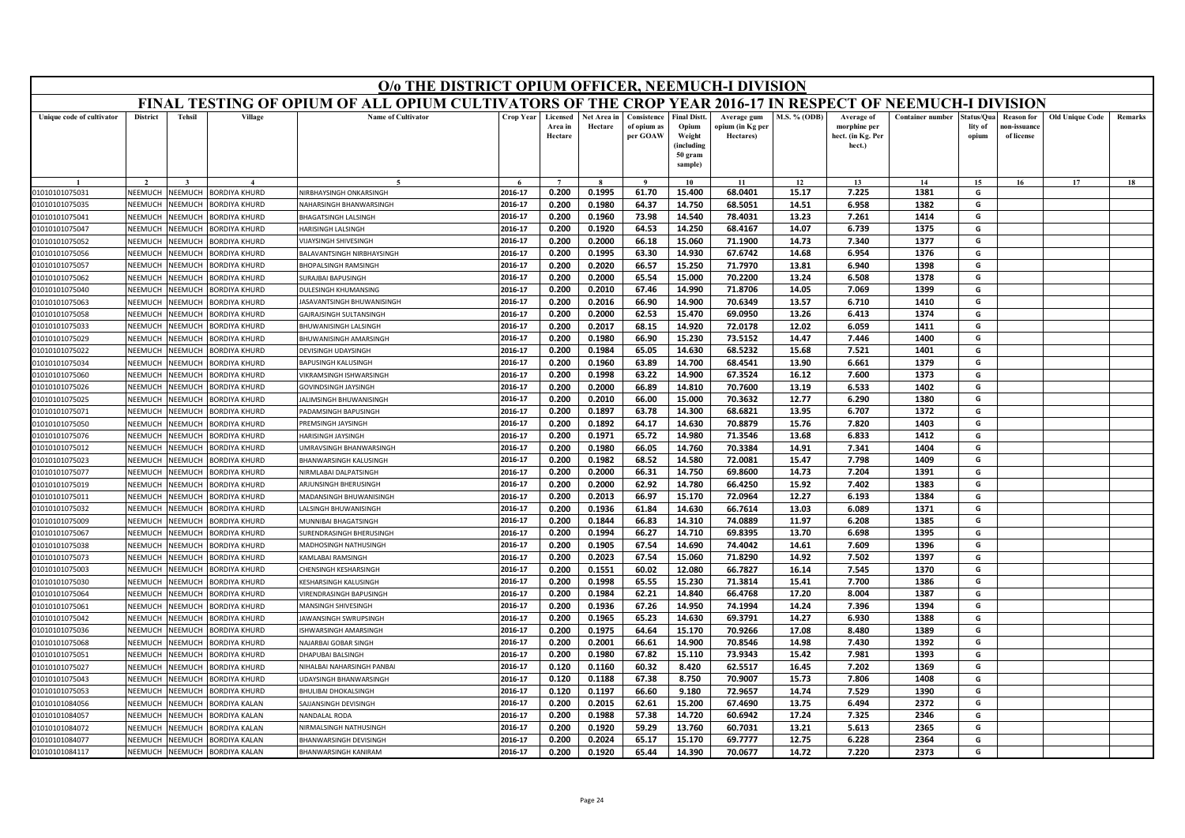# O/o THE DISTRICT OPIUM OFFICER, NEEMUCH-I DIVISION

## FINAL TESTING OF OPIUM OF ALL OPIUM CULTIVATORS OF THE CROP YEAR 2016-17 IN RESPECT OF NEEMUCH-I DIVISION

| Unique code of cultivator | District | Tehsil | Village | Name of Cultivator | Crop Year | Licensed Area in Hectare | Net Area in Hectare | Consistence of opium as per GOAW | Final Distt. Opium Weight (including 50 gram sample) | Average gum opium (in Kg per Hectares) | M.S. % (ODB) | Average of morphine per hect. (in Kg. Per hect.) | Container number | Status/Quality of opium | Reason for non-issuance of license | Old Unique Code | Remarks |
|---|---|---|---|---|---|---|---|---|---|---|---|---|---|---|---|---|---|
| 1 | 2 | 3 | 4 | 5 | 6 | 7 | 8 | 9 | 10 | 11 | 12 | 13 | 14 | 15 | 16 | 17 | 18 |
| 01010101075031 | NEEMUCH | NEEMUCH | BORDIYA KHURD | NIRBHAYSINGH ONKARSINGH | 2016-17 | 0.200 | 0.1995 | 61.70 | 15.400 | 68.0401 | 15.17 | 7.225 | 1381 | G | | | |
| 01010101075035 | NEEMUCH | NEEMUCH | BORDIYA KHURD | NAHARSINGH BHANWARSINGH | 2016-17 | 0.200 | 0.1980 | 64.37 | 14.750 | 68.5051 | 14.51 | 6.958 | 1382 | G | | | |
| 01010101075041 | NEEMUCH | NEEMUCH | BORDIYA KHURD | BHAGATSINGH LALSINGH | 2016-17 | 0.200 | 0.1960 | 73.98 | 14.540 | 78.4031 | 13.23 | 7.261 | 1414 | G | | | |
| 01010101075047 | NEEMUCH | NEEMUCH | BORDIYA KHURD | HARISINGH LALSINGH | 2016-17 | 0.200 | 0.1920 | 64.53 | 14.250 | 68.4167 | 14.07 | 6.739 | 1375 | G | | | |
| 01010101075052 | NEEMUCH | NEEMUCH | BORDIYA KHURD | VIJAYSINGH SHIVESINGH | 2016-17 | 0.200 | 0.2000 | 66.18 | 15.060 | 71.1900 | 14.73 | 7.340 | 1377 | G | | | |
| 01010101075056 | NEEMUCH | NEEMUCH | BORDIYA KHURD | BALAVANTSINGH NIRBHAYSINGH | 2016-17 | 0.200 | 0.1995 | 63.30 | 14.930 | 67.6742 | 14.68 | 6.954 | 1376 | G | | | |
| 01010101075057 | NEEMUCH | NEEMUCH | BORDIYA KHURD | BHOPALSINGH RAMSINGH | 2016-17 | 0.200 | 0.2020 | 66.57 | 15.250 | 71.7970 | 13.81 | 6.940 | 1398 | G | | | |
| 01010101075062 | NEEMUCH | NEEMUCH | BORDIYA KHURD | SURAJBAI BAPUSINGH | 2016-17 | 0.200 | 0.2000 | 65.54 | 15.000 | 70.2200 | 13.24 | 6.508 | 1378 | G | | | |
| 01010101075040 | NEEMUCH | NEEMUCH | BORDIYA KHURD | DULESINGH KHUMANSING | 2016-17 | 0.200 | 0.2010 | 67.46 | 14.990 | 71.8706 | 14.05 | 7.069 | 1399 | G | | | |
| 01010101075063 | NEEMUCH | NEEMUCH | BORDIYA KHURD | JASAVANTSINGH BHUWANISINGH | 2016-17 | 0.200 | 0.2016 | 66.90 | 14.900 | 70.6349 | 13.57 | 6.710 | 1410 | G | | | |
| 01010101075058 | NEEMUCH | NEEMUCH | BORDIYA KHURD | GAJRAJSINGH SULTANSINGH | 2016-17 | 0.200 | 0.2000 | 62.53 | 15.470 | 69.0950 | 13.26 | 6.413 | 1374 | G | | | |
| 01010101075033 | NEEMUCH | NEEMUCH | BORDIYA KHURD | BHUWANISINGH LALSINGH | 2016-17 | 0.200 | 0.2017 | 68.15 | 14.920 | 72.0178 | 12.02 | 6.059 | 1411 | G | | | |
| 01010101075029 | NEEMUCH | NEEMUCH | BORDIYA KHURD | BHUWANISINGH AMARSINGH | 2016-17 | 0.200 | 0.1980 | 66.90 | 15.230 | 73.5152 | 14.47 | 7.446 | 1400 | G | | | |
| 01010101075022 | NEEMUCH | NEEMUCH | BORDIYA KHURD | DEVISINGH UDAYSINGH | 2016-17 | 0.200 | 0.1984 | 65.05 | 14.630 | 68.5232 | 15.68 | 7.521 | 1401 | G | | | |
| 01010101075034 | NEEMUCH | NEEMUCH | BORDIYA KHURD | BAPUSINGH KALUSINGH | 2016-17 | 0.200 | 0.1960 | 63.89 | 14.700 | 68.4541 | 13.90 | 6.661 | 1379 | G | | | |
| 01010101075060 | NEEMUCH | NEEMUCH | BORDIYA KHURD | VIKRAMSINGH ISHWARSINGH | 2016-17 | 0.200 | 0.1998 | 63.22 | 14.900 | 67.3524 | 16.12 | 7.600 | 1373 | G | | | |
| 01010101075026 | NEEMUCH | NEEMUCH | BORDIYA KHURD | GOVINDSINGH JAYSINGH | 2016-17 | 0.200 | 0.2000 | 66.89 | 14.810 | 70.7600 | 13.19 | 6.533 | 1402 | G | | | |
| 01010101075025 | NEEMUCH | NEEMUCH | BORDIYA KHURD | JALIMSINGH BHUWANISINGH | 2016-17 | 0.200 | 0.2010 | 66.00 | 15.000 | 70.3632 | 12.77 | 6.290 | 1380 | G | | | |
| 01010101075071 | NEEMUCH | NEEMUCH | BORDIYA KHURD | PADAMSINGH BAPUSINGH | 2016-17 | 0.200 | 0.1897 | 63.78 | 14.300 | 68.6821 | 13.95 | 6.707 | 1372 | G | | | |
| 01010101075050 | NEEMUCH | NEEMUCH | BORDIYA KHURD | PREMSINGH JAYSINGH | 2016-17 | 0.200 | 0.1892 | 64.17 | 14.630 | 70.8879 | 15.76 | 7.820 | 1403 | G | | | |
| 01010101075076 | NEEMUCH | NEEMUCH | BORDIYA KHURD | HARISINGH JAYSINGH | 2016-17 | 0.200 | 0.1971 | 65.72 | 14.980 | 71.3546 | 13.68 | 6.833 | 1412 | G | | | |
| 01010101075012 | NEEMUCH | NEEMUCH | BORDIYA KHURD | UMRAVSINGH BHANWARSINGH | 2016-17 | 0.200 | 0.1980 | 66.05 | 14.760 | 70.3384 | 14.91 | 7.341 | 1404 | G | | | |
| 01010101075023 | NEEMUCH | NEEMUCH | BORDIYA KHURD | BHANWARSINGH KALUSINGH | 2016-17 | 0.200 | 0.1982 | 68.52 | 14.580 | 72.0081 | 15.47 | 7.798 | 1409 | G | | | |
| 01010101075077 | NEEMUCH | NEEMUCH | BORDIYA KHURD | NIRMLABAI DALPATSINGH | 2016-17 | 0.200 | 0.2000 | 66.31 | 14.750 | 69.8600 | 14.73 | 7.204 | 1391 | G | | | |
| 01010101075019 | NEEMUCH | NEEMUCH | BORDIYA KHURD | ARJUNSINGH BHERUSINGH | 2016-17 | 0.200 | 0.2000 | 62.92 | 14.780 | 66.4250 | 15.92 | 7.402 | 1383 | G | | | |
| 01010101075011 | NEEMUCH | NEEMUCH | BORDIYA KHURD | MADANSINGH BHUWANISINGH | 2016-17 | 0.200 | 0.2013 | 66.97 | 15.170 | 72.0964 | 12.27 | 6.193 | 1384 | G | | | |
| 01010101075032 | NEEMUCH | NEEMUCH | BORDIYA KHURD | LALSINGH BHUWANISINGH | 2016-17 | 0.200 | 0.1936 | 61.84 | 14.630 | 66.7614 | 13.03 | 6.089 | 1371 | G | | | |
| 01010101075009 | NEEMUCH | NEEMUCH | BORDIYA KHURD | MUNNIBAI BHAGATSINGH | 2016-17 | 0.200 | 0.1844 | 66.83 | 14.310 | 74.0889 | 11.97 | 6.208 | 1385 | G | | | |
| 01010101075067 | NEEMUCH | NEEMUCH | BORDIYA KHURD | SURENDRASINGH BHERUSINGH | 2016-17 | 0.200 | 0.1994 | 66.27 | 14.710 | 69.8395 | 13.70 | 6.698 | 1395 | G | | | |
| 01010101075038 | NEEMUCH | NEEMUCH | BORDIYA KHURD | MADHOSINGH NATHUSINGH | 2016-17 | 0.200 | 0.1905 | 67.54 | 14.690 | 74.4042 | 14.61 | 7.609 | 1396 | G | | | |
| 01010101075073 | NEEMUCH | NEEMUCH | BORDIYA KHURD | KAMLABAI RAMSINGH | 2016-17 | 0.200 | 0.2023 | 67.54 | 15.060 | 71.8290 | 14.92 | 7.502 | 1397 | G | | | |
| 01010101075003 | NEEMUCH | NEEMUCH | BORDIYA KHURD | CHENSINGH KESHARSINGH | 2016-17 | 0.200 | 0.1551 | 60.02 | 12.080 | 66.7827 | 16.14 | 7.545 | 1370 | G | | | |
| 01010101075030 | NEEMUCH | NEEMUCH | BORDIYA KHURD | KESHARSINGH KALUSINGH | 2016-17 | 0.200 | 0.1998 | 65.55 | 15.230 | 71.3814 | 15.41 | 7.700 | 1386 | G | | | |
| 01010101075064 | NEEMUCH | NEEMUCH | BORDIYA KHURD | VIRENDRASINGH BAPUSINGH | 2016-17 | 0.200 | 0.1984 | 62.21 | 14.840 | 66.4768 | 17.20 | 8.004 | 1387 | G | | | |
| 01010101075061 | NEEMUCH | NEEMUCH | BORDIYA KHURD | MANSINGH SHIVESINGH | 2016-17 | 0.200 | 0.1936 | 67.26 | 14.950 | 74.1994 | 14.24 | 7.396 | 1394 | G | | | |
| 01010101075042 | NEEMUCH | NEEMUCH | BORDIYA KHURD | JAWANSINGH SWRUPSINGH | 2016-17 | 0.200 | 0.1965 | 65.23 | 14.630 | 69.3791 | 14.27 | 6.930 | 1388 | G | | | |
| 01010101075036 | NEEMUCH | NEEMUCH | BORDIYA KHURD | ISHWARSINGH AMARSINGH | 2016-17 | 0.200 | 0.1975 | 64.64 | 15.170 | 70.9266 | 17.08 | 8.480 | 1389 | G | | | |
| 01010101075068 | NEEMUCH | NEEMUCH | BORDIYA KHURD | NAJARBAI GOBAR SINGH | 2016-17 | 0.200 | 0.2001 | 66.61 | 14.900 | 70.8546 | 14.98 | 7.430 | 1392 | G | | | |
| 01010101075051 | NEEMUCH | NEEMUCH | BORDIYA KHURD | DHAPUBAI BALSINGH | 2016-17 | 0.200 | 0.1980 | 67.82 | 15.110 | 73.9343 | 15.42 | 7.981 | 1393 | G | | | |
| 01010101075027 | NEEMUCH | NEEMUCH | BORDIYA KHURD | NIHALBAI NAHARSINGH PANBAI | 2016-17 | 0.120 | 0.1160 | 60.32 | 8.420 | 62.5517 | 16.45 | 7.202 | 1369 | G | | | |
| 01010101075043 | NEEMUCH | NEEMUCH | BORDIYA KHURD | UDAYSINGH BHANWARSINGH | 2016-17 | 0.120 | 0.1188 | 67.38 | 8.750 | 70.9007 | 15.73 | 7.806 | 1408 | G | | | |
| 01010101075053 | NEEMUCH | NEEMUCH | BORDIYA KHURD | BHULIBAI DHOKALSINGH | 2016-17 | 0.120 | 0.1197 | 66.60 | 9.180 | 72.9657 | 14.74 | 7.529 | 1390 | G | | | |
| 01010101084056 | NEEMUCH | NEEMUCH | BORDIYA KALAN | SAJJANSINGH DEVISINGH | 2016-17 | 0.200 | 0.2015 | 62.61 | 15.200 | 67.4690 | 13.75 | 6.494 | 2372 | G | | | |
| 01010101084057 | NEEMUCH | NEEMUCH | BORDIYA KALAN | NANDALAL RODA | 2016-17 | 0.200 | 0.1988 | 57.38 | 14.720 | 60.6942 | 17.24 | 7.325 | 2346 | G | | | |
| 01010101084072 | NEEMUCH | NEEMUCH | BORDIYA KALAN | NIRMALSINGH NATHUSINGH | 2016-17 | 0.200 | 0.1920 | 59.29 | 13.760 | 60.7031 | 13.21 | 5.613 | 2365 | G | | | |
| 01010101084077 | NEEMUCH | NEEMUCH | BORDIYA KALAN | BHANWARSINGH DEVISINGH | 2016-17 | 0.200 | 0.2024 | 65.17 | 15.170 | 69.7777 | 12.75 | 6.228 | 2364 | G | | | |
| 01010101084117 | NEEMUCH | NEEMUCH | BORDIYA KALAN | BHANWARSINGH KANIRAM | 2016-17 | 0.200 | 0.1920 | 65.44 | 14.390 | 70.0677 | 14.72 | 7.220 | 2373 | G | | | |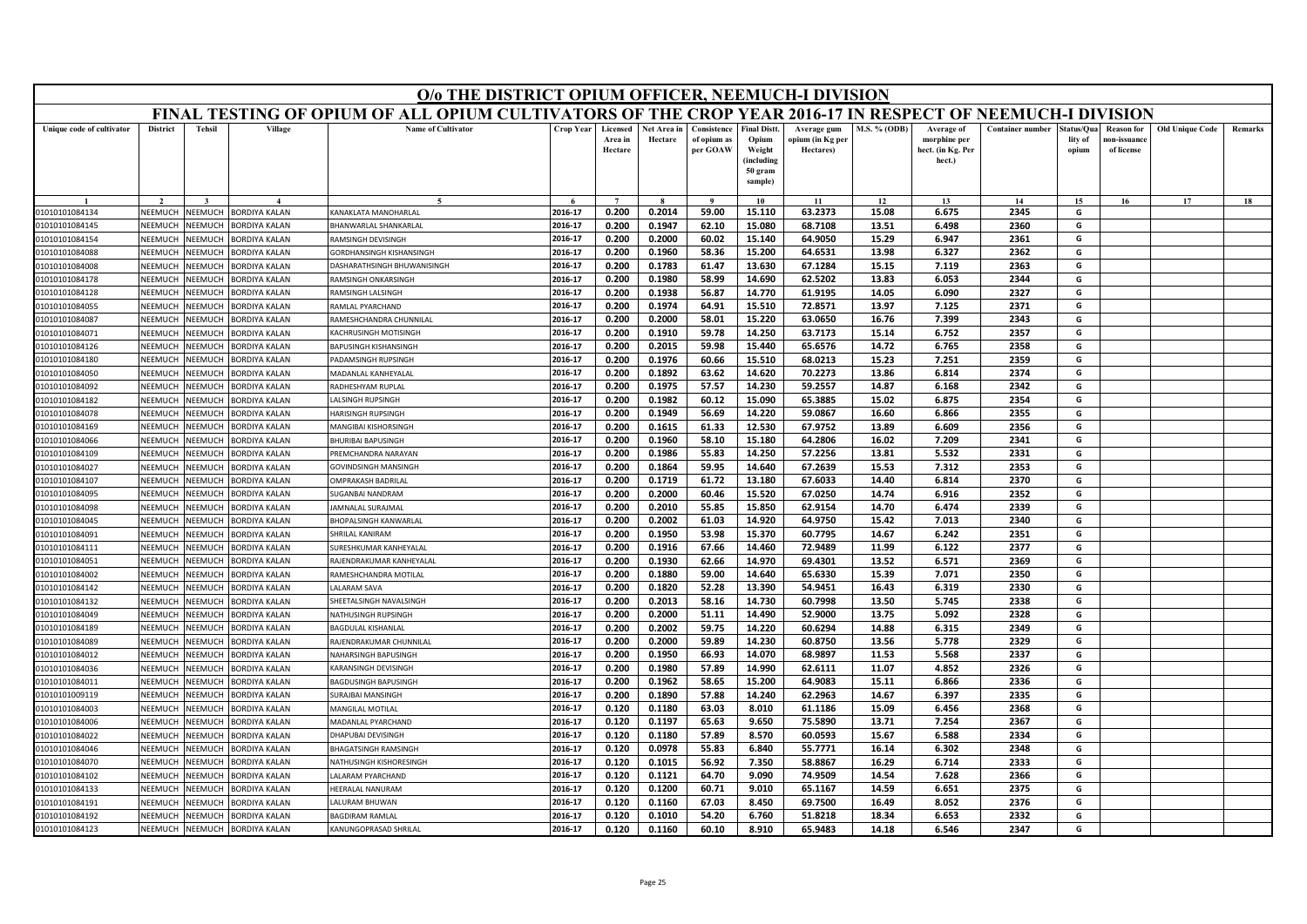# O/o THE DISTRICT OPIUM OFFICER, NEEMUCH-I DIVISION

## FINAL TESTING OF OPIUM OF ALL OPIUM CULTIVATORS OF THE CROP YEAR 2016-17 IN RESPECT OF NEEMUCH-I DIVISION

| Unique code of cultivator | District | Tehsil | Village | Name of Cultivator | Crop Year | Licensed Area in Hectare | Net Area in Hectare | Consistence of opium as per GOAW | Final Distt. Opium Weight (including 50 gram sample) | Average gum opium (in Kg per Hectares) | M.S. % (ODB) | Average of morphine per hect. (in Kg. Per hect.) | Container number | Status/Quality of opium | Reason for non-issuance of license | Old Unique Code | Remarks |
|---|---|---|---|---|---|---|---|---|---|---|---|---|---|---|---|---|---|
| 1 | 2 | 3 | 4 | 5 | 6 | 7 | 8 | 9 | 10 | 11 | 12 | 13 | 14 | 15 | 16 | 17 | 18 |
| 01010101084134 | NEEMUCH | NEEMUCH | BORDIYA KALAN | KANAKLATA MANOHARLAL | 2016-17 | 0.200 | 0.2014 | 59.00 | 15.110 | 63.2373 | 15.08 | 6.675 | 2345 | G | | | |
| 01010101084145 | NEEMUCH | NEEMUCH | BORDIYA KALAN | BHANWARLAL SHANKARLAL | 2016-17 | 0.200 | 0.1947 | 62.10 | 15.080 | 68.7108 | 13.51 | 6.498 | 2360 | G | | | |
| 01010101084154 | NEEMUCH | NEEMUCH | BORDIYA KALAN | RAMSINGH DEVISINGH | 2016-17 | 0.200 | 0.2000 | 60.02 | 15.140 | 64.9050 | 15.29 | 6.947 | 2361 | G | | | |
| 01010101084088 | NEEMUCH | NEEMUCH | BORDIYA KALAN | GORDHANSINGH KISHANSINGH | 2016-17 | 0.200 | 0.1960 | 58.36 | 15.200 | 64.6531 | 13.98 | 6.327 | 2362 | G | | | |
| 01010101084008 | NEEMUCH | NEEMUCH | BORDIYA KALAN | DASHARATHSINGH BHUWANISINGH | 2016-17 | 0.200 | 0.1783 | 61.47 | 13.630 | 67.1284 | 15.15 | 7.119 | 2363 | G | | | |
| 01010101084178 | NEEMUCH | NEEMUCH | BORDIYA KALAN | RAMSINGH ONKARSINGH | 2016-17 | 0.200 | 0.1980 | 58.99 | 14.690 | 62.5202 | 13.83 | 6.053 | 2344 | G | | | |
| 01010101084128 | NEEMUCH | NEEMUCH | BORDIYA KALAN | RAMSINGH LALSINGH | 2016-17 | 0.200 | 0.1938 | 56.87 | 14.770 | 61.9195 | 14.05 | 6.090 | 2327 | G | | | |
| 01010101084055 | NEEMUCH | NEEMUCH | BORDIYA KALAN | RAMLAL PYARCHAND | 2016-17 | 0.200 | 0.1974 | 64.91 | 15.510 | 72.8571 | 13.97 | 7.125 | 2371 | G | | | |
| 01010101084087 | NEEMUCH | NEEMUCH | BORDIYA KALAN | RAMESHCHANDRA CHUNNILAL | 2016-17 | 0.200 | 0.2000 | 58.01 | 15.220 | 63.0650 | 16.76 | 7.399 | 2343 | G | | | |
| 01010101084071 | NEEMUCH | NEEMUCH | BORDIYA KALAN | KACHRUSINGH MOTISINGH | 2016-17 | 0.200 | 0.1910 | 59.78 | 14.250 | 63.7173 | 15.14 | 6.752 | 2357 | G | | | |
| 01010101084126 | NEEMUCH | NEEMUCH | BORDIYA KALAN | BAPUSINGH KISHANSINGH | 2016-17 | 0.200 | 0.2015 | 59.98 | 15.440 | 65.6576 | 14.72 | 6.765 | 2358 | G | | | |
| 01010101084180 | NEEMUCH | NEEMUCH | BORDIYA KALAN | PADAMSINGH RUPSINGH | 2016-17 | 0.200 | 0.1976 | 60.66 | 15.510 | 68.0213 | 15.23 | 7.251 | 2359 | G | | | |
| 01010101084050 | NEEMUCH | NEEMUCH | BORDIYA KALAN | MADANLAL KANHEYALAL | 2016-17 | 0.200 | 0.1892 | 63.62 | 14.620 | 70.2273 | 13.86 | 6.814 | 2374 | G | | | |
| 01010101084092 | NEEMUCH | NEEMUCH | BORDIYA KALAN | RADHESHYAM RUPLAL | 2016-17 | 0.200 | 0.1975 | 57.57 | 14.230 | 59.2557 | 14.87 | 6.168 | 2342 | G | | | |
| 01010101084182 | NEEMUCH | NEEMUCH | BORDIYA KALAN | LALSINGH RUPSINGH | 2016-17 | 0.200 | 0.1982 | 60.12 | 15.090 | 65.3885 | 15.02 | 6.875 | 2354 | G | | | |
| 01010101084078 | NEEMUCH | NEEMUCH | BORDIYA KALAN | HARISINGH RUPSINGH | 2016-17 | 0.200 | 0.1949 | 56.69 | 14.220 | 59.0867 | 16.60 | 6.866 | 2355 | G | | | |
| 01010101084169 | NEEMUCH | NEEMUCH | BORDIYA KALAN | MANGIBAI KISHORSINGH | 2016-17 | 0.200 | 0.1615 | 61.33 | 12.530 | 67.9752 | 13.89 | 6.609 | 2356 | G | | | |
| 01010101084066 | NEEMUCH | NEEMUCH | BORDIYA KALAN | BHURIBAI BAPUSINGH | 2016-17 | 0.200 | 0.1960 | 58.10 | 15.180 | 64.2806 | 16.02 | 7.209 | 2341 | G | | | |
| 01010101084109 | NEEMUCH | NEEMUCH | BORDIYA KALAN | PREMCHANDRA NARAYAN | 2016-17 | 0.200 | 0.1986 | 55.83 | 14.250 | 57.2256 | 13.81 | 5.532 | 2331 | G | | | |
| 01010101084027 | NEEMUCH | NEEMUCH | BORDIYA KALAN | GOVINDSINGH MANSINGH | 2016-17 | 0.200 | 0.1864 | 59.95 | 14.640 | 67.2639 | 15.53 | 7.312 | 2353 | G | | | |
| 01010101084107 | NEEMUCH | NEEMUCH | BORDIYA KALAN | OMPRAKASH BADRILAL | 2016-17 | 0.200 | 0.1719 | 61.72 | 13.180 | 67.6033 | 14.40 | 6.814 | 2370 | G | | | |
| 01010101084095 | NEEMUCH | NEEMUCH | BORDIYA KALAN | SUGANBAI NANDRAM | 2016-17 | 0.200 | 0.2000 | 60.46 | 15.520 | 67.0250 | 14.74 | 6.916 | 2352 | G | | | |
| 01010101084098 | NEEMUCH | NEEMUCH | BORDIYA KALAN | JAMNALAL SURAJMAL | 2016-17 | 0.200 | 0.2010 | 55.85 | 15.850 | 62.9154 | 14.70 | 6.474 | 2339 | G | | | |
| 01010101084045 | NEEMUCH | NEEMUCH | BORDIYA KALAN | BHOPALSINGH KANWARLAL | 2016-17 | 0.200 | 0.2002 | 61.03 | 14.920 | 64.9750 | 15.42 | 7.013 | 2340 | G | | | |
| 01010101084091 | NEEMUCH | NEEMUCH | BORDIYA KALAN | SHRILAL KANIRAM | 2016-17 | 0.200 | 0.1950 | 53.98 | 15.370 | 60.7795 | 14.67 | 6.242 | 2351 | G | | | |
| 01010101084111 | NEEMUCH | NEEMUCH | BORDIYA KALAN | SURESHKUMAR KANHEYALAL | 2016-17 | 0.200 | 0.1916 | 67.66 | 14.460 | 72.9489 | 11.99 | 6.122 | 2377 | G | | | |
| 01010101084051 | NEEMUCH | NEEMUCH | BORDIYA KALAN | RAJENDRAKUMAR KANHEYALAL | 2016-17 | 0.200 | 0.1930 | 62.66 | 14.970 | 69.4301 | 13.52 | 6.571 | 2369 | G | | | |
| 01010101084002 | NEEMUCH | NEEMUCH | BORDIYA KALAN | RAMESHCHANDRA MOTILAL | 2016-17 | 0.200 | 0.1880 | 59.00 | 14.640 | 65.6330 | 15.39 | 7.071 | 2350 | G | | | |
| 01010101084142 | NEEMUCH | NEEMUCH | BORDIYA KALAN | LALARAM SAVA | 2016-17 | 0.200 | 0.1820 | 52.28 | 13.390 | 54.9451 | 16.43 | 6.319 | 2330 | G | | | |
| 01010101084132 | NEEMUCH | NEEMUCH | BORDIYA KALAN | SHEETALSINGH NAVALSINGH | 2016-17 | 0.200 | 0.2013 | 58.16 | 14.730 | 60.7998 | 13.50 | 5.745 | 2338 | G | | | |
| 01010101084049 | NEEMUCH | NEEMUCH | BORDIYA KALAN | NATHUSINGH RUPSINGH | 2016-17 | 0.200 | 0.2000 | 51.11 | 14.490 | 52.9000 | 13.75 | 5.092 | 2328 | G | | | |
| 01010101084189 | NEEMUCH | NEEMUCH | BORDIYA KALAN | BAGDULAL KISHANLAL | 2016-17 | 0.200 | 0.2002 | 59.75 | 14.220 | 60.6294 | 14.88 | 6.315 | 2349 | G | | | |
| 01010101084089 | NEEMUCH | NEEMUCH | BORDIYA KALAN | RAJENDRAKUMAR CHUNNILAL | 2016-17 | 0.200 | 0.2000 | 59.89 | 14.230 | 60.8750 | 13.56 | 5.778 | 2329 | G | | | |
| 01010101084012 | NEEMUCH | NEEMUCH | BORDIYA KALAN | NAHARSINGH BAPUSINGH | 2016-17 | 0.200 | 0.1950 | 66.93 | 14.070 | 68.9897 | 11.53 | 5.568 | 2337 | G | | | |
| 01010101084036 | NEEMUCH | NEEMUCH | BORDIYA KALAN | KARANSINGH DEVISINGH | 2016-17 | 0.200 | 0.1980 | 57.89 | 14.990 | 62.6111 | 11.07 | 4.852 | 2326 | G | | | |
| 01010101084011 | NEEMUCH | NEEMUCH | BORDIYA KALAN | BAGDUSINGH BAPUSINGH | 2016-17 | 0.200 | 0.1962 | 58.65 | 15.200 | 64.9083 | 15.11 | 6.866 | 2336 | G | | | |
| 01010101009119 | NEEMUCH | NEEMUCH | BORDIYA KALAN | SURAJBAI MANSINGH | 2016-17 | 0.200 | 0.1890 | 57.88 | 14.240 | 62.2963 | 14.67 | 6.397 | 2335 | G | | | |
| 01010101084003 | NEEMUCH | NEEMUCH | BORDIYA KALAN | MANGILAL MOTILAL | 2016-17 | 0.120 | 0.1180 | 63.03 | 8.010 | 61.1186 | 15.09 | 6.456 | 2368 | G | | | |
| 01010101084006 | NEEMUCH | NEEMUCH | BORDIYA KALAN | MADANLAL PYARCHAND | 2016-17 | 0.120 | 0.1197 | 65.63 | 9.650 | 75.5890 | 13.71 | 7.254 | 2367 | G | | | |
| 01010101084022 | NEEMUCH | NEEMUCH | BORDIYA KALAN | DHAPUBAI DEVISINGH | 2016-17 | 0.120 | 0.1180 | 57.89 | 8.570 | 60.0593 | 15.67 | 6.588 | 2334 | G | | | |
| 01010101084046 | NEEMUCH | NEEMUCH | BORDIYA KALAN | BHAGATSINGH RAMSINGH | 2016-17 | 0.120 | 0.0978 | 55.83 | 6.840 | 55.7771 | 16.14 | 6.302 | 2348 | G | | | |
| 01010101084070 | NEEMUCH | NEEMUCH | BORDIYA KALAN | NATHUSINGH KISHORESINGH | 2016-17 | 0.120 | 0.1015 | 56.92 | 7.350 | 58.8867 | 16.29 | 6.714 | 2333 | G | | | |
| 01010101084102 | NEEMUCH | NEEMUCH | BORDIYA KALAN | LALARAM PYARCHAND | 2016-17 | 0.120 | 0.1121 | 64.70 | 9.090 | 74.9509 | 14.54 | 7.628 | 2366 | G | | | |
| 01010101084133 | NEEMUCH | NEEMUCH | BORDIYA KALAN | HEERALAL NANURAM | 2016-17 | 0.120 | 0.1200 | 60.71 | 9.010 | 65.1167 | 14.59 | 6.651 | 2375 | G | | | |
| 01010101084191 | NEEMUCH | NEEMUCH | BORDIYA KALAN | LALURAM BHUWAN | 2016-17 | 0.120 | 0.1160 | 67.03 | 8.450 | 69.7500 | 16.49 | 8.052 | 2376 | G | | | |
| 01010101084192 | NEEMUCH | NEEMUCH | BORDIYA KALAN | BAGDIRAM RAMLAL | 2016-17 | 0.120 | 0.1010 | 54.20 | 6.760 | 51.8218 | 18.34 | 6.653 | 2332 | G | | | |
| 01010101084123 | NEEMUCH | NEEMUCH | BORDIYA KALAN | KANUNGOPRASAD SHRILAL | 2016-17 | 0.120 | 0.1160 | 60.10 | 8.910 | 65.9483 | 14.18 | 6.546 | 2347 | G | | | |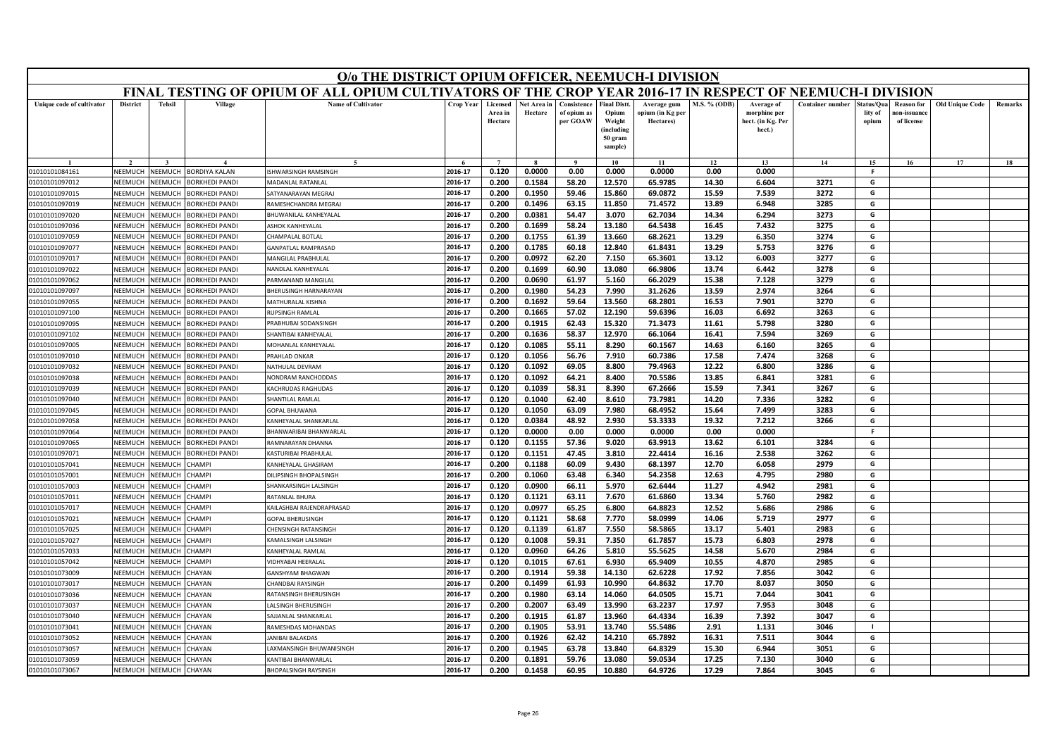# O/o THE DISTRICT OPIUM OFFICER, NEEMUCH-I DIVISION

## FINAL TESTING OF OPIUM OF ALL OPIUM CULTIVATORS OF THE CROP YEAR 2016-17 IN RESPECT OF NEEMUCH-I DIVISION

| Unique code of cultivator | District | Tehsil | Village | Name of Cultivator | Crop Year | Licensed Area in Hectare | Net Area in Hectare | Consistence of opium as per GOAW | Final Distt. Opium Weight (including 50 gram sample) | Average gum opium (in Kg per Hectares) | M.S. % (ODB) | Average of morphine per hect. (in Kg. Per hect.) | Container number | Status/Quality of opium | Reason for non-issuance of license | Old Unique Code | Remarks |
|---|---|---|---|---|---|---|---|---|---|---|---|---|---|---|---|---|---|
| 1 | 2 | 3 | 4 | 5 | 6 | 7 | 8 | 9 | 10 | 11 | 12 | 13 | 14 | 15 | 16 | 17 | 18 |
| 01010101084161 | NEEMUCH | NEEMUCH | BORDIYA KALAN | ISHWARSINGH RAMSINGH | 2016-17 | 0.120 | 0.0000 | 0.00 | 0.000 | 0.0000 | 0.00 | 0.000 | | F | | | |
| 01010101097012 | NEEMUCH | NEEMUCH | BORKHEDI PANDI | MADANLAL RATANLAL | 2016-17 | 0.200 | 0.1584 | 58.20 | 12.570 | 65.9785 | 14.30 | 6.604 | 3271 | G | | | |
| 01010101097015 | NEEMUCH | NEEMUCH | BORKHEDI PANDI | SATYANARAYAN MEGRAJ | 2016-17 | 0.200 | 0.1950 | 59.46 | 15.860 | 69.0872 | 15.59 | 7.539 | 3272 | G | | | |
| 01010101097019 | NEEMUCH | NEEMUCH | BORKHEDI PANDI | RAMESHCHANDRA MEGRAJ | 2016-17 | 0.200 | 0.1496 | 63.15 | 11.850 | 71.4572 | 13.89 | 6.948 | 3285 | G | | | |
| 01010101097020 | NEEMUCH | NEEMUCH | BORKHEDI PANDI | BHUWANILAL KANHEYALAL | 2016-17 | 0.200 | 0.0381 | 54.47 | 3.070 | 62.7034 | 14.34 | 6.294 | 3273 | G | | | |
| 01010101097036 | NEEMUCH | NEEMUCH | BORKHEDI PANDI | ASHOK KANHEYALAL | 2016-17 | 0.200 | 0.1699 | 58.24 | 13.180 | 64.5438 | 16.45 | 7.432 | 3275 | G | | | |
| 01010101097059 | NEEMUCH | NEEMUCH | BORKHEDI PANDI | CHAMPALAL BOTLAL | 2016-17 | 0.200 | 0.1755 | 61.39 | 13.660 | 68.2621 | 13.29 | 6.350 | 3274 | G | | | |
| 01010101097077 | NEEMUCH | NEEMUCH | BORKHEDI PANDI | GANPATLAL RAMPRASAD | 2016-17 | 0.200 | 0.1785 | 60.18 | 12.840 | 61.8431 | 13.29 | 5.753 | 3276 | G | | | |
| 01010101097017 | NEEMUCH | NEEMUCH | BORKHEDI PANDI | MANGILAL PRABHULAL | 2016-17 | 0.200 | 0.0972 | 62.20 | 7.150 | 65.3601 | 13.12 | 6.003 | 3277 | G | | | |
| 01010101097022 | NEEMUCH | NEEMUCH | BORKHEDI PANDI | NANDLAL KANHEYALAL | 2016-17 | 0.200 | 0.1699 | 60.90 | 13.080 | 66.9806 | 13.74 | 6.442 | 3278 | G | | | |
| 01010101097062 | NEEMUCH | NEEMUCH | BORKHEDI PANDI | PARMANAND MANGILAL | 2016-17 | 0.200 | 0.0690 | 61.97 | 5.160 | 66.2029 | 15.38 | 7.128 | 3279 | G | | | |
| 01010101097097 | NEEMUCH | NEEMUCH | BORKHEDI PANDI | BHERUSINGH HARNARAYAN | 2016-17 | 0.200 | 0.1980 | 54.23 | 7.990 | 31.2626 | 13.59 | 2.974 | 3264 | G | | | |
| 01010101097055 | NEEMUCH | NEEMUCH | BORKHEDI PANDI | MATHURALAL KISHNA | 2016-17 | 0.200 | 0.1692 | 59.64 | 13.560 | 68.2801 | 16.53 | 7.901 | 3270 | G | | | |
| 01010101097100 | NEEMUCH | NEEMUCH | BORKHEDI PANDI | RUPSINGH RAMLAL | 2016-17 | 0.200 | 0.1665 | 57.02 | 12.190 | 59.6396 | 16.03 | 6.692 | 3263 | G | | | |
| 01010101097095 | NEEMUCH | NEEMUCH | BORKHEDI PANDI | PRABHUBAI SODANSINGH | 2016-17 | 0.200 | 0.1915 | 62.43 | 15.320 | 71.3473 | 11.61 | 5.798 | 3280 | G | | | |
| 01010101097102 | NEEMUCH | NEEMUCH | BORKHEDI PANDI | SHANTIBAI KANHEYALAL | 2016-17 | 0.200 | 0.1636 | 58.37 | 12.970 | 66.1064 | 16.41 | 7.594 | 3269 | G | | | |
| 01010101097005 | NEEMUCH | NEEMUCH | BORKHEDI PANDI | MOHANLAL KANHEYALAL | 2016-17 | 0.120 | 0.1085 | 55.11 | 8.290 | 60.1567 | 14.63 | 6.160 | 3265 | G | | | |
| 01010101097010 | NEEMUCH | NEEMUCH | BORKHEDI PANDI | PRAHLAD ONKAR | 2016-17 | 0.120 | 0.1056 | 56.76 | 7.910 | 60.7386 | 17.58 | 7.474 | 3268 | G | | | |
| 01010101097032 | NEEMUCH | NEEMUCH | BORKHEDI PANDI | NATHULAL DEVRAM | 2016-17 | 0.120 | 0.1092 | 69.05 | 8.800 | 79.4963 | 12.22 | 6.800 | 3286 | G | | | |
| 01010101097038 | NEEMUCH | NEEMUCH | BORKHEDI PANDI | NONDRAM RANCHODDAS | 2016-17 | 0.120 | 0.1092 | 64.21 | 8.400 | 70.5586 | 13.85 | 6.841 | 3281 | G | | | |
| 01010101097039 | NEEMUCH | NEEMUCH | BORKHEDI PANDI | KACHRUDAS RAGHUDAS | 2016-17 | 0.120 | 0.1039 | 58.31 | 8.390 | 67.2666 | 15.59 | 7.341 | 3267 | G | | | |
| 01010101097040 | NEEMUCH | NEEMUCH | BORKHEDI PANDI | SHANTILAL RAMLAL | 2016-17 | 0.120 | 0.1040 | 62.40 | 8.610 | 73.7981 | 14.20 | 7.336 | 3282 | G | | | |
| 01010101097045 | NEEMUCH | NEEMUCH | BORKHEDI PANDI | GOPAL BHUWANA | 2016-17 | 0.120 | 0.1050 | 63.09 | 7.980 | 68.4952 | 15.64 | 7.499 | 3283 | G | | | |
| 01010101097058 | NEEMUCH | NEEMUCH | BORKHEDI PANDI | KANHEYALAL SHANKARLAL | 2016-17 | 0.120 | 0.0384 | 48.92 | 2.930 | 53.3333 | 19.32 | 7.212 | 3266 | G | | | |
| 01010101097064 | NEEMUCH | NEEMUCH | BORKHEDI PANDI | BHANWARIBAI BHANWARLAL | 2016-17 | 0.120 | 0.0000 | 0.00 | 0.000 | 0.0000 | 0.00 | 0.000 | | F | | | |
| 01010101097065 | NEEMUCH | NEEMUCH | BORKHEDI PANDI | RAMNARAYAN DHANNA | 2016-17 | 0.120 | 0.1155 | 57.36 | 9.020 | 63.9913 | 13.62 | 6.101 | 3284 | G | | | |
| 01010101097071 | NEEMUCH | NEEMUCH | BORKHEDI PANDI | KASTURIBAI PRABHULAL | 2016-17 | 0.120 | 0.1151 | 47.45 | 3.810 | 22.4414 | 16.16 | 2.538 | 3262 | G | | | |
| 01010101057041 | NEEMUCH | NEEMUCH | CHAMPI | KANHEYALAL GHASIRAM | 2016-17 | 0.200 | 0.1188 | 60.09 | 9.430 | 68.1397 | 12.70 | 6.058 | 2979 | G | | | |
| 01010101057001 | NEEMUCH | NEEMUCH | CHAMPI | DILIPSINGH BHOPALSINGH | 2016-17 | 0.200 | 0.1060 | 63.48 | 6.340 | 54.2358 | 12.63 | 4.795 | 2980 | G | | | |
| 01010101057003 | NEEMUCH | NEEMUCH | CHAMPI | SHANKARSINGH LALSINGH | 2016-17 | 0.120 | 0.0900 | 66.11 | 5.970 | 62.6444 | 11.27 | 4.942 | 2981 | G | | | |
| 01010101057011 | NEEMUCH | NEEMUCH | CHAMPI | RATANLAL BHURA | 2016-17 | 0.120 | 0.1121 | 63.11 | 7.670 | 61.6860 | 13.34 | 5.760 | 2982 | G | | | |
| 01010101057017 | NEEMUCH | NEEMUCH | CHAMPI | KAILASHBAI RAJENDRAPRASAD | 2016-17 | 0.120 | 0.0977 | 65.25 | 6.800 | 64.8823 | 12.52 | 5.686 | 2986 | G | | | |
| 01010101057021 | NEEMUCH | NEEMUCH | CHAMPI | GOPAL BHERUSINGH | 2016-17 | 0.120 | 0.1121 | 58.68 | 7.770 | 58.0999 | 14.06 | 5.719 | 2977 | G | | | |
| 01010101057025 | NEEMUCH | NEEMUCH | CHAMPI | CHENSINGH RATANSINGH | 2016-17 | 0.120 | 0.1139 | 61.87 | 7.550 | 58.5865 | 13.17 | 5.401 | 2983 | G | | | |
| 01010101057027 | NEEMUCH | NEEMUCH | CHAMPI | KAMALSINGH LALSINGH | 2016-17 | 0.120 | 0.1008 | 59.31 | 7.350 | 61.7857 | 15.73 | 6.803 | 2978 | G | | | |
| 01010101057033 | NEEMUCH | NEEMUCH | CHAMPI | KANHEYALAL RAMLAL | 2016-17 | 0.120 | 0.0960 | 64.26 | 5.810 | 55.5625 | 14.58 | 5.670 | 2984 | G | | | |
| 01010101057042 | NEEMUCH | NEEMUCH | CHAMPI | VIDHYABAI HEERALAL | 2016-17 | 0.120 | 0.1015 | 67.61 | 6.930 | 65.9409 | 10.55 | 4.870 | 2985 | G | | | |
| 01010101073009 | NEEMUCH | NEEMUCH | CHAYAN | GANSHYAM BHAGWAN | 2016-17 | 0.200 | 0.1914 | 59.38 | 14.130 | 62.6228 | 17.92 | 7.856 | 3042 | G | | | |
| 01010101073017 | NEEMUCH | NEEMUCH | CHAYAN | CHANDBAI RAYSINGH | 2016-17 | 0.200 | 0.1499 | 61.93 | 10.990 | 64.8632 | 17.70 | 8.037 | 3050 | G | | | |
| 01010101073036 | NEEMUCH | NEEMUCH | CHAYAN | RATANSINGH BHERUSINGH | 2016-17 | 0.200 | 0.1980 | 63.14 | 14.060 | 64.0505 | 15.71 | 7.044 | 3041 | G | | | |
| 01010101073037 | NEEMUCH | NEEMUCH | CHAYAN | LALSINGH BHERUSINGH | 2016-17 | 0.200 | 0.2007 | 63.49 | 13.990 | 63.2237 | 17.97 | 7.953 | 3048 | G | | | |
| 01010101073040 | NEEMUCH | NEEMUCH | CHAYAN | SAJJANLAL SHANKARLAL | 2016-17 | 0.200 | 0.1915 | 61.87 | 13.960 | 64.4334 | 16.39 | 7.392 | 3047 | G | | | |
| 01010101073041 | NEEMUCH | NEEMUCH | CHAYAN | RAMESHDAS MOHANDAS | 2016-17 | 0.200 | 0.1905 | 53.91 | 13.740 | 55.5486 | 2.91 | 1.131 | 3046 | I | | | |
| 01010101073052 | NEEMUCH | NEEMUCH | CHAYAN | JANIBAI BALAKDAS | 2016-17 | 0.200 | 0.1926 | 62.42 | 14.210 | 65.7892 | 16.31 | 7.511 | 3044 | G | | | |
| 01010101073057 | NEEMUCH | NEEMUCH | CHAYAN | LAXMANSINGH BHUWANISINGH | 2016-17 | 0.200 | 0.1945 | 63.78 | 13.840 | 64.8329 | 15.30 | 6.944 | 3051 | G | | | |
| 01010101073059 | NEEMUCH | NEEMUCH | CHAYAN | KANTIBAI BHANWARLAL | 2016-17 | 0.200 | 0.1891 | 59.76 | 13.080 | 59.0534 | 17.25 | 7.130 | 3040 | G | | | |
| 01010101073067 | NEEMUCH | NEEMUCH | CHAYAN | BHOPALSINGH RAYSINGH | 2016-17 | 0.200 | 0.1458 | 60.95 | 10.880 | 64.9726 | 17.29 | 7.864 | 3045 | G | | | |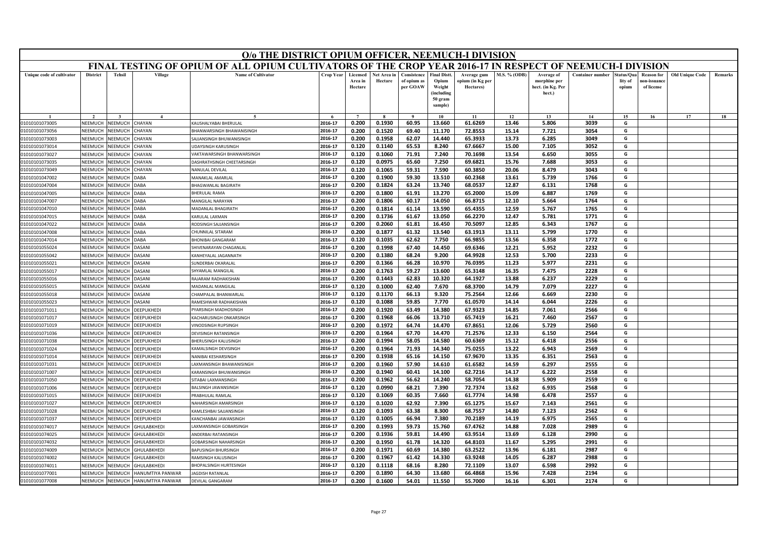# O/o THE DISTRICT OPIUM OFFICER, NEEMUCH-I DIVISION

## FINAL TESTING OF OPIUM OF ALL OPIUM CULTIVATORS OF THE CROP YEAR 2016-17 IN RESPECT OF NEEMUCH-I DIVISION

| Unique code of cultivator | District | Tehsil | Village | Name of Cultivator | Crop Year | Licensed Area in Hectare | Net Area in Hectare | Consistence of opium as per GOAW | Final Distt. Opium Weight (including 50 gram sample) | Average gum opium (in Kg per Hectares) | M.S. % (ODB) | Average of morphine per hect. (in Kg. Per hect.) | Container number | Status/Quality of opium | Reason for non-issuance of license | Old Unique Code | Remarks |
|---|---|---|---|---|---|---|---|---|---|---|---|---|---|---|---|---|---|
| 1 | 2 | 3 | 4 | 5 | 6 | 7 | 8 | 9 | 10 | 11 | 12 | 13 | 14 | 15 | 16 | 17 | 18 |
| 01010101073005 | NEEMUCH | NEEMUCH | CHAYAN | KAUSHALYABAI BHERULAL | 2016-17 | 0.200 | 0.1930 | 60.95 | 13.660 | 61.6269 | 13.46 | 5.806 | 3039 | G | | | |
| 01010101073056 | NEEMUCH | NEEMUCH | CHAYAN | BHANWARSINGH BHAWANISINGH | 2016-17 | 0.200 | 0.1520 | 69.40 | 11.170 | 72.8553 | 15.14 | 7.721 | 3054 | G | | | |
| 01010101073003 | NEEMUCH | NEEMUCH | CHAYAN | SAJJANSINGH BHUWANISINGH | 2016-17 | 0.200 | 0.1958 | 62.07 | 14.440 | 65.3933 | 13.73 | 6.285 | 3049 | G | | | |
| 01010101073014 | NEEMUCH | NEEMUCH | CHAYAN | UDAYSINGH KARUSINGH | 2016-17 | 0.120 | 0.1140 | 65.53 | 8.240 | 67.6667 | 15.00 | 7.105 | 3052 | G | | | |
| 01010101073027 | NEEMUCH | NEEMUCH | CHAYAN | VAKTAWARSINGH BHANWARSINGH | 2016-17 | 0.120 | 0.1060 | 71.91 | 7.240 | 70.1698 | 13.54 | 6.650 | 3055 | G | | | |
| 01010101073035 | NEEMUCH | NEEMUCH | CHAYAN | DASHRATHSINGH CHEETARSINGH | 2016-17 | 0.120 | 0.0975 | 65.60 | 7.250 | 69.6821 | 15.76 | 7.688 | 3053 | G | | | |
| 01010101073049 | NEEMUCH | NEEMUCH | CHAYAN | NANULAL DEVILAL | 2016-17 | 0.120 | 0.1065 | 59.31 | 7.590 | 60.3850 | 20.06 | 8.479 | 3043 | G | | | |
| 01010101047002 | NEEMUCH | NEEMUCH | DABA | MANAKLAL AMARLAL | 2016-17 | 0.200 | 0.1900 | 59.30 | 13.510 | 60.2368 | 13.61 | 5.739 | 1766 | G | | | |
| 01010101047004 | NEEMUCH | NEEMUCH | DABA | BHAGWANLAL BAGIRATH | 2016-17 | 0.200 | 0.1824 | 63.24 | 13.740 | 68.0537 | 12.87 | 6.131 | 1768 | G | | | |
| 01010101047005 | NEEMUCH | NEEMUCH | DABA | BHERULAL RAMA | 2016-17 | 0.200 | 0.1800 | 61.91 | 13.270 | 65.2000 | 15.09 | 6.887 | 1769 | G | | | |
| 01010101047007 | NEEMUCH | NEEMUCH | DABA | MANGILAL NARAYAN | 2016-17 | 0.200 | 0.1806 | 60.17 | 14.050 | 66.8715 | 12.10 | 5.664 | 1764 | G | | | |
| 01010101047010 | NEEMUCH | NEEMUCH | DABA | MADANLAL BHAGIRATH | 2016-17 | 0.200 | 0.1814 | 61.14 | 13.590 | 65.4355 | 12.59 | 5.767 | 1765 | G | | | |
| 01010101047015 | NEEMUCH | NEEMUCH | DABA | KARULAL LAXMAN | 2016-17 | 0.200 | 0.1736 | 61.67 | 13.050 | 66.2270 | 12.47 | 5.781 | 1771 | G | | | |
| 01010101047022 | NEEMUCH | NEEMUCH | DABA | RODSINGH SAJJANSINGH | 2016-17 | 0.200 | 0.2060 | 61.81 | 16.450 | 70.5097 | 12.85 | 6.343 | 1767 | G | | | |
| 01010101047008 | NEEMUCH | NEEMUCH | DABA | CHUNNILAL SITARAM | 2016-17 | 0.200 | 0.1877 | 61.32 | 13.540 | 63.1913 | 13.11 | 5.799 | 1770 | G | | | |
| 01010101047014 | NEEMUCH | NEEMUCH | DABA | BHONIBAI GANGARAM | 2016-17 | 0.120 | 0.1035 | 62.62 | 7.750 | 66.9855 | 13.56 | 6.358 | 1772 | G | | | |
| 01010101055024 | NEEMUCH | NEEMUCH | DASANI | SHIVENARAYAN CHAGANLAL | 2016-17 | 0.200 | 0.1998 | 67.40 | 14.450 | 69.6346 | 12.21 | 5.952 | 2232 | G | | | |
| 01010101055042 | NEEMUCH | NEEMUCH | DASANI | KANHEYALAL JAGANNATH | 2016-17 | 0.200 | 0.1380 | 68.24 | 9.200 | 64.9928 | 12.53 | 5.700 | 2233 | G | | | |
| 01010101055021 | NEEMUCH | NEEMUCH | DASANI | SUNDERBAI OKARALAL | 2016-17 | 0.200 | 0.1366 | 66.28 | 10.970 | 76.0395 | 11.23 | 5.977 | 2231 | G | | | |
| 01010101055017 | NEEMUCH | NEEMUCH | DASANI | SHYAMLAL MANGILAL | 2016-17 | 0.200 | 0.1763 | 59.27 | 13.600 | 65.3148 | 16.35 | 7.475 | 2228 | G | | | |
| 01010101055016 | NEEMUCH | NEEMUCH | DASANI | RAJARAM RADHAKISHAN | 2016-17 | 0.200 | 0.1443 | 62.83 | 10.320 | 64.1927 | 13.88 | 6.237 | 2229 | G | | | |
| 01010101055015 | NEEMUCH | NEEMUCH | DASANI | MADANLAL MANGILAL | 2016-17 | 0.120 | 0.1000 | 62.40 | 7.670 | 68.3700 | 14.79 | 7.079 | 2227 | G | | | |
| 01010101055018 | NEEMUCH | NEEMUCH | DASANI | CHAMPALAL BHANWARLAL | 2016-17 | 0.120 | 0.1170 | 66.13 | 9.320 | 75.2564 | 12.66 | 6.669 | 2230 | G | | | |
| 01010101055023 | NEEMUCH | NEEMUCH | DASANI | RAMESHWAR RADHAKISHAN | 2016-17 | 0.120 | 0.1088 | 59.85 | 7.770 | 61.0570 | 14.14 | 6.044 | 2226 | G | | | |
| 01010101071011 | NEEMUCH | NEEMUCH | DEEPUKHEDI | PYARSINGH MADHOSINGH | 2016-17 | 0.200 | 0.1920 | 63.49 | 14.380 | 67.9323 | 14.85 | 7.061 | 2566 | G | | | |
| 01010101071017 | NEEMUCH | NEEMUCH | DEEPUKHEDI | KACHARUSINGH ONKARSINGH | 2016-17 | 0.200 | 0.1968 | 66.06 | 13.710 | 65.7419 | 16.21 | 7.460 | 2567 | G | | | |
| 01010101071019 | NEEMUCH | NEEMUCH | DEEPUKHEDI | VINODSINGH RUPSINGH | 2016-17 | 0.200 | 0.1972 | 64.74 | 14.470 | 67.8651 | 12.06 | 5.729 | 2560 | G | | | |
| 01010101071036 | NEEMUCH | NEEMUCH | DEEPUKHEDI | DEVISINGH RATANSINGH | 2016-17 | 0.200 | 0.1964 | 67.70 | 14.470 | 71.2576 | 12.33 | 6.150 | 2564 | G | | | |
| 01010101071038 | NEEMUCH | NEEMUCH | DEEPUKHEDI | BHERUSINGH KALUSINGH | 2016-17 | 0.200 | 0.1994 | 58.05 | 14.580 | 60.6369 | 15.12 | 6.418 | 2556 | G | | | |
| 01010101071024 | NEEMUCH | NEEMUCH | DEEPUKHEDI | KAMALSINGH DEVISINGH | 2016-17 | 0.200 | 0.1964 | 71.93 | 14.340 | 75.0255 | 13.22 | 6.943 | 2569 | G | | | |
| 01010101071014 | NEEMUCH | NEEMUCH | DEEPUKHEDI | NANIBAI KESHARSINGH | 2016-17 | 0.200 | 0.1938 | 65.16 | 14.150 | 67.9670 | 13.35 | 6.351 | 2563 | G | | | |
| 01010101071031 | NEEMUCH | NEEMUCH | DEEPUKHEDI | LAXMANSINGH BHAWANISINGH | 2016-17 | 0.200 | 0.1960 | 57.90 | 14.610 | 61.6582 | 14.59 | 6.297 | 2555 | G | | | |
| 01010101071007 | NEEMUCH | NEEMUCH | DEEPUKHEDI | KARANSINGH BHUWANISINGH | 2016-17 | 0.200 | 0.1940 | 60.41 | 14.100 | 62.7216 | 14.17 | 6.222 | 2558 | G | | | |
| 01010101071050 | NEEMUCH | NEEMUCH | DEEPUKHEDI | SITABAI LAXMANSINGH | 2016-17 | 0.200 | 0.1962 | 56.62 | 14.240 | 58.7054 | 14.38 | 5.909 | 2559 | G | | | |
| 01010101071006 | NEEMUCH | NEEMUCH | DEEPUKHEDI | BALSINGH JAWANSINGH | 2016-17 | 0.120 | 0.0990 | 68.21 | 7.390 | 72.7374 | 13.62 | 6.935 | 2568 | G | | | |
| 01010101071015 | NEEMUCH | NEEMUCH | DEEPUKHEDI | PRABHULAL RAMLAL | 2016-17 | 0.120 | 0.1069 | 60.35 | 7.660 | 61.7774 | 14.98 | 6.478 | 2557 | G | | | |
| 01010101071027 | NEEMUCH | NEEMUCH | DEEPUKHEDI | NAHARSINGH AMARSINGH | 2016-17 | 0.120 | 0.1020 | 62.92 | 7.390 | 65.1275 | 15.67 | 7.143 | 2561 | G | | | |
| 01010101071028 | NEEMUCH | NEEMUCH | DEEPUKHEDI | KAMLESHBAI SAJJANSINGH | 2016-17 | 0.120 | 0.1093 | 63.38 | 8.300 | 68.7557 | 14.80 | 7.123 | 2562 | G | | | |
| 01010101071037 | NEEMUCH | NEEMUCH | DEEPUKHEDI | KANCHANBAI JAWANSINGH | 2016-17 | 0.120 | 0.1005 | 66.94 | 7.380 | 70.2189 | 14.19 | 6.975 | 2565 | G | | | |
| 01010101074017 | NEEMUCH | NEEMUCH | GHULABKHEDI | LAXMANSINGH GOBARSINGH | 2016-17 | 0.200 | 0.1993 | 59.73 | 15.760 | 67.4762 | 14.88 | 7.028 | 2989 | G | | | |
| 01010101074025 | NEEMUCH | NEEMUCH | GHULABKHEDI | ANDERBAI RATANSINGH | 2016-17 | 0.200 | 0.1936 | 59.81 | 14.490 | 63.9514 | 13.69 | 6.128 | 2990 | G | | | |
| 01010101074032 | NEEMUCH | NEEMUCH | GHULABKHEDI | GOBARSINGH NAHARSINGH | 2016-17 | 0.200 | 0.1950 | 61.78 | 14.320 | 64.8103 | 11.67 | 5.295 | 2991 | G | | | |
| 01010101074009 | NEEMUCH | NEEMUCH | GHULABKHEDI | BAPUSINGH BHURSINGH | 2016-17 | 0.200 | 0.1971 | 60.69 | 14.380 | 63.2522 | 13.96 | 6.181 | 2987 | G | | | |
| 01010101074002 | NEEMUCH | NEEMUCH | GHULABKHEDI | RAMSINGH KALUSINGH | 2016-17 | 0.200 | 0.1967 | 61.42 | 14.330 | 63.9248 | 14.05 | 6.287 | 2988 | G | | | |
| 01010101074011 | NEEMUCH | NEEMUCH | GHULABKHEDI | BHOPALSINGH HURTESINGH | 2016-17 | 0.120 | 0.1118 | 68.16 | 8.280 | 72.1109 | 13.07 | 6.598 | 2992 | G | | | |
| 01010101077001 | NEEMUCH | NEEMUCH | HANUMTIYA PANWAR | JAGDISH RATANLAL | 2016-17 | 0.200 | 0.1890 | 64.30 | 13.680 | 66.4868 | 15.96 | 7.428 | 2194 | G | | | |
| 01010101077008 | NEEMUCH | NEEMUCH | HANUMTIYA PANWAR | DEVILAL GANGARAM | 2016-17 | 0.200 | 0.1600 | 54.01 | 11.550 | 55.7000 | 16.16 | 6.301 | 2174 | G | | | |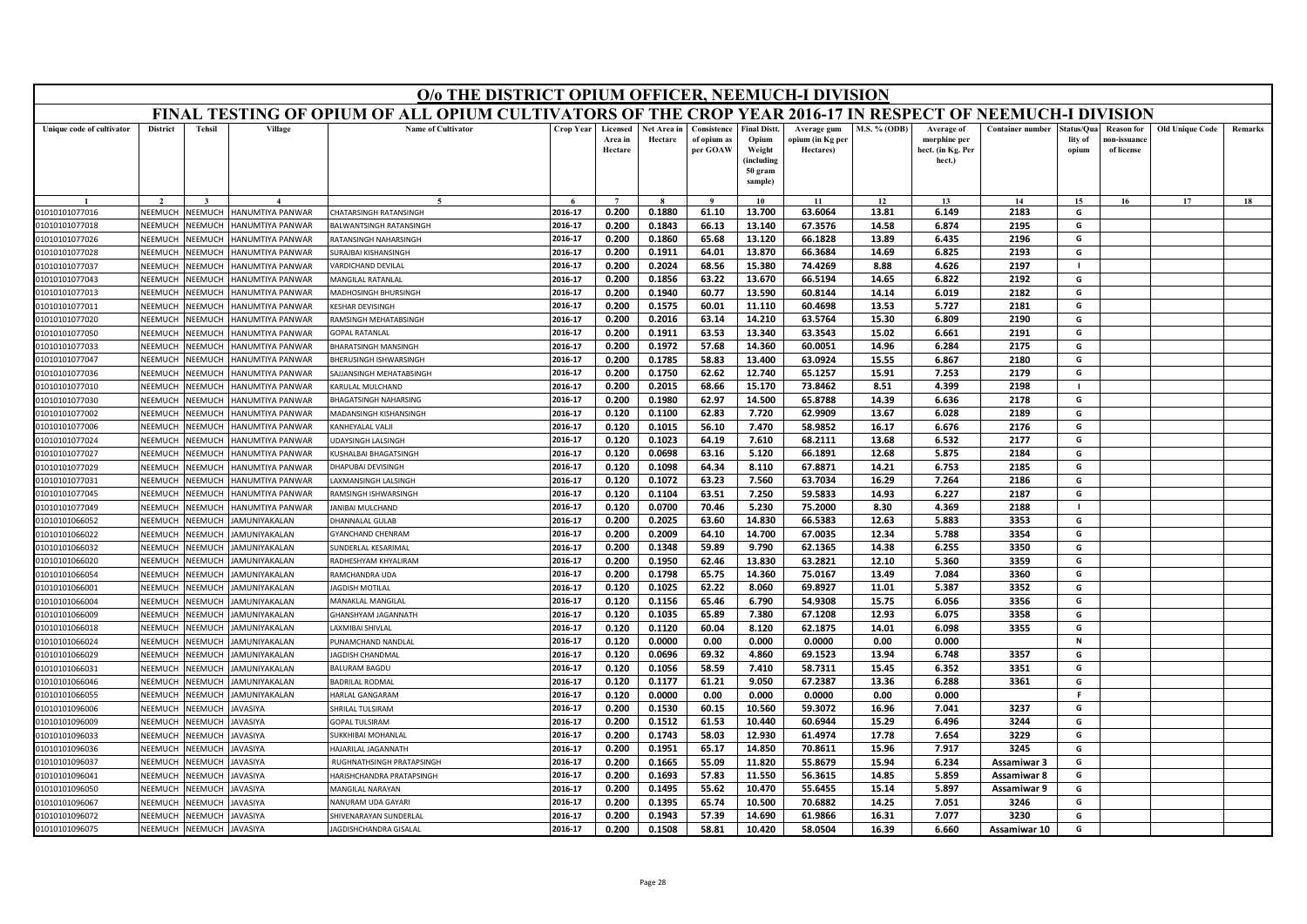# O/o THE DISTRICT OPIUM OFFICER, NEEMUCH-I DIVISION

## FINAL TESTING OF OPIUM OF ALL OPIUM CULTIVATORS OF THE CROP YEAR 2016-17 IN RESPECT OF NEEMUCH-I DIVISION

| Unique code of cultivator | District | Tehsil | Village | Name of Cultivator | Crop Year | Licensed Area in Hectare | Net Area in Hectare | Consistence of opium as per GOAW | Final Distt. Opium Weight (including 50 gram sample) | Average gum opium (in Kg per Hectares) | M.S. % (ODB) | Average of morphine per hect. (in Kg. Per hect.) | Container number | Status/Quality of opium | Reason for non-issuance of license | Old Unique Code | Remarks |
|---|---|---|---|---|---|---|---|---|---|---|---|---|---|---|---|---|---|
| 1 | 2 | 3 | 4 | 5 | 6 | 7 | 8 | 9 | 10 | 11 | 12 | 13 | 14 | 15 | 16 | 17 | 18 |
| 01010101077016 | NEEMUCH | NEEMUCH | HANUMTIYA PANWAR | CHATARSINGH RATANSINGH | 2016-17 | 0.200 | 0.1880 | 61.10 | 13.700 | 63.6064 | 13.81 | 6.149 | 2183 | G | | | |
| 01010101077018 | NEEMUCH | NEEMUCH | HANUMTIYA PANWAR | BALWANTSINGH RATANSINGH | 2016-17 | 0.200 | 0.1843 | 66.13 | 13.140 | 67.3576 | 14.58 | 6.874 | 2195 | G | | | |
| 01010101077026 | NEEMUCH | NEEMUCH | HANUMTIYA PANWAR | RATANSINGH NAHARSINGH | 2016-17 | 0.200 | 0.1860 | 65.68 | 13.120 | 66.1828 | 13.89 | 6.435 | 2196 | G | | | |
| 01010101077028 | NEEMUCH | NEEMUCH | HANUMTIYA PANWAR | SURAJBAI KISHANSINGH | 2016-17 | 0.200 | 0.1911 | 64.01 | 13.870 | 66.3684 | 14.69 | 6.825 | 2193 | G | | | |
| 01010101077037 | NEEMUCH | NEEMUCH | HANUMTIYA PANWAR | VARDICHAND DEVILAL | 2016-17 | 0.200 | 0.2024 | 68.56 | 15.380 | 74.4269 | 8.88 | 4.626 | 2197 | I | | | |
| 01010101077043 | NEEMUCH | NEEMUCH | HANUMTIYA PANWAR | MANGILAL RATANLAL | 2016-17 | 0.200 | 0.1856 | 63.22 | 13.670 | 66.5194 | 14.65 | 6.822 | 2192 | G | | | |
| 01010101077013 | NEEMUCH | NEEMUCH | HANUMTIYA PANWAR | MADHOSINGH BHURSINGH | 2016-17 | 0.200 | 0.1940 | 60.77 | 13.590 | 60.8144 | 14.14 | 6.019 | 2182 | G | | | |
| 01010101077011 | NEEMUCH | NEEMUCH | HANUMTIYA PANWAR | KESHAR DEVISINGH | 2016-17 | 0.200 | 0.1575 | 60.01 | 11.110 | 60.4698 | 13.53 | 5.727 | 2181 | G | | | |
| 01010101077020 | NEEMUCH | NEEMUCH | HANUMTIYA PANWAR | RAMSINGH MEHATABSINGH | 2016-17 | 0.200 | 0.2016 | 63.14 | 14.210 | 63.5764 | 15.30 | 6.809 | 2190 | G | | | |
| 01010101077050 | NEEMUCH | NEEMUCH | HANUMTIYA PANWAR | GOPAL RATANLAL | 2016-17 | 0.200 | 0.1911 | 63.53 | 13.340 | 63.3543 | 15.02 | 6.661 | 2191 | G | | | |
| 01010101077033 | NEEMUCH | NEEMUCH | HANUMTIYA PANWAR | BHARATSINGH MANSINGH | 2016-17 | 0.200 | 0.1972 | 57.68 | 14.360 | 60.0051 | 14.96 | 6.284 | 2175 | G | | | |
| 01010101077047 | NEEMUCH | NEEMUCH | HANUMTIYA PANWAR | BHERUSINGH ISHWARSINGH | 2016-17 | 0.200 | 0.1785 | 58.83 | 13.400 | 63.0924 | 15.55 | 6.867 | 2180 | G | | | |
| 01010101077036 | NEEMUCH | NEEMUCH | HANUMTIYA PANWAR | SAJJANSINGH MEHATABSINGH | 2016-17 | 0.200 | 0.1750 | 62.62 | 12.740 | 65.1257 | 15.91 | 7.253 | 2179 | G | | | |
| 01010101077010 | NEEMUCH | NEEMUCH | HANUMTIYA PANWAR | KARULAL MULCHAND | 2016-17 | 0.200 | 0.2015 | 68.66 | 15.170 | 73.8462 | 8.51 | 4.399 | 2198 | I | | | |
| 01010101077030 | NEEMUCH | NEEMUCH | HANUMTIYA PANWAR | BHAGATSINGH NAHARSING | 2016-17 | 0.200 | 0.1980 | 62.97 | 14.500 | 65.8788 | 14.39 | 6.636 | 2178 | G | | | |
| 01010101077002 | NEEMUCH | NEEMUCH | HANUMTIYA PANWAR | MADANSINGH KISHANSINGH | 2016-17 | 0.120 | 0.1100 | 62.83 | 7.720 | 62.9909 | 13.67 | 6.028 | 2189 | G | | | |
| 01010101077006 | NEEMUCH | NEEMUCH | HANUMTIYA PANWAR | KANHEYALAL VALJI | 2016-17 | 0.120 | 0.1015 | 56.10 | 7.470 | 58.9852 | 16.17 | 6.676 | 2176 | G | | | |
| 01010101077024 | NEEMUCH | NEEMUCH | HANUMTIYA PANWAR | UDAYSINGH LALSINGH | 2016-17 | 0.120 | 0.1023 | 64.19 | 7.610 | 68.2111 | 13.68 | 6.532 | 2177 | G | | | |
| 01010101077027 | NEEMUCH | NEEMUCH | HANUMTIYA PANWAR | KUSHALBAI BHAGATSINGH | 2016-17 | 0.120 | 0.0698 | 63.16 | 5.120 | 66.1891 | 12.68 | 5.875 | 2184 | G | | | |
| 01010101077029 | NEEMUCH | NEEMUCH | HANUMTIYA PANWAR | DHAPUBAI DEVISINGH | 2016-17 | 0.120 | 0.1098 | 64.34 | 8.110 | 67.8871 | 14.21 | 6.753 | 2185 | G | | | |
| 01010101077031 | NEEMUCH | NEEMUCH | HANUMTIYA PANWAR | LAXMANSINGH LALSINGH | 2016-17 | 0.120 | 0.1072 | 63.23 | 7.560 | 63.7034 | 16.29 | 7.264 | 2186 | G | | | |
| 01010101077045 | NEEMUCH | NEEMUCH | HANUMTIYA PANWAR | RAMSINGH ISHWARSINGH | 2016-17 | 0.120 | 0.1104 | 63.51 | 7.250 | 59.5833 | 14.93 | 6.227 | 2187 | G | | | |
| 01010101077049 | NEEMUCH | NEEMUCH | HANUMTIYA PANWAR | JANIBAI MULCHAND | 2016-17 | 0.120 | 0.0700 | 70.46 | 5.230 | 75.2000 | 8.30 | 4.369 | 2188 | I | | | |
| 01010101066052 | NEEMUCH | NEEMUCH | JAMUNIYAKALAN | DHANNALAL GULAB | 2016-17 | 0.200 | 0.2025 | 63.60 | 14.830 | 66.5383 | 12.63 | 5.883 | 3353 | G | | | |
| 01010101066022 | NEEMUCH | NEEMUCH | JAMUNIYAKALAN | GYANCHAND CHENRAM | 2016-17 | 0.200 | 0.2009 | 64.10 | 14.700 | 67.0035 | 12.34 | 5.788 | 3354 | G | | | |
| 01010101066032 | NEEMUCH | NEEMUCH | JAMUNIYAKALAN | SUNDERLAL KESARIMAL | 2016-17 | 0.200 | 0.1348 | 59.89 | 9.790 | 62.1365 | 14.38 | 6.255 | 3350 | G | | | |
| 01010101066020 | NEEMUCH | NEEMUCH | JAMUNIYAKALAN | RADHESHYAM KHYALIRAM | 2016-17 | 0.200 | 0.1950 | 62.46 | 13.830 | 63.2821 | 12.10 | 5.360 | 3359 | G | | | |
| 01010101066054 | NEEMUCH | NEEMUCH | JAMUNIYAKALAN | RAMCHANDRA UDA | 2016-17 | 0.200 | 0.1798 | 65.75 | 14.360 | 75.0167 | 13.49 | 7.084 | 3360 | G | | | |
| 01010101066001 | NEEMUCH | NEEMUCH | JAMUNIYAKALAN | JAGDISH MOTILAL | 2016-17 | 0.120 | 0.1025 | 62.22 | 8.060 | 69.8927 | 11.01 | 5.387 | 3352 | G | | | |
| 01010101066004 | NEEMUCH | NEEMUCH | JAMUNIYAKALAN | MANAKLAL MANGILAL | 2016-17 | 0.120 | 0.1156 | 65.46 | 6.790 | 54.9308 | 15.75 | 6.056 | 3356 | G | | | |
| 01010101066009 | NEEMUCH | NEEMUCH | JAMUNIYAKALAN | GHANSHYAM JAGANNATH | 2016-17 | 0.120 | 0.1035 | 65.89 | 7.380 | 67.1208 | 12.93 | 6.075 | 3358 | G | | | |
| 01010101066018 | NEEMUCH | NEEMUCH | JAMUNIYAKALAN | LAXMIBAI SHIVLAL | 2016-17 | 0.120 | 0.1120 | 60.04 | 8.120 | 62.1875 | 14.01 | 6.098 | 3355 | G | | | |
| 01010101066024 | NEEMUCH | NEEMUCH | JAMUNIYAKALAN | PUNAMCHAND NANDLAL | 2016-17 | 0.120 | 0.0000 | 0.00 | 0.000 | 0.0000 | 0.00 | 0.000 | | N | | | |
| 01010101066029 | NEEMUCH | NEEMUCH | JAMUNIYAKALAN | JAGDISH CHANDMAL | 2016-17 | 0.120 | 0.0696 | 69.32 | 4.860 | 69.1523 | 13.94 | 6.748 | 3357 | G | | | |
| 01010101066031 | NEEMUCH | NEEMUCH | JAMUNIYAKALAN | BALURAM BAGDU | 2016-17 | 0.120 | 0.1056 | 58.59 | 7.410 | 58.7311 | 15.45 | 6.352 | 3351 | G | | | |
| 01010101066046 | NEEMUCH | NEEMUCH | JAMUNIYAKALAN | BADRILAL RODMAL | 2016-17 | 0.120 | 0.1177 | 61.21 | 9.050 | 67.2387 | 13.36 | 6.288 | 3361 | G | | | |
| 01010101066055 | NEEMUCH | NEEMUCH | JAMUNIYAKALAN | HARLAL GANGARAM | 2016-17 | 0.120 | 0.0000 | 0.00 | 0.000 | 0.0000 | 0.00 | 0.000 | | F | | | |
| 01010101096006 | NEEMUCH | NEEMUCH | JAVASIYA | SHRILAL TULSIRAM | 2016-17 | 0.200 | 0.1530 | 60.15 | 10.560 | 59.3072 | 16.96 | 7.041 | 3237 | G | | | |
| 01010101096009 | NEEMUCH | NEEMUCH | JAVASIYA | GOPAL TULSIRAM | 2016-17 | 0.200 | 0.1512 | 61.53 | 10.440 | 60.6944 | 15.29 | 6.496 | 3244 | G | | | |
| 01010101096033 | NEEMUCH | NEEMUCH | JAVASIYA | SUKKHIBAI MOHANLAL | 2016-17 | 0.200 | 0.1743 | 58.03 | 12.930 | 61.4974 | 17.78 | 7.654 | 3229 | G | | | |
| 01010101096036 | NEEMUCH | NEEMUCH | JAVASIYA | HAJARILAL JAGANNATH | 2016-17 | 0.200 | 0.1951 | 65.17 | 14.850 | 70.8611 | 15.96 | 7.917 | 3245 | G | | | |
| 01010101096037 | NEEMUCH | NEEMUCH | JAVASIYA | RUGHNATHSINGH PRATAPSINGH | 2016-17 | 0.200 | 0.1665 | 55.09 | 11.820 | 55.8679 | 15.94 | 6.234 | Assamiwar 3 | G | | | |
| 01010101096041 | NEEMUCH | NEEMUCH | JAVASIYA | HARISHCHANDRA PRATAPSINGH | 2016-17 | 0.200 | 0.1693 | 57.83 | 11.550 | 56.3615 | 14.85 | 5.859 | Assamiwar 8 | G | | | |
| 01010101096050 | NEEMUCH | NEEMUCH | JAVASIYA | MANGILAL NARAYAN | 2016-17 | 0.200 | 0.1495 | 55.62 | 10.470 | 55.6455 | 15.14 | 5.897 | Assamiwar 9 | G | | | |
| 01010101096067 | NEEMUCH | NEEMUCH | JAVASIYA | NANURAM UDA GAYARI | 2016-17 | 0.200 | 0.1395 | 65.74 | 10.500 | 70.6882 | 14.25 | 7.051 | 3246 | G | | | |
| 01010101096072 | NEEMUCH | NEEMUCH | JAVASIYA | SHIVENARAYAN SUNDERLAL | 2016-17 | 0.200 | 0.1943 | 57.39 | 14.690 | 61.9866 | 16.31 | 7.077 | 3230 | G | | | |
| 01010101096075 | NEEMUCH | NEEMUCH | JAVASIYA | JAGDISHCHANDRA GISALAL | 2016-17 | 0.200 | 0.1508 | 58.81 | 10.420 | 58.0504 | 16.39 | 6.660 | Assamiwar 10 | G | | | |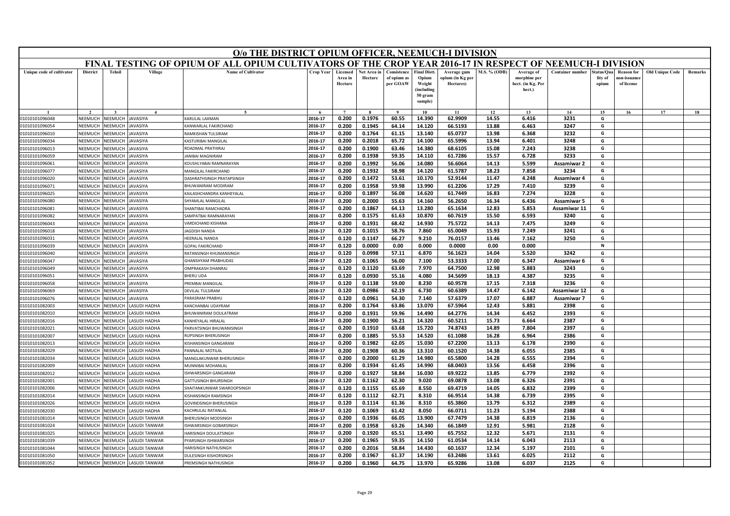# O/o THE DISTRICT OPIUM OFFICER, NEEMUCH-I DIVISION

## FINAL TESTING OF OPIUM OF ALL OPIUM CULTIVATORS OF THE CROP YEAR 2016-17 IN RESPECT OF NEEMUCH-I DIVISION

| Unique code of cultivator | District | Tehsil | Village | Name of Cultivator | Crop Year | Licensed Area in Hectare | Net Area in Hectare | Consistence of opium as per GOAW | Final Distt. Opium Weight (including 50 gram sample) | Average gum opium (in Kg per Hectares) | M.S. % (ODB) | Average of morphine per hect. (in Kg. Per hect.) | Container number | Status/Quality of opium | Reason for non-issuance of license | Old Unique Code | Remarks |
|---|---|---|---|---|---|---|---|---|---|---|---|---|---|---|---|---|---|
| 1 | 2 | 3 | 4 | 5 | 6 | 7 | 8 | 9 | 10 | 11 | 12 | 13 | 14 | 15 | 16 | 17 | 18 |
| 01010101096048 | NEEMUCH | NEEMUCH | JAVASIYA | KARULAL LAXMAN | 2016-17 | 0.200 | 0.1976 | 60.55 | 14.390 | 62.9909 | 14.55 | 6.416 | 3231 | G | | | |
| 01010101096054 | NEEMUCH | NEEMUCH | JAVASIYA | KANWARLAL FAKIRCHAND | 2016-17 | 0.200 | 0.1945 | 64.14 | 14.120 | 66.5193 | 13.88 | 6.463 | 3247 | G | | | |
| 01010101096010 | NEEMUCH | NEEMUCH | JAVASIYA | RAMKISHAN TULSIRAM | 2016-17 | 0.200 | 0.1764 | 61.15 | 13.140 | 65.0737 | 13.98 | 6.368 | 3232 | G | | | |
| 01010101096034 | NEEMUCH | NEEMUCH | JAVASIYA | KASTURIBAI MANGILAL | 2016-17 | 0.200 | 0.2018 | 65.72 | 14.100 | 65.5996 | 13.94 | 6.401 | 3248 | G | | | |
| 01010101096013 | NEEMUCH | NEEMUCH | JAVASIYA | ROADMAL PRATHIRAJ | 2016-17 | 0.200 | 0.1900 | 63.46 | 14.380 | 68.6105 | 15.08 | 7.243 | 3238 | G | | | |
| 01010101096059 | NEEMUCH | NEEMUCH | JAVASIYA | JANIBAI MAGNIRAM | 2016-17 | 0.200 | 0.1938 | 59.35 | 14.110 | 61.7286 | 15.57 | 6.728 | 3233 | G | | | |
| 01010101096061 | NEEMUCH | NEEMUCH | JAVASIYA | KOUSHLYABAI RAMNARAYAN | 2016-17 | 0.200 | 0.1992 | 56.06 | 14.080 | 56.6064 | 14.13 | 5.599 | Assamiwar 2 | G | | | |
| 01010101096077 | NEEMUCH | NEEMUCH | JAVASIYA | MANGILAL FAKIRCHAND | 2016-17 | 0.200 | 0.1932 | 58.98 | 14.120 | 61.5787 | 18.23 | 7.858 | 3234 | G | | | |
| 01010101096020 | NEEMUCH | NEEMUCH | JAVASIYA | DASHRATHSINGH PRATAPSINGH | 2016-17 | 0.200 | 0.1472 | 53.61 | 10.170 | 52.9144 | 11.47 | 4.248 | Assamiwar 4 | G | | | |
| 01010101096071 | NEEMUCH | NEEMUCH | JAVASIYA | BHUWANIRAM MODIRAM | 2016-17 | 0.200 | 0.1958 | 59.98 | 13.990 | 61.2206 | 17.29 | 7.410 | 3239 | G | | | |
| 01010101096025 | NEEMUCH | NEEMUCH | JAVASIYA | KAILASHCHANDRA KANHEYALAL | 2016-17 | 0.200 | 0.1897 | 56.08 | 14.620 | 61.7449 | 16.83 | 7.274 | 3228 | G | | | |
| 01010101096080 | NEEMUCH | NEEMUCH | JAVASIYA | SHYAMLAL MANGILAL | 2016-17 | 0.200 | 0.2000 | 55.63 | 14.160 | 56.2650 | 16.34 | 6.436 | Assamiwar 5 | G | | | |
| 01010101096081 | NEEMUCH | NEEMUCH | JAVASIYA | SHANTIBAI RAMCHADRA | 2016-17 | 0.200 | 0.1867 | 64.13 | 13.280 | 65.1634 | 12.83 | 5.853 | Assamiwar 11 | G | | | |
| 01010101096082 | NEEMUCH | NEEMUCH | JAVASIYA | SAMPATBAI RAMNARAYAN | 2016-17 | 0.200 | 0.1575 | 61.63 | 10.870 | 60.7619 | 15.50 | 6.593 | 3240 | G | | | |
| 01010101096043 | NEEMUCH | NEEMUCH | JAVASIYA | VARDICHAND KISHANA | 2016-17 | 0.200 | 0.1931 | 68.42 | 14.930 | 75.5722 | 14.13 | 7.475 | 3249 | G | | | |
| 01010101096018 | NEEMUCH | NEEMUCH | JAVASIYA | JAGDISH NANDA | 2016-17 | 0.120 | 0.1015 | 58.76 | 7.860 | 65.0049 | 15.93 | 7.249 | 3241 | G | | | |
| 01010101096031 | NEEMUCH | NEEMUCH | JAVASIYA | HEERALAL NANDA | 2016-17 | 0.120 | 0.1147 | 66.27 | 9.210 | 76.0157 | 13.46 | 7.162 | 3250 | G | | | |
| 01010101096039 | NEEMUCH | NEEMUCH | JAVASIYA | GOPAL FAKIRCHAND | 2016-17 | 0.120 | 0.0000 | 0.00 | 0.000 | 0.0000 | 0.00 | 0.000 | | N | | | |
| 01010101096040 | NEEMUCH | NEEMUCH | JAVASIYA | RATANSINGH KHUMANSINGH | 2016-17 | 0.120 | 0.0998 | 57.11 | 6.870 | 56.1623 | 14.04 | 5.520 | 3242 | G | | | |
| 01010101096047 | NEEMUCH | NEEMUCH | JAVASIYA | GHANSHYAM PRABHUDAS | 2016-17 | 0.120 | 0.1065 | 56.00 | 7.100 | 53.3333 | 17.00 | 6.347 | Assamiwar 6 | G | | | |
| 01010101096049 | NEEMUCH | NEEMUCH | JAVASIYA | OMPRAKASH DHANRAJ | 2016-17 | 0.120 | 0.1120 | 63.69 | 7.970 | 64.7500 | 12.98 | 5.883 | 3243 | G | | | |
| 01010101096051 | NEEMUCH | NEEMUCH | JAVASIYA | BHERU UDA | 2016-17 | 0.120 | 0.0930 | 55.16 | 4.080 | 34.5699 | 18.13 | 4.387 | 3235 | G | | | |
| 01010101096058 | NEEMUCH | NEEMUCH | JAVASIYA | PREMBAI MANGILAL | 2016-17 | 0.120 | 0.1138 | 59.00 | 8.230 | 60.9578 | 17.15 | 7.318 | 3236 | G | | | |
| 01010101096069 | NEEMUCH | NEEMUCH | JAVASIYA | DEVILAL TULSIRAM | 2016-17 | 0.120 | 0.0986 | 62.19 | 6.730 | 60.6389 | 14.47 | 6.142 | Assamiwar 12 | G | | | |
| 01010101096076 | NEEMUCH | NEEMUCH | JAVASIYA | PARASRAM PRABHU | 2016-17 | 0.120 | 0.0961 | 54.30 | 7.140 | 57.6379 | 17.07 | 6.887 | Assamiwar 7 | G | | | |
| 01010101082003 | NEEMUCH | NEEMUCH | LASUDI HADHA | KANCHANBAI UDAYRAM | 2016-17 | 0.200 | 0.1764 | 63.86 | 13.070 | 67.5964 | 12.43 | 5.881 | 2398 | G | | | |
| 01010101082010 | NEEMUCH | NEEMUCH | LASUDI HADHA | BHUWANIRAM DOULATRAM | 2016-17 | 0.200 | 0.1931 | 59.96 | 14.490 | 64.2776 | 14.34 | 6.452 | 2393 | G | | | |
| 01010101082016 | NEEMUCH | NEEMUCH | LASUDI HADHA | KANHEYALAL HIRALAL | 2016-17 | 0.200 | 0.1900 | 56.21 | 14.320 | 60.5211 | 15.73 | 6.664 | 2387 | G | | | |
| 01010101082021 | NEEMUCH | NEEMUCH | LASUDI HADHA | PARVATSINGH BHUWANISINGH | 2016-17 | 0.200 | 0.1910 | 63.68 | 15.720 | 74.8743 | 14.89 | 7.804 | 2397 | G | | | |
| 01010101082007 | NEEMUCH | NEEMUCH | LASUDI HADHA | RUPSINGH BHERUSINGH | 2016-17 | 0.200 | 0.1885 | 55.53 | 14.520 | 61.1088 | 16.28 | 6.964 | 2386 | G | | | |
| 01010101082013 | NEEMUCH | NEEMUCH | LASUDI HADHA | KISHANSINGH GANGARAM | 2016-17 | 0.200 | 0.1982 | 62.05 | 15.030 | 67.2200 | 13.13 | 6.178 | 2390 | G | | | |
| 01010101082029 | NEEMUCH | NEEMUCH | LASUDI HADHA | PANNALAL MOTILAL | 2016-17 | 0.200 | 0.1908 | 60.36 | 13.310 | 60.1520 | 14.38 | 6.055 | 2385 | G | | | |
| 01010101082034 | NEEMUCH | NEEMUCH | LASUDI HADHA | MANGLAKUNWAR BHERUSINGH | 2016-17 | 0.200 | 0.2000 | 61.29 | 14.980 | 65.5800 | 14.28 | 6.555 | 2394 | G | | | |
| 01010101082009 | NEEMUCH | NEEMUCH | LASUDI HADHA | MUNNIBAI MOHANLAL | 2016-17 | 0.200 | 0.1934 | 61.45 | 14.990 | 68.0403 | 13.56 | 6.458 | 2396 | G | | | |
| 01010101082012 | NEEMUCH | NEEMUCH | LASUDI HADHA | ISHWARSINGH GANGARAM | 2016-17 | 0.200 | 0.1927 | 58.84 | 16.030 | 69.9222 | 13.85 | 6.779 | 2392 | G | | | |
| 01010101082001 | NEEMUCH | NEEMUCH | LASUDI HADHA | GATTUSINGH BHURSINGH | 2016-17 | 0.120 | 0.1162 | 62.30 | 9.020 | 69.0878 | 13.08 | 6.326 | 2391 | G | | | |
| 01010101082006 | NEEMUCH | NEEMUCH | LASUDI HADHA | SHAITANKUNWAR SWAROOPSINGH | 2016-17 | 0.120 | 0.1155 | 65.69 | 8.550 | 69.4719 | 14.05 | 6.832 | 2399 | G | | | |
| 01010101082014 | NEEMUCH | NEEMUCH | LASUDI HADHA | KISHANSINGH RAMSINGH | 2016-17 | 0.120 | 0.1112 | 62.71 | 8.310 | 66.9514 | 14.38 | 6.739 | 2395 | G | | | |
| 01010101082026 | NEEMUCH | NEEMUCH | LASUDI HADHA | GOVINDSINGH BHERUSINGH | 2016-17 | 0.120 | 0.1114 | 61.36 | 8.310 | 65.3860 | 13.79 | 6.312 | 2389 | G | | | |
| 01010101082030 | NEEMUCH | NEEMUCH | LASUDI HADHA | KACHRULAL RATANLAL | 2016-17 | 0.120 | 0.1069 | 61.42 | 8.050 | 66.0711 | 11.23 | 5.194 | 2388 | G | | | |
| 01010101081014 | NEEMUCH | NEEMUCH | LASUDI TANWAR | BHERUSINGH MODSINGH | 2016-17 | 0.200 | 0.1936 | 66.05 | 13.900 | 67.7479 | 14.38 | 6.819 | 2136 | G | | | |
| 01010101081024 | NEEMUCH | NEEMUCH | LASUDI TANWAR | ISHWARSINGH GOBARSINGH | 2016-17 | 0.200 | 0.1958 | 63.26 | 14.340 | 66.1849 | 12.91 | 5.981 | 2128 | G | | | |
| 01010101081025 | NEEMUCH | NEEMUCH | LASUDI TANWAR | HARISINGH DOULATSINGH | 2016-17 | 0.200 | 0.1920 | 65.51 | 13.490 | 65.7552 | 12.32 | 5.671 | 2131 | G | | | |
| 01010101081039 | NEEMUCH | NEEMUCH | LASUDI TANWAR | PYARSINGH ISHWARSINGH | 2016-17 | 0.200 | 0.1965 | 59.35 | 14.150 | 61.0534 | 14.14 | 6.043 | 2113 | G | | | |
| 01010101081044 | NEEMUCH | NEEMUCH | LASUDI TANWAR | HARISINGH NATHUSINGH | 2016-17 | 0.200 | 0.2016 | 58.84 | 14.430 | 60.1637 | 12.34 | 5.197 | 2101 | G | | | |
| 01010101081050 | NEEMUCH | NEEMUCH | LASUDI TANWAR | DULESINGH KISHORSINGH | 2016-17 | 0.200 | 0.1967 | 61.37 | 14.190 | 63.2486 | 13.61 | 6.025 | 2112 | G | | | |
| 01010101081052 | NEEMUCH | NEEMUCH | LASUDI TANWAR | PREMSINGH NATHUSINGH | 2016-17 | 0.200 | 0.1960 | 64.75 | 13.970 | 65.9286 | 13.08 | 6.037 | 2125 | G | | | |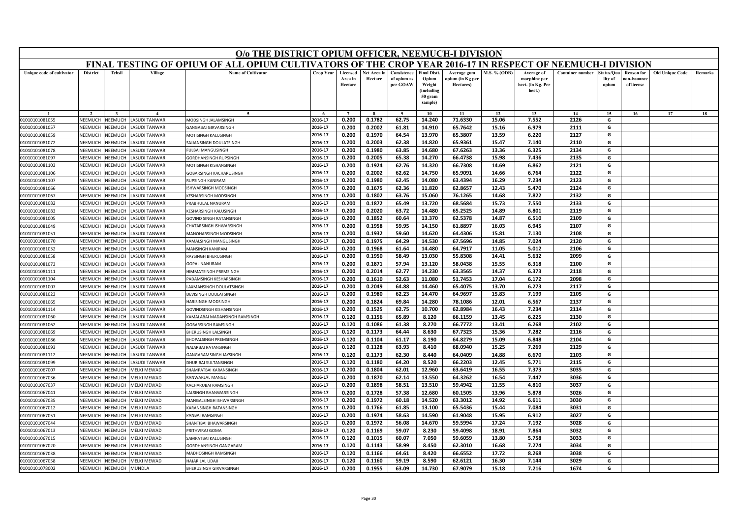# O/o THE DISTRICT OPIUM OFFICER, NEEMUCH-I DIVISION

## FINAL TESTING OF OPIUM OF ALL OPIUM CULTIVATORS OF THE CROP YEAR 2016-17 IN RESPECT OF NEEMUCH-I DIVISION

| Unique code of cultivator | District | Tehsil | Village | Name of Cultivator | Crop Year | Licensed Area in Hectare | Net Area in Hectare | Consistence of opium as per GOAW | Final Distt. Opium Weight (including 50 gram sample) | Average gum opium (in Kg per Hectares) | M.S. % (ODB) | Average of morphine per hect. (in Kg. Per hect.) | Container number | Status/Quality of opium | Reason for non-issuance of license | Old Unique Code | Remarks |
|---|---|---|---|---|---|---|---|---|---|---|---|---|---|---|---|---|---|
| 1 | 2 | 3 | 4 | 5 | 6 | 7 | 8 | 9 | 10 | 11 | 12 | 13 | 14 | 15 | 16 | 17 | 18 |
| 01010101081055 | NEEMUCH | NEEMUCH | LASUDI TANWAR | MODSINGH JALAMSINGH | 2016-17 | 0.200 | 0.1782 | 62.75 | 14.240 | 71.6330 | 15.06 | 7.552 | 2126 | G | | | |
| 01010101081057 | NEEMUCH | NEEMUCH | LASUDI TANWAR | GANGABAI GIRVARSINGH | 2016-17 | 0.200 | 0.2002 | 61.81 | 14.910 | 65.7642 | 15.16 | 6.979 | 2111 | G | | | |
| 01010101081059 | NEEMUCH | NEEMUCH | LASUDI TANWAR | MOTISINGH KALUSINGH | 2016-17 | 0.200 | 0.1970 | 64.54 | 13.970 | 65.3807 | 13.59 | 6.220 | 2127 | G | | | |
| 01010101081072 | NEEMUCH | NEEMUCH | LASUDI TANWAR | SAJJANSINGH DOULATSINGH | 2016-17 | 0.200 | 0.2003 | 62.38 | 14.820 | 65.9361 | 15.47 | 7.140 | 2110 | G | | | |
| 01010101081078 | NEEMUCH | NEEMUCH | LASUDI TANWAR | FULBAI MANGUSINGH | 2016-17 | 0.200 | 0.1980 | 63.85 | 14.680 | 67.6263 | 13.36 | 6.325 | 2134 | G | | | |
| 01010101081097 | NEEMUCH | NEEMUCH | LASUDI TANWAR | GORDHANSINGH RUPSINGH | 2016-17 | 0.200 | 0.2005 | 65.38 | 14.270 | 66.4738 | 15.98 | 7.436 | 2135 | G | | | |
| 01010101081103 | NEEMUCH | NEEMUCH | LASUDI TANWAR | MOTISINGH KISHANSINGH | 2016-17 | 0.200 | 0.1924 | 62.76 | 14.320 | 66.7308 | 14.69 | 6.862 | 2121 | G | | | |
| 01010101081106 | NEEMUCH | NEEMUCH | LASUDI TANWAR | GOBARSINGH KACHARUSINGH | 2016-17 | 0.200 | 0.2002 | 62.62 | 14.750 | 65.9091 | 14.66 | 6.764 | 2122 | G | | | |
| 01010101081107 | NEEMUCH | NEEMUCH | LASUDI TANWAR | RUPSINGH KANIRAM | 2016-17 | 0.200 | 0.1980 | 62.45 | 14.080 | 63.4394 | 16.29 | 7.234 | 2123 | G | | | |
| 01010101081066 | NEEMUCH | NEEMUCH | LASUDI TANWAR | ISHWARSINGH MODSINGH | 2016-17 | 0.200 | 0.1675 | 62.36 | 11.820 | 62.8657 | 12.43 | 5.470 | 2124 | G | | | |
| 01010101081067 | NEEMUCH | NEEMUCH | LASUDI TANWAR | KESHARSINGH MODSINGH | 2016-17 | 0.200 | 0.1802 | 63.76 | 15.060 | 76.1265 | 14.68 | 7.822 | 2132 | G | | | |
| 01010101081082 | NEEMUCH | NEEMUCH | LASUDI TANWAR | PRABHULAL NANURAM | 2016-17 | 0.200 | 0.1872 | 65.49 | 13.720 | 68.5684 | 15.73 | 7.550 | 2133 | G | | | |
| 01010101081083 | NEEMUCH | NEEMUCH | LASUDI TANWAR | KESHARSINGH KALUSINGH | 2016-17 | 0.200 | 0.2020 | 63.72 | 14.480 | 65.2525 | 14.89 | 6.801 | 2119 | G | | | |
| 01010101081005 | NEEMUCH | NEEMUCH | LASUDI TANWAR | GOVIND SINGH RATANSINGH | 2016-17 | 0.200 | 0.1852 | 60.64 | 13.370 | 62.5378 | 14.87 | 6.510 | 2109 | G | | | |
| 01010101081049 | NEEMUCH | NEEMUCH | LASUDI TANWAR | CHATARSINGH ISHWARSINGH | 2016-17 | 0.200 | 0.1958 | 59.95 | 14.150 | 61.8897 | 16.03 | 6.945 | 2107 | G | | | |
| 01010101081051 | NEEMUCH | NEEMUCH | LASUDI TANWAR | MANOHARSINGH MODSINGH | 2016-17 | 0.200 | 0.1932 | 59.60 | 14.620 | 64.4306 | 15.81 | 7.130 | 2108 | G | | | |
| 01010101081070 | NEEMUCH | NEEMUCH | LASUDI TANWAR | KAMALSINGH MANGUSINGH | 2016-17 | 0.200 | 0.1975 | 64.29 | 14.530 | 67.5696 | 14.85 | 7.024 | 2120 | G | | | |
| 01010101081032 | NEEMUCH | NEEMUCH | LASUDI TANWAR | MANSINGH KANIRAM | 2016-17 | 0.200 | 0.1968 | 61.64 | 14.480 | 64.7917 | 11.05 | 5.012 | 2106 | G | | | |
| 01010101081058 | NEEMUCH | NEEMUCH | LASUDI TANWAR | RAYSINGH BHERUSINGH | 2016-17 | 0.200 | 0.1950 | 58.49 | 13.030 | 55.8308 | 14.41 | 5.632 | 2099 | G | | | |
| 01010101081073 | NEEMUCH | NEEMUCH | LASUDI TANWAR | GOPAL NANURAM | 2016-17 | 0.200 | 0.1871 | 57.94 | 13.120 | 58.0438 | 15.55 | 6.318 | 2100 | G | | | |
| 01010101081111 | NEEMUCH | NEEMUCH | LASUDI TANWAR | HIMMATSINGH PREMSINGH | 2016-17 | 0.200 | 0.2014 | 62.77 | 14.230 | 63.3565 | 14.37 | 6.373 | 2118 | G | | | |
| 01010101081104 | NEEMUCH | NEEMUCH | LASUDI TANWAR | PADAMSINGH KESHARSINGH | 2016-17 | 0.200 | 0.1610 | 52.63 | 11.080 | 51.7453 | 17.04 | 6.172 | 2098 | G | | | |
| 01010101081007 | NEEMUCH | NEEMUCH | LASUDI TANWAR | LAXMANSINGH DOULATSINGH | 2016-17 | 0.200 | 0.2049 | 64.88 | 14.460 | 65.4075 | 13.70 | 6.273 | 2117 | G | | | |
| 01010101081023 | NEEMUCH | NEEMUCH | LASUDI TANWAR | DEVISINGH DOULATSINGH | 2016-17 | 0.200 | 0.1980 | 62.23 | 14.470 | 64.9697 | 15.83 | 7.199 | 2105 | G | | | |
| 01010101081065 | NEEMUCH | NEEMUCH | LASUDI TANWAR | HARISINGH MODSINGH | 2016-17 | 0.200 | 0.1824 | 69.84 | 14.280 | 78.1086 | 12.01 | 6.567 | 2137 | G | | | |
| 01010101081114 | NEEMUCH | NEEMUCH | LASUDI TANWAR | GOVINDSINGH KISHANSINGH | 2016-17 | 0.200 | 0.1525 | 62.75 | 10.700 | 62.8984 | 16.43 | 7.234 | 2114 | G | | | |
| 01010101081060 | NEEMUCH | NEEMUCH | LASUDI TANWAR | KAMALABAI MADANSINGH RAMSINGH | 2016-17 | 0.120 | 0.1156 | 65.89 | 8.120 | 66.1159 | 13.45 | 6.225 | 2130 | G | | | |
| 01010101081062 | NEEMUCH | NEEMUCH | LASUDI TANWAR | GOBARSINGH RAMSINGH | 2016-17 | 0.120 | 0.1086 | 61.38 | 8.270 | 66.7772 | 13.41 | 6.268 | 2102 | G | | | |
| 01010101081069 | NEEMUCH | NEEMUCH | LASUDI TANWAR | BHERUSINGH LALSINGH | 2016-17 | 0.120 | 0.1173 | 64.44 | 8.630 | 67.7323 | 15.36 | 7.282 | 2116 | G | | | |
| 01010101081086 | NEEMUCH | NEEMUCH | LASUDI TANWAR | BHOPALSINGH PREMSINGH | 2016-17 | 0.120 | 0.1104 | 61.17 | 8.190 | 64.8279 | 15.09 | 6.848 | 2104 | G | | | |
| 01010101081093 | NEEMUCH | NEEMUCH | LASUDI TANWAR | NAJARBAI RATANSINGH | 2016-17 | 0.120 | 0.1128 | 63.93 | 8.410 | 68.0940 | 15.25 | 7.269 | 2129 | G | | | |
| 01010101081112 | NEEMUCH | NEEMUCH | LASUDI TANWAR | GANGARAMSINGH JAYSINGH | 2016-17 | 0.120 | 0.1173 | 62.30 | 8.440 | 64.0409 | 14.88 | 6.670 | 2103 | G | | | |
| 01010101081099 | NEEMUCH | NEEMUCH | LASUDI TANWAR | DHURIBAI SULTANSINGH | 2016-17 | 0.120 | 0.1180 | 64.20 | 8.520 | 66.2203 | 12.45 | 5.771 | 2115 | G | | | |
| 01010101067007 | NEEMUCH | NEEMUCH | MELKI MEWAD | SHAMPATBAI KARANSINGH | 2016-17 | 0.200 | 0.1804 | 62.01 | 12.960 | 63.6419 | 16.55 | 7.373 | 3035 | G | | | |
| 01010101067036 | NEEMUCH | NEEMUCH | MELKI MEWAD | KANWARLAL MANGU | 2016-17 | 0.200 | 0.1870 | 62.14 | 13.550 | 64.3262 | 16.54 | 7.447 | 3036 | G | | | |
| 01010101067037 | NEEMUCH | NEEMUCH | MELKI MEWAD | KACHARUBAI RAMSINGH | 2016-17 | 0.200 | 0.1898 | 58.51 | 13.510 | 59.4942 | 11.55 | 4.810 | 3037 | G | | | |
| 01010101067041 | NEEMUCH | NEEMUCH | MELKI MEWAD | LALSINGH BHANWARSINGH | 2016-17 | 0.200 | 0.1728 | 57.38 | 12.680 | 60.1505 | 13.96 | 5.878 | 3026 | G | | | |
| 01010101067035 | NEEMUCH | NEEMUCH | MELKI MEWAD | MANGALSINGH ISHWARSINGH | 2016-17 | 0.200 | 0.1972 | 60.18 | 14.520 | 63.3012 | 14.92 | 6.611 | 3030 | G | | | |
| 01010101067012 | NEEMUCH | NEEMUCH | MELKI MEWAD | KARANSINGH RATANSINGH | 2016-17 | 0.200 | 0.1766 | 61.85 | 13.100 | 65.5436 | 15.44 | 7.084 | 3031 | G | | | |
| 01010101067051 | NEEMUCH | NEEMUCH | MELKI MEWAD | PANBAI RAMSINGH | 2016-17 | 0.200 | 0.1974 | 58.63 | 14.590 | 61.9048 | 15.95 | 6.912 | 3027 | G | | | |
| 01010101067044 | NEEMUCH | NEEMUCH | MELKI MEWAD | SHANTIBAI BHAWARSINGH | 2016-17 | 0.200 | 0.1972 | 56.08 | 14.670 | 59.5994 | 17.24 | 7.192 | 3028 | G | | | |
| 01010101067013 | NEEMUCH | NEEMUCH | MELKI MEWAD | PRITHVIRAJ GOMA | 2016-17 | 0.120 | 0.1169 | 59.07 | 8.230 | 59.4098 | 18.91 | 7.864 | 3032 | G | | | |
| 01010101067015 | NEEMUCH | NEEMUCH | MELKI MEWAD | SAMPATBAI KALUSINGH | 2016-17 | 0.120 | 0.1015 | 60.07 | 7.050 | 59.6059 | 13.80 | 5.758 | 3033 | G | | | |
| 01010101067020 | NEEMUCH | NEEMUCH | MELKI MEWAD | GORDHANSINGH GANGARAM | 2016-17 | 0.120 | 0.1143 | 58.99 | 8.450 | 62.3010 | 16.68 | 7.274 | 3034 | G | | | |
| 01010101067038 | NEEMUCH | NEEMUCH | MELKI MEWAD | MADHOSINGH RAMSINGH | 2016-17 | 0.120 | 0.1166 | 64.61 | 8.420 | 66.6552 | 17.72 | 8.268 | 3038 | G | | | |
| 01010101067058 | NEEMUCH | NEEMUCH | MELKI MEWAD | HAJARILAL UDAJI | 2016-17 | 0.120 | 0.1160 | 59.19 | 8.590 | 62.6121 | 16.30 | 7.144 | 3029 | G | | | |
| 01010101078002 | NEEMUCH | NEEMUCH | MUNDLA | BHERUSINGH GIRVARSINGH | 2016-17 | 0.200 | 0.1955 | 63.09 | 14.730 | 67.9079 | 15.18 | 7.216 | 1674 | G | | | |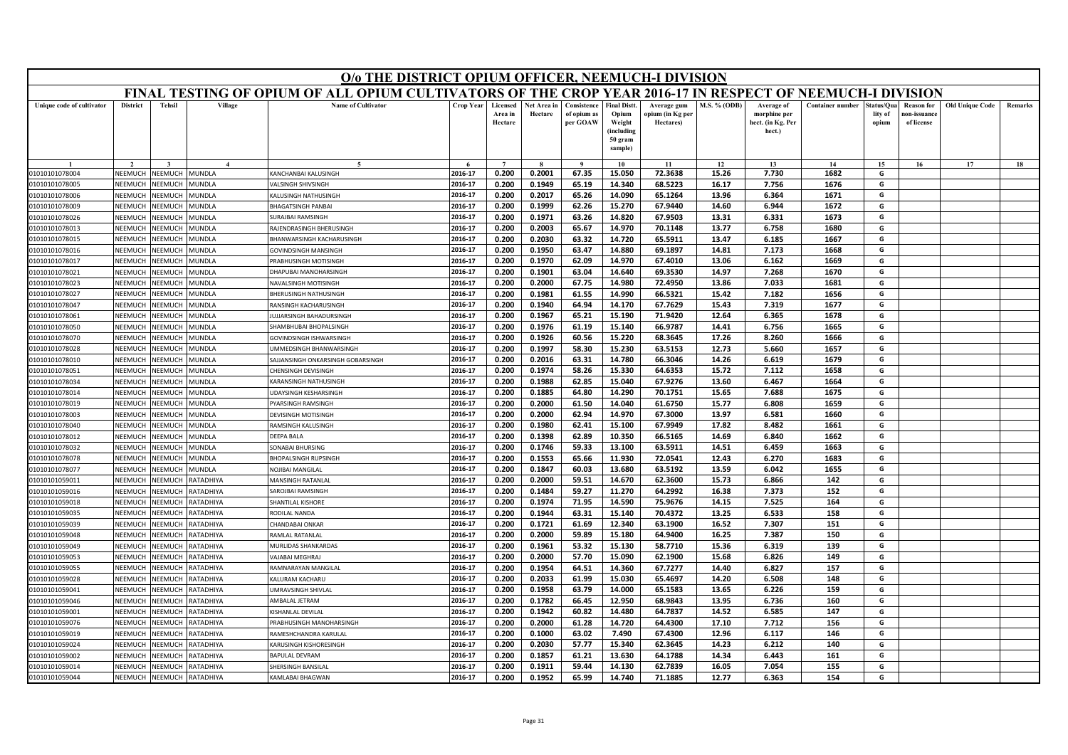# O/o THE DISTRICT OPIUM OFFICER, NEEMUCH-I DIVISION

## FINAL TESTING OF OPIUM OF ALL OPIUM CULTIVATORS OF THE CROP YEAR 2016-17 IN RESPECT OF NEEMUCH-I DIVISION

| Unique code of cultivator | District | Tehsil | Village | Name of Cultivator | Crop Year | Licensed Area in Hectare | Net Area in Hectare | Consistence of opium as per GOAW | Final Distt. Opium Weight (including 50 gram sample) | Average gum opium (in Kg per Hectares) | M.S. % (ODB) | Average of morphine per hect. (in Kg. Per hect.) | Container number | Status/Quality of opium | Reason for non-issuance of license | Old Unique Code | Remarks |
|---|---|---|---|---|---|---|---|---|---|---|---|---|---|---|---|---|---|
| 1 | 2 | 3 | 4 | 5 | 6 | 7 | 8 | 9 | 10 | 11 | 12 | 13 | 14 | 15 | 16 | 17 | 18 |
| 01010101078004 | NEEMUCH | NEEMUCH | MUNDLA | KANCHANBAI KALUSINGH | 2016-17 | 0.200 | 0.2001 | 67.35 | 15.050 | 72.3638 | 15.26 | 7.730 | 1682 | G | | | |
| 01010101078005 | NEEMUCH | NEEMUCH | MUNDLA | VALSINGH SHIVSINGH | 2016-17 | 0.200 | 0.1949 | 65.19 | 14.340 | 68.5223 | 16.17 | 7.756 | 1676 | G | | | |
| 01010101078006 | NEEMUCH | NEEMUCH | MUNDLA | KALUSINGH NATHUSINGH | 2016-17 | 0.200 | 0.2017 | 65.26 | 14.090 | 65.1264 | 13.96 | 6.364 | 1671 | G | | | |
| 01010101078009 | NEEMUCH | NEEMUCH | MUNDLA | BHAGATSINGH PANBAI | 2016-17 | 0.200 | 0.1999 | 62.26 | 15.270 | 67.9440 | 14.60 | 6.944 | 1672 | G | | | |
| 01010101078026 | NEEMUCH | NEEMUCH | MUNDLA | SURAJBAI RAMSINGH | 2016-17 | 0.200 | 0.1971 | 63.26 | 14.820 | 67.9503 | 13.31 | 6.331 | 1673 | G | | | |
| 01010101078013 | NEEMUCH | NEEMUCH | MUNDLA | RAJENDRASINGH BHERUSINGH | 2016-17 | 0.200 | 0.2003 | 65.67 | 14.970 | 70.1148 | 13.77 | 6.758 | 1680 | G | | | |
| 01010101078015 | NEEMUCH | NEEMUCH | MUNDLA | BHANWARSINGH KACHARUSINGH | 2016-17 | 0.200 | 0.2030 | 63.32 | 14.720 | 65.5911 | 13.47 | 6.185 | 1667 | G | | | |
| 01010101078016 | NEEMUCH | NEEMUCH | MUNDLA | GOVINDSINGH MANSINGH | 2016-17 | 0.200 | 0.1950 | 63.47 | 14.880 | 69.1897 | 14.81 | 7.173 | 1668 | G | | | |
| 01010101078017 | NEEMUCH | NEEMUCH | MUNDLA | PRABHUSINGH MOTISINGH | 2016-17 | 0.200 | 0.1970 | 62.09 | 14.970 | 67.4010 | 13.06 | 6.162 | 1669 | G | | | |
| 01010101078021 | NEEMUCH | NEEMUCH | MUNDLA | DHAPUBAI MANOHARSINGH | 2016-17 | 0.200 | 0.1901 | 63.04 | 14.640 | 69.3530 | 14.97 | 7.268 | 1670 | G | | | |
| 01010101078023 | NEEMUCH | NEEMUCH | MUNDLA | NAVALSINGH MOTISINGH | 2016-17 | 0.200 | 0.2000 | 67.75 | 14.980 | 72.4950 | 13.86 | 7.033 | 1681 | G | | | |
| 01010101078027 | NEEMUCH | NEEMUCH | MUNDLA | BHERUSINGH NATHUSINGH | 2016-17 | 0.200 | 0.1981 | 61.55 | 14.990 | 66.5321 | 15.42 | 7.182 | 1656 | G | | | |
| 01010101078047 | NEEMUCH | NEEMUCH | MUNDLA | RANSINGH KACHARUSINGH | 2016-17 | 0.200 | 0.1940 | 64.94 | 14.170 | 67.7629 | 15.43 | 7.319 | 1677 | G | | | |
| 01010101078061 | NEEMUCH | NEEMUCH | MUNDLA | JUJJARSINGH BAHADURSINGH | 2016-17 | 0.200 | 0.1967 | 65.21 | 15.190 | 71.9420 | 12.64 | 6.365 | 1678 | G | | | |
| 01010101078050 | NEEMUCH | NEEMUCH | MUNDLA | SHAMBHUBAI BHOPALSINGH | 2016-17 | 0.200 | 0.1976 | 61.19 | 15.140 | 66.9787 | 14.41 | 6.756 | 1665 | G | | | |
| 01010101078070 | NEEMUCH | NEEMUCH | MUNDLA | GOVINDSINGH ISHWARSINGH | 2016-17 | 0.200 | 0.1926 | 60.56 | 15.220 | 68.3645 | 17.26 | 8.260 | 1666 | G | | | |
| 01010101078028 | NEEMUCH | NEEMUCH | MUNDLA | UMMEDSINGH BHANWARSINGH | 2016-17 | 0.200 | 0.1997 | 58.30 | 15.230 | 63.5153 | 12.73 | 5.660 | 1657 | G | | | |
| 01010101078010 | NEEMUCH | NEEMUCH | MUNDLA | SAJJANSINGH ONKARSINGH GOBARSINGH | 2016-17 | 0.200 | 0.2016 | 63.31 | 14.780 | 66.3046 | 14.26 | 6.619 | 1679 | G | | | |
| 01010101078051 | NEEMUCH | NEEMUCH | MUNDLA | CHENSINGH DEVISINGH | 2016-17 | 0.200 | 0.1974 | 58.26 | 15.330 | 64.6353 | 15.72 | 7.112 | 1658 | G | | | |
| 01010101078034 | NEEMUCH | NEEMUCH | MUNDLA | KARANSINGH NATHUSINGH | 2016-17 | 0.200 | 0.1988 | 62.85 | 15.040 | 67.9276 | 13.60 | 6.467 | 1664 | G | | | |
| 01010101078014 | NEEMUCH | NEEMUCH | MUNDLA | UDAYSINGH KESHARSINGH | 2016-17 | 0.200 | 0.1885 | 64.80 | 14.290 | 70.1751 | 15.65 | 7.688 | 1675 | G | | | |
| 01010101078019 | NEEMUCH | NEEMUCH | MUNDLA | PYARSINGH RAMSINGH | 2016-17 | 0.200 | 0.2000 | 61.50 | 14.040 | 61.6750 | 15.77 | 6.808 | 1659 | G | | | |
| 01010101078003 | NEEMUCH | NEEMUCH | MUNDLA | DEVISINGH MOTISINGH | 2016-17 | 0.200 | 0.2000 | 62.94 | 14.970 | 67.3000 | 13.97 | 6.581 | 1660 | G | | | |
| 01010101078040 | NEEMUCH | NEEMUCH | MUNDLA | RAMSINGH KALUSINGH | 2016-17 | 0.200 | 0.1980 | 62.41 | 15.100 | 67.9949 | 17.82 | 8.482 | 1661 | G | | | |
| 01010101078012 | NEEMUCH | NEEMUCH | MUNDLA | DEEPA BALA | 2016-17 | 0.200 | 0.1398 | 62.89 | 10.350 | 66.5165 | 14.69 | 6.840 | 1662 | G | | | |
| 01010101078032 | NEEMUCH | NEEMUCH | MUNDLA | SONABAI BHURSING | 2016-17 | 0.200 | 0.1746 | 59.33 | 13.100 | 63.5911 | 14.51 | 6.459 | 1663 | G | | | |
| 01010101078078 | NEEMUCH | NEEMUCH | MUNDLA | BHOPALSINGH RUPSINGH | 2016-17 | 0.200 | 0.1553 | 65.66 | 11.930 | 72.0541 | 12.43 | 6.270 | 1683 | G | | | |
| 01010101078077 | NEEMUCH | NEEMUCH | MUNDLA | NOJIBAI MANGILAL | 2016-17 | 0.200 | 0.1847 | 60.03 | 13.680 | 63.5192 | 13.59 | 6.042 | 1655 | G | | | |
| 01010101059011 | NEEMUCH | NEEMUCH | RATADHIYA | MANSINGH RATANLAL | 2016-17 | 0.200 | 0.2000 | 59.51 | 14.670 | 62.3600 | 15.73 | 6.866 | 142 | G | | | |
| 01010101059016 | NEEMUCH | NEEMUCH | RATADHIYA | SAROJBAI RAMSINGH | 2016-17 | 0.200 | 0.1484 | 59.27 | 11.270 | 64.2992 | 16.38 | 7.373 | 152 | G | | | |
| 01010101059018 | NEEMUCH | NEEMUCH | RATADHIYA | SHANTILAL KISHORE | 2016-17 | 0.200 | 0.1974 | 71.95 | 14.590 | 75.9676 | 14.15 | 7.525 | 164 | G | | | |
| 01010101059035 | NEEMUCH | NEEMUCH | RATADHIYA | RODILAL NANDA | 2016-17 | 0.200 | 0.1944 | 63.31 | 15.140 | 70.4372 | 13.25 | 6.533 | 158 | G | | | |
| 01010101059039 | NEEMUCH | NEEMUCH | RATADHIYA | CHANDABAI ONKAR | 2016-17 | 0.200 | 0.1721 | 61.69 | 12.340 | 63.1900 | 16.52 | 7.307 | 151 | G | | | |
| 01010101059048 | NEEMUCH | NEEMUCH | RATADHIYA | RAMLAL RATANLAL | 2016-17 | 0.200 | 0.2000 | 59.89 | 15.180 | 64.9400 | 16.25 | 7.387 | 150 | G | | | |
| 01010101059049 | NEEMUCH | NEEMUCH | RATADHIYA | MURLIDAS SHANKARDAS | 2016-17 | 0.200 | 0.1961 | 53.32 | 15.130 | 58.7710 | 15.36 | 6.319 | 139 | G | | | |
| 01010101059053 | NEEMUCH | NEEMUCH | RATADHIYA | VAJABAI MEGHRAJ | 2016-17 | 0.200 | 0.2000 | 57.70 | 15.090 | 62.1900 | 15.68 | 6.826 | 149 | G | | | |
| 01010101059055 | NEEMUCH | NEEMUCH | RATADHIYA | RAMNARAYAN MANGILAL | 2016-17 | 0.200 | 0.1954 | 64.51 | 14.360 | 67.7277 | 14.40 | 6.827 | 157 | G | | | |
| 01010101059028 | NEEMUCH | NEEMUCH | RATADHIYA | KALURAM KACHARU | 2016-17 | 0.200 | 0.2033 | 61.99 | 15.030 | 65.4697 | 14.20 | 6.508 | 148 | G | | | |
| 01010101059041 | NEEMUCH | NEEMUCH | RATADHIYA | UMRAVSINGH SHIVLAL | 2016-17 | 0.200 | 0.1958 | 63.79 | 14.000 | 65.1583 | 13.65 | 6.226 | 159 | G | | | |
| 01010101059046 | NEEMUCH | NEEMUCH | RATADHIYA | AMBALAL JETRAM | 2016-17 | 0.200 | 0.1782 | 66.45 | 12.950 | 68.9843 | 13.95 | 6.736 | 160 | G | | | |
| 01010101059001 | NEEMUCH | NEEMUCH | RATADHIYA | KISHANLAL DEVILAL | 2016-17 | 0.200 | 0.1942 | 60.82 | 14.480 | 64.7837 | 14.52 | 6.585 | 147 | G | | | |
| 01010101059076 | NEEMUCH | NEEMUCH | RATADHIYA | PRABHUSINGH MANOHARSINGH | 2016-17 | 0.200 | 0.2000 | 61.28 | 14.720 | 64.4300 | 17.10 | 7.712 | 156 | G | | | |
| 01010101059019 | NEEMUCH | NEEMUCH | RATADHIYA | RAMESHCHANDRA KARULAL | 2016-17 | 0.200 | 0.1000 | 63.02 | 7.490 | 67.4300 | 12.96 | 6.117 | 146 | G | | | |
| 01010101059024 | NEEMUCH | NEEMUCH | RATADHIYA | KARUSINGH KISHORESINGH | 2016-17 | 0.200 | 0.2030 | 57.77 | 15.340 | 62.3645 | 14.23 | 6.212 | 140 | G | | | |
| 01010101059002 | NEEMUCH | NEEMUCH | RATADHIYA | BAPULAL DEVRAM | 2016-17 | 0.200 | 0.1857 | 61.21 | 13.630 | 64.1788 | 14.34 | 6.443 | 161 | G | | | |
| 01010101059014 | NEEMUCH | NEEMUCH | RATADHIYA | SHERSINGH BANSILAL | 2016-17 | 0.200 | 0.1911 | 59.44 | 14.130 | 62.7839 | 16.05 | 7.054 | 155 | G | | | |
| 01010101059044 | NEEMUCH | NEEMUCH | RATADHIYA | KAMLABAI BHAGWAN | 2016-17 | 0.200 | 0.1952 | 65.99 | 14.740 | 71.1885 | 12.77 | 6.363 | 154 | G | | | |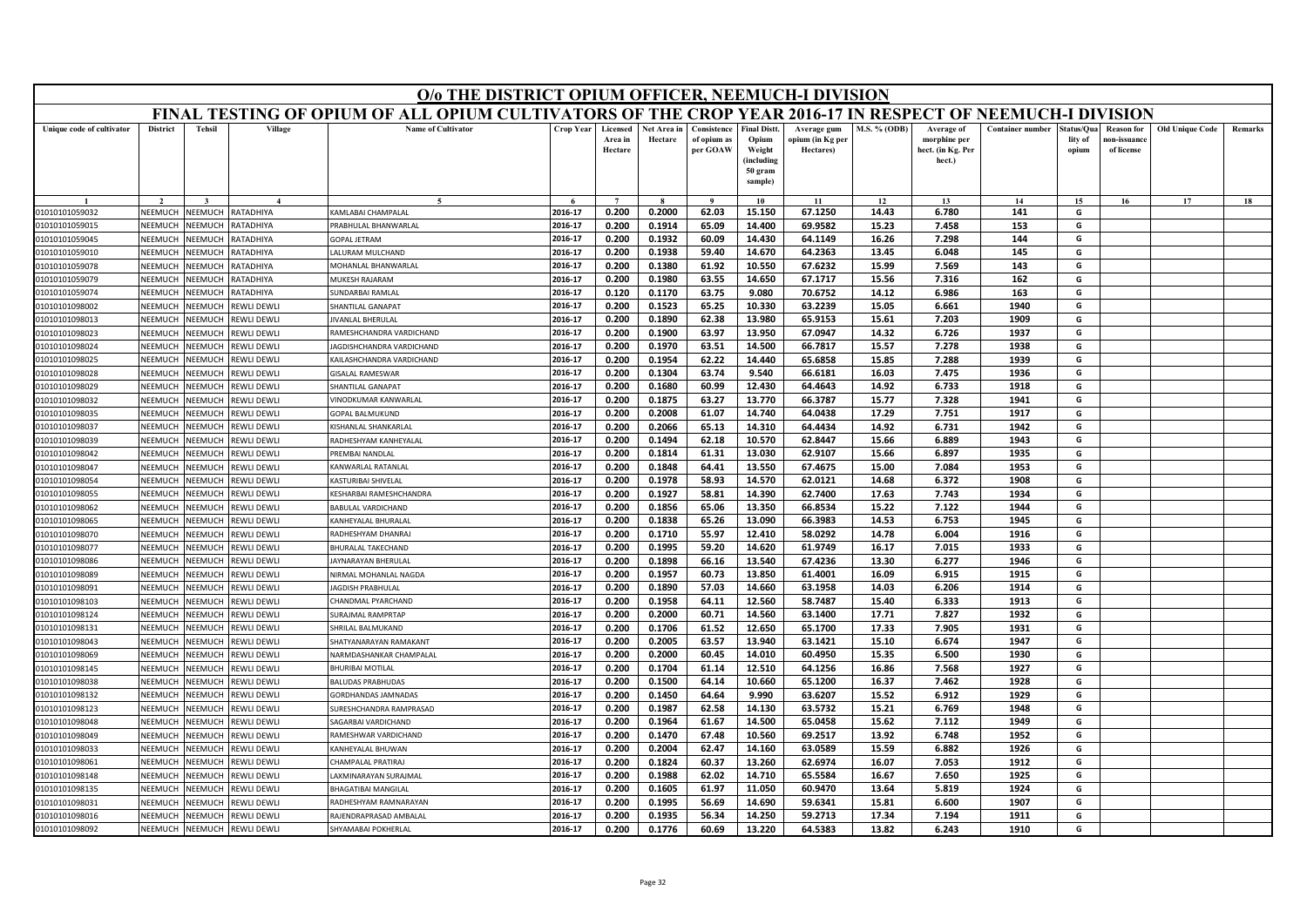# O/o THE DISTRICT OPIUM OFFICER, NEEMUCH-I DIVISION

## FINAL TESTING OF OPIUM OF ALL OPIUM CULTIVATORS OF THE CROP YEAR 2016-17 IN RESPECT OF NEEMUCH-I DIVISION

| Unique code of cultivator | District | Tehsil | Village | Name of Cultivator | Crop Year | Licensed Area in Hectare | Net Area in Hectare | Consistence of opium as per GOAW | Final Distt. Opium Weight (including 50 gram sample) | Average gum opium (in Kg per Hectares) | M.S. % (ODB) | Average of morphine per hect. (in Kg. Per hect.) | Container number | Status/Quality of opium | Reason for non-issuance of license | Old Unique Code | Remarks |
|---|---|---|---|---|---|---|---|---|---|---|---|---|---|---|---|---|---|
| 1 | 2 | 3 | 4 | 5 | 6 | 7 | 8 | 9 | 10 | 11 | 12 | 13 | 14 | 15 | 16 | 17 | 18 |
| 01010101059032 | NEEMUCH | NEEMUCH | RATADHIYA | KAMLABAI CHAMPALAL | 2016-17 | 0.200 | 0.2000 | 62.03 | 15.150 | 67.1250 | 14.43 | 6.780 | 141 | G | | | |
| 01010101059015 | NEEMUCH | NEEMUCH | RATADHIYA | PRABHULAL BHANWARLAL | 2016-17 | 0.200 | 0.1914 | 65.09 | 14.400 | 69.9582 | 15.23 | 7.458 | 153 | G | | | |
| 01010101059045 | NEEMUCH | NEEMUCH | RATADHIYA | GOPAL JETRAM | 2016-17 | 0.200 | 0.1932 | 60.09 | 14.430 | 64.1149 | 16.26 | 7.298 | 144 | G | | | |
| 01010101059010 | NEEMUCH | NEEMUCH | RATADHIYA | LALURAM MULCHAND | 2016-17 | 0.200 | 0.1938 | 59.40 | 14.670 | 64.2363 | 13.45 | 6.048 | 145 | G | | | |
| 01010101059078 | NEEMUCH | NEEMUCH | RATADHIYA | MOHANLAL BHANWARLAL | 2016-17 | 0.200 | 0.1380 | 61.92 | 10.550 | 67.6232 | 15.99 | 7.569 | 143 | G | | | |
| 01010101059079 | NEEMUCH | NEEMUCH | RATADHIYA | MUKESH RAJARAM | 2016-17 | 0.200 | 0.1980 | 63.55 | 14.650 | 67.1717 | 15.56 | 7.316 | 162 | G | | | |
| 01010101059074 | NEEMUCH | NEEMUCH | RATADHIYA | SUNDARBAI RAMLAL | 2016-17 | 0.120 | 0.1170 | 63.75 | 9.080 | 70.6752 | 14.12 | 6.986 | 163 | G | | | |
| 01010101098002 | NEEMUCH | NEEMUCH | REWLI DEWLI | SHANTILAL GANAPAT | 2016-17 | 0.200 | 0.1523 | 65.25 | 10.330 | 63.2239 | 15.05 | 6.661 | 1940 | G | | | |
| 01010101098013 | NEEMUCH | NEEMUCH | REWLI DEWLI | JIVANLAL BHERULAL | 2016-17 | 0.200 | 0.1890 | 62.38 | 13.980 | 65.9153 | 15.61 | 7.203 | 1909 | G | | | |
| 01010101098023 | NEEMUCH | NEEMUCH | REWLI DEWLI | RAMESHCHANDRA VARDICHAND | 2016-17 | 0.200 | 0.1900 | 63.97 | 13.950 | 67.0947 | 14.32 | 6.726 | 1937 | G | | | |
| 01010101098024 | NEEMUCH | NEEMUCH | REWLI DEWLI | JAGDISHCHANDRA VARDICHAND | 2016-17 | 0.200 | 0.1970 | 63.51 | 14.500 | 66.7817 | 15.57 | 7.278 | 1938 | G | | | |
| 01010101098025 | NEEMUCH | NEEMUCH | REWLI DEWLI | KAILASHCHANDRA VARDICHAND | 2016-17 | 0.200 | 0.1954 | 62.22 | 14.440 | 65.6858 | 15.85 | 7.288 | 1939 | G | | | |
| 01010101098028 | NEEMUCH | NEEMUCH | REWLI DEWLI | GISALAL RAMESWAR | 2016-17 | 0.200 | 0.1304 | 63.74 | 9.540 | 66.6181 | 16.03 | 7.475 | 1936 | G | | | |
| 01010101098029 | NEEMUCH | NEEMUCH | REWLI DEWLI | SHANTILAL GANAPAT | 2016-17 | 0.200 | 0.1680 | 60.99 | 12.430 | 64.4643 | 14.92 | 6.733 | 1918 | G | | | |
| 01010101098032 | NEEMUCH | NEEMUCH | REWLI DEWLI | VINODKUMAR KANWARLAL | 2016-17 | 0.200 | 0.1875 | 63.27 | 13.770 | 66.3787 | 15.77 | 7.328 | 1941 | G | | | |
| 01010101098035 | NEEMUCH | NEEMUCH | REWLI DEWLI | GOPAL BALMUKUND | 2016-17 | 0.200 | 0.2008 | 61.07 | 14.740 | 64.0438 | 17.29 | 7.751 | 1917 | G | | | |
| 01010101098037 | NEEMUCH | NEEMUCH | REWLI DEWLI | KISHANLAL SHANKARLAL | 2016-17 | 0.200 | 0.2066 | 65.13 | 14.310 | 64.4434 | 14.92 | 6.731 | 1942 | G | | | |
| 01010101098039 | NEEMUCH | NEEMUCH | REWLI DEWLI | RADHESHYAM KANHEYALAL | 2016-17 | 0.200 | 0.1494 | 62.18 | 10.570 | 62.8447 | 15.66 | 6.889 | 1943 | G | | | |
| 01010101098042 | NEEMUCH | NEEMUCH | REWLI DEWLI | PREMBAI NANDLAL | 2016-17 | 0.200 | 0.1814 | 61.31 | 13.030 | 62.9107 | 15.66 | 6.897 | 1935 | G | | | |
| 01010101098047 | NEEMUCH | NEEMUCH | REWLI DEWLI | KANWARLAL RATANLAL | 2016-17 | 0.200 | 0.1848 | 64.41 | 13.550 | 67.4675 | 15.00 | 7.084 | 1953 | G | | | |
| 01010101098054 | NEEMUCH | NEEMUCH | REWLI DEWLI | KASTURIBAI SHIVELAL | 2016-17 | 0.200 | 0.1978 | 58.93 | 14.570 | 62.0121 | 14.68 | 6.372 | 1908 | G | | | |
| 01010101098055 | NEEMUCH | NEEMUCH | REWLI DEWLI | KESHARBAI RAMESHCHANDRA | 2016-17 | 0.200 | 0.1927 | 58.81 | 14.390 | 62.7400 | 17.63 | 7.743 | 1934 | G | | | |
| 01010101098062 | NEEMUCH | NEEMUCH | REWLI DEWLI | BABULAL VARDICHAND | 2016-17 | 0.200 | 0.1856 | 65.06 | 13.350 | 66.8534 | 15.22 | 7.122 | 1944 | G | | | |
| 01010101098065 | NEEMUCH | NEEMUCH | REWLI DEWLI | KANHEYALAL BHURALAL | 2016-17 | 0.200 | 0.1838 | 65.26 | 13.090 | 66.3983 | 14.53 | 6.753 | 1945 | G | | | |
| 01010101098070 | NEEMUCH | NEEMUCH | REWLI DEWLI | RADHESHYAM DHANRAJ | 2016-17 | 0.200 | 0.1710 | 55.97 | 12.410 | 58.0292 | 14.78 | 6.004 | 1916 | G | | | |
| 01010101098077 | NEEMUCH | NEEMUCH | REWLI DEWLI | BHURALAL TAKECHAND | 2016-17 | 0.200 | 0.1995 | 59.20 | 14.620 | 61.9749 | 16.17 | 7.015 | 1933 | G | | | |
| 01010101098086 | NEEMUCH | NEEMUCH | REWLI DEWLI | JAYNARAYAN BHERULAL | 2016-17 | 0.200 | 0.1898 | 66.16 | 13.540 | 67.4236 | 13.30 | 6.277 | 1946 | G | | | |
| 01010101098089 | NEEMUCH | NEEMUCH | REWLI DEWLI | NIRMAL MOHANLAL NAGDA | 2016-17 | 0.200 | 0.1957 | 60.73 | 13.850 | 61.4001 | 16.09 | 6.915 | 1915 | G | | | |
| 01010101098091 | NEEMUCH | NEEMUCH | REWLI DEWLI | JAGDISH PRABHULAL | 2016-17 | 0.200 | 0.1890 | 57.03 | 14.660 | 63.1958 | 14.03 | 6.206 | 1914 | G | | | |
| 01010101098103 | NEEMUCH | NEEMUCH | REWLI DEWLI | CHANDMAL PYARCHAND | 2016-17 | 0.200 | 0.1958 | 64.11 | 12.560 | 58.7487 | 15.40 | 6.333 | 1913 | G | | | |
| 01010101098124 | NEEMUCH | NEEMUCH | REWLI DEWLI | SURAJMAL RAMPRTAP | 2016-17 | 0.200 | 0.2000 | 60.71 | 14.560 | 63.1400 | 17.71 | 7.827 | 1932 | G | | | |
| 01010101098131 | NEEMUCH | NEEMUCH | REWLI DEWLI | SHRILAL BALMUKAND | 2016-17 | 0.200 | 0.1706 | 61.52 | 12.650 | 65.1700 | 17.33 | 7.905 | 1931 | G | | | |
| 01010101098043 | NEEMUCH | NEEMUCH | REWLI DEWLI | SHATYANARAYAN RAMAKANT | 2016-17 | 0.200 | 0.2005 | 63.57 | 13.940 | 63.1421 | 15.10 | 6.674 | 1947 | G | | | |
| 01010101098069 | NEEMUCH | NEEMUCH | REWLI DEWLI | NARMDASHANKAR CHAMPALAL | 2016-17 | 0.200 | 0.2000 | 60.45 | 14.010 | 60.4950 | 15.35 | 6.500 | 1930 | G | | | |
| 01010101098145 | NEEMUCH | NEEMUCH | REWLI DEWLI | BHURIBAI MOTILAL | 2016-17 | 0.200 | 0.1704 | 61.14 | 12.510 | 64.1256 | 16.86 | 7.568 | 1927 | G | | | |
| 01010101098038 | NEEMUCH | NEEMUCH | REWLI DEWLI | BALUDAS PRABHUDAS | 2016-17 | 0.200 | 0.1500 | 64.14 | 10.660 | 65.1200 | 16.37 | 7.462 | 1928 | G | | | |
| 01010101098132 | NEEMUCH | NEEMUCH | REWLI DEWLI | GORDHANDAS JAMNADAS | 2016-17 | 0.200 | 0.1450 | 64.64 | 9.990 | 63.6207 | 15.52 | 6.912 | 1929 | G | | | |
| 01010101098123 | NEEMUCH | NEEMUCH | REWLI DEWLI | SURESHCHANDRA RAMPRASAD | 2016-17 | 0.200 | 0.1987 | 62.58 | 14.130 | 63.5732 | 15.21 | 6.769 | 1948 | G | | | |
| 01010101098048 | NEEMUCH | NEEMUCH | REWLI DEWLI | SAGARBAI VARDICHAND | 2016-17 | 0.200 | 0.1964 | 61.67 | 14.500 | 65.0458 | 15.62 | 7.112 | 1949 | G | | | |
| 01010101098049 | NEEMUCH | NEEMUCH | REWLI DEWLI | RAMESHWAR VARDICHAND | 2016-17 | 0.200 | 0.1470 | 67.48 | 10.560 | 69.2517 | 13.92 | 6.748 | 1952 | G | | | |
| 01010101098033 | NEEMUCH | NEEMUCH | REWLI DEWLI | KANHEYALAL BHUWAN | 2016-17 | 0.200 | 0.2004 | 62.47 | 14.160 | 63.0589 | 15.59 | 6.882 | 1926 | G | | | |
| 01010101098061 | NEEMUCH | NEEMUCH | REWLI DEWLI | CHAMPALAL PRATIRAJ | 2016-17 | 0.200 | 0.1824 | 60.37 | 13.260 | 62.6974 | 16.07 | 7.053 | 1912 | G | | | |
| 01010101098148 | NEEMUCH | NEEMUCH | REWLI DEWLI | LAXMINARAYAN SURAJMAL | 2016-17 | 0.200 | 0.1988 | 62.02 | 14.710 | 65.5584 | 16.67 | 7.650 | 1925 | G | | | |
| 01010101098135 | NEEMUCH | NEEMUCH | REWLI DEWLI | BHAGATIBAI MANGILAL | 2016-17 | 0.200 | 0.1605 | 61.97 | 11.050 | 60.9470 | 13.64 | 5.819 | 1924 | G | | | |
| 01010101098031 | NEEMUCH | NEEMUCH | REWLI DEWLI | RADHESHYAM RAMNARAYAN | 2016-17 | 0.200 | 0.1995 | 56.69 | 14.690 | 59.6341 | 15.81 | 6.600 | 1907 | G | | | |
| 01010101098016 | NEEMUCH | NEEMUCH | REWLI DEWLI | RAJENDRAPRASAD AMBALAL | 2016-17 | 0.200 | 0.1935 | 56.34 | 14.250 | 59.2713 | 17.34 | 7.194 | 1911 | G | | | |
| 01010101098092 | NEEMUCH | NEEMUCH | REWLI DEWLI | SHYAMABAI POKHERLAL | 2016-17 | 0.200 | 0.1776 | 60.69 | 13.220 | 64.5383 | 13.82 | 6.243 | 1910 | G | | | |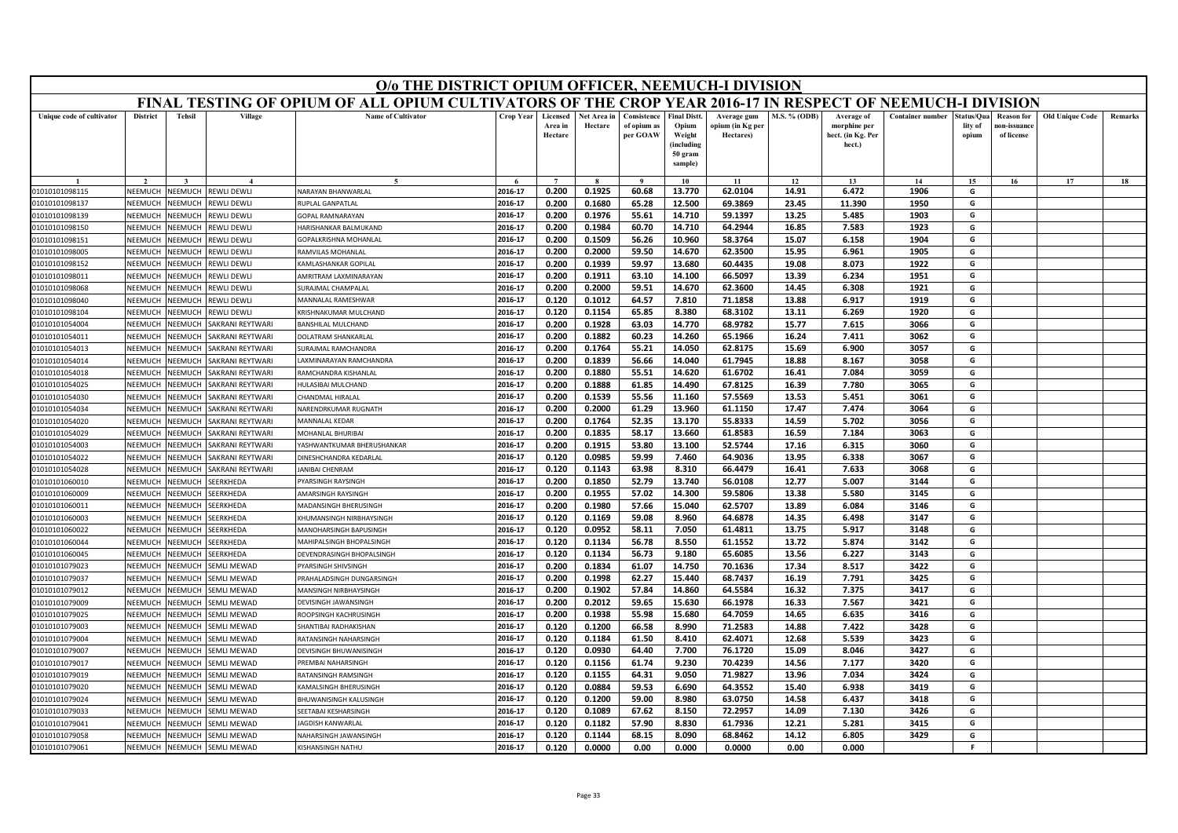# O/o THE DISTRICT OPIUM OFFICER, NEEMUCH-I DIVISION

## FINAL TESTING OF OPIUM OF ALL OPIUM CULTIVATORS OF THE CROP YEAR 2016-17 IN RESPECT OF NEEMUCH-I DIVISION

| Unique code of cultivator | District | Tehsil | Village | Name of Cultivator | Crop Year | Licensed Area in Hectare | Net Area in Hectare | Consistence of opium as per GOAW | Final Distt. Opium Weight (including 50 gram sample) | Average gum opium (in Kg per Hectares) | M.S. % (ODB) | Average of morphine per hect. (in Kg. Per hect.) | Container number | Status/Quality of opium | Reason for non-issuance of license | Old Unique Code | Remarks |
|---|---|---|---|---|---|---|---|---|---|---|---|---|---|---|---|---|---|
| 1 | 2 | 3 | 4 | 5 | 6 | 7 | 8 | 9 | 10 | 11 | 12 | 13 | 14 | 15 | 16 | 17 | 18 |
| 01010101098115 | NEEMUCH | NEEMUCH | REWLI DEWLI | NARAYAN BHANWARLAL | 2016-17 | 0.200 | 0.1925 | 60.68 | 13.770 | 62.0104 | 14.91 | 6.472 | 1906 | G | | | |
| 01010101098137 | NEEMUCH | NEEMUCH | REWLI DEWLI | RUPLAL GANPATLAL | 2016-17 | 0.200 | 0.1680 | 65.28 | 12.500 | 69.3869 | 23.45 | 11.390 | 1950 | G | | | |
| 01010101098139 | NEEMUCH | NEEMUCH | REWLI DEWLI | GOPAL RAMNARAYAN | 2016-17 | 0.200 | 0.1976 | 55.61 | 14.710 | 59.1397 | 13.25 | 5.485 | 1903 | G | | | |
| 01010101098150 | NEEMUCH | NEEMUCH | REWLI DEWLI | HARISHANKAR BALMUKAND | 2016-17 | 0.200 | 0.1984 | 60.70 | 14.710 | 64.2944 | 16.85 | 7.583 | 1923 | G | | | |
| 01010101098151 | NEEMUCH | NEEMUCH | REWLI DEWLI | GOPALKRISHNA MOHANLAL | 2016-17 | 0.200 | 0.1509 | 56.26 | 10.960 | 58.3764 | 15.07 | 6.158 | 1904 | G | | | |
| 01010101098005 | NEEMUCH | NEEMUCH | REWLI DEWLI | RAMVILAS MOHANLAL | 2016-17 | 0.200 | 0.2000 | 59.50 | 14.670 | 62.3500 | 15.95 | 6.961 | 1905 | G | | | |
| 01010101098152 | NEEMUCH | NEEMUCH | REWLI DEWLI | KAMLASHANKAR GOPILAL | 2016-17 | 0.200 | 0.1939 | 59.97 | 13.680 | 60.4435 | 19.08 | 8.073 | 1922 | G | | | |
| 01010101098011 | NEEMUCH | NEEMUCH | REWLI DEWLI | AMRITRAM LAXMINARAYAN | 2016-17 | 0.200 | 0.1911 | 63.10 | 14.100 | 66.5097 | 13.39 | 6.234 | 1951 | G | | | |
| 01010101098068 | NEEMUCH | NEEMUCH | REWLI DEWLI | SURAJMAL CHAMPALAL | 2016-17 | 0.200 | 0.2000 | 59.51 | 14.670 | 62.3600 | 14.45 | 6.308 | 1921 | G | | | |
| 01010101098040 | NEEMUCH | NEEMUCH | REWLI DEWLI | MANNALAL RAMESHWAR | 2016-17 | 0.120 | 0.1012 | 64.57 | 7.810 | 71.1858 | 13.88 | 6.917 | 1919 | G | | | |
| 01010101098104 | NEEMUCH | NEEMUCH | REWLI DEWLI | KRISHNAKUMAR MULCHAND | 2016-17 | 0.120 | 0.1154 | 65.85 | 8.380 | 68.3102 | 13.11 | 6.269 | 1920 | G | | | |
| 01010101054004 | NEEMUCH | NEEMUCH | SAKRANI REYTWARI | BANSHILAL MULCHAND | 2016-17 | 0.200 | 0.1928 | 63.03 | 14.770 | 68.9782 | 15.77 | 7.615 | 3066 | G | | | |
| 01010101054011 | NEEMUCH | NEEMUCH | SAKRANI REYTWARI | DOLATRAM SHANKARLAL | 2016-17 | 0.200 | 0.1882 | 60.23 | 14.260 | 65.1966 | 16.24 | 7.411 | 3062 | G | | | |
| 01010101054013 | NEEMUCH | NEEMUCH | SAKRANI REYTWARI | SURAJMAL RAMCHANDRA | 2016-17 | 0.200 | 0.1764 | 55.21 | 14.050 | 62.8175 | 15.69 | 6.900 | 3057 | G | | | |
| 01010101054014 | NEEMUCH | NEEMUCH | SAKRANI REYTWARI | LAXMINARAYAN RAMCHANDRA | 2016-17 | 0.200 | 0.1839 | 56.66 | 14.040 | 61.7945 | 18.88 | 8.167 | 3058 | G | | | |
| 01010101054018 | NEEMUCH | NEEMUCH | SAKRANI REYTWARI | RAMCHANDRA KISHANLAL | 2016-17 | 0.200 | 0.1880 | 55.51 | 14.620 | 61.6702 | 16.41 | 7.084 | 3059 | G | | | |
| 01010101054025 | NEEMUCH | NEEMUCH | SAKRANI REYTWARI | HULASIBAI MULCHAND | 2016-17 | 0.200 | 0.1888 | 61.85 | 14.490 | 67.8125 | 16.39 | 7.780 | 3065 | G | | | |
| 01010101054030 | NEEMUCH | NEEMUCH | SAKRANI REYTWARI | CHANDMAL HIRALAL | 2016-17 | 0.200 | 0.1539 | 55.56 | 11.160 | 57.5569 | 13.53 | 5.451 | 3061 | G | | | |
| 01010101054034 | NEEMUCH | NEEMUCH | SAKRANI REYTWARI | NARENDRKUMAR RUGNATH | 2016-17 | 0.200 | 0.2000 | 61.29 | 13.960 | 61.1150 | 17.47 | 7.474 | 3064 | G | | | |
| 01010101054020 | NEEMUCH | NEEMUCH | SAKRANI REYTWARI | MANNALAL KEDAR | 2016-17 | 0.200 | 0.1764 | 52.35 | 13.170 | 55.8333 | 14.59 | 5.702 | 3056 | G | | | |
| 01010101054029 | NEEMUCH | NEEMUCH | SAKRANI REYTWARI | MOHANLAL BHURIBAI | 2016-17 | 0.200 | 0.1835 | 58.17 | 13.660 | 61.8583 | 16.59 | 7.184 | 3063 | G | | | |
| 01010101054003 | NEEMUCH | NEEMUCH | SAKRANI REYTWARI | YASHWANTKUMAR BHERUSHANKAR | 2016-17 | 0.200 | 0.1915 | 53.80 | 13.100 | 52.5744 | 17.16 | 6.315 | 3060 | G | | | |
| 01010101054022 | NEEMUCH | NEEMUCH | SAKRANI REYTWARI | DINESHCHANDRA KEDARLAL | 2016-17 | 0.120 | 0.0985 | 59.99 | 7.460 | 64.9036 | 13.95 | 6.338 | 3067 | G | | | |
| 01010101054028 | NEEMUCH | NEEMUCH | SAKRANI REYTWARI | JANIBAI CHENRAM | 2016-17 | 0.120 | 0.1143 | 63.98 | 8.310 | 66.4479 | 16.41 | 7.633 | 3068 | G | | | |
| 01010101060010 | NEEMUCH | NEEMUCH | SEERKHEDA | PYARSINGH RAYSINGH | 2016-17 | 0.200 | 0.1850 | 52.79 | 13.740 | 56.0108 | 12.77 | 5.007 | 3144 | G | | | |
| 01010101060009 | NEEMUCH | NEEMUCH | SEERKHEDA | AMARSINGH RAYSINGH | 2016-17 | 0.200 | 0.1955 | 57.02 | 14.300 | 59.5806 | 13.38 | 5.580 | 3145 | G | | | |
| 01010101060011 | NEEMUCH | NEEMUCH | SEERKHEDA | MADANSINGH BHERUSINGH | 2016-17 | 0.200 | 0.1980 | 57.66 | 15.040 | 62.5707 | 13.89 | 6.084 | 3146 | G | | | |
| 01010101060003 | NEEMUCH | NEEMUCH | SEERKHEDA | KHUMANSINGH NIRBHAYSINGH | 2016-17 | 0.120 | 0.1169 | 59.08 | 8.960 | 64.6878 | 14.35 | 6.498 | 3147 | G | | | |
| 01010101060022 | NEEMUCH | NEEMUCH | SEERKHEDA | MANOHARSINGH BAPUSINGH | 2016-17 | 0.120 | 0.0952 | 58.11 | 7.050 | 61.4811 | 13.75 | 5.917 | 3148 | G | | | |
| 01010101060044 | NEEMUCH | NEEMUCH | SEERKHEDA | MAHIPALSINGH BHOPALSINGH | 2016-17 | 0.120 | 0.1134 | 56.78 | 8.550 | 61.1552 | 13.72 | 5.874 | 3142 | G | | | |
| 01010101060045 | NEEMUCH | NEEMUCH | SEERKHEDA | DEVENDRASINGH BHOPALSINGH | 2016-17 | 0.120 | 0.1134 | 56.73 | 9.180 | 65.6085 | 13.56 | 6.227 | 3143 | G | | | |
| 01010101079023 | NEEMUCH | NEEMUCH | SEMLI MEWAD | PYARSINGH SHIVSINGH | 2016-17 | 0.200 | 0.1834 | 61.07 | 14.750 | 70.1636 | 17.34 | 8.517 | 3422 | G | | | |
| 01010101079037 | NEEMUCH | NEEMUCH | SEMLI MEWAD | PRAHALADSINGH DUNGARSINGH | 2016-17 | 0.200 | 0.1998 | 62.27 | 15.440 | 68.7437 | 16.19 | 7.791 | 3425 | G | | | |
| 01010101079012 | NEEMUCH | NEEMUCH | SEMLI MEWAD | MANSINGH NIRBHAYSINGH | 2016-17 | 0.200 | 0.1902 | 57.84 | 14.860 | 64.5584 | 16.32 | 7.375 | 3417 | G | | | |
| 01010101079009 | NEEMUCH | NEEMUCH | SEMLI MEWAD | DEVISINGH JAWANSINGH | 2016-17 | 0.200 | 0.2012 | 59.65 | 15.630 | 66.1978 | 16.33 | 7.567 | 3421 | G | | | |
| 01010101079025 | NEEMUCH | NEEMUCH | SEMLI MEWAD | ROOPSINGH KACHRUSINGH | 2016-17 | 0.200 | 0.1938 | 55.98 | 15.680 | 64.7059 | 14.65 | 6.635 | 3416 | G | | | |
| 01010101079003 | NEEMUCH | NEEMUCH | SEMLI MEWAD | SHANTIBAI RADHAKISHAN | 2016-17 | 0.120 | 0.1200 | 66.58 | 8.990 | 71.2583 | 14.88 | 7.422 | 3428 | G | | | |
| 01010101079004 | NEEMUCH | NEEMUCH | SEMLI MEWAD | RATANSINGH NAHARSINGH | 2016-17 | 0.120 | 0.1184 | 61.50 | 8.410 | 62.4071 | 12.68 | 5.539 | 3423 | G | | | |
| 01010101079007 | NEEMUCH | NEEMUCH | SEMLI MEWAD | DEVISINGH BHUWANISINGH | 2016-17 | 0.120 | 0.0930 | 64.40 | 7.700 | 76.1720 | 15.09 | 8.046 | 3427 | G | | | |
| 01010101079017 | NEEMUCH | NEEMUCH | SEMLI MEWAD | PREMBAI NAHARSINGH | 2016-17 | 0.120 | 0.1156 | 61.74 | 9.230 | 70.4239 | 14.56 | 7.177 | 3420 | G | | | |
| 01010101079019 | NEEMUCH | NEEMUCH | SEMLI MEWAD | RATANSINGH RAMSINGH | 2016-17 | 0.120 | 0.1155 | 64.31 | 9.050 | 71.9827 | 13.96 | 7.034 | 3424 | G | | | |
| 01010101079020 | NEEMUCH | NEEMUCH | SEMLI MEWAD | KAMALSINGH BHERUSINGH | 2016-17 | 0.120 | 0.0884 | 59.53 | 6.690 | 64.3552 | 15.40 | 6.938 | 3419 | G | | | |
| 01010101079024 | NEEMUCH | NEEMUCH | SEMLI MEWAD | BHUWANISINGH KALUSINGH | 2016-17 | 0.120 | 0.1200 | 59.00 | 8.980 | 63.0750 | 14.58 | 6.437 | 3418 | G | | | |
| 01010101079033 | NEEMUCH | NEEMUCH | SEMLI MEWAD | SEETABAI KESHARSINGH | 2016-17 | 0.120 | 0.1089 | 67.62 | 8.150 | 72.2957 | 14.09 | 7.130 | 3426 | G | | | |
| 01010101079041 | NEEMUCH | NEEMUCH | SEMLI MEWAD | JAGDISH KANWARLAL | 2016-17 | 0.120 | 0.1182 | 57.90 | 8.830 | 61.7936 | 12.21 | 5.281 | 3415 | G | | | |
| 01010101079058 | NEEMUCH | NEEMUCH | SEMLI MEWAD | NAHARSINGH JAWANSINGH | 2016-17 | 0.120 | 0.1144 | 68.15 | 8.090 | 68.8462 | 14.12 | 6.805 | 3429 | G | | | |
| 01010101079061 | NEEMUCH | NEEMUCH | SEMLI MEWAD | KISHANSINGH NATHU | 2016-17 | 0.120 | 0.0000 | 0.00 | 0.000 | 0.0000 | 0.00 | 0.000 | | F | | | |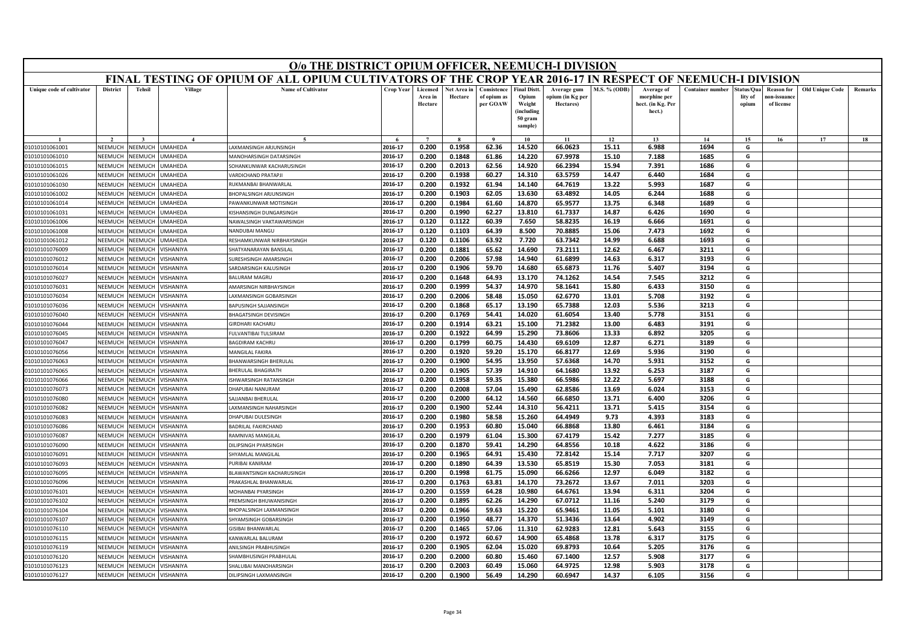# O/o THE DISTRICT OPIUM OFFICER, NEEMUCH-I DIVISION

## FINAL TESTING OF OPIUM OF ALL OPIUM CULTIVATORS OF THE CROP YEAR 2016-17 IN RESPECT OF NEEMUCH-I DIVISION

| Unique code of cultivator | District | Tehsil | Village | Name of Cultivator | Crop Year | Licensed Area in Hectare | Net Area in Hectare | Consistence of opium as per GOAW | Final Distt. Opium Weight (including 50 gram sample) | Average gum opium (in Kg per Hectares) | M.S. % (ODB) | Average of morphine per hect. (in Kg. Per hect.) | Container number | Status/Quality of opium | Reason for non-issuance of license | Old Unique Code | Remarks |
|---|---|---|---|---|---|---|---|---|---|---|---|---|---|---|---|---|---|
| 1 | 2 | 3 | 4 | 5 | 6 | 7 | 8 | 9 | 10 | 11 | 12 | 13 | 14 | 15 | 16 | 17 | 18 |
| 01010101061001 | NEEMUCH | NEEMUCH | UMAHEDA | LAXMANSINGH ARJUNSINGH | 2016-17 | 0.200 | 0.1958 | 62.36 | 14.520 | 66.0623 | 15.11 | 6.988 | 1694 | G | | | |
| 01010101061010 | NEEMUCH | NEEMUCH | UMAHEDA | MANOHARSINGH DATARSINGH | 2016-17 | 0.200 | 0.1848 | 61.86 | 14.220 | 67.9978 | 15.10 | 7.188 | 1685 | G | | | |
| 01010101061015 | NEEMUCH | NEEMUCH | UMAHEDA | SOHANKUNWAR KACHARUSINGH | 2016-17 | 0.200 | 0.2013 | 62.56 | 14.920 | 66.2394 | 15.94 | 7.391 | 1686 | G | | | |
| 01010101061026 | NEEMUCH | NEEMUCH | UMAHEDA | VARDICHAND PRATAPJI | 2016-17 | 0.200 | 0.1938 | 60.27 | 14.310 | 63.5759 | 14.47 | 6.440 | 1684 | G | | | |
| 01010101061030 | NEEMUCH | NEEMUCH | UMAHEDA | RUKMANBAI BHANWARLAL | 2016-17 | 0.200 | 0.1932 | 61.94 | 14.140 | 64.7619 | 13.22 | 5.993 | 1687 | G | | | |
| 01010101061002 | NEEMUCH | NEEMUCH | UMAHEDA | BHOPALSINGH ARJUNSINGH | 2016-17 | 0.200 | 0.1903 | 62.05 | 13.630 | 63.4892 | 14.05 | 6.244 | 1688 | G | | | |
| 01010101061014 | NEEMUCH | NEEMUCH | UMAHEDA | PAWANKUNWAR MOTISINGH | 2016-17 | 0.200 | 0.1984 | 61.60 | 14.870 | 65.9577 | 13.75 | 6.348 | 1689 | G | | | |
| 01010101061031 | NEEMUCH | NEEMUCH | UMAHEDA | KISHANSINGH DUNGARSINGH | 2016-17 | 0.200 | 0.1990 | 62.27 | 13.810 | 61.7337 | 14.87 | 6.426 | 1690 | G | | | |
| 01010101061006 | NEEMUCH | NEEMUCH | UMAHEDA | NAWALSINGH VAKTAWARSINGH | 2016-17 | 0.120 | 0.1122 | 60.39 | 7.650 | 58.8235 | 16.19 | 6.666 | 1691 | G | | | |
| 01010101061008 | NEEMUCH | NEEMUCH | UMAHEDA | NANDUBAI MANGU | 2016-17 | 0.120 | 0.1103 | 64.39 | 8.500 | 70.8885 | 15.06 | 7.473 | 1692 | G | | | |
| 01010101061012 | NEEMUCH | NEEMUCH | UMAHEDA | RESHAMKUNWAR NIRBHAYSINGH | 2016-17 | 0.120 | 0.1106 | 63.92 | 7.720 | 63.7342 | 14.99 | 6.688 | 1693 | G | | | |
| 01010101076009 | NEEMUCH | NEEMUCH | VISHANIYA | SHATYANARAYAN BANSILAL | 2016-17 | 0.200 | 0.1881 | 65.62 | 14.690 | 73.2111 | 12.62 | 6.467 | 3211 | G | | | |
| 01010101076012 | NEEMUCH | NEEMUCH | VISHANIYA | SURESHSINGH AMARSINGH | 2016-17 | 0.200 | 0.2006 | 57.98 | 14.940 | 61.6899 | 14.63 | 6.317 | 3193 | G | | | |
| 01010101076014 | NEEMUCH | NEEMUCH | VISHANIYA | SARDARSINGH KALUSINGH | 2016-17 | 0.200 | 0.1906 | 59.70 | 14.680 | 65.6873 | 11.76 | 5.407 | 3194 | G | | | |
| 01010101076027 | NEEMUCH | NEEMUCH | VISHANIYA | BALURAM MAGRU | 2016-17 | 0.200 | 0.1648 | 64.93 | 13.170 | 74.1262 | 14.54 | 7.545 | 3212 | G | | | |
| 01010101076031 | NEEMUCH | NEEMUCH | VISHANIYA | AMARSINGH NIRBHAYSINGH | 2016-17 | 0.200 | 0.1999 | 54.37 | 14.970 | 58.1641 | 15.80 | 6.433 | 3150 | G | | | |
| 01010101076034 | NEEMUCH | NEEMUCH | VISHANIYA | LAXMANSINGH GOBARSINGH | 2016-17 | 0.200 | 0.2006 | 58.48 | 15.050 | 62.6770 | 13.01 | 5.708 | 3192 | G | | | |
| 01010101076036 | NEEMUCH | NEEMUCH | VISHANIYA | BAPUSINGH SAJJANSINGH | 2016-17 | 0.200 | 0.1868 | 65.17 | 13.190 | 65.7388 | 12.03 | 5.536 | 3213 | G | | | |
| 01010101076040 | NEEMUCH | NEEMUCH | VISHANIYA | BHAGATSINGH DEVISINGH | 2016-17 | 0.200 | 0.1769 | 54.41 | 14.020 | 61.6054 | 13.40 | 5.778 | 3151 | G | | | |
| 01010101076044 | NEEMUCH | NEEMUCH | VISHANIYA | GIRDHARI KACHARU | 2016-17 | 0.200 | 0.1914 | 63.21 | 15.100 | 71.2382 | 13.00 | 6.483 | 3191 | G | | | |
| 01010101076045 | NEEMUCH | NEEMUCH | VISHANIYA | FULVANTIBAI TULSIRAM | 2016-17 | 0.200 | 0.1922 | 64.99 | 15.290 | 73.8606 | 13.33 | 6.892 | 3205 | G | | | |
| 01010101076047 | NEEMUCH | NEEMUCH | VISHANIYA | BAGDIRAM KACHRU | 2016-17 | 0.200 | 0.1799 | 60.75 | 14.430 | 69.6109 | 12.87 | 6.271 | 3189 | G | | | |
| 01010101076056 | NEEMUCH | NEEMUCH | VISHANIYA | MANGILAL FAKIRA | 2016-17 | 0.200 | 0.1920 | 59.20 | 15.170 | 66.8177 | 12.69 | 5.936 | 3190 | G | | | |
| 01010101076063 | NEEMUCH | NEEMUCH | VISHANIYA | BHANWARSINGH BHERULAL | 2016-17 | 0.200 | 0.1900 | 54.95 | 13.950 | 57.6368 | 14.70 | 5.931 | 3152 | G | | | |
| 01010101076065 | NEEMUCH | NEEMUCH | VISHANIYA | BHERULAL BHAGIRATH | 2016-17 | 0.200 | 0.1905 | 57.39 | 14.910 | 64.1680 | 13.92 | 6.253 | 3187 | G | | | |
| 01010101076066 | NEEMUCH | NEEMUCH | VISHANIYA | ISHWARSINGH RATANSINGH | 2016-17 | 0.200 | 0.1958 | 59.35 | 15.380 | 66.5986 | 12.22 | 5.697 | 3188 | G | | | |
| 01010101076073 | NEEMUCH | NEEMUCH | VISHANIYA | DHAPUBAI NANURAM | 2016-17 | 0.200 | 0.2008 | 57.04 | 15.490 | 62.8586 | 13.69 | 6.024 | 3153 | G | | | |
| 01010101076080 | NEEMUCH | NEEMUCH | VISHANIYA | SAJJANBAI BHERULAL | 2016-17 | 0.200 | 0.2000 | 64.12 | 14.560 | 66.6850 | 13.71 | 6.400 | 3206 | G | | | |
| 01010101076082 | NEEMUCH | NEEMUCH | VISHANIYA | LAXMANSINGH NAHARSINGH | 2016-17 | 0.200 | 0.1900 | 52.44 | 14.310 | 56.4211 | 13.71 | 5.415 | 3154 | G | | | |
| 01010101076083 | NEEMUCH | NEEMUCH | VISHANIYA | DHAPUBAI DULESINGH | 2016-17 | 0.200 | 0.1980 | 58.58 | 15.260 | 64.4949 | 9.73 | 4.393 | 3183 | G | | | |
| 01010101076086 | NEEMUCH | NEEMUCH | VISHANIYA | BADRILAL FAKIRCHAND | 2016-17 | 0.200 | 0.1953 | 60.80 | 15.040 | 66.8868 | 13.80 | 6.461 | 3184 | G | | | |
| 01010101076087 | NEEMUCH | NEEMUCH | VISHANIYA | RAMNIVAS MANGILAL | 2016-17 | 0.200 | 0.1979 | 61.04 | 15.300 | 67.4179 | 15.42 | 7.277 | 3185 | G | | | |
| 01010101076090 | NEEMUCH | NEEMUCH | VISHANIYA | DILIPSINGH PYARSINGH | 2016-17 | 0.200 | 0.1870 | 59.41 | 14.290 | 64.8556 | 10.18 | 4.622 | 3186 | G | | | |
| 01010101076091 | NEEMUCH | NEEMUCH | VISHANIYA | SHYAMLAL MANGILAL | 2016-17 | 0.200 | 0.1965 | 64.91 | 15.430 | 72.8142 | 15.14 | 7.717 | 3207 | G | | | |
| 01010101076093 | NEEMUCH | NEEMUCH | VISHANIYA | PURIBAI KANIRAM | 2016-17 | 0.200 | 0.1890 | 64.39 | 13.530 | 65.8519 | 15.30 | 7.053 | 3181 | G | | | |
| 01010101076095 | NEEMUCH | NEEMUCH | VISHANIYA | BLAWANTSINGH KACHARUSINGH | 2016-17 | 0.200 | 0.1998 | 61.75 | 15.090 | 66.6266 | 12.97 | 6.049 | 3182 | G | | | |
| 01010101076096 | NEEMUCH | NEEMUCH | VISHANIYA | PRAKASHLAL BHANWARLAL | 2016-17 | 0.200 | 0.1763 | 63.81 | 14.170 | 73.2672 | 13.67 | 7.011 | 3203 | G | | | |
| 01010101076101 | NEEMUCH | NEEMUCH | VISHANIYA | MOHANBAI PYARSINGH | 2016-17 | 0.200 | 0.1559 | 64.28 | 10.980 | 64.6761 | 13.94 | 6.311 | 3204 | G | | | |
| 01010101076102 | NEEMUCH | NEEMUCH | VISHANIYA | PREMSINGH BHUWANISINGH | 2016-17 | 0.200 | 0.1895 | 62.26 | 14.290 | 67.0712 | 11.16 | 5.240 | 3179 | G | | | |
| 01010101076104 | NEEMUCH | NEEMUCH | VISHANIYA | BHOPALSINGH LAXMANSINGH | 2016-17 | 0.200 | 0.1966 | 59.63 | 15.220 | 65.9461 | 11.05 | 5.101 | 3180 | G | | | |
| 01010101076107 | NEEMUCH | NEEMUCH | VISHANIYA | SHYAMSINGH GOBARSINGH | 2016-17 | 0.200 | 0.1950 | 48.77 | 14.370 | 51.3436 | 13.64 | 4.902 | 3149 | G | | | |
| 01010101076110 | NEEMUCH | NEEMUCH | VISHANIYA | GISIBAI BHANWARLAL | 2016-17 | 0.200 | 0.1465 | 57.06 | 11.310 | 62.9283 | 12.81 | 5.643 | 3155 | G | | | |
| 01010101076115 | NEEMUCH | NEEMUCH | VISHANIYA | KANWARLAL BALURAM | 2016-17 | 0.200 | 0.1972 | 60.67 | 14.900 | 65.4868 | 13.78 | 6.317 | 3175 | G | | | |
| 01010101076119 | NEEMUCH | NEEMUCH | VISHANIYA | ANILSINGH PRABHUSINGH | 2016-17 | 0.200 | 0.1905 | 62.04 | 15.020 | 69.8793 | 10.64 | 5.205 | 3176 | G | | | |
| 01010101076120 | NEEMUCH | NEEMUCH | VISHANIYA | SHAMBHUSINGH PRABHULAL | 2016-17 | 0.200 | 0.2000 | 60.80 | 15.460 | 67.1400 | 12.57 | 5.908 | 3177 | G | | | |
| 01010101076123 | NEEMUCH | NEEMUCH | VISHANIYA | SHALUBAI MANOHARSINGH | 2016-17 | 0.200 | 0.2003 | 60.49 | 15.060 | 64.9725 | 12.98 | 5.903 | 3178 | G | | | |
| 01010101076127 | NEEMUCH | NEEMUCH | VISHANIYA | DILIPSINGH LAXMANSINGH | 2016-17 | 0.200 | 0.1900 | 56.49 | 14.290 | 60.6947 | 14.37 | 6.105 | 3156 | G | | | |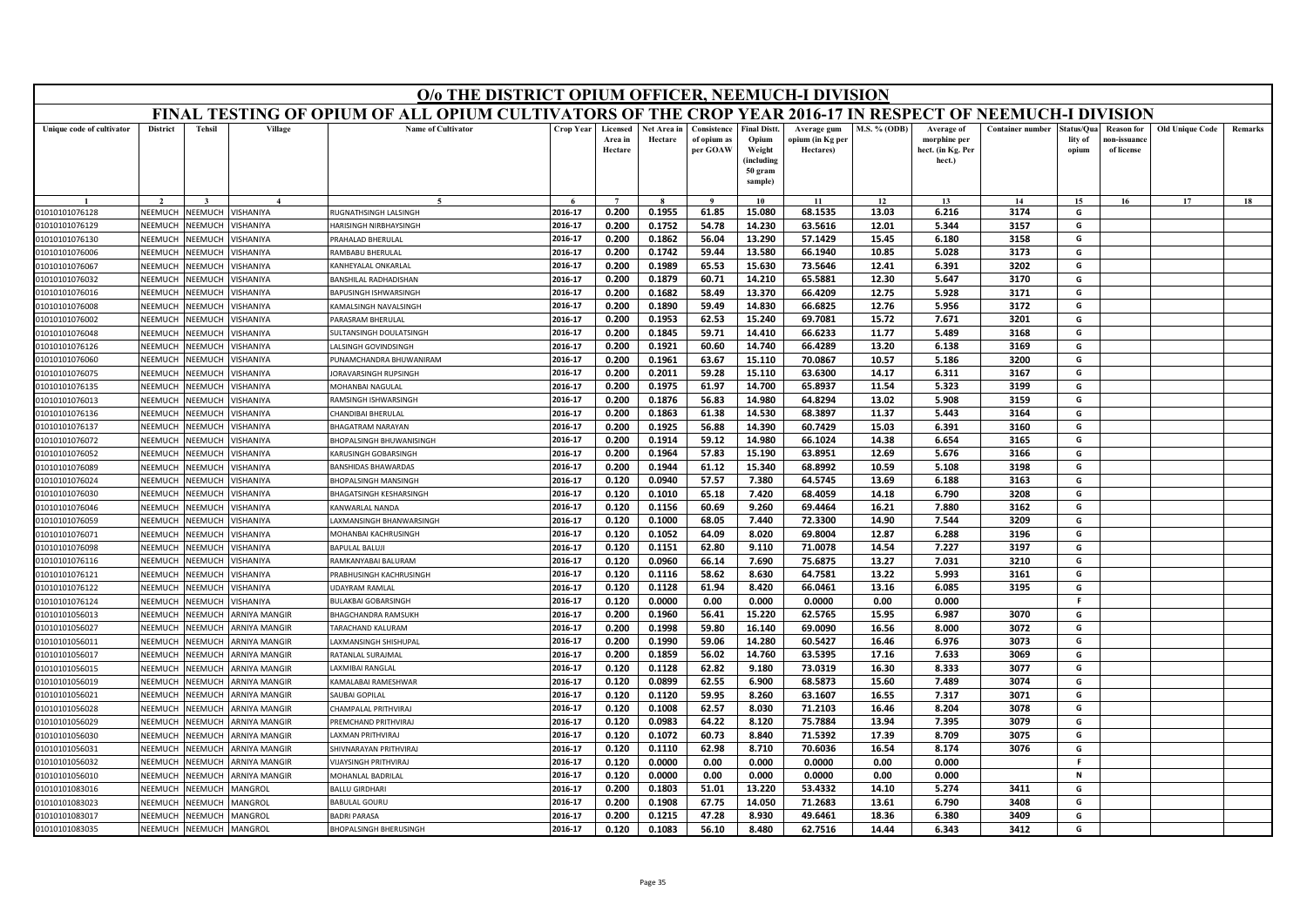# O/o THE DISTRICT OPIUM OFFICER, NEEMUCH-I DIVISION

## FINAL TESTING OF OPIUM OF ALL OPIUM CULTIVATORS OF THE CROP YEAR 2016-17 IN RESPECT OF NEEMUCH-I DIVISION

| Unique code of cultivator | District | Tehsil | Village | Name of Cultivator | Crop Year | Licensed Area in Hectare | Net Area in Hectare | Consistence of opium as per GOAW | Final Distt. Opium Weight (including 50 gram sample) | Average gum opium (in Kg per Hectares) | M.S. % (ODB) | Average of morphine per hect. (in Kg. Per hect.) | Container number | Status/Quality of opium | Reason for non-issuance of license | Old Unique Code | Remarks |
|---|---|---|---|---|---|---|---|---|---|---|---|---|---|---|---|---|---|
| 1 | 2 | 3 | 4 | 5 | 6 | 7 | 8 | 9 | 10 | 11 | 12 | 13 | 14 | 15 | 16 | 17 | 18 |
| 01010101076128 | NEEMUCH | NEEMUCH | VISHANIYA | RUGNATHSINGH LALSINGH | 2016-17 | 0.200 | 0.1955 | 61.85 | 15.080 | 68.1535 | 13.03 | 6.216 | 3174 | G | | | |
| 01010101076129 | NEEMUCH | NEEMUCH | VISHANIYA | HARISINGH NIRBHAYSINGH | 2016-17 | 0.200 | 0.1752 | 54.78 | 14.230 | 63.5616 | 12.01 | 5.344 | 3157 | G | | | |
| 01010101076130 | NEEMUCH | NEEMUCH | VISHANIYA | PRAHALAD BHERULAL | 2016-17 | 0.200 | 0.1862 | 56.04 | 13.290 | 57.1429 | 15.45 | 6.180 | 3158 | G | | | |
| 01010101076006 | NEEMUCH | NEEMUCH | VISHANIYA | RAMBABU BHERULAL | 2016-17 | 0.200 | 0.1742 | 59.44 | 13.580 | 66.1940 | 10.85 | 5.028 | 3173 | G | | | |
| 01010101076067 | NEEMUCH | NEEMUCH | VISHANIYA | KANHEYALAL ONKARLAL | 2016-17 | 0.200 | 0.1989 | 65.53 | 15.630 | 73.5646 | 12.41 | 6.391 | 3202 | G | | | |
| 01010101076032 | NEEMUCH | NEEMUCH | VISHANIYA | BANSHILAL RADHADISHAN | 2016-17 | 0.200 | 0.1879 | 60.71 | 14.210 | 65.5881 | 12.30 | 5.647 | 3170 | G | | | |
| 01010101076016 | NEEMUCH | NEEMUCH | VISHANIYA | BAPUSINGH ISHWARSINGH | 2016-17 | 0.200 | 0.1682 | 58.49 | 13.370 | 66.4209 | 12.75 | 5.928 | 3171 | G | | | |
| 01010101076008 | NEEMUCH | NEEMUCH | VISHANIYA | KAMALSINGH NAVALSINGH | 2016-17 | 0.200 | 0.1890 | 59.49 | 14.830 | 66.6825 | 12.76 | 5.956 | 3172 | G | | | |
| 01010101076002 | NEEMUCH | NEEMUCH | VISHANIYA | PARASRAM BHERULAL | 2016-17 | 0.200 | 0.1953 | 62.53 | 15.240 | 69.7081 | 15.72 | 7.671 | 3201 | G | | | |
| 01010101076048 | NEEMUCH | NEEMUCH | VISHANIYA | SULTANSINGH DOULATSINGH | 2016-17 | 0.200 | 0.1845 | 59.71 | 14.410 | 66.6233 | 11.77 | 5.489 | 3168 | G | | | |
| 01010101076126 | NEEMUCH | NEEMUCH | VISHANIYA | LALSINGH GOVINDSINGH | 2016-17 | 0.200 | 0.1921 | 60.60 | 14.740 | 66.4289 | 13.20 | 6.138 | 3169 | G | | | |
| 01010101076060 | NEEMUCH | NEEMUCH | VISHANIYA | PUNAMCHANDRA BHUWANIRAM | 2016-17 | 0.200 | 0.1961 | 63.67 | 15.110 | 70.0867 | 10.57 | 5.186 | 3200 | G | | | |
| 01010101076075 | NEEMUCH | NEEMUCH | VISHANIYA | JORAVARSINGH RUPSINGH | 2016-17 | 0.200 | 0.2011 | 59.28 | 15.110 | 63.6300 | 14.17 | 6.311 | 3167 | G | | | |
| 01010101076135 | NEEMUCH | NEEMUCH | VISHANIYA | MOHANBAI NAGULAL | 2016-17 | 0.200 | 0.1975 | 61.97 | 14.700 | 65.8937 | 11.54 | 5.323 | 3199 | G | | | |
| 01010101076013 | NEEMUCH | NEEMUCH | VISHANIYA | RAMSINGH ISHWARSINGH | 2016-17 | 0.200 | 0.1876 | 56.83 | 14.980 | 64.8294 | 13.02 | 5.908 | 3159 | G | | | |
| 01010101076136 | NEEMUCH | NEEMUCH | VISHANIYA | CHANDIBAI BHERULAL | 2016-17 | 0.200 | 0.1863 | 61.38 | 14.530 | 68.3897 | 11.37 | 5.443 | 3164 | G | | | |
| 01010101076137 | NEEMUCH | NEEMUCH | VISHANIYA | BHAGATRAM NARAYAN | 2016-17 | 0.200 | 0.1925 | 56.88 | 14.390 | 60.7429 | 15.03 | 6.391 | 3160 | G | | | |
| 01010101076072 | NEEMUCH | NEEMUCH | VISHANIYA | BHOPALSINGH BHUWANISINGH | 2016-17 | 0.200 | 0.1914 | 59.12 | 14.980 | 66.1024 | 14.38 | 6.654 | 3165 | G | | | |
| 01010101076052 | NEEMUCH | NEEMUCH | VISHANIYA | KARUSINGH GOBARSINGH | 2016-17 | 0.200 | 0.1964 | 57.83 | 15.190 | 63.8951 | 12.69 | 5.676 | 3166 | G | | | |
| 01010101076089 | NEEMUCH | NEEMUCH | VISHANIYA | BANSHIDAS BHAWARDAS | 2016-17 | 0.200 | 0.1944 | 61.12 | 15.340 | 68.8992 | 10.59 | 5.108 | 3198 | G | | | |
| 01010101076024 | NEEMUCH | NEEMUCH | VISHANIYA | BHOPALSINGH MANSINGH | 2016-17 | 0.120 | 0.0940 | 57.57 | 7.380 | 64.5745 | 13.69 | 6.188 | 3163 | G | | | |
| 01010101076030 | NEEMUCH | NEEMUCH | VISHANIYA | BHAGATSINGH KESHARSINGH | 2016-17 | 0.120 | 0.1010 | 65.18 | 7.420 | 68.4059 | 14.18 | 6.790 | 3208 | G | | | |
| 01010101076046 | NEEMUCH | NEEMUCH | VISHANIYA | KANWARLAL NANDA | 2016-17 | 0.120 | 0.1156 | 60.69 | 9.260 | 69.4464 | 16.21 | 7.880 | 3162 | G | | | |
| 01010101076059 | NEEMUCH | NEEMUCH | VISHANIYA | LAXMANSINGH BHANWARSINGH | 2016-17 | 0.120 | 0.1000 | 68.05 | 7.440 | 72.3300 | 14.90 | 7.544 | 3209 | G | | | |
| 01010101076071 | NEEMUCH | NEEMUCH | VISHANIYA | MOHANBAI KACHRUSINGH | 2016-17 | 0.120 | 0.1052 | 64.09 | 8.020 | 69.8004 | 12.87 | 6.288 | 3196 | G | | | |
| 01010101076098 | NEEMUCH | NEEMUCH | VISHANIYA | BAPULAL BALUJI | 2016-17 | 0.120 | 0.1151 | 62.80 | 9.110 | 71.0078 | 14.54 | 7.227 | 3197 | G | | | |
| 01010101076116 | NEEMUCH | NEEMUCH | VISHANIYA | RAMKANYABAI BALURAM | 2016-17 | 0.120 | 0.0960 | 66.14 | 7.690 | 75.6875 | 13.27 | 7.031 | 3210 | G | | | |
| 01010101076121 | NEEMUCH | NEEMUCH | VISHANIYA | PRABHUSINGH KACHRUSINGH | 2016-17 | 0.120 | 0.1116 | 58.62 | 8.630 | 64.7581 | 13.22 | 5.993 | 3161 | G | | | |
| 01010101076122 | NEEMUCH | NEEMUCH | VISHANIYA | UDAYRAM RAMLAL | 2016-17 | 0.120 | 0.1128 | 61.94 | 8.420 | 66.0461 | 13.16 | 6.085 | 3195 | G | | | |
| 01010101076124 | NEEMUCH | NEEMUCH | VISHANIYA | BULAKBAI GOBARSINGH | 2016-17 | 0.120 | 0.0000 | 0.00 | 0.000 | 0.0000 | 0.00 | 0.000 | | F | | | |
| 01010101056013 | NEEMUCH | NEEMUCH | ARNIYA MANGIR | BHAGCHANDRA RAMSUKH | 2016-17 | 0.200 | 0.1960 | 56.41 | 15.220 | 62.5765 | 15.95 | 6.987 | 3070 | G | | | |
| 01010101056027 | NEEMUCH | NEEMUCH | ARNIYA MANGIR | TARACHAND KALURAM | 2016-17 | 0.200 | 0.1998 | 59.80 | 16.140 | 69.0090 | 16.56 | 8.000 | 3072 | G | | | |
| 01010101056011 | NEEMUCH | NEEMUCH | ARNIYA MANGIR | LAXMANSINGH SHISHUPAL | 2016-17 | 0.200 | 0.1990 | 59.06 | 14.280 | 60.5427 | 16.46 | 6.976 | 3073 | G | | | |
| 01010101056017 | NEEMUCH | NEEMUCH | ARNIYA MANGIR | RATANLAL SURAJMAL | 2016-17 | 0.200 | 0.1859 | 56.02 | 14.760 | 63.5395 | 17.16 | 7.633 | 3069 | G | | | |
| 01010101056015 | NEEMUCH | NEEMUCH | ARNIYA MANGIR | LAXMIBAI RANGLAL | 2016-17 | 0.120 | 0.1128 | 62.82 | 9.180 | 73.0319 | 16.30 | 8.333 | 3077 | G | | | |
| 01010101056019 | NEEMUCH | NEEMUCH | ARNIYA MANGIR | KAMALABAI RAMESHWAR | 2016-17 | 0.120 | 0.0899 | 62.55 | 6.900 | 68.5873 | 15.60 | 7.489 | 3074 | G | | | |
| 01010101056021 | NEEMUCH | NEEMUCH | ARNIYA MANGIR | SAUBAI GOPILAL | 2016-17 | 0.120 | 0.1120 | 59.95 | 8.260 | 63.1607 | 16.55 | 7.317 | 3071 | G | | | |
| 01010101056028 | NEEMUCH | NEEMUCH | ARNIYA MANGIR | CHAMPALAL PRITHVIRAJ | 2016-17 | 0.120 | 0.1008 | 62.57 | 8.030 | 71.2103 | 16.46 | 8.204 | 3078 | G | | | |
| 01010101056029 | NEEMUCH | NEEMUCH | ARNIYA MANGIR | PREMCHAND PRITHVIRAJ | 2016-17 | 0.120 | 0.0983 | 64.22 | 8.120 | 75.7884 | 13.94 | 7.395 | 3079 | G | | | |
| 01010101056030 | NEEMUCH | NEEMUCH | ARNIYA MANGIR | LAXMAN PRITHVIRAJ | 2016-17 | 0.120 | 0.1072 | 60.73 | 8.840 | 71.5392 | 17.39 | 8.709 | 3075 | G | | | |
| 01010101056031 | NEEMUCH | NEEMUCH | ARNIYA MANGIR | SHIVNARAYAN PRITHVIRAJ | 2016-17 | 0.120 | 0.1110 | 62.98 | 8.710 | 70.6036 | 16.54 | 8.174 | 3076 | G | | | |
| 01010101056032 | NEEMUCH | NEEMUCH | ARNIYA MANGIR | VIJAYSINGH PRITHVIRAJ | 2016-17 | 0.120 | 0.0000 | 0.00 | 0.000 | 0.0000 | 0.00 | 0.000 | | F | | | |
| 01010101056010 | NEEMUCH | NEEMUCH | ARNIYA MANGIR | MOHANLAL BADRILAL | 2016-17 | 0.120 | 0.0000 | 0.00 | 0.000 | 0.0000 | 0.00 | 0.000 | | N | | | |
| 01010101083016 | NEEMUCH | NEEMUCH | MANGROL | BALLU GIRDHARI | 2016-17 | 0.200 | 0.1803 | 51.01 | 13.220 | 53.4332 | 14.10 | 5.274 | 3411 | G | | | |
| 01010101083023 | NEEMUCH | NEEMUCH | MANGROL | BABULAL GOURU | 2016-17 | 0.200 | 0.1908 | 67.75 | 14.050 | 71.2683 | 13.61 | 6.790 | 3408 | G | | | |
| 01010101083017 | NEEMUCH | NEEMUCH | MANGROL | BADRI PARASA | 2016-17 | 0.200 | 0.1215 | 47.28 | 8.930 | 49.6461 | 18.36 | 6.380 | 3409 | G | | | |
| 01010101083035 | NEEMUCH | NEEMUCH | MANGROL | BHOPALSINGH BHERUSINGH | 2016-17 | 0.120 | 0.1083 | 56.10 | 8.480 | 62.7516 | 14.44 | 6.343 | 3412 | G | | | |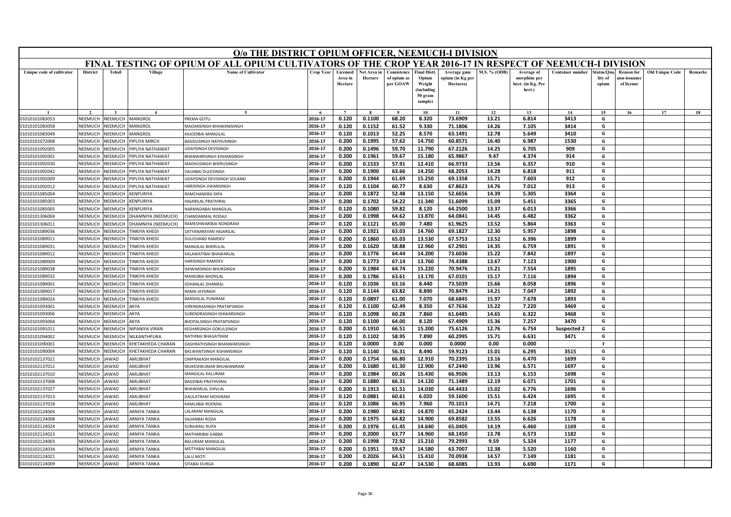# O/o THE DISTRICT OPIUM OFFICER, NEEMUCH-I DIVISION

## FINAL TESTING OF OPIUM OF ALL OPIUM CULTIVATORS OF THE CROP YEAR 2016-17 IN RESPECT OF NEEMUCH-I DIVISION

| Unique code of cultivator | District | Tehsil | Village | Name of Cultivator | Crop Year | Licensed Area in Hectare | Net Area in Hectare | Consistence of opium as per GOAW | Final Distt. Opium Weight (including 50 gram sample) | Average gum opium (in Kg per Hectares) | M.S. % (ODB) | Average of morphine per hect. (in Kg. Per hect.) | Container number | Status/Quality of opium | Reason for non-issuance of license | Old Unique Code | Remarks |
|---|---|---|---|---|---|---|---|---|---|---|---|---|---|---|---|---|---|
| 1 | 2 | 3 | 4 | 5 | 6 | 7 | 8 | 9 | 10 | 11 | 12 | 13 | 14 | 15 | 16 | 17 | 18 |
| 01010101083053 | NEEMUCH | NEEMUCH | MANGROL | PREMA GOTU | 2016-17 | 0.120 | 0.1100 | 68.20 | 8.320 | 73.6909 | 13.21 | 6.814 | 3413 | G | | | |
| 01010101083058 | NEEMUCH | NEEMUCH | MANGROL | MADANSINGH BHAWANISINGH | 2016-17 | 0.120 | 0.1152 | 61.52 | 9.330 | 71.1806 | 14.26 | 7.105 | 3414 | G | | | |
| 01010101083049 | NEEMUCH | NEEMUCH | MANGROL | KAJODIBAI MANGILAL | 2016-17 | 0.120 | 0.1013 | 52.25 | 8.570 | 63.1491 | 12.78 | 5.649 | 3410 | G | | | |
| 01010101072008 | NEEMUCH | NEEMUCH | PIPLIYA MIRCH | BAGDUSINGH NATHUSINGH | 2016-17 | 0.200 | 0.1995 | 57.62 | 14.750 | 60.8571 | 16.40 | 6.987 | 1530 | G | | | |
| 01010101092005 | NEEMUCH | NEEMUCH | PIPLIYA NATHAWAT | UDAYSINGH DEVISINGH | 2016-17 | 0.200 | 0.1496 | 59.70 | 11.790 | 67.2126 | 14.25 | 6.705 | 909 | G | | | |
| 01010101092001 | NEEMUCH | NEEMUCH | PIPLIYA NATHAWAT | BHANWARSINGH KISHANSINGH | 2016-17 | 0.200 | 0.1961 | 59.67 | 15.180 | 65.9867 | 9.47 | 4.374 | 914 | G | | | |
| 01010101092030 | NEEMUCH | NEEMUCH | PIPLIYA NATHAWAT | MADHUSINGH BHERUSINGH | 2016-17 | 0.200 | 0.1533 | 57.91 | 12.410 | 66.9733 | 13.56 | 6.357 | 910 | G | | | |
| 01010101092042 | NEEMUCH | NEEMUCH | PIPLIYA NATHAWAT | VAJJABAI DULESINGH | 2016-17 | 0.200 | 0.1900 | 63.66 | 14.250 | 68.2053 | 14.28 | 6.818 | 911 | G | | | |
| 01010101092009 | NEEMUCH | NEEMUCH | PIPLIYA NATHAWAT | UDAYSINGH DEVISINGH SOLANKI | 2016-17 | 0.200 | 0.1944 | 61.69 | 15.250 | 69.1358 | 15.71 | 7.603 | 912 | G | | | |
| 01010101092012 | NEEMUCH | NEEMUCH | PIPLIYA NATHAWAT | HARISINGH JIWANSINGH | 2016-17 | 0.120 | 0.1104 | 60.77 | 8.630 | 67.8623 | 14.76 | 7.012 | 913 | G | | | |
| 01010101085004 | NEEMUCH | NEEMUCH | KENPURIYA | RAMCHANDRA DIPA | 2016-17 | 0.200 | 0.1872 | 52.48 | 13.150 | 52.6656 | 14.39 | 5.305 | 3364 | G | | | |
| 01010101085003 | NEEMUCH | NEEMUCH | KENPURIYA | HAJARILAL PRATHIRAJ | 2016-17 | 0.200 | 0.1702 | 54.22 | 11.340 | 51.6099 | 15.09 | 5.451 | 3365 | G | | | |
| 01010101085005 | NEEMUCH | NEEMUCH | KENPURIYA | NARMADABAI MANGILAL | 2016-17 | 0.120 | 0.1080 | 59.82 | 8.120 | 64.2500 | 13.37 | 6.013 | 3366 | G | | | |
| 01010101306004 | NEEMUCH | NEEMUCH | DHAMNIYA (NEEMUCH) | CHANDANMAL RODAJI | 2016-17 | 0.200 | 0.1998 | 64.62 | 13.870 | 64.0841 | 14.45 | 6.482 | 3362 | G | | | |
| 01010101306011 | NEEMUCH | NEEMUCH | DHAMNIYA (NEEMUCH) | RAMESHWARIBAI NONDRAM | 2016-17 | 0.120 | 0.1121 | 65.00 | 7.480 | 61.9625 | 13.52 | 5.864 | 3363 | G | | | |
| 01010101089036 | NEEMUCH | NEEMUCH | TINKIYA KHEDI | SATYANARAYAN HAJARILAL | 2016-17 | 0.200 | 0.1921 | 63.03 | 14.760 | 69.1827 | 12.30 | 5.957 | 1898 | G | | | |
| 01010101089011 | NEEMUCH | NEEMUCH | TINKIYA KHEDI | DULICHAND RAMDEV | 2016-17 | 0.200 | 0.1860 | 65.03 | 13.530 | 67.5753 | 13.52 | 6.396 | 1899 | G | | | |
| 01010101089031 | NEEMUCH | NEEMUCH | TINKIYA KHEDI | MANGILAL BHERULAL | 2016-17 | 0.200 | 0.1620 | 58.88 | 12.960 | 67.2901 | 14.35 | 6.759 | 1891 | G | | | |
| 01010101089012 | NEEMUCH | NEEMUCH | TINKIYA KHEDI | KALAWATIBAI BHAWARLAL | 2016-17 | 0.200 | 0.1776 | 64.44 | 14.200 | 73.6036 | 15.22 | 7.842 | 1897 | G | | | |
| 01010101089009 | NEEMUCH | NEEMUCH | TINKIYA KHEDI | HARISINGH RAMDEV | 2016-17 | 0.200 | 0.1773 | 67.14 | 13.760 | 74.4388 | 13.67 | 7.123 | 1900 | G | | | |
| 01010101089038 | NEEMUCH | NEEMUCH | TINKIYA KHEDI | ISHWARSINGH BHURSINGH | 2016-17 | 0.200 | 0.1984 | 64.74 | 15.220 | 70.9476 | 15.21 | 7.554 | 1895 | G | | | |
| 01010101089032 | NEEMUCH | NEEMUCH | TINKIYA KHEDI | MANGIBAI BADRILAL | 2016-17 | 0.200 | 0.1786 | 63.61 | 13.170 | 67.0101 | 15.17 | 7.116 | 1894 | G | | | |
| 01010101089001 | NEEMUCH | NEEMUCH | TINKIYA KHEDI | SOHANLAL DHANRAJ | 2016-17 | 0.120 | 0.1036 | 63.16 | 8.440 | 73.5039 | 15.66 | 8.058 | 1896 | G | | | |
| 01010101089017 | NEEMUCH | NEEMUCH | TINKIYA KHEDI | RAMA JAYSINGH | 2016-17 | 0.120 | 0.1144 | 63.82 | 8.890 | 70.8479 | 14.21 | 7.047 | 1892 | G | | | |
| 01010101089024 | NEEMUCH | NEEMUCH | TINKIYA KHEDI | BANSHILAL PUNIRAM | 2016-17 | 0.120 | 0.0897 | 61.00 | 7.070 | 68.6845 | 15.97 | 7.678 | 1893 | G | | | |
| 01010101093001 | NEEMUCH | NEEMUCH | AKYA | VIRENDRASINGH PRATAPSINGH | 2016-17 | 0.120 | 0.1100 | 62.49 | 8.350 | 67.7636 | 15.22 | 7.220 | 3469 | G | | | |
| 01010101093006 | NEEMUCH | NEEMUCH | AKYA | SURENDRASINGH ISHWARSINGH | 2016-17 | 0.120 | 0.1098 | 60.28 | 7.860 | 61.6485 | 14.65 | 6.322 | 3468 | G | | | |
| 01010101093004 | NEEMUCH | NEEMUCH | AKYA | BHOPALSINGH PRATAPSINGH | 2016-17 | 0.120 | 0.1100 | 64.00 | 8.120 | 67.4909 | 15.36 | 7.257 | 3470 | G | | | |
| 01010101091011 | NEEMUCH | NEEMUCH | NIPANIYA VIRAN | KESHARSINGH GOKULSINGH | 2016-17 | 0.200 | 0.1910 | 66.51 | 15.200 | 75.6126 | 12.76 | 6.754 | Suspected 2 | G | | | |
| 01010101094002 | NEEMUCH | NEEMUCH | NILKANTHPURA | NATHIBAI BHAGATRAM | 2016-17 | 0.120 | 0.1102 | 58.95 | 7.890 | 60.2995 | 15.71 | 6.631 | 3471 | G | | | |
| 01010101090001 | NEEMUCH | NEEMUCH | KHETAKHEDA CHARAN | DASHRATHSINGH BHANWARSINGH | 2016-17 | 0.120 | 0.0000 | 0.00 | 0.000 | 0.0000 | 0.00 | 0.000 | | F | | | |
| 01010101090004 | NEEMUCH | NEEMUCH | KHETAKHEDA CHARAN | BALWANTSINGH KISHANSINGH | 2016-17 | 0.120 | 0.1140 | 56.31 | 8.490 | 59.9123 | 15.01 | 6.295 | 3515 | G | | | |
| 01010102137021 | NEEMUCH | JAWAD | AMLIBHAT | OMPRAKASH MANGILAL | 2016-17 | 0.200 | 0.1754 | 66.80 | 12.910 | 70.2395 | 13.16 | 6.470 | 1699 | G | | | |
| 01010102137012 | NEEMUCH | JAWAD | AMLIBHAT | MUKESHKUMAR BHUWANIRAM | 2016-17 | 0.200 | 0.1680 | 61.30 | 12.900 | 67.2440 | 13.96 | 6.571 | 1697 | G | | | |
| 01010102137010 | NEEMUCH | JAWAD | AMLIBHAT | MANGILAL KALURAM | 2016-17 | 0.200 | 0.1984 | 60.26 | 15.430 | 66.9506 | 13.13 | 6.153 | 1698 | G | | | |
| 01010102137008 | NEEMUCH | JAWAD | AMLIBHAT | BAGDIBAI PRATHVIRAJ | 2016-17 | 0.200 | 0.1880 | 66.31 | 14.120 | 71.1489 | 12.19 | 6.071 | 1701 | G | | | |
| 01010102137027 | NEEMUCH | JAWAD | AMLIBHAT | BHAWARLAL SHIVLAL | 2016-17 | 0.200 | 0.1913 | 61.51 | 14.030 | 64.4433 | 15.02 | 6.776 | 1696 | G | | | |
| 01010102137013 | NEEMUCH | JAWAD | AMLIBHAT | DAULATRAM MODIRAM | 2016-17 | 0.120 | 0.0881 | 60.61 | 6.020 | 59.1600 | 15.51 | 6.424 | 1695 | G | | | |
| 01010102137018 | NEEMUCH | JAWAD | AMLIBHAT | KAMLABAI RODMAL | 2016-17 | 0.120 | 0.1086 | 66.95 | 7.960 | 70.1013 | 14.71 | 7.218 | 1700 | G | | | |
| 01010102124004 | NEEMUCH | JAWAD | ARNIYA TANKA | LALARAM MANGILAL | 2016-17 | 0.200 | 0.1980 | 60.81 | 14.870 | 65.2424 | 13.44 | 6.138 | 1170 | G | | | |
| 01010102124008 | NEEMUCH | JAWAD | ARNIYA TANKA | SAJJANBAI RODA | 2016-17 | 0.200 | 0.1975 | 64.82 | 14.900 | 69.8582 | 13.55 | 6.626 | 1178 | G | | | |
| 01010102124024 | NEEMUCH | JAWAD | ARNIYA TANKA | SURAJMAL RUPA | 2016-17 | 0.200 | 0.1976 | 61.45 | 14.640 | 65.0405 | 14.19 | 6.460 | 1169 | G | | | |
| 01010102124023 | NEEMUCH | JAWAD | ARNIYA TANKA | MATHARIBAI GABBA | 2016-17 | 0.200 | 0.2000 | 63.77 | 14.960 | 68.1450 | 13.78 | 6.573 | 1182 | G | | | |
| 01010102124003 | NEEMUCH | JAWAD | ARNIYA TANKA | BALURAM MANGILAL | 2016-17 | 0.200 | 0.1998 | 72.92 | 15.210 | 79.2993 | 9.59 | 5.324 | 1177 | G | | | |
| 01010102124034 | NEEMUCH | JAWAD | ARNIYA TANKA | MOTYABAI MANGILAL | 2016-17 | 0.200 | 0.1951 | 59.67 | 14.580 | 63.7007 | 12.38 | 5.520 | 1160 | G | | | |
| 01010102124021 | NEEMUCH | JAWAD | ARNIYA TANKA | LALU MOTI | 2016-17 | 0.200 | 0.2026 | 64.51 | 15.410 | 70.0938 | 14.57 | 7.149 | 1181 | G | | | |
| 01010102124009 | NEEMUCH | JAWAD | ARNIYA TANKA | SITABAI DURGA | 2016-17 | 0.200 | 0.1890 | 62.47 | 14.530 | 68.6085 | 13.93 | 6.690 | 1171 | G | | | |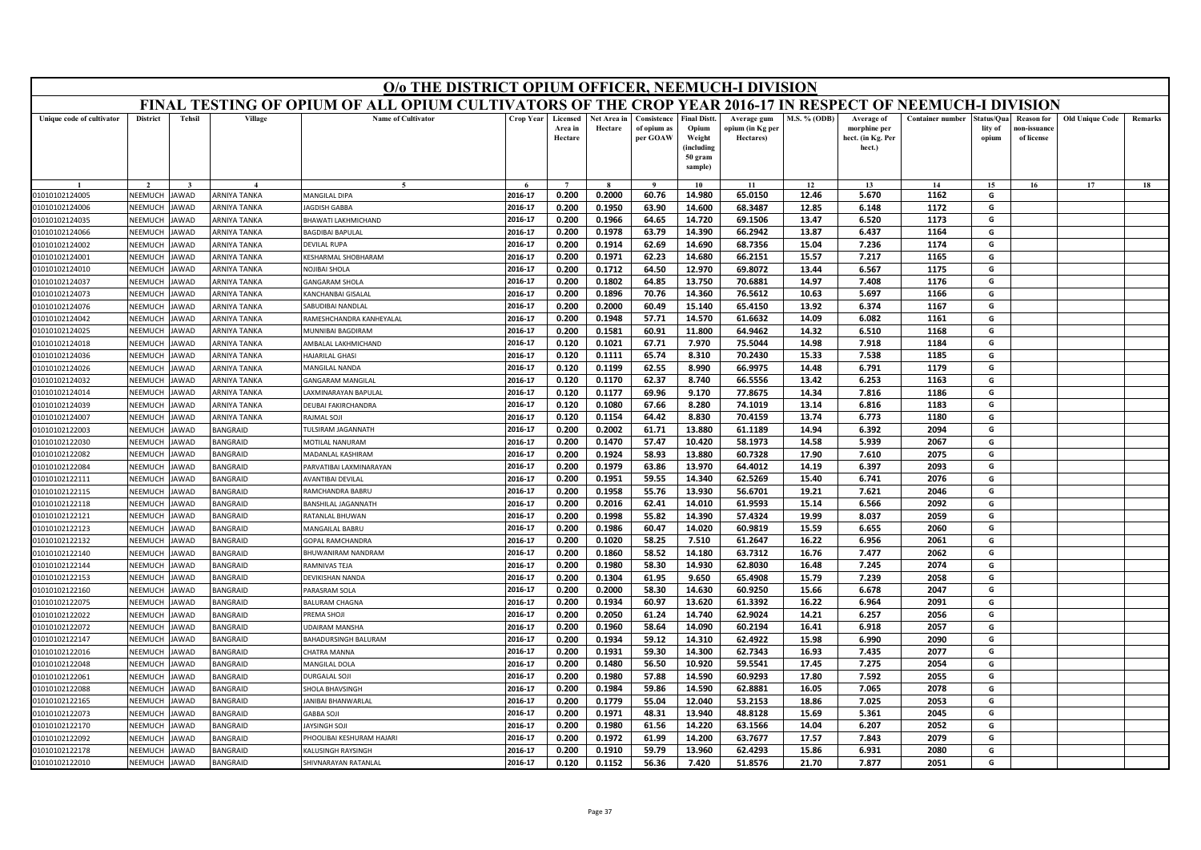# O/o THE DISTRICT OPIUM OFFICER, NEEMUCH-I DIVISION

## FINAL TESTING OF OPIUM OF ALL OPIUM CULTIVATORS OF THE CROP YEAR 2016-17 IN RESPECT OF NEEMUCH-I DIVISION

| Unique code of cultivator | District | Tehsil | Village | Name of Cultivator | Crop Year | Licensed Area in Hectare | Net Area in Hectare | Consistence of opium as per GOAW | Final Distt. Opium Weight (including 50 gram sample) | Average gum opium (in Kg per Hectares) | M.S. % (ODB) | Average of morphine per hect. (in Kg. Per hect.) | Container number | Status/Quality of opium | Reason for non-issuance of license | Old Unique Code | Remarks |
|---|---|---|---|---|---|---|---|---|---|---|---|---|---|---|---|---|---|
| 1 | 2 | 3 | 4 | 5 | 6 | 7 | 8 | 9 | 10 | 11 | 12 | 13 | 14 | 15 | 16 | 17 | 18 |
| 01010102124005 | NEEMUCH | JAWAD | ARNIYA TANKA | MANGILAL DIPA | 2016-17 | 0.200 | 0.2000 | 60.76 | 14.980 | 65.0150 | 12.46 | 5.670 | 1162 | G | | | |
| 01010102124006 | NEEMUCH | JAWAD | ARNIYA TANKA | JAGDISH GABBA | 2016-17 | 0.200 | 0.1950 | 63.90 | 14.600 | 68.3487 | 12.85 | 6.148 | 1172 | G | | | |
| 01010102124035 | NEEMUCH | JAWAD | ARNIYA TANKA | BHAWATI LAKHMICHAND | 2016-17 | 0.200 | 0.1966 | 64.65 | 14.720 | 69.1506 | 13.47 | 6.520 | 1173 | G | | | |
| 01010102124066 | NEEMUCH | JAWAD | ARNIYA TANKA | BAGDIBAI BAPULAL | 2016-17 | 0.200 | 0.1978 | 63.79 | 14.390 | 66.2942 | 13.87 | 6.437 | 1164 | G | | | |
| 01010102124002 | NEEMUCH | JAWAD | ARNIYA TANKA | DEVILAL RUPA | 2016-17 | 0.200 | 0.1914 | 62.69 | 14.690 | 68.7356 | 15.04 | 7.236 | 1174 | G | | | |
| 01010102124001 | NEEMUCH | JAWAD | ARNIYA TANKA | KESHARMAL SHOBHARAM | 2016-17 | 0.200 | 0.1971 | 62.23 | 14.680 | 66.2151 | 15.57 | 7.217 | 1165 | G | | | |
| 01010102124010 | NEEMUCH | JAWAD | ARNIYA TANKA | NOJIBAI SHOLA | 2016-17 | 0.200 | 0.1712 | 64.50 | 12.970 | 69.8072 | 13.44 | 6.567 | 1175 | G | | | |
| 01010102124037 | NEEMUCH | JAWAD | ARNIYA TANKA | GANGARAM SHOLA | 2016-17 | 0.200 | 0.1802 | 64.85 | 13.750 | 70.6881 | 14.97 | 7.408 | 1176 | G | | | |
| 01010102124073 | NEEMUCH | JAWAD | ARNIYA TANKA | KANCHANBAI GISALAL | 2016-17 | 0.200 | 0.1896 | 70.76 | 14.360 | 76.5612 | 10.63 | 5.697 | 1166 | G | | | |
| 01010102124076 | NEEMUCH | JAWAD | ARNIYA TANKA | SABUDIBAI NANDLAL | 2016-17 | 0.200 | 0.2000 | 60.49 | 15.140 | 65.4150 | 13.92 | 6.374 | 1167 | G | | | |
| 01010102124042 | NEEMUCH | JAWAD | ARNIYA TANKA | RAMESHCHANDRA KANHEYALAL | 2016-17 | 0.200 | 0.1948 | 57.71 | 14.570 | 61.6632 | 14.09 | 6.082 | 1161 | G | | | |
| 01010102124025 | NEEMUCH | JAWAD | ARNIYA TANKA | MUNNIBAI BAGDIRAM | 2016-17 | 0.200 | 0.1581 | 60.91 | 11.800 | 64.9462 | 14.32 | 6.510 | 1168 | G | | | |
| 01010102124018 | NEEMUCH | JAWAD | ARNIYA TANKA | AMBALAL LAKHMICHAND | 2016-17 | 0.120 | 0.1021 | 67.71 | 7.970 | 75.5044 | 14.98 | 7.918 | 1184 | G | | | |
| 01010102124036 | NEEMUCH | JAWAD | ARNIYA TANKA | HAJARILAL GHASI | 2016-17 | 0.120 | 0.1111 | 65.74 | 8.310 | 70.2430 | 15.33 | 7.538 | 1185 | G | | | |
| 01010102124026 | NEEMUCH | JAWAD | ARNIYA TANKA | MANGILAL NANDA | 2016-17 | 0.120 | 0.1199 | 62.55 | 8.990 | 66.9975 | 14.48 | 6.791 | 1179 | G | | | |
| 01010102124032 | NEEMUCH | JAWAD | ARNIYA TANKA | GANGARAM MANGILAL | 2016-17 | 0.120 | 0.1170 | 62.37 | 8.740 | 66.5556 | 13.42 | 6.253 | 1163 | G | | | |
| 01010102124014 | NEEMUCH | JAWAD | ARNIYA TANKA | LAXMINARAYAN BAPULAL | 2016-17 | 0.120 | 0.1177 | 69.96 | 9.170 | 77.8675 | 14.34 | 7.816 | 1186 | G | | | |
| 01010102124039 | NEEMUCH | JAWAD | ARNIYA TANKA | DEUBAI FAKIRCHANDRA | 2016-17 | 0.120 | 0.1080 | 67.66 | 8.280 | 74.1019 | 13.14 | 6.816 | 1183 | G | | | |
| 01010102124007 | NEEMUCH | JAWAD | ARNIYA TANKA | RAJMAL SOJI | 2016-17 | 0.120 | 0.1154 | 64.42 | 8.830 | 70.4159 | 13.74 | 6.773 | 1180 | G | | | |
| 01010102122003 | NEEMUCH | JAWAD | BANGRAID | TULSIRAM JAGANNATH | 2016-17 | 0.200 | 0.2002 | 61.71 | 13.880 | 61.1189 | 14.94 | 6.392 | 2094 | G | | | |
| 01010102122030 | NEEMUCH | JAWAD | BANGRAID | MOTILAL NANURAM | 2016-17 | 0.200 | 0.1470 | 57.47 | 10.420 | 58.1973 | 14.58 | 5.939 | 2067 | G | | | |
| 01010102122082 | NEEMUCH | JAWAD | BANGRAID | MADANLAL KASHIRAM | 2016-17 | 0.200 | 0.1924 | 58.93 | 13.880 | 60.7328 | 17.90 | 7.610 | 2075 | G | | | |
| 01010102122084 | NEEMUCH | JAWAD | BANGRAID | PARVATIBAI LAXMINARAYAN | 2016-17 | 0.200 | 0.1979 | 63.86 | 13.970 | 64.4012 | 14.19 | 6.397 | 2093 | G | | | |
| 01010102122111 | NEEMUCH | JAWAD | BANGRAID | AVANTIBAI DEVILAL | 2016-17 | 0.200 | 0.1951 | 59.55 | 14.340 | 62.5269 | 15.40 | 6.741 | 2076 | G | | | |
| 01010102122115 | NEEMUCH | JAWAD | BANGRAID | RAMCHANDRA BABRU | 2016-17 | 0.200 | 0.1958 | 55.76 | 13.930 | 56.6701 | 19.21 | 7.621 | 2046 | G | | | |
| 01010102122118 | NEEMUCH | JAWAD | BANGRAID | BANSHILAL JAGANNATH | 2016-17 | 0.200 | 0.2016 | 62.41 | 14.010 | 61.9593 | 15.14 | 6.566 | 2092 | G | | | |
| 01010102122121 | NEEMUCH | JAWAD | BANGRAID | RATANLAL BHUWAN | 2016-17 | 0.200 | 0.1998 | 55.82 | 14.390 | 57.4324 | 19.99 | 8.037 | 2059 | G | | | |
| 01010102122123 | NEEMUCH | JAWAD | BANGRAID | MANGAILAL BABRU | 2016-17 | 0.200 | 0.1986 | 60.47 | 14.020 | 60.9819 | 15.59 | 6.655 | 2060 | G | | | |
| 01010102122132 | NEEMUCH | JAWAD | BANGRAID | GOPAL RAMCHANDRA | 2016-17 | 0.200 | 0.1020 | 58.25 | 7.510 | 61.2647 | 16.22 | 6.956 | 2061 | G | | | |
| 01010102122140 | NEEMUCH | JAWAD | BANGRAID | BHUWANIRAM NANDRAM | 2016-17 | 0.200 | 0.1860 | 58.52 | 14.180 | 63.7312 | 16.76 | 7.477 | 2062 | G | | | |
| 01010102122144 | NEEMUCH | JAWAD | BANGRAID | RAMNIVAS TEJA | 2016-17 | 0.200 | 0.1980 | 58.30 | 14.930 | 62.8030 | 16.48 | 7.245 | 2074 | G | | | |
| 01010102122153 | NEEMUCH | JAWAD | BANGRAID | DEVIKISHAN NANDA | 2016-17 | 0.200 | 0.1304 | 61.95 | 9.650 | 65.4908 | 15.79 | 7.239 | 2058 | G | | | |
| 01010102122160 | NEEMUCH | JAWAD | BANGRAID | PARASRAM SOLA | 2016-17 | 0.200 | 0.2000 | 58.30 | 14.630 | 60.9250 | 15.66 | 6.678 | 2047 | G | | | |
| 01010102122075 | NEEMUCH | JAWAD | BANGRAID | BALURAM CHAGNA | 2016-17 | 0.200 | 0.1934 | 60.97 | 13.620 | 61.3392 | 16.22 | 6.964 | 2091 | G | | | |
| 01010102122022 | NEEMUCH | JAWAD | BANGRAID | PREMA SHOJI | 2016-17 | 0.200 | 0.2050 | 61.24 | 14.740 | 62.9024 | 14.21 | 6.257 | 2056 | G | | | |
| 01010102122072 | NEEMUCH | JAWAD | BANGRAID | UDAIRAM MANSHA | 2016-17 | 0.200 | 0.1960 | 58.64 | 14.090 | 60.2194 | 16.41 | 6.918 | 2057 | G | | | |
| 01010102122147 | NEEMUCH | JAWAD | BANGRAID | BAHADURSINGH BALURAM | 2016-17 | 0.200 | 0.1934 | 59.12 | 14.310 | 62.4922 | 15.98 | 6.990 | 2090 | G | | | |
| 01010102122016 | NEEMUCH | JAWAD | BANGRAID | CHATRA MANNA | 2016-17 | 0.200 | 0.1931 | 59.30 | 14.300 | 62.7343 | 16.93 | 7.435 | 2077 | G | | | |
| 01010102122048 | NEEMUCH | JAWAD | BANGRAID | MANGILAL DOLA | 2016-17 | 0.200 | 0.1480 | 56.50 | 10.920 | 59.5541 | 17.45 | 7.275 | 2054 | G | | | |
| 01010102122061 | NEEMUCH | JAWAD | BANGRAID | DURGALAL SOJI | 2016-17 | 0.200 | 0.1980 | 57.88 | 14.590 | 60.9293 | 17.80 | 7.592 | 2055 | G | | | |
| 01010102122088 | NEEMUCH | JAWAD | BANGRAID | SHOLA BHAVSINGH | 2016-17 | 0.200 | 0.1984 | 59.86 | 14.590 | 62.8881 | 16.05 | 7.065 | 2078 | G | | | |
| 01010102122165 | NEEMUCH | JAWAD | BANGRAID | JANIBAI BHANWARLAL | 2016-17 | 0.200 | 0.1779 | 55.04 | 12.040 | 53.2153 | 18.86 | 7.025 | 2053 | G | | | |
| 01010102122073 | NEEMUCH | JAWAD | BANGRAID | GABBA SOJI | 2016-17 | 0.200 | 0.1971 | 48.31 | 13.940 | 48.8128 | 15.69 | 5.361 | 2045 | G | | | |
| 01010102122170 | NEEMUCH | JAWAD | BANGRAID | JAYSINGH SOJI | 2016-17 | 0.200 | 0.1980 | 61.56 | 14.220 | 63.1566 | 14.04 | 6.207 | 2052 | G | | | |
| 01010102122092 | NEEMUCH | JAWAD | BANGRAID | PHOOLIBAI KESHURAM HAJARI | 2016-17 | 0.200 | 0.1972 | 61.99 | 14.200 | 63.7677 | 17.57 | 7.843 | 2079 | G | | | |
| 01010102122178 | NEEMUCH | JAWAD | BANGRAID | KALUSINGH RAYSINGH | 2016-17 | 0.200 | 0.1910 | 59.79 | 13.960 | 62.4293 | 15.86 | 6.931 | 2080 | G | | | |
| 01010102122010 | NEEMUCH | JAWAD | BANGRAID | SHIVNARAYAN RATANLAL | 2016-17 | 0.120 | 0.1152 | 56.36 | 7.420 | 51.8576 | 21.70 | 7.877 | 2051 | G | | | |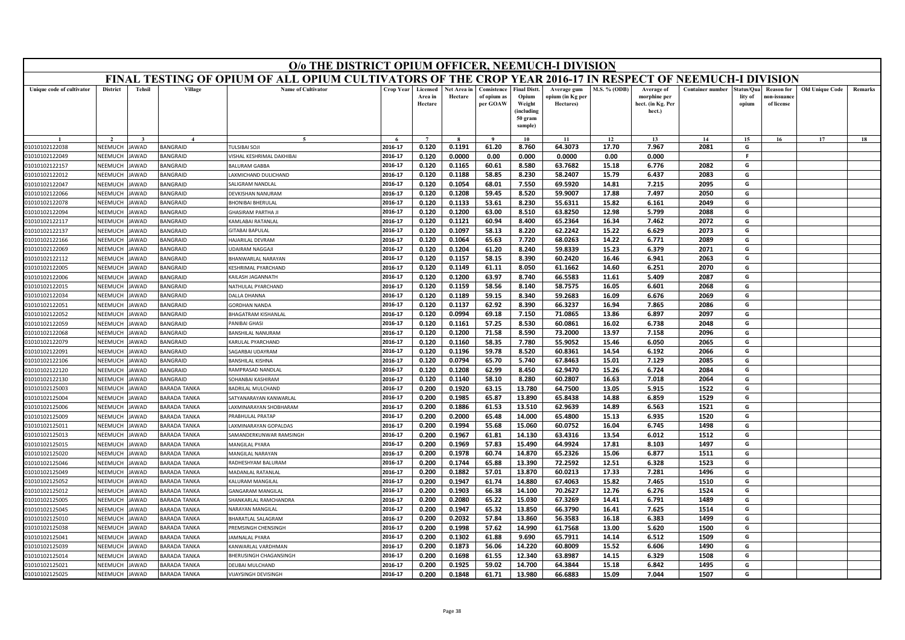# O/o THE DISTRICT OPIUM OFFICER, NEEMUCH-I DIVISION

## FINAL TESTING OF OPIUM OF ALL OPIUM CULTIVATORS OF THE CROP YEAR 2016-17 IN RESPECT OF NEEMUCH-I DIVISION

| Unique code of cultivator | District | Tehsil | Village | Name of Cultivator | Crop Year | Licensed Area in Hectare | Net Area in Hectare | Consistence of opium as per GOAW | Final Distt. Opium Weight (including 50 gram sample) | Average gum opium (in Kg per Hectares) | M.S. % (ODB) | Average of morphine per hect. (in Kg. Per hect.) | Container number | Status/Quality of opium | Reason for non-issuance of license | Old Unique Code | Remarks |
|---|---|---|---|---|---|---|---|---|---|---|---|---|---|---|---|---|---|
| 1 | 2 | 3 | 4 | 5 | 6 | 7 | 8 | 9 | 10 | 11 | 12 | 13 | 14 | 15 | 16 | 17 | 18 |
| 01010102122038 | NEEMUCH | JAWAD | BANGRAID | TULSIBAI SOJI | 2016-17 | 0.120 | 0.1191 | 61.20 | 8.760 | 64.3073 | 17.70 | 7.967 | 2081 | G | | | |
| 01010102122049 | NEEMUCH | JAWAD | BANGRAID | VISHAL KESHRIMAL DAKHIBAI | 2016-17 | 0.120 | 0.0000 | 0.00 | 0.000 | 0.0000 | 0.00 | 0.000 | | F | | | |
| 01010102122157 | NEEMUCH | JAWAD | BANGRAID | BALURAM GABBA | 2016-17 | 0.120 | 0.1165 | 60.61 | 8.580 | 63.7682 | 15.18 | 6.776 | 2082 | G | | | |
| 01010102122012 | NEEMUCH | JAWAD | BANGRAID | LAXMICHAND DULICHAND | 2016-17 | 0.120 | 0.1188 | 58.85 | 8.230 | 58.2407 | 15.79 | 6.437 | 2083 | G | | | |
| 01010102122047 | NEEMUCH | JAWAD | BANGRAID | SALIGRAM NANDLAL | 2016-17 | 0.120 | 0.1054 | 68.01 | 7.550 | 69.5920 | 14.81 | 7.215 | 2095 | G | | | |
| 01010102122066 | NEEMUCH | JAWAD | BANGRAID | DEVKISHAN NANURAM | 2016-17 | 0.120 | 0.1208 | 59.45 | 8.520 | 59.9007 | 17.88 | 7.497 | 2050 | G | | | |
| 01010102122078 | NEEMUCH | JAWAD | BANGRAID | BHONIBAI BHERULAL | 2016-17 | 0.120 | 0.1133 | 53.61 | 8.230 | 55.6311 | 15.82 | 6.161 | 2049 | G | | | |
| 01010102122094 | NEEMUCH | JAWAD | BANGRAID | GHASIRAM PARTHA JI | 2016-17 | 0.120 | 0.1200 | 63.00 | 8.510 | 63.8250 | 12.98 | 5.799 | 2088 | G | | | |
| 01010102122117 | NEEMUCH | JAWAD | BANGRAID | KAMLABAI RATANLAL | 2016-17 | 0.120 | 0.1121 | 60.94 | 8.400 | 65.2364 | 16.34 | 7.462 | 2072 | G | | | |
| 01010102122137 | NEEMUCH | JAWAD | BANGRAID | GITABAI BAPULAL | 2016-17 | 0.120 | 0.1097 | 58.13 | 8.220 | 62.2242 | 15.22 | 6.629 | 2073 | G | | | |
| 01010102122166 | NEEMUCH | JAWAD | BANGRAID | HAJARILAL DEVRAM | 2016-17 | 0.120 | 0.1064 | 65.63 | 7.720 | 68.0263 | 14.22 | 6.771 | 2089 | G | | | |
| 01010102122069 | NEEMUCH | JAWAD | BANGRAID | UDAIRAM NAGGAJI | 2016-17 | 0.120 | 0.1204 | 61.20 | 8.240 | 59.8339 | 15.23 | 6.379 | 2071 | G | | | |
| 01010102122112 | NEEMUCH | JAWAD | BANGRAID | BHANWARLAL NARAYAN | 2016-17 | 0.120 | 0.1157 | 58.15 | 8.390 | 60.2420 | 16.46 | 6.941 | 2063 | G | | | |
| 01010102122005 | NEEMUCH | JAWAD | BANGRAID | KESHRIMAL PYARCHAND | 2016-17 | 0.120 | 0.1149 | 61.11 | 8.050 | 61.1662 | 14.60 | 6.251 | 2070 | G | | | |
| 01010102122006 | NEEMUCH | JAWAD | BANGRAID | KAILASH JAGANNATH | 2016-17 | 0.120 | 0.1200 | 63.97 | 8.740 | 66.5583 | 11.61 | 5.409 | 2087 | G | | | |
| 01010102122015 | NEEMUCH | JAWAD | BANGRAID | NATHULAL PYARCHAND | 2016-17 | 0.120 | 0.1159 | 58.56 | 8.140 | 58.7575 | 16.05 | 6.601 | 2068 | G | | | |
| 01010102122034 | NEEMUCH | JAWAD | BANGRAID | DALLA DHANNA | 2016-17 | 0.120 | 0.1189 | 59.15 | 8.340 | 59.2683 | 16.09 | 6.676 | 2069 | G | | | |
| 01010102122051 | NEEMUCH | JAWAD | BANGRAID | GORDHAN NANDA | 2016-17 | 0.120 | 0.1137 | 62.92 | 8.390 | 66.3237 | 16.94 | 7.865 | 2086 | G | | | |
| 01010102122052 | NEEMUCH | JAWAD | BANGRAID | BHAGATRAM KISHANLAL | 2016-17 | 0.120 | 0.0994 | 69.18 | 7.150 | 71.0865 | 13.86 | 6.897 | 2097 | G | | | |
| 01010102122059 | NEEMUCH | JAWAD | BANGRAID | PANIBAI GHASI | 2016-17 | 0.120 | 0.1161 | 57.25 | 8.530 | 60.0861 | 16.02 | 6.738 | 2048 | G | | | |
| 01010102122068 | NEEMUCH | JAWAD | BANGRAID | BANSHILAL NANURAM | 2016-17 | 0.120 | 0.1200 | 71.58 | 8.590 | 73.2000 | 13.97 | 7.158 | 2096 | G | | | |
| 01010102122079 | NEEMUCH | JAWAD | BANGRAID | KARULAL PYARCHAND | 2016-17 | 0.120 | 0.1160 | 58.35 | 7.780 | 55.9052 | 15.46 | 6.050 | 2065 | G | | | |
| 01010102122091 | NEEMUCH | JAWAD | BANGRAID | SAGARBAI UDAYRAM | 2016-17 | 0.120 | 0.1196 | 59.78 | 8.520 | 60.8361 | 14.54 | 6.192 | 2066 | G | | | |
| 01010102122106 | NEEMUCH | JAWAD | BANGRAID | BANSHILAL KISHNA | 2016-17 | 0.120 | 0.0794 | 65.70 | 5.740 | 67.8463 | 15.01 | 7.129 | 2085 | G | | | |
| 01010102122120 | NEEMUCH | JAWAD | BANGRAID | RAMPRASAD NANDLAL | 2016-17 | 0.120 | 0.1208 | 62.99 | 8.450 | 62.9470 | 15.26 | 6.724 | 2084 | G | | | |
| 01010102122130 | NEEMUCH | JAWAD | BANGRAID | SOHANBAI KASHIRAM | 2016-17 | 0.120 | 0.1140 | 58.10 | 8.280 | 60.2807 | 16.63 | 7.018 | 2064 | G | | | |
| 01010102125003 | NEEMUCH | JAWAD | BARADA TANKA | BADRILAL MULCHAND | 2016-17 | 0.200 | 0.1920 | 63.15 | 13.780 | 64.7500 | 13.05 | 5.915 | 1522 | G | | | |
| 01010102125004 | NEEMUCH | JAWAD | BARADA TANKA | SATYANARAYAN KANWARLAL | 2016-17 | 0.200 | 0.1985 | 65.87 | 13.890 | 65.8438 | 14.88 | 6.859 | 1529 | G | | | |
| 01010102125006 | NEEMUCH | JAWAD | BARADA TANKA | LAXMINARAYAN SHOBHARAM | 2016-17 | 0.200 | 0.1886 | 61.53 | 13.510 | 62.9639 | 14.89 | 6.563 | 1521 | G | | | |
| 01010102125009 | NEEMUCH | JAWAD | BARADA TANKA | PRABHULAL PRATAP | 2016-17 | 0.200 | 0.2000 | 65.48 | 14.000 | 65.4800 | 15.13 | 6.935 | 1520 | G | | | |
| 01010102125011 | NEEMUCH | JAWAD | BARADA TANKA | LAXMINARAYAN GOPALDAS | 2016-17 | 0.200 | 0.1994 | 55.68 | 15.060 | 60.0752 | 16.04 | 6.745 | 1498 | G | | | |
| 01010102125013 | NEEMUCH | JAWAD | BARADA TANKA | SAMANDERKUNWAR RAMSINGH | 2016-17 | 0.200 | 0.1967 | 61.81 | 14.130 | 63.4316 | 13.54 | 6.012 | 1512 | G | | | |
| 01010102125015 | NEEMUCH | JAWAD | BARADA TANKA | MANGILAL PYARA | 2016-17 | 0.200 | 0.1969 | 57.83 | 15.490 | 64.9924 | 17.81 | 8.103 | 1497 | G | | | |
| 01010102125020 | NEEMUCH | JAWAD | BARADA TANKA | MANGILAL NARAYAN | 2016-17 | 0.200 | 0.1978 | 60.74 | 14.870 | 65.2326 | 15.06 | 6.877 | 1511 | G | | | |
| 01010102125046 | NEEMUCH | JAWAD | BARADA TANKA | RADHESHYAM BALURAM | 2016-17 | 0.200 | 0.1744 | 65.88 | 13.390 | 72.2592 | 12.51 | 6.328 | 1523 | G | | | |
| 01010102125049 | NEEMUCH | JAWAD | BARADA TANKA | MADANLAL RATANLAL | 2016-17 | 0.200 | 0.1882 | 57.01 | 13.870 | 60.0213 | 17.33 | 7.281 | 1496 | G | | | |
| 01010102125052 | NEEMUCH | JAWAD | BARADA TANKA | KALURAM MANGILAL | 2016-17 | 0.200 | 0.1947 | 61.74 | 14.880 | 67.4063 | 15.82 | 7.465 | 1510 | G | | | |
| 01010102125012 | NEEMUCH | JAWAD | BARADA TANKA | GANGARAM MANGILAL | 2016-17 | 0.200 | 0.1903 | 66.38 | 14.100 | 70.2627 | 12.76 | 6.276 | 1524 | G | | | |
| 01010102125005 | NEEMUCH | JAWAD | BARADA TANKA | SHANKARLAL RAMCHANDRA | 2016-17 | 0.200 | 0.2080 | 65.22 | 15.030 | 67.3269 | 14.41 | 6.791 | 1489 | G | | | |
| 01010102125045 | NEEMUCH | JAWAD | BARADA TANKA | NARAYAN MANGILAL | 2016-17 | 0.200 | 0.1947 | 65.32 | 13.850 | 66.3790 | 16.41 | 7.625 | 1514 | G | | | |
| 01010102125010 | NEEMUCH | JAWAD | BARADA TANKA | BHARATLAL SALAGRAM | 2016-17 | 0.200 | 0.2032 | 57.84 | 13.860 | 56.3583 | 16.18 | 6.383 | 1499 | G | | | |
| 01010102125038 | NEEMUCH | JAWAD | BARADA TANKA | PREMSINGH CHENSINGH | 2016-17 | 0.200 | 0.1998 | 57.62 | 14.990 | 61.7568 | 13.00 | 5.620 | 1500 | G | | | |
| 01010102125041 | NEEMUCH | JAWAD | BARADA TANKA | JAMNALAL PYARA | 2016-17 | 0.200 | 0.1302 | 61.88 | 9.690 | 65.7911 | 14.14 | 6.512 | 1509 | G | | | |
| 01010102125039 | NEEMUCH | JAWAD | BARADA TANKA | KANWARLAL VARDHMAN | 2016-17 | 0.200 | 0.1873 | 56.06 | 14.220 | 60.8009 | 15.52 | 6.606 | 1490 | G | | | |
| 01010102125014 | NEEMUCH | JAWAD | BARADA TANKA | BHERUSINGH CHAGANSINGH | 2016-17 | 0.200 | 0.1698 | 61.55 | 12.340 | 63.8987 | 14.15 | 6.329 | 1508 | G | | | |
| 01010102125021 | NEEMUCH | JAWAD | BARADA TANKA | DEUBAI MULCHAND | 2016-17 | 0.200 | 0.1925 | 59.02 | 14.700 | 64.3844 | 15.18 | 6.842 | 1495 | G | | | |
| 01010102125025 | NEEMUCH | JAWAD | BARADA TANKA | VIJAYSINGH DEVISINGH | 2016-17 | 0.200 | 0.1848 | 61.71 | 13.980 | 66.6883 | 15.09 | 7.044 | 1507 | G | | | |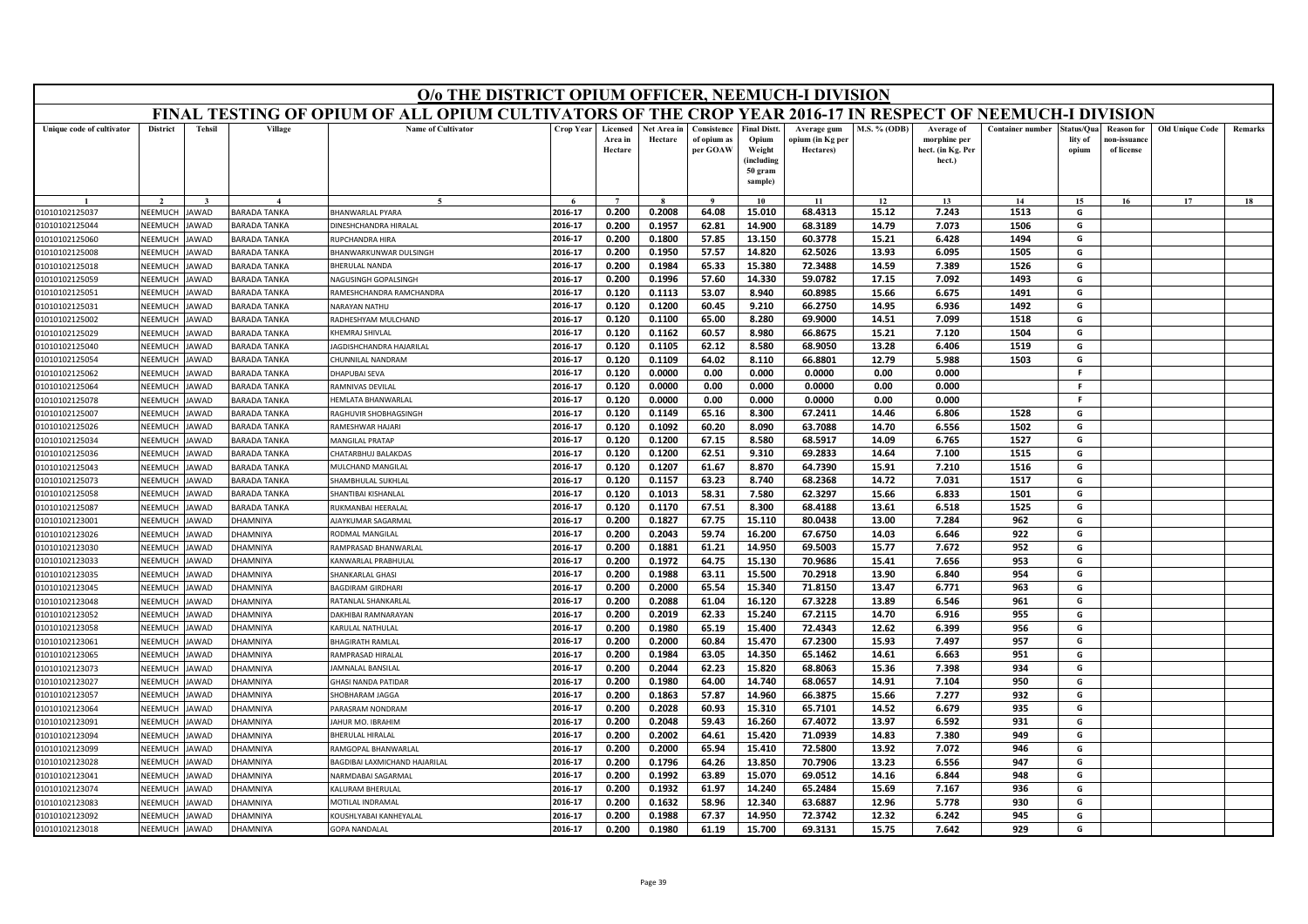# O/o THE DISTRICT OPIUM OFFICER, NEEMUCH-I DIVISION

## FINAL TESTING OF OPIUM OF ALL OPIUM CULTIVATORS OF THE CROP YEAR 2016-17 IN RESPECT OF NEEMUCH-I DIVISION

| Unique code of cultivator | District | Tehsil | Village | Name of Cultivator | Crop Year | Licensed Area in Hectare | Net Area in Hectare | Consistence of opium as per GOAW | Final Distt. Opium Weight (including 50 gram sample) | Average gum opium (in Kg per Hectares) | M.S. % (ODB) | Average of morphine per hect. (in Kg. Per hect.) | Container number | Status/Quality of opium | Reason for non-issuance of license | Old Unique Code | Remarks |
|---|---|---|---|---|---|---|---|---|---|---|---|---|---|---|---|---|---|
| 1 | 2 | 3 | 4 | 5 | 6 | 7 | 8 | 9 | 10 | 11 | 12 | 13 | 14 | 15 | 16 | 17 | 18 |
| 01010102125037 | NEEMUCH | JAWAD | BARADA TANKA | BHANWARLAL PYARA | 2016-17 | 0.200 | 0.2008 | 64.08 | 15.010 | 68.4313 | 15.12 | 7.243 | 1513 | G | | | |
| 01010102125044 | NEEMUCH | JAWAD | BARADA TANKA | DINESHCHANDRA HIRALAL | 2016-17 | 0.200 | 0.1957 | 62.81 | 14.900 | 68.3189 | 14.79 | 7.073 | 1506 | G | | | |
| 01010102125060 | NEEMUCH | JAWAD | BARADA TANKA | RUPCHANDRA HIRA | 2016-17 | 0.200 | 0.1800 | 57.85 | 13.150 | 60.3778 | 15.21 | 6.428 | 1494 | G | | | |
| 01010102125008 | NEEMUCH | JAWAD | BARADA TANKA | BHANWARKUNWAR DULSINGH | 2016-17 | 0.200 | 0.1950 | 57.57 | 14.820 | 62.5026 | 13.93 | 6.095 | 1505 | G | | | |
| 01010102125018 | NEEMUCH | JAWAD | BARADA TANKA | BHERULAL NANDA | 2016-17 | 0.200 | 0.1984 | 65.33 | 15.380 | 72.3488 | 14.59 | 7.389 | 1526 | G | | | |
| 01010102125059 | NEEMUCH | JAWAD | BARADA TANKA | NAGUSINGH GOPALSINGH | 2016-17 | 0.200 | 0.1996 | 57.60 | 14.330 | 59.0782 | 17.15 | 7.092 | 1493 | G | | | |
| 01010102125051 | NEEMUCH | JAWAD | BARADA TANKA | RAMESHCHANDRA RAMCHANDRA | 2016-17 | 0.120 | 0.1113 | 53.07 | 8.940 | 60.8985 | 15.66 | 6.675 | 1491 | G | | | |
| 01010102125031 | NEEMUCH | JAWAD | BARADA TANKA | NARAYAN NATHU | 2016-17 | 0.120 | 0.1200 | 60.45 | 9.210 | 66.2750 | 14.95 | 6.936 | 1492 | G | | | |
| 01010102125002 | NEEMUCH | JAWAD | BARADA TANKA | RADHESHYAM MULCHAND | 2016-17 | 0.120 | 0.1100 | 65.00 | 8.280 | 69.9000 | 14.51 | 7.099 | 1518 | G | | | |
| 01010102125029 | NEEMUCH | JAWAD | BARADA TANKA | KHEMRAJ SHIVLAL | 2016-17 | 0.120 | 0.1162 | 60.57 | 8.980 | 66.8675 | 15.21 | 7.120 | 1504 | G | | | |
| 01010102125040 | NEEMUCH | JAWAD | BARADA TANKA | JAGDISHCHANDRA HAJARILAL | 2016-17 | 0.120 | 0.1105 | 62.12 | 8.580 | 68.9050 | 13.28 | 6.406 | 1519 | G | | | |
| 01010102125054 | NEEMUCH | JAWAD | BARADA TANKA | CHUNNILAL NANDRAM | 2016-17 | 0.120 | 0.1109 | 64.02 | 8.110 | 66.8801 | 12.79 | 5.988 | 1503 | G | | | |
| 01010102125062 | NEEMUCH | JAWAD | BARADA TANKA | DHAPUBAI SEVA | 2016-17 | 0.120 | 0.0000 | 0.00 | 0.000 | 0.0000 | 0.00 | 0.000 | | F | | | |
| 01010102125064 | NEEMUCH | JAWAD | BARADA TANKA | RAMNIVAS DEVILAL | 2016-17 | 0.120 | 0.0000 | 0.00 | 0.000 | 0.0000 | 0.00 | 0.000 | | F | | | |
| 01010102125078 | NEEMUCH | JAWAD | BARADA TANKA | HEMLATA BHANWARLAL | 2016-17 | 0.120 | 0.0000 | 0.00 | 0.000 | 0.0000 | 0.00 | 0.000 | | F | | | |
| 01010102125007 | NEEMUCH | JAWAD | BARADA TANKA | RAGHUVIR SHOBHAGSINGH | 2016-17 | 0.120 | 0.1149 | 65.16 | 8.300 | 67.2411 | 14.46 | 6.806 | 1528 | G | | | |
| 01010102125026 | NEEMUCH | JAWAD | BARADA TANKA | RAMESHWAR HAJARI | 2016-17 | 0.120 | 0.1092 | 60.20 | 8.090 | 63.7088 | 14.70 | 6.556 | 1502 | G | | | |
| 01010102125034 | NEEMUCH | JAWAD | BARADA TANKA | MANGILAL PRATAP | 2016-17 | 0.120 | 0.1200 | 67.15 | 8.580 | 68.5917 | 14.09 | 6.765 | 1527 | G | | | |
| 01010102125036 | NEEMUCH | JAWAD | BARADA TANKA | CHATARBHUJ BALAKDAS | 2016-17 | 0.120 | 0.1200 | 62.51 | 9.310 | 69.2833 | 14.64 | 7.100 | 1515 | G | | | |
| 01010102125043 | NEEMUCH | JAWAD | BARADA TANKA | MULCHAND MANGILAL | 2016-17 | 0.120 | 0.1207 | 61.67 | 8.870 | 64.7390 | 15.91 | 7.210 | 1516 | G | | | |
| 01010102125073 | NEEMUCH | JAWAD | BARADA TANKA | SHAMBHULAL SUKHLAL | 2016-17 | 0.120 | 0.1157 | 63.23 | 8.740 | 68.2368 | 14.72 | 7.031 | 1517 | G | | | |
| 01010102125058 | NEEMUCH | JAWAD | BARADA TANKA | SHANTIBAI KISHANLAL | 2016-17 | 0.120 | 0.1013 | 58.31 | 7.580 | 62.3297 | 15.66 | 6.833 | 1501 | G | | | |
| 01010102125087 | NEEMUCH | JAWAD | BARADA TANKA | RUKMANBAI HEERALAL | 2016-17 | 0.120 | 0.1170 | 67.51 | 8.300 | 68.4188 | 13.61 | 6.518 | 1525 | G | | | |
| 01010102123001 | NEEMUCH | JAWAD | DHAMNIYA | AJAYKUMAR SAGARMAL | 2016-17 | 0.200 | 0.1827 | 67.75 | 15.110 | 80.0438 | 13.00 | 7.284 | 962 | G | | | |
| 01010102123026 | NEEMUCH | JAWAD | DHAMNIYA | RODMAL MANGILAL | 2016-17 | 0.200 | 0.2043 | 59.74 | 16.200 | 67.6750 | 14.03 | 6.646 | 922 | G | | | |
| 01010102123030 | NEEMUCH | JAWAD | DHAMNIYA | RAMPRASAD BHANWARLAL | 2016-17 | 0.200 | 0.1881 | 61.21 | 14.950 | 69.5003 | 15.77 | 7.672 | 952 | G | | | |
| 01010102123033 | NEEMUCH | JAWAD | DHAMNIYA | KANWARLAL PRABHULAL | 2016-17 | 0.200 | 0.1972 | 64.75 | 15.130 | 70.9686 | 15.41 | 7.656 | 953 | G | | | |
| 01010102123035 | NEEMUCH | JAWAD | DHAMNIYA | SHANKARLAL GHASI | 2016-17 | 0.200 | 0.1988 | 63.11 | 15.500 | 70.2918 | 13.90 | 6.840 | 954 | G | | | |
| 01010102123045 | NEEMUCH | JAWAD | DHAMNIYA | BAGDIRAM GIRDHARI | 2016-17 | 0.200 | 0.2000 | 65.54 | 15.340 | 71.8150 | 13.47 | 6.771 | 963 | G | | | |
| 01010102123048 | NEEMUCH | JAWAD | DHAMNIYA | RATANLAL SHANKARLAL | 2016-17 | 0.200 | 0.2088 | 61.04 | 16.120 | 67.3228 | 13.89 | 6.546 | 961 | G | | | |
| 01010102123052 | NEEMUCH | JAWAD | DHAMNIYA | DAKHIBAI RAMNARAYAN | 2016-17 | 0.200 | 0.2019 | 62.33 | 15.240 | 67.2115 | 14.70 | 6.916 | 955 | G | | | |
| 01010102123058 | NEEMUCH | JAWAD | DHAMNIYA | KARULAL NATHULAL | 2016-17 | 0.200 | 0.1980 | 65.19 | 15.400 | 72.4343 | 12.62 | 6.399 | 956 | G | | | |
| 01010102123061 | NEEMUCH | JAWAD | DHAMNIYA | BHAGIRATH RAMLAL | 2016-17 | 0.200 | 0.2000 | 60.84 | 15.470 | 67.2300 | 15.93 | 7.497 | 957 | G | | | |
| 01010102123065 | NEEMUCH | JAWAD | DHAMNIYA | RAMPRASAD HIRALAL | 2016-17 | 0.200 | 0.1984 | 63.05 | 14.350 | 65.1462 | 14.61 | 6.663 | 951 | G | | | |
| 01010102123073 | NEEMUCH | JAWAD | DHAMNIYA | JAMNALAL BANSILAL | 2016-17 | 0.200 | 0.2044 | 62.23 | 15.820 | 68.8063 | 15.36 | 7.398 | 934 | G | | | |
| 01010102123027 | NEEMUCH | JAWAD | DHAMNIYA | GHASI NANDA PATIDAR | 2016-17 | 0.200 | 0.1980 | 64.00 | 14.740 | 68.0657 | 14.91 | 7.104 | 950 | G | | | |
| 01010102123057 | NEEMUCH | JAWAD | DHAMNIYA | SHOBHARAM JAGGA | 2016-17 | 0.200 | 0.1863 | 57.87 | 14.960 | 66.3875 | 15.66 | 7.277 | 932 | G | | | |
| 01010102123064 | NEEMUCH | JAWAD | DHAMNIYA | PARASRAM NONDRAM | 2016-17 | 0.200 | 0.2028 | 60.93 | 15.310 | 65.7101 | 14.52 | 6.679 | 935 | G | | | |
| 01010102123091 | NEEMUCH | JAWAD | DHAMNIYA | JAHUR MO. IBRAHIM | 2016-17 | 0.200 | 0.2048 | 59.43 | 16.260 | 67.4072 | 13.97 | 6.592 | 931 | G | | | |
| 01010102123094 | NEEMUCH | JAWAD | DHAMNIYA | BHERULAL HIRALAL | 2016-17 | 0.200 | 0.2002 | 64.61 | 15.420 | 71.0939 | 14.83 | 7.380 | 949 | G | | | |
| 01010102123099 | NEEMUCH | JAWAD | DHAMNIYA | RAMGOPAL BHANWARLAL | 2016-17 | 0.200 | 0.2000 | 65.94 | 15.410 | 72.5800 | 13.92 | 7.072 | 946 | G | | | |
| 01010102123028 | NEEMUCH | JAWAD | DHAMNIYA | BAGDIBAI LAXMICHAND HAJARILAL | 2016-17 | 0.200 | 0.1796 | 64.26 | 13.850 | 70.7906 | 13.23 | 6.556 | 947 | G | | | |
| 01010102123041 | NEEMUCH | JAWAD | DHAMNIYA | NARMDABAI SAGARMAL | 2016-17 | 0.200 | 0.1992 | 63.89 | 15.070 | 69.0512 | 14.16 | 6.844 | 948 | G | | | |
| 01010102123074 | NEEMUCH | JAWAD | DHAMNIYA | KALURAM BHERULAL | 2016-17 | 0.200 | 0.1932 | 61.97 | 14.240 | 65.2484 | 15.69 | 7.167 | 936 | G | | | |
| 01010102123083 | NEEMUCH | JAWAD | DHAMNIYA | MOTILAL INDRAMAL | 2016-17 | 0.200 | 0.1632 | 58.96 | 12.340 | 63.6887 | 12.96 | 5.778 | 930 | G | | | |
| 01010102123092 | NEEMUCH | JAWAD | DHAMNIYA | KOUSHLYABAI KANHEYALAL | 2016-17 | 0.200 | 0.1988 | 67.37 | 14.950 | 72.3742 | 12.32 | 6.242 | 945 | G | | | |
| 01010102123018 | NEEMUCH | JAWAD | DHAMNIYA | GOPA NANDALAL | 2016-17 | 0.200 | 0.1980 | 61.19 | 15.700 | 69.3131 | 15.75 | 7.642 | 929 | G | | | |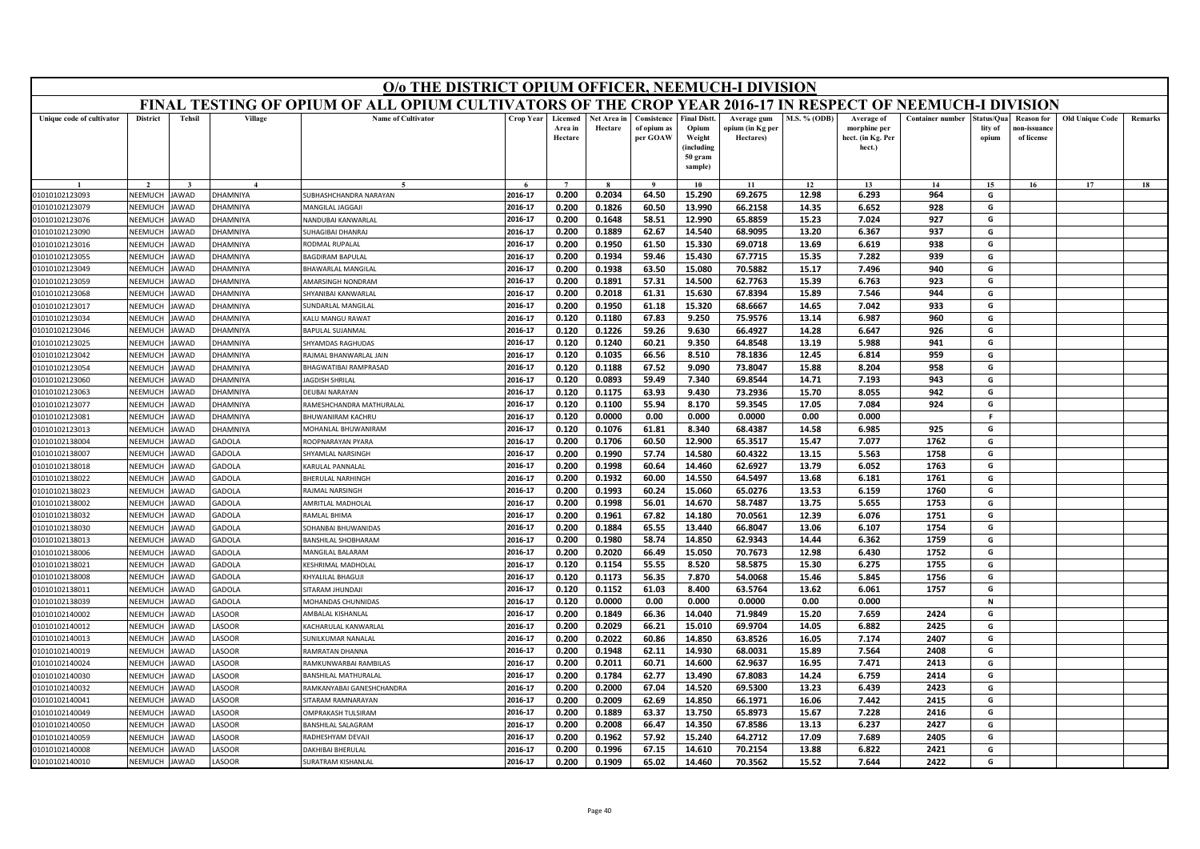# O/o THE DISTRICT OPIUM OFFICER, NEEMUCH-I DIVISION

## FINAL TESTING OF OPIUM OF ALL OPIUM CULTIVATORS OF THE CROP YEAR 2016-17 IN RESPECT OF NEEMUCH-I DIVISION

| Unique code of cultivator | District | Tehsil | Village | Name of Cultivator | Crop Year | Licensed Area in Hectare | Net Area in Hectare | Consistence of opium as per GOAW | Final Distt. Opium Weight (including 50 gram sample) | Average gum opium (in Kg per Hectares) | M.S. % (ODB) | Average of morphine per hect. (in Kg. Per hect.) | Container number | Status/Quality of opium | Reason for non-issuance of license | Old Unique Code | Remarks |
|---|---|---|---|---|---|---|---|---|---|---|---|---|---|---|---|---|---|
| 1 | 2 | 3 | 4 | 5 | 6 | 7 | 8 | 9 | 10 | 11 | 12 | 13 | 14 | 15 | 16 | 17 | 18 |
| 01010102123093 | NEEMUCH | JAWAD | DHAMNIYA | SUBHASHCHANDRA NARAYAN | 2016-17 | 0.200 | 0.2034 | 64.50 | 15.290 | 69.2675 | 12.98 | 6.293 | 964 | G | | | |
| 01010102123079 | NEEMUCH | JAWAD | DHAMNIYA | MANGILAL JAGGAJI | 2016-17 | 0.200 | 0.1826 | 60.50 | 13.990 | 66.2158 | 14.35 | 6.652 | 928 | G | | | |
| 01010102123076 | NEEMUCH | JAWAD | DHAMNIYA | NANDUBAI KANWARLAL | 2016-17 | 0.200 | 0.1648 | 58.51 | 12.990 | 65.8859 | 15.23 | 7.024 | 927 | G | | | |
| 01010102123090 | NEEMUCH | JAWAD | DHAMNIYA | SUHAGIBAI DHANRAJ | 2016-17 | 0.200 | 0.1889 | 62.67 | 14.540 | 68.9095 | 13.20 | 6.367 | 937 | G | | | |
| 01010102123016 | NEEMUCH | JAWAD | DHAMNIYA | RODMAL RUPALAL | 2016-17 | 0.200 | 0.1950 | 61.50 | 15.330 | 69.0718 | 13.69 | 6.619 | 938 | G | | | |
| 01010102123055 | NEEMUCH | JAWAD | DHAMNIYA | BAGDIRAM BAPULAL | 2016-17 | 0.200 | 0.1934 | 59.46 | 15.430 | 67.7715 | 15.35 | 7.282 | 939 | G | | | |
| 01010102123049 | NEEMUCH | JAWAD | DHAMNIYA | BHAWARLAL MANGILAL | 2016-17 | 0.200 | 0.1938 | 63.50 | 15.080 | 70.5882 | 15.17 | 7.496 | 940 | G | | | |
| 01010102123059 | NEEMUCH | JAWAD | DHAMNIYA | AMARSINGH NONDRAM | 2016-17 | 0.200 | 0.1891 | 57.31 | 14.500 | 62.7763 | 15.39 | 6.763 | 923 | G | | | |
| 01010102123068 | NEEMUCH | JAWAD | DHAMNIYA | SHYANIBAI KANWARLAL | 2016-17 | 0.200 | 0.2018 | 61.31 | 15.630 | 67.8394 | 15.89 | 7.546 | 944 | G | | | |
| 01010102123017 | NEEMUCH | JAWAD | DHAMNIYA | SUNDARLAL MANGILAL | 2016-17 | 0.200 | 0.1950 | 61.18 | 15.320 | 68.6667 | 14.65 | 7.042 | 933 | G | | | |
| 01010102123034 | NEEMUCH | JAWAD | DHAMNIYA | KALU MANGU RAWAT | 2016-17 | 0.120 | 0.1180 | 67.83 | 9.250 | 75.9576 | 13.14 | 6.987 | 960 | G | | | |
| 01010102123046 | NEEMUCH | JAWAD | DHAMNIYA | BAPULAL SUJANMAL | 2016-17 | 0.120 | 0.1226 | 59.26 | 9.630 | 66.4927 | 14.28 | 6.647 | 926 | G | | | |
| 01010102123025 | NEEMUCH | JAWAD | DHAMNIYA | SHYAMDAS RAGHUDAS | 2016-17 | 0.120 | 0.1240 | 60.21 | 9.350 | 64.8548 | 13.19 | 5.988 | 941 | G | | | |
| 01010102123042 | NEEMUCH | JAWAD | DHAMNIYA | RAJMAL BHANWARLAL JAIN | 2016-17 | 0.120 | 0.1035 | 66.56 | 8.510 | 78.1836 | 12.45 | 6.814 | 959 | G | | | |
| 01010102123054 | NEEMUCH | JAWAD | DHAMNIYA | BHAGWATIBAI RAMPRASAD | 2016-17 | 0.120 | 0.1188 | 67.52 | 9.090 | 73.8047 | 15.88 | 8.204 | 958 | G | | | |
| 01010102123060 | NEEMUCH | JAWAD | DHAMNIYA | JAGDISH SHRILAL | 2016-17 | 0.120 | 0.0893 | 59.49 | 7.340 | 69.8544 | 14.71 | 7.193 | 943 | G | | | |
| 01010102123063 | NEEMUCH | JAWAD | DHAMNIYA | DEUBAI NARAYAN | 2016-17 | 0.120 | 0.1175 | 63.93 | 9.430 | 73.2936 | 15.70 | 8.055 | 942 | G | | | |
| 01010102123077 | NEEMUCH | JAWAD | DHAMNIYA | RAMESHCHANDRA MATHURALAL | 2016-17 | 0.120 | 0.1100 | 55.94 | 8.170 | 59.3545 | 17.05 | 7.084 | 924 | G | | | |
| 01010102123081 | NEEMUCH | JAWAD | DHAMNIYA | BHUWANIRAM KACHRU | 2016-17 | 0.120 | 0.0000 | 0.00 | 0.000 | 0.0000 | 0.00 | 0.000 | | F | | | |
| 01010102123013 | NEEMUCH | JAWAD | DHAMNIYA | MOHANLAL BHUWANIRAM | 2016-17 | 0.120 | 0.1076 | 61.81 | 8.340 | 68.4387 | 14.58 | 6.985 | 925 | G | | | |
| 01010102138004 | NEEMUCH | JAWAD | GADOLA | ROOPNARAYAN PYARA | 2016-17 | 0.200 | 0.1706 | 60.50 | 12.900 | 65.3517 | 15.47 | 7.077 | 1762 | G | | | |
| 01010102138007 | NEEMUCH | JAWAD | GADOLA | SHYAMLAL NARSINGH | 2016-17 | 0.200 | 0.1990 | 57.74 | 14.580 | 60.4322 | 13.15 | 5.563 | 1758 | G | | | |
| 01010102138018 | NEEMUCH | JAWAD | GADOLA | KARULAL PANNALAL | 2016-17 | 0.200 | 0.1998 | 60.64 | 14.460 | 62.6927 | 13.79 | 6.052 | 1763 | G | | | |
| 01010102138022 | NEEMUCH | JAWAD | GADOLA | BHERULAL NARHINGH | 2016-17 | 0.200 | 0.1932 | 60.00 | 14.550 | 64.5497 | 13.68 | 6.181 | 1761 | G | | | |
| 01010102138023 | NEEMUCH | JAWAD | GADOLA | RAJMAL NARSINGH | 2016-17 | 0.200 | 0.1993 | 60.24 | 15.060 | 65.0276 | 13.53 | 6.159 | 1760 | G | | | |
| 01010102138002 | NEEMUCH | JAWAD | GADOLA | AMRITLAL MADHOLAL | 2016-17 | 0.200 | 0.1998 | 56.01 | 14.670 | 58.7487 | 13.75 | 5.655 | 1753 | G | | | |
| 01010102138032 | NEEMUCH | JAWAD | GADOLA | RAMLAL BHIMA | 2016-17 | 0.200 | 0.1961 | 67.82 | 14.180 | 70.0561 | 12.39 | 6.076 | 1751 | G | | | |
| 01010102138030 | NEEMUCH | JAWAD | GADOLA | SOHANBAI BHUWANIDAS | 2016-17 | 0.200 | 0.1884 | 65.55 | 13.440 | 66.8047 | 13.06 | 6.107 | 1754 | G | | | |
| 01010102138013 | NEEMUCH | JAWAD | GADOLA | BANSHILAL SHOBHARAM | 2016-17 | 0.200 | 0.1980 | 58.74 | 14.850 | 62.9343 | 14.44 | 6.362 | 1759 | G | | | |
| 01010102138006 | NEEMUCH | JAWAD | GADOLA | MANGILAL BALARAM | 2016-17 | 0.200 | 0.2020 | 66.49 | 15.050 | 70.7673 | 12.98 | 6.430 | 1752 | G | | | |
| 01010102138021 | NEEMUCH | JAWAD | GADOLA | KESHRIMAL MADHOLAL | 2016-17 | 0.120 | 0.1154 | 55.55 | 8.520 | 58.5875 | 15.30 | 6.275 | 1755 | G | | | |
| 01010102138008 | NEEMUCH | JAWAD | GADOLA | KHYALILAL BHAGUJI | 2016-17 | 0.120 | 0.1173 | 56.35 | 7.870 | 54.0068 | 15.46 | 5.845 | 1756 | G | | | |
| 01010102138011 | NEEMUCH | JAWAD | GADOLA | SITARAM JHUNDAJI | 2016-17 | 0.120 | 0.1152 | 61.03 | 8.400 | 63.5764 | 13.62 | 6.061 | 1757 | G | | | |
| 01010102138039 | NEEMUCH | JAWAD | GADOLA | MOHANDAS CHUNNIDAS | 2016-17 | 0.120 | 0.0000 | 0.00 | 0.000 | 0.0000 | 0.00 | 0.000 | | N | | | |
| 01010102140002 | NEEMUCH | JAWAD | LASOOR | AMBALAL KISHANLAL | 2016-17 | 0.200 | 0.1849 | 66.36 | 14.040 | 71.9849 | 15.20 | 7.659 | 2424 | G | | | |
| 01010102140012 | NEEMUCH | JAWAD | LASOOR | KACHARULAL KANWARLAL | 2016-17 | 0.200 | 0.2029 | 66.21 | 15.010 | 69.9704 | 14.05 | 6.882 | 2425 | G | | | |
| 01010102140013 | NEEMUCH | JAWAD | LASOOR | SUNILKUMAR NANALAL | 2016-17 | 0.200 | 0.2022 | 60.86 | 14.850 | 63.8526 | 16.05 | 7.174 | 2407 | G | | | |
| 01010102140019 | NEEMUCH | JAWAD | LASOOR | RAMRATAN DHANNA | 2016-17 | 0.200 | 0.1948 | 62.11 | 14.930 | 68.0031 | 15.89 | 7.564 | 2408 | G | | | |
| 01010102140024 | NEEMUCH | JAWAD | LASOOR | RAMKUNWARBAI RAMBILAS | 2016-17 | 0.200 | 0.2011 | 60.71 | 14.600 | 62.9637 | 16.95 | 7.471 | 2413 | G | | | |
| 01010102140030 | NEEMUCH | JAWAD | LASOOR | BANSHILAL MATHURALAL | 2016-17 | 0.200 | 0.1784 | 62.77 | 13.490 | 67.8083 | 14.24 | 6.759 | 2414 | G | | | |
| 01010102140032 | NEEMUCH | JAWAD | LASOOR | RAMKANYABAI GANESHCHANDRA | 2016-17 | 0.200 | 0.2000 | 67.04 | 14.520 | 69.5300 | 13.23 | 6.439 | 2423 | G | | | |
| 01010102140041 | NEEMUCH | JAWAD | LASOOR | SITARAM RAMNARAYAN | 2016-17 | 0.200 | 0.2009 | 62.69 | 14.850 | 66.1971 | 16.06 | 7.442 | 2415 | G | | | |
| 01010102140049 | NEEMUCH | JAWAD | LASOOR | OMPRAKASH TULSIRAM | 2016-17 | 0.200 | 0.1889 | 63.37 | 13.750 | 65.8973 | 15.67 | 7.228 | 2416 | G | | | |
| 01010102140050 | NEEMUCH | JAWAD | LASOOR | BANSHILAL SALAGRAM | 2016-17 | 0.200 | 0.2008 | 66.47 | 14.350 | 67.8586 | 13.13 | 6.237 | 2427 | G | | | |
| 01010102140059 | NEEMUCH | JAWAD | LASOOR | RADHESHYAM DEVAJI | 2016-17 | 0.200 | 0.1962 | 57.92 | 15.240 | 64.2712 | 17.09 | 7.689 | 2405 | G | | | |
| 01010102140008 | NEEMUCH | JAWAD | LASOOR | DAKHIBAI BHERULAL | 2016-17 | 0.200 | 0.1996 | 67.15 | 14.610 | 70.2154 | 13.88 | 6.822 | 2421 | G | | | |
| 01010102140010 | NEEMUCH | JAWAD | LASOOR | SURATRAM KISHANLAL | 2016-17 | 0.200 | 0.1909 | 65.02 | 14.460 | 70.3562 | 15.52 | 7.644 | 2422 | G | | | |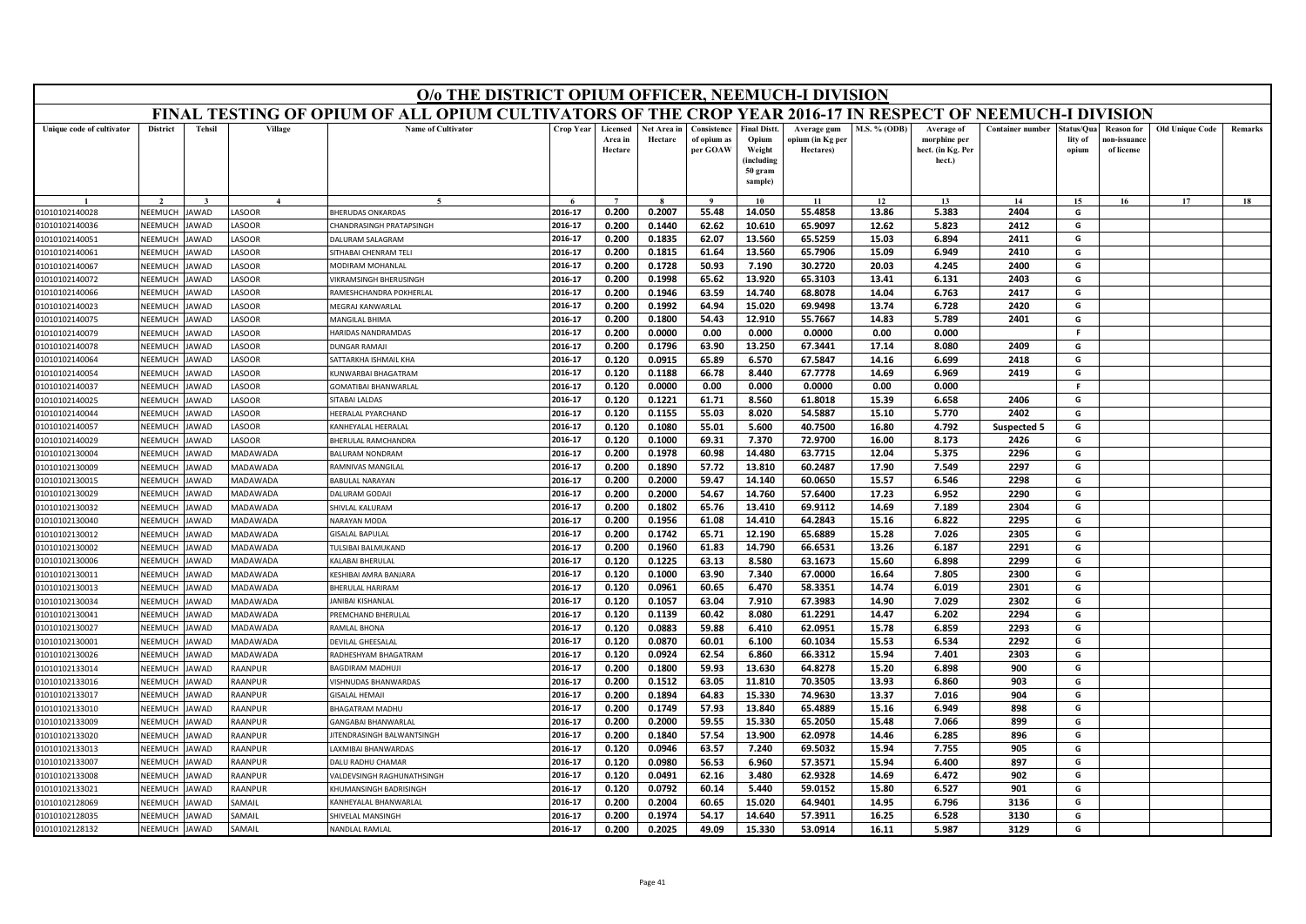# O/o THE DISTRICT OPIUM OFFICER, NEEMUCH-I DIVISION

## FINAL TESTING OF OPIUM OF ALL OPIUM CULTIVATORS OF THE CROP YEAR 2016-17 IN RESPECT OF NEEMUCH-I DIVISION

| Unique code of cultivator | District | Tehsil | Village | Name of Cultivator | Crop Year | Licensed Area in Hectare | Net Area in Hectare | Consistence of opium as per GOAW | Final Distt. Opium Weight (including 50 gram sample) | Average gum opium (in Kg per Hectares) | M.S. % (ODB) | Average of morphine per hect. (in Kg. Per hect.) | Container number | Status/Quality of opium | Reason for non-issuance of license | Old Unique Code | Remarks |
|---|---|---|---|---|---|---|---|---|---|---|---|---|---|---|---|---|---|
| 1 | 2 | 3 | 4 | 5 | 6 | 7 | 8 | 9 | 10 | 11 | 12 | 13 | 14 | 15 | 16 | 17 | 18 |
| 01010102140028 | NEEMUCH | JAWAD | LASOOR | BHERUDAS ONKARDAS | 2016-17 | 0.200 | 0.2007 | 55.48 | 14.050 | 55.4858 | 13.86 | 5.383 | 2404 | G | | | |
| 01010102140036 | NEEMUCH | JAWAD | LASOOR | CHANDRASINGH PRATAPSINGH | 2016-17 | 0.200 | 0.1440 | 62.62 | 10.610 | 65.9097 | 12.62 | 5.823 | 2412 | G | | | |
| 01010102140051 | NEEMUCH | JAWAD | LASOOR | DALURAM SALAGRAM | 2016-17 | 0.200 | 0.1835 | 62.07 | 13.560 | 65.5259 | 15.03 | 6.894 | 2411 | G | | | |
| 01010102140061 | NEEMUCH | JAWAD | LASOOR | SITHABAI CHENRAM TELI | 2016-17 | 0.200 | 0.1815 | 61.64 | 13.560 | 65.7906 | 15.09 | 6.949 | 2410 | G | | | |
| 01010102140067 | NEEMUCH | JAWAD | LASOOR | MODIRAM MOHANLAL | 2016-17 | 0.200 | 0.1728 | 50.93 | 7.190 | 30.2720 | 20.03 | 4.245 | 2400 | G | | | |
| 01010102140072 | NEEMUCH | JAWAD | LASOOR | VIKRAMSINGH BHERUSINGH | 2016-17 | 0.200 | 0.1998 | 65.62 | 13.920 | 65.3103 | 13.41 | 6.131 | 2403 | G | | | |
| 01010102140066 | NEEMUCH | JAWAD | LASOOR | RAMESHCHANDRA POKHERLAL | 2016-17 | 0.200 | 0.1946 | 63.59 | 14.740 | 68.8078 | 14.04 | 6.763 | 2417 | G | | | |
| 01010102140023 | NEEMUCH | JAWAD | LASOOR | MEGRAJ KANWARLAL | 2016-17 | 0.200 | 0.1992 | 64.94 | 15.020 | 69.9498 | 13.74 | 6.728 | 2420 | G | | | |
| 01010102140075 | NEEMUCH | JAWAD | LASOOR | MANGILAL BHIMA | 2016-17 | 0.200 | 0.1800 | 54.43 | 12.910 | 55.7667 | 14.83 | 5.789 | 2401 | G | | | |
| 01010102140079 | NEEMUCH | JAWAD | LASOOR | HARIDAS NANDRAMDAS | 2016-17 | 0.200 | 0.0000 | 0.00 | 0.000 | 0.0000 | 0.00 | 0.000 | | F | | | |
| 01010102140078 | NEEMUCH | JAWAD | LASOOR | DUNGAR RAMAJI | 2016-17 | 0.200 | 0.1796 | 63.90 | 13.250 | 67.3441 | 17.14 | 8.080 | 2409 | G | | | |
| 01010102140064 | NEEMUCH | JAWAD | LASOOR | SATTARKHA ISHMAIL KHA | 2016-17 | 0.120 | 0.0915 | 65.89 | 6.570 | 67.5847 | 14.16 | 6.699 | 2418 | G | | | |
| 01010102140054 | NEEMUCH | JAWAD | LASOOR | KUNWARBAI BHAGATRAM | 2016-17 | 0.120 | 0.1188 | 66.78 | 8.440 | 67.7778 | 14.69 | 6.969 | 2419 | G | | | |
| 01010102140037 | NEEMUCH | JAWAD | LASOOR | GOMATIBAI BHANWARLAL | 2016-17 | 0.120 | 0.0000 | 0.00 | 0.000 | 0.0000 | 0.00 | 0.000 | | F | | | |
| 01010102140025 | NEEMUCH | JAWAD | LASOOR | SITABAI LALDAS | 2016-17 | 0.120 | 0.1221 | 61.71 | 8.560 | 61.8018 | 15.39 | 6.658 | 2406 | G | | | |
| 01010102140044 | NEEMUCH | JAWAD | LASOOR | HEERALAL PYARCHAND | 2016-17 | 0.120 | 0.1155 | 55.03 | 8.020 | 54.5887 | 15.10 | 5.770 | 2402 | G | | | |
| 01010102140057 | NEEMUCH | JAWAD | LASOOR | KANHEYALAL HEERALAL | 2016-17 | 0.120 | 0.1080 | 55.01 | 5.600 | 40.7500 | 16.80 | 4.792 | Suspected 5 | G | | | |
| 01010102140029 | NEEMUCH | JAWAD | LASOOR | BHERULAL RAMCHANDRA | 2016-17 | 0.120 | 0.1000 | 69.31 | 7.370 | 72.9700 | 16.00 | 8.173 | 2426 | G | | | |
| 01010102130004 | NEEMUCH | JAWAD | MADAWADA | BALURAM NONDRAM | 2016-17 | 0.200 | 0.1978 | 60.98 | 14.480 | 63.7715 | 12.04 | 5.375 | 2296 | G | | | |
| 01010102130009 | NEEMUCH | JAWAD | MADAWADA | RAMNIVAS MANGILAL | 2016-17 | 0.200 | 0.1890 | 57.72 | 13.810 | 60.2487 | 17.90 | 7.549 | 2297 | G | | | |
| 01010102130015 | NEEMUCH | JAWAD | MADAWADA | BABULAL NARAYAN | 2016-17 | 0.200 | 0.2000 | 59.47 | 14.140 | 60.0650 | 15.57 | 6.546 | 2298 | G | | | |
| 01010102130029 | NEEMUCH | JAWAD | MADAWADA | DALURAM GODAJI | 2016-17 | 0.200 | 0.2000 | 54.67 | 14.760 | 57.6400 | 17.23 | 6.952 | 2290 | G | | | |
| 01010102130032 | NEEMUCH | JAWAD | MADAWADA | SHIVLAL KALURAM | 2016-17 | 0.200 | 0.1802 | 65.76 | 13.410 | 69.9112 | 14.69 | 7.189 | 2304 | G | | | |
| 01010102130040 | NEEMUCH | JAWAD | MADAWADA | NARAYAN MODA | 2016-17 | 0.200 | 0.1956 | 61.08 | 14.410 | 64.2843 | 15.16 | 6.822 | 2295 | G | | | |
| 01010102130012 | NEEMUCH | JAWAD | MADAWADA | GISALAL BAPULAL | 2016-17 | 0.200 | 0.1742 | 65.71 | 12.190 | 65.6889 | 15.28 | 7.026 | 2305 | G | | | |
| 01010102130002 | NEEMUCH | JAWAD | MADAWADA | TULSIBAI BALMUKAND | 2016-17 | 0.200 | 0.1960 | 61.83 | 14.790 | 66.6531 | 13.26 | 6.187 | 2291 | G | | | |
| 01010102130006 | NEEMUCH | JAWAD | MADAWADA | KALABAI BHERULAL | 2016-17 | 0.120 | 0.1225 | 63.13 | 8.580 | 63.1673 | 15.60 | 6.898 | 2299 | G | | | |
| 01010102130011 | NEEMUCH | JAWAD | MADAWADA | KESHIBAI AMRA BANJARA | 2016-17 | 0.120 | 0.1000 | 63.90 | 7.340 | 67.0000 | 16.64 | 7.805 | 2300 | G | | | |
| 01010102130013 | NEEMUCH | JAWAD | MADAWADA | BHERULAL HARIRAM | 2016-17 | 0.120 | 0.0961 | 60.65 | 6.470 | 58.3351 | 14.74 | 6.019 | 2301 | G | | | |
| 01010102130034 | NEEMUCH | JAWAD | MADAWADA | JANIBAI KISHANLAL | 2016-17 | 0.120 | 0.1057 | 63.04 | 7.910 | 67.3983 | 14.90 | 7.029 | 2302 | G | | | |
| 01010102130041 | NEEMUCH | JAWAD | MADAWADA | PREMCHAND BHERULAL | 2016-17 | 0.120 | 0.1139 | 60.42 | 8.080 | 61.2291 | 14.47 | 6.202 | 2294 | G | | | |
| 01010102130027 | NEEMUCH | JAWAD | MADAWADA | RAMLAL BHONA | 2016-17 | 0.120 | 0.0883 | 59.88 | 6.410 | 62.0951 | 15.78 | 6.859 | 2293 | G | | | |
| 01010102130001 | NEEMUCH | JAWAD | MADAWADA | DEVILAL GHEESALAL | 2016-17 | 0.120 | 0.0870 | 60.01 | 6.100 | 60.1034 | 15.53 | 6.534 | 2292 | G | | | |
| 01010102130026 | NEEMUCH | JAWAD | MADAWADA | RADHESHYAM BHAGATRAM | 2016-17 | 0.120 | 0.0924 | 62.54 | 6.860 | 66.3312 | 15.94 | 7.401 | 2303 | G | | | |
| 01010102133014 | NEEMUCH | JAWAD | RAANPUR | BAGDIRAM MADHUJI | 2016-17 | 0.200 | 0.1800 | 59.93 | 13.630 | 64.8278 | 15.20 | 6.898 | 900 | G | | | |
| 01010102133016 | NEEMUCH | JAWAD | RAANPUR | VISHNUDAS BHANWARDAS | 2016-17 | 0.200 | 0.1512 | 63.05 | 11.810 | 70.3505 | 13.93 | 6.860 | 903 | G | | | |
| 01010102133017 | NEEMUCH | JAWAD | RAANPUR | GISALAL HEMAJI | 2016-17 | 0.200 | 0.1894 | 64.83 | 15.330 | 74.9630 | 13.37 | 7.016 | 904 | G | | | |
| 01010102133010 | NEEMUCH | JAWAD | RAANPUR | BHAGATRAM MADHU | 2016-17 | 0.200 | 0.1749 | 57.93 | 13.840 | 65.4889 | 15.16 | 6.949 | 898 | G | | | |
| 01010102133009 | NEEMUCH | JAWAD | RAANPUR | GANGABAI BHANWARLAL | 2016-17 | 0.200 | 0.2000 | 59.55 | 15.330 | 65.2050 | 15.48 | 7.066 | 899 | G | | | |
| 01010102133020 | NEEMUCH | JAWAD | RAANPUR | JITENDRASINGH BALWANTSINGH | 2016-17 | 0.200 | 0.1840 | 57.54 | 13.900 | 62.0978 | 14.46 | 6.285 | 896 | G | | | |
| 01010102133013 | NEEMUCH | JAWAD | RAANPUR | LAXMIBAI BHANWARDAS | 2016-17 | 0.120 | 0.0946 | 63.57 | 7.240 | 69.5032 | 15.94 | 7.755 | 905 | G | | | |
| 01010102133007 | NEEMUCH | JAWAD | RAANPUR | DALU RADHU CHAMAR | 2016-17 | 0.120 | 0.0980 | 56.53 | 6.960 | 57.3571 | 15.94 | 6.400 | 897 | G | | | |
| 01010102133008 | NEEMUCH | JAWAD | RAANPUR | VALDEVSINGH RAGHUNATHSINGH | 2016-17 | 0.120 | 0.0491 | 62.16 | 3.480 | 62.9328 | 14.69 | 6.472 | 902 | G | | | |
| 01010102133021 | NEEMUCH | JAWAD | RAANPUR | KHUMANSINGH BADRISINGH | 2016-17 | 0.120 | 0.0792 | 60.14 | 5.440 | 59.0152 | 15.80 | 6.527 | 901 | G | | | |
| 01010102128069 | NEEMUCH | JAWAD | SAMAIL | KANHEYALAL BHANWARLAL | 2016-17 | 0.200 | 0.2004 | 60.65 | 15.020 | 64.9401 | 14.95 | 6.796 | 3136 | G | | | |
| 01010102128035 | NEEMUCH | JAWAD | SAMAIL | SHIVELAL MANSINGH | 2016-17 | 0.200 | 0.1974 | 54.17 | 14.640 | 57.3911 | 16.25 | 6.528 | 3130 | G | | | |
| 01010102128132 | NEEMUCH | JAWAD | SAMAIL | NANDLAL RAMLAL | 2016-17 | 0.200 | 0.2025 | 49.09 | 15.330 | 53.0914 | 16.11 | 5.987 | 3129 | G | | | |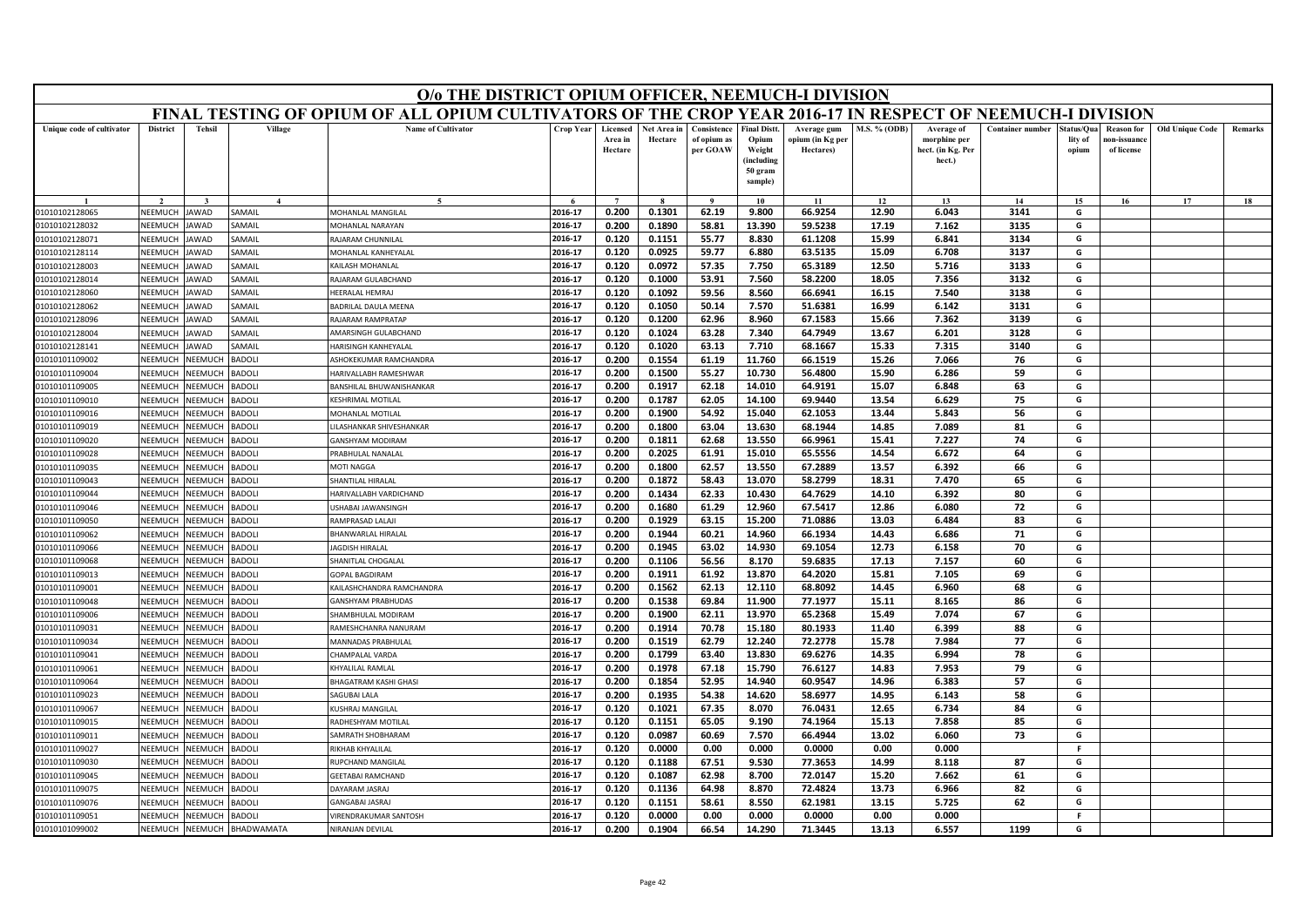# O/o THE DISTRICT OPIUM OFFICER, NEEMUCH-I DIVISION

## FINAL TESTING OF OPIUM OF ALL OPIUM CULTIVATORS OF THE CROP YEAR 2016-17 IN RESPECT OF NEEMUCH-I DIVISION

| Unique code of cultivator | District | Tehsil | Village | Name of Cultivator | Crop Year | Licensed Area in Hectare | Net Area in Hectare | Consistence of opium as per GOAW | Final Distt. Opium Weight (including 50 gram sample) | Average gum opium (in Kg per Hectares) | M.S. % (ODB) | Average of morphine per hect. (in Kg. Per hect.) | Container number | Status/Quality of opium | Reason for non-issuance of license | Old Unique Code | Remarks |
|---|---|---|---|---|---|---|---|---|---|---|---|---|---|---|---|---|---|
| 1 | 2 | 3 | 4 | 5 | 6 | 7 | 8 | 9 | 10 | 11 | 12 | 13 | 14 | 15 | 16 | 17 | 18 |
| 01010102128065 | NEEMUCH | JAWAD | SAMAIL | MOHANLAL MANGILAL | 2016-17 | 0.200 | 0.1301 | 62.19 | 9.800 | 66.9254 | 12.90 | 6.043 | 3141 | G | | | |
| 01010102128032 | NEEMUCH | JAWAD | SAMAIL | MOHANLAL NARAYAN | 2016-17 | 0.200 | 0.1890 | 58.81 | 13.390 | 59.5238 | 17.19 | 7.162 | 3135 | G | | | |
| 01010102128071 | NEEMUCH | JAWAD | SAMAIL | RAJARAM CHUNNILAL | 2016-17 | 0.120 | 0.1151 | 55.77 | 8.830 | 61.1208 | 15.99 | 6.841 | 3134 | G | | | |
| 01010102128114 | NEEMUCH | JAWAD | SAMAIL | MOHANLAL KANHEYALAL | 2016-17 | 0.120 | 0.0925 | 59.77 | 6.880 | 63.5135 | 15.09 | 6.708 | 3137 | G | | | |
| 01010102128003 | NEEMUCH | JAWAD | SAMAIL | KAILASH MOHANLAL | 2016-17 | 0.120 | 0.0972 | 57.35 | 7.750 | 65.3189 | 12.50 | 5.716 | 3133 | G | | | |
| 01010102128014 | NEEMUCH | JAWAD | SAMAIL | RAJARAM GULABCHAND | 2016-17 | 0.120 | 0.1000 | 53.91 | 7.560 | 58.2200 | 18.05 | 7.356 | 3132 | G | | | |
| 01010102128060 | NEEMUCH | JAWAD | SAMAIL | HEERALAL HEMRAJ | 2016-17 | 0.120 | 0.1092 | 59.56 | 8.560 | 66.6941 | 16.15 | 7.540 | 3138 | G | | | |
| 01010102128062 | NEEMUCH | JAWAD | SAMAIL | BADRILAL DAULA MEENA | 2016-17 | 0.120 | 0.1050 | 50.14 | 7.570 | 51.6381 | 16.99 | 6.142 | 3131 | G | | | |
| 01010102128096 | NEEMUCH | JAWAD | SAMAIL | RAJARAM RAMPRATAP | 2016-17 | 0.120 | 0.1200 | 62.96 | 8.960 | 67.1583 | 15.66 | 7.362 | 3139 | G | | | |
| 01010102128004 | NEEMUCH | JAWAD | SAMAIL | AMARSINGH GULABCHAND | 2016-17 | 0.120 | 0.1024 | 63.28 | 7.340 | 64.7949 | 13.67 | 6.201 | 3128 | G | | | |
| 01010102128141 | NEEMUCH | JAWAD | SAMAIL | HARISINGH KANHEYALAL | 2016-17 | 0.120 | 0.1020 | 63.13 | 7.710 | 68.1667 | 15.33 | 7.315 | 3140 | G | | | |
| 01010101109002 | NEEMUCH | NEEMUCH | BADOLI | ASHOKEKUMAR RAMCHANDRA | 2016-17 | 0.200 | 0.1554 | 61.19 | 11.760 | 66.1519 | 15.26 | 7.066 | 76 | G | | | |
| 01010101109004 | NEEMUCH | NEEMUCH | BADOLI | HARIVALLABH RAMESHWAR | 2016-17 | 0.200 | 0.1500 | 55.27 | 10.730 | 56.4800 | 15.90 | 6.286 | 59 | G | | | |
| 01010101109005 | NEEMUCH | NEEMUCH | BADOLI | BANSHILAL BHUWANISHANKAR | 2016-17 | 0.200 | 0.1917 | 62.18 | 14.010 | 64.9191 | 15.07 | 6.848 | 63 | G | | | |
| 01010101109010 | NEEMUCH | NEEMUCH | BADOLI | KESHRIMAL MOTILAL | 2016-17 | 0.200 | 0.1787 | 62.05 | 14.100 | 69.9440 | 13.54 | 6.629 | 75 | G | | | |
| 01010101109016 | NEEMUCH | NEEMUCH | BADOLI | MOHANLAL MOTILAL | 2016-17 | 0.200 | 0.1900 | 54.92 | 15.040 | 62.1053 | 13.44 | 5.843 | 56 | G | | | |
| 01010101109019 | NEEMUCH | NEEMUCH | BADOLI | LILASHANKAR SHIVESHANKAR | 2016-17 | 0.200 | 0.1800 | 63.04 | 13.630 | 68.1944 | 14.85 | 7.089 | 81 | G | | | |
| 01010101109020 | NEEMUCH | NEEMUCH | BADOLI | GANSHYAM MODIRAM | 2016-17 | 0.200 | 0.1811 | 62.68 | 13.550 | 66.9961 | 15.41 | 7.227 | 74 | G | | | |
| 01010101109028 | NEEMUCH | NEEMUCH | BADOLI | PRABHULAL NANALAL | 2016-17 | 0.200 | 0.2025 | 61.91 | 15.010 | 65.5556 | 14.54 | 6.672 | 64 | G | | | |
| 01010101109035 | NEEMUCH | NEEMUCH | BADOLI | MOTI NAGGA | 2016-17 | 0.200 | 0.1800 | 62.57 | 13.550 | 67.2889 | 13.57 | 6.392 | 66 | G | | | |
| 01010101109043 | NEEMUCH | NEEMUCH | BADOLI | SHANTILAL HIRALAL | 2016-17 | 0.200 | 0.1872 | 58.43 | 13.070 | 58.2799 | 18.31 | 7.470 | 65 | G | | | |
| 01010101109044 | NEEMUCH | NEEMUCH | BADOLI | HARIVALLABH VARDICHAND | 2016-17 | 0.200 | 0.1434 | 62.33 | 10.430 | 64.7629 | 14.10 | 6.392 | 80 | G | | | |
| 01010101109046 | NEEMUCH | NEEMUCH | BADOLI | USHABAI JAWANSINGH | 2016-17 | 0.200 | 0.1680 | 61.29 | 12.960 | 67.5417 | 12.86 | 6.080 | 72 | G | | | |
| 01010101109050 | NEEMUCH | NEEMUCH | BADOLI | RAMPRASAD LALAJI | 2016-17 | 0.200 | 0.1929 | 63.15 | 15.200 | 71.0886 | 13.03 | 6.484 | 83 | G | | | |
| 01010101109062 | NEEMUCH | NEEMUCH | BADOLI | BHANWARLAL HIRALAL | 2016-17 | 0.200 | 0.1944 | 60.21 | 14.960 | 66.1934 | 14.43 | 6.686 | 71 | G | | | |
| 01010101109066 | NEEMUCH | NEEMUCH | BADOLI | JAGDISH HIRALAL | 2016-17 | 0.200 | 0.1945 | 63.02 | 14.930 | 69.1054 | 12.73 | 6.158 | 70 | G | | | |
| 01010101109068 | NEEMUCH | NEEMUCH | BADOLI | SHANITLAL CHOGALAL | 2016-17 | 0.200 | 0.1106 | 56.56 | 8.170 | 59.6835 | 17.13 | 7.157 | 60 | G | | | |
| 01010101109013 | NEEMUCH | NEEMUCH | BADOLI | GOPAL BAGDIRAM | 2016-17 | 0.200 | 0.1911 | 61.92 | 13.870 | 64.2020 | 15.81 | 7.105 | 69 | G | | | |
| 01010101109001 | NEEMUCH | NEEMUCH | BADOLI | KAILASHCHANDRA RAMCHANDRA | 2016-17 | 0.200 | 0.1562 | 62.13 | 12.110 | 68.8092 | 14.45 | 6.960 | 68 | G | | | |
| 01010101109048 | NEEMUCH | NEEMUCH | BADOLI | GANSHYAM PRABHUDAS | 2016-17 | 0.200 | 0.1538 | 69.84 | 11.900 | 77.1977 | 15.11 | 8.165 | 86 | G | | | |
| 01010101109006 | NEEMUCH | NEEMUCH | BADOLI | SHAMBHULAL MODIRAM | 2016-17 | 0.200 | 0.1900 | 62.11 | 13.970 | 65.2368 | 15.49 | 7.074 | 67 | G | | | |
| 01010101109031 | NEEMUCH | NEEMUCH | BADOLI | RAMESHCHANRA NANURAM | 2016-17 | 0.200 | 0.1914 | 70.78 | 15.180 | 80.1933 | 11.40 | 6.399 | 88 | G | | | |
| 01010101109034 | NEEMUCH | NEEMUCH | BADOLI | MANNADAS PRABHULAL | 2016-17 | 0.200 | 0.1519 | 62.79 | 12.240 | 72.2778 | 15.78 | 7.984 | 77 | G | | | |
| 01010101109041 | NEEMUCH | NEEMUCH | BADOLI | CHAMPALAL VARDA | 2016-17 | 0.200 | 0.1799 | 63.40 | 13.830 | 69.6276 | 14.35 | 6.994 | 78 | G | | | |
| 01010101109061 | NEEMUCH | NEEMUCH | BADOLI | KHYALILAL RAMLAL | 2016-17 | 0.200 | 0.1978 | 67.18 | 15.790 | 76.6127 | 14.83 | 7.953 | 79 | G | | | |
| 01010101109064 | NEEMUCH | NEEMUCH | BADOLI | BHAGATRAM KASHI GHASI | 2016-17 | 0.200 | 0.1854 | 52.95 | 14.940 | 60.9547 | 14.96 | 6.383 | 57 | G | | | |
| 01010101109023 | NEEMUCH | NEEMUCH | BADOLI | SAGUBAI LALA | 2016-17 | 0.200 | 0.1935 | 54.38 | 14.620 | 58.6977 | 14.95 | 6.143 | 58 | G | | | |
| 01010101109067 | NEEMUCH | NEEMUCH | BADOLI | KUSHRAJ MANGILAL | 2016-17 | 0.120 | 0.1021 | 67.35 | 8.070 | 76.0431 | 12.65 | 6.734 | 84 | G | | | |
| 01010101109015 | NEEMUCH | NEEMUCH | BADOLI | RADHESHYAM MOTILAL | 2016-17 | 0.120 | 0.1151 | 65.05 | 9.190 | 74.1964 | 15.13 | 7.858 | 85 | G | | | |
| 01010101109011 | NEEMUCH | NEEMUCH | BADOLI | SAMRATH SHOBHARAM | 2016-17 | 0.120 | 0.0987 | 60.69 | 7.570 | 66.4944 | 13.02 | 6.060 | 73 | G | | | |
| 01010101109027 | NEEMUCH | NEEMUCH | BADOLI | RIKHAB KHYALILAL | 2016-17 | 0.120 | 0.0000 | 0.00 | 0.000 | 0.0000 | 0.00 | 0.000 | | F | | | |
| 01010101109030 | NEEMUCH | NEEMUCH | BADOLI | RUPCHAND MANGILAL | 2016-17 | 0.120 | 0.1188 | 67.51 | 9.530 | 77.3653 | 14.99 | 8.118 | 87 | G | | | |
| 01010101109045 | NEEMUCH | NEEMUCH | BADOLI | GEETABAI RAMCHAND | 2016-17 | 0.120 | 0.1087 | 62.98 | 8.700 | 72.0147 | 15.20 | 7.662 | 61 | G | | | |
| 01010101109075 | NEEMUCH | NEEMUCH | BADOLI | DAYARAM JASRAJ | 2016-17 | 0.120 | 0.1136 | 64.98 | 8.870 | 72.4824 | 13.73 | 6.966 | 82 | G | | | |
| 01010101109076 | NEEMUCH | NEEMUCH | BADOLI | GANGABAI JASRAJ | 2016-17 | 0.120 | 0.1151 | 58.61 | 8.550 | 62.1981 | 13.15 | 5.725 | 62 | G | | | |
| 01010101109051 | NEEMUCH | NEEMUCH | BADOLI | VIRENDRAKUMAR SANTOSH | 2016-17 | 0.120 | 0.0000 | 0.00 | 0.000 | 0.0000 | 0.00 | 0.000 | | F | | | |
| 01010101099002 | NEEMUCH | NEEMUCH | BHADWAMATA | NIRANJAN DEVILAL | 2016-17 | 0.200 | 0.1904 | 66.54 | 14.290 | 71.3445 | 13.13 | 6.557 | 1199 | G | | | |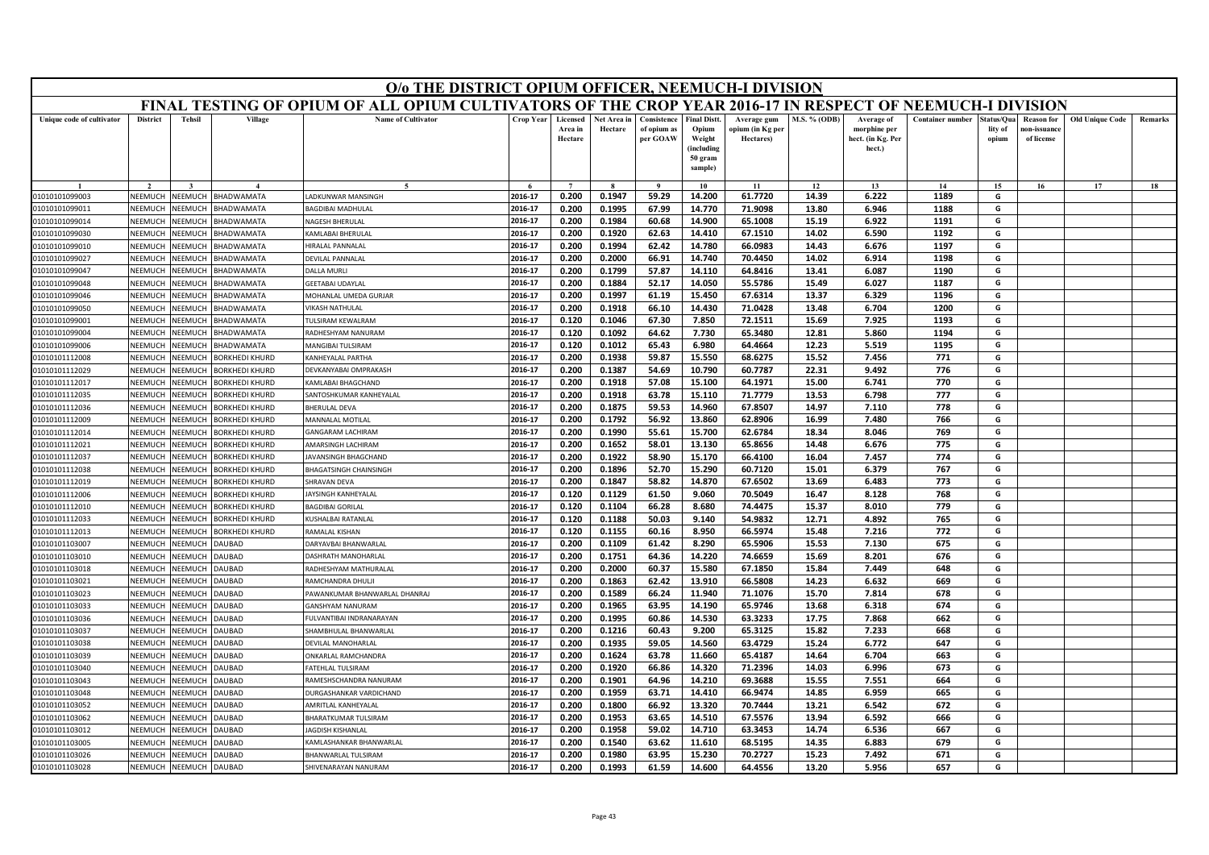# O/o THE DISTRICT OPIUM OFFICER, NEEMUCH-I DIVISION

## FINAL TESTING OF OPIUM OF ALL OPIUM CULTIVATORS OF THE CROP YEAR 2016-17 IN RESPECT OF NEEMUCH-I DIVISION

| Unique code of cultivator | District | Tehsil | Village | Name of Cultivator | Crop Year | Licensed Area in Hectare | Net Area in Hectare | Consistence of opium as per GOAW | Final Distt. Opium Weight (including 50 gram sample) | Average gum opium (in Kg per Hectares) | M.S. % (ODB) | Average of morphine per hect. (in Kg. Per hect.) | Container number | Status/Quality of opium | Reason for non-issuance of license | Old Unique Code | Remarks |
|---|---|---|---|---|---|---|---|---|---|---|---|---|---|---|---|---|---|
| 1 | 2 | 3 | 4 | 5 | 6 | 7 | 8 | 9 | 10 | 11 | 12 | 13 | 14 | 15 | 16 | 17 | 18 |
| 01010101099003 | NEEMUCH | NEEMUCH | BHADWAMATA | LADKUNWAR MANSINGH | 2016-17 | 0.200 | 0.1947 | 59.29 | 14.200 | 61.7720 | 14.39 | 6.222 | 1189 | G | | | |
| 01010101099011 | NEEMUCH | NEEMUCH | BHADWAMATA | BAGDIBAI MADHULAL | 2016-17 | 0.200 | 0.1995 | 67.99 | 14.770 | 71.9098 | 13.80 | 6.946 | 1188 | G | | | |
| 01010101099014 | NEEMUCH | NEEMUCH | BHADWAMATA | NAGESH BHERULAL | 2016-17 | 0.200 | 0.1984 | 60.68 | 14.900 | 65.1008 | 15.19 | 6.922 | 1191 | G | | | |
| 01010101099030 | NEEMUCH | NEEMUCH | BHADWAMATA | KAMLABAI BHERULAL | 2016-17 | 0.200 | 0.1920 | 62.63 | 14.410 | 67.1510 | 14.02 | 6.590 | 1192 | G | | | |
| 01010101099010 | NEEMUCH | NEEMUCH | BHADWAMATA | HIRALAL PANNALAL | 2016-17 | 0.200 | 0.1994 | 62.42 | 14.780 | 66.0983 | 14.43 | 6.676 | 1197 | G | | | |
| 01010101099027 | NEEMUCH | NEEMUCH | BHADWAMATA | DEVILAL PANNALAL | 2016-17 | 0.200 | 0.2000 | 66.91 | 14.740 | 70.4450 | 14.02 | 6.914 | 1198 | G | | | |
| 01010101099047 | NEEMUCH | NEEMUCH | BHADWAMATA | DALLA MURLI | 2016-17 | 0.200 | 0.1799 | 57.87 | 14.110 | 64.8416 | 13.41 | 6.087 | 1190 | G | | | |
| 01010101099048 | NEEMUCH | NEEMUCH | BHADWAMATA | GEETABAI UDAYLAL | 2016-17 | 0.200 | 0.1884 | 52.17 | 14.050 | 55.5786 | 15.49 | 6.027 | 1187 | G | | | |
| 01010101099046 | NEEMUCH | NEEMUCH | BHADWAMATA | MOHANLAL UMEDA GURJAR | 2016-17 | 0.200 | 0.1997 | 61.19 | 15.450 | 67.6314 | 13.37 | 6.329 | 1196 | G | | | |
| 01010101099050 | NEEMUCH | NEEMUCH | BHADWAMATA | VIKASH NATHULAL | 2016-17 | 0.200 | 0.1918 | 66.10 | 14.430 | 71.0428 | 13.48 | 6.704 | 1200 | G | | | |
| 01010101099001 | NEEMUCH | NEEMUCH | BHADWAMATA | TULSIRAM KEWALRAM | 2016-17 | 0.120 | 0.1046 | 67.30 | 7.850 | 72.1511 | 15.69 | 7.925 | 1193 | G | | | |
| 01010101099004 | NEEMUCH | NEEMUCH | BHADWAMATA | RADHESHYAM NANURAM | 2016-17 | 0.120 | 0.1092 | 64.62 | 7.730 | 65.3480 | 12.81 | 5.860 | 1194 | G | | | |
| 01010101099006 | NEEMUCH | NEEMUCH | BHADWAMATA | MANGIBAI TULSIRAM | 2016-17 | 0.120 | 0.1012 | 65.43 | 6.980 | 64.4664 | 12.23 | 5.519 | 1195 | G | | | |
| 01010101112008 | NEEMUCH | NEEMUCH | BORKHEDI KHURD | KANHEYALAL PARTHA | 2016-17 | 0.200 | 0.1938 | 59.87 | 15.550 | 68.6275 | 15.52 | 7.456 | 771 | G | | | |
| 01010101112029 | NEEMUCH | NEEMUCH | BORKHEDI KHURD | DEVKANYABAI OMPRAKASH | 2016-17 | 0.200 | 0.1387 | 54.69 | 10.790 | 60.7787 | 22.31 | 9.492 | 776 | G | | | |
| 01010101112017 | NEEMUCH | NEEMUCH | BORKHEDI KHURD | KAMLABAI BHAGCHAND | 2016-17 | 0.200 | 0.1918 | 57.08 | 15.100 | 64.1971 | 15.00 | 6.741 | 770 | G | | | |
| 01010101112035 | NEEMUCH | NEEMUCH | BORKHEDI KHURD | SANTOSHKUMAR KANHEYALAL | 2016-17 | 0.200 | 0.1918 | 63.78 | 15.110 | 71.7779 | 13.53 | 6.798 | 777 | G | | | |
| 01010101112036 | NEEMUCH | NEEMUCH | BORKHEDI KHURD | BHERULAL DEVA | 2016-17 | 0.200 | 0.1875 | 59.53 | 14.960 | 67.8507 | 14.97 | 7.110 | 778 | G | | | |
| 01010101112009 | NEEMUCH | NEEMUCH | BORKHEDI KHURD | MANNALAL MOTILAL | 2016-17 | 0.200 | 0.1792 | 56.92 | 13.860 | 62.8906 | 16.99 | 7.480 | 766 | G | | | |
| 01010101112014 | NEEMUCH | NEEMUCH | BORKHEDI KHURD | GANGARAM LACHIRAM | 2016-17 | 0.200 | 0.1990 | 55.61 | 15.700 | 62.6784 | 18.34 | 8.046 | 769 | G | | | |
| 01010101112021 | NEEMUCH | NEEMUCH | BORKHEDI KHURD | AMARSINGH LACHIRAM | 2016-17 | 0.200 | 0.1652 | 58.01 | 13.130 | 65.8656 | 14.48 | 6.676 | 775 | G | | | |
| 01010101112037 | NEEMUCH | NEEMUCH | BORKHEDI KHURD | JAVANSINGH BHAGCHAND | 2016-17 | 0.200 | 0.1922 | 58.90 | 15.170 | 66.4100 | 16.04 | 7.457 | 774 | G | | | |
| 01010101112038 | NEEMUCH | NEEMUCH | BORKHEDI KHURD | BHAGATSINGH CHAINSINGH | 2016-17 | 0.200 | 0.1896 | 52.70 | 15.290 | 60.7120 | 15.01 | 6.379 | 767 | G | | | |
| 01010101112019 | NEEMUCH | NEEMUCH | BORKHEDI KHURD | SHRAVAN DEVA | 2016-17 | 0.200 | 0.1847 | 58.82 | 14.870 | 67.6502 | 13.69 | 6.483 | 773 | G | | | |
| 01010101112006 | NEEMUCH | NEEMUCH | BORKHEDI KHURD | JAYSINGH KANHEYALAL | 2016-17 | 0.120 | 0.1129 | 61.50 | 9.060 | 70.5049 | 16.47 | 8.128 | 768 | G | | | |
| 01010101112010 | NEEMUCH | NEEMUCH | BORKHEDI KHURD | BAGDIBAI GORILAL | 2016-17 | 0.120 | 0.1104 | 66.28 | 8.680 | 74.4475 | 15.37 | 8.010 | 779 | G | | | |
| 01010101112033 | NEEMUCH | NEEMUCH | BORKHEDI KHURD | KUSHALBAI RATANLAL | 2016-17 | 0.120 | 0.1188 | 50.03 | 9.140 | 54.9832 | 12.71 | 4.892 | 765 | G | | | |
| 01010101112013 | NEEMUCH | NEEMUCH | BORKHEDI KHURD | RAMALAL KISHAN | 2016-17 | 0.120 | 0.1155 | 60.16 | 8.950 | 66.5974 | 15.48 | 7.216 | 772 | G | | | |
| 01010101103007 | NEEMUCH | NEEMUCH | DAUBAD | DARYAVBAI BHANWARLAL | 2016-17 | 0.200 | 0.1109 | 61.42 | 8.290 | 65.5906 | 15.53 | 7.130 | 675 | G | | | |
| 01010101103010 | NEEMUCH | NEEMUCH | DAUBAD | DASHRATH MANOHARLAL | 2016-17 | 0.200 | 0.1751 | 64.36 | 14.220 | 74.6659 | 15.69 | 8.201 | 676 | G | | | |
| 01010101103018 | NEEMUCH | NEEMUCH | DAUBAD | RADHESHYAM MATHURALAL | 2016-17 | 0.200 | 0.2000 | 60.37 | 15.580 | 67.1850 | 15.84 | 7.449 | 648 | G | | | |
| 01010101103021 | NEEMUCH | NEEMUCH | DAUBAD | RAMCHANDRA DHULJI | 2016-17 | 0.200 | 0.1863 | 62.42 | 13.910 | 66.5808 | 14.23 | 6.632 | 669 | G | | | |
| 01010101103023 | NEEMUCH | NEEMUCH | DAUBAD | PAWANKUMAR BHANWARLAL DHANRAJ | 2016-17 | 0.200 | 0.1589 | 66.24 | 11.940 | 71.1076 | 15.70 | 7.814 | 678 | G | | | |
| 01010101103033 | NEEMUCH | NEEMUCH | DAUBAD | GANSHYAM NANURAM | 2016-17 | 0.200 | 0.1965 | 63.95 | 14.190 | 65.9746 | 13.68 | 6.318 | 674 | G | | | |
| 01010101103036 | NEEMUCH | NEEMUCH | DAUBAD | FULVANTIBAI INDRANARAYAN | 2016-17 | 0.200 | 0.1995 | 60.86 | 14.530 | 63.3233 | 17.75 | 7.868 | 662 | G | | | |
| 01010101103037 | NEEMUCH | NEEMUCH | DAUBAD | SHAMBHULAL BHANWARLAL | 2016-17 | 0.200 | 0.1216 | 60.43 | 9.200 | 65.3125 | 15.82 | 7.233 | 668 | G | | | |
| 01010101103038 | NEEMUCH | NEEMUCH | DAUBAD | DEVILAL MANOHARLAL | 2016-17 | 0.200 | 0.1935 | 59.05 | 14.560 | 63.4729 | 15.24 | 6.772 | 647 | G | | | |
| 01010101103039 | NEEMUCH | NEEMUCH | DAUBAD | ONKARLAL RAMCHANDRA | 2016-17 | 0.200 | 0.1624 | 63.78 | 11.660 | 65.4187 | 14.64 | 6.704 | 663 | G | | | |
| 01010101103040 | NEEMUCH | NEEMUCH | DAUBAD | FATEHLAL TULSIRAM | 2016-17 | 0.200 | 0.1920 | 66.86 | 14.320 | 71.2396 | 14.03 | 6.996 | 673 | G | | | |
| 01010101103043 | NEEMUCH | NEEMUCH | DAUBAD | RAMESHSCHANDRA NANURAM | 2016-17 | 0.200 | 0.1901 | 64.96 | 14.210 | 69.3688 | 15.55 | 7.551 | 664 | G | | | |
| 01010101103048 | NEEMUCH | NEEMUCH | DAUBAD | DURGASHANKAR VARDICHAND | 2016-17 | 0.200 | 0.1959 | 63.71 | 14.410 | 66.9474 | 14.85 | 6.959 | 665 | G | | | |
| 01010101103052 | NEEMUCH | NEEMUCH | DAUBAD | AMRITLAL KANHEYALAL | 2016-17 | 0.200 | 0.1800 | 66.92 | 13.320 | 70.7444 | 13.21 | 6.542 | 672 | G | | | |
| 01010101103062 | NEEMUCH | NEEMUCH | DAUBAD | BHARATKUMAR TULSIRAM | 2016-17 | 0.200 | 0.1953 | 63.65 | 14.510 | 67.5576 | 13.94 | 6.592 | 666 | G | | | |
| 01010101103012 | NEEMUCH | NEEMUCH | DAUBAD | JAGDISH KISHANLAL | 2016-17 | 0.200 | 0.1958 | 59.02 | 14.710 | 63.3453 | 14.74 | 6.536 | 667 | G | | | |
| 01010101103005 | NEEMUCH | NEEMUCH | DAUBAD | KAMLASHANKAR BHANWARLAL | 2016-17 | 0.200 | 0.1540 | 63.62 | 11.610 | 68.5195 | 14.35 | 6.883 | 679 | G | | | |
| 01010101103026 | NEEMUCH | NEEMUCH | DAUBAD | BHANWARLAL TULSIRAM | 2016-17 | 0.200 | 0.1980 | 63.95 | 15.230 | 70.2727 | 15.23 | 7.492 | 671 | G | | | |
| 01010101103028 | NEEMUCH | NEEMUCH | DAUBAD | SHIVENARAYAN NANURAM | 2016-17 | 0.200 | 0.1993 | 61.59 | 14.600 | 64.4556 | 13.20 | 5.956 | 657 | G | | | |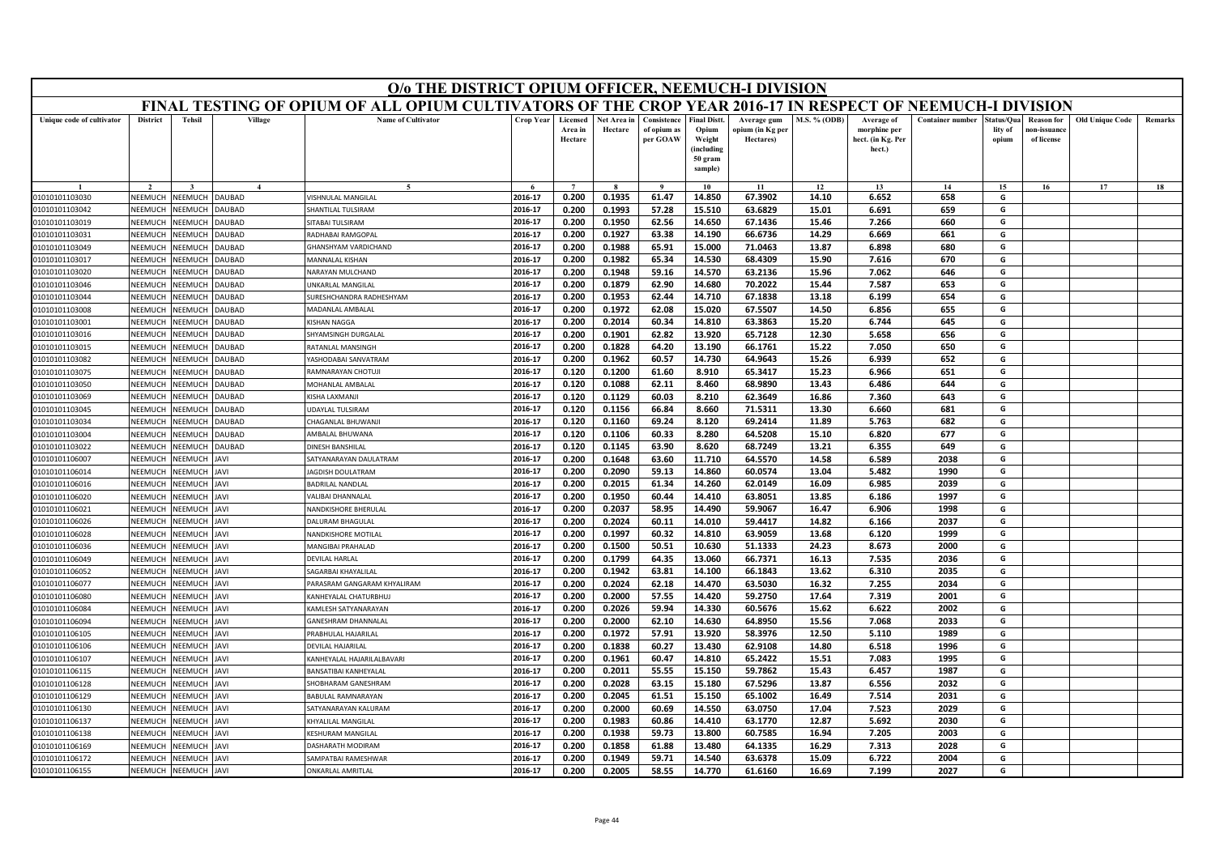# O/o THE DISTRICT OPIUM OFFICER, NEEMUCH-I DIVISION

## FINAL TESTING OF OPIUM OF ALL OPIUM CULTIVATORS OF THE CROP YEAR 2016-17 IN RESPECT OF NEEMUCH-I DIVISION

| Unique code of cultivator | District | Tehsil | Village | Name of Cultivator | Crop Year | Licensed Area in Hectare | Net Area in Hectare | Consistence of opium as per GOAW | Final Distt. Opium Weight (including 50 gram sample) | Average gum opium (in Kg per Hectares) | M.S. % (ODB) | Average of morphine per hect. (in Kg. Per hect.) | Container number | Status/Quality of opium | Reason for non-issuance of license | Old Unique Code | Remarks |
|---|---|---|---|---|---|---|---|---|---|---|---|---|---|---|---|---|---|
| 1 | 2 | 3 | 4 | 5 | 6 | 7 | 8 | 9 | 10 | 11 | 12 | 13 | 14 | 15 | 16 | 17 | 18 |
| 01010101103030 | NEEMUCH | NEEMUCH | DAUBAD | VISHNULAL MANGILAL | 2016-17 | 0.200 | 0.1935 | 61.47 | 14.850 | 67.3902 | 14.10 | 6.652 | 658 | G | | | |
| 01010101103042 | NEEMUCH | NEEMUCH | DAUBAD | SHANTILAL TULSIRAM | 2016-17 | 0.200 | 0.1993 | 57.28 | 15.510 | 63.6829 | 15.01 | 6.691 | 659 | G | | | |
| 01010101103019 | NEEMUCH | NEEMUCH | DAUBAD | SITABAI TULSIRAM | 2016-17 | 0.200 | 0.1950 | 62.56 | 14.650 | 67.1436 | 15.46 | 7.266 | 660 | G | | | |
| 01010101103031 | NEEMUCH | NEEMUCH | DAUBAD | RADHABAI RAMGOPAL | 2016-17 | 0.200 | 0.1927 | 63.38 | 14.190 | 66.6736 | 14.29 | 6.669 | 661 | G | | | |
| 01010101103049 | NEEMUCH | NEEMUCH | DAUBAD | GHANSHYAM VARDICHAND | 2016-17 | 0.200 | 0.1988 | 65.91 | 15.000 | 71.0463 | 13.87 | 6.898 | 680 | G | | | |
| 01010101103017 | NEEMUCH | NEEMUCH | DAUBAD | MANNALAL KISHAN | 2016-17 | 0.200 | 0.1982 | 65.34 | 14.530 | 68.4309 | 15.90 | 7.616 | 670 | G | | | |
| 01010101103020 | NEEMUCH | NEEMUCH | DAUBAD | NARAYAN MULCHAND | 2016-17 | 0.200 | 0.1948 | 59.16 | 14.570 | 63.2136 | 15.96 | 7.062 | 646 | G | | | |
| 01010101103046 | NEEMUCH | NEEMUCH | DAUBAD | UNKARLAL MANGILAL | 2016-17 | 0.200 | 0.1879 | 62.90 | 14.680 | 70.2022 | 15.44 | 7.587 | 653 | G | | | |
| 01010101103044 | NEEMUCH | NEEMUCH | DAUBAD | SURESHCHANDRA RADHESHYAM | 2016-17 | 0.200 | 0.1953 | 62.44 | 14.710 | 67.1838 | 13.18 | 6.199 | 654 | G | | | |
| 01010101103008 | NEEMUCH | NEEMUCH | DAUBAD | MADANLAL AMBALAL | 2016-17 | 0.200 | 0.1972 | 62.08 | 15.020 | 67.5507 | 14.50 | 6.856 | 655 | G | | | |
| 01010101103001 | NEEMUCH | NEEMUCH | DAUBAD | KISHAN NAGGA | 2016-17 | 0.200 | 0.2014 | 60.34 | 14.810 | 63.3863 | 15.20 | 6.744 | 645 | G | | | |
| 01010101103016 | NEEMUCH | NEEMUCH | DAUBAD | SHYAMSINGH DURGALAL | 2016-17 | 0.200 | 0.1901 | 62.82 | 13.920 | 65.7128 | 12.30 | 5.658 | 656 | G | | | |
| 01010101103015 | NEEMUCH | NEEMUCH | DAUBAD | RATANLAL MANSINGH | 2016-17 | 0.200 | 0.1828 | 64.20 | 13.190 | 66.1761 | 15.22 | 7.050 | 650 | G | | | |
| 01010101103082 | NEEMUCH | NEEMUCH | DAUBAD | YASHODABAI SANVATRAM | 2016-17 | 0.200 | 0.1962 | 60.57 | 14.730 | 64.9643 | 15.26 | 6.939 | 652 | G | | | |
| 01010101103075 | NEEMUCH | NEEMUCH | DAUBAD | RAMNARAYAN CHOTUJI | 2016-17 | 0.120 | 0.1200 | 61.60 | 8.910 | 65.3417 | 15.23 | 6.966 | 651 | G | | | |
| 01010101103050 | NEEMUCH | NEEMUCH | DAUBAD | MOHANLAL AMBALAL | 2016-17 | 0.120 | 0.1088 | 62.11 | 8.460 | 68.9890 | 13.43 | 6.486 | 644 | G | | | |
| 01010101103069 | NEEMUCH | NEEMUCH | DAUBAD | KISHA LAXMANJI | 2016-17 | 0.120 | 0.1129 | 60.03 | 8.210 | 62.3649 | 16.86 | 7.360 | 643 | G | | | |
| 01010101103045 | NEEMUCH | NEEMUCH | DAUBAD | UDAYLAL TULSIRAM | 2016-17 | 0.120 | 0.1156 | 66.84 | 8.660 | 71.5311 | 13.30 | 6.660 | 681 | G | | | |
| 01010101103034 | NEEMUCH | NEEMUCH | DAUBAD | CHAGANLAL BHUWANJI | 2016-17 | 0.120 | 0.1160 | 69.24 | 8.120 | 69.2414 | 11.89 | 5.763 | 682 | G | | | |
| 01010101103004 | NEEMUCH | NEEMUCH | DAUBAD | AMBALAL BHUWANA | 2016-17 | 0.120 | 0.1106 | 60.33 | 8.280 | 64.5208 | 15.10 | 6.820 | 677 | G | | | |
| 01010101103022 | NEEMUCH | NEEMUCH | DAUBAD | DINESH BANSHILAL | 2016-17 | 0.120 | 0.1145 | 63.90 | 8.620 | 68.7249 | 13.21 | 6.355 | 649 | G | | | |
| 01010101106007 | NEEMUCH | NEEMUCH | JAVI | SATYANARAYAN DAULATRAM | 2016-17 | 0.200 | 0.1648 | 63.60 | 11.710 | 64.5570 | 14.58 | 6.589 | 2038 | G | | | |
| 01010101106014 | NEEMUCH | NEEMUCH | JAVI | JAGDISH DOULATRAM | 2016-17 | 0.200 | 0.2090 | 59.13 | 14.860 | 60.0574 | 13.04 | 5.482 | 1990 | G | | | |
| 01010101106016 | NEEMUCH | NEEMUCH | JAVI | BADRILAL NANDLAL | 2016-17 | 0.200 | 0.2015 | 61.34 | 14.260 | 62.0149 | 16.09 | 6.985 | 2039 | G | | | |
| 01010101106020 | NEEMUCH | NEEMUCH | JAVI | VALIBAI DHANNALAL | 2016-17 | 0.200 | 0.1950 | 60.44 | 14.410 | 63.8051 | 13.85 | 6.186 | 1997 | G | | | |
| 01010101106021 | NEEMUCH | NEEMUCH | JAVI | NANDKISHORE BHERULAL | 2016-17 | 0.200 | 0.2037 | 58.95 | 14.490 | 59.9067 | 16.47 | 6.906 | 1998 | G | | | |
| 01010101106026 | NEEMUCH | NEEMUCH | JAVI | DALURAM BHAGULAL | 2016-17 | 0.200 | 0.2024 | 60.11 | 14.010 | 59.4417 | 14.82 | 6.166 | 2037 | G | | | |
| 01010101106028 | NEEMUCH | NEEMUCH | JAVI | NANDKISHORE MOTILAL | 2016-17 | 0.200 | 0.1997 | 60.32 | 14.810 | 63.9059 | 13.68 | 6.120 | 1999 | G | | | |
| 01010101106036 | NEEMUCH | NEEMUCH | JAVI | MANGIBAI PRAHALAD | 2016-17 | 0.200 | 0.1500 | 50.51 | 10.630 | 51.1333 | 24.23 | 8.673 | 2000 | G | | | |
| 01010101106049 | NEEMUCH | NEEMUCH | JAVI | DEVILAL HARLAL | 2016-17 | 0.200 | 0.1799 | 64.35 | 13.060 | 66.7371 | 16.13 | 7.535 | 2036 | G | | | |
| 01010101106052 | NEEMUCH | NEEMUCH | JAVI | SAGARBAI KHAYALILAL | 2016-17 | 0.200 | 0.1942 | 63.81 | 14.100 | 66.1843 | 13.62 | 6.310 | 2035 | G | | | |
| 01010101106077 | NEEMUCH | NEEMUCH | JAVI | PARASRAM GANGARAM KHYALIRAM | 2016-17 | 0.200 | 0.2024 | 62.18 | 14.470 | 63.5030 | 16.32 | 7.255 | 2034 | G | | | |
| 01010101106080 | NEEMUCH | NEEMUCH | JAVI | KANHEYALAL CHATURBHUJ | 2016-17 | 0.200 | 0.2000 | 57.55 | 14.420 | 59.2750 | 17.64 | 7.319 | 2001 | G | | | |
| 01010101106084 | NEEMUCH | NEEMUCH | JAVI | KAMLESH SATYANARAYAN | 2016-17 | 0.200 | 0.2026 | 59.94 | 14.330 | 60.5676 | 15.62 | 6.622 | 2002 | G | | | |
| 01010101106094 | NEEMUCH | NEEMUCH | JAVI | GANESHRAM DHANNALAL | 2016-17 | 0.200 | 0.2000 | 62.10 | 14.630 | 64.8950 | 15.56 | 7.068 | 2033 | G | | | |
| 01010101106105 | NEEMUCH | NEEMUCH | JAVI | PRABHULAL HAJARILAL | 2016-17 | 0.200 | 0.1972 | 57.91 | 13.920 | 58.3976 | 12.50 | 5.110 | 1989 | G | | | |
| 01010101106106 | NEEMUCH | NEEMUCH | JAVI | DEVILAL HAJARILAL | 2016-17 | 0.200 | 0.1838 | 60.27 | 13.430 | 62.9108 | 14.80 | 6.518 | 1996 | G | | | |
| 01010101106107 | NEEMUCH | NEEMUCH | JAVI | KANHEYALAL HAJARILALBAVARI | 2016-17 | 0.200 | 0.1961 | 60.47 | 14.810 | 65.2422 | 15.51 | 7.083 | 1995 | G | | | |
| 01010101106115 | NEEMUCH | NEEMUCH | JAVI | BANSATIBAI KANHEYALAL | 2016-17 | 0.200 | 0.2011 | 55.55 | 15.150 | 59.7862 | 15.43 | 6.457 | 1987 | G | | | |
| 01010101106128 | NEEMUCH | NEEMUCH | JAVI | SHOBHARAM GANESHRAM | 2016-17 | 0.200 | 0.2028 | 63.15 | 15.180 | 67.5296 | 13.87 | 6.556 | 2032 | G | | | |
| 01010101106129 | NEEMUCH | NEEMUCH | JAVI | BABULAL RAMNARAYAN | 2016-17 | 0.200 | 0.2045 | 61.51 | 15.150 | 65.1002 | 16.49 | 7.514 | 2031 | G | | | |
| 01010101106130 | NEEMUCH | NEEMUCH | JAVI | SATYANARAYAN KALURAM | 2016-17 | 0.200 | 0.2000 | 60.69 | 14.550 | 63.0750 | 17.04 | 7.523 | 2029 | G | | | |
| 01010101106137 | NEEMUCH | NEEMUCH | JAVI | KHYALILAL MANGILAL | 2016-17 | 0.200 | 0.1983 | 60.86 | 14.410 | 63.1770 | 12.87 | 5.692 | 2030 | G | | | |
| 01010101106138 | NEEMUCH | NEEMUCH | JAVI | KESHURAM MANGILAL | 2016-17 | 0.200 | 0.1938 | 59.73 | 13.800 | 60.7585 | 16.94 | 7.205 | 2003 | G | | | |
| 01010101106169 | NEEMUCH | NEEMUCH | JAVI | DASHARATH MODIRAM | 2016-17 | 0.200 | 0.1858 | 61.88 | 13.480 | 64.1335 | 16.29 | 7.313 | 2028 | G | | | |
| 01010101106172 | NEEMUCH | NEEMUCH | JAVI | SAMPATBAI RAMESHWAR | 2016-17 | 0.200 | 0.1949 | 59.71 | 14.540 | 63.6378 | 15.09 | 6.722 | 2004 | G | | | |
| 01010101106155 | NEEMUCH | NEEMUCH | JAVI | ONKARLAL AMRITLAL | 2016-17 | 0.200 | 0.2005 | 58.55 | 14.770 | 61.6160 | 16.69 | 7.199 | 2027 | G | | | |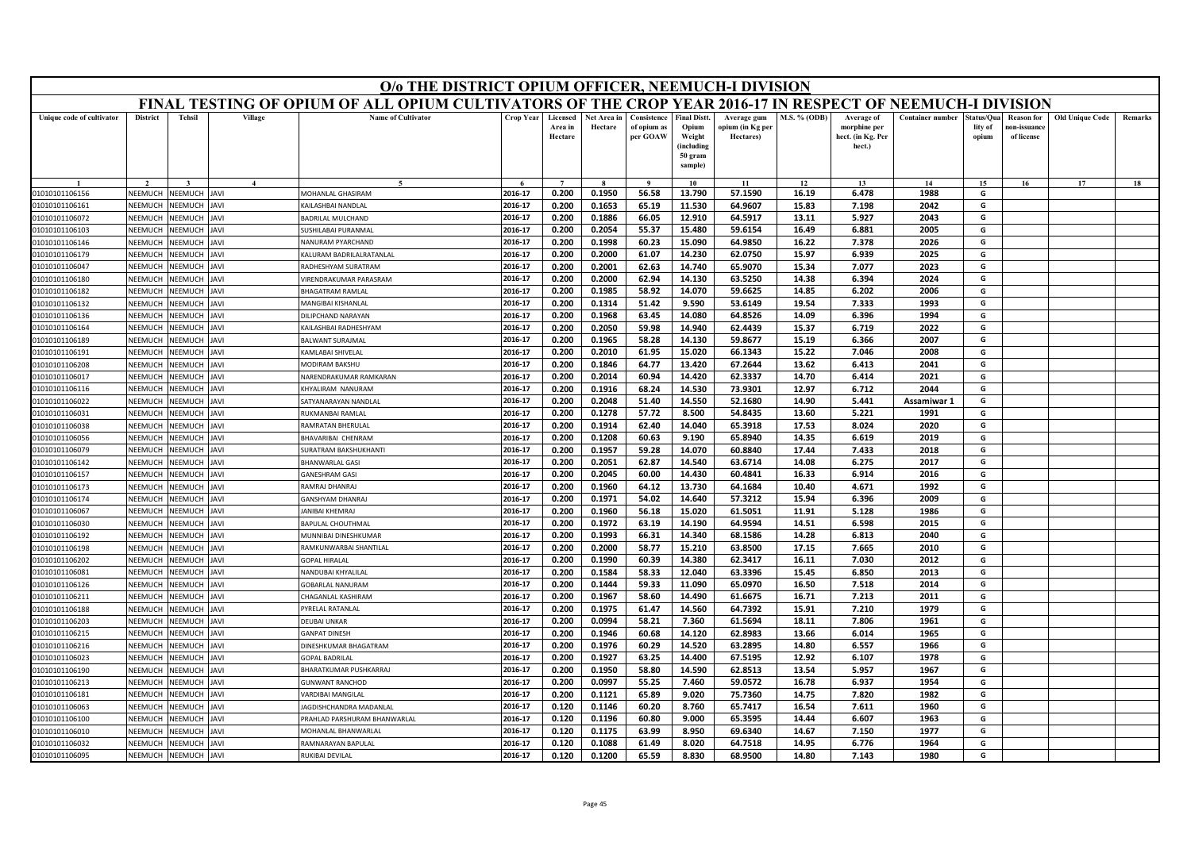# O/o THE DISTRICT OPIUM OFFICER, NEEMUCH-I DIVISION

## FINAL TESTING OF OPIUM OF ALL OPIUM CULTIVATORS OF THE CROP YEAR 2016-17 IN RESPECT OF NEEMUCH-I DIVISION

| Unique code of cultivator | District | Tehsil | Village | Name of Cultivator | Crop Year | Licensed Area in Hectare | Net Area in Hectare | Consistence of opium as per GOAW | Final Distt. Opium Weight (including 50 gram sample) | Average gum opium (in Kg per Hectares) | M.S. % (ODB) | Average of morphine per hect. (in Kg. Per hect.) | Container number | Status/Quality of opium | Reason for non-issuance of license | Old Unique Code | Remarks |
|---|---|---|---|---|---|---|---|---|---|---|---|---|---|---|---|---|---|
| 1 | 2 | 3 | 4 | 5 | 6 | 7 | 8 | 9 | 10 | 11 | 12 | 13 | 14 | 15 | 16 | 17 | 18 |
| 01010101106156 | NEEMUCH | NEEMUCH | JAVI | MOHANLAL GHASIRAM | 2016-17 | 0.200 | 0.1950 | 56.58 | 13.790 | 57.1590 | 16.19 | 6.478 | 1988 | G | | | |
| 01010101106161 | NEEMUCH | NEEMUCH | JAVI | KAILASHBAI NANDLAL | 2016-17 | 0.200 | 0.1653 | 65.19 | 11.530 | 64.9607 | 15.83 | 7.198 | 2042 | G | | | |
| 01010101106072 | NEEMUCH | NEEMUCH | JAVI | BADRILAL MULCHAND | 2016-17 | 0.200 | 0.1886 | 66.05 | 12.910 | 64.5917 | 13.11 | 5.927 | 2043 | G | | | |
| 01010101106103 | NEEMUCH | NEEMUCH | JAVI | SUSHILABAI PURANMAL | 2016-17 | 0.200 | 0.2054 | 55.37 | 15.480 | 59.6154 | 16.49 | 6.881 | 2005 | G | | | |
| 01010101106146 | NEEMUCH | NEEMUCH | JAVI | NANURAM PYARCHAND | 2016-17 | 0.200 | 0.1998 | 60.23 | 15.090 | 64.9850 | 16.22 | 7.378 | 2026 | G | | | |
| 01010101106179 | NEEMUCH | NEEMUCH | JAVI | KALURAM BADRILALRATANLAL | 2016-17 | 0.200 | 0.2000 | 61.07 | 14.230 | 62.0750 | 15.97 | 6.939 | 2025 | G | | | |
| 01010101106047 | NEEMUCH | NEEMUCH | JAVI | RADHESHYAM SURATRAM | 2016-17 | 0.200 | 0.2001 | 62.63 | 14.740 | 65.9070 | 15.34 | 7.077 | 2023 | G | | | |
| 01010101106180 | NEEMUCH | NEEMUCH | JAVI | VIRENDRAKUMAR PARASRAM | 2016-17 | 0.200 | 0.2000 | 62.94 | 14.130 | 63.5250 | 14.38 | 6.394 | 2024 | G | | | |
| 01010101106182 | NEEMUCH | NEEMUCH | JAVI | BHAGATRAM RAMLAL | 2016-17 | 0.200 | 0.1985 | 58.92 | 14.070 | 59.6625 | 14.85 | 6.202 | 2006 | G | | | |
| 01010101106132 | NEEMUCH | NEEMUCH | JAVI | MANGIBAI KISHANLAL | 2016-17 | 0.200 | 0.1314 | 51.42 | 9.590 | 53.6149 | 19.54 | 7.333 | 1993 | G | | | |
| 01010101106136 | NEEMUCH | NEEMUCH | JAVI | DILIPCHAND NARAYAN | 2016-17 | 0.200 | 0.1968 | 63.45 | 14.080 | 64.8526 | 14.09 | 6.396 | 1994 | G | | | |
| 01010101106164 | NEEMUCH | NEEMUCH | JAVI | KAILASHBAI RADHESHYAM | 2016-17 | 0.200 | 0.2050 | 59.98 | 14.940 | 62.4439 | 15.37 | 6.719 | 2022 | G | | | |
| 01010101106189 | NEEMUCH | NEEMUCH | JAVI | BALWANT SURAJMAL | 2016-17 | 0.200 | 0.1965 | 58.28 | 14.130 | 59.8677 | 15.19 | 6.366 | 2007 | G | | | |
| 01010101106191 | NEEMUCH | NEEMUCH | JAVI | KAMLABAI SHIVELAL | 2016-17 | 0.200 | 0.2010 | 61.95 | 15.020 | 66.1343 | 15.22 | 7.046 | 2008 | G | | | |
| 01010101106208 | NEEMUCH | NEEMUCH | JAVI | MODIRAM BAKSHU | 2016-17 | 0.200 | 0.1846 | 64.77 | 13.420 | 67.2644 | 13.62 | 6.413 | 2041 | G | | | |
| 01010101106017 | NEEMUCH | NEEMUCH | JAVI | NARENDRAKUMAR RAMKARAN | 2016-17 | 0.200 | 0.2014 | 60.94 | 14.420 | 62.3337 | 14.70 | 6.414 | 2021 | G | | | |
| 01010101106116 | NEEMUCH | NEEMUCH | JAVI | KHYALIRAM NANURAM | 2016-17 | 0.200 | 0.1916 | 68.24 | 14.530 | 73.9301 | 12.97 | 6.712 | 2044 | G | | | |
| 01010101106022 | NEEMUCH | NEEMUCH | JAVI | SATYANARAYAN NANDLAL | 2016-17 | 0.200 | 0.2048 | 51.40 | 14.550 | 52.1680 | 14.90 | 5.441 | Assamiwar 1 | G | | | |
| 01010101106031 | NEEMUCH | NEEMUCH | JAVI | RUKMANBAI RAMLAL | 2016-17 | 0.200 | 0.1278 | 57.72 | 8.500 | 54.8435 | 13.60 | 5.221 | 1991 | G | | | |
| 01010101106038 | NEEMUCH | NEEMUCH | JAVI | RAMRATAN BHERULAL | 2016-17 | 0.200 | 0.1914 | 62.40 | 14.040 | 65.3918 | 17.53 | 8.024 | 2020 | G | | | |
| 01010101106056 | NEEMUCH | NEEMUCH | JAVI | BHAVARIBAI CHENRAM | 2016-17 | 0.200 | 0.1208 | 60.63 | 9.190 | 65.8940 | 14.35 | 6.619 | 2019 | G | | | |
| 01010101106079 | NEEMUCH | NEEMUCH | JAVI | SURATRAM BAKSHUKHANTI | 2016-17 | 0.200 | 0.1957 | 59.28 | 14.070 | 60.8840 | 17.44 | 7.433 | 2018 | G | | | |
| 01010101106142 | NEEMUCH | NEEMUCH | JAVI | BHANWARLAL GASI | 2016-17 | 0.200 | 0.2051 | 62.87 | 14.540 | 63.6714 | 14.08 | 6.275 | 2017 | G | | | |
| 01010101106157 | NEEMUCH | NEEMUCH | JAVI | GANESHRAM GASI | 2016-17 | 0.200 | 0.2045 | 60.00 | 14.430 | 60.4841 | 16.33 | 6.914 | 2016 | G | | | |
| 01010101106173 | NEEMUCH | NEEMUCH | JAVI | RAMRAJ DHANRAJ | 2016-17 | 0.200 | 0.1960 | 64.12 | 13.730 | 64.1684 | 10.40 | 4.671 | 1992 | G | | | |
| 01010101106174 | NEEMUCH | NEEMUCH | JAVI | GANSHYAM DHANRAJ | 2016-17 | 0.200 | 0.1971 | 54.02 | 14.640 | 57.3212 | 15.94 | 6.396 | 2009 | G | | | |
| 01010101106067 | NEEMUCH | NEEMUCH | JAVI | JANIBAI KHEMRAJ | 2016-17 | 0.200 | 0.1960 | 56.18 | 15.020 | 61.5051 | 11.91 | 5.128 | 1986 | G | | | |
| 01010101106030 | NEEMUCH | NEEMUCH | JAVI | BAPULAL CHOUTHMAL | 2016-17 | 0.200 | 0.1972 | 63.19 | 14.190 | 64.9594 | 14.51 | 6.598 | 2015 | G | | | |
| 01010101106192 | NEEMUCH | NEEMUCH | JAVI | MUNNIBAI DINESHKUMAR | 2016-17 | 0.200 | 0.1993 | 66.31 | 14.340 | 68.1586 | 14.28 | 6.813 | 2040 | G | | | |
| 01010101106198 | NEEMUCH | NEEMUCH | JAVI | RAMKUNWARBAI SHANTILAL | 2016-17 | 0.200 | 0.2000 | 58.77 | 15.210 | 63.8500 | 17.15 | 7.665 | 2010 | G | | | |
| 01010101106202 | NEEMUCH | NEEMUCH | JAVI | GOPAL HIRALAL | 2016-17 | 0.200 | 0.1990 | 60.39 | 14.380 | 62.3417 | 16.11 | 7.030 | 2012 | G | | | |
| 01010101106081 | NEEMUCH | NEEMUCH | JAVI | NANDUBAI KHYALILAL | 2016-17 | 0.200 | 0.1584 | 58.33 | 12.040 | 63.3396 | 15.45 | 6.850 | 2013 | G | | | |
| 01010101106126 | NEEMUCH | NEEMUCH | JAVI | GOBARLAL NANURAM | 2016-17 | 0.200 | 0.1444 | 59.33 | 11.090 | 65.0970 | 16.50 | 7.518 | 2014 | G | | | |
| 01010101106211 | NEEMUCH | NEEMUCH | JAVI | CHAGANLAL KASHIRAM | 2016-17 | 0.200 | 0.1967 | 58.60 | 14.490 | 61.6675 | 16.71 | 7.213 | 2011 | G | | | |
| 01010101106188 | NEEMUCH | NEEMUCH | JAVI | PYRELAL RATANLAL | 2016-17 | 0.200 | 0.1975 | 61.47 | 14.560 | 64.7392 | 15.91 | 7.210 | 1979 | G | | | |
| 01010101106203 | NEEMUCH | NEEMUCH | JAVI | DEUBAI UNKAR | 2016-17 | 0.200 | 0.0994 | 58.21 | 7.360 | 61.5694 | 18.11 | 7.806 | 1961 | G | | | |
| 01010101106215 | NEEMUCH | NEEMUCH | JAVI | GANPAT DINESH | 2016-17 | 0.200 | 0.1946 | 60.68 | 14.120 | 62.8983 | 13.66 | 6.014 | 1965 | G | | | |
| 01010101106216 | NEEMUCH | NEEMUCH | JAVI | DINESHKUMAR BHAGATRAM | 2016-17 | 0.200 | 0.1976 | 60.29 | 14.520 | 63.2895 | 14.80 | 6.557 | 1966 | G | | | |
| 01010101106023 | NEEMUCH | NEEMUCH | JAVI | GOPAL BADRILAL | 2016-17 | 0.200 | 0.1927 | 63.25 | 14.400 | 67.5195 | 12.92 | 6.107 | 1978 | G | | | |
| 01010101106190 | NEEMUCH | NEEMUCH | JAVI | BHARATKUMAR PUSHKARRAJ | 2016-17 | 0.200 | 0.1950 | 58.80 | 14.590 | 62.8513 | 13.54 | 5.957 | 1967 | G | | | |
| 01010101106213 | NEEMUCH | NEEMUCH | JAVI | GUNWANT RANCHOD | 2016-17 | 0.200 | 0.0997 | 55.25 | 7.460 | 59.0572 | 16.78 | 6.937 | 1954 | G | | | |
| 01010101106181 | NEEMUCH | NEEMUCH | JAVI | VARDIBAI MANGILAL | 2016-17 | 0.200 | 0.1121 | 65.89 | 9.020 | 75.7360 | 14.75 | 7.820 | 1982 | G | | | |
| 01010101106063 | NEEMUCH | NEEMUCH | JAVI | JAGDISHCHANDRA MADANLAL | 2016-17 | 0.120 | 0.1146 | 60.20 | 8.760 | 65.7417 | 16.54 | 7.611 | 1960 | G | | | |
| 01010101106100 | NEEMUCH | NEEMUCH | JAVI | PRAHLAD PARSHURAM BHANWARLAL | 2016-17 | 0.120 | 0.1196 | 60.80 | 9.000 | 65.3595 | 14.44 | 6.607 | 1963 | G | | | |
| 01010101106010 | NEEMUCH | NEEMUCH | JAVI | MOHANLAL BHANWARLAL | 2016-17 | 0.120 | 0.1175 | 63.99 | 8.950 | 69.6340 | 14.67 | 7.150 | 1977 | G | | | |
| 01010101106032 | NEEMUCH | NEEMUCH | JAVI | RAMNARAYAN BAPULAL | 2016-17 | 0.120 | 0.1088 | 61.49 | 8.020 | 64.7518 | 14.95 | 6.776 | 1964 | G | | | |
| 01010101106095 | NEEMUCH | NEEMUCH | JAVI | RUKIBAI DEVILAL | 2016-17 | 0.120 | 0.1200 | 65.59 | 8.830 | 68.9500 | 14.80 | 7.143 | 1980 | G | | | |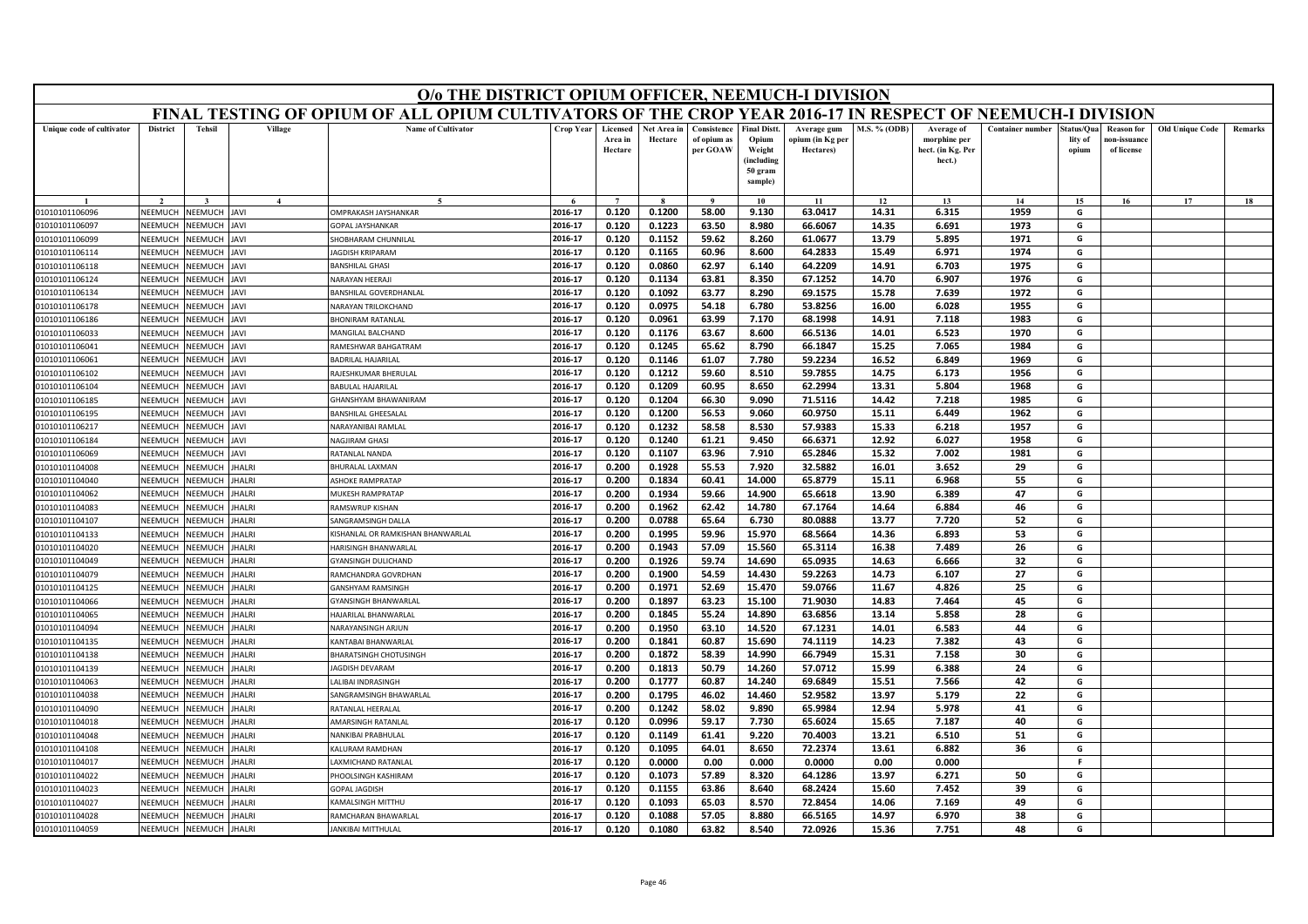# O/o THE DISTRICT OPIUM OFFICER, NEEMUCH-I DIVISION

## FINAL TESTING OF OPIUM OF ALL OPIUM CULTIVATORS OF THE CROP YEAR 2016-17 IN RESPECT OF NEEMUCH-I DIVISION

| Unique code of cultivator | District | Tehsil | Village | Name of Cultivator | Crop Year | Licensed Area in Hectare | Net Area in Hectare | Consistence of opium as per GOAW | Final Distt. Opium Weight (including 50 gram sample) | Average gum opium (in Kg per Hectares) | M.S. % (ODB) | Average of morphine per hect. (in Kg. Per hect.) | Container number | Status/Quality of opium | Reason for non-issuance of license | Old Unique Code | Remarks |
|---|---|---|---|---|---|---|---|---|---|---|---|---|---|---|---|---|---|
| 1 | 2 | 3 | 4 | 5 | 6 | 7 | 8 | 9 | 10 | 11 | 12 | 13 | 14 | 15 | 16 | 17 | 18 |
| 01010101106096 | NEEMUCH | NEEMUCH | JAVI | OMPRAKASH JAYSHANKAR | 2016-17 | 0.120 | 0.1200 | 58.00 | 9.130 | 63.0417 | 14.31 | 6.315 | 1959 | G | | | |
| 01010101106097 | NEEMUCH | NEEMUCH | JAVI | GOPAL JAYSHANKAR | 2016-17 | 0.120 | 0.1223 | 63.50 | 8.980 | 66.6067 | 14.35 | 6.691 | 1973 | G | | | |
| 01010101106099 | NEEMUCH | NEEMUCH | JAVI | SHOBHARAM CHUNNILAL | 2016-17 | 0.120 | 0.1152 | 59.62 | 8.260 | 61.0677 | 13.79 | 5.895 | 1971 | G | | | |
| 01010101106114 | NEEMUCH | NEEMUCH | JAVI | JAGDISH KRIPARAM | 2016-17 | 0.120 | 0.1165 | 60.96 | 8.600 | 64.2833 | 15.49 | 6.971 | 1974 | G | | | |
| 01010101106118 | NEEMUCH | NEEMUCH | JAVI | BANSHILAL GHASI | 2016-17 | 0.120 | 0.0860 | 62.97 | 6.140 | 64.2209 | 14.91 | 6.703 | 1975 | G | | | |
| 01010101106124 | NEEMUCH | NEEMUCH | JAVI | NARAYAN HEERAJI | 2016-17 | 0.120 | 0.1134 | 63.81 | 8.350 | 67.1252 | 14.70 | 6.907 | 1976 | G | | | |
| 01010101106134 | NEEMUCH | NEEMUCH | JAVI | BANSHILAL GOVERDHANLAL | 2016-17 | 0.120 | 0.1092 | 63.77 | 8.290 | 69.1575 | 15.78 | 7.639 | 1972 | G | | | |
| 01010101106178 | NEEMUCH | NEEMUCH | JAVI | NARAYAN TRILOKCHAND | 2016-17 | 0.120 | 0.0975 | 54.18 | 6.780 | 53.8256 | 16.00 | 6.028 | 1955 | G | | | |
| 01010101106186 | NEEMUCH | NEEMUCH | JAVI | BHONIRAM RATANLAL | 2016-17 | 0.120 | 0.0961 | 63.99 | 7.170 | 68.1998 | 14.91 | 7.118 | 1983 | G | | | |
| 01010101106033 | NEEMUCH | NEEMUCH | JAVI | MANGILAL BALCHAND | 2016-17 | 0.120 | 0.1176 | 63.67 | 8.600 | 66.5136 | 14.01 | 6.523 | 1970 | G | | | |
| 01010101106041 | NEEMUCH | NEEMUCH | JAVI | RAMESHWAR BAHGATRAM | 2016-17 | 0.120 | 0.1245 | 65.62 | 8.790 | 66.1847 | 15.25 | 7.065 | 1984 | G | | | |
| 01010101106061 | NEEMUCH | NEEMUCH | JAVI | BADRILAL HAJARILAL | 2016-17 | 0.120 | 0.1146 | 61.07 | 7.780 | 59.2234 | 16.52 | 6.849 | 1969 | G | | | |
| 01010101106102 | NEEMUCH | NEEMUCH | JAVI | RAJESHKUMAR BHERULAL | 2016-17 | 0.120 | 0.1212 | 59.60 | 8.510 | 59.7855 | 14.75 | 6.173 | 1956 | G | | | |
| 01010101106104 | NEEMUCH | NEEMUCH | JAVI | BABULAL HAJARILAL | 2016-17 | 0.120 | 0.1209 | 60.95 | 8.650 | 62.2994 | 13.31 | 5.804 | 1968 | G | | | |
| 01010101106185 | NEEMUCH | NEEMUCH | JAVI | GHANSHYAM BHAWANIRAM | 2016-17 | 0.120 | 0.1204 | 66.30 | 9.090 | 71.5116 | 14.42 | 7.218 | 1985 | G | | | |
| 01010101106195 | NEEMUCH | NEEMUCH | JAVI | BANSHILAL GHEESALAL | 2016-17 | 0.120 | 0.1200 | 56.53 | 9.060 | 60.9750 | 15.11 | 6.449 | 1962 | G | | | |
| 01010101106217 | NEEMUCH | NEEMUCH | JAVI | NARAYANIBAI RAMLAL | 2016-17 | 0.120 | 0.1232 | 58.58 | 8.530 | 57.9383 | 15.33 | 6.218 | 1957 | G | | | |
| 01010101106184 | NEEMUCH | NEEMUCH | JAVI | NAGJIRAM GHASI | 2016-17 | 0.120 | 0.1240 | 61.21 | 9.450 | 66.6371 | 12.92 | 6.027 | 1958 | G | | | |
| 01010101106069 | NEEMUCH | NEEMUCH | JAVI | RATANLAL NANDA | 2016-17 | 0.120 | 0.1107 | 63.96 | 7.910 | 65.2846 | 15.32 | 7.002 | 1981 | G | | | |
| 01010101104008 | NEEMUCH | NEEMUCH | JHALRI | BHURALAL LAXMAN | 2016-17 | 0.200 | 0.1928 | 55.53 | 7.920 | 32.5882 | 16.01 | 3.652 | 29 | G | | | |
| 01010101104040 | NEEMUCH | NEEMUCH | JHALRI | ASHOKE RAMPRATAP | 2016-17 | 0.200 | 0.1834 | 60.41 | 14.000 | 65.8779 | 15.11 | 6.968 | 55 | G | | | |
| 01010101104062 | NEEMUCH | NEEMUCH | JHALRI | MUKESH RAMPRATAP | 2016-17 | 0.200 | 0.1934 | 59.66 | 14.900 | 65.6618 | 13.90 | 6.389 | 47 | G | | | |
| 01010101104083 | NEEMUCH | NEEMUCH | JHALRI | RAMSWRUP KISHAN | 2016-17 | 0.200 | 0.1962 | 62.42 | 14.780 | 67.1764 | 14.64 | 6.884 | 46 | G | | | |
| 01010101104107 | NEEMUCH | NEEMUCH | JHALRI | SANGRAMSINGH DALLA | 2016-17 | 0.200 | 0.0788 | 65.64 | 6.730 | 80.0888 | 13.77 | 7.720 | 52 | G | | | |
| 01010101104133 | NEEMUCH | NEEMUCH | JHALRI | KISHANLAL OR RAMKISHAN BHANWARLAL | 2016-17 | 0.200 | 0.1995 | 59.96 | 15.970 | 68.5664 | 14.36 | 6.893 | 53 | G | | | |
| 01010101104020 | NEEMUCH | NEEMUCH | JHALRI | HARISINGH BHANWARLAL | 2016-17 | 0.200 | 0.1943 | 57.09 | 15.560 | 65.3114 | 16.38 | 7.489 | 26 | G | | | |
| 01010101104049 | NEEMUCH | NEEMUCH | JHALRI | GYANSINGH DULICHAND | 2016-17 | 0.200 | 0.1926 | 59.74 | 14.690 | 65.0935 | 14.63 | 6.666 | 32 | G | | | |
| 01010101104079 | NEEMUCH | NEEMUCH | JHALRI | RAMCHANDRA GOVRDHAN | 2016-17 | 0.200 | 0.1900 | 54.59 | 14.430 | 59.2263 | 14.73 | 6.107 | 27 | G | | | |
| 01010101104125 | NEEMUCH | NEEMUCH | JHALRI | GANSHYAM RAMSINGH | 2016-17 | 0.200 | 0.1971 | 52.69 | 15.470 | 59.0766 | 11.67 | 4.826 | 25 | G | | | |
| 01010101104066 | NEEMUCH | NEEMUCH | JHALRI | GYANSINGH BHANWARLAL | 2016-17 | 0.200 | 0.1897 | 63.23 | 15.100 | 71.9030 | 14.83 | 7.464 | 45 | G | | | |
| 01010101104065 | NEEMUCH | NEEMUCH | JHALRI | HAJARILAL BHANWARLAL | 2016-17 | 0.200 | 0.1845 | 55.24 | 14.890 | 63.6856 | 13.14 | 5.858 | 28 | G | | | |
| 01010101104094 | NEEMUCH | NEEMUCH | JHALRI | NARAYANSINGH ARJUN | 2016-17 | 0.200 | 0.1950 | 63.10 | 14.520 | 67.1231 | 14.01 | 6.583 | 44 | G | | | |
| 01010101104135 | NEEMUCH | NEEMUCH | JHALRI | KANTABAI BHANWARLAL | 2016-17 | 0.200 | 0.1841 | 60.87 | 15.690 | 74.1119 | 14.23 | 7.382 | 43 | G | | | |
| 01010101104138 | NEEMUCH | NEEMUCH | JHALRI | BHARATSINGH CHOTUSINGH | 2016-17 | 0.200 | 0.1872 | 58.39 | 14.990 | 66.7949 | 15.31 | 7.158 | 30 | G | | | |
| 01010101104139 | NEEMUCH | NEEMUCH | JHALRI | JAGDISH DEVARAM | 2016-17 | 0.200 | 0.1813 | 50.79 | 14.260 | 57.0712 | 15.99 | 6.388 | 24 | G | | | |
| 01010101104063 | NEEMUCH | NEEMUCH | JHALRI | LALIBAI INDRASINGH | 2016-17 | 0.200 | 0.1777 | 60.87 | 14.240 | 69.6849 | 15.51 | 7.566 | 42 | G | | | |
| 01010101104038 | NEEMUCH | NEEMUCH | JHALRI | SANGRAMSINGH BHAWARLAL | 2016-17 | 0.200 | 0.1795 | 46.02 | 14.460 | 52.9582 | 13.97 | 5.179 | 22 | G | | | |
| 01010101104090 | NEEMUCH | NEEMUCH | JHALRI | RATANLAL HEERALAL | 2016-17 | 0.200 | 0.1242 | 58.02 | 9.890 | 65.9984 | 12.94 | 5.978 | 41 | G | | | |
| 01010101104018 | NEEMUCH | NEEMUCH | JHALRI | AMARSINGH RATANLAL | 2016-17 | 0.120 | 0.0996 | 59.17 | 7.730 | 65.6024 | 15.65 | 7.187 | 40 | G | | | |
| 01010101104048 | NEEMUCH | NEEMUCH | JHALRI | NANKIBAI PRABHULAL | 2016-17 | 0.120 | 0.1149 | 61.41 | 9.220 | 70.4003 | 13.21 | 6.510 | 51 | G | | | |
| 01010101104108 | NEEMUCH | NEEMUCH | JHALRI | KALURAM RAMDHAN | 2016-17 | 0.120 | 0.1095 | 64.01 | 8.650 | 72.2374 | 13.61 | 6.882 | 36 | G | | | |
| 01010101104017 | NEEMUCH | NEEMUCH | JHALRI | LAXMICHAND RATANLAL | 2016-17 | 0.120 | 0.0000 | 0.00 | 0.000 | 0.0000 | 0.00 | 0.000 | | F | | | |
| 01010101104022 | NEEMUCH | NEEMUCH | JHALRI | PHOOLSINGH KASHIRAM | 2016-17 | 0.120 | 0.1073 | 57.89 | 8.320 | 64.1286 | 13.97 | 6.271 | 50 | G | | | |
| 01010101104023 | NEEMUCH | NEEMUCH | JHALRI | GOPAL JAGDISH | 2016-17 | 0.120 | 0.1155 | 63.86 | 8.640 | 68.2424 | 15.60 | 7.452 | 39 | G | | | |
| 01010101104027 | NEEMUCH | NEEMUCH | JHALRI | KAMALSINGH MITTHU | 2016-17 | 0.120 | 0.1093 | 65.03 | 8.570 | 72.8454 | 14.06 | 7.169 | 49 | G | | | |
| 01010101104028 | NEEMUCH | NEEMUCH | JHALRI | RAMCHARAN BHAWARLAL | 2016-17 | 0.120 | 0.1088 | 57.05 | 8.880 | 66.5165 | 14.97 | 6.970 | 38 | G | | | |
| 01010101104059 | NEEMUCH | NEEMUCH | JHALRI | JANKIBAI MITTHULAL | 2016-17 | 0.120 | 0.1080 | 63.82 | 8.540 | 72.0926 | 15.36 | 7.751 | 48 | G | | | |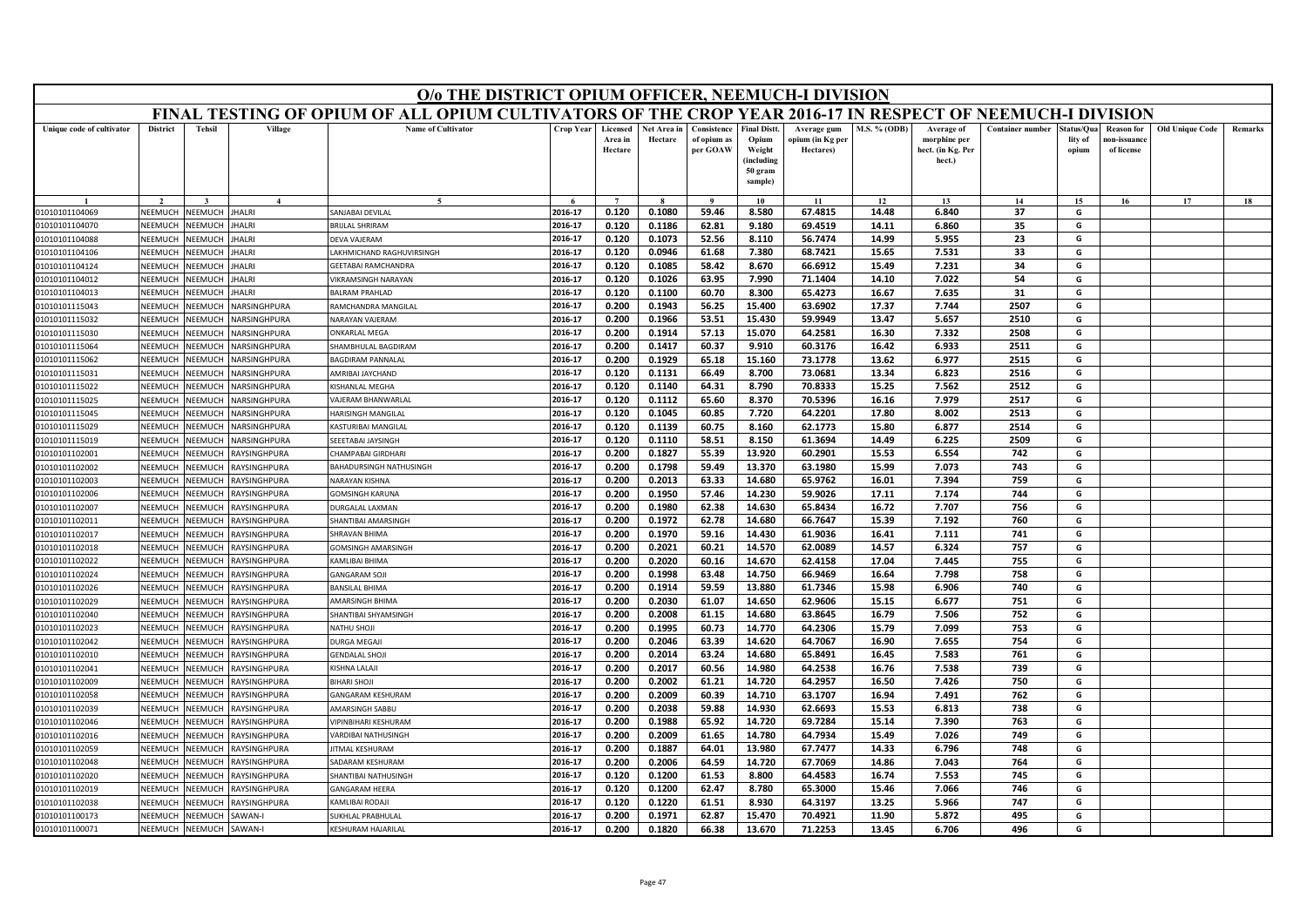# O/o THE DISTRICT OPIUM OFFICER, NEEMUCH-I DIVISION

## FINAL TESTING OF OPIUM OF ALL OPIUM CULTIVATORS OF THE CROP YEAR 2016-17 IN RESPECT OF NEEMUCH-I DIVISION

| Unique code of cultivator | District | Tehsil | Village | Name of Cultivator | Crop Year | Licensed Area in Hectare | Net Area in Hectare | Consistence of opium as per GOAW | Final Distt. Opium Weight (including 50 gram sample) | Average gum opium (in Kg per Hectares) | M.S. % (ODB) | Average of morphine per hect. (in Kg. Per hect.) | Container number | Status/Quality of opium | Reason for non-issuance of license | Old Unique Code | Remarks |
|---|---|---|---|---|---|---|---|---|---|---|---|---|---|---|---|---|---|
| 1 | 2 | 3 | 4 | 5 | 6 | 7 | 8 | 9 | 10 | 11 | 12 | 13 | 14 | 15 | 16 | 17 | 18 |
| 01010101104069 | NEEMUCH | NEEMUCH | JHALRI | SANJABAI DEVILAL | 2016-17 | 0.120 | 0.1080 | 59.46 | 8.580 | 67.4815 | 14.48 | 6.840 | 37 | G | | | |
| 01010101104070 | NEEMUCH | NEEMUCH | JHALRI | BRIJLAL SHRIRAM | 2016-17 | 0.120 | 0.1186 | 62.81 | 9.180 | 69.4519 | 14.11 | 6.860 | 35 | G | | | |
| 01010101104088 | NEEMUCH | NEEMUCH | JHALRI | DEVA VAJERAM | 2016-17 | 0.120 | 0.1073 | 52.56 | 8.110 | 56.7474 | 14.99 | 5.955 | 23 | G | | | |
| 01010101104106 | NEEMUCH | NEEMUCH | JHALRI | LAKHMICHAND RAGHUVIRSINGH | 2016-17 | 0.120 | 0.0946 | 61.68 | 7.380 | 68.7421 | 15.65 | 7.531 | 33 | G | | | |
| 01010101104124 | NEEMUCH | NEEMUCH | JHALRI | GEETABAI RAMCHANDRA | 2016-17 | 0.120 | 0.1085 | 58.42 | 8.670 | 66.6912 | 15.49 | 7.231 | 34 | G | | | |
| 01010101104012 | NEEMUCH | NEEMUCH | JHALRI | VIKRAMSINGH NARAYAN | 2016-17 | 0.120 | 0.1026 | 63.95 | 7.990 | 71.1404 | 14.10 | 7.022 | 54 | G | | | |
| 01010101104013 | NEEMUCH | NEEMUCH | JHALRI | BALRAM PRAHLAD | 2016-17 | 0.120 | 0.1100 | 60.70 | 8.300 | 65.4273 | 16.67 | 7.635 | 31 | G | | | |
| 01010101115043 | NEEMUCH | NEEMUCH | NARSINGHPURA | RAMCHANDRA MANGILAL | 2016-17 | 0.200 | 0.1943 | 56.25 | 15.400 | 63.6902 | 17.37 | 7.744 | 2507 | G | | | |
| 01010101115032 | NEEMUCH | NEEMUCH | NARSINGHPURA | NARAYAN VAJERAM | 2016-17 | 0.200 | 0.1966 | 53.51 | 15.430 | 59.9949 | 13.47 | 5.657 | 2510 | G | | | |
| 01010101115030 | NEEMUCH | NEEMUCH | NARSINGHPURA | ONKARLAL MEGA | 2016-17 | 0.200 | 0.1914 | 57.13 | 15.070 | 64.2581 | 16.30 | 7.332 | 2508 | G | | | |
| 01010101115064 | NEEMUCH | NEEMUCH | NARSINGHPURA | SHAMBHULAL BAGDIRAM | 2016-17 | 0.200 | 0.1417 | 60.37 | 9.910 | 60.3176 | 16.42 | 6.933 | 2511 | G | | | |
| 01010101115062 | NEEMUCH | NEEMUCH | NARSINGHPURA | BAGDIRAM PANNALAL | 2016-17 | 0.200 | 0.1929 | 65.18 | 15.160 | 73.1778 | 13.62 | 6.977 | 2515 | G | | | |
| 01010101115031 | NEEMUCH | NEEMUCH | NARSINGHPURA | AMRIBAI JAYCHAND | 2016-17 | 0.120 | 0.1131 | 66.49 | 8.700 | 73.0681 | 13.34 | 6.823 | 2516 | G | | | |
| 01010101115022 | NEEMUCH | NEEMUCH | NARSINGHPURA | KISHANLAL MEGHA | 2016-17 | 0.120 | 0.1140 | 64.31 | 8.790 | 70.8333 | 15.25 | 7.562 | 2512 | G | | | |
| 01010101115025 | NEEMUCH | NEEMUCH | NARSINGHPURA | VAJERAM BHANWARLAL | 2016-17 | 0.120 | 0.1112 | 65.60 | 8.370 | 70.5396 | 16.16 | 7.979 | 2517 | G | | | |
| 01010101115045 | NEEMUCH | NEEMUCH | NARSINGHPURA | HARISINGH MANGILAL | 2016-17 | 0.120 | 0.1045 | 60.85 | 7.720 | 64.2201 | 17.80 | 8.002 | 2513 | G | | | |
| 01010101115029 | NEEMUCH | NEEMUCH | NARSINGHPURA | KASTURIBAI MANGILAL | 2016-17 | 0.120 | 0.1139 | 60.75 | 8.160 | 62.1773 | 15.80 | 6.877 | 2514 | G | | | |
| 01010101115019 | NEEMUCH | NEEMUCH | NARSINGHPURA | SEEETABAI JAYSINGH | 2016-17 | 0.120 | 0.1110 | 58.51 | 8.150 | 61.3694 | 14.49 | 6.225 | 2509 | G | | | |
| 01010101102001 | NEEMUCH | NEEMUCH | RAYSINGHPURA | CHAMPABAI GIRDHARI | 2016-17 | 0.200 | 0.1827 | 55.39 | 13.920 | 60.2901 | 15.53 | 6.554 | 742 | G | | | |
| 01010101102002 | NEEMUCH | NEEMUCH | RAYSINGHPURA | BAHADURSINGH NATHUSINGH | 2016-17 | 0.200 | 0.1798 | 59.49 | 13.370 | 63.1980 | 15.99 | 7.073 | 743 | G | | | |
| 01010101102003 | NEEMUCH | NEEMUCH | RAYSINGHPURA | NARAYAN KISHNA | 2016-17 | 0.200 | 0.2013 | 63.33 | 14.680 | 65.9762 | 16.01 | 7.394 | 759 | G | | | |
| 01010101102006 | NEEMUCH | NEEMUCH | RAYSINGHPURA | GOMSINGH KARUNA | 2016-17 | 0.200 | 0.1950 | 57.46 | 14.230 | 59.9026 | 17.11 | 7.174 | 744 | G | | | |
| 01010101102007 | NEEMUCH | NEEMUCH | RAYSINGHPURA | DURGALAL LAXMAN | 2016-17 | 0.200 | 0.1980 | 62.38 | 14.630 | 65.8434 | 16.72 | 7.707 | 756 | G | | | |
| 01010101102011 | NEEMUCH | NEEMUCH | RAYSINGHPURA | SHANTIBAI AMARSINGH | 2016-17 | 0.200 | 0.1972 | 62.78 | 14.680 | 66.7647 | 15.39 | 7.192 | 760 | G | | | |
| 01010101102017 | NEEMUCH | NEEMUCH | RAYSINGHPURA | SHRAVAN BHIMA | 2016-17 | 0.200 | 0.1970 | 59.16 | 14.430 | 61.9036 | 16.41 | 7.111 | 741 | G | | | |
| 01010101102018 | NEEMUCH | NEEMUCH | RAYSINGHPURA | GOMSINGH AMARSINGH | 2016-17 | 0.200 | 0.2021 | 60.21 | 14.570 | 62.0089 | 14.57 | 6.324 | 757 | G | | | |
| 01010101102022 | NEEMUCH | NEEMUCH | RAYSINGHPURA | KAMLIBAI BHIMA | 2016-17 | 0.200 | 0.2020 | 60.16 | 14.670 | 62.4158 | 17.04 | 7.445 | 755 | G | | | |
| 01010101102024 | NEEMUCH | NEEMUCH | RAYSINGHPURA | GANGARAM SOJI | 2016-17 | 0.200 | 0.1998 | 63.48 | 14.750 | 66.9469 | 16.64 | 7.798 | 758 | G | | | |
| 01010101102026 | NEEMUCH | NEEMUCH | RAYSINGHPURA | BANSILAL BHIMA | 2016-17 | 0.200 | 0.1914 | 59.59 | 13.880 | 61.7346 | 15.98 | 6.906 | 740 | G | | | |
| 01010101102029 | NEEMUCH | NEEMUCH | RAYSINGHPURA | AMARSINGH BHIMA | 2016-17 | 0.200 | 0.2030 | 61.07 | 14.650 | 62.9606 | 15.15 | 6.677 | 751 | G | | | |
| 01010101102040 | NEEMUCH | NEEMUCH | RAYSINGHPURA | SHANTIBAI SHYAMSINGH | 2016-17 | 0.200 | 0.2008 | 61.15 | 14.680 | 63.8645 | 16.79 | 7.506 | 752 | G | | | |
| 01010101102023 | NEEMUCH | NEEMUCH | RAYSINGHPURA | NATHU SHOJI | 2016-17 | 0.200 | 0.1995 | 60.73 | 14.770 | 64.2306 | 15.79 | 7.099 | 753 | G | | | |
| 01010101102042 | NEEMUCH | NEEMUCH | RAYSINGHPURA | DURGA MEGAJI | 2016-17 | 0.200 | 0.2046 | 63.39 | 14.620 | 64.7067 | 16.90 | 7.655 | 754 | G | | | |
| 01010101102010 | NEEMUCH | NEEMUCH | RAYSINGHPURA | GENDALAL SHOJI | 2016-17 | 0.200 | 0.2014 | 63.24 | 14.680 | 65.8491 | 16.45 | 7.583 | 761 | G | | | |
| 01010101102041 | NEEMUCH | NEEMUCH | RAYSINGHPURA | KISHNA LALAJI | 2016-17 | 0.200 | 0.2017 | 60.56 | 14.980 | 64.2538 | 16.76 | 7.538 | 739 | G | | | |
| 01010101102009 | NEEMUCH | NEEMUCH | RAYSINGHPURA | BIHARI SHOJI | 2016-17 | 0.200 | 0.2002 | 61.21 | 14.720 | 64.2957 | 16.50 | 7.426 | 750 | G | | | |
| 01010101102058 | NEEMUCH | NEEMUCH | RAYSINGHPURA | GANGARAM KESHURAM | 2016-17 | 0.200 | 0.2009 | 60.39 | 14.710 | 63.1707 | 16.94 | 7.491 | 762 | G | | | |
| 01010101102039 | NEEMUCH | NEEMUCH | RAYSINGHPURA | AMARSINGH SABBU | 2016-17 | 0.200 | 0.2038 | 59.88 | 14.930 | 62.6693 | 15.53 | 6.813 | 738 | G | | | |
| 01010101102046 | NEEMUCH | NEEMUCH | RAYSINGHPURA | VIPINBIHARI KESHURAM | 2016-17 | 0.200 | 0.1988 | 65.92 | 14.720 | 69.7284 | 15.14 | 7.390 | 763 | G | | | |
| 01010101102016 | NEEMUCH | NEEMUCH | RAYSINGHPURA | VARDIBAI NATHUSINGH | 2016-17 | 0.200 | 0.2009 | 61.65 | 14.780 | 64.7934 | 15.49 | 7.026 | 749 | G | | | |
| 01010101102059 | NEEMUCH | NEEMUCH | RAYSINGHPURA | JITMAL KESHURAM | 2016-17 | 0.200 | 0.1887 | 64.01 | 13.980 | 67.7477 | 14.33 | 6.796 | 748 | G | | | |
| 01010101102048 | NEEMUCH | NEEMUCH | RAYSINGHPURA | SADARAM KESHURAM | 2016-17 | 0.200 | 0.2006 | 64.59 | 14.720 | 67.7069 | 14.86 | 7.043 | 764 | G | | | |
| 01010101102020 | NEEMUCH | NEEMUCH | RAYSINGHPURA | SHANTIBAI NATHUSINGH | 2016-17 | 0.120 | 0.1200 | 61.53 | 8.800 | 64.4583 | 16.74 | 7.553 | 745 | G | | | |
| 01010101102019 | NEEMUCH | NEEMUCH | RAYSINGHPURA | GANGARAM HEERA | 2016-17 | 0.120 | 0.1200 | 62.47 | 8.780 | 65.3000 | 15.46 | 7.066 | 746 | G | | | |
| 01010101102038 | NEEMUCH | NEEMUCH | RAYSINGHPURA | KAMLIBAI RODAJI | 2016-17 | 0.120 | 0.1220 | 61.51 | 8.930 | 64.3197 | 13.25 | 5.966 | 747 | G | | | |
| 01010101100173 | NEEMUCH | NEEMUCH | SAWAN-I | SUKHLAL PRABHULAL | 2016-17 | 0.200 | 0.1971 | 62.87 | 15.470 | 70.4921 | 11.90 | 5.872 | 495 | G | | | |
| 01010101100071 | NEEMUCH | NEEMUCH | SAWAN-I | KESHURAM HAJARILAL | 2016-17 | 0.200 | 0.1820 | 66.38 | 13.670 | 71.2253 | 13.45 | 6.706 | 496 | G | | | |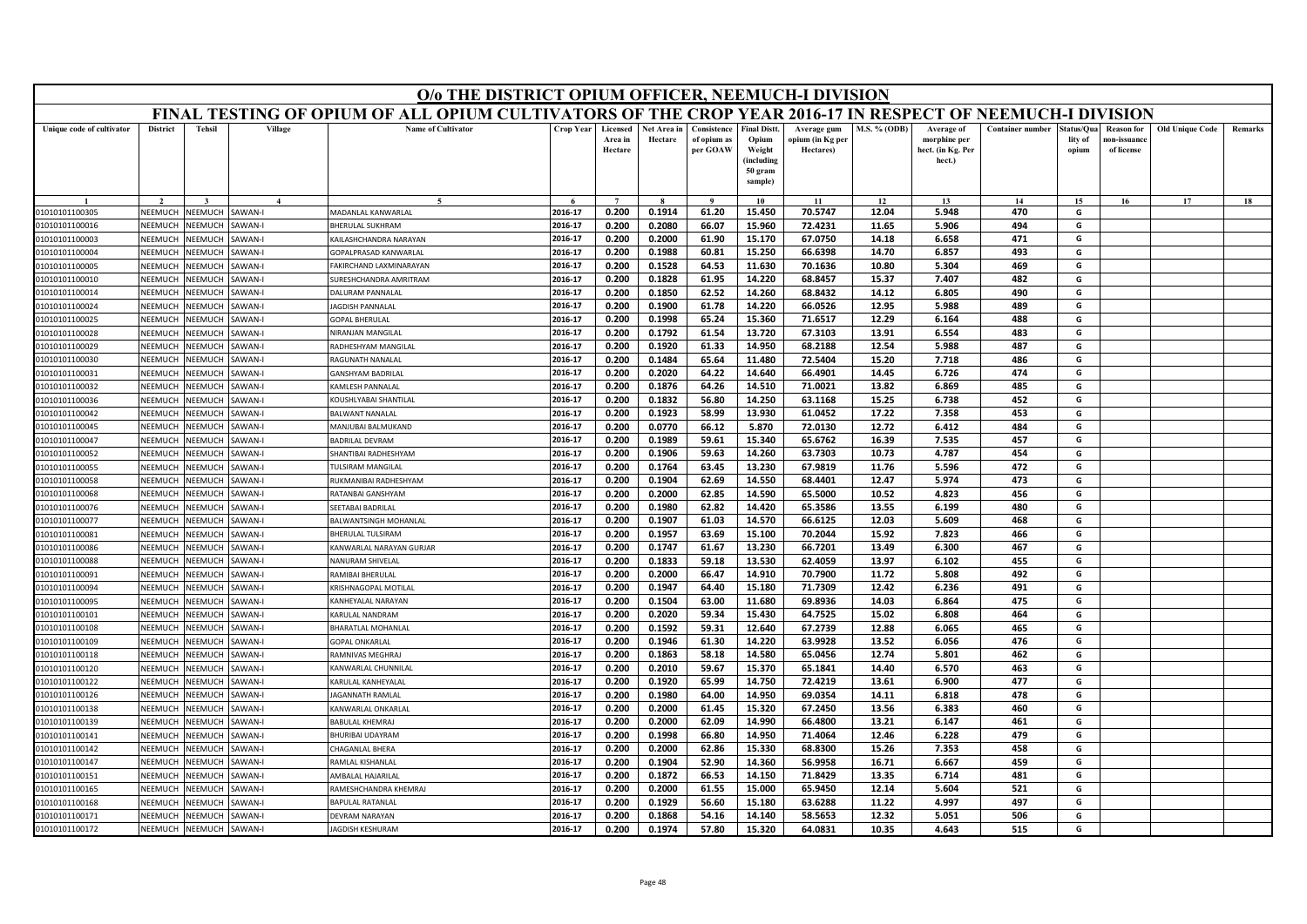# O/o THE DISTRICT OPIUM OFFICER, NEEMUCH-I DIVISION

## FINAL TESTING OF OPIUM OF ALL OPIUM CULTIVATORS OF THE CROP YEAR 2016-17 IN RESPECT OF NEEMUCH-I DIVISION

| Unique code of cultivator | District | Tehsil | Village | Name of Cultivator | Crop Year | Licensed Area in Hectare | Net Area in Hectare | Consistence of opium as per GOAW | Final Distt. Opium Weight (including 50 gram sample) | Average gum opium (in Kg per Hectares) | M.S. % (ODB) | Average of morphine per hect. (in Kg. Per hect.) | Container number | Status/Quality of opium | Reason for non-issuance of license | Old Unique Code | Remarks |
|---|---|---|---|---|---|---|---|---|---|---|---|---|---|---|---|---|---|
| 1 | 2 | 3 | 4 | 5 | 6 | 7 | 8 | 9 | 10 | 11 | 12 | 13 | 14 | 15 | 16 | 17 | 18 |
| 01010101100305 | NEEMUCH | NEEMUCH | SAWAN-I | MADANLAL KANWARLAL | 2016-17 | 0.200 | 0.1914 | 61.20 | 15.450 | 70.5747 | 12.04 | 5.948 | 470 | G | | | |
| 01010101100016 | NEEMUCH | NEEMUCH | SAWAN-I | BHERULAL SUKHRAM | 2016-17 | 0.200 | 0.2080 | 66.07 | 15.960 | 72.4231 | 11.65 | 5.906 | 494 | G | | | |
| 01010101100003 | NEEMUCH | NEEMUCH | SAWAN-I | KAILASHCHANDRA NARAYAN | 2016-17 | 0.200 | 0.2000 | 61.90 | 15.170 | 67.0750 | 14.18 | 6.658 | 471 | G | | | |
| 01010101100004 | NEEMUCH | NEEMUCH | SAWAN-I | GOPALPRASAD KANWARLAL | 2016-17 | 0.200 | 0.1988 | 60.81 | 15.250 | 66.6398 | 14.70 | 6.857 | 493 | G | | | |
| 01010101100005 | NEEMUCH | NEEMUCH | SAWAN-I | FAKIRCHAND LAXMINARAYAN | 2016-17 | 0.200 | 0.1528 | 64.53 | 11.630 | 70.1636 | 10.80 | 5.304 | 469 | G | | | |
| 01010101100010 | NEEMUCH | NEEMUCH | SAWAN-I | SURESHCHANDRA AMRITRAM | 2016-17 | 0.200 | 0.1828 | 61.95 | 14.220 | 68.8457 | 15.37 | 7.407 | 482 | G | | | |
| 01010101100014 | NEEMUCH | NEEMUCH | SAWAN-I | DALURAM PANNALAL | 2016-17 | 0.200 | 0.1850 | 62.52 | 14.260 | 68.8432 | 14.12 | 6.805 | 490 | G | | | |
| 01010101100024 | NEEMUCH | NEEMUCH | SAWAN-I | JAGDISH PANNALAL | 2016-17 | 0.200 | 0.1900 | 61.78 | 14.220 | 66.0526 | 12.95 | 5.988 | 489 | G | | | |
| 01010101100025 | NEEMUCH | NEEMUCH | SAWAN-I | GOPAL BHERULAL | 2016-17 | 0.200 | 0.1998 | 65.24 | 15.360 | 71.6517 | 12.29 | 6.164 | 488 | G | | | |
| 01010101100028 | NEEMUCH | NEEMUCH | SAWAN-I | NIRANJAN MANGILAL | 2016-17 | 0.200 | 0.1792 | 61.54 | 13.720 | 67.3103 | 13.91 | 6.554 | 483 | G | | | |
| 01010101100029 | NEEMUCH | NEEMUCH | SAWAN-I | RADHESHYAM MANGILAL | 2016-17 | 0.200 | 0.1920 | 61.33 | 14.950 | 68.2188 | 12.54 | 5.988 | 487 | G | | | |
| 01010101100030 | NEEMUCH | NEEMUCH | SAWAN-I | RAGUNATH NANALAL | 2016-17 | 0.200 | 0.1484 | 65.64 | 11.480 | 72.5404 | 15.20 | 7.718 | 486 | G | | | |
| 01010101100031 | NEEMUCH | NEEMUCH | SAWAN-I | GANSHYAM BADRILAL | 2016-17 | 0.200 | 0.2020 | 64.22 | 14.640 | 66.4901 | 14.45 | 6.726 | 474 | G | | | |
| 01010101100032 | NEEMUCH | NEEMUCH | SAWAN-I | KAMLESH PANNALAL | 2016-17 | 0.200 | 0.1876 | 64.26 | 14.510 | 71.0021 | 13.82 | 6.869 | 485 | G | | | |
| 01010101100036 | NEEMUCH | NEEMUCH | SAWAN-I | KOUSHLYABAI SHANTILAL | 2016-17 | 0.200 | 0.1832 | 56.80 | 14.250 | 63.1168 | 15.25 | 6.738 | 452 | G | | | |
| 01010101100042 | NEEMUCH | NEEMUCH | SAWAN-I | BALWANT NANALAL | 2016-17 | 0.200 | 0.1923 | 58.99 | 13.930 | 61.0452 | 17.22 | 7.358 | 453 | G | | | |
| 01010101100045 | NEEMUCH | NEEMUCH | SAWAN-I | MANJUBAI BALMUKAND | 2016-17 | 0.200 | 0.0770 | 66.12 | 5.870 | 72.0130 | 12.72 | 6.412 | 484 | G | | | |
| 01010101100047 | NEEMUCH | NEEMUCH | SAWAN-I | BADRILAL DEVRAM | 2016-17 | 0.200 | 0.1989 | 59.61 | 15.340 | 65.6762 | 16.39 | 7.535 | 457 | G | | | |
| 01010101100052 | NEEMUCH | NEEMUCH | SAWAN-I | SHANTIBAI RADHESHYAM | 2016-17 | 0.200 | 0.1906 | 59.63 | 14.260 | 63.7303 | 10.73 | 4.787 | 454 | G | | | |
| 01010101100055 | NEEMUCH | NEEMUCH | SAWAN-I | TULSIRAM MANGILAL | 2016-17 | 0.200 | 0.1764 | 63.45 | 13.230 | 67.9819 | 11.76 | 5.596 | 472 | G | | | |
| 01010101100058 | NEEMUCH | NEEMUCH | SAWAN-I | RUKMANIBAI RADHESHYAM | 2016-17 | 0.200 | 0.1904 | 62.69 | 14.550 | 68.4401 | 12.47 | 5.974 | 473 | G | | | |
| 01010101100068 | NEEMUCH | NEEMUCH | SAWAN-I | RATANBAI GANSHYAM | 2016-17 | 0.200 | 0.2000 | 62.85 | 14.590 | 65.5000 | 10.52 | 4.823 | 456 | G | | | |
| 01010101100076 | NEEMUCH | NEEMUCH | SAWAN-I | SEETABAI BADRILAL | 2016-17 | 0.200 | 0.1980 | 62.82 | 14.420 | 65.3586 | 13.55 | 6.199 | 480 | G | | | |
| 01010101100077 | NEEMUCH | NEEMUCH | SAWAN-I | BALWANTSINGH MOHANLAL | 2016-17 | 0.200 | 0.1907 | 61.03 | 14.570 | 66.6125 | 12.03 | 5.609 | 468 | G | | | |
| 01010101100081 | NEEMUCH | NEEMUCH | SAWAN-I | BHERULAL TULSIRAM | 2016-17 | 0.200 | 0.1957 | 63.69 | 15.100 | 70.2044 | 15.92 | 7.823 | 466 | G | | | |
| 01010101100086 | NEEMUCH | NEEMUCH | SAWAN-I | KANWARLAL NARAYAN GURJAR | 2016-17 | 0.200 | 0.1747 | 61.67 | 13.230 | 66.7201 | 13.49 | 6.300 | 467 | G | | | |
| 01010101100088 | NEEMUCH | NEEMUCH | SAWAN-I | NANURAM SHIVELAL | 2016-17 | 0.200 | 0.1833 | 59.18 | 13.530 | 62.4059 | 13.97 | 6.102 | 455 | G | | | |
| 01010101100091 | NEEMUCH | NEEMUCH | SAWAN-I | RAMIBAI BHERULAL | 2016-17 | 0.200 | 0.2000 | 66.47 | 14.910 | 70.7900 | 11.72 | 5.808 | 492 | G | | | |
| 01010101100094 | NEEMUCH | NEEMUCH | SAWAN-I | KRISHNAGOPAL MOTILAL | 2016-17 | 0.200 | 0.1947 | 64.40 | 15.180 | 71.7309 | 12.42 | 6.236 | 491 | G | | | |
| 01010101100095 | NEEMUCH | NEEMUCH | SAWAN-I | KANHEYALAL NARAYAN | 2016-17 | 0.200 | 0.1504 | 63.00 | 11.680 | 69.8936 | 14.03 | 6.864 | 475 | G | | | |
| 01010101100101 | NEEMUCH | NEEMUCH | SAWAN-I | KARULAL NANDRAM | 2016-17 | 0.200 | 0.2020 | 59.34 | 15.430 | 64.7525 | 15.02 | 6.808 | 464 | G | | | |
| 01010101100108 | NEEMUCH | NEEMUCH | SAWAN-I | BHARATLAL MOHANLAL | 2016-17 | 0.200 | 0.1592 | 59.31 | 12.640 | 67.2739 | 12.88 | 6.065 | 465 | G | | | |
| 01010101100109 | NEEMUCH | NEEMUCH | SAWAN-I | GOPAL ONKARLAL | 2016-17 | 0.200 | 0.1946 | 61.30 | 14.220 | 63.9928 | 13.52 | 6.056 | 476 | G | | | |
| 01010101100118 | NEEMUCH | NEEMUCH | SAWAN-I | RAMNIVAS MEGHRAJ | 2016-17 | 0.200 | 0.1863 | 58.18 | 14.580 | 65.0456 | 12.74 | 5.801 | 462 | G | | | |
| 01010101100120 | NEEMUCH | NEEMUCH | SAWAN-I | KANWARLAL CHUNNILAL | 2016-17 | 0.200 | 0.2010 | 59.67 | 15.370 | 65.1841 | 14.40 | 6.570 | 463 | G | | | |
| 01010101100122 | NEEMUCH | NEEMUCH | SAWAN-I | KARULAL KANHEYALAL | 2016-17 | 0.200 | 0.1920 | 65.99 | 14.750 | 72.4219 | 13.61 | 6.900 | 477 | G | | | |
| 01010101100126 | NEEMUCH | NEEMUCH | SAWAN-I | JAGANNATH RAMLAL | 2016-17 | 0.200 | 0.1980 | 64.00 | 14.950 | 69.0354 | 14.11 | 6.818 | 478 | G | | | |
| 01010101100138 | NEEMUCH | NEEMUCH | SAWAN-I | KANWARLAL ONKARLAL | 2016-17 | 0.200 | 0.2000 | 61.45 | 15.320 | 67.2450 | 13.56 | 6.383 | 460 | G | | | |
| 01010101100139 | NEEMUCH | NEEMUCH | SAWAN-I | BABULAL KHEMRAJ | 2016-17 | 0.200 | 0.2000 | 62.09 | 14.990 | 66.4800 | 13.21 | 6.147 | 461 | G | | | |
| 01010101100141 | NEEMUCH | NEEMUCH | SAWAN-I | BHURIBAI UDAYRAM | 2016-17 | 0.200 | 0.1998 | 66.80 | 14.950 | 71.4064 | 12.46 | 6.228 | 479 | G | | | |
| 01010101100142 | NEEMUCH | NEEMUCH | SAWAN-I | CHAGANLAL BHERA | 2016-17 | 0.200 | 0.2000 | 62.86 | 15.330 | 68.8300 | 15.26 | 7.353 | 458 | G | | | |
| 01010101100147 | NEEMUCH | NEEMUCH | SAWAN-I | RAMLAL KISHANLAL | 2016-17 | 0.200 | 0.1904 | 52.90 | 14.360 | 56.9958 | 16.71 | 6.667 | 459 | G | | | |
| 01010101100151 | NEEMUCH | NEEMUCH | SAWAN-I | AMBALAL HAJARILAL | 2016-17 | 0.200 | 0.1872 | 66.53 | 14.150 | 71.8429 | 13.35 | 6.714 | 481 | G | | | |
| 01010101100165 | NEEMUCH | NEEMUCH | SAWAN-I | RAMESHCHANDRA KHEMRAJ | 2016-17 | 0.200 | 0.2000 | 61.55 | 15.000 | 65.9450 | 12.14 | 5.604 | 521 | G | | | |
| 01010101100168 | NEEMUCH | NEEMUCH | SAWAN-I | BAPULAL RATANLAL | 2016-17 | 0.200 | 0.1929 | 56.60 | 15.180 | 63.6288 | 11.22 | 4.997 | 497 | G | | | |
| 01010101100171 | NEEMUCH | NEEMUCH | SAWAN-I | DEVRAM NARAYAN | 2016-17 | 0.200 | 0.1868 | 54.16 | 14.140 | 58.5653 | 12.32 | 5.051 | 506 | G | | | |
| 01010101100172 | NEEMUCH | NEEMUCH | SAWAN-I | JAGDISH KESHURAM | 2016-17 | 0.200 | 0.1974 | 57.80 | 15.320 | 64.0831 | 10.35 | 4.643 | 515 | G | | | |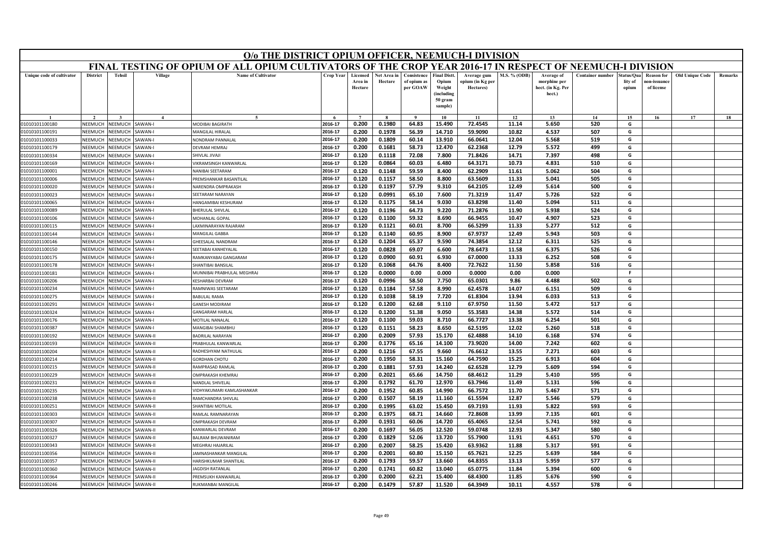# O/o THE DISTRICT OPIUM OFFICER, NEEMUCH-I DIVISION

## FINAL TESTING OF OPIUM OF ALL OPIUM CULTIVATORS OF THE CROP YEAR 2016-17 IN RESPECT OF NEEMUCH-I DIVISION

| Unique code of cultivator | District | Tehsil | Village | Name of Cultivator | Crop Year | Licensed Area in Hectare | Net Area in Hectare | Consistence of opium as per GOAW | Final Distt. Opium Weight (including 50 gram sample) | Average gum opium (in Kg per Hectares) | M.S. % (ODB) | Average of morphine per hect. (in Kg. Per hect.) | Container number | Status/Quality of opium | Reason for non-issuance of license | Old Unique Code | Remarks |
|---|---|---|---|---|---|---|---|---|---|---|---|---|---|---|---|---|---|
| 1 | 2 | 3 | 4 | 5 | 6 | 7 | 8 | 9 | 10 | 11 | 12 | 13 | 14 | 15 | 16 | 17 | 18 |
| 01010101100180 | NEEMUCH | NEEMUCH | SAWAN-I | MODIBAI BAGIRATH | 2016-17 | 0.200 | 0.1980 | 64.83 | 15.490 | 72.4545 | 11.14 | 5.650 | 520 | G | | | |
| 01010101100191 | NEEMUCH | NEEMUCH | SAWAN-I | MANGILAL HIRALAL | 2016-17 | 0.200 | 0.1978 | 56.39 | 14.710 | 59.9090 | 10.82 | 4.537 | 507 | G | | | |
| 01010101100033 | NEEMUCH | NEEMUCH | SAWAN-I | NONDRAM PANNALAL | 2016-17 | 0.200 | 0.1809 | 60.14 | 13.910 | 66.0641 | 12.04 | 5.568 | 519 | G | | | |
| 01010101100179 | NEEMUCH | NEEMUCH | SAWAN-I | DEVRAM HEMRAJ | 2016-17 | 0.200 | 0.1681 | 58.73 | 12.470 | 62.2368 | 12.79 | 5.572 | 499 | G | | | |
| 01010101100334 | NEEMUCH | NEEMUCH | SAWAN-I | SHIVLAL JIVAJI | 2016-17 | 0.120 | 0.1118 | 72.08 | 7.800 | 71.8426 | 14.71 | 7.397 | 498 | G | | | |
| 01010101100169 | NEEMUCH | NEEMUCH | SAWAN-I | VIKRAMSINGH KANWARLAL | 2016-17 | 0.120 | 0.0864 | 60.03 | 6.480 | 64.3171 | 10.73 | 4.831 | 510 | G | | | |
| 01010101100001 | NEEMUCH | NEEMUCH | SAWAN-I | NANIBAI SEETARAM | 2016-17 | 0.120 | 0.1148 | 59.59 | 8.400 | 62.2909 | 11.61 | 5.062 | 504 | G | | | |
| 01010101100006 | NEEMUCH | NEEMUCH | SAWAN-I | PREMSHANKAR BASANTILAL | 2016-17 | 0.120 | 0.1157 | 58.50 | 8.800 | 63.5609 | 11.33 | 5.041 | 505 | G | | | |
| 01010101100020 | NEEMUCH | NEEMUCH | SAWAN-I | NARENDRA OMPRAKASH | 2016-17 | 0.120 | 0.1197 | 57.79 | 9.310 | 64.2105 | 12.49 | 5.614 | 500 | G | | | |
| 01010101100023 | NEEMUCH | NEEMUCH | SAWAN-I | SEETARAM NARAYAN | 2016-17 | 0.120 | 0.0991 | 65.10 | 7.600 | 71.3219 | 11.47 | 5.726 | 522 | G | | | |
| 01010101100065 | NEEMUCH | NEEMUCH | SAWAN-I | HANGAMIBAI KESHURAM | 2016-17 | 0.120 | 0.1175 | 58.14 | 9.030 | 63.8298 | 11.40 | 5.094 | 511 | G | | | |
| 01010101100089 | NEEMUCH | NEEMUCH | SAWAN-I | BHERULAL SHIVLAL | 2016-17 | 0.120 | 0.1196 | 64.73 | 9.220 | 71.2876 | 11.90 | 5.938 | 524 | G | | | |
| 01010101100106 | NEEMUCH | NEEMUCH | SAWAN-I | MOHANLAL GOPAL | 2016-17 | 0.120 | 0.1100 | 59.32 | 8.690 | 66.9455 | 10.47 | 4.907 | 523 | G | | | |
| 01010101100115 | NEEMUCH | NEEMUCH | SAWAN-I | LAXMINARAYAN RAJARAM | 2016-17 | 0.120 | 0.1121 | 60.01 | 8.700 | 66.5299 | 11.33 | 5.277 | 512 | G | | | |
| 01010101100144 | NEEMUCH | NEEMUCH | SAWAN-I | MANGILAL GABBA | 2016-17 | 0.120 | 0.1140 | 60.95 | 8.900 | 67.9737 | 12.49 | 5.943 | 503 | G | | | |
| 01010101100146 | NEEMUCH | NEEMUCH | SAWAN-I | GHEESALAL NANDRAM | 2016-17 | 0.120 | 0.1204 | 65.37 | 9.590 | 74.3854 | 12.12 | 6.311 | 525 | G | | | |
| 01010101100150 | NEEMUCH | NEEMUCH | SAWAN-I | SEETABAI KANHEYALAL | 2016-17 | 0.120 | 0.0828 | 69.07 | 6.600 | 78.6473 | 11.58 | 6.375 | 526 | G | | | |
| 01010101100175 | NEEMUCH | NEEMUCH | SAWAN-I | RAMKANYABAI GANGARAM | 2016-17 | 0.120 | 0.0900 | 60.91 | 6.930 | 67.0000 | 13.33 | 6.252 | 508 | G | | | |
| 01010101100178 | NEEMUCH | NEEMUCH | SAWAN-I | SHANTIBAI BANSILAL | 2016-17 | 0.120 | 0.1068 | 64.76 | 8.400 | 72.7622 | 11.50 | 5.858 | 516 | G | | | |
| 01010101100181 | NEEMUCH | NEEMUCH | SAWAN-I | MUNNIBAI PRABHULAL MEGHRAJ | 2016-17 | 0.120 | 0.0000 | 0.00 | 0.000 | 0.0000 | 0.00 | 0.000 | | F | | | |
| 01010101100206 | NEEMUCH | NEEMUCH | SAWAN-I | KESHARBAI DEVRAM | 2016-17 | 0.120 | 0.0996 | 58.50 | 7.750 | 65.0301 | 9.86 | 4.488 | 502 | G | | | |
| 01010101100234 | NEEMUCH | NEEMUCH | SAWAN-I | RAMNIWAS SEETARAM | 2016-17 | 0.120 | 0.1184 | 57.58 | 8.990 | 62.4578 | 14.07 | 6.151 | 509 | G | | | |
| 01010101100275 | NEEMUCH | NEEMUCH | SAWAN-I | BABULAL RAMA | 2016-17 | 0.120 | 0.1038 | 58.19 | 7.720 | 61.8304 | 13.94 | 6.033 | 513 | G | | | |
| 01010101100291 | NEEMUCH | NEEMUCH | SAWAN-I | GANESH MODIRAM | 2016-17 | 0.120 | 0.1200 | 62.68 | 9.110 | 67.9750 | 11.50 | 5.472 | 517 | G | | | |
| 01010101100324 | NEEMUCH | NEEMUCH | SAWAN-I | GANGARAM HARLAL | 2016-17 | 0.120 | 0.1200 | 51.38 | 9.050 | 55.3583 | 14.38 | 5.572 | 514 | G | | | |
| 01010101100176 | NEEMUCH | NEEMUCH | SAWAN-I | MOTILAL NANALAL | 2016-17 | 0.120 | 0.1100 | 59.03 | 8.710 | 66.7727 | 13.38 | 6.254 | 501 | G | | | |
| 01010101100387 | NEEMUCH | NEEMUCH | SAWAN-I | MANGIBAI SHAMBHU | 2016-17 | 0.120 | 0.1151 | 58.23 | 8.650 | 62.5195 | 12.02 | 5.260 | 518 | G | | | |
| 01010101100192 | NEEMUCH | NEEMUCH | SAWAN-II | BADRILAL NARAYAN | 2016-17 | 0.200 | 0.2009 | 57.93 | 15.170 | 62.4888 | 14.10 | 6.168 | 574 | G | | | |
| 01010101100193 | NEEMUCH | NEEMUCH | SAWAN-II | PRABHULAL KANWARLAL | 2016-17 | 0.200 | 0.1776 | 65.16 | 14.100 | 73.9020 | 14.00 | 7.242 | 602 | G | | | |
| 01010101100204 | NEEMUCH | NEEMUCH | SAWAN-II | RADHESHYAM NATHULAL | 2016-17 | 0.200 | 0.1216 | 67.55 | 9.660 | 76.6612 | 13.55 | 7.271 | 603 | G | | | |
| 01010101100214 | NEEMUCH | NEEMUCH | SAWAN-II | GORDHAN CHOTU | 2016-17 | 0.200 | 0.1950 | 58.31 | 15.160 | 64.7590 | 15.25 | 6.913 | 604 | G | | | |
| 01010101100215 | NEEMUCH | NEEMUCH | SAWAN-II | RAMPRASAD RAMLAL | 2016-17 | 0.200 | 0.1881 | 57.93 | 14.240 | 62.6528 | 12.79 | 5.609 | 594 | G | | | |
| 01010101100229 | NEEMUCH | NEEMUCH | SAWAN-II | OMPRAKASH KHEMRAJ | 2016-17 | 0.200 | 0.2021 | 65.66 | 14.750 | 68.4612 | 11.29 | 5.410 | 595 | G | | | |
| 01010101100231 | NEEMUCH | NEEMUCH | SAWAN-II | NANDLAL SHIVELAL | 2016-17 | 0.200 | 0.1792 | 61.70 | 12.970 | 63.7946 | 11.49 | 5.131 | 596 | G | | | |
| 01010101100235 | NEEMUCH | NEEMUCH | SAWAN-II | VIDHYAKUMARI KAMLASHANKAR | 2016-17 | 0.200 | 0.1952 | 60.85 | 14.990 | 66.7572 | 11.70 | 5.467 | 571 | G | | | |
| 01010101100238 | NEEMUCH | NEEMUCH | SAWAN-II | RAMCHANDRA SHIVLAL | 2016-17 | 0.200 | 0.1507 | 58.19 | 11.160 | 61.5594 | 12.87 | 5.546 | 579 | G | | | |
| 01010101100251 | NEEMUCH | NEEMUCH | SAWAN-II | SHANTIBAI MOTILAL | 2016-17 | 0.200 | 0.1995 | 63.02 | 15.450 | 69.7193 | 11.93 | 5.822 | 593 | G | | | |
| 01010101100303 | NEEMUCH | NEEMUCH | SAWAN-II | RAMLAL RAMNARAYAN | 2016-17 | 0.200 | 0.1975 | 68.71 | 14.660 | 72.8608 | 13.99 | 7.135 | 601 | G | | | |
| 01010101100307 | NEEMUCH | NEEMUCH | SAWAN-II | OMPRAKASH DEVRAM | 2016-17 | 0.200 | 0.1931 | 60.06 | 14.720 | 65.4065 | 12.54 | 5.741 | 592 | G | | | |
| 01010101100326 | NEEMUCH | NEEMUCH | SAWAN-II | KANWARLAL DEVRAM | 2016-17 | 0.200 | 0.1697 | 56.05 | 12.520 | 59.0748 | 12.93 | 5.347 | 580 | G | | | |
| 01010101100327 | NEEMUCH | NEEMUCH | SAWAN-II | BALRAM BHUWANIRAM | 2016-17 | 0.200 | 0.1829 | 52.06 | 13.720 | 55.7900 | 11.91 | 4.651 | 570 | G | | | |
| 01010101100343 | NEEMUCH | NEEMUCH | SAWAN-II | MEGHRAJ HAJARILAL | 2016-17 | 0.200 | 0.2007 | 58.25 | 15.420 | 63.9362 | 11.88 | 5.317 | 591 | G | | | |
| 01010101100356 | NEEMUCH | NEEMUCH | SAWAN-II | JAMNASHANKAR MANGILAL | 2016-17 | 0.200 | 0.2001 | 60.80 | 15.150 | 65.7621 | 12.25 | 5.639 | 584 | G | | | |
| 01010101100357 | NEEMUCH | NEEMUCH | SAWAN-II | HARISHKUMAR SHANTILAL | 2016-17 | 0.200 | 0.1793 | 59.57 | 13.660 | 64.8355 | 13.13 | 5.959 | 577 | G | | | |
| 01010101100360 | NEEMUCH | NEEMUCH | SAWAN-II | JAGDISH RATANLAL | 2016-17 | 0.200 | 0.1741 | 60.82 | 13.040 | 65.0775 | 11.84 | 5.394 | 600 | G | | | |
| 01010101100364 | NEEMUCH | NEEMUCH | SAWAN-II | PREMSUKH KANWARLAL | 2016-17 | 0.200 | 0.2000 | 62.21 | 15.400 | 68.4300 | 11.85 | 5.676 | 590 | G | | | |
| 01010101100246 | NEEMUCH | NEEMUCH | SAWAN-II | RUKMANBAI MANGILAL | 2016-17 | 0.200 | 0.1479 | 57.87 | 11.520 | 64.3949 | 10.11 | 4.557 | 578 | G | | | |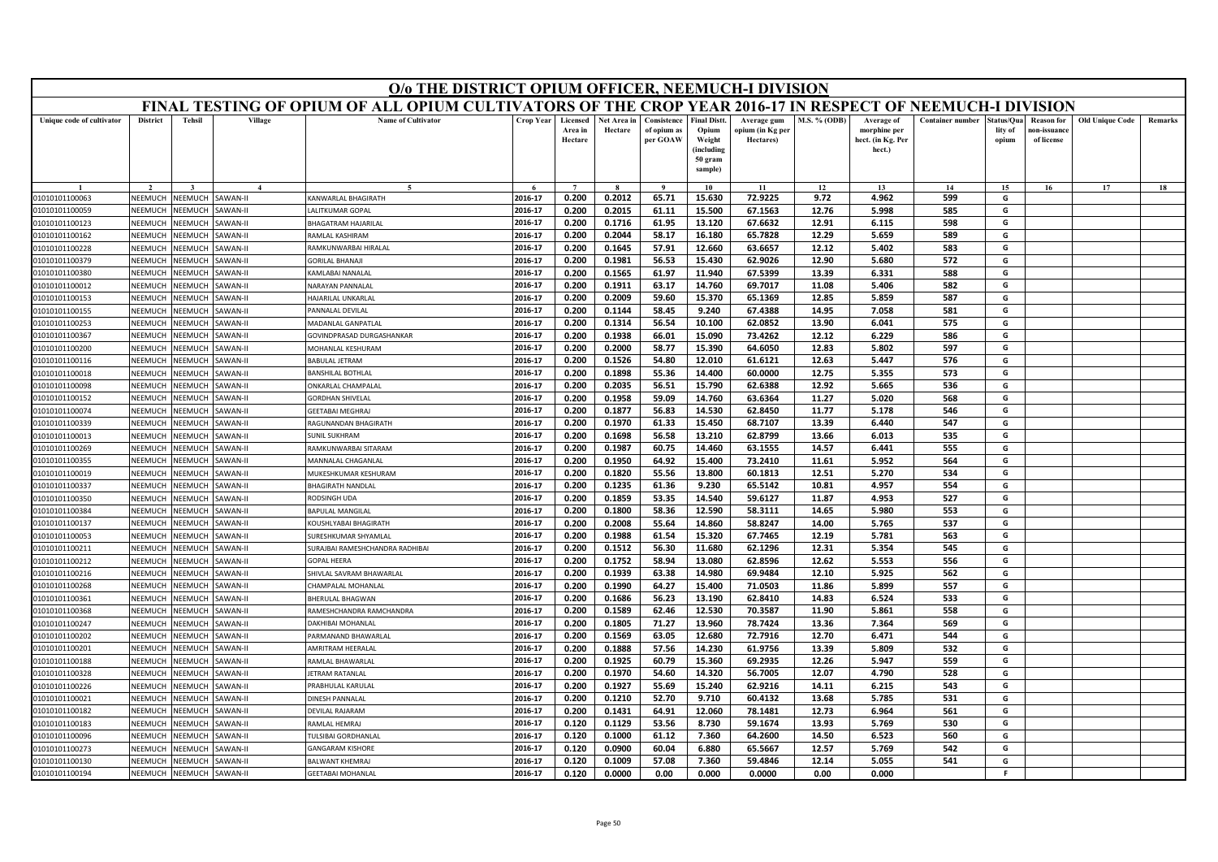# O/o THE DISTRICT OPIUM OFFICER, NEEMUCH-I DIVISION

## FINAL TESTING OF OPIUM OF ALL OPIUM CULTIVATORS OF THE CROP YEAR 2016-17 IN RESPECT OF NEEMUCH-I DIVISION

| Unique code of cultivator | District | Tehsil | Village | Name of Cultivator | Crop Year | Licensed Area in Hectare | Net Area in Hectare | Consistence of opium as per GOAW | Final Distt. Opium Weight (including 50 gram sample) | Average gum opium (in Kg per Hectares) | M.S. % (ODB) | Average of morphine per hect. (in Kg. Per hect.) | Container number | Status/Quality of opium | Reason for non-issuance of license | Old Unique Code | Remarks |
|---|---|---|---|---|---|---|---|---|---|---|---|---|---|---|---|---|---|
| 1 | 2 | 3 | 4 | 5 | 6 | 7 | 8 | 9 | 10 | 11 | 12 | 13 | 14 | 15 | 16 | 17 | 18 |
| 01010101100063 | NEEMUCH | NEEMUCH | SAWAN-II | KANWARLAL BHAGIRATH | 2016-17 | 0.200 | 0.2012 | 65.71 | 15.630 | 72.9225 | 9.72 | 4.962 | 599 | G | | | |
| 01010101100059 | NEEMUCH | NEEMUCH | SAWAN-II | LALITKUMAR GOPAL | 2016-17 | 0.200 | 0.2015 | 61.11 | 15.500 | 67.1563 | 12.76 | 5.998 | 585 | G | | | |
| 01010101100123 | NEEMUCH | NEEMUCH | SAWAN-II | BHAGATRAM HAJARILAL | 2016-17 | 0.200 | 0.1716 | 61.95 | 13.120 | 67.6632 | 12.91 | 6.115 | 598 | G | | | |
| 01010101100162 | NEEMUCH | NEEMUCH | SAWAN-II | RAMLAL KASHIRAM | 2016-17 | 0.200 | 0.2044 | 58.17 | 16.180 | 65.7828 | 12.29 | 5.659 | 589 | G | | | |
| 01010101100228 | NEEMUCH | NEEMUCH | SAWAN-II | RAMKUNWARBAI HIRALAL | 2016-17 | 0.200 | 0.1645 | 57.91 | 12.660 | 63.6657 | 12.12 | 5.402 | 583 | G | | | |
| 01010101100379 | NEEMUCH | NEEMUCH | SAWAN-II | GORILAL BHANAJI | 2016-17 | 0.200 | 0.1981 | 56.53 | 15.430 | 62.9026 | 12.90 | 5.680 | 572 | G | | | |
| 01010101100380 | NEEMUCH | NEEMUCH | SAWAN-II | KAMLABAI NANALAL | 2016-17 | 0.200 | 0.1565 | 61.97 | 11.940 | 67.5399 | 13.39 | 6.331 | 588 | G | | | |
| 01010101100012 | NEEMUCH | NEEMUCH | SAWAN-II | NARAYAN PANNALAL | 2016-17 | 0.200 | 0.1911 | 63.17 | 14.760 | 69.7017 | 11.08 | 5.406 | 582 | G | | | |
| 01010101100153 | NEEMUCH | NEEMUCH | SAWAN-II | HAJARILAL UNKARLAL | 2016-17 | 0.200 | 0.2009 | 59.60 | 15.370 | 65.1369 | 12.85 | 5.859 | 587 | G | | | |
| 01010101100155 | NEEMUCH | NEEMUCH | SAWAN-II | PANNALAL DEVILAL | 2016-17 | 0.200 | 0.1144 | 58.45 | 9.240 | 67.4388 | 14.95 | 7.058 | 581 | G | | | |
| 01010101100253 | NEEMUCH | NEEMUCH | SAWAN-II | MADANLAL GANPATLAL | 2016-17 | 0.200 | 0.1314 | 56.54 | 10.100 | 62.0852 | 13.90 | 6.041 | 575 | G | | | |
| 01010101100367 | NEEMUCH | NEEMUCH | SAWAN-II | GOVINDPRASAD DURGASHANKAR | 2016-17 | 0.200 | 0.1938 | 66.01 | 15.090 | 73.4262 | 12.12 | 6.229 | 586 | G | | | |
| 01010101100200 | NEEMUCH | NEEMUCH | SAWAN-II | MOHANLAL KESHURAM | 2016-17 | 0.200 | 0.2000 | 58.77 | 15.390 | 64.6050 | 12.83 | 5.802 | 597 | G | | | |
| 01010101100116 | NEEMUCH | NEEMUCH | SAWAN-II | BABULAL JETRAM | 2016-17 | 0.200 | 0.1526 | 54.80 | 12.010 | 61.6121 | 12.63 | 5.447 | 576 | G | | | |
| 01010101100018 | NEEMUCH | NEEMUCH | SAWAN-II | BANSHILAL BOTHLAL | 2016-17 | 0.200 | 0.1898 | 55.36 | 14.400 | 60.0000 | 12.75 | 5.355 | 573 | G | | | |
| 01010101100098 | NEEMUCH | NEEMUCH | SAWAN-II | ONKARLAL CHAMPALAL | 2016-17 | 0.200 | 0.2035 | 56.51 | 15.790 | 62.6388 | 12.92 | 5.665 | 536 | G | | | |
| 01010101100152 | NEEMUCH | NEEMUCH | SAWAN-II | GORDHAN SHIVELAL | 2016-17 | 0.200 | 0.1958 | 59.09 | 14.760 | 63.6364 | 11.27 | 5.020 | 568 | G | | | |
| 01010101100074 | NEEMUCH | NEEMUCH | SAWAN-II | GEETABAI MEGHRAJ | 2016-17 | 0.200 | 0.1877 | 56.83 | 14.530 | 62.8450 | 11.77 | 5.178 | 546 | G | | | |
| 01010101100339 | NEEMUCH | NEEMUCH | SAWAN-II | RAGUNANDAN BHAGIRATH | 2016-17 | 0.200 | 0.1970 | 61.33 | 15.450 | 68.7107 | 13.39 | 6.440 | 547 | G | | | |
| 01010101100013 | NEEMUCH | NEEMUCH | SAWAN-II | SUNIL SUKHRAM | 2016-17 | 0.200 | 0.1698 | 56.58 | 13.210 | 62.8799 | 13.66 | 6.013 | 535 | G | | | |
| 01010101100269 | NEEMUCH | NEEMUCH | SAWAN-II | RAMKUNWARBAI SITARAM | 2016-17 | 0.200 | 0.1987 | 60.75 | 14.460 | 63.1555 | 14.57 | 6.441 | 555 | G | | | |
| 01010101100355 | NEEMUCH | NEEMUCH | SAWAN-II | MANNALAL CHAGANLAL | 2016-17 | 0.200 | 0.1950 | 64.92 | 15.400 | 73.2410 | 11.61 | 5.952 | 564 | G | | | |
| 01010101100019 | NEEMUCH | NEEMUCH | SAWAN-II | MUKESHKUMAR KESHURAM | 2016-17 | 0.200 | 0.1820 | 55.56 | 13.800 | 60.1813 | 12.51 | 5.270 | 534 | G | | | |
| 01010101100337 | NEEMUCH | NEEMUCH | SAWAN-II | BHAGIRATH NANDLAL | 2016-17 | 0.200 | 0.1235 | 61.36 | 9.230 | 65.5142 | 10.81 | 4.957 | 554 | G | | | |
| 01010101100350 | NEEMUCH | NEEMUCH | SAWAN-II | RODSINGH UDA | 2016-17 | 0.200 | 0.1859 | 53.35 | 14.540 | 59.6127 | 11.87 | 4.953 | 527 | G | | | |
| 01010101100384 | NEEMUCH | NEEMUCH | SAWAN-II | BAPULAL MANGILAL | 2016-17 | 0.200 | 0.1800 | 58.36 | 12.590 | 58.3111 | 14.65 | 5.980 | 553 | G | | | |
| 01010101100137 | NEEMUCH | NEEMUCH | SAWAN-II | KOUSHLYABAI BHAGIRATH | 2016-17 | 0.200 | 0.2008 | 55.64 | 14.860 | 58.8247 | 14.00 | 5.765 | 537 | G | | | |
| 01010101100053 | NEEMUCH | NEEMUCH | SAWAN-II | SURESHKUMAR SHYAMLAL | 2016-17 | 0.200 | 0.1988 | 61.54 | 15.320 | 67.7465 | 12.19 | 5.781 | 563 | G | | | |
| 01010101100211 | NEEMUCH | NEEMUCH | SAWAN-II | SURAJBAI RAMESHCHANDRA RADHIBAI | 2016-17 | 0.200 | 0.1512 | 56.30 | 11.680 | 62.1296 | 12.31 | 5.354 | 545 | G | | | |
| 01010101100212 | NEEMUCH | NEEMUCH | SAWAN-II | GOPAL HEERA | 2016-17 | 0.200 | 0.1752 | 58.94 | 13.080 | 62.8596 | 12.62 | 5.553 | 556 | G | | | |
| 01010101100216 | NEEMUCH | NEEMUCH | SAWAN-II | SHIVLAL SAVRAM BHAWARLAL | 2016-17 | 0.200 | 0.1939 | 63.38 | 14.980 | 69.9484 | 12.10 | 5.925 | 562 | G | | | |
| 01010101100268 | NEEMUCH | NEEMUCH | SAWAN-II | CHAMPALAL MOHANLAL | 2016-17 | 0.200 | 0.1990 | 64.27 | 15.400 | 71.0503 | 11.86 | 5.899 | 557 | G | | | |
| 01010101100361 | NEEMUCH | NEEMUCH | SAWAN-II | BHERULAL BHAGWAN | 2016-17 | 0.200 | 0.1686 | 56.23 | 13.190 | 62.8410 | 14.83 | 6.524 | 533 | G | | | |
| 01010101100368 | NEEMUCH | NEEMUCH | SAWAN-II | RAMESHCHANDRA RAMCHANDRA | 2016-17 | 0.200 | 0.1589 | 62.46 | 12.530 | 70.3587 | 11.90 | 5.861 | 558 | G | | | |
| 01010101100247 | NEEMUCH | NEEMUCH | SAWAN-II | DAKHIBAI MOHANLAL | 2016-17 | 0.200 | 0.1805 | 71.27 | 13.960 | 78.7424 | 13.36 | 7.364 | 569 | G | | | |
| 01010101100202 | NEEMUCH | NEEMUCH | SAWAN-II | PARMANAND BHAWARLAL | 2016-17 | 0.200 | 0.1569 | 63.05 | 12.680 | 72.7916 | 12.70 | 6.471 | 544 | G | | | |
| 01010101100201 | NEEMUCH | NEEMUCH | SAWAN-II | AMRITRAM HEERALAL | 2016-17 | 0.200 | 0.1888 | 57.56 | 14.230 | 61.9756 | 13.39 | 5.809 | 532 | G | | | |
| 01010101100188 | NEEMUCH | NEEMUCH | SAWAN-II | RAMLAL BHAWARLAL | 2016-17 | 0.200 | 0.1925 | 60.79 | 15.360 | 69.2935 | 12.26 | 5.947 | 559 | G | | | |
| 01010101100328 | NEEMUCH | NEEMUCH | SAWAN-II | JETRAM RATANLAL | 2016-17 | 0.200 | 0.1970 | 54.60 | 14.320 | 56.7005 | 12.07 | 4.790 | 528 | G | | | |
| 01010101100226 | NEEMUCH | NEEMUCH | SAWAN-II | PRABHULAL KARULAL | 2016-17 | 0.200 | 0.1927 | 55.69 | 15.240 | 62.9216 | 14.11 | 6.215 | 543 | G | | | |
| 01010101100021 | NEEMUCH | NEEMUCH | SAWAN-II | DINESH PANNALAL | 2016-17 | 0.200 | 0.1210 | 52.70 | 9.710 | 60.4132 | 13.68 | 5.785 | 531 | G | | | |
| 01010101100182 | NEEMUCH | NEEMUCH | SAWAN-II | DEVILAL RAJARAM | 2016-17 | 0.200 | 0.1431 | 64.91 | 12.060 | 78.1481 | 12.73 | 6.964 | 561 | G | | | |
| 01010101100183 | NEEMUCH | NEEMUCH | SAWAN-II | RAMLAL HEMRAJ | 2016-17 | 0.120 | 0.1129 | 53.56 | 8.730 | 59.1674 | 13.93 | 5.769 | 530 | G | | | |
| 01010101100096 | NEEMUCH | NEEMUCH | SAWAN-II | TULSIBAI GORDHANLAL | 2016-17 | 0.120 | 0.1000 | 61.12 | 7.360 | 64.2600 | 14.50 | 6.523 | 560 | G | | | |
| 01010101100273 | NEEMUCH | NEEMUCH | SAWAN-II | GANGARAM KISHORE | 2016-17 | 0.120 | 0.0900 | 60.04 | 6.880 | 65.5667 | 12.57 | 5.769 | 542 | G | | | |
| 01010101100130 | NEEMUCH | NEEMUCH | SAWAN-II | BALWANT KHEMRAJ | 2016-17 | 0.120 | 0.1009 | 57.08 | 7.360 | 59.4846 | 12.14 | 5.055 | 541 | G | | | |
| 01010101100194 | NEEMUCH | NEEMUCH | SAWAN-II | GEETABAI MOHANLAL | 2016-17 | 0.120 | 0.0000 | 0.00 | 0.000 | 0.0000 | 0.00 | 0.000 | | F | | | |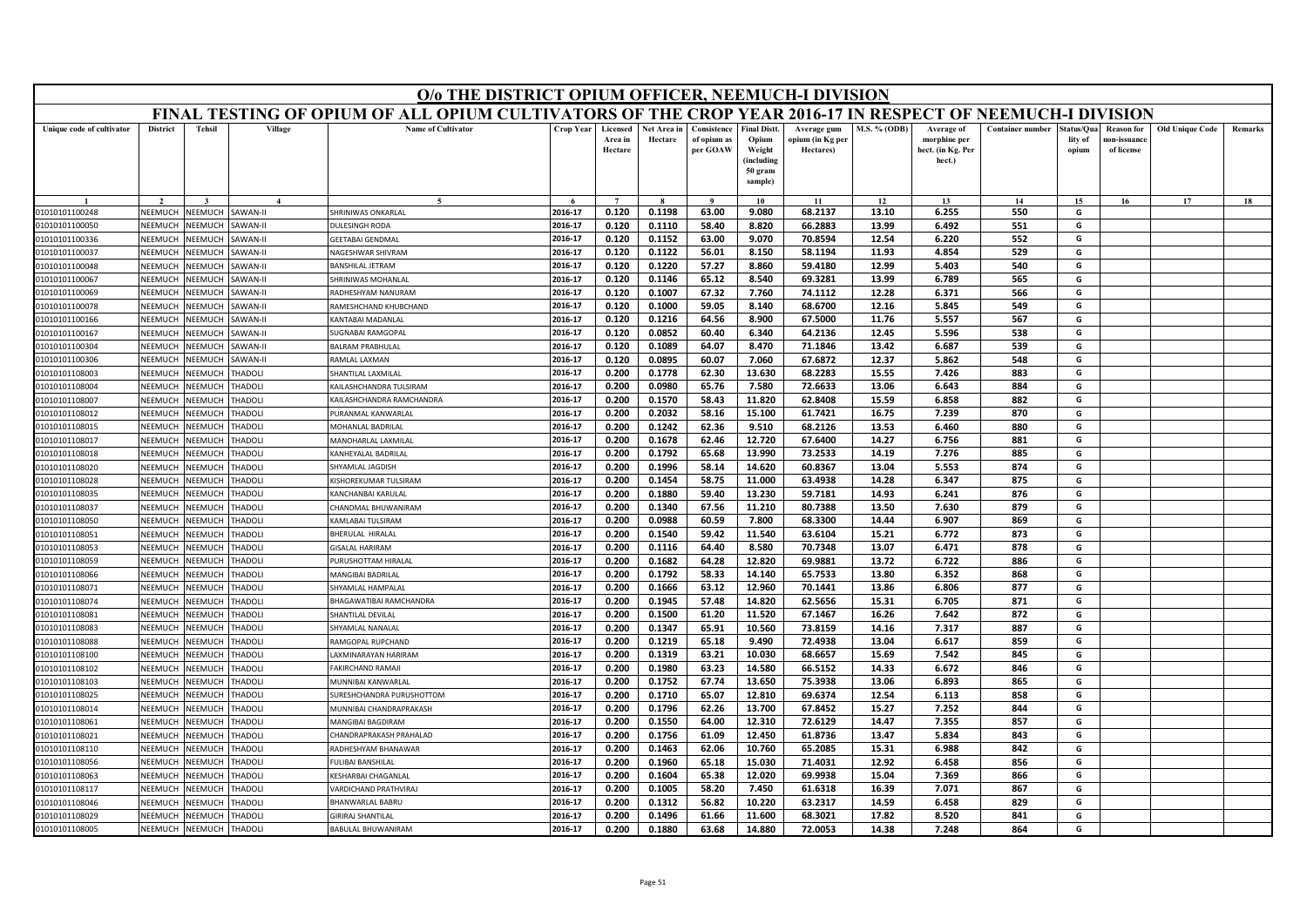# O/o THE DISTRICT OPIUM OFFICER, NEEMUCH-I DIVISION

## FINAL TESTING OF OPIUM OF ALL OPIUM CULTIVATORS OF THE CROP YEAR 2016-17 IN RESPECT OF NEEMUCH-I DIVISION

| Unique code of cultivator | District | Tehsil | Village | Name of Cultivator | Crop Year | Licensed Area in Hectare | Net Area in Hectare | Consistence of opium as per GOAW | Final Distt. Opium Weight (including 50 gram sample) | Average gum opium (in Kg per Hectares) | M.S. % (ODB) | Average of morphine per hect. (in Kg. Per hect.) | Container number | Status/Quality of opium | Reason for non-issuance of license | Old Unique Code | Remarks |
|---|---|---|---|---|---|---|---|---|---|---|---|---|---|---|---|---|---|
| 1 | 2 | 3 | 4 | 5 | 6 | 7 | 8 | 9 | 10 | 11 | 12 | 13 | 14 | 15 | 16 | 17 | 18 |
| 01010101100248 | NEEMUCH | NEEMUCH | SAWAN-II | SHRINIWAS ONKARLAL | 2016-17 | 0.120 | 0.1198 | 63.00 | 9.080 | 68.2137 | 13.10 | 6.255 | 550 | G | | | |
| 01010101100050 | NEEMUCH | NEEMUCH | SAWAN-II | DULESINGH RODA | 2016-17 | 0.120 | 0.1110 | 58.40 | 8.820 | 66.2883 | 13.99 | 6.492 | 551 | G | | | |
| 01010101100336 | NEEMUCH | NEEMUCH | SAWAN-II | GEETABAI GENDMAL | 2016-17 | 0.120 | 0.1152 | 63.00 | 9.070 | 70.8594 | 12.54 | 6.220 | 552 | G | | | |
| 01010101100037 | NEEMUCH | NEEMUCH | SAWAN-II | NAGESHWAR SHIVRAM | 2016-17 | 0.120 | 0.1122 | 56.01 | 8.150 | 58.1194 | 11.93 | 4.854 | 529 | G | | | |
| 01010101100048 | NEEMUCH | NEEMUCH | SAWAN-II | BANSHILAL JETRAM | 2016-17 | 0.120 | 0.1220 | 57.27 | 8.860 | 59.4180 | 12.99 | 5.403 | 540 | G | | | |
| 01010101100067 | NEEMUCH | NEEMUCH | SAWAN-II | SHRINIWAS MOHANLAL | 2016-17 | 0.120 | 0.1146 | 65.12 | 8.540 | 69.3281 | 13.99 | 6.789 | 565 | G | | | |
| 01010101100069 | NEEMUCH | NEEMUCH | SAWAN-II | RADHESHYAM NANURAM | 2016-17 | 0.120 | 0.1007 | 67.32 | 7.760 | 74.1112 | 12.28 | 6.371 | 566 | G | | | |
| 01010101100078 | NEEMUCH | NEEMUCH | SAWAN-II | RAMESHCHAND KHUBCHAND | 2016-17 | 0.120 | 0.1000 | 59.05 | 8.140 | 68.6700 | 12.16 | 5.845 | 549 | G | | | |
| 01010101100166 | NEEMUCH | NEEMUCH | SAWAN-II | KANTABAI MADANLAL | 2016-17 | 0.120 | 0.1216 | 64.56 | 8.900 | 67.5000 | 11.76 | 5.557 | 567 | G | | | |
| 01010101100167 | NEEMUCH | NEEMUCH | SAWAN-II | SUGNABAI RAMGOPAL | 2016-17 | 0.120 | 0.0852 | 60.40 | 6.340 | 64.2136 | 12.45 | 5.596 | 538 | G | | | |
| 01010101100304 | NEEMUCH | NEEMUCH | SAWAN-II | BALRAM PRABHULAL | 2016-17 | 0.120 | 0.1089 | 64.07 | 8.470 | 71.1846 | 13.42 | 6.687 | 539 | G | | | |
| 01010101100306 | NEEMUCH | NEEMUCH | SAWAN-II | RAMLAL LAXMAN | 2016-17 | 0.120 | 0.0895 | 60.07 | 7.060 | 67.6872 | 12.37 | 5.862 | 548 | G | | | |
| 01010101108003 | NEEMUCH | NEEMUCH | THADOLI | SHANTILAL LAXMILAL | 2016-17 | 0.200 | 0.1778 | 62.30 | 13.630 | 68.2283 | 15.55 | 7.426 | 883 | G | | | |
| 01010101108004 | NEEMUCH | NEEMUCH | THADOLI | KAILASHCHANDRA TULSIRAM | 2016-17 | 0.200 | 0.0980 | 65.76 | 7.580 | 72.6633 | 13.06 | 6.643 | 884 | G | | | |
| 01010101108007 | NEEMUCH | NEEMUCH | THADOLI | KAILASHCHANDRA RAMCHANDRA | 2016-17 | 0.200 | 0.1570 | 58.43 | 11.820 | 62.8408 | 15.59 | 6.858 | 882 | G | | | |
| 01010101108012 | NEEMUCH | NEEMUCH | THADOLI | PURANMAL KANWARLAL | 2016-17 | 0.200 | 0.2032 | 58.16 | 15.100 | 61.7421 | 16.75 | 7.239 | 870 | G | | | |
| 01010101108015 | NEEMUCH | NEEMUCH | THADOLI | MOHANLAL BADRILAL | 2016-17 | 0.200 | 0.1242 | 62.36 | 9.510 | 68.2126 | 13.53 | 6.460 | 880 | G | | | |
| 01010101108017 | NEEMUCH | NEEMUCH | THADOLI | MANOHARLAL LAXMILAL | 2016-17 | 0.200 | 0.1678 | 62.46 | 12.720 | 67.6400 | 14.27 | 6.756 | 881 | G | | | |
| 01010101108018 | NEEMUCH | NEEMUCH | THADOLI | KANHEYALAL BADRILAL | 2016-17 | 0.200 | 0.1792 | 65.68 | 13.990 | 73.2533 | 14.19 | 7.276 | 885 | G | | | |
| 01010101108020 | NEEMUCH | NEEMUCH | THADOLI | SHYAMLAL JAGDISH | 2016-17 | 0.200 | 0.1996 | 58.14 | 14.620 | 60.8367 | 13.04 | 5.553 | 874 | G | | | |
| 01010101108028 | NEEMUCH | NEEMUCH | THADOLI | KISHOREKUMAR TULSIRAM | 2016-17 | 0.200 | 0.1454 | 58.75 | 11.000 | 63.4938 | 14.28 | 6.347 | 875 | G | | | |
| 01010101108035 | NEEMUCH | NEEMUCH | THADOLI | KANCHANBAI KARULAL | 2016-17 | 0.200 | 0.1880 | 59.40 | 13.230 | 59.7181 | 14.93 | 6.241 | 876 | G | | | |
| 01010101108037 | NEEMUCH | NEEMUCH | THADOLI | CHANDMAL BHUWANIRAM | 2016-17 | 0.200 | 0.1340 | 67.56 | 11.210 | 80.7388 | 13.50 | 7.630 | 879 | G | | | |
| 01010101108050 | NEEMUCH | NEEMUCH | THADOLI | KAMLABAI TULSIRAM | 2016-17 | 0.200 | 0.0988 | 60.59 | 7.800 | 68.3300 | 14.44 | 6.907 | 869 | G | | | |
| 01010101108051 | NEEMUCH | NEEMUCH | THADOLI | BHERULAL HIRALAL | 2016-17 | 0.200 | 0.1540 | 59.42 | 11.540 | 63.6104 | 15.21 | 6.772 | 873 | G | | | |
| 01010101108053 | NEEMUCH | NEEMUCH | THADOLI | GISALAL HARIRAM | 2016-17 | 0.200 | 0.1116 | 64.40 | 8.580 | 70.7348 | 13.07 | 6.471 | 878 | G | | | |
| 01010101108059 | NEEMUCH | NEEMUCH | THADOLI | PURUSHOTTAM HIRALAL | 2016-17 | 0.200 | 0.1682 | 64.28 | 12.820 | 69.9881 | 13.72 | 6.722 | 886 | G | | | |
| 01010101108066 | NEEMUCH | NEEMUCH | THADOLI | MANGIBAI BADRILAL | 2016-17 | 0.200 | 0.1792 | 58.33 | 14.140 | 65.7533 | 13.80 | 6.352 | 868 | G | | | |
| 01010101108071 | NEEMUCH | NEEMUCH | THADOLI | SHYAMLAL HAMPALAL | 2016-17 | 0.200 | 0.1666 | 63.12 | 12.960 | 70.1441 | 13.86 | 6.806 | 877 | G | | | |
| 01010101108074 | NEEMUCH | NEEMUCH | THADOLI | BHAGAWATIBAI RAMCHANDRA | 2016-17 | 0.200 | 0.1945 | 57.48 | 14.820 | 62.5656 | 15.31 | 6.705 | 871 | G | | | |
| 01010101108081 | NEEMUCH | NEEMUCH | THADOLI | SHANTILAL DEVILAL | 2016-17 | 0.200 | 0.1500 | 61.20 | 11.520 | 67.1467 | 16.26 | 7.642 | 872 | G | | | |
| 01010101108083 | NEEMUCH | NEEMUCH | THADOLI | SHYAMLAL NANALAL | 2016-17 | 0.200 | 0.1347 | 65.91 | 10.560 | 73.8159 | 14.16 | 7.317 | 887 | G | | | |
| 01010101108088 | NEEMUCH | NEEMUCH | THADOLI | RAMGOPAL RUPCHAND | 2016-17 | 0.200 | 0.1219 | 65.18 | 9.490 | 72.4938 | 13.04 | 6.617 | 859 | G | | | |
| 01010101108100 | NEEMUCH | NEEMUCH | THADOLI | LAXMINARAYAN HARIRAM | 2016-17 | 0.200 | 0.1319 | 63.21 | 10.030 | 68.6657 | 15.69 | 7.542 | 845 | G | | | |
| 01010101108102 | NEEMUCH | NEEMUCH | THADOLI | FAKIRCHAND RAMAJI | 2016-17 | 0.200 | 0.1980 | 63.23 | 14.580 | 66.5152 | 14.33 | 6.672 | 846 | G | | | |
| 01010101108103 | NEEMUCH | NEEMUCH | THADOLI | MUNNIBAI KANWARLAL | 2016-17 | 0.200 | 0.1752 | 67.74 | 13.650 | 75.3938 | 13.06 | 6.893 | 865 | G | | | |
| 01010101108025 | NEEMUCH | NEEMUCH | THADOLI | SURESHCHANDRA PURUSHOTTOM | 2016-17 | 0.200 | 0.1710 | 65.07 | 12.810 | 69.6374 | 12.54 | 6.113 | 858 | G | | | |
| 01010101108014 | NEEMUCH | NEEMUCH | THADOLI | MUNNIBAI CHANDRAPRAKASH | 2016-17 | 0.200 | 0.1796 | 62.26 | 13.700 | 67.8452 | 15.27 | 7.252 | 844 | G | | | |
| 01010101108061 | NEEMUCH | NEEMUCH | THADOLI | MANGIBAI BAGDIRAM | 2016-17 | 0.200 | 0.1550 | 64.00 | 12.310 | 72.6129 | 14.47 | 7.355 | 857 | G | | | |
| 01010101108021 | NEEMUCH | NEEMUCH | THADOLI | CHANDRAPRAKASH PRAHALAD | 2016-17 | 0.200 | 0.1756 | 61.09 | 12.450 | 61.8736 | 13.47 | 5.834 | 843 | G | | | |
| 01010101108110 | NEEMUCH | NEEMUCH | THADOLI | RADHESHYAM BHANAWAR | 2016-17 | 0.200 | 0.1463 | 62.06 | 10.760 | 65.2085 | 15.31 | 6.988 | 842 | G | | | |
| 01010101108056 | NEEMUCH | NEEMUCH | THADOLI | FULIBAI BANSHILAL | 2016-17 | 0.200 | 0.1960 | 65.18 | 15.030 | 71.4031 | 12.92 | 6.458 | 856 | G | | | |
| 01010101108063 | NEEMUCH | NEEMUCH | THADOLI | KESHARBAI CHAGANLAL | 2016-17 | 0.200 | 0.1604 | 65.38 | 12.020 | 69.9938 | 15.04 | 7.369 | 866 | G | | | |
| 01010101108117 | NEEMUCH | NEEMUCH | THADOLI | VARDICHAND PRATHVIRAJ | 2016-17 | 0.200 | 0.1005 | 58.20 | 7.450 | 61.6318 | 16.39 | 7.071 | 867 | G | | | |
| 01010101108046 | NEEMUCH | NEEMUCH | THADOLI | BHANWARLAL BABRU | 2016-17 | 0.200 | 0.1312 | 56.82 | 10.220 | 63.2317 | 14.59 | 6.458 | 829 | G | | | |
| 01010101108029 | NEEMUCH | NEEMUCH | THADOLI | GIRIRAJ SHANTILAL | 2016-17 | 0.200 | 0.1496 | 61.66 | 11.600 | 68.3021 | 17.82 | 8.520 | 841 | G | | | |
| 01010101108005 | NEEMUCH | NEEMUCH | THADOLI | BABULAL BHUWANIRAM | 2016-17 | 0.200 | 0.1880 | 63.68 | 14.880 | 72.0053 | 14.38 | 7.248 | 864 | G | | | |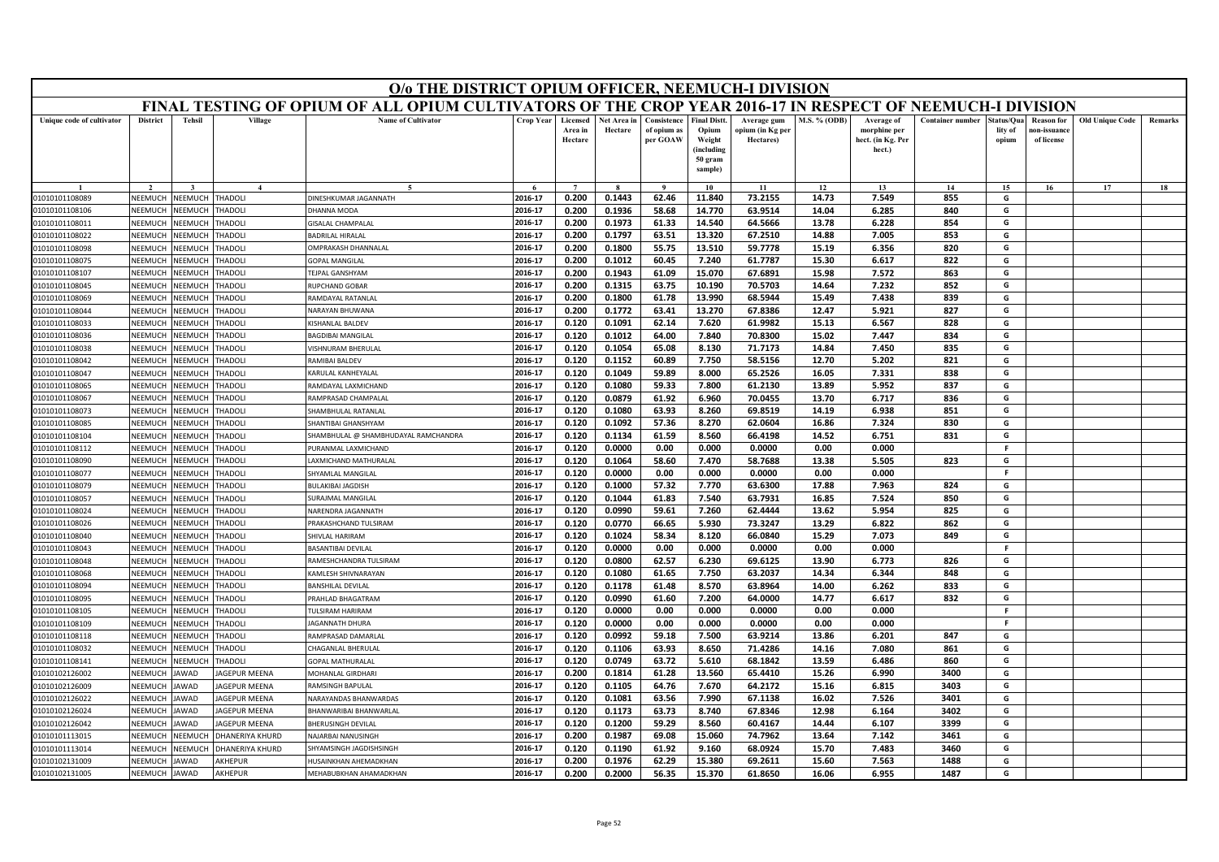# O/o THE DISTRICT OPIUM OFFICER, NEEMUCH-I DIVISION

## FINAL TESTING OF OPIUM OF ALL OPIUM CULTIVATORS OF THE CROP YEAR 2016-17 IN RESPECT OF NEEMUCH-I DIVISION

| Unique code of cultivator | District | Tehsil | Village | Name of Cultivator | Crop Year | Licensed Area in Hectare | Net Area in Hectare | Consistence of opium as per GOAW | Final Distt. Opium Weight (including 50 gram sample) | Average gum opium (in Kg per Hectares) | M.S. % (ODB) | Average of morphine per hect. (in Kg. Per hect.) | Container number | Status/Quality of opium | Reason for non-issuance of license | Old Unique Code | Remarks |
|---|---|---|---|---|---|---|---|---|---|---|---|---|---|---|---|---|---|
| 1 | 2 | 3 | 4 | 5 | 6 | 7 | 8 | 9 | 10 | 11 | 12 | 13 | 14 | 15 | 16 | 17 | 18 |
| 01010101108089 | NEEMUCH | NEEMUCH | THADOLI | DINESHKUMAR JAGANNATH | 2016-17 | 0.200 | 0.1443 | 62.46 | 11.840 | 73.2155 | 14.73 | 7.549 | 855 | G | | | |
| 01010101108106 | NEEMUCH | NEEMUCH | THADOLI | DHANNA MODA | 2016-17 | 0.200 | 0.1936 | 58.68 | 14.770 | 63.9514 | 14.04 | 6.285 | 840 | G | | | |
| 01010101108011 | NEEMUCH | NEEMUCH | THADOLI | GISALAL CHAMPALAL | 2016-17 | 0.200 | 0.1973 | 61.33 | 14.540 | 64.5666 | 13.78 | 6.228 | 854 | G | | | |
| 01010101108022 | NEEMUCH | NEEMUCH | THADOLI | BADRILAL HIRALAL | 2016-17 | 0.200 | 0.1797 | 63.51 | 13.320 | 67.2510 | 14.88 | 7.005 | 853 | G | | | |
| 01010101108098 | NEEMUCH | NEEMUCH | THADOLI | OMPRAKASH DHANNALAL | 2016-17 | 0.200 | 0.1800 | 55.75 | 13.510 | 59.7778 | 15.19 | 6.356 | 820 | G | | | |
| 01010101108075 | NEEMUCH | NEEMUCH | THADOLI | GOPAL MANGILAL | 2016-17 | 0.200 | 0.1012 | 60.45 | 7.240 | 61.7787 | 15.30 | 6.617 | 822 | G | | | |
| 01010101108107 | NEEMUCH | NEEMUCH | THADOLI | TEJPAL GANSHYAM | 2016-17 | 0.200 | 0.1943 | 61.09 | 15.070 | 67.6891 | 15.98 | 7.572 | 863 | G | | | |
| 01010101108045 | NEEMUCH | NEEMUCH | THADOLI | RUPCHAND GOBAR | 2016-17 | 0.200 | 0.1315 | 63.75 | 10.190 | 70.5703 | 14.64 | 7.232 | 852 | G | | | |
| 01010101108069 | NEEMUCH | NEEMUCH | THADOLI | RAMDAYAL RATANLAL | 2016-17 | 0.200 | 0.1800 | 61.78 | 13.990 | 68.5944 | 15.49 | 7.438 | 839 | G | | | |
| 01010101108044 | NEEMUCH | NEEMUCH | THADOLI | NARAYAN BHUWANA | 2016-17 | 0.200 | 0.1772 | 63.41 | 13.270 | 67.8386 | 12.47 | 5.921 | 827 | G | | | |
| 01010101108033 | NEEMUCH | NEEMUCH | THADOLI | KISHANLAL BALDEV | 2016-17 | 0.120 | 0.1091 | 62.14 | 7.620 | 61.9982 | 15.13 | 6.567 | 828 | G | | | |
| 01010101108036 | NEEMUCH | NEEMUCH | THADOLI | BAGDIBAI MANGILAL | 2016-17 | 0.120 | 0.1012 | 64.00 | 7.840 | 70.8300 | 15.02 | 7.447 | 834 | G | | | |
| 01010101108038 | NEEMUCH | NEEMUCH | THADOLI | VISHNURAM BHERULAL | 2016-17 | 0.120 | 0.1054 | 65.08 | 8.130 | 71.7173 | 14.84 | 7.450 | 835 | G | | | |
| 01010101108042 | NEEMUCH | NEEMUCH | THADOLI | RAMIBAI BALDEV | 2016-17 | 0.120 | 0.1152 | 60.89 | 7.750 | 58.5156 | 12.70 | 5.202 | 821 | G | | | |
| 01010101108047 | NEEMUCH | NEEMUCH | THADOLI | KARULAL KANHEYALAL | 2016-17 | 0.120 | 0.1049 | 59.89 | 8.000 | 65.2526 | 16.05 | 7.331 | 838 | G | | | |
| 01010101108065 | NEEMUCH | NEEMUCH | THADOLI | RAMDAYAL LAXMICHAND | 2016-17 | 0.120 | 0.1080 | 59.33 | 7.800 | 61.2130 | 13.89 | 5.952 | 837 | G | | | |
| 01010101108067 | NEEMUCH | NEEMUCH | THADOLI | RAMPRASAD CHAMPALAL | 2016-17 | 0.120 | 0.0879 | 61.92 | 6.960 | 70.0455 | 13.70 | 6.717 | 836 | G | | | |
| 01010101108073 | NEEMUCH | NEEMUCH | THADOLI | SHAMBHULAL RATANLAL | 2016-17 | 0.120 | 0.1080 | 63.93 | 8.260 | 69.8519 | 14.19 | 6.938 | 851 | G | | | |
| 01010101108085 | NEEMUCH | NEEMUCH | THADOLI | SHANTIBAI GHANSHYAM | 2016-17 | 0.120 | 0.1092 | 57.36 | 8.270 | 62.0604 | 16.86 | 7.324 | 830 | G | | | |
| 01010101108104 | NEEMUCH | NEEMUCH | THADOLI | SHAMBHULAL @ SHAMBHUDAYAL RAMCHANDRA | 2016-17 | 0.120 | 0.1134 | 61.59 | 8.560 | 66.4198 | 14.52 | 6.751 | 831 | G | | | |
| 01010101108112 | NEEMUCH | NEEMUCH | THADOLI | PURANMAL LAXMICHAND | 2016-17 | 0.120 | 0.0000 | 0.00 | 0.000 | 0.0000 | 0.00 | 0.000 | | F | | | |
| 01010101108090 | NEEMUCH | NEEMUCH | THADOLI | LAXMICHAND MATHURALAL | 2016-17 | 0.120 | 0.1064 | 58.60 | 7.470 | 58.7688 | 13.38 | 5.505 | 823 | G | | | |
| 01010101108077 | NEEMUCH | NEEMUCH | THADOLI | SHYAMLAL MANGILAL | 2016-17 | 0.120 | 0.0000 | 0.00 | 0.000 | 0.0000 | 0.00 | 0.000 | | F | | | |
| 01010101108079 | NEEMUCH | NEEMUCH | THADOLI | BULAKIBAI JAGDISH | 2016-17 | 0.120 | 0.1000 | 57.32 | 7.770 | 63.6300 | 17.88 | 7.963 | 824 | G | | | |
| 01010101108057 | NEEMUCH | NEEMUCH | THADOLI | SURAJMAL MANGILAL | 2016-17 | 0.120 | 0.1044 | 61.83 | 7.540 | 63.7931 | 16.85 | 7.524 | 850 | G | | | |
| 01010101108024 | NEEMUCH | NEEMUCH | THADOLI | NARENDRA JAGANNATH | 2016-17 | 0.120 | 0.0990 | 59.61 | 7.260 | 62.4444 | 13.62 | 5.954 | 825 | G | | | |
| 01010101108026 | NEEMUCH | NEEMUCH | THADOLI | PRAKASHCHAND TULSIRAM | 2016-17 | 0.120 | 0.0770 | 66.65 | 5.930 | 73.3247 | 13.29 | 6.822 | 862 | G | | | |
| 01010101108040 | NEEMUCH | NEEMUCH | THADOLI | SHIVLAL HARIRAM | 2016-17 | 0.120 | 0.1024 | 58.34 | 8.120 | 66.0840 | 15.29 | 7.073 | 849 | G | | | |
| 01010101108043 | NEEMUCH | NEEMUCH | THADOLI | BASANTIBAI DEVILAL | 2016-17 | 0.120 | 0.0000 | 0.00 | 0.000 | 0.0000 | 0.00 | 0.000 | | F | | | |
| 01010101108048 | NEEMUCH | NEEMUCH | THADOLI | RAMESHCHANDRA TULSIRAM | 2016-17 | 0.120 | 0.0800 | 62.57 | 6.230 | 69.6125 | 13.90 | 6.773 | 826 | G | | | |
| 01010101108068 | NEEMUCH | NEEMUCH | THADOLI | KAMLESH SHIVNARAYAN | 2016-17 | 0.120 | 0.1080 | 61.65 | 7.750 | 63.2037 | 14.34 | 6.344 | 848 | G | | | |
| 01010101108094 | NEEMUCH | NEEMUCH | THADOLI | BANSHILAL DEVILAL | 2016-17 | 0.120 | 0.1178 | 61.48 | 8.570 | 63.8964 | 14.00 | 6.262 | 833 | G | | | |
| 01010101108095 | NEEMUCH | NEEMUCH | THADOLI | PRAHLAD BHAGATRAM | 2016-17 | 0.120 | 0.0990 | 61.60 | 7.200 | 64.0000 | 14.77 | 6.617 | 832 | G | | | |
| 01010101108105 | NEEMUCH | NEEMUCH | THADOLI | TULSIRAM HARIRAM | 2016-17 | 0.120 | 0.0000 | 0.00 | 0.000 | 0.0000 | 0.00 | 0.000 | | F | | | |
| 01010101108109 | NEEMUCH | NEEMUCH | THADOLI | JAGANNATH DHURA | 2016-17 | 0.120 | 0.0000 | 0.00 | 0.000 | 0.0000 | 0.00 | 0.000 | | F | | | |
| 01010101108118 | NEEMUCH | NEEMUCH | THADOLI | RAMPRASAD DAMARLAL | 2016-17 | 0.120 | 0.0992 | 59.18 | 7.500 | 63.9214 | 13.86 | 6.201 | 847 | G | | | |
| 01010101108032 | NEEMUCH | NEEMUCH | THADOLI | CHAGANLAL BHERULAL | 2016-17 | 0.120 | 0.1106 | 63.93 | 8.650 | 71.4286 | 14.16 | 7.080 | 861 | G | | | |
| 01010101108141 | NEEMUCH | NEEMUCH | THADOLI | GOPAL MATHURALAL | 2016-17 | 0.120 | 0.0749 | 63.72 | 5.610 | 68.1842 | 13.59 | 6.486 | 860 | G | | | |
| 01010102126002 | NEEMUCH | JAWAD | JAGEPUR MEENA | MOHANLAL GIRDHARI | 2016-17 | 0.200 | 0.1814 | 61.28 | 13.560 | 65.4410 | 15.26 | 6.990 | 3400 | G | | | |
| 01010102126009 | NEEMUCH | JAWAD | JAGEPUR MEENA | RAMSINGH BAPULAL | 2016-17 | 0.120 | 0.1105 | 64.76 | 7.670 | 64.2172 | 15.16 | 6.815 | 3403 | G | | | |
| 01010102126022 | NEEMUCH | JAWAD | JAGEPUR MEENA | NARAYANDAS BHANWARDAS | 2016-17 | 0.120 | 0.1081 | 63.56 | 7.990 | 67.1138 | 16.02 | 7.526 | 3401 | G | | | |
| 01010102126024 | NEEMUCH | JAWAD | JAGEPUR MEENA | BHANWARIBAI BHANWARLAL | 2016-17 | 0.120 | 0.1173 | 63.73 | 8.740 | 67.8346 | 12.98 | 6.164 | 3402 | G | | | |
| 01010102126042 | NEEMUCH | JAWAD | JAGEPUR MEENA | BHERUSINGH DEVILAL | 2016-17 | 0.120 | 0.1200 | 59.29 | 8.560 | 60.4167 | 14.44 | 6.107 | 3399 | G | | | |
| 01010101113015 | NEEMUCH | NEEMUCH | DHANERIYA KHURD | NAJARBAI NANUSINGH | 2016-17 | 0.200 | 0.1987 | 69.08 | 15.060 | 74.7962 | 13.64 | 7.142 | 3461 | G | | | |
| 01010101113014 | NEEMUCH | NEEMUCH | DHANERIYA KHURD | SHYAMSINGH JAGDISHSINGH | 2016-17 | 0.120 | 0.1190 | 61.92 | 9.160 | 68.0924 | 15.70 | 7.483 | 3460 | G | | | |
| 01010102131009 | NEEMUCH | JAWAD | AKHEPUR | HUSAINKHAN AHEMADKHAN | 2016-17 | 0.200 | 0.1976 | 62.29 | 15.380 | 69.2611 | 15.60 | 7.563 | 1488 | G | | | |
| 01010102131005 | NEEMUCH | JAWAD | AKHEPUR | MEHABUBKHAN AHAMADKHAN | 2016-17 | 0.200 | 0.2000 | 56.35 | 15.370 | 61.8650 | 16.06 | 6.955 | 1487 | G | | | |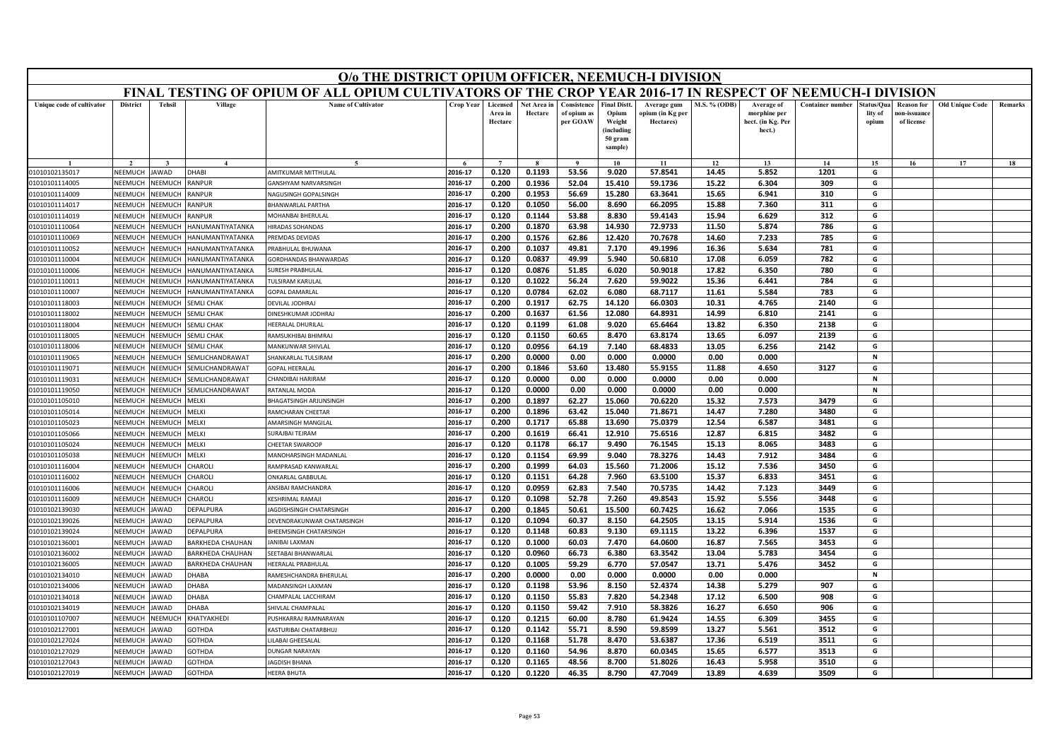# O/o THE DISTRICT OPIUM OFFICER, NEEMUCH-I DIVISION

## FINAL TESTING OF OPIUM OF ALL OPIUM CULTIVATORS OF THE CROP YEAR 2016-17 IN RESPECT OF NEEMUCH-I DIVISION

| Unique code of cultivator | District | Tehsil | Village | Name of Cultivator | Crop Year | Licensed Area in Hectare | Net Area in Hectare | Consistence of opium as per GOAW | Final Distt. Opium Weight (including 50 gram sample) | Average gum opium (in Kg per Hectares) | M.S. % (ODB) | Average of morphine per hect. (in Kg. Per hect.) | Container number | Status/Quality of opium | Reason for non-issuance of license | Old Unique Code | Remarks |
|---|---|---|---|---|---|---|---|---|---|---|---|---|---|---|---|---|---|
| 1 | 2 | 3 | 4 | 5 | 6 | 7 | 8 | 9 | 10 | 11 | 12 | 13 | 14 | 15 | 16 | 17 | 18 |
| 01010102135017 | NEEMUCH | JAWAD | DHABI | AMITKUMAR MITTHULAL | 2016-17 | 0.120 | 0.1193 | 53.56 | 9.020 | 57.8541 | 14.45 | 5.852 | 1201 | G | | | |
| 01010101114005 | NEEMUCH | NEEMUCH | RANPUR | GANSHYAM NARVARSINGH | 2016-17 | 0.200 | 0.1936 | 52.04 | 15.410 | 59.1736 | 15.22 | 6.304 | 309 | G | | | |
| 01010101114009 | NEEMUCH | NEEMUCH | RANPUR | NAGUSINGH GOPALSINGH | 2016-17 | 0.200 | 0.1953 | 56.69 | 15.280 | 63.3641 | 15.65 | 6.941 | 310 | G | | | |
| 01010101114017 | NEEMUCH | NEEMUCH | RANPUR | BHANWARLAL PARTHA | 2016-17 | 0.120 | 0.1050 | 56.00 | 8.690 | 66.2095 | 15.88 | 7.360 | 311 | G | | | |
| 01010101114019 | NEEMUCH | NEEMUCH | RANPUR | MOHANBAI BHERULAL | 2016-17 | 0.120 | 0.1144 | 53.88 | 8.830 | 59.4143 | 15.94 | 6.629 | 312 | G | | | |
| 01010101110064 | NEEMUCH | NEEMUCH | HANUMANTIYATANKA | HIRADAS SOHANDAS | 2016-17 | 0.200 | 0.1870 | 63.98 | 14.930 | 72.9733 | 11.50 | 5.874 | 786 | G | | | |
| 01010101110069 | NEEMUCH | NEEMUCH | HANUMANTIYATANKA | PREMDAS DEVIDAS | 2016-17 | 0.200 | 0.1576 | 62.86 | 12.420 | 70.7678 | 14.60 | 7.233 | 785 | G | | | |
| 01010101110052 | NEEMUCH | NEEMUCH | HANUMANTIYATANKA | PRABHULAL BHUWANA | 2016-17 | 0.200 | 0.1037 | 49.81 | 7.170 | 49.1996 | 16.36 | 5.634 | 781 | G | | | |
| 01010101110004 | NEEMUCH | NEEMUCH | HANUMANTIYATANKA | GORDHANDAS BHANWARDAS | 2016-17 | 0.120 | 0.0837 | 49.99 | 5.940 | 50.6810 | 17.08 | 6.059 | 782 | G | | | |
| 01010101110006 | NEEMUCH | NEEMUCH | HANUMANTIYATANKA | SURESH PRABHULAL | 2016-17 | 0.120 | 0.0876 | 51.85 | 6.020 | 50.9018 | 17.82 | 6.350 | 780 | G | | | |
| 01010101110011 | NEEMUCH | NEEMUCH | HANUMANTIYATANKA | TULSIRAM KARULAL | 2016-17 | 0.120 | 0.1022 | 56.24 | 7.620 | 59.9022 | 15.36 | 6.441 | 784 | G | | | |
| 01010101110007 | NEEMUCH | NEEMUCH | HANUMANTIYATANKA | GOPAL DAMARLAL | 2016-17 | 0.120 | 0.0784 | 62.02 | 6.080 | 68.7117 | 11.61 | 5.584 | 783 | G | | | |
| 01010101118003 | NEEMUCH | NEEMUCH | SEMLI CHAK | DEVILAL JODHRAJ | 2016-17 | 0.200 | 0.1917 | 62.75 | 14.120 | 66.0303 | 10.31 | 4.765 | 2140 | G | | | |
| 01010101118002 | NEEMUCH | NEEMUCH | SEMLI CHAK | DINESHKUMAR JODHRAJ | 2016-17 | 0.200 | 0.1637 | 61.56 | 12.080 | 64.8931 | 14.99 | 6.810 | 2141 | G | | | |
| 01010101118004 | NEEMUCH | NEEMUCH | SEMLI CHAK | HEERALAL DHURILAL | 2016-17 | 0.120 | 0.1199 | 61.08 | 9.020 | 65.6464 | 13.82 | 6.350 | 2138 | G | | | |
| 01010101118005 | NEEMUCH | NEEMUCH | SEMLI CHAK | RAMSUKHIBAI BHIMRAJ | 2016-17 | 0.120 | 0.1150 | 60.65 | 8.470 | 63.8174 | 13.65 | 6.097 | 2139 | G | | | |
| 01010101118006 | NEEMUCH | NEEMUCH | SEMLI CHAK | MANKUNWAR SHIVLAL | 2016-17 | 0.120 | 0.0956 | 64.19 | 7.140 | 68.4833 | 13.05 | 6.256 | 2142 | G | | | |
| 01010101119065 | NEEMUCH | NEEMUCH | SEMLICHANDRAWAT | SHANKARLAL TULSIRAM | 2016-17 | 0.200 | 0.0000 | 0.00 | 0.000 | 0.0000 | 0.00 | 0.000 | | N | | | |
| 01010101119071 | NEEMUCH | NEEMUCH | SEMLICHANDRAWAT | GOPAL HEERALAL | 2016-17 | 0.200 | 0.1846 | 53.60 | 13.480 | 55.9155 | 11.88 | 4.650 | 3127 | G | | | |
| 01010101119031 | NEEMUCH | NEEMUCH | SEMLICHANDRAWAT | CHANDIBAI HARIRAM | 2016-17 | 0.120 | 0.0000 | 0.00 | 0.000 | 0.0000 | 0.00 | 0.000 | | N | | | |
| 01010101119050 | NEEMUCH | NEEMUCH | SEMLICHANDRAWAT | RATANLAL MODA | 2016-17 | 0.120 | 0.0000 | 0.00 | 0.000 | 0.0000 | 0.00 | 0.000 | | N | | | |
| 01010101105010 | NEEMUCH | NEEMUCH | MELKI | BHAGATSINGH ARJUNSINGH | 2016-17 | 0.200 | 0.1897 | 62.27 | 15.060 | 70.6220 | 15.32 | 7.573 | 3479 | G | | | |
| 01010101105014 | NEEMUCH | NEEMUCH | MELKI | RAMCHARAN CHEETAR | 2016-17 | 0.200 | 0.1896 | 63.42 | 15.040 | 71.8671 | 14.47 | 7.280 | 3480 | G | | | |
| 01010101105023 | NEEMUCH | NEEMUCH | MELKI | AMARSINGH MANGILAL | 2016-17 | 0.200 | 0.1717 | 65.88 | 13.690 | 75.0379 | 12.54 | 6.587 | 3481 | G | | | |
| 01010101105066 | NEEMUCH | NEEMUCH | MELKI | SURAJBAI TEJRAM | 2016-17 | 0.200 | 0.1619 | 66.41 | 12.910 | 75.6516 | 12.87 | 6.815 | 3482 | G | | | |
| 01010101105024 | NEEMUCH | NEEMUCH | MELKI | CHEETAR SWAROOP | 2016-17 | 0.120 | 0.1178 | 66.17 | 9.490 | 76.1545 | 15.13 | 8.065 | 3483 | G | | | |
| 01010101105038 | NEEMUCH | NEEMUCH | MELKI | MANOHARSINGH MADANLAL | 2016-17 | 0.120 | 0.1154 | 69.99 | 9.040 | 78.3276 | 14.43 | 7.912 | 3484 | G | | | |
| 01010101116004 | NEEMUCH | NEEMUCH | CHAROLI | RAMPRASAD KANWARLAL | 2016-17 | 0.200 | 0.1999 | 64.03 | 15.560 | 71.2006 | 15.12 | 7.536 | 3450 | G | | | |
| 01010101116002 | NEEMUCH | NEEMUCH | CHAROLI | ONKARLAL GABBULAL | 2016-17 | 0.120 | 0.1151 | 64.28 | 7.960 | 63.5100 | 15.37 | 6.833 | 3451 | G | | | |
| 01010101116006 | NEEMUCH | NEEMUCH | CHAROLI | ANSIBAI RAMCHANDRA | 2016-17 | 0.120 | 0.0959 | 62.83 | 7.540 | 70.5735 | 14.42 | 7.123 | 3449 | G | | | |
| 01010101116009 | NEEMUCH | NEEMUCH | CHAROLI | KESHRIMAL RAMAJI | 2016-17 | 0.120 | 0.1098 | 52.78 | 7.260 | 49.8543 | 15.92 | 5.556 | 3448 | G | | | |
| 01010102139030 | NEEMUCH | JAWAD | DEPALPURA | JAGDISHSINGH CHATARSINGH | 2016-17 | 0.200 | 0.1845 | 50.61 | 15.500 | 60.7425 | 16.62 | 7.066 | 1535 | G | | | |
| 01010102139026 | NEEMUCH | JAWAD | DEPALPURA | DEVENDRAKUNWAR CHATARSINGH | 2016-17 | 0.120 | 0.1094 | 60.37 | 8.150 | 64.2505 | 13.15 | 5.914 | 1536 | G | | | |
| 01010102139024 | NEEMUCH | JAWAD | DEPALPURA | BHEEMSINGH CHATARSINGH | 2016-17 | 0.120 | 0.1148 | 60.83 | 9.130 | 69.1115 | 13.22 | 6.396 | 1537 | G | | | |
| 01010102136001 | NEEMUCH | JAWAD | BARKHEDA CHAUHAN | JANIBAI LAXMAN | 2016-17 | 0.120 | 0.1000 | 60.03 | 7.470 | 64.0600 | 16.87 | 7.565 | 3453 | G | | | |
| 01010102136002 | NEEMUCH | JAWAD | BARKHEDA CHAUHAN | SEETABAI BHANWARLAL | 2016-17 | 0.120 | 0.0960 | 66.73 | 6.380 | 63.3542 | 13.04 | 5.783 | 3454 | G | | | |
| 01010102136005 | NEEMUCH | JAWAD | BARKHEDA CHAUHAN | HEERALAL PRABHULAL | 2016-17 | 0.120 | 0.1005 | 59.29 | 6.770 | 57.0547 | 13.71 | 5.476 | 3452 | G | | | |
| 01010102134010 | NEEMUCH | JAWAD | DHABA | RAMESHCHANDRA BHERULAL | 2016-17 | 0.200 | 0.0000 | 0.00 | 0.000 | 0.0000 | 0.00 | 0.000 | | N | | | |
| 01010102134006 | NEEMUCH | JAWAD | DHABA | MADANSINGH LAXMAN | 2016-17 | 0.120 | 0.1198 | 53.96 | 8.150 | 52.4374 | 14.38 | 5.279 | 907 | G | | | |
| 01010102134018 | NEEMUCH | JAWAD | DHABA | CHAMPALAL LACCHIRAM | 2016-17 | 0.120 | 0.1150 | 55.83 | 7.820 | 54.2348 | 17.12 | 6.500 | 908 | G | | | |
| 01010102134019 | NEEMUCH | JAWAD | DHABA | SHIVLAL CHAMPALAL | 2016-17 | 0.120 | 0.1150 | 59.42 | 7.910 | 58.3826 | 16.27 | 6.650 | 906 | G | | | |
| 01010101107007 | NEEMUCH | NEEMUCH | KHATYAKHEDI | PUSHKARRAJ RAMNARAYAN | 2016-17 | 0.120 | 0.1215 | 60.00 | 8.780 | 61.9424 | 14.55 | 6.309 | 3455 | G | | | |
| 01010102127001 | NEEMUCH | JAWAD | GOTHDA | KASTURIBAI CHATARBHUJ | 2016-17 | 0.120 | 0.1142 | 55.71 | 8.590 | 59.8599 | 13.27 | 5.561 | 3512 | G | | | |
| 01010102127024 | NEEMUCH | JAWAD | GOTHDA | LILABAI GHEESALAL | 2016-17 | 0.120 | 0.1168 | 51.78 | 8.470 | 53.6387 | 17.36 | 6.519 | 3511 | G | | | |
| 01010102127029 | NEEMUCH | JAWAD | GOTHDA | DUNGAR NARAYAN | 2016-17 | 0.120 | 0.1160 | 54.96 | 8.870 | 60.0345 | 15.65 | 6.577 | 3513 | G | | | |
| 01010102127043 | NEEMUCH | JAWAD | GOTHDA | JAGDISH BHANA | 2016-17 | 0.120 | 0.1165 | 48.56 | 8.700 | 51.8026 | 16.43 | 5.958 | 3510 | G | | | |
| 01010102127019 | NEEMUCH | JAWAD | GOTHDA | HEERA BHUTA | 2016-17 | 0.120 | 0.1220 | 46.35 | 8.790 | 47.7049 | 13.89 | 4.639 | 3509 | G | | | |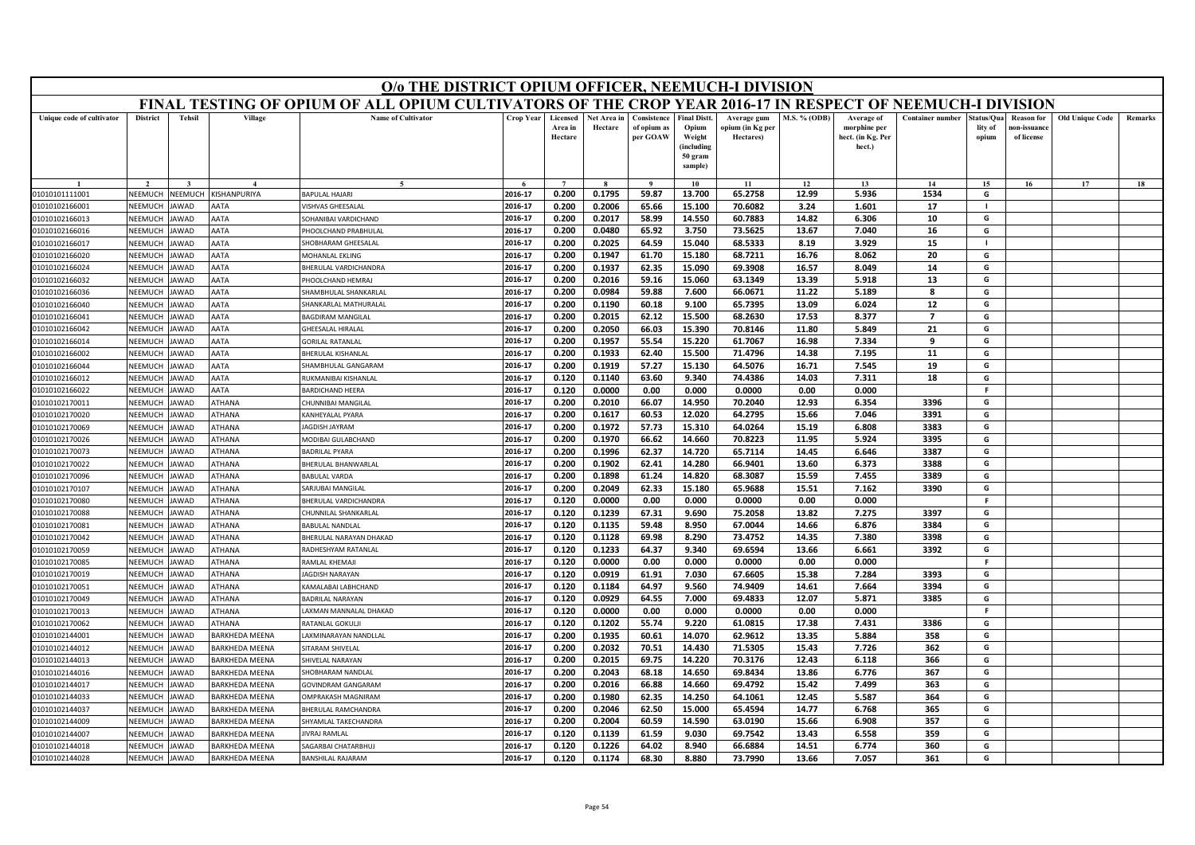# O/o THE DISTRICT OPIUM OFFICER, NEEMUCH-I DIVISION

## FINAL TESTING OF OPIUM OF ALL OPIUM CULTIVATORS OF THE CROP YEAR 2016-17 IN RESPECT OF NEEMUCH-I DIVISION

| Unique code of cultivator | District | Tehsil | Village | Name of Cultivator | Crop Year | Licensed Area in Hectare | Net Area in Hectare | Consistence of opium as per GOAW | Final Distt. Opium Weight (including 50 gram sample) | Average gum opium (in Kg per Hectares) | M.S. % (ODB) | Average of morphine per hect. (in Kg. Per hect.) | Container number | Status/Quality of opium | Reason for non-issuance of license | Old Unique Code | Remarks |
|---|---|---|---|---|---|---|---|---|---|---|---|---|---|---|---|---|---|
| 1 | 2 | 3 | 4 | 5 | 6 | 7 | 8 | 9 | 10 | 11 | 12 | 13 | 14 | 15 | 16 | 17 | 18 |
| 01010101111001 | NEEMUCH | NEEMUCH | KISHANPURIYA | BAPULAL HAJARI | 2016-17 | 0.200 | 0.1795 | 59.87 | 13.700 | 65.2758 | 12.99 | 5.936 | 1534 | G | | | |
| 01010102166001 | NEEMUCH | JAWAD | AATA | VISHVAS GHEESALAL | 2016-17 | 0.200 | 0.2006 | 65.66 | 15.100 | 70.6082 | 3.24 | 1.601 | 17 | I | | | |
| 01010102166013 | NEEMUCH | JAWAD | AATA | SOHANIBAI VARDICHAND | 2016-17 | 0.200 | 0.2017 | 58.99 | 14.550 | 60.7883 | 14.82 | 6.306 | 10 | G | | | |
| 01010102166016 | NEEMUCH | JAWAD | AATA | PHOOLCHAND PRABHULAL | 2016-17 | 0.200 | 0.0480 | 65.92 | 3.750 | 73.5625 | 13.67 | 7.040 | 16 | G | | | |
| 01010102166017 | NEEMUCH | JAWAD | AATA | SHOBHARAM GHEESALAL | 2016-17 | 0.200 | 0.2025 | 64.59 | 15.040 | 68.5333 | 8.19 | 3.929 | 15 | I | | | |
| 01010102166020 | NEEMUCH | JAWAD | AATA | MOHANLAL EKLING | 2016-17 | 0.200 | 0.1947 | 61.70 | 15.180 | 68.7211 | 16.76 | 8.062 | 20 | G | | | |
| 01010102166024 | NEEMUCH | JAWAD | AATA | BHERULAL VARDICHANDRA | 2016-17 | 0.200 | 0.1937 | 62.35 | 15.090 | 69.3908 | 16.57 | 8.049 | 14 | G | | | |
| 01010102166032 | NEEMUCH | JAWAD | AATA | PHOOLCHAND HEMRAJ | 2016-17 | 0.200 | 0.2016 | 59.16 | 15.060 | 63.1349 | 13.39 | 5.918 | 13 | G | | | |
| 01010102166036 | NEEMUCH | JAWAD | AATA | SHAMBHULAL SHANKARLAL | 2016-17 | 0.200 | 0.0984 | 59.88 | 7.600 | 66.0671 | 11.22 | 5.189 | 8 | G | | | |
| 01010102166040 | NEEMUCH | JAWAD | AATA | SHANKARLAL MATHURALAL | 2016-17 | 0.200 | 0.1190 | 60.18 | 9.100 | 65.7395 | 13.09 | 6.024 | 12 | G | | | |
| 01010102166041 | NEEMUCH | JAWAD | AATA | BAGDIRAM MANGILAL | 2016-17 | 0.200 | 0.2015 | 62.12 | 15.500 | 68.2630 | 17.53 | 8.377 | 7 | G | | | |
| 01010102166042 | NEEMUCH | JAWAD | AATA | GHEESALAL HIRALAL | 2016-17 | 0.200 | 0.2050 | 66.03 | 15.390 | 70.8146 | 11.80 | 5.849 | 21 | G | | | |
| 01010102166014 | NEEMUCH | JAWAD | AATA | GORILAL RATANLAL | 2016-17 | 0.200 | 0.1957 | 55.54 | 15.220 | 61.7067 | 16.98 | 7.334 | 9 | G | | | |
| 01010102166002 | NEEMUCH | JAWAD | AATA | BHERULAL KISHANLAL | 2016-17 | 0.200 | 0.1933 | 62.40 | 15.500 | 71.4796 | 14.38 | 7.195 | 11 | G | | | |
| 01010102166044 | NEEMUCH | JAWAD | AATA | SHAMBHULAL GANGARAM | 2016-17 | 0.200 | 0.1919 | 57.27 | 15.130 | 64.5076 | 16.71 | 7.545 | 19 | G | | | |
| 01010102166012 | NEEMUCH | JAWAD | AATA | RUKMANIBAI KISHANLAL | 2016-17 | 0.120 | 0.1140 | 63.60 | 9.340 | 74.4386 | 14.03 | 7.311 | 18 | G | | | |
| 01010102166022 | NEEMUCH | JAWAD | AATA | BARDICHAND HEERA | 2016-17 | 0.120 | 0.0000 | 0.00 | 0.000 | 0.0000 | 0.00 | 0.000 | | F | | | |
| 01010102170011 | NEEMUCH | JAWAD | ATHANA | CHUNNIBAI MANGILAL | 2016-17 | 0.200 | 0.2010 | 66.07 | 14.950 | 70.2040 | 12.93 | 6.354 | 3396 | G | | | |
| 01010102170020 | NEEMUCH | JAWAD | ATHANA | KANHEYALAL PYARA | 2016-17 | 0.200 | 0.1617 | 60.53 | 12.020 | 64.2795 | 15.66 | 7.046 | 3391 | G | | | |
| 01010102170069 | NEEMUCH | JAWAD | ATHANA | JAGDISH JAYRAM | 2016-17 | 0.200 | 0.1972 | 57.73 | 15.310 | 64.0264 | 15.19 | 6.808 | 3383 | G | | | |
| 01010102170026 | NEEMUCH | JAWAD | ATHANA | MODIBAI GULABCHAND | 2016-17 | 0.200 | 0.1970 | 66.62 | 14.660 | 70.8223 | 11.95 | 5.924 | 3395 | G | | | |
| 01010102170073 | NEEMUCH | JAWAD | ATHANA | BADRILAL PYARA | 2016-17 | 0.200 | 0.1996 | 62.37 | 14.720 | 65.7114 | 14.45 | 6.646 | 3387 | G | | | |
| 01010102170022 | NEEMUCH | JAWAD | ATHANA | BHERULAL BHANWARLAL | 2016-17 | 0.200 | 0.1902 | 62.41 | 14.280 | 66.9401 | 13.60 | 6.373 | 3388 | G | | | |
| 01010102170096 | NEEMUCH | JAWAD | ATHANA | BABULAL VARDA | 2016-17 | 0.200 | 0.1898 | 61.24 | 14.820 | 68.3087 | 15.59 | 7.455 | 3389 | G | | | |
| 01010102170107 | NEEMUCH | JAWAD | ATHANA | SARJUBAI MANGILAL | 2016-17 | 0.200 | 0.2049 | 62.33 | 15.180 | 65.9688 | 15.51 | 7.162 | 3390 | G | | | |
| 01010102170080 | NEEMUCH | JAWAD | ATHANA | BHERULAL VARDICHANDRA | 2016-17 | 0.120 | 0.0000 | 0.00 | 0.000 | 0.0000 | 0.00 | 0.000 | | F | | | |
| 01010102170088 | NEEMUCH | JAWAD | ATHANA | CHUNNILAL SHANKARLAL | 2016-17 | 0.120 | 0.1239 | 67.31 | 9.690 | 75.2058 | 13.82 | 7.275 | 3397 | G | | | |
| 01010102170081 | NEEMUCH | JAWAD | ATHANA | BABULAL NANDLAL | 2016-17 | 0.120 | 0.1135 | 59.48 | 8.950 | 67.0044 | 14.66 | 6.876 | 3384 | G | | | |
| 01010102170042 | NEEMUCH | JAWAD | ATHANA | BHERULAL NARAYAN DHAKAD | 2016-17 | 0.120 | 0.1128 | 69.98 | 8.290 | 73.4752 | 14.35 | 7.380 | 3398 | G | | | |
| 01010102170059 | NEEMUCH | JAWAD | ATHANA | RADHESHYAM RATANLAL | 2016-17 | 0.120 | 0.1233 | 64.37 | 9.340 | 69.6594 | 13.66 | 6.661 | 3392 | G | | | |
| 01010102170085 | NEEMUCH | JAWAD | ATHANA | RAMLAL KHEMAJI | 2016-17 | 0.120 | 0.0000 | 0.00 | 0.000 | 0.0000 | 0.00 | 0.000 | | F | | | |
| 01010102170019 | NEEMUCH | JAWAD | ATHANA | JAGDISH NARAYAN | 2016-17 | 0.120 | 0.0919 | 61.91 | 7.030 | 67.6605 | 15.38 | 7.284 | 3393 | G | | | |
| 01010102170051 | NEEMUCH | JAWAD | ATHANA | KAMALABAI LABHCHAND | 2016-17 | 0.120 | 0.1184 | 64.97 | 9.560 | 74.9409 | 14.61 | 7.664 | 3394 | G | | | |
| 01010102170049 | NEEMUCH | JAWAD | ATHANA | BADRILAL NARAYAN | 2016-17 | 0.120 | 0.0929 | 64.55 | 7.000 | 69.4833 | 12.07 | 5.871 | 3385 | G | | | |
| 01010102170013 | NEEMUCH | JAWAD | ATHANA | LAXMAN MANNALAL DHAKAD | 2016-17 | 0.120 | 0.0000 | 0.00 | 0.000 | 0.0000 | 0.00 | 0.000 | | F | | | |
| 01010102170062 | NEEMUCH | JAWAD | ATHANA | RATANLAL GOKULJI | 2016-17 | 0.120 | 0.1202 | 55.74 | 9.220 | 61.0815 | 17.38 | 7.431 | 3386 | G | | | |
| 01010102144001 | NEEMUCH | JAWAD | BARKHEDA MEENA | LAXMINARAYAN NANDLLAL | 2016-17 | 0.200 | 0.1935 | 60.61 | 14.070 | 62.9612 | 13.35 | 5.884 | 358 | G | | | |
| 01010102144012 | NEEMUCH | JAWAD | BARKHEDA MEENA | SITARAM SHIVELAL | 2016-17 | 0.200 | 0.2032 | 70.51 | 14.430 | 71.5305 | 15.43 | 7.726 | 362 | G | | | |
| 01010102144013 | NEEMUCH | JAWAD | BARKHEDA MEENA | SHIVELAL NARAYAN | 2016-17 | 0.200 | 0.2015 | 69.75 | 14.220 | 70.3176 | 12.43 | 6.118 | 366 | G | | | |
| 01010102144016 | NEEMUCH | JAWAD | BARKHEDA MEENA | SHOBHARAM NANDLAL | 2016-17 | 0.200 | 0.2043 | 68.18 | 14.650 | 69.8434 | 13.86 | 6.776 | 367 | G | | | |
| 01010102144017 | NEEMUCH | JAWAD | BARKHEDA MEENA | GOVINDRAM GANGARAM | 2016-17 | 0.200 | 0.2016 | 66.88 | 14.660 | 69.4792 | 15.42 | 7.499 | 363 | G | | | |
| 01010102144033 | NEEMUCH | JAWAD | BARKHEDA MEENA | OMPRAKASH MAGNIRAM | 2016-17 | 0.200 | 0.1980 | 62.35 | 14.250 | 64.1061 | 12.45 | 5.587 | 364 | G | | | |
| 01010102144037 | NEEMUCH | JAWAD | BARKHEDA MEENA | BHERULAL RAMCHANDRA | 2016-17 | 0.200 | 0.2046 | 62.50 | 15.000 | 65.4594 | 14.77 | 6.768 | 365 | G | | | |
| 01010102144009 | NEEMUCH | JAWAD | BARKHEDA MEENA | SHYAMLAL TAKECHANDRA | 2016-17 | 0.200 | 0.2004 | 60.59 | 14.590 | 63.0190 | 15.66 | 6.908 | 357 | G | | | |
| 01010102144007 | NEEMUCH | JAWAD | BARKHEDA MEENA | JIVRAJ RAMLAL | 2016-17 | 0.120 | 0.1139 | 61.59 | 9.030 | 69.7542 | 13.43 | 6.558 | 359 | G | | | |
| 01010102144018 | NEEMUCH | JAWAD | BARKHEDA MEENA | SAGARBAI CHATARBHUJ | 2016-17 | 0.120 | 0.1226 | 64.02 | 8.940 | 66.6884 | 14.51 | 6.774 | 360 | G | | | |
| 01010102144028 | NEEMUCH | JAWAD | BARKHEDA MEENA | BANSHILAL RAJARAM | 2016-17 | 0.120 | 0.1174 | 68.30 | 8.880 | 73.7990 | 13.66 | 7.057 | 361 | G | | | |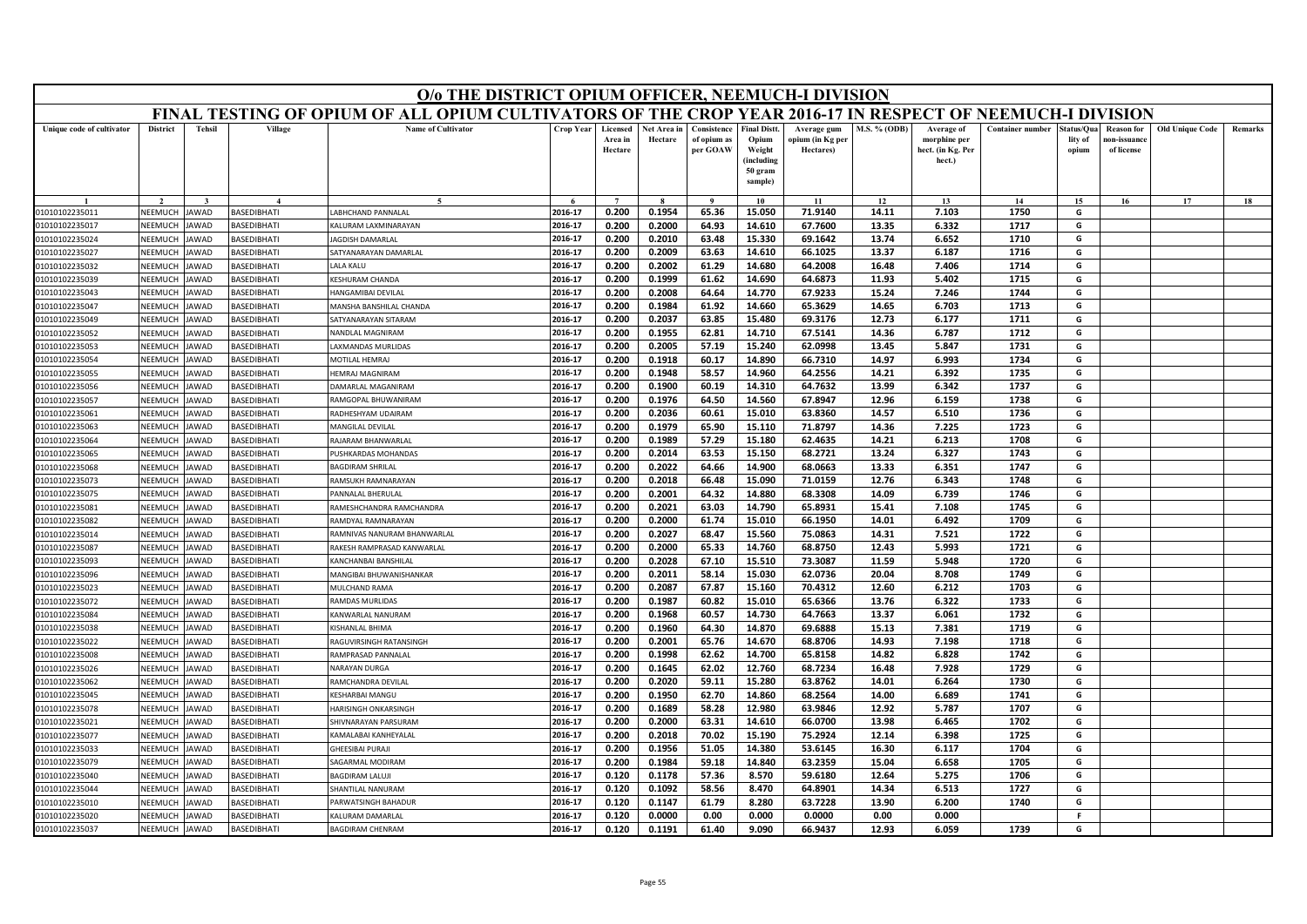# O/o THE DISTRICT OPIUM OFFICER, NEEMUCH-I DIVISION

## FINAL TESTING OF OPIUM OF ALL OPIUM CULTIVATORS OF THE CROP YEAR 2016-17 IN RESPECT OF NEEMUCH-I DIVISION

| Unique code of cultivator | District | Tehsil | Village | Name of Cultivator | Crop Year | Licensed Area in Hectare | Net Area in Hectare | Consistence of opium as per GOAW | Final Distt. Opium Weight (including 50 gram sample) | Average gum opium (in Kg per Hectares) | M.S. % (ODB) | Average of morphine per hect. (in Kg. Per hect.) | Container number | Status/Quality of opium | Reason for non-issuance of license | Old Unique Code | Remarks |
|---|---|---|---|---|---|---|---|---|---|---|---|---|---|---|---|---|---|
| 1 | 2 | 3 | 4 | 5 | 6 | 7 | 8 | 9 | 10 | 11 | 12 | 13 | 14 | 15 | 16 | 17 | 18 |
| 01010102235011 | NEEMUCH | JAWAD | BASEDIBHATI | LABHCHAND PANNALAL | 2016-17 | 0.200 | 0.1954 | 65.36 | 15.050 | 71.9140 | 14.11 | 7.103 | 1750 | G | | | |
| 01010102235017 | NEEMUCH | JAWAD | BASEDIBHATI | KALURAM LAXMINARAYAN | 2016-17 | 0.200 | 0.2000 | 64.93 | 14.610 | 67.7600 | 13.35 | 6.332 | 1717 | G | | | |
| 01010102235024 | NEEMUCH | JAWAD | BASEDIBHATI | JAGDISH DAMARLAL | 2016-17 | 0.200 | 0.2010 | 63.48 | 15.330 | 69.1642 | 13.74 | 6.652 | 1710 | G | | | |
| 01010102235027 | NEEMUCH | JAWAD | BASEDIBHATI | SATYANARAYAN DAMARLAL | 2016-17 | 0.200 | 0.2009 | 63.63 | 14.610 | 66.1025 | 13.37 | 6.187 | 1716 | G | | | |
| 01010102235032 | NEEMUCH | JAWAD | BASEDIBHATI | LALA KALU | 2016-17 | 0.200 | 0.2002 | 61.29 | 14.680 | 64.2008 | 16.48 | 7.406 | 1714 | G | | | |
| 01010102235039 | NEEMUCH | JAWAD | BASEDIBHATI | KESHURAM CHANDA | 2016-17 | 0.200 | 0.1999 | 61.62 | 14.690 | 64.6873 | 11.93 | 5.402 | 1715 | G | | | |
| 01010102235043 | NEEMUCH | JAWAD | BASEDIBHATI | HANGAMIBAI DEVILAL | 2016-17 | 0.200 | 0.2008 | 64.64 | 14.770 | 67.9233 | 15.24 | 7.246 | 1744 | G | | | |
| 01010102235047 | NEEMUCH | JAWAD | BASEDIBHATI | MANSHA BANSHILAL CHANDA | 2016-17 | 0.200 | 0.1984 | 61.92 | 14.660 | 65.3629 | 14.65 | 6.703 | 1713 | G | | | |
| 01010102235049 | NEEMUCH | JAWAD | BASEDIBHATI | SATYANARAYAN SITARAM | 2016-17 | 0.200 | 0.2037 | 63.85 | 15.480 | 69.3176 | 12.73 | 6.177 | 1711 | G | | | |
| 01010102235052 | NEEMUCH | JAWAD | BASEDIBHATI | NANDLAL MAGNIRAM | 2016-17 | 0.200 | 0.1955 | 62.81 | 14.710 | 67.5141 | 14.36 | 6.787 | 1712 | G | | | |
| 01010102235053 | NEEMUCH | JAWAD | BASEDIBHATI | LAXMANDAS MURLIDAS | 2016-17 | 0.200 | 0.2005 | 57.19 | 15.240 | 62.0998 | 13.45 | 5.847 | 1731 | G | | | |
| 01010102235054 | NEEMUCH | JAWAD | BASEDIBHATI | MOTILAL HEMRAJ | 2016-17 | 0.200 | 0.1918 | 60.17 | 14.890 | 66.7310 | 14.97 | 6.993 | 1734 | G | | | |
| 01010102235055 | NEEMUCH | JAWAD | BASEDIBHATI | HEMRAJ MAGNIRAM | 2016-17 | 0.200 | 0.1948 | 58.57 | 14.960 | 64.2556 | 14.21 | 6.392 | 1735 | G | | | |
| 01010102235056 | NEEMUCH | JAWAD | BASEDIBHATI | DAMARLAL MAGANIRAM | 2016-17 | 0.200 | 0.1900 | 60.19 | 14.310 | 64.7632 | 13.99 | 6.342 | 1737 | G | | | |
| 01010102235057 | NEEMUCH | JAWAD | BASEDIBHATI | RAMGOPAL BHUWANIRAM | 2016-17 | 0.200 | 0.1976 | 64.50 | 14.560 | 67.8947 | 12.96 | 6.159 | 1738 | G | | | |
| 01010102235061 | NEEMUCH | JAWAD | BASEDIBHATI | RADHESHYAM UDAIRAM | 2016-17 | 0.200 | 0.2036 | 60.61 | 15.010 | 63.8360 | 14.57 | 6.510 | 1736 | G | | | |
| 01010102235063 | NEEMUCH | JAWAD | BASEDIBHATI | MANGILAL DEVILAL | 2016-17 | 0.200 | 0.1979 | 65.90 | 15.110 | 71.8797 | 14.36 | 7.225 | 1723 | G | | | |
| 01010102235064 | NEEMUCH | JAWAD | BASEDIBHATI | RAJARAM BHANWARLAL | 2016-17 | 0.200 | 0.1989 | 57.29 | 15.180 | 62.4635 | 14.21 | 6.213 | 1708 | G | | | |
| 01010102235065 | NEEMUCH | JAWAD | BASEDIBHATI | PUSHKARDAS MOHANDAS | 2016-17 | 0.200 | 0.2014 | 63.53 | 15.150 | 68.2721 | 13.24 | 6.327 | 1743 | G | | | |
| 01010102235068 | NEEMUCH | JAWAD | BASEDIBHATI | BAGDIRAM SHRILAL | 2016-17 | 0.200 | 0.2022 | 64.66 | 14.900 | 68.0663 | 13.33 | 6.351 | 1747 | G | | | |
| 01010102235073 | NEEMUCH | JAWAD | BASEDIBHATI | RAMSUKH RAMNARAYAN | 2016-17 | 0.200 | 0.2018 | 66.48 | 15.090 | 71.0159 | 12.76 | 6.343 | 1748 | G | | | |
| 01010102235075 | NEEMUCH | JAWAD | BASEDIBHATI | PANNALAL BHERULAL | 2016-17 | 0.200 | 0.2001 | 64.32 | 14.880 | 68.3308 | 14.09 | 6.739 | 1746 | G | | | |
| 01010102235081 | NEEMUCH | JAWAD | BASEDIBHATI | RAMESHCHANDRA RAMCHANDRA | 2016-17 | 0.200 | 0.2021 | 63.03 | 14.790 | 65.8931 | 15.41 | 7.108 | 1745 | G | | | |
| 01010102235082 | NEEMUCH | JAWAD | BASEDIBHATI | RAMDYAL RAMNARAYAN | 2016-17 | 0.200 | 0.2000 | 61.74 | 15.010 | 66.1950 | 14.01 | 6.492 | 1709 | G | | | |
| 01010102235014 | NEEMUCH | JAWAD | BASEDIBHATI | RAMNIVAS NANURAM BHANWARLAL | 2016-17 | 0.200 | 0.2027 | 68.47 | 15.560 | 75.0863 | 14.31 | 7.521 | 1722 | G | | | |
| 01010102235087 | NEEMUCH | JAWAD | BASEDIBHATI | RAKESH RAMPRASAD KANWARLAL | 2016-17 | 0.200 | 0.2000 | 65.33 | 14.760 | 68.8750 | 12.43 | 5.993 | 1721 | G | | | |
| 01010102235093 | NEEMUCH | JAWAD | BASEDIBHATI | KANCHANBAI BANSHILAL | 2016-17 | 0.200 | 0.2028 | 67.10 | 15.510 | 73.3087 | 11.59 | 5.948 | 1720 | G | | | |
| 01010102235096 | NEEMUCH | JAWAD | BASEDIBHATI | MANGIBAI BHUWANISHANKAR | 2016-17 | 0.200 | 0.2011 | 58.14 | 15.030 | 62.0736 | 20.04 | 8.708 | 1749 | G | | | |
| 01010102235023 | NEEMUCH | JAWAD | BASEDIBHATI | MULCHAND RAMA | 2016-17 | 0.200 | 0.2087 | 67.87 | 15.160 | 70.4312 | 12.60 | 6.212 | 1703 | G | | | |
| 01010102235072 | NEEMUCH | JAWAD | BASEDIBHATI | RAMDAS MURLIDAS | 2016-17 | 0.200 | 0.1987 | 60.82 | 15.010 | 65.6366 | 13.76 | 6.322 | 1733 | G | | | |
| 01010102235084 | NEEMUCH | JAWAD | BASEDIBHATI | KANWARLAL NANURAM | 2016-17 | 0.200 | 0.1968 | 60.57 | 14.730 | 64.7663 | 13.37 | 6.061 | 1732 | G | | | |
| 01010102235038 | NEEMUCH | JAWAD | BASEDIBHATI | KISHANLAL BHIMA | 2016-17 | 0.200 | 0.1960 | 64.30 | 14.870 | 69.6888 | 15.13 | 7.381 | 1719 | G | | | |
| 01010102235022 | NEEMUCH | JAWAD | BASEDIBHATI | RAGUVIRSINGH RATANSINGH | 2016-17 | 0.200 | 0.2001 | 65.76 | 14.670 | 68.8706 | 14.93 | 7.198 | 1718 | G | | | |
| 01010102235008 | NEEMUCH | JAWAD | BASEDIBHATI | RAMPRASAD PANNALAL | 2016-17 | 0.200 | 0.1998 | 62.62 | 14.700 | 65.8158 | 14.82 | 6.828 | 1742 | G | | | |
| 01010102235026 | NEEMUCH | JAWAD | BASEDIBHATI | NARAYAN DURGA | 2016-17 | 0.200 | 0.1645 | 62.02 | 12.760 | 68.7234 | 16.48 | 7.928 | 1729 | G | | | |
| 01010102235062 | NEEMUCH | JAWAD | BASEDIBHATI | RAMCHANDRA DEVILAL | 2016-17 | 0.200 | 0.2020 | 59.11 | 15.280 | 63.8762 | 14.01 | 6.264 | 1730 | G | | | |
| 01010102235045 | NEEMUCH | JAWAD | BASEDIBHATI | KESHARBAI MANGU | 2016-17 | 0.200 | 0.1950 | 62.70 | 14.860 | 68.2564 | 14.00 | 6.689 | 1741 | G | | | |
| 01010102235078 | NEEMUCH | JAWAD | BASEDIBHATI | HARISINGH ONKARSINGH | 2016-17 | 0.200 | 0.1689 | 58.28 | 12.980 | 63.9846 | 12.92 | 5.787 | 1707 | G | | | |
| 01010102235021 | NEEMUCH | JAWAD | BASEDIBHATI | SHIVNARAYAN PARSURAM | 2016-17 | 0.200 | 0.2000 | 63.31 | 14.610 | 66.0700 | 13.98 | 6.465 | 1702 | G | | | |
| 01010102235077 | NEEMUCH | JAWAD | BASEDIBHATI | KAMALABAI KANHEYALAL | 2016-17 | 0.200 | 0.2018 | 70.02 | 15.190 | 75.2924 | 12.14 | 6.398 | 1725 | G | | | |
| 01010102235033 | NEEMUCH | JAWAD | BASEDIBHATI | GHEESIBAI PURAJI | 2016-17 | 0.200 | 0.1956 | 51.05 | 14.380 | 53.6145 | 16.30 | 6.117 | 1704 | G | | | |
| 01010102235079 | NEEMUCH | JAWAD | BASEDIBHATI | SAGARMAL MODIRAM | 2016-17 | 0.200 | 0.1984 | 59.18 | 14.840 | 63.2359 | 15.04 | 6.658 | 1705 | G | | | |
| 01010102235040 | NEEMUCH | JAWAD | BASEDIBHATI | BAGDIRAM LALUJI | 2016-17 | 0.120 | 0.1178 | 57.36 | 8.570 | 59.6180 | 12.64 | 5.275 | 1706 | G | | | |
| 01010102235044 | NEEMUCH | JAWAD | BASEDIBHATI | SHANTILAL NANURAM | 2016-17 | 0.120 | 0.1092 | 58.56 | 8.470 | 64.8901 | 14.34 | 6.513 | 1727 | G | | | |
| 01010102235010 | NEEMUCH | JAWAD | BASEDIBHATI | PARWATSINGH BAHADUR | 2016-17 | 0.120 | 0.1147 | 61.79 | 8.280 | 63.7228 | 13.90 | 6.200 | 1740 | G | | | |
| 01010102235020 | NEEMUCH | JAWAD | BASEDIBHATI | KALURAM DAMARLAL | 2016-17 | 0.120 | 0.0000 | 0.00 | 0.000 | 0.0000 | 0.00 | 0.000 | | F | | | |
| 01010102235037 | NEEMUCH | JAWAD | BASEDIBHATI | BAGDIRAM CHENRAM | 2016-17 | 0.120 | 0.1191 | 61.40 | 9.090 | 66.9437 | 12.93 | 6.059 | 1739 | G | | | |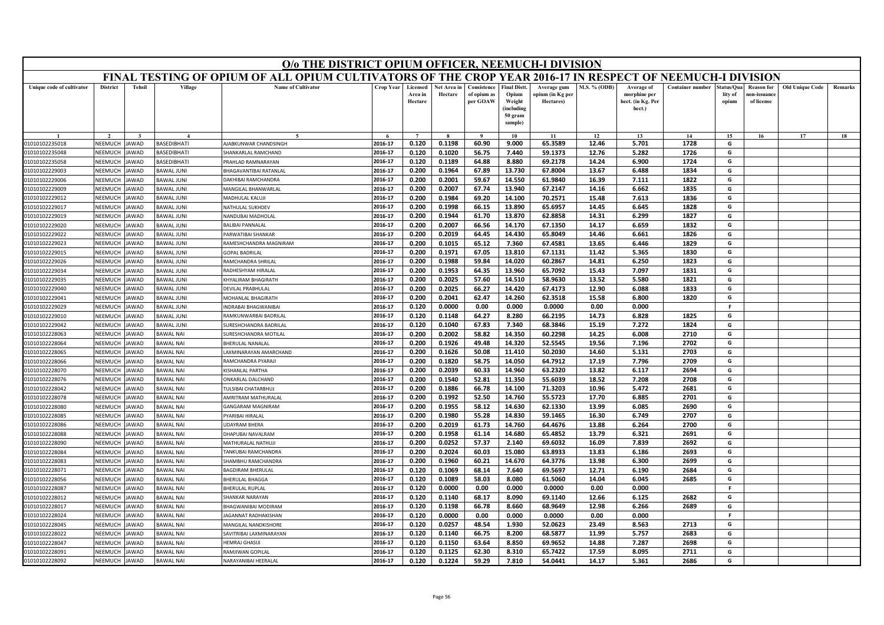# O/o THE DISTRICT OPIUM OFFICER, NEEMUCH-I DIVISION

## FINAL TESTING OF OPIUM OF ALL OPIUM CULTIVATORS OF THE CROP YEAR 2016-17 IN RESPECT OF NEEMUCH-I DIVISION

| Unique code of cultivator | District | Tehsil | Village | Name of Cultivator | Crop Year | Licensed Area in Hectare | Net Area in Hectare | Consistence of opium as per GOAW | Final Distt. Opium Weight (including 50 gram sample) | Average gum opium (in Kg per Hectares) | M.S. % (ODB) | Average of morphine per hect. (in Kg. Per hect.) | Container number | Status/Quality of opium | Reason for non-issuance of license | Old Unique Code | Remarks |
|---|---|---|---|---|---|---|---|---|---|---|---|---|---|---|---|---|---|
| 1 | 2 | 3 | 4 | 5 | 6 | 7 | 8 | 9 | 10 | 11 | 12 | 13 | 14 | 15 | 16 | 17 | 18 |
| 01010102235018 | NEEMUCH | JAWAD | BASEDIBHATI | AJABKUNWAR CHANDSINGH | 2016-17 | 0.120 | 0.1198 | 60.90 | 9.000 | 65.3589 | 12.46 | 5.701 | 1728 | G | | | |
| 01010102235048 | NEEMUCH | JAWAD | BASEDIBHATI | SHANKARLAL RAMCHAND | 2016-17 | 0.120 | 0.1020 | 56.75 | 7.440 | 59.1373 | 12.76 | 5.282 | 1726 | G | | | |
| 01010102235058 | NEEMUCH | JAWAD | BASEDIBHATI | PRAHLAD RAMNARAYAN | 2016-17 | 0.120 | 0.1189 | 64.88 | 8.880 | 69.2178 | 14.24 | 6.900 | 1724 | G | | | |
| 01010102229003 | NEEMUCH | JAWAD | BAWAL JUNI | BHAGAVANTIBAI RATANLAL | 2016-17 | 0.200 | 0.1964 | 67.89 | 13.730 | 67.8004 | 13.67 | 6.488 | 1834 | G | | | |
| 01010102229006 | NEEMUCH | JAWAD | BAWAL JUNI | DAKHIBAI RAMCHANDRA | 2016-17 | 0.200 | 0.2001 | 59.67 | 14.550 | 61.9840 | 16.39 | 7.111 | 1822 | G | | | |
| 01010102229009 | NEEMUCH | JAWAD | BAWAL JUNI | MANGILAL BHANWARLAL | 2016-17 | 0.200 | 0.2007 | 67.74 | 13.940 | 67.2147 | 14.16 | 6.662 | 1835 | G | | | |
| 01010102229012 | NEEMUCH | JAWAD | BAWAL JUNI | MADHULAL KALUJI | 2016-17 | 0.200 | 0.1984 | 69.20 | 14.100 | 70.2571 | 15.48 | 7.613 | 1836 | G | | | |
| 01010102229017 | NEEMUCH | JAWAD | BAWAL JUNI | NATHULAL SUKHDEV | 2016-17 | 0.200 | 0.1998 | 66.15 | 13.890 | 65.6957 | 14.45 | 6.645 | 1828 | G | | | |
| 01010102229019 | NEEMUCH | JAWAD | BAWAL JUNI | NANDUBAI MADHOLAL | 2016-17 | 0.200 | 0.1944 | 61.70 | 13.870 | 62.8858 | 14.31 | 6.299 | 1827 | G | | | |
| 01010102229020 | NEEMUCH | JAWAD | BAWAL JUNI | BALIBAI PANNALAL | 2016-17 | 0.200 | 0.2007 | 66.56 | 14.170 | 67.1350 | 14.17 | 6.659 | 1832 | G | | | |
| 01010102229022 | NEEMUCH | JAWAD | BAWAL JUNI | PARWATIBAI SHANKAR | 2016-17 | 0.200 | 0.2019 | 64.45 | 14.430 | 65.8049 | 14.46 | 6.661 | 1826 | G | | | |
| 01010102229023 | NEEMUCH | JAWAD | BAWAL JUNI | RAMESHCHANDRA MAGNIRAM | 2016-17 | 0.200 | 0.1015 | 65.12 | 7.360 | 67.4581 | 13.65 | 6.446 | 1829 | G | | | |
| 01010102229015 | NEEMUCH | JAWAD | BAWAL JUNI | GOPAL BADRILAL | 2016-17 | 0.200 | 0.1971 | 67.05 | 13.810 | 67.1131 | 11.42 | 5.365 | 1830 | G | | | |
| 01010102229026 | NEEMUCH | JAWAD | BAWAL JUNI | RAMCHANDRA SHRILAL | 2016-17 | 0.200 | 0.1988 | 59.84 | 14.020 | 60.2867 | 14.81 | 6.250 | 1823 | G | | | |
| 01010102229034 | NEEMUCH | JAWAD | BAWAL JUNI | RADHESHYAM HIRALAL | 2016-17 | 0.200 | 0.1953 | 64.35 | 13.960 | 65.7092 | 15.43 | 7.097 | 1831 | G | | | |
| 01010102229035 | NEEMUCH | JAWAD | BAWAL JUNI | KHYALIRAM BHAGIRATH | 2016-17 | 0.200 | 0.2025 | 57.60 | 14.510 | 58.9630 | 13.52 | 5.580 | 1821 | G | | | |
| 01010102229040 | NEEMUCH | JAWAD | BAWAL JUNI | DEVILAL PRABHULAL | 2016-17 | 0.200 | 0.2025 | 66.27 | 14.420 | 67.4173 | 12.90 | 6.088 | 1833 | G | | | |
| 01010102229041 | NEEMUCH | JAWAD | BAWAL JUNI | MOHANLAL BHAGIRATH | 2016-17 | 0.200 | 0.2041 | 62.47 | 14.260 | 62.3518 | 15.58 | 6.800 | 1820 | G | | | |
| 01010102229029 | NEEMUCH | JAWAD | BAWAL JUNI | INDRABAI BHAGWANIBAI | 2016-17 | 0.120 | 0.0000 | 0.00 | 0.000 | 0.0000 | 0.00 | 0.000 | | F | | | |
| 01010102229010 | NEEMUCH | JAWAD | BAWAL JUNI | RAMKUNWARBAI BADRILAL | 2016-17 | 0.120 | 0.1148 | 64.27 | 8.280 | 66.2195 | 14.73 | 6.828 | 1825 | G | | | |
| 01010102229042 | NEEMUCH | JAWAD | BAWAL JUNI | SURESHCHANDRA BADRILAL | 2016-17 | 0.120 | 0.1040 | 67.83 | 7.340 | 68.3846 | 15.19 | 7.272 | 1824 | G | | | |
| 01010102228063 | NEEMUCH | JAWAD | BAWAL NAI | SURESHCHANDRA MOTILAL | 2016-17 | 0.200 | 0.2002 | 58.82 | 14.350 | 60.2298 | 14.25 | 6.008 | 2710 | G | | | |
| 01010102228064 | NEEMUCH | JAWAD | BAWAL NAI | BHERULAL NANALAL | 2016-17 | 0.200 | 0.1926 | 49.48 | 14.320 | 52.5545 | 19.56 | 7.196 | 2702 | G | | | |
| 01010102228065 | NEEMUCH | JAWAD | BAWAL NAI | LAXMINARAYAN AMARCHAND | 2016-17 | 0.200 | 0.1626 | 50.08 | 11.410 | 50.2030 | 14.60 | 5.131 | 2703 | G | | | |
| 01010102228066 | NEEMUCH | JAWAD | BAWAL NAI | RAMCHANDRA PYARAJI | 2016-17 | 0.200 | 0.1820 | 58.75 | 14.050 | 64.7912 | 17.19 | 7.796 | 2709 | G | | | |
| 01010102228070 | NEEMUCH | JAWAD | BAWAL NAI | KISHANLAL PARTHA | 2016-17 | 0.200 | 0.2039 | 60.33 | 14.960 | 63.2320 | 13.82 | 6.117 | 2694 | G | | | |
| 01010102228076 | NEEMUCH | JAWAD | BAWAL NAI | ONKARLAL DALCHAND | 2016-17 | 0.200 | 0.1540 | 52.81 | 11.350 | 55.6039 | 18.52 | 7.208 | 2708 | G | | | |
| 01010102228042 | NEEMUCH | JAWAD | BAWAL NAI | TULSIBAI CHATARBHUJ | 2016-17 | 0.200 | 0.1886 | 66.78 | 14.100 | 71.3203 | 10.96 | 5.472 | 2681 | G | | | |
| 01010102228078 | NEEMUCH | JAWAD | BAWAL NAI | AMRITRAM MATHURALAL | 2016-17 | 0.200 | 0.1992 | 52.50 | 14.760 | 55.5723 | 17.70 | 6.885 | 2701 | G | | | |
| 01010102228080 | NEEMUCH | JAWAD | BAWAL NAI | GANGARAM MAGNIRAM | 2016-17 | 0.200 | 0.1955 | 58.12 | 14.630 | 62.1330 | 13.99 | 6.085 | 2690 | G | | | |
| 01010102228085 | NEEMUCH | JAWAD | BAWAL NAI | PYARIBAI HIRALAL | 2016-17 | 0.200 | 0.1980 | 55.28 | 14.830 | 59.1465 | 16.30 | 6.749 | 2707 | G | | | |
| 01010102228086 | NEEMUCH | JAWAD | BAWAL NAI | UDAYRAM BHERA | 2016-17 | 0.200 | 0.2019 | 61.73 | 14.760 | 64.4676 | 13.88 | 6.264 | 2700 | G | | | |
| 01010102228088 | NEEMUCH | JAWAD | BAWAL NAI | DHAPUBAI NAVALRAM | 2016-17 | 0.200 | 0.1958 | 61.14 | 14.680 | 65.4852 | 13.79 | 6.321 | 2691 | G | | | |
| 01010102228090 | NEEMUCH | JAWAD | BAWAL NAI | MATHURALAL NATHUJI | 2016-17 | 0.200 | 0.0252 | 57.37 | 2.140 | 69.6032 | 16.09 | 7.839 | 2692 | G | | | |
| 01010102228084 | NEEMUCH | JAWAD | BAWAL NAI | TANKUBAI RAMCHANDRA | 2016-17 | 0.200 | 0.2024 | 60.03 | 15.080 | 63.8933 | 13.83 | 6.186 | 2693 | G | | | |
| 01010102228083 | NEEMUCH | JAWAD | BAWAL NAI | SHAMBHU RAMCHANDRA | 2016-17 | 0.200 | 0.1960 | 60.21 | 14.670 | 64.3776 | 13.98 | 6.300 | 2699 | G | | | |
| 01010102228071 | NEEMUCH | JAWAD | BAWAL NAI | BAGDIRAM BHERULAL | 2016-17 | 0.120 | 0.1069 | 68.14 | 7.640 | 69.5697 | 12.71 | 6.190 | 2684 | G | | | |
| 01010102228056 | NEEMUCH | JAWAD | BAWAL NAI | BHERULAL BHAGGA | 2016-17 | 0.120 | 0.1089 | 58.03 | 8.080 | 61.5060 | 14.04 | 6.045 | 2685 | G | | | |
| 01010102228087 | NEEMUCH | JAWAD | BAWAL NAI | BHERULAL RUPLAL | 2016-17 | 0.120 | 0.0000 | 0.00 | 0.000 | 0.0000 | 0.00 | 0.000 | | F | | | |
| 01010102228012 | NEEMUCH | JAWAD | BAWAL NAI | SHANKAR NARAYAN | 2016-17 | 0.120 | 0.1140 | 68.17 | 8.090 | 69.1140 | 12.66 | 6.125 | 2682 | G | | | |
| 01010102228017 | NEEMUCH | JAWAD | BAWAL NAI | BHAGWANIBAI MODIRAM | 2016-17 | 0.120 | 0.1198 | 66.78 | 8.660 | 68.9649 | 12.98 | 6.266 | 2689 | G | | | |
| 01010102228024 | NEEMUCH | JAWAD | BAWAL NAI | JAGANNAT RADHAKISHAN | 2016-17 | 0.120 | 0.0000 | 0.00 | 0.000 | 0.0000 | 0.00 | 0.000 | | F | | | |
| 01010102228045 | NEEMUCH | JAWAD | BAWAL NAI | MANGILAL NANDKISHORE | 2016-17 | 0.120 | 0.0257 | 48.54 | 1.930 | 52.0623 | 23.49 | 8.563 | 2713 | G | | | |
| 01010102228022 | NEEMUCH | JAWAD | BAWAL NAI | SAVITRIBAI LAXMINARAYAN | 2016-17 | 0.120 | 0.1140 | 66.75 | 8.200 | 68.5877 | 11.99 | 5.757 | 2683 | G | | | |
| 01010102228047 | NEEMUCH | JAWAD | BAWAL NAI | HEMRAJ GHASIJI | 2016-17 | 0.120 | 0.1150 | 63.64 | 8.850 | 69.9652 | 14.88 | 7.287 | 2698 | G | | | |
| 01010102228091 | NEEMUCH | JAWAD | BAWAL NAI | RAMJIWAN GOPILAL | 2016-17 | 0.120 | 0.1125 | 62.30 | 8.310 | 65.7422 | 17.59 | 8.095 | 2711 | G | | | |
| 01010102228092 | NEEMUCH | JAWAD | BAWAL NAI | NARAYANIBAI HEERALAL | 2016-17 | 0.120 | 0.1224 | 59.29 | 7.810 | 54.0441 | 14.17 | 5.361 | 2686 | G | | | |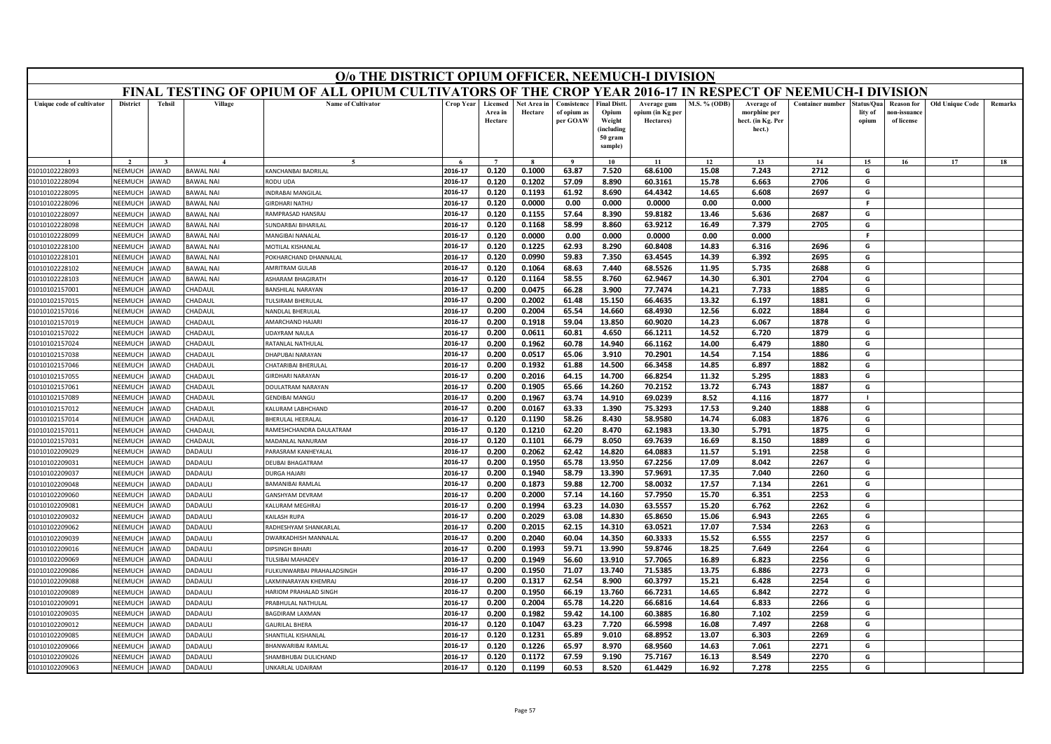# O/o THE DISTRICT OPIUM OFFICER, NEEMUCH-I DIVISION

## FINAL TESTING OF OPIUM OF ALL OPIUM CULTIVATORS OF THE CROP YEAR 2016-17 IN RESPECT OF NEEMUCH-I DIVISION

| Unique code of cultivator | District | Tehsil | Village | Name of Cultivator | Crop Year | Licensed Area in Hectare | Net Area in Hectare | Consistence of opium as per GOAW | Final Distt. Opium Weight (including 50 gram sample) | Average gum opium (in Kg per Hectares) | M.S. % (ODB) | Average of morphine per hect. (in Kg. Per hect.) | Container number | Status/Quality of opium | Reason for non-issuance of license | Old Unique Code | Remarks |
|---|---|---|---|---|---|---|---|---|---|---|---|---|---|---|---|---|---|
| 1 | 2 | 3 | 4 | 5 | 6 | 7 | 8 | 9 | 10 | 11 | 12 | 13 | 14 | 15 | 16 | 17 | 18 |
| 01010102228093 | NEEMUCH | JAWAD | BAWAL NAI | KANCHANBAI BADRILAL | 2016-17 | 0.120 | 0.1000 | 63.87 | 7.520 | 68.6100 | 15.08 | 7.243 | 2712 | G | | | |
| 01010102228094 | NEEMUCH | JAWAD | BAWAL NAI | RODU UDA | 2016-17 | 0.120 | 0.1202 | 57.09 | 8.890 | 60.3161 | 15.78 | 6.663 | 2706 | G | | | |
| 01010102228095 | NEEMUCH | JAWAD | BAWAL NAI | INDRABAI MANGILAL | 2016-17 | 0.120 | 0.1193 | 61.92 | 8.690 | 64.4342 | 14.65 | 6.608 | 2697 | G | | | |
| 01010102228096 | NEEMUCH | JAWAD | BAWAL NAI | GIRDHARI NATHU | 2016-17 | 0.120 | 0.0000 | 0.00 | 0.000 | 0.0000 | 0.00 | 0.000 | | F | | | |
| 01010102228097 | NEEMUCH | JAWAD | BAWAL NAI | RAMPRASAD HANSRAJ | 2016-17 | 0.120 | 0.1155 | 57.64 | 8.390 | 59.8182 | 13.46 | 5.636 | 2687 | G | | | |
| 01010102228098 | NEEMUCH | JAWAD | BAWAL NAI | SUNDARBAI BIHARILAL | 2016-17 | 0.120 | 0.1168 | 58.99 | 8.860 | 63.9212 | 16.49 | 7.379 | 2705 | G | | | |
| 01010102228099 | NEEMUCH | JAWAD | BAWAL NAI | MANGIBAI NANALAL | 2016-17 | 0.120 | 0.0000 | 0.00 | 0.000 | 0.0000 | 0.00 | 0.000 | | F | | | |
| 01010102228100 | NEEMUCH | JAWAD | BAWAL NAI | MOTILAL KISHANLAL | 2016-17 | 0.120 | 0.1225 | 62.93 | 8.290 | 60.8408 | 14.83 | 6.316 | 2696 | G | | | |
| 01010102228101 | NEEMUCH | JAWAD | BAWAL NAI | POKHARCHAND DHANNALAL | 2016-17 | 0.120 | 0.0990 | 59.83 | 7.350 | 63.4545 | 14.39 | 6.392 | 2695 | G | | | |
| 01010102228102 | NEEMUCH | JAWAD | BAWAL NAI | AMRITRAM GULAB | 2016-17 | 0.120 | 0.1064 | 68.63 | 7.440 | 68.5526 | 11.95 | 5.735 | 2688 | G | | | |
| 01010102228103 | NEEMUCH | JAWAD | BAWAL NAI | ASHARAM BHAGIRATH | 2016-17 | 0.120 | 0.1164 | 58.55 | 8.760 | 62.9467 | 14.30 | 6.301 | 2704 | G | | | |
| 01010102157001 | NEEMUCH | JAWAD | CHADAUL | BANSHILAL NARAYAN | 2016-17 | 0.200 | 0.0475 | 66.28 | 3.900 | 77.7474 | 14.21 | 7.733 | 1885 | G | | | |
| 01010102157015 | NEEMUCH | JAWAD | CHADAUL | TULSIRAM BHERULAL | 2016-17 | 0.200 | 0.2002 | 61.48 | 15.150 | 66.4635 | 13.32 | 6.197 | 1881 | G | | | |
| 01010102157016 | NEEMUCH | JAWAD | CHADAUL | NANDLAL BHERULAL | 2016-17 | 0.200 | 0.2004 | 65.54 | 14.660 | 68.4930 | 12.56 | 6.022 | 1884 | G | | | |
| 01010102157019 | NEEMUCH | JAWAD | CHADAUL | AMARCHAND HAJARI | 2016-17 | 0.200 | 0.1918 | 59.04 | 13.850 | 60.9020 | 14.23 | 6.067 | 1878 | G | | | |
| 01010102157022 | NEEMUCH | JAWAD | CHADAUL | UDAYRAM NAULA | 2016-17 | 0.200 | 0.0611 | 60.81 | 4.650 | 66.1211 | 14.52 | 6.720 | 1879 | G | | | |
| 01010102157024 | NEEMUCH | JAWAD | CHADAUL | RATANLAL NATHULAL | 2016-17 | 0.200 | 0.1962 | 60.78 | 14.940 | 66.1162 | 14.00 | 6.479 | 1880 | G | | | |
| 01010102157038 | NEEMUCH | JAWAD | CHADAUL | DHAPUBAI NARAYAN | 2016-17 | 0.200 | 0.0517 | 65.06 | 3.910 | 70.2901 | 14.54 | 7.154 | 1886 | G | | | |
| 01010102157046 | NEEMUCH | JAWAD | CHADAUL | CHATARIBAI BHERULAL | 2016-17 | 0.200 | 0.1932 | 61.88 | 14.500 | 66.3458 | 14.85 | 6.897 | 1882 | G | | | |
| 01010102157055 | NEEMUCH | JAWAD | CHADAUL | GIRDHARI NARAYAN | 2016-17 | 0.200 | 0.2016 | 64.15 | 14.700 | 66.8254 | 11.32 | 5.295 | 1883 | G | | | |
| 01010102157061 | NEEMUCH | JAWAD | CHADAUL | DOULATRAM NARAYAN | 2016-17 | 0.200 | 0.1905 | 65.66 | 14.260 | 70.2152 | 13.72 | 6.743 | 1887 | G | | | |
| 01010102157089 | NEEMUCH | JAWAD | CHADAUL | GENDIBAI MANGU | 2016-17 | 0.200 | 0.1967 | 63.74 | 14.910 | 69.0239 | 8.52 | 4.116 | 1877 | I | | | |
| 01010102157012 | NEEMUCH | JAWAD | CHADAUL | KALURAM LABHCHAND | 2016-17 | 0.200 | 0.0167 | 63.33 | 1.390 | 75.3293 | 17.53 | 9.240 | 1888 | G | | | |
| 01010102157014 | NEEMUCH | JAWAD | CHADAUL | BHERULAL HEERALAL | 2016-17 | 0.120 | 0.1190 | 58.26 | 8.430 | 58.9580 | 14.74 | 6.083 | 1876 | G | | | |
| 01010102157011 | NEEMUCH | JAWAD | CHADAUL | RAMESHCHANDRA DAULATRAM | 2016-17 | 0.120 | 0.1210 | 62.20 | 8.470 | 62.1983 | 13.30 | 5.791 | 1875 | G | | | |
| 01010102157031 | NEEMUCH | JAWAD | CHADAUL | MADANLAL NANURAM | 2016-17 | 0.120 | 0.1101 | 66.79 | 8.050 | 69.7639 | 16.69 | 8.150 | 1889 | G | | | |
| 01010102209029 | NEEMUCH | JAWAD | DADAULI | PARASRAM KANHEYALAL | 2016-17 | 0.200 | 0.2062 | 62.42 | 14.820 | 64.0883 | 11.57 | 5.191 | 2258 | G | | | |
| 01010102209031 | NEEMUCH | JAWAD | DADAULI | DEUBAI BHAGATRAM | 2016-17 | 0.200 | 0.1950 | 65.78 | 13.950 | 67.2256 | 17.09 | 8.042 | 2267 | G | | | |
| 01010102209037 | NEEMUCH | JAWAD | DADAULI | DURGA HAJARI | 2016-17 | 0.200 | 0.1940 | 58.79 | 13.390 | 57.9691 | 17.35 | 7.040 | 2260 | G | | | |
| 01010102209048 | NEEMUCH | JAWAD | DADAULI | BAMANIBAI RAMLAL | 2016-17 | 0.200 | 0.1873 | 59.88 | 12.700 | 58.0032 | 17.57 | 7.134 | 2261 | G | | | |
| 01010102209060 | NEEMUCH | JAWAD | DADAULI | GANSHYAM DEVRAM | 2016-17 | 0.200 | 0.2000 | 57.14 | 14.160 | 57.7950 | 15.70 | 6.351 | 2253 | G | | | |
| 01010102209081 | NEEMUCH | JAWAD | DADAULI | KALURAM MEGHRAJ | 2016-17 | 0.200 | 0.1994 | 63.23 | 14.030 | 63.5557 | 15.20 | 6.762 | 2262 | G | | | |
| 01010102209032 | NEEMUCH | JAWAD | DADAULI | KAILASH RUPA | 2016-17 | 0.200 | 0.2029 | 63.08 | 14.830 | 65.8650 | 15.06 | 6.943 | 2265 | G | | | |
| 01010102209062 | NEEMUCH | JAWAD | DADAULI | RADHESHYAM SHANKARLAL | 2016-17 | 0.200 | 0.2015 | 62.15 | 14.310 | 63.0521 | 17.07 | 7.534 | 2263 | G | | | |
| 01010102209039 | NEEMUCH | JAWAD | DADAULI | DWARKADHISH MANNALAL | 2016-17 | 0.200 | 0.2040 | 60.04 | 14.350 | 60.3333 | 15.52 | 6.555 | 2257 | G | | | |
| 01010102209016 | NEEMUCH | JAWAD | DADAULI | DIPSINGH BIHARI | 2016-17 | 0.200 | 0.1993 | 59.71 | 13.990 | 59.8746 | 18.25 | 7.649 | 2264 | G | | | |
| 01010102209069 | NEEMUCH | JAWAD | DADAULI | TULSIBAI MAHADEV | 2016-17 | 0.200 | 0.1949 | 56.60 | 13.910 | 57.7065 | 16.89 | 6.823 | 2256 | G | | | |
| 01010102209086 | NEEMUCH | JAWAD | DADAULI | FULKUNWARBAI PRAHALADSINGH | 2016-17 | 0.200 | 0.1950 | 71.07 | 13.740 | 71.5385 | 13.75 | 6.886 | 2273 | G | | | |
| 01010102209088 | NEEMUCH | JAWAD | DADAULI | LAXMINARAYAN KHEMRAJ | 2016-17 | 0.200 | 0.1317 | 62.54 | 8.900 | 60.3797 | 15.21 | 6.428 | 2254 | G | | | |
| 01010102209089 | NEEMUCH | JAWAD | DADAULI | HARIOM PRAHALAD SINGH | 2016-17 | 0.200 | 0.1950 | 66.19 | 13.760 | 66.7231 | 14.65 | 6.842 | 2272 | G | | | |
| 01010102209091 | NEEMUCH | JAWAD | DADAULI | PRABHULAL NATHULAL | 2016-17 | 0.200 | 0.2004 | 65.78 | 14.220 | 66.6816 | 14.64 | 6.833 | 2266 | G | | | |
| 01010102209035 | NEEMUCH | JAWAD | DADAULI | BAGDIRAM LAXMAN | 2016-17 | 0.200 | 0.1982 | 59.42 | 14.100 | 60.3885 | 16.80 | 7.102 | 2259 | G | | | |
| 01010102209012 | NEEMUCH | JAWAD | DADAULI | GAURILAL BHERA | 2016-17 | 0.120 | 0.1047 | 63.23 | 7.720 | 66.5998 | 16.08 | 7.497 | 2268 | G | | | |
| 01010102209085 | NEEMUCH | JAWAD | DADAULI | SHANTILAL KISHANLAL | 2016-17 | 0.120 | 0.1231 | 65.89 | 9.010 | 68.8952 | 13.07 | 6.303 | 2269 | G | | | |
| 01010102209066 | NEEMUCH | JAWAD | DADAULI | BHANWARIBAI RAMLAL | 2016-17 | 0.120 | 0.1226 | 65.97 | 8.970 | 68.9560 | 14.63 | 7.061 | 2271 | G | | | |
| 01010102209026 | NEEMUCH | JAWAD | DADAULI | SHAMBHUBAI DULICHAND | 2016-17 | 0.120 | 0.1172 | 67.59 | 9.190 | 75.7167 | 16.13 | 8.549 | 2270 | G | | | |
| 01010102209063 | NEEMUCH | JAWAD | DADAULI | UNKARLAL UDAIRAM | 2016-17 | 0.120 | 0.1199 | 60.53 | 8.520 | 61.4429 | 16.92 | 7.278 | 2255 | G | | | |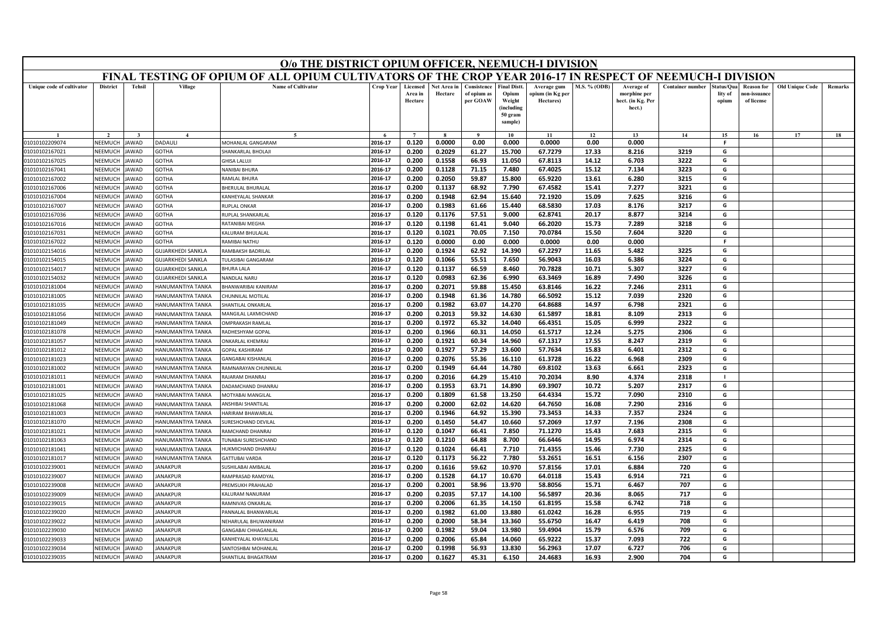# O/o THE DISTRICT OPIUM OFFICER, NEEMUCH-I DIVISION

## FINAL TESTING OF OPIUM OF ALL OPIUM CULTIVATORS OF THE CROP YEAR 2016-17 IN RESPECT OF NEEMUCH-I DIVISION

| Unique code of cultivator | District | Tehsil | Village | Name of Cultivator | Crop Year | Licensed Area in Hectare | Net Area in Hectare | Consistence of opium as per GOAW | Final Distt. Opium Weight (including 50 gram sample) | Average gum opium (in Kg per Hectares) | M.S. % (ODB) | Average of morphine per hect. (in Kg. Per hect.) | Container number | Status/Quality of opium | Reason for non-issuance of license | Old Unique Code | Remarks |
|---|---|---|---|---|---|---|---|---|---|---|---|---|---|---|---|---|---|
| 1 | 2 | 3 | 4 | 5 | 6 | 7 | 8 | 9 | 10 | 11 | 12 | 13 | 14 | 15 | 16 | 17 | 18 |
| 01010102209074 | NEEMUCH | JAWAD | DADAULI | MOHANLAL GANGARAM | 2016-17 | 0.120 | 0.0000 | 0.00 | 0.000 | 0.0000 | 0.00 | 0.000 | | F | | | |
| 01010102167021 | NEEMUCH | JAWAD | GOTHA | SHANKARLAL BHOLAJI | 2016-17 | 0.200 | 0.2029 | 61.27 | 15.700 | 67.7279 | 17.33 | 8.216 | 3219 | G | | | |
| 01010102167025 | NEEMUCH | JAWAD | GOTHA | GHISA LALUJI | 2016-17 | 0.200 | 0.1558 | 66.93 | 11.050 | 67.8113 | 14.12 | 6.703 | 3222 | G | | | |
| 01010102167041 | NEEMUCH | JAWAD | GOTHA | NANIBAI BHURA | 2016-17 | 0.200 | 0.1128 | 71.15 | 7.480 | 67.4025 | 15.12 | 7.134 | 3223 | G | | | |
| 01010102167002 | NEEMUCH | JAWAD | GOTHA | RAMLAL BHURA | 2016-17 | 0.200 | 0.2050 | 59.87 | 15.800 | 65.9220 | 13.61 | 6.280 | 3215 | G | | | |
| 01010102167006 | NEEMUCH | JAWAD | GOTHA | BHERULAL BHURALAL | 2016-17 | 0.200 | 0.1137 | 68.92 | 7.790 | 67.4582 | 15.41 | 7.277 | 3221 | G | | | |
| 01010102167004 | NEEMUCH | JAWAD | GOTHA | KANHEYALAL SHANKAR | 2016-17 | 0.200 | 0.1948 | 62.94 | 15.640 | 72.1920 | 15.09 | 7.625 | 3216 | G | | | |
| 01010102167007 | NEEMUCH | JAWAD | GOTHA | RUPLAL ONKAR | 2016-17 | 0.200 | 0.1983 | 61.66 | 15.440 | 68.5830 | 17.03 | 8.176 | 3217 | G | | | |
| 01010102167036 | NEEMUCH | JAWAD | GOTHA | RUPLAL SHANKARLAL | 2016-17 | 0.120 | 0.1176 | 57.51 | 9.000 | 62.8741 | 20.17 | 8.877 | 3214 | G | | | |
| 01010102167016 | NEEMUCH | JAWAD | GOTHA | RATANIBAI MEGHA | 2016-17 | 0.120 | 0.1198 | 61.41 | 9.040 | 66.2020 | 15.73 | 7.289 | 3218 | G | | | |
| 01010102167031 | NEEMUCH | JAWAD | GOTHA | KALURAM BHULALAL | 2016-17 | 0.120 | 0.1021 | 70.05 | 7.150 | 70.0784 | 15.50 | 7.604 | 3220 | G | | | |
| 01010102167022 | NEEMUCH | JAWAD | GOTHA | RAMIBAI NATHU | 2016-17 | 0.120 | 0.0000 | 0.00 | 0.000 | 0.0000 | 0.00 | 0.000 | | F | | | |
| 01010102154016 | NEEMUCH | JAWAD | GUJARKHEDI SANKLA | RAMBAKSH BADRILAL | 2016-17 | 0.200 | 0.1924 | 62.92 | 14.390 | 67.2297 | 11.65 | 5.482 | 3225 | G | | | |
| 01010102154015 | NEEMUCH | JAWAD | GUJARKHEDI SANKLA | TULASIBAI GANGARAM | 2016-17 | 0.120 | 0.1066 | 55.51 | 7.650 | 56.9043 | 16.03 | 6.386 | 3224 | G | | | |
| 01010102154017 | NEEMUCH | JAWAD | GUJARKHEDI SANKLA | BHURA LALA | 2016-17 | 0.120 | 0.1137 | 66.59 | 8.460 | 70.7828 | 10.71 | 5.307 | 3227 | G | | | |
| 01010102154032 | NEEMUCH | JAWAD | GUJARKHEDI SANKLA | NANDLAL NARU | 2016-17 | 0.120 | 0.0983 | 62.36 | 6.990 | 63.3469 | 16.89 | 7.490 | 3226 | G | | | |
| 01010102181004 | NEEMUCH | JAWAD | HANUMANTIYA TANKA | BHANWARIBAI KANIRAM | 2016-17 | 0.200 | 0.2071 | 59.88 | 15.450 | 63.8146 | 16.22 | 7.246 | 2311 | G | | | |
| 01010102181005 | NEEMUCH | JAWAD | HANUMANTIYA TANKA | CHUNNILAL MOTILAL | 2016-17 | 0.200 | 0.1948 | 61.36 | 14.780 | 66.5092 | 15.12 | 7.039 | 2320 | G | | | |
| 01010102181035 | NEEMUCH | JAWAD | HANUMANTIYA TANKA | SHANTILAL ONKARLAL | 2016-17 | 0.200 | 0.1982 | 63.07 | 14.270 | 64.8688 | 14.97 | 6.798 | 2321 | G | | | |
| 01010102181056 | NEEMUCH | JAWAD | HANUMANTIYA TANKA | MANGILAL LAXMICHAND | 2016-17 | 0.200 | 0.2013 | 59.32 | 14.630 | 61.5897 | 18.81 | 8.109 | 2313 | G | | | |
| 01010102181049 | NEEMUCH | JAWAD | HANUMANTIYA TANKA | OMPRAKASH RAMLAL | 2016-17 | 0.200 | 0.1972 | 65.32 | 14.040 | 66.4351 | 15.05 | 6.999 | 2322 | G | | | |
| 01010102181078 | NEEMUCH | JAWAD | HANUMANTIYA TANKA | RADHESHYAM GOPAL | 2016-17 | 0.200 | 0.1966 | 60.31 | 14.050 | 61.5717 | 12.24 | 5.275 | 2306 | G | | | |
| 01010102181057 | NEEMUCH | JAWAD | HANUMANTIYA TANKA | ONKARLAL KHEMRAJ | 2016-17 | 0.200 | 0.1921 | 60.34 | 14.960 | 67.1317 | 17.55 | 8.247 | 2319 | G | | | |
| 01010102181012 | NEEMUCH | JAWAD | HANUMANTIYA TANKA | GOPAL KASHIRAM | 2016-17 | 0.200 | 0.1927 | 57.29 | 13.600 | 57.7634 | 15.83 | 6.401 | 2312 | G | | | |
| 01010102181023 | NEEMUCH | JAWAD | HANUMANTIYA TANKA | GANGABAI KISHANLAL | 2016-17 | 0.200 | 0.2076 | 55.36 | 16.110 | 61.3728 | 16.22 | 6.968 | 2309 | G | | | |
| 01010102181002 | NEEMUCH | JAWAD | HANUMANTIYA TANKA | RAMNARAYAN CHUNNILAL | 2016-17 | 0.200 | 0.1949 | 64.44 | 14.780 | 69.8102 | 13.63 | 6.661 | 2323 | G | | | |
| 01010102181011 | NEEMUCH | JAWAD | HANUMANTIYA TANKA | RAJARAM DHANRAJ | 2016-17 | 0.200 | 0.2016 | 64.29 | 15.410 | 70.2034 | 8.90 | 4.374 | 2318 | I | | | |
| 01010102181001 | NEEMUCH | JAWAD | HANUMANTIYA TANKA | DADAMCHAND DHANRAJ | 2016-17 | 0.200 | 0.1953 | 63.71 | 14.890 | 69.3907 | 10.72 | 5.207 | 2317 | G | | | |
| 01010102181025 | NEEMUCH | JAWAD | HANUMANTIYA TANKA | MOTYABAI MANGILAL | 2016-17 | 0.200 | 0.1809 | 61.58 | 13.250 | 64.4334 | 15.72 | 7.090 | 2310 | G | | | |
| 01010102181068 | NEEMUCH | JAWAD | HANUMANTIYA TANKA | ANSHIBAI SHANTILAL | 2016-17 | 0.200 | 0.2000 | 62.02 | 14.620 | 64.7650 | 16.08 | 7.290 | 2316 | G | | | |
| 01010102181003 | NEEMUCH | JAWAD | HANUMANTIYA TANKA | HARIRAM BHAWARLAL | 2016-17 | 0.200 | 0.1946 | 64.92 | 15.390 | 73.3453 | 14.33 | 7.357 | 2324 | G | | | |
| 01010102181070 | NEEMUCH | JAWAD | HANUMANTIYA TANKA | SURESHCHAND DEVILAL | 2016-17 | 0.200 | 0.1450 | 54.47 | 10.660 | 57.2069 | 17.97 | 7.196 | 2308 | G | | | |
| 01010102181021 | NEEMUCH | JAWAD | HANUMANTIYA TANKA | RAMCHAND DHANRAJ | 2016-17 | 0.120 | 0.1047 | 66.41 | 7.850 | 71.1270 | 15.43 | 7.683 | 2315 | G | | | |
| 01010102181063 | NEEMUCH | JAWAD | HANUMANTIYA TANKA | TUNABAI SURESHCHAND | 2016-17 | 0.120 | 0.1210 | 64.88 | 8.700 | 66.6446 | 14.95 | 6.974 | 2314 | G | | | |
| 01010102181041 | NEEMUCH | JAWAD | HANUMANTIYA TANKA | HUKMICHAND DHANRAJ | 2016-17 | 0.120 | 0.1024 | 66.41 | 7.710 | 71.4355 | 15.46 | 7.730 | 2325 | G | | | |
| 01010102181017 | NEEMUCH | JAWAD | HANUMANTIYA TANKA | GATTUBAI VARDA | 2016-17 | 0.120 | 0.1173 | 56.22 | 7.780 | 53.2651 | 16.51 | 6.156 | 2307 | G | | | |
| 01010102239001 | NEEMUCH | JAWAD | JANAKPUR | SUSHILABAI AMBALAL | 2016-17 | 0.200 | 0.1616 | 59.62 | 10.970 | 57.8156 | 17.01 | 6.884 | 720 | G | | | |
| 01010102239007 | NEEMUCH | JAWAD | JANAKPUR | RAMPRASAD RAMDYAL | 2016-17 | 0.200 | 0.1528 | 64.17 | 10.670 | 64.0118 | 15.43 | 6.914 | 721 | G | | | |
| 01010102239008 | NEEMUCH | JAWAD | JANAKPUR | PREMSUKH PRAHALAD | 2016-17 | 0.200 | 0.2001 | 58.96 | 13.970 | 58.8056 | 15.71 | 6.467 | 707 | G | | | |
| 01010102239009 | NEEMUCH | JAWAD | JANAKPUR | KALURAM NANURAM | 2016-17 | 0.200 | 0.2035 | 57.17 | 14.100 | 56.5897 | 20.36 | 8.065 | 717 | G | | | |
| 01010102239015 | NEEMUCH | JAWAD | JANAKPUR | RAMNIVAS ONKARLAL | 2016-17 | 0.200 | 0.2006 | 61.35 | 14.150 | 61.8195 | 15.58 | 6.742 | 718 | G | | | |
| 01010102239020 | NEEMUCH | JAWAD | JANAKPUR | PANNALAL BHANWARLAL | 2016-17 | 0.200 | 0.1982 | 61.00 | 13.880 | 61.0242 | 16.28 | 6.955 | 719 | G | | | |
| 01010102239022 | NEEMUCH | JAWAD | JANAKPUR | NEHARULAL BHUWANIRAM | 2016-17 | 0.200 | 0.2000 | 58.34 | 13.360 | 55.6750 | 16.47 | 6.419 | 708 | G | | | |
| 01010102239030 | NEEMUCH | JAWAD | JANAKPUR | GANGABAI CHHAGANLAL | 2016-17 | 0.200 | 0.1982 | 59.04 | 13.980 | 59.4904 | 15.79 | 6.576 | 709 | G | | | |
| 01010102239033 | NEEMUCH | JAWAD | JANAKPUR | KANHEYALAL KHAYALILAL | 2016-17 | 0.200 | 0.2006 | 65.84 | 14.060 | 65.9222 | 15.37 | 7.093 | 722 | G | | | |
| 01010102239034 | NEEMUCH | JAWAD | JANAKPUR | SANTOSHBAI MOHANLAL | 2016-17 | 0.200 | 0.1998 | 56.93 | 13.830 | 56.2963 | 17.07 | 6.727 | 706 | G | | | |
| 01010102239035 | NEEMUCH | JAWAD | JANAKPUR | SHANTILAL BHAGATRAM | 2016-17 | 0.200 | 0.1627 | 45.31 | 6.150 | 24.4683 | 16.93 | 2.900 | 704 | G | | | |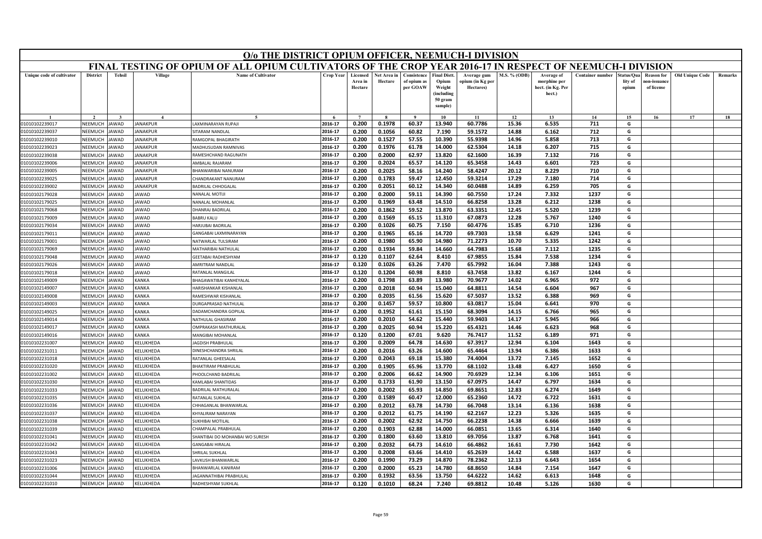# O/o THE DISTRICT OPIUM OFFICER, NEEMUCH-I DIVISION

## FINAL TESTING OF OPIUM OF ALL OPIUM CULTIVATORS OF THE CROP YEAR 2016-17 IN RESPECT OF NEEMUCH-I DIVISION

| Unique code of cultivator | District | Tehsil | Village | Name of Cultivator | Crop Year | Licensed Area in Hectare | Net Area in Hectare | Consistence of opium as per GOAW | Final Distt. Opium Weight (including 50 gram sample) | Average gum opium (in Kg per Hectares) | M.S. % (ODB) | Average of morphine per hect. (in Kg. Per hect.) | Container number | Status/Quality of opium | Reason for non-issuance of license | Old Unique Code | Remarks |
|---|---|---|---|---|---|---|---|---|---|---|---|---|---|---|---|---|---|
| 1 | 2 | 3 | 4 | 5 | 6 | 7 | 8 | 9 | 10 | 11 | 12 | 13 | 14 | 15 | 16 | 17 | 18 |
| 01010102239017 | NEEMUCH | JAWAD | JANAKPUR | LAXMINARAYAN RUPAJI | 2016-17 | 0.200 | 0.1978 | 60.37 | 13.940 | 60.7786 | 15.36 | 6.535 | 711 | G | | | |
| 01010102239037 | NEEMUCH | JAWAD | JANAKPUR | SITARAM NANDLAL | 2016-17 | 0.200 | 0.1056 | 60.82 | 7.190 | 59.1572 | 14.88 | 6.162 | 712 | G | | | |
| 01010102239010 | NEEMUCH | JAWAD | JANAKPUR | RAMGOPAL BHAGIRATH | 2016-17 | 0.200 | 0.1527 | 57.55 | 10.390 | 55.9398 | 14.96 | 5.858 | 713 | G | | | |
| 01010102239023 | NEEMUCH | JAWAD | JANAKPUR | MADHUSUDAN RAMNIVAS | 2016-17 | 0.200 | 0.1976 | 61.78 | 14.000 | 62.5304 | 14.18 | 6.207 | 715 | G | | | |
| 01010102239038 | NEEMUCH | JAWAD | JANAKPUR | RAMESHCHAND RAGUNATH | 2016-17 | 0.200 | 0.2000 | 62.97 | 13.820 | 62.1600 | 16.39 | 7.132 | 716 | G | | | |
| 01010102239006 | NEEMUCH | JAWAD | JANAKPUR | AMBALAL RAJARAM | 2016-17 | 0.200 | 0.2024 | 65.57 | 14.120 | 65.3458 | 14.43 | 6.601 | 723 | G | | | |
| 01010102239005 | NEEMUCH | JAWAD | JANAKPUR | BHANWARIBAI NANURAM | 2016-17 | 0.200 | 0.2025 | 58.16 | 14.240 | 58.4247 | 20.12 | 8.229 | 710 | G | | | |
| 01010102239025 | NEEMUCH | JAWAD | JANAKPUR | CHANDRAKANT NANURAM | 2016-17 | 0.200 | 0.1783 | 59.47 | 12.450 | 59.3214 | 17.29 | 7.180 | 714 | G | | | |
| 01010102239002 | NEEMUCH | JAWAD | JANAKPUR | BADRILAL CHHOGALAL | 2016-17 | 0.200 | 0.2051 | 60.12 | 14.340 | 60.0488 | 14.89 | 6.259 | 705 | G | | | |
| 01010102179028 | NEEMUCH | JAWAD | JAWAD | NANALAL MOTIJI | 2016-17 | 0.200 | 0.2000 | 59.11 | 14.390 | 60.7550 | 17.24 | 7.332 | 1237 | G | | | |
| 01010102179025 | NEEMUCH | JAWAD | JAWAD | NANALAL MOHANLAL | 2016-17 | 0.200 | 0.1969 | 63.48 | 14.510 | 66.8258 | 13.28 | 6.212 | 1238 | G | | | |
| 01010102179068 | NEEMUCH | JAWAD | JAWAD | DHANRAJ BADRILAL | 2016-17 | 0.200 | 0.1862 | 59.52 | 13.870 | 63.3351 | 12.45 | 5.520 | 1239 | G | | | |
| 01010102179009 | NEEMUCH | JAWAD | JAWAD | BABRU KALU | 2016-17 | 0.200 | 0.1569 | 65.15 | 11.310 | 67.0873 | 12.28 | 5.767 | 1240 | G | | | |
| 01010102179034 | NEEMUCH | JAWAD | JAWAD | HARJUBAI BADRILAL | 2016-17 | 0.200 | 0.1026 | 60.75 | 7.150 | 60.4776 | 15.85 | 6.710 | 1236 | G | | | |
| 01010102179011 | NEEMUCH | JAWAD | JAWAD | GANGABAI LAXMINARAYAN | 2016-17 | 0.200 | 0.1965 | 65.16 | 14.720 | 69.7303 | 13.58 | 6.629 | 1241 | G | | | |
| 01010102179001 | NEEMUCH | JAWAD | JAWAD | NATWARLAL TULSIRAM | 2016-17 | 0.200 | 0.1980 | 65.90 | 14.980 | 71.2273 | 10.70 | 5.335 | 1242 | G | | | |
| 01010102179069 | NEEMUCH | JAWAD | JAWAD | MATHARIBAI NATHULAL | 2016-17 | 0.200 | 0.1934 | 59.84 | 14.660 | 64.7983 | 15.68 | 7.112 | 1235 | G | | | |
| 01010102179048 | NEEMUCH | JAWAD | JAWAD | GEETABAI RADHESHYAM | 2016-17 | 0.120 | 0.1107 | 62.64 | 8.410 | 67.9855 | 15.84 | 7.538 | 1234 | G | | | |
| 01010102179026 | NEEMUCH | JAWAD | JAWAD | AMRITRAM NANDLAL | 2016-17 | 0.120 | 0.1026 | 63.26 | 7.470 | 65.7992 | 16.04 | 7.388 | 1243 | G | | | |
| 01010102179018 | NEEMUCH | JAWAD | JAWAD | RATANLAL MANGILAL | 2016-17 | 0.120 | 0.1204 | 60.98 | 8.810 | 63.7458 | 13.82 | 6.167 | 1244 | G | | | |
| 01010102149009 | NEEMUCH | JAWAD | KANKA | BHAGAWATIBAI KANHEYALAL | 2016-17 | 0.200 | 0.1798 | 63.89 | 13.980 | 70.9677 | 14.02 | 6.965 | 972 | G | | | |
| 01010102149007 | NEEMUCH | JAWAD | KANKA | HARISHANKAR KISHANLAL | 2016-17 | 0.200 | 0.2018 | 60.94 | 15.040 | 64.8811 | 14.54 | 6.604 | 967 | G | | | |
| 01010102149008 | NEEMUCH | JAWAD | KANKA | RAMESHWAR KISHANLAL | 2016-17 | 0.200 | 0.2035 | 61.56 | 15.620 | 67.5037 | 13.52 | 6.388 | 969 | G | | | |
| 01010102149003 | NEEMUCH | JAWAD | KANKA | DURGAPRASAD NATHULAL | 2016-17 | 0.200 | 0.1457 | 59.57 | 10.800 | 63.0817 | 15.04 | 6.641 | 970 | G | | | |
| 01010102149025 | NEEMUCH | JAWAD | KANKA | DADAMCHANDRA GOPILAL | 2016-17 | 0.200 | 0.1952 | 61.61 | 15.150 | 68.3094 | 14.15 | 6.766 | 965 | G | | | |
| 01010102149014 | NEEMUCH | JAWAD | KANKA | NATHULAL GHASIRAM | 2016-17 | 0.200 | 0.2010 | 54.62 | 15.440 | 59.9403 | 14.17 | 5.945 | 966 | G | | | |
| 01010102149017 | NEEMUCH | JAWAD | KANKA | OMPRAKASH MATHURALAL | 2016-17 | 0.200 | 0.2025 | 60.94 | 15.220 | 65.4321 | 14.46 | 6.623 | 968 | G | | | |
| 01010102149016 | NEEMUCH | JAWAD | KANKA | MANGIBAI MOHANLAL | 2016-17 | 0.120 | 0.1200 | 67.01 | 9.620 | 76.7417 | 11.52 | 6.189 | 971 | G | | | |
| 01010102231007 | NEEMUCH | JAWAD | KELUKHEDA | JAGDISH PRABHULAL | 2016-17 | 0.200 | 0.2009 | 64.78 | 14.630 | 67.3917 | 12.94 | 6.104 | 1643 | G | | | |
| 01010102231011 | NEEMUCH | JAWAD | KELUKHEDA | DINESHCHANDRA SHRILAL | 2016-17 | 0.200 | 0.2016 | 63.26 | 14.600 | 65.4464 | 13.94 | 6.386 | 1633 | G | | | |
| 01010102231018 | NEEMUCH | JAWAD | KELUKHEDA | RATANLAL GHEESALAL | 2016-17 | 0.200 | 0.2043 | 69.18 | 15.380 | 74.4004 | 13.72 | 7.145 | 1652 | G | | | |
| 01010102231020 | NEEMUCH | JAWAD | KELUKHEDA | BHAKTIRAM PRABHULAL | 2016-17 | 0.200 | 0.1905 | 65.96 | 13.770 | 68.1102 | 13.48 | 6.427 | 1650 | G | | | |
| 01010102231002 | NEEMUCH | JAWAD | KELUKHEDA | PHOOLCHAND BADRILAL | 2016-17 | 0.200 | 0.2006 | 66.62 | 14.900 | 70.6929 | 12.34 | 6.106 | 1651 | G | | | |
| 01010102231030 | NEEMUCH | JAWAD | KELUKHEDA | KAMLABAI SHANTIDAS | 2016-17 | 0.200 | 0.1733 | 61.90 | 13.150 | 67.0975 | 14.47 | 6.797 | 1634 | G | | | |
| 01010102231033 | NEEMUCH | JAWAD | KELUKHEDA | BADRILAL MATHURALAL | 2016-17 | 0.200 | 0.2002 | 65.93 | 14.850 | 69.8651 | 12.83 | 6.274 | 1649 | G | | | |
| 01010102231035 | NEEMUCH | JAWAD | KELUKHEDA | RATANLAL SUKHLAL | 2016-17 | 0.200 | 0.1589 | 60.47 | 12.000 | 65.2360 | 14.72 | 6.722 | 1631 | G | | | |
| 01010102231036 | NEEMUCH | JAWAD | KELUKHEDA | CHHAGANLAL BHANWARLAL | 2016-17 | 0.200 | 0.2012 | 63.78 | 14.730 | 66.7048 | 13.14 | 6.136 | 1638 | G | | | |
| 01010102231037 | NEEMUCH | JAWAD | KELUKHEDA | KHYALIRAM NARAYAN | 2016-17 | 0.200 | 0.2012 | 61.75 | 14.190 | 62.2167 | 12.23 | 5.326 | 1635 | G | | | |
| 01010102231038 | NEEMUCH | JAWAD | KELUKHEDA | SUKHIBAI MOTILAL | 2016-17 | 0.200 | 0.2002 | 62.92 | 14.750 | 66.2238 | 14.38 | 6.666 | 1639 | G | | | |
| 01010102231039 | NEEMUCH | JAWAD | KELUKHEDA | CHAMPALAL PRABHULAL | 2016-17 | 0.200 | 0.1903 | 62.88 | 14.000 | 66.0851 | 13.65 | 6.314 | 1640 | G | | | |
| 01010102231041 | NEEMUCH | JAWAD | KELUKHEDA | SHANTIBAI DO MOHANBAI WO SURESH | 2016-17 | 0.200 | 0.1800 | 63.60 | 13.810 | 69.7056 | 13.87 | 6.768 | 1641 | G | | | |
| 01010102231042 | NEEMUCH | JAWAD | KELUKHEDA | GANGABAI HIRALAL | 2016-17 | 0.200 | 0.2032 | 64.73 | 14.610 | 66.4862 | 16.61 | 7.730 | 1642 | G | | | |
| 01010102231043 | NEEMUCH | JAWAD | KELUKHEDA | SHRILAL SUKHLAL | 2016-17 | 0.200 | 0.2008 | 63.66 | 14.410 | 65.2639 | 14.42 | 6.588 | 1637 | G | | | |
| 01010102231023 | NEEMUCH | JAWAD | KELUKHEDA | LAVKUSH BHANWARLAL | 2016-17 | 0.200 | 0.1990 | 73.29 | 14.870 | 78.2362 | 12.13 | 6.643 | 1654 | G | | | |
| 01010102231006 | NEEMUCH | JAWAD | KELUKHEDA | BHANWARLAL KANIRAM | 2016-17 | 0.200 | 0.2000 | 65.23 | 14.780 | 68.8650 | 14.84 | 7.154 | 1647 | G | | | |
| 01010102231044 | NEEMUCH | JAWAD | KELUKHEDA | JAGANNATHIBAI PRABHULAL | 2016-17 | 0.200 | 0.1932 | 63.56 | 13.750 | 64.6222 | 14.62 | 6.613 | 1648 | G | | | |
| 01010102231010 | NEEMUCH | JAWAD | KELUKHEDA | RADHESHYAM SUKHLAL | 2016-17 | 0.120 | 0.1010 | 68.24 | 7.240 | 69.8812 | 10.48 | 5.126 | 1630 | G | | | |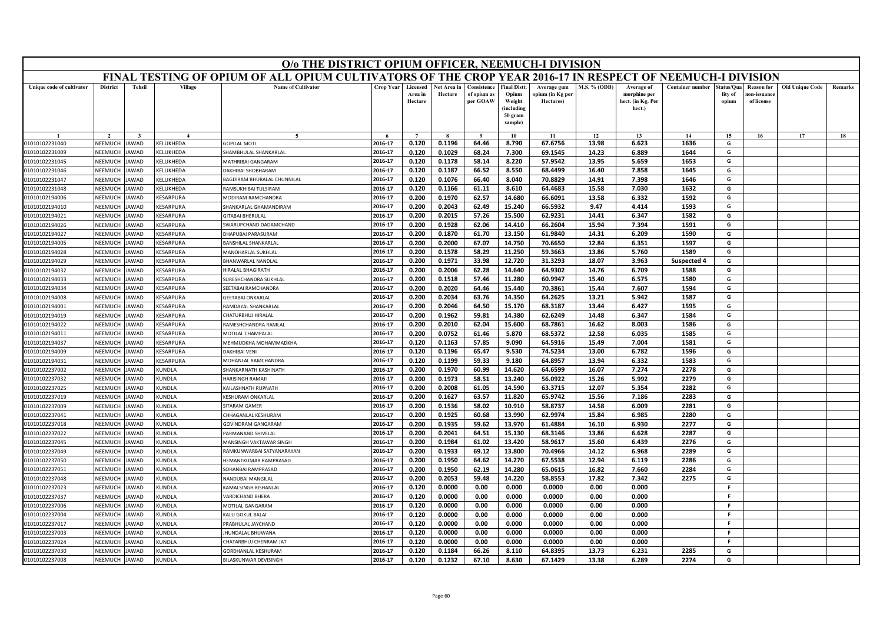# O/o THE DISTRICT OPIUM OFFICER, NEEMUCH-I DIVISION

## FINAL TESTING OF OPIUM OF ALL OPIUM CULTIVATORS OF THE CROP YEAR 2016-17 IN RESPECT OF NEEMUCH-I DIVISION

| Unique code of cultivator | District | Tehsil | Village | Name of Cultivator | Crop Year | Licensed Area in Hectare | Net Area in Hectare | Consistence of opium as per GOAW | Final Distt. Opium Weight (including 50 gram sample) | Average gum opium (in Kg per Hectares) | M.S. % (ODB) | Average of morphine per hect. (in Kg. Per hect.) | Container number | Status/Quality of opium | Reason for non-issuance of license | Old Unique Code | Remarks |
|---|---|---|---|---|---|---|---|---|---|---|---|---|---|---|---|---|---|
| 1 | 2 | 3 | 4 | 5 | 6 | 7 | 8 | 9 | 10 | 11 | 12 | 13 | 14 | 15 | 16 | 17 | 18 |
| 01010102231040 | NEEMUCH | JAWAD | KELUKHEDA | GOPILAL MOTI | 2016-17 | 0.120 | 0.1196 | 64.46 | 8.790 | 67.6756 | 13.98 | 6.623 | 1636 | G | | | |
| 01010102231009 | NEEMUCH | JAWAD | KELUKHEDA | SHAMBHULAL SHANKARLAL | 2016-17 | 0.120 | 0.1029 | 68.24 | 7.300 | 69.1545 | 14.23 | 6.889 | 1644 | G | | | |
| 01010102231045 | NEEMUCH | JAWAD | KELUKHEDA | MATHRIBAI GANGARAM | 2016-17 | 0.120 | 0.1178 | 58.14 | 8.220 | 57.9542 | 13.95 | 5.659 | 1653 | G | | | |
| 01010102231046 | NEEMUCH | JAWAD | KELUKHEDA | DAKHIBAI SHOBHARAM | 2016-17 | 0.120 | 0.1187 | 66.52 | 8.550 | 68.4499 | 16.40 | 7.858 | 1645 | G | | | |
| 01010102231047 | NEEMUCH | JAWAD | KELUKHEDA | BAGDIRAM BHURALAL CHUNNILAL | 2016-17 | 0.120 | 0.1076 | 66.40 | 8.040 | 70.8829 | 14.91 | 7.398 | 1646 | G | | | |
| 01010102231048 | NEEMUCH | JAWAD | KELUKHEDA | RAMSUKHIBAI TULSIRAM | 2016-17 | 0.120 | 0.1166 | 61.11 | 8.610 | 64.4683 | 15.58 | 7.030 | 1632 | G | | | |
| 01010102194006 | NEEMUCH | JAWAD | KESARPURA | MODIRAM RAMCHANDRA | 2016-17 | 0.200 | 0.1970 | 62.57 | 14.680 | 66.6091 | 13.58 | 6.332 | 1592 | G | | | |
| 01010102194010 | NEEMUCH | JAWAD | KESARPURA | SHANKARLAL GHAMANDIRAM | 2016-17 | 0.200 | 0.2043 | 62.49 | 15.240 | 66.5932 | 9.47 | 4.414 | 1593 | G | | | |
| 01010102194021 | NEEMUCH | JAWAD | KESARPURA | GITABAI BHERULAL | 2016-17 | 0.200 | 0.2015 | 57.26 | 15.500 | 62.9231 | 14.41 | 6.347 | 1582 | G | | | |
| 01010102194026 | NEEMUCH | JAWAD | KESARPURA | SWARUPCHAND DADAMCHAND | 2016-17 | 0.200 | 0.1928 | 62.06 | 14.410 | 66.2604 | 15.94 | 7.394 | 1591 | G | | | |
| 01010102194027 | NEEMUCH | JAWAD | KESARPURA | DHAPUBAI PARASURAM | 2016-17 | 0.200 | 0.1870 | 61.70 | 13.150 | 61.9840 | 14.31 | 6.209 | 1590 | G | | | |
| 01010102194005 | NEEMUCH | JAWAD | KESARPURA | BANSHILAL SHANKARLAL | 2016-17 | 0.200 | 0.2000 | 67.07 | 14.750 | 70.6650 | 12.84 | 6.351 | 1597 | G | | | |
| 01010102194028 | NEEMUCH | JAWAD | KESARPURA | MANOHARLAL SUKHLAL | 2016-17 | 0.200 | 0.1578 | 58.29 | 11.250 | 59.3663 | 13.86 | 5.760 | 1589 | G | | | |
| 01010102194029 | NEEMUCH | JAWAD | KESARPURA | BHANWARLAL NANDLAL | 2016-17 | 0.200 | 0.1971 | 33.98 | 12.720 | 31.3293 | 18.07 | 3.963 | Suspected 4 | G | | | |
| 01010102194032 | NEEMUCH | JAWAD | KESARPURA | HIRALAL BHAGIRATH | 2016-17 | 0.200 | 0.2006 | 62.28 | 14.640 | 64.9302 | 14.76 | 6.709 | 1588 | G | | | |
| 01010102194033 | NEEMUCH | JAWAD | KESARPURA | SURESHCHANDRA SUKHLAL | 2016-17 | 0.200 | 0.1518 | 57.46 | 11.280 | 60.9947 | 15.40 | 6.575 | 1580 | G | | | |
| 01010102194034 | NEEMUCH | JAWAD | KESARPURA | SEETABAI RAMCHANDRA | 2016-17 | 0.200 | 0.2020 | 64.46 | 15.440 | 70.3861 | 15.44 | 7.607 | 1594 | G | | | |
| 01010102194008 | NEEMUCH | JAWAD | KESARPURA | GEETABAI ONKARLAL | 2016-17 | 0.200 | 0.2034 | 63.76 | 14.350 | 64.2625 | 13.21 | 5.942 | 1587 | G | | | |
| 01010102194001 | NEEMUCH | JAWAD | KESARPURA | RAMDAYAL SHANKARLAL | 2016-17 | 0.200 | 0.2046 | 64.50 | 15.170 | 68.3187 | 13.44 | 6.427 | 1595 | G | | | |
| 01010102194019 | NEEMUCH | JAWAD | KESARPURA | CHATURBHUJ HIRALAL | 2016-17 | 0.200 | 0.1962 | 59.81 | 14.380 | 62.6249 | 14.48 | 6.347 | 1584 | G | | | |
| 01010102194022 | NEEMUCH | JAWAD | KESARPURA | RAMESHCHANDRA RAMLAL | 2016-17 | 0.200 | 0.2010 | 62.04 | 15.600 | 68.7861 | 16.62 | 8.003 | 1586 | G | | | |
| 01010102194011 | NEEMUCH | JAWAD | KESARPURA | MOTILAL CHAMPALAL | 2016-17 | 0.200 | 0.0752 | 61.46 | 5.870 | 68.5372 | 12.58 | 6.035 | 1585 | G | | | |
| 01010102194037 | NEEMUCH | JAWAD | KESARPURA | MEHMUDKHA MOHAMMADKHA | 2016-17 | 0.120 | 0.1163 | 57.85 | 9.090 | 64.5916 | 15.49 | 7.004 | 1581 | G | | | |
| 01010102194009 | NEEMUCH | JAWAD | KESARPURA | DAKHIBAI VENI | 2016-17 | 0.120 | 0.1196 | 65.47 | 9.530 | 74.5234 | 13.00 | 6.782 | 1596 | G | | | |
| 01010102194031 | NEEMUCH | JAWAD | KESARPURA | MOHANLAL RAMCHANDRA | 2016-17 | 0.120 | 0.1199 | 59.33 | 9.180 | 64.8957 | 13.94 | 6.332 | 1583 | G | | | |
| 01010102237002 | NEEMUCH | JAWAD | KUNDLA | SHANKARNATH KASHINATH | 2016-17 | 0.200 | 0.1970 | 60.99 | 14.620 | 64.6599 | 16.07 | 7.274 | 2278 | G | | | |
| 01010102237032 | NEEMUCH | JAWAD | KUNDLA | HARISINGH RAMAJI | 2016-17 | 0.200 | 0.1973 | 58.51 | 13.240 | 56.0922 | 15.26 | 5.992 | 2279 | G | | | |
| 01010102237025 | NEEMUCH | JAWAD | KUNDLA | KAILASHNATH RUPNATH | 2016-17 | 0.200 | 0.2008 | 61.05 | 14.590 | 63.3715 | 12.07 | 5.354 | 2282 | G | | | |
| 01010102237019 | NEEMUCH | JAWAD | KUNDLA | KESHURAM ONKARLAL | 2016-17 | 0.200 | 0.1627 | 63.57 | 11.820 | 65.9742 | 15.56 | 7.186 | 2283 | G | | | |
| 01010102237009 | NEEMUCH | JAWAD | KUNDLA | SITARAM GAMER | 2016-17 | 0.200 | 0.1536 | 58.02 | 10.910 | 58.8737 | 14.58 | 6.009 | 2281 | G | | | |
| 01010102237041 | NEEMUCH | JAWAD | KUNDLA | CHHAGANLAL KESHURAM | 2016-17 | 0.200 | 0.1925 | 60.68 | 13.990 | 62.9974 | 15.84 | 6.985 | 2280 | G | | | |
| 01010102237018 | NEEMUCH | JAWAD | KUNDLA | GOVINDRAM GANGARAM | 2016-17 | 0.200 | 0.1935 | 59.62 | 13.970 | 61.4884 | 16.10 | 6.930 | 2277 | G | | | |
| 01010102237022 | NEEMUCH | JAWAD | KUNDLA | PARMANAND SHIVELAL | 2016-17 | 0.200 | 0.2041 | 64.51 | 15.130 | 68.3146 | 13.86 | 6.628 | 2287 | G | | | |
| 01010102237045 | NEEMUCH | JAWAD | KUNDLA | MANSINGH VAKTAWAR SINGH | 2016-17 | 0.200 | 0.1984 | 61.02 | 13.420 | 58.9617 | 15.60 | 6.439 | 2276 | G | | | |
| 01010102237049 | NEEMUCH | JAWAD | KUNDLA | RAMKUNWARBAI SATYANARAYAN | 2016-17 | 0.200 | 0.1933 | 69.12 | 13.800 | 70.4966 | 14.12 | 6.968 | 2289 | G | | | |
| 01010102237050 | NEEMUCH | JAWAD | KUNDLA | HEMANTKUMAR RAMPRASAD | 2016-17 | 0.200 | 0.1950 | 64.62 | 14.270 | 67.5538 | 12.94 | 6.119 | 2286 | G | | | |
| 01010102237051 | NEEMUCH | JAWAD | KUNDLA | SOHANBAI RAMPRASAD | 2016-17 | 0.200 | 0.1950 | 62.19 | 14.280 | 65.0615 | 16.82 | 7.660 | 2284 | G | | | |
| 01010102237048 | NEEMUCH | JAWAD | KUNDLA | NANDUBAI MANGILAL | 2016-17 | 0.200 | 0.2053 | 59.48 | 14.220 | 58.8553 | 17.82 | 7.342 | 2275 | G | | | |
| 01010102237023 | NEEMUCH | JAWAD | KUNDLA | KAMALSINGH KISHANLAL | 2016-17 | 0.120 | 0.0000 | 0.00 | 0.000 | 0.0000 | 0.00 | 0.000 | | F | | | |
| 01010102237037 | NEEMUCH | JAWAD | KUNDLA | VARDICHAND BHERA | 2016-17 | 0.120 | 0.0000 | 0.00 | 0.000 | 0.0000 | 0.00 | 0.000 | | F | | | |
| 01010102237006 | NEEMUCH | JAWAD | KUNDLA | MOTILAL GANGARAM | 2016-17 | 0.120 | 0.0000 | 0.00 | 0.000 | 0.0000 | 0.00 | 0.000 | | F | | | |
| 01010102237004 | NEEMUCH | JAWAD | KUNDLA | KALU GOKUL BALAI | 2016-17 | 0.120 | 0.0000 | 0.00 | 0.000 | 0.0000 | 0.00 | 0.000 | | F | | | |
| 01010102237017 | NEEMUCH | JAWAD | KUNDLA | PRABHULAL JAYCHAND | 2016-17 | 0.120 | 0.0000 | 0.00 | 0.000 | 0.0000 | 0.00 | 0.000 | | F | | | |
| 01010102237003 | NEEMUCH | JAWAD | KUNDLA | JHUNDALAL BHUWANA | 2016-17 | 0.120 | 0.0000 | 0.00 | 0.000 | 0.0000 | 0.00 | 0.000 | | F | | | |
| 01010102237024 | NEEMUCH | JAWAD | KUNDLA | CHATARBHUJ CHENRAM JAT | 2016-17 | 0.120 | 0.0000 | 0.00 | 0.000 | 0.0000 | 0.00 | 0.000 | | F | | | |
| 01010102237030 | NEEMUCH | JAWAD | KUNDLA | GORDHANLAL KESHURAM | 2016-17 | 0.120 | 0.1184 | 66.26 | 8.110 | 64.8395 | 13.73 | 6.231 | 2285 | G | | | |
| 01010102237008 | NEEMUCH | JAWAD | KUNDLA | BILASKUNWAR DEVISINGH | 2016-17 | 0.120 | 0.1232 | 67.10 | 8.630 | 67.1429 | 13.38 | 6.289 | 2274 | G | | | |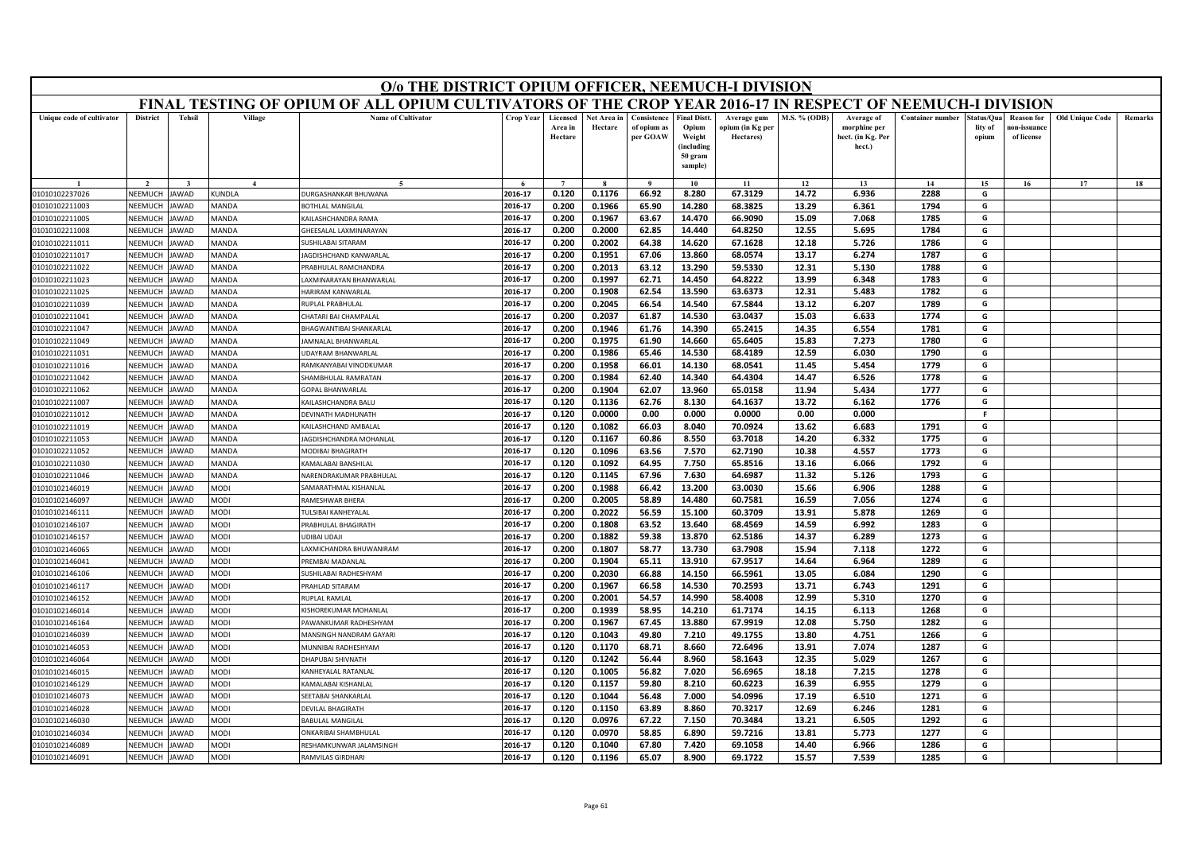# O/o THE DISTRICT OPIUM OFFICER, NEEMUCH-I DIVISION

## FINAL TESTING OF OPIUM OF ALL OPIUM CULTIVATORS OF THE CROP YEAR 2016-17 IN RESPECT OF NEEMUCH-I DIVISION

| Unique code of cultivator | District | Tehsil | Village | Name of Cultivator | Crop Year | Licensed Area in Hectare | Net Area in Hectare | Consistence of opium as per GOAW | Final Distt. Opium Weight (including 50 gram sample) | Average gum opium (in Kg per Hectares) | M.S. % (ODB) | Average of morphine per hect. (in Kg. Per hect.) | Container number | Status/Quality of opium | Reason for non-issuance of license | Old Unique Code | Remarks |
|---|---|---|---|---|---|---|---|---|---|---|---|---|---|---|---|---|---|
| 1 | 2 | 3 | 4 | 5 | 6 | 7 | 8 | 9 | 10 | 11 | 12 | 13 | 14 | 15 | 16 | 17 | 18 |
| 01010102237026 | NEEMUCH | JAWAD | KUNDLA | DURGASHANKAR BHUWANA | 2016-17 | 0.120 | 0.1176 | 66.92 | 8.280 | 67.3129 | 14.72 | 6.936 | 2288 | G | | | |
| 01010102211003 | NEEMUCH | JAWAD | MANDA | BOTHLAL MANGILAL | 2016-17 | 0.200 | 0.1966 | 65.90 | 14.280 | 68.3825 | 13.29 | 6.361 | 1794 | G | | | |
| 01010102211005 | NEEMUCH | JAWAD | MANDA | KAILASHCHANDRA RAMA | 2016-17 | 0.200 | 0.1967 | 63.67 | 14.470 | 66.9090 | 15.09 | 7.068 | 1785 | G | | | |
| 01010102211008 | NEEMUCH | JAWAD | MANDA | GHEESALAL LAXMINARAYAN | 2016-17 | 0.200 | 0.2000 | 62.85 | 14.440 | 64.8250 | 12.55 | 5.695 | 1784 | G | | | |
| 01010102211011 | NEEMUCH | JAWAD | MANDA | SUSHILABAI SITARAM | 2016-17 | 0.200 | 0.2002 | 64.38 | 14.620 | 67.1628 | 12.18 | 5.726 | 1786 | G | | | |
| 01010102211017 | NEEMUCH | JAWAD | MANDA | JAGDISHCHAND KANWARLAL | 2016-17 | 0.200 | 0.1951 | 67.06 | 13.860 | 68.0574 | 13.17 | 6.274 | 1787 | G | | | |
| 01010102211022 | NEEMUCH | JAWAD | MANDA | PRABHULAL RAMCHANDRA | 2016-17 | 0.200 | 0.2013 | 63.12 | 13.290 | 59.5330 | 12.31 | 5.130 | 1788 | G | | | |
| 01010102211023 | NEEMUCH | JAWAD | MANDA | LAXMINARAYAN BHANWARLAL | 2016-17 | 0.200 | 0.1997 | 62.71 | 14.450 | 64.8222 | 13.99 | 6.348 | 1783 | G | | | |
| 01010102211025 | NEEMUCH | JAWAD | MANDA | HARIRAM KANWARLAL | 2016-17 | 0.200 | 0.1908 | 62.54 | 13.590 | 63.6373 | 12.31 | 5.483 | 1782 | G | | | |
| 01010102211039 | NEEMUCH | JAWAD | MANDA | RUPLAL PRABHULAL | 2016-17 | 0.200 | 0.2045 | 66.54 | 14.540 | 67.5844 | 13.12 | 6.207 | 1789 | G | | | |
| 01010102211041 | NEEMUCH | JAWAD | MANDA | CHATARI BAI CHAMPALAL | 2016-17 | 0.200 | 0.2037 | 61.87 | 14.530 | 63.0437 | 15.03 | 6.633 | 1774 | G | | | |
| 01010102211047 | NEEMUCH | JAWAD | MANDA | BHAGWANTIBAI SHANKARLAL | 2016-17 | 0.200 | 0.1946 | 61.76 | 14.390 | 65.2415 | 14.35 | 6.554 | 1781 | G | | | |
| 01010102211049 | NEEMUCH | JAWAD | MANDA | JAMNALAL BHANWARLAL | 2016-17 | 0.200 | 0.1975 | 61.90 | 14.660 | 65.6405 | 15.83 | 7.273 | 1780 | G | | | |
| 01010102211031 | NEEMUCH | JAWAD | MANDA | UDAYRAM BHANWARLAL | 2016-17 | 0.200 | 0.1986 | 65.46 | 14.530 | 68.4189 | 12.59 | 6.030 | 1790 | G | | | |
| 01010102211016 | NEEMUCH | JAWAD | MANDA | RAMKANYABAI VINODKUMAR | 2016-17 | 0.200 | 0.1958 | 66.01 | 14.130 | 68.0541 | 11.45 | 5.454 | 1779 | G | | | |
| 01010102211042 | NEEMUCH | JAWAD | MANDA | SHAMBHULAL RAMRATAN | 2016-17 | 0.200 | 0.1984 | 62.40 | 14.340 | 64.4304 | 14.47 | 6.526 | 1778 | G | | | |
| 01010102211062 | NEEMUCH | JAWAD | MANDA | GOPAL BHANWARLAL | 2016-17 | 0.200 | 0.1904 | 62.07 | 13.960 | 65.0158 | 11.94 | 5.434 | 1777 | G | | | |
| 01010102211007 | NEEMUCH | JAWAD | MANDA | KAILASHCHANDRA BALU | 2016-17 | 0.120 | 0.1136 | 62.76 | 8.130 | 64.1637 | 13.72 | 6.162 | 1776 | G | | | |
| 01010102211012 | NEEMUCH | JAWAD | MANDA | DEVINATH MADHUNATH | 2016-17 | 0.120 | 0.0000 | 0.00 | 0.000 | 0.0000 | 0.00 | 0.000 | | F | | | |
| 01010102211019 | NEEMUCH | JAWAD | MANDA | KAILASHCHAND AMBALAL | 2016-17 | 0.120 | 0.1082 | 66.03 | 8.040 | 70.0924 | 13.62 | 6.683 | 1791 | G | | | |
| 01010102211053 | NEEMUCH | JAWAD | MANDA | JAGDISHCHANDRA MOHANLAL | 2016-17 | 0.120 | 0.1167 | 60.86 | 8.550 | 63.7018 | 14.20 | 6.332 | 1775 | G | | | |
| 01010102211052 | NEEMUCH | JAWAD | MANDA | MODIBAI BHAGIRATH | 2016-17 | 0.120 | 0.1096 | 63.56 | 7.570 | 62.7190 | 10.38 | 4.557 | 1773 | G | | | |
| 01010102211030 | NEEMUCH | JAWAD | MANDA | KAMALABAI BANSHILAL | 2016-17 | 0.120 | 0.1092 | 64.95 | 7.750 | 65.8516 | 13.16 | 6.066 | 1792 | G | | | |
| 01010102211046 | NEEMUCH | JAWAD | MANDA | NARENDRAKUMAR PRABHULAL | 2016-17 | 0.120 | 0.1145 | 67.96 | 7.630 | 64.6987 | 11.32 | 5.126 | 1793 | G | | | |
| 01010102146019 | NEEMUCH | JAWAD | MODI | SAMARATHMAL KISHANLAL | 2016-17 | 0.200 | 0.1988 | 66.42 | 13.200 | 63.0030 | 15.66 | 6.906 | 1288 | G | | | |
| 01010102146097 | NEEMUCH | JAWAD | MODI | RAMESHWAR BHERA | 2016-17 | 0.200 | 0.2005 | 58.89 | 14.480 | 60.7581 | 16.59 | 7.056 | 1274 | G | | | |
| 01010102146111 | NEEMUCH | JAWAD | MODI | TULSIBAI KANHEYALAL | 2016-17 | 0.200 | 0.2022 | 56.59 | 15.100 | 60.3709 | 13.91 | 5.878 | 1269 | G | | | |
| 01010102146107 | NEEMUCH | JAWAD | MODI | PRABHULAL BHAGIRATH | 2016-17 | 0.200 | 0.1808 | 63.52 | 13.640 | 68.4569 | 14.59 | 6.992 | 1283 | G | | | |
| 01010102146157 | NEEMUCH | JAWAD | MODI | UDIBAI UDAJI | 2016-17 | 0.200 | 0.1882 | 59.38 | 13.870 | 62.5186 | 14.37 | 6.289 | 1273 | G | | | |
| 01010102146065 | NEEMUCH | JAWAD | MODI | LAXMICHANDRA BHUWANIRAM | 2016-17 | 0.200 | 0.1807 | 58.77 | 13.730 | 63.7908 | 15.94 | 7.118 | 1272 | G | | | |
| 01010102146041 | NEEMUCH | JAWAD | MODI | PREMBAI MADANLAL | 2016-17 | 0.200 | 0.1904 | 65.11 | 13.910 | 67.9517 | 14.64 | 6.964 | 1289 | G | | | |
| 01010102146106 | NEEMUCH | JAWAD | MODI | SUSHILABAI RADHESHYAM | 2016-17 | 0.200 | 0.2030 | 66.88 | 14.150 | 66.5961 | 13.05 | 6.084 | 1290 | G | | | |
| 01010102146117 | NEEMUCH | JAWAD | MODI | PRAHLAD SITARAM | 2016-17 | 0.200 | 0.1967 | 66.58 | 14.530 | 70.2593 | 13.71 | 6.743 | 1291 | G | | | |
| 01010102146152 | NEEMUCH | JAWAD | MODI | RUPLAL RAMLAL | 2016-17 | 0.200 | 0.2001 | 54.57 | 14.990 | 58.4008 | 12.99 | 5.310 | 1270 | G | | | |
| 01010102146014 | NEEMUCH | JAWAD | MODI | KISHOREKUMAR MOHANLAL | 2016-17 | 0.200 | 0.1939 | 58.95 | 14.210 | 61.7174 | 14.15 | 6.113 | 1268 | G | | | |
| 01010102146164 | NEEMUCH | JAWAD | MODI | PAWANKUMAR RADHESHYAM | 2016-17 | 0.200 | 0.1967 | 67.45 | 13.880 | 67.9919 | 12.08 | 5.750 | 1282 | G | | | |
| 01010102146039 | NEEMUCH | JAWAD | MODI | MANSINGH NANDRAM GAYARI | 2016-17 | 0.120 | 0.1043 | 49.80 | 7.210 | 49.1755 | 13.80 | 4.751 | 1266 | G | | | |
| 01010102146053 | NEEMUCH | JAWAD | MODI | MUNNIBAI RADHESHYAM | 2016-17 | 0.120 | 0.1170 | 68.71 | 8.660 | 72.6496 | 13.91 | 7.074 | 1287 | G | | | |
| 01010102146064 | NEEMUCH | JAWAD | MODI | DHAPUBAI SHIVNATH | 2016-17 | 0.120 | 0.1242 | 56.44 | 8.960 | 58.1643 | 12.35 | 5.029 | 1267 | G | | | |
| 01010102146015 | NEEMUCH | JAWAD | MODI | KANHEYALAL RATANLAL | 2016-17 | 0.120 | 0.1005 | 56.82 | 7.020 | 56.6965 | 18.18 | 7.215 | 1278 | G | | | |
| 01010102146129 | NEEMUCH | JAWAD | MODI | KAMALABAI KISHANLAL | 2016-17 | 0.120 | 0.1157 | 59.80 | 8.210 | 60.6223 | 16.39 | 6.955 | 1279 | G | | | |
| 01010102146073 | NEEMUCH | JAWAD | MODI | SEETABAI SHANKARLAL | 2016-17 | 0.120 | 0.1044 | 56.48 | 7.000 | 54.0996 | 17.19 | 6.510 | 1271 | G | | | |
| 01010102146028 | NEEMUCH | JAWAD | MODI | DEVILAL BHAGIRATH | 2016-17 | 0.120 | 0.1150 | 63.89 | 8.860 | 70.3217 | 12.69 | 6.246 | 1281 | G | | | |
| 01010102146030 | NEEMUCH | JAWAD | MODI | BABULAL MANGILAL | 2016-17 | 0.120 | 0.0976 | 67.22 | 7.150 | 70.3484 | 13.21 | 6.505 | 1292 | G | | | |
| 01010102146034 | NEEMUCH | JAWAD | MODI | ONKARIBAI SHAMBHULAL | 2016-17 | 0.120 | 0.0970 | 58.85 | 6.890 | 59.7216 | 13.81 | 5.773 | 1277 | G | | | |
| 01010102146089 | NEEMUCH | JAWAD | MODI | RESHAMKUNWAR JALAMSINGH | 2016-17 | 0.120 | 0.1040 | 67.80 | 7.420 | 69.1058 | 14.40 | 6.966 | 1286 | G | | | |
| 01010102146091 | NEEMUCH | JAWAD | MODI | RAMVILAS GIRDHARI | 2016-17 | 0.120 | 0.1196 | 65.07 | 8.900 | 69.1722 | 15.57 | 7.539 | 1285 | G | | | |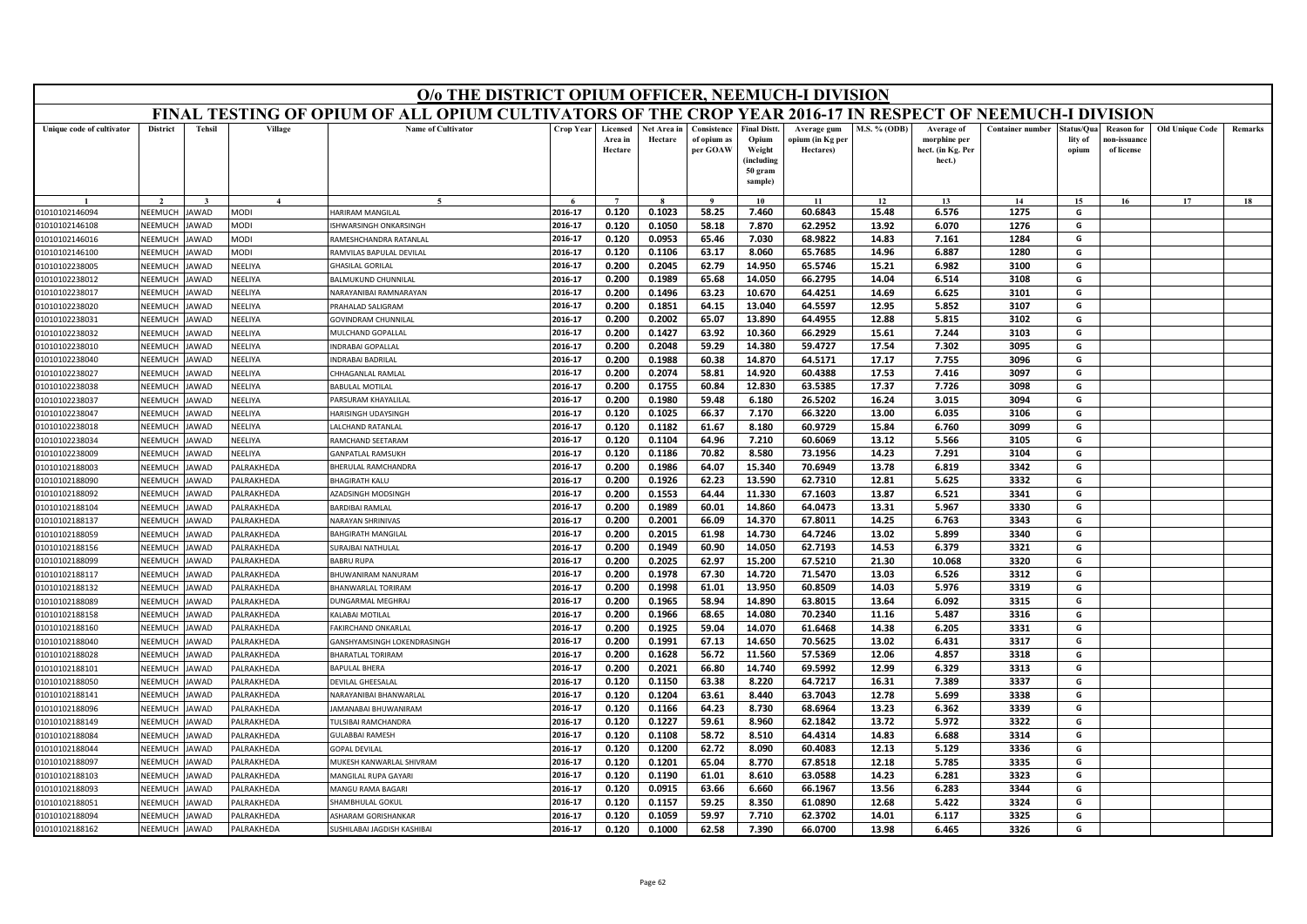# O/o THE DISTRICT OPIUM OFFICER, NEEMUCH-I DIVISION

## FINAL TESTING OF OPIUM OF ALL OPIUM CULTIVATORS OF THE CROP YEAR 2016-17 IN RESPECT OF NEEMUCH-I DIVISION

| Unique code of cultivator | District | Tehsil | Village | Name of Cultivator | Crop Year | Licensed Area in Hectare | Net Area in Hectare | Consistence of opium as per GOAW | Final Distt. Opium Weight (including 50 gram sample) | Average gum opium (in Kg per Hectares) | M.S. % (ODB) | Average of morphine per hect. (in Kg. Per hect.) | Container number | Status/Quality of opium | Reason for non-issuance of license | Old Unique Code | Remarks |
|---|---|---|---|---|---|---|---|---|---|---|---|---|---|---|---|---|---|
| 1 | 2 | 3 | 4 | 5 | 6 | 7 | 8 | 9 | 10 | 11 | 12 | 13 | 14 | 15 | 16 | 17 | 18 |
| 01010102146094 | NEEMUCH | JAWAD | MODI | HARIRAM MANGILAL | 2016-17 | 0.120 | 0.1023 | 58.25 | 7.460 | 60.6843 | 15.48 | 6.576 | 1275 | G | | | |
| 01010102146108 | NEEMUCH | JAWAD | MODI | ISHWARSINGH ONKARSINGH | 2016-17 | 0.120 | 0.1050 | 58.18 | 7.870 | 62.2952 | 13.92 | 6.070 | 1276 | G | | | |
| 01010102146016 | NEEMUCH | JAWAD | MODI | RAMESHCHANDRA RATANLAL | 2016-17 | 0.120 | 0.0953 | 65.46 | 7.030 | 68.9822 | 14.83 | 7.161 | 1284 | G | | | |
| 01010102146100 | NEEMUCH | JAWAD | MODI | RAMVILAS BAPULAL DEVILAL | 2016-17 | 0.120 | 0.1106 | 63.17 | 8.060 | 65.7685 | 14.96 | 6.887 | 1280 | G | | | |
| 01010102238005 | NEEMUCH | JAWAD | NEELIYA | GHASILAL GORILAL | 2016-17 | 0.200 | 0.2045 | 62.79 | 14.950 | 65.5746 | 15.21 | 6.982 | 3100 | G | | | |
| 01010102238012 | NEEMUCH | JAWAD | NEELIYA | BALMUKUND CHUNNILAL | 2016-17 | 0.200 | 0.1989 | 65.68 | 14.050 | 66.2795 | 14.04 | 6.514 | 3108 | G | | | |
| 01010102238017 | NEEMUCH | JAWAD | NEELIYA | NARAYANIBAI RAMNARAYAN | 2016-17 | 0.200 | 0.1496 | 63.23 | 10.670 | 64.4251 | 14.69 | 6.625 | 3101 | G | | | |
| 01010102238020 | NEEMUCH | JAWAD | NEELIYA | PRAHALAD SALIGRAM | 2016-17 | 0.200 | 0.1851 | 64.15 | 13.040 | 64.5597 | 12.95 | 5.852 | 3107 | G | | | |
| 01010102238031 | NEEMUCH | JAWAD | NEELIYA | GOVINDRAM CHUNNILAL | 2016-17 | 0.200 | 0.2002 | 65.07 | 13.890 | 64.4955 | 12.88 | 5.815 | 3102 | G | | | |
| 01010102238032 | NEEMUCH | JAWAD | NEELIYA | MULCHAND GOPALLAL | 2016-17 | 0.200 | 0.1427 | 63.92 | 10.360 | 66.2929 | 15.61 | 7.244 | 3103 | G | | | |
| 01010102238010 | NEEMUCH | JAWAD | NEELIYA | INDRABAI GOPALLAL | 2016-17 | 0.200 | 0.2048 | 59.29 | 14.380 | 59.4727 | 17.54 | 7.302 | 3095 | G | | | |
| 01010102238040 | NEEMUCH | JAWAD | NEELIYA | INDRABAI BADRILAL | 2016-17 | 0.200 | 0.1988 | 60.38 | 14.870 | 64.5171 | 17.17 | 7.755 | 3096 | G | | | |
| 01010102238027 | NEEMUCH | JAWAD | NEELIYA | CHHAGANLAL RAMLAL | 2016-17 | 0.200 | 0.2074 | 58.81 | 14.920 | 60.4388 | 17.53 | 7.416 | 3097 | G | | | |
| 01010102238038 | NEEMUCH | JAWAD | NEELIYA | BABULAL MOTILAL | 2016-17 | 0.200 | 0.1755 | 60.84 | 12.830 | 63.5385 | 17.37 | 7.726 | 3098 | G | | | |
| 01010102238037 | NEEMUCH | JAWAD | NEELIYA | PARSURAM KHAYALILAL | 2016-17 | 0.200 | 0.1980 | 59.48 | 6.180 | 26.5202 | 16.24 | 3.015 | 3094 | G | | | |
| 01010102238047 | NEEMUCH | JAWAD | NEELIYA | HARISINGH UDAYSINGH | 2016-17 | 0.120 | 0.1025 | 66.37 | 7.170 | 66.3220 | 13.00 | 6.035 | 3106 | G | | | |
| 01010102238018 | NEEMUCH | JAWAD | NEELIYA | LALCHAND RATANLAL | 2016-17 | 0.120 | 0.1182 | 61.67 | 8.180 | 60.9729 | 15.84 | 6.760 | 3099 | G | | | |
| 01010102238034 | NEEMUCH | JAWAD | NEELIYA | RAMCHAND SEETARAM | 2016-17 | 0.120 | 0.1104 | 64.96 | 7.210 | 60.6069 | 13.12 | 5.566 | 3105 | G | | | |
| 01010102238009 | NEEMUCH | JAWAD | NEELIYA | GANPATLAL RAMSUKH | 2016-17 | 0.120 | 0.1186 | 70.82 | 8.580 | 73.1956 | 14.23 | 7.291 | 3104 | G | | | |
| 01010102188003 | NEEMUCH | JAWAD | PALRAKHEDA | BHERULAL RAMCHANDRA | 2016-17 | 0.200 | 0.1986 | 64.07 | 15.340 | 70.6949 | 13.78 | 6.819 | 3342 | G | | | |
| 01010102188090 | NEEMUCH | JAWAD | PALRAKHEDA | BHAGIRATH KALU | 2016-17 | 0.200 | 0.1926 | 62.23 | 13.590 | 62.7310 | 12.81 | 5.625 | 3332 | G | | | |
| 01010102188092 | NEEMUCH | JAWAD | PALRAKHEDA | AZADSINGH MODSINGH | 2016-17 | 0.200 | 0.1553 | 64.44 | 11.330 | 67.1603 | 13.87 | 6.521 | 3341 | G | | | |
| 01010102188104 | NEEMUCH | JAWAD | PALRAKHEDA | BARDIBAI RAMLAL | 2016-17 | 0.200 | 0.1989 | 60.01 | 14.860 | 64.0473 | 13.31 | 5.967 | 3330 | G | | | |
| 01010102188137 | NEEMUCH | JAWAD | PALRAKHEDA | NARAYAN SHRINIVAS | 2016-17 | 0.200 | 0.2001 | 66.09 | 14.370 | 67.8011 | 14.25 | 6.763 | 3343 | G | | | |
| 01010102188059 | NEEMUCH | JAWAD | PALRAKHEDA | BAHGIRATH MANGILAL | 2016-17 | 0.200 | 0.2015 | 61.98 | 14.730 | 64.7246 | 13.02 | 5.899 | 3340 | G | | | |
| 01010102188156 | NEEMUCH | JAWAD | PALRAKHEDA | SURAJBAI NATHULAL | 2016-17 | 0.200 | 0.1949 | 60.90 | 14.050 | 62.7193 | 14.53 | 6.379 | 3321 | G | | | |
| 01010102188099 | NEEMUCH | JAWAD | PALRAKHEDA | BABRU RUPA | 2016-17 | 0.200 | 0.2025 | 62.97 | 15.200 | 67.5210 | 21.30 | 10.068 | 3320 | G | | | |
| 01010102188117 | NEEMUCH | JAWAD | PALRAKHEDA | BHUWANIRAM NANURAM | 2016-17 | 0.200 | 0.1978 | 67.30 | 14.720 | 71.5470 | 13.03 | 6.526 | 3312 | G | | | |
| 01010102188132 | NEEMUCH | JAWAD | PALRAKHEDA | BHANWARLAL TORIRAM | 2016-17 | 0.200 | 0.1998 | 61.01 | 13.950 | 60.8509 | 14.03 | 5.976 | 3319 | G | | | |
| 01010102188089 | NEEMUCH | JAWAD | PALRAKHEDA | DUNGARMAL MEGHRAJ | 2016-17 | 0.200 | 0.1965 | 58.94 | 14.890 | 63.8015 | 13.64 | 6.092 | 3315 | G | | | |
| 01010102188158 | NEEMUCH | JAWAD | PALRAKHEDA | KALABAI MOTILAL | 2016-17 | 0.200 | 0.1966 | 68.65 | 14.080 | 70.2340 | 11.16 | 5.487 | 3316 | G | | | |
| 01010102188160 | NEEMUCH | JAWAD | PALRAKHEDA | FAKIRCHAND ONKARLAL | 2016-17 | 0.200 | 0.1925 | 59.04 | 14.070 | 61.6468 | 14.38 | 6.205 | 3331 | G | | | |
| 01010102188040 | NEEMUCH | JAWAD | PALRAKHEDA | GANSHYAMSINGH LOKENDRASINGH | 2016-17 | 0.200 | 0.1991 | 67.13 | 14.650 | 70.5625 | 13.02 | 6.431 | 3317 | G | | | |
| 01010102188028 | NEEMUCH | JAWAD | PALRAKHEDA | BHARATLAL TORIRAM | 2016-17 | 0.200 | 0.1628 | 56.72 | 11.560 | 57.5369 | 12.06 | 4.857 | 3318 | G | | | |
| 01010102188101 | NEEMUCH | JAWAD | PALRAKHEDA | BAPULAL BHERA | 2016-17 | 0.200 | 0.2021 | 66.80 | 14.740 | 69.5992 | 12.99 | 6.329 | 3313 | G | | | |
| 01010102188050 | NEEMUCH | JAWAD | PALRAKHEDA | DEVILAL GHEESALAL | 2016-17 | 0.120 | 0.1150 | 63.38 | 8.220 | 64.7217 | 16.31 | 7.389 | 3337 | G | | | |
| 01010102188141 | NEEMUCH | JAWAD | PALRAKHEDA | NARAYANIBAI BHANWARLAL | 2016-17 | 0.120 | 0.1204 | 63.61 | 8.440 | 63.7043 | 12.78 | 5.699 | 3338 | G | | | |
| 01010102188096 | NEEMUCH | JAWAD | PALRAKHEDA | JAMANABAI BHUWANIRAM | 2016-17 | 0.120 | 0.1166 | 64.23 | 8.730 | 68.6964 | 13.23 | 6.362 | 3339 | G | | | |
| 01010102188149 | NEEMUCH | JAWAD | PALRAKHEDA | TULSIBAI RAMCHANDRA | 2016-17 | 0.120 | 0.1227 | 59.61 | 8.960 | 62.1842 | 13.72 | 5.972 | 3322 | G | | | |
| 01010102188084 | NEEMUCH | JAWAD | PALRAKHEDA | GULABBAI RAMESH | 2016-17 | 0.120 | 0.1108 | 58.72 | 8.510 | 64.4314 | 14.83 | 6.688 | 3314 | G | | | |
| 01010102188044 | NEEMUCH | JAWAD | PALRAKHEDA | GOPAL DEVILAL | 2016-17 | 0.120 | 0.1200 | 62.72 | 8.090 | 60.4083 | 12.13 | 5.129 | 3336 | G | | | |
| 01010102188097 | NEEMUCH | JAWAD | PALRAKHEDA | MUKESH KANWARLAL SHIVRAM | 2016-17 | 0.120 | 0.1201 | 65.04 | 8.770 | 67.8518 | 12.18 | 5.785 | 3335 | G | | | |
| 01010102188103 | NEEMUCH | JAWAD | PALRAKHEDA | MANGILAL RUPA GAYARI | 2016-17 | 0.120 | 0.1190 | 61.01 | 8.610 | 63.0588 | 14.23 | 6.281 | 3323 | G | | | |
| 01010102188093 | NEEMUCH | JAWAD | PALRAKHEDA | MANGU RAMA BAGARI | 2016-17 | 0.120 | 0.0915 | 63.66 | 6.660 | 66.1967 | 13.56 | 6.283 | 3344 | G | | | |
| 01010102188051 | NEEMUCH | JAWAD | PALRAKHEDA | SHAMBHULAL GOKUL | 2016-17 | 0.120 | 0.1157 | 59.25 | 8.350 | 61.0890 | 12.68 | 5.422 | 3324 | G | | | |
| 01010102188094 | NEEMUCH | JAWAD | PALRAKHEDA | ASHARAM GORISHANKAR | 2016-17 | 0.120 | 0.1059 | 59.97 | 7.710 | 62.3702 | 14.01 | 6.117 | 3325 | G | | | |
| 01010102188162 | NEEMUCH | JAWAD | PALRAKHEDA | SUSHILABAI JAGDISH KASHIBAI | 2016-17 | 0.120 | 0.1000 | 62.58 | 7.390 | 66.0700 | 13.98 | 6.465 | 3326 | G | | | |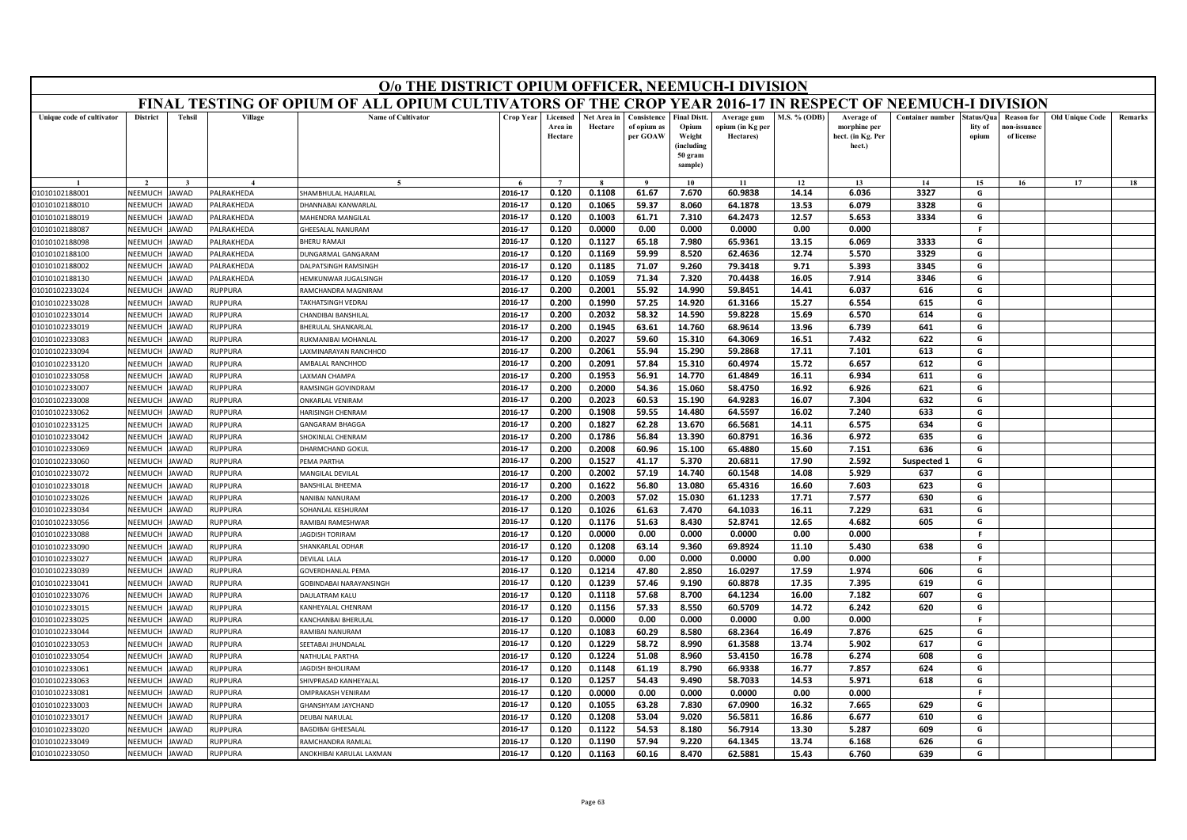# O/o THE DISTRICT OPIUM OFFICER, NEEMUCH-I DIVISION

## FINAL TESTING OF OPIUM OF ALL OPIUM CULTIVATORS OF THE CROP YEAR 2016-17 IN RESPECT OF NEEMUCH-I DIVISION

| Unique code of cultivator | District | Tehsil | Village | Name of Cultivator | Crop Year | Licensed Area in Hectare | Net Area in Hectare | Consistence of opium as per GOAW | Final Distt. Opium Weight (including 50 gram sample) | Average gum opium (in Kg per Hectares) | M.S. % (ODB) | Average of morphine per hect. (in Kg. Per hect.) | Container number | Status/Quality of opium | Reason for non-issuance of license | Old Unique Code | Remarks |
|---|---|---|---|---|---|---|---|---|---|---|---|---|---|---|---|---|---|
| 1 | 2 | 3 | 4 | 5 | 6 | 7 | 8 | 9 | 10 | 11 | 12 | 13 | 14 | 15 | 16 | 17 | 18 |
| 01010102188001 | NEEMUCH | JAWAD | PALRAKHEDA | SHAMBHULAL HAJARILAL | 2016-17 | 0.120 | 0.1108 | 61.67 | 7.670 | 60.9838 | 14.14 | 6.036 | 3327 | G | | | |
| 01010102188010 | NEEMUCH | JAWAD | PALRAKHEDA | DHANNABAI KANWARLAL | 2016-17 | 0.120 | 0.1065 | 59.37 | 8.060 | 64.1878 | 13.53 | 6.079 | 3328 | G | | | |
| 01010102188019 | NEEMUCH | JAWAD | PALRAKHEDA | MAHENDRA MANGILAL | 2016-17 | 0.120 | 0.1003 | 61.71 | 7.310 | 64.2473 | 12.57 | 5.653 | 3334 | G | | | |
| 01010102188087 | NEEMUCH | JAWAD | PALRAKHEDA | GHEESALAL NANURAM | 2016-17 | 0.120 | 0.0000 | 0.00 | 0.000 | 0.0000 | 0.00 | 0.000 | | F | | | |
| 01010102188098 | NEEMUCH | JAWAD | PALRAKHEDA | BHERU RAMAJI | 2016-17 | 0.120 | 0.1127 | 65.18 | 7.980 | 65.9361 | 13.15 | 6.069 | 3333 | G | | | |
| 01010102188100 | NEEMUCH | JAWAD | PALRAKHEDA | DUNGARMAL GANGARAM | 2016-17 | 0.120 | 0.1169 | 59.99 | 8.520 | 62.4636 | 12.74 | 5.570 | 3329 | G | | | |
| 01010102188002 | NEEMUCH | JAWAD | PALRAKHEDA | DALPATSINGH RAMSINGH | 2016-17 | 0.120 | 0.1185 | 71.07 | 9.260 | 79.3418 | 9.71 | 5.393 | 3345 | G | | | |
| 01010102188130 | NEEMUCH | JAWAD | PALRAKHEDA | HEMKUNWAR JUGALSINGH | 2016-17 | 0.120 | 0.1059 | 71.34 | 7.320 | 70.4438 | 16.05 | 7.914 | 3346 | G | | | |
| 01010102233024 | NEEMUCH | JAWAD | RUPPURA | RAMCHANDRA MAGNIRAM | 2016-17 | 0.200 | 0.2001 | 55.92 | 14.990 | 59.8451 | 14.41 | 6.037 | 616 | G | | | |
| 01010102233028 | NEEMUCH | JAWAD | RUPPURA | TAKHATSINGH VEDRAJ | 2016-17 | 0.200 | 0.1990 | 57.25 | 14.920 | 61.3166 | 15.27 | 6.554 | 615 | G | | | |
| 01010102233014 | NEEMUCH | JAWAD | RUPPURA | CHANDIBAI BANSHILAL | 2016-17 | 0.200 | 0.2032 | 58.32 | 14.590 | 59.8228 | 15.69 | 6.570 | 614 | G | | | |
| 01010102233019 | NEEMUCH | JAWAD | RUPPURA | BHERULAL SHANKARLAL | 2016-17 | 0.200 | 0.1945 | 63.61 | 14.760 | 68.9614 | 13.96 | 6.739 | 641 | G | | | |
| 01010102233083 | NEEMUCH | JAWAD | RUPPURA | RUKMANIBAI MOHANLAL | 2016-17 | 0.200 | 0.2027 | 59.60 | 15.310 | 64.3069 | 16.51 | 7.432 | 622 | G | | | |
| 01010102233094 | NEEMUCH | JAWAD | RUPPURA | LAXMINARAYAN RANCHHOD | 2016-17 | 0.200 | 0.2061 | 55.94 | 15.290 | 59.2868 | 17.11 | 7.101 | 613 | G | | | |
| 01010102233120 | NEEMUCH | JAWAD | RUPPURA | AMBALAL RANCHHOD | 2016-17 | 0.200 | 0.2091 | 57.84 | 15.310 | 60.4974 | 15.72 | 6.657 | 612 | G | | | |
| 01010102233058 | NEEMUCH | JAWAD | RUPPURA | LAXMAN CHAMPA | 2016-17 | 0.200 | 0.1953 | 56.91 | 14.770 | 61.4849 | 16.11 | 6.934 | 611 | G | | | |
| 01010102233007 | NEEMUCH | JAWAD | RUPPURA | RAMSINGH GOVINDRAM | 2016-17 | 0.200 | 0.2000 | 54.36 | 15.060 | 58.4750 | 16.92 | 6.926 | 621 | G | | | |
| 01010102233008 | NEEMUCH | JAWAD | RUPPURA | ONKARLAL VENIRAM | 2016-17 | 0.200 | 0.2023 | 60.53 | 15.190 | 64.9283 | 16.07 | 7.304 | 632 | G | | | |
| 01010102233062 | NEEMUCH | JAWAD | RUPPURA | HARISINGH CHENRAM | 2016-17 | 0.200 | 0.1908 | 59.55 | 14.480 | 64.5597 | 16.02 | 7.240 | 633 | G | | | |
| 01010102233125 | NEEMUCH | JAWAD | RUPPURA | GANGARAM BHAGGA | 2016-17 | 0.200 | 0.1827 | 62.28 | 13.670 | 66.5681 | 14.11 | 6.575 | 634 | G | | | |
| 01010102233042 | NEEMUCH | JAWAD | RUPPURA | SHOKINLAL CHENRAM | 2016-17 | 0.200 | 0.1786 | 56.84 | 13.390 | 60.8791 | 16.36 | 6.972 | 635 | G | | | |
| 01010102233069 | NEEMUCH | JAWAD | RUPPURA | DHARMCHAND GOKUL | 2016-17 | 0.200 | 0.2008 | 60.96 | 15.100 | 65.4880 | 15.60 | 7.151 | 636 | G | | | |
| 01010102233060 | NEEMUCH | JAWAD | RUPPURA | PEMA PARTHA | 2016-17 | 0.200 | 0.1527 | 41.17 | 5.370 | 20.6811 | 17.90 | 2.592 | Suspected 1 | G | | | |
| 01010102233072 | NEEMUCH | JAWAD | RUPPURA | MANGILAL DEVILAL | 2016-17 | 0.200 | 0.2002 | 57.19 | 14.740 | 60.1548 | 14.08 | 5.929 | 637 | G | | | |
| 01010102233018 | NEEMUCH | JAWAD | RUPPURA | BANSHILAL BHEEMA | 2016-17 | 0.200 | 0.1622 | 56.80 | 13.080 | 65.4316 | 16.60 | 7.603 | 623 | G | | | |
| 01010102233026 | NEEMUCH | JAWAD | RUPPURA | NANIBAI NANURAM | 2016-17 | 0.200 | 0.2003 | 57.02 | 15.030 | 61.1233 | 17.71 | 7.577 | 630 | G | | | |
| 01010102233034 | NEEMUCH | JAWAD | RUPPURA | SOHANLAL KESHURAM | 2016-17 | 0.120 | 0.1026 | 61.63 | 7.470 | 64.1033 | 16.11 | 7.229 | 631 | G | | | |
| 01010102233056 | NEEMUCH | JAWAD | RUPPURA | RAMIBAI RAMESHWAR | 2016-17 | 0.120 | 0.1176 | 51.63 | 8.430 | 52.8741 | 12.65 | 4.682 | 605 | G | | | |
| 01010102233088 | NEEMUCH | JAWAD | RUPPURA | JAGDISH TORIRAM | 2016-17 | 0.120 | 0.0000 | 0.00 | 0.000 | 0.0000 | 0.00 | 0.000 | | F | | | |
| 01010102233090 | NEEMUCH | JAWAD | RUPPURA | SHANKARLAL ODHAR | 2016-17 | 0.120 | 0.1208 | 63.14 | 9.360 | 69.8924 | 11.10 | 5.430 | 638 | G | | | |
| 01010102233027 | NEEMUCH | JAWAD | RUPPURA | DEVILAL LALA | 2016-17 | 0.120 | 0.0000 | 0.00 | 0.000 | 0.0000 | 0.00 | 0.000 | | F | | | |
| 01010102233039 | NEEMUCH | JAWAD | RUPPURA | GOVERDHANLAL PEMA | 2016-17 | 0.120 | 0.1214 | 47.80 | 2.850 | 16.0297 | 17.59 | 1.974 | 606 | G | | | |
| 01010102233041 | NEEMUCH | JAWAD | RUPPURA | GOBINDABAI NARAYANSINGH | 2016-17 | 0.120 | 0.1239 | 57.46 | 9.190 | 60.8878 | 17.35 | 7.395 | 619 | G | | | |
| 01010102233076 | NEEMUCH | JAWAD | RUPPURA | DAULATRAM KALU | 2016-17 | 0.120 | 0.1118 | 57.68 | 8.700 | 64.1234 | 16.00 | 7.182 | 607 | G | | | |
| 01010102233015 | NEEMUCH | JAWAD | RUPPURA | KANHEYALAL CHENRAM | 2016-17 | 0.120 | 0.1156 | 57.33 | 8.550 | 60.5709 | 14.72 | 6.242 | 620 | G | | | |
| 01010102233025 | NEEMUCH | JAWAD | RUPPURA | KANCHANBAI BHERULAL | 2016-17 | 0.120 | 0.0000 | 0.00 | 0.000 | 0.0000 | 0.00 | 0.000 | | F | | | |
| 01010102233044 | NEEMUCH | JAWAD | RUPPURA | RAMIBAI NANURAM | 2016-17 | 0.120 | 0.1083 | 60.29 | 8.580 | 68.2364 | 16.49 | 7.876 | 625 | G | | | |
| 01010102233053 | NEEMUCH | JAWAD | RUPPURA | SEETABAI JHUNDALAL | 2016-17 | 0.120 | 0.1229 | 58.72 | 8.990 | 61.3588 | 13.74 | 5.902 | 617 | G | | | |
| 01010102233054 | NEEMUCH | JAWAD | RUPPURA | NATHULAL PARTHA | 2016-17 | 0.120 | 0.1224 | 51.08 | 8.960 | 53.4150 | 16.78 | 6.274 | 608 | G | | | |
| 01010102233061 | NEEMUCH | JAWAD | RUPPURA | JAGDISH BHOLIRAM | 2016-17 | 0.120 | 0.1148 | 61.19 | 8.790 | 66.9338 | 16.77 | 7.857 | 624 | G | | | |
| 01010102233063 | NEEMUCH | JAWAD | RUPPURA | SHIVPRASAD KANHEYALAL | 2016-17 | 0.120 | 0.1257 | 54.43 | 9.490 | 58.7033 | 14.53 | 5.971 | 618 | G | | | |
| 01010102233081 | NEEMUCH | JAWAD | RUPPURA | OMPRAKASH VENIRAM | 2016-17 | 0.120 | 0.0000 | 0.00 | 0.000 | 0.0000 | 0.00 | 0.000 | | F | | | |
| 01010102233003 | NEEMUCH | JAWAD | RUPPURA | GHANSHYAM JAYCHAND | 2016-17 | 0.120 | 0.1055 | 63.28 | 7.830 | 67.0900 | 16.32 | 7.665 | 629 | G | | | |
| 01010102233017 | NEEMUCH | JAWAD | RUPPURA | DEUBAI NARULAL | 2016-17 | 0.120 | 0.1208 | 53.04 | 9.020 | 56.5811 | 16.86 | 6.677 | 610 | G | | | |
| 01010102233020 | NEEMUCH | JAWAD | RUPPURA | BAGDIBAI GHEESALAL | 2016-17 | 0.120 | 0.1122 | 54.53 | 8.180 | 56.7914 | 13.30 | 5.287 | 609 | G | | | |
| 01010102233049 | NEEMUCH | JAWAD | RUPPURA | RAMCHANDRA RAMLAL | 2016-17 | 0.120 | 0.1190 | 57.94 | 9.220 | 64.1345 | 13.74 | 6.168 | 626 | G | | | |
| 01010102233050 | NEEMUCH | JAWAD | RUPPURA | ANOKHIBAI KARULAL LAXMAN | 2016-17 | 0.120 | 0.1163 | 60.16 | 8.470 | 62.5881 | 15.43 | 6.760 | 639 | G | | | |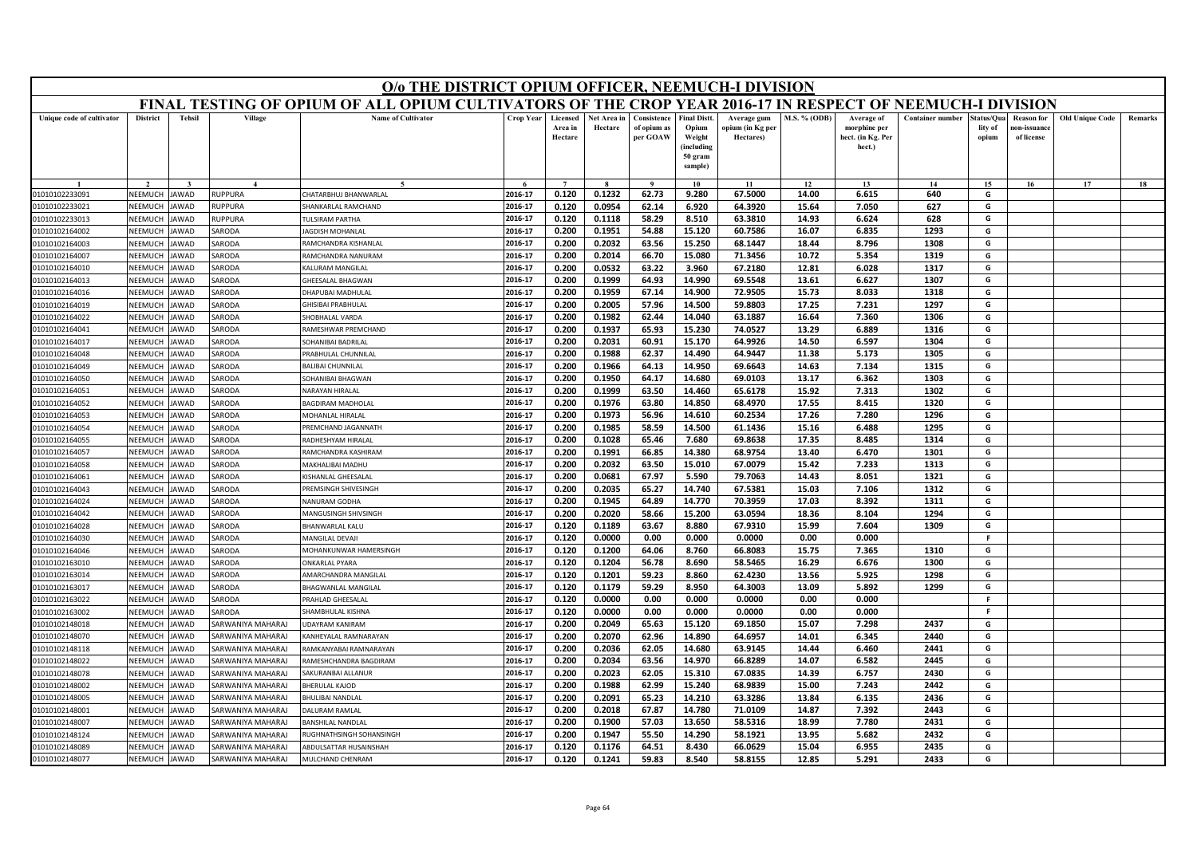# O/o THE DISTRICT OPIUM OFFICER, NEEMUCH-I DIVISION

## FINAL TESTING OF OPIUM OF ALL OPIUM CULTIVATORS OF THE CROP YEAR 2016-17 IN RESPECT OF NEEMUCH-I DIVISION

| Unique code of cultivator | District | Tehsil | Village | Name of Cultivator | Crop Year | Licensed Area in Hectare | Net Area in Hectare | Consistence of opium as per GOAW | Final Distt. Opium Weight (including 50 gram sample) | Average gum opium (in Kg per Hectares) | M.S. % (ODB) | Average of morphine per hect. (in Kg. Per hect.) | Container number | Status/Quality of opium | Reason for non-issuance of license | Old Unique Code | Remarks |
|---|---|---|---|---|---|---|---|---|---|---|---|---|---|---|---|---|---|
| 1 | 2 | 3 | 4 | 5 | 6 | 7 | 8 | 9 | 10 | 11 | 12 | 13 | 14 | 15 | 16 | 17 | 18 |
| 01010102233091 | NEEMUCH | JAWAD | RUPPURA | CHATARBHUJ BHANWARLAL | 2016-17 | 0.120 | 0.1232 | 62.73 | 9.280 | 67.5000 | 14.00 | 6.615 | 640 | G | | | |
| 01010102233021 | NEEMUCH | JAWAD | RUPPURA | SHANKARLAL RAMCHAND | 2016-17 | 0.120 | 0.0954 | 62.14 | 6.920 | 64.3920 | 15.64 | 7.050 | 627 | G | | | |
| 01010102233013 | NEEMUCH | JAWAD | RUPPURA | TULSIRAM PARTHA | 2016-17 | 0.120 | 0.1118 | 58.29 | 8.510 | 63.3810 | 14.93 | 6.624 | 628 | G | | | |
| 01010102164002 | NEEMUCH | JAWAD | SARODA | JAGDISH MOHANLAL | 2016-17 | 0.200 | 0.1951 | 54.88 | 15.120 | 60.7586 | 16.07 | 6.835 | 1293 | G | | | |
| 01010102164003 | NEEMUCH | JAWAD | SARODA | RAMCHANDRA KISHANLAL | 2016-17 | 0.200 | 0.2032 | 63.56 | 15.250 | 68.1447 | 18.44 | 8.796 | 1308 | G | | | |
| 01010102164007 | NEEMUCH | JAWAD | SARODA | RAMCHANDRA NANURAM | 2016-17 | 0.200 | 0.2014 | 66.70 | 15.080 | 71.3456 | 10.72 | 5.354 | 1319 | G | | | |
| 01010102164010 | NEEMUCH | JAWAD | SARODA | KALURAM MANGILAL | 2016-17 | 0.200 | 0.0532 | 63.22 | 3.960 | 67.2180 | 12.81 | 6.028 | 1317 | G | | | |
| 01010102164013 | NEEMUCH | JAWAD | SARODA | GHEESALAL BHAGWAN | 2016-17 | 0.200 | 0.1999 | 64.93 | 14.990 | 69.5548 | 13.61 | 6.627 | 1307 | G | | | |
| 01010102164016 | NEEMUCH | JAWAD | SARODA | DHAPUBAI MADHULAL | 2016-17 | 0.200 | 0.1959 | 67.14 | 14.900 | 72.9505 | 15.73 | 8.033 | 1318 | G | | | |
| 01010102164019 | NEEMUCH | JAWAD | SARODA | GHISIBAI PRABHULAL | 2016-17 | 0.200 | 0.2005 | 57.96 | 14.500 | 59.8803 | 17.25 | 7.231 | 1297 | G | | | |
| 01010102164022 | NEEMUCH | JAWAD | SARODA | SHOBHALAL VARDA | 2016-17 | 0.200 | 0.1982 | 62.44 | 14.040 | 63.1887 | 16.64 | 7.360 | 1306 | G | | | |
| 01010102164041 | NEEMUCH | JAWAD | SARODA | RAMESHWAR PREMCHAND | 2016-17 | 0.200 | 0.1937 | 65.93 | 15.230 | 74.0527 | 13.29 | 6.889 | 1316 | G | | | |
| 01010102164017 | NEEMUCH | JAWAD | SARODA | SOHANIBAI BADRILAL | 2016-17 | 0.200 | 0.2031 | 60.91 | 15.170 | 64.9926 | 14.50 | 6.597 | 1304 | G | | | |
| 01010102164048 | NEEMUCH | JAWAD | SARODA | PRABHULAL CHUNNILAL | 2016-17 | 0.200 | 0.1988 | 62.37 | 14.490 | 64.9447 | 11.38 | 5.173 | 1305 | G | | | |
| 01010102164049 | NEEMUCH | JAWAD | SARODA | BALIBAI CHUNNILAL | 2016-17 | 0.200 | 0.1966 | 64.13 | 14.950 | 69.6643 | 14.63 | 7.134 | 1315 | G | | | |
| 01010102164050 | NEEMUCH | JAWAD | SARODA | SOHANIBAI BHAGWAN | 2016-17 | 0.200 | 0.1950 | 64.17 | 14.680 | 69.0103 | 13.17 | 6.362 | 1303 | G | | | |
| 01010102164051 | NEEMUCH | JAWAD | SARODA | NARAYAN HIRALAL | 2016-17 | 0.200 | 0.1999 | 63.50 | 14.460 | 65.6178 | 15.92 | 7.313 | 1302 | G | | | |
| 01010102164052 | NEEMUCH | JAWAD | SARODA | BAGDIRAM MADHOLAL | 2016-17 | 0.200 | 0.1976 | 63.80 | 14.850 | 68.4970 | 17.55 | 8.415 | 1320 | G | | | |
| 01010102164053 | NEEMUCH | JAWAD | SARODA | MOHANLAL HIRALAL | 2016-17 | 0.200 | 0.1973 | 56.96 | 14.610 | 60.2534 | 17.26 | 7.280 | 1296 | G | | | |
| 01010102164054 | NEEMUCH | JAWAD | SARODA | PREMCHAND JAGANNATH | 2016-17 | 0.200 | 0.1985 | 58.59 | 14.500 | 61.1436 | 15.16 | 6.488 | 1295 | G | | | |
| 01010102164055 | NEEMUCH | JAWAD | SARODA | RADHESHYAM HIRALAL | 2016-17 | 0.200 | 0.1028 | 65.46 | 7.680 | 69.8638 | 17.35 | 8.485 | 1314 | G | | | |
| 01010102164057 | NEEMUCH | JAWAD | SARODA | RAMCHANDRA KASHIRAM | 2016-17 | 0.200 | 0.1991 | 66.85 | 14.380 | 68.9754 | 13.40 | 6.470 | 1301 | G | | | |
| 01010102164058 | NEEMUCH | JAWAD | SARODA | MAKHALIBAI MADHU | 2016-17 | 0.200 | 0.2032 | 63.50 | 15.010 | 67.0079 | 15.42 | 7.233 | 1313 | G | | | |
| 01010102164061 | NEEMUCH | JAWAD | SARODA | KISHANLAL GHEESALAL | 2016-17 | 0.200 | 0.0681 | 67.97 | 5.590 | 79.7063 | 14.43 | 8.051 | 1321 | G | | | |
| 01010102164043 | NEEMUCH | JAWAD | SARODA | PREMSINGH SHIVESINGH | 2016-17 | 0.200 | 0.2035 | 65.27 | 14.740 | 67.5381 | 15.03 | 7.106 | 1312 | G | | | |
| 01010102164024 | NEEMUCH | JAWAD | SARODA | NANURAM GODHA | 2016-17 | 0.200 | 0.1945 | 64.89 | 14.770 | 70.3959 | 17.03 | 8.392 | 1311 | G | | | |
| 01010102164042 | NEEMUCH | JAWAD | SARODA | MANGUSINGH SHIVSINGH | 2016-17 | 0.200 | 0.2020 | 58.66 | 15.200 | 63.0594 | 18.36 | 8.104 | 1294 | G | | | |
| 01010102164028 | NEEMUCH | JAWAD | SARODA | BHANWARLAL KALU | 2016-17 | 0.120 | 0.1189 | 63.67 | 8.880 | 67.9310 | 15.99 | 7.604 | 1309 | G | | | |
| 01010102164030 | NEEMUCH | JAWAD | SARODA | MANGILAL DEVAJI | 2016-17 | 0.120 | 0.0000 | 0.00 | 0.000 | 0.0000 | 0.00 | 0.000 | | F | | | |
| 01010102164046 | NEEMUCH | JAWAD | SARODA | MOHANKUNWAR HAMERSINGH | 2016-17 | 0.120 | 0.1200 | 64.06 | 8.760 | 66.8083 | 15.75 | 7.365 | 1310 | G | | | |
| 01010102163010 | NEEMUCH | JAWAD | SARODA | ONKARLAL PYARA | 2016-17 | 0.120 | 0.1204 | 56.78 | 8.690 | 58.5465 | 16.29 | 6.676 | 1300 | G | | | |
| 01010102163014 | NEEMUCH | JAWAD | SARODA | AMARCHANDRA MANGILAL | 2016-17 | 0.120 | 0.1201 | 59.23 | 8.860 | 62.4230 | 13.56 | 5.925 | 1298 | G | | | |
| 01010102163017 | NEEMUCH | JAWAD | SARODA | BHAGWANLAL MANGILAL | 2016-17 | 0.120 | 0.1179 | 59.29 | 8.950 | 64.3003 | 13.09 | 5.892 | 1299 | G | | | |
| 01010102163022 | NEEMUCH | JAWAD | SARODA | PRAHLAD GHEESALAL | 2016-17 | 0.120 | 0.0000 | 0.00 | 0.000 | 0.0000 | 0.00 | 0.000 | | F | | | |
| 01010102163002 | NEEMUCH | JAWAD | SARODA | SHAMBHULAL KISHNA | 2016-17 | 0.120 | 0.0000 | 0.00 | 0.000 | 0.0000 | 0.00 | 0.000 | | F | | | |
| 01010102148018 | NEEMUCH | JAWAD | SARWANIYA MAHARAJ | UDAYRAM KANIRAM | 2016-17 | 0.200 | 0.2049 | 65.63 | 15.120 | 69.1850 | 15.07 | 7.298 | 2437 | G | | | |
| 01010102148070 | NEEMUCH | JAWAD | SARWANIYA MAHARAJ | KANHEYALAL RAMNARAYAN | 2016-17 | 0.200 | 0.2070 | 62.96 | 14.890 | 64.6957 | 14.01 | 6.345 | 2440 | G | | | |
| 01010102148118 | NEEMUCH | JAWAD | SARWANIYA MAHARAJ | RAMKANYABAI RAMNARAYAN | 2016-17 | 0.200 | 0.2036 | 62.05 | 14.680 | 63.9145 | 14.44 | 6.460 | 2441 | G | | | |
| 01010102148022 | NEEMUCH | JAWAD | SARWANIYA MAHARAJ | RAMESHCHANDRA BAGDIRAM | 2016-17 | 0.200 | 0.2034 | 63.56 | 14.970 | 66.8289 | 14.07 | 6.582 | 2445 | G | | | |
| 01010102148078 | NEEMUCH | JAWAD | SARWANIYA MAHARAJ | SAKURANBAI ALLANUR | 2016-17 | 0.200 | 0.2023 | 62.05 | 15.310 | 67.0835 | 14.39 | 6.757 | 2430 | G | | | |
| 01010102148002 | NEEMUCH | JAWAD | SARWANIYA MAHARAJ | BHERULAL KAJOD | 2016-17 | 0.200 | 0.1988 | 62.99 | 15.240 | 68.9839 | 15.00 | 7.243 | 2442 | G | | | |
| 01010102148005 | NEEMUCH | JAWAD | SARWANIYA MAHARAJ | BHULIBAI NANDLAL | 2016-17 | 0.200 | 0.2091 | 65.23 | 14.210 | 63.3286 | 13.84 | 6.135 | 2436 | G | | | |
| 01010102148001 | NEEMUCH | JAWAD | SARWANIYA MAHARAJ | DALURAM RAMLAL | 2016-17 | 0.200 | 0.2018 | 67.87 | 14.780 | 71.0109 | 14.87 | 7.392 | 2443 | G | | | |
| 01010102148007 | NEEMUCH | JAWAD | SARWANIYA MAHARAJ | BANSHILAL NANDLAL | 2016-17 | 0.200 | 0.1900 | 57.03 | 13.650 | 58.5316 | 18.99 | 7.780 | 2431 | G | | | |
| 01010102148124 | NEEMUCH | JAWAD | SARWANIYA MAHARAJ | RUGHNATHSINGH SOHANSINGH | 2016-17 | 0.200 | 0.1947 | 55.50 | 14.290 | 58.1921 | 13.95 | 5.682 | 2432 | G | | | |
| 01010102148089 | NEEMUCH | JAWAD | SARWANIYA MAHARAJ | ABDULSATTAR HUSAINSHAH | 2016-17 | 0.120 | 0.1176 | 64.51 | 8.430 | 66.0629 | 15.04 | 6.955 | 2435 | G | | | |
| 01010102148077 | NEEMUCH | JAWAD | SARWANIYA MAHARAJ | MULCHAND CHENRAM | 2016-17 | 0.120 | 0.1241 | 59.83 | 8.540 | 58.8155 | 12.85 | 5.291 | 2433 | G | | | |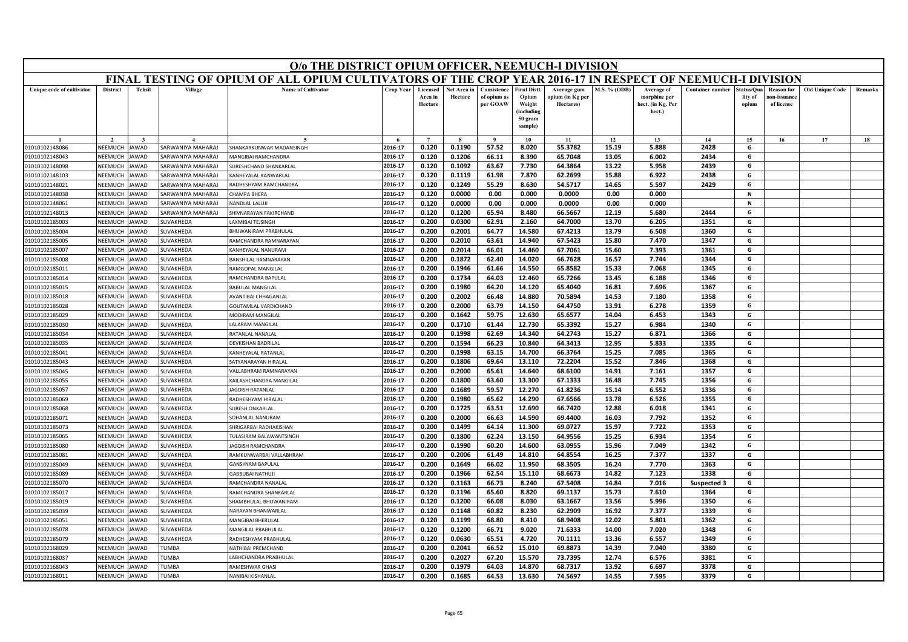# O/o THE DISTRICT OPIUM OFFICER, NEEMUCH-I DIVISION

## FINAL TESTING OF OPIUM OF ALL OPIUM CULTIVATORS OF THE CROP YEAR 2016-17 IN RESPECT OF NEEMUCH-I DIVISION

| Unique code of cultivator | District | Tehsil | Village | Name of Cultivator | Crop Year | Licensed Area in Hectare | Net Area in Hectare | Consistence of opium as per GOAW | Final Distt. Opium Weight (including 50 gram sample) | Average gum opium (in Kg per Hectares) | M.S. % (ODB) | Average of morphine per hect. (in Kg. Per hect.) | Container number | Status/Quality of opium | Reason for non-issuance of license | Old Unique Code | Remarks |
|---|---|---|---|---|---|---|---|---|---|---|---|---|---|---|---|---|---|
| 1 | 2 | 3 | 4 | 5 | 6 | 7 | 8 | 9 | 10 | 11 | 12 | 13 | 14 | 15 | 16 | 17 | 18 |
| 01010102148086 | NEEMUCH | JAWAD | SARWANIYA MAHARAJ | SHANKARKUNWAR MADANSINGH | 2016-17 | 0.120 | 0.1190 | 57.52 | 8.020 | 55.3782 | 15.19 | 5.888 | 2428 | G | | | |
| 01010102148043 | NEEMUCH | JAWAD | SARWANIYA MAHARAJ | MANGIBAI RAMCHANDRA | 2016-17 | 0.120 | 0.1206 | 66.11 | 8.390 | 65.7048 | 13.05 | 6.002 | 2434 | G | | | |
| 01010102148098 | NEEMUCH | JAWAD | SARWANIYA MAHARAJ | SURESHCHAND SHANKARLAL | 2016-17 | 0.120 | 0.1092 | 63.67 | 7.730 | 64.3864 | 13.22 | 5.958 | 2439 | G | | | |
| 01010102148103 | NEEMUCH | JAWAD | SARWANIYA MAHARAJ | KANHEYALAL KANWARLAL | 2016-17 | 0.120 | 0.1119 | 61.98 | 7.870 | 62.2699 | 15.88 | 6.922 | 2438 | G | | | |
| 01010102148021 | NEEMUCH | JAWAD | SARWANIYA MAHARAJ | RADHESHYAM RAMCHANDRA | 2016-17 | 0.120 | 0.1249 | 55.29 | 8.630 | 54.5717 | 14.65 | 5.597 | 2429 | G | | | |
| 01010102148038 | NEEMUCH | JAWAD | SARWANIYA MAHARAJ | CHAMPA BHERA | 2016-17 | 0.120 | 0.0000 | 0.00 | 0.000 | 0.0000 | 0.00 | 0.000 | | N | | | |
| 01010102148061 | NEEMUCH | JAWAD | SARWANIYA MAHARAJ | NANDLAL LALUJI | 2016-17 | 0.120 | 0.0000 | 0.00 | 0.000 | 0.0000 | 0.00 | 0.000 | | N | | | |
| 01010102148013 | NEEMUCH | JAWAD | SARWANIYA MAHARAJ | SHIVNARAYAN FAKIRCHAND | 2016-17 | 0.120 | 0.1200 | 65.94 | 8.480 | 66.5667 | 12.19 | 5.680 | 2444 | G | | | |
| 01010102185003 | NEEMUCH | JAWAD | SUVAKHEDA | LAXMIBAI TEJSINGH | 2016-17 | 0.200 | 0.0300 | 62.91 | 2.160 | 64.7000 | 13.70 | 6.205 | 1351 | G | | | |
| 01010102185004 | NEEMUCH | JAWAD | SUVAKHEDA | BHUWANIRAM PRABHULAL | 2016-17 | 0.200 | 0.2001 | 64.77 | 14.580 | 67.4213 | 13.79 | 6.508 | 1360 | G | | | |
| 01010102185005 | NEEMUCH | JAWAD | SUVAKHEDA | RAMCHANDRA RAMNARAYAN | 2016-17 | 0.200 | 0.2010 | 63.61 | 14.940 | 67.5423 | 15.80 | 7.470 | 1347 | G | | | |
| 01010102185007 | NEEMUCH | JAWAD | SUVAKHEDA | KANHEYALAL NANURAM | 2016-17 | 0.200 | 0.2014 | 66.01 | 14.460 | 67.7061 | 15.60 | 7.393 | 1361 | G | | | |
| 01010102185008 | NEEMUCH | JAWAD | SUVAKHEDA | BANSHILAL RAMNARAYAN | 2016-17 | 0.200 | 0.1872 | 62.40 | 14.020 | 66.7628 | 16.57 | 7.744 | 1344 | G | | | |
| 01010102185011 | NEEMUCH | JAWAD | SUVAKHEDA | RAMGOPAL MANGILAL | 2016-17 | 0.200 | 0.1946 | 61.66 | 14.550 | 65.8582 | 15.33 | 7.068 | 1345 | G | | | |
| 01010102185014 | NEEMUCH | JAWAD | SUVAKHEDA | RAMCHANDRA BAPULAL | 2016-17 | 0.200 | 0.1734 | 64.03 | 12.460 | 65.7266 | 13.45 | 6.188 | 1346 | G | | | |
| 01010102185015 | NEEMUCH | JAWAD | SUVAKHEDA | BABULAL MANGILAL | 2016-17 | 0.200 | 0.1980 | 64.20 | 14.120 | 65.4040 | 16.81 | 7.696 | 1367 | G | | | |
| 01010102185018 | NEEMUCH | JAWAD | SUVAKHEDA | AVANTIBAI CHHAGANLAL | 2016-17 | 0.200 | 0.2002 | 66.48 | 14.880 | 70.5894 | 14.53 | 7.180 | 1358 | G | | | |
| 01010102185028 | NEEMUCH | JAWAD | SUVAKHEDA | GOUTAMLAL VARDICHAND | 2016-17 | 0.200 | 0.2000 | 63.79 | 14.150 | 64.4750 | 13.91 | 6.278 | 1359 | G | | | |
| 01010102185029 | NEEMUCH | JAWAD | SUVAKHEDA | MODIRAM MANGILAL | 2016-17 | 0.200 | 0.1642 | 59.75 | 12.630 | 65.6577 | 14.04 | 6.453 | 1343 | G | | | |
| 01010102185030 | NEEMUCH | JAWAD | SUVAKHEDA | LALARAM MANGILAL | 2016-17 | 0.200 | 0.1710 | 61.44 | 12.730 | 65.3392 | 15.27 | 6.984 | 1340 | G | | | |
| 01010102185034 | NEEMUCH | JAWAD | SUVAKHEDA | RATANLAL NANALAL | 2016-17 | 0.200 | 0.1998 | 62.69 | 14.340 | 64.2743 | 15.27 | 6.871 | 1366 | G | | | |
| 01010102185035 | NEEMUCH | JAWAD | SUVAKHEDA | DEVKISHAN BADRILAL | 2016-17 | 0.200 | 0.1594 | 66.23 | 10.840 | 64.3413 | 12.95 | 5.833 | 1335 | G | | | |
| 01010102185041 | NEEMUCH | JAWAD | SUVAKHEDA | KANHEYALAL RATANLAL | 2016-17 | 0.200 | 0.1998 | 63.15 | 14.700 | 66.3764 | 15.25 | 7.085 | 1365 | G | | | |
| 01010102185043 | NEEMUCH | JAWAD | SUVAKHEDA | SATYANARAYAN HIRALAL | 2016-17 | 0.200 | 0.1806 | 69.64 | 13.110 | 72.2204 | 15.52 | 7.846 | 1368 | G | | | |
| 01010102185045 | NEEMUCH | JAWAD | SUVAKHEDA | VALLABHRAM RAMNARAYAN | 2016-17 | 0.200 | 0.2000 | 65.61 | 14.640 | 68.6100 | 14.91 | 7.161 | 1357 | G | | | |
| 01010102185055 | NEEMUCH | JAWAD | SUVAKHEDA | KAILASHCHANDRA MANGILAL | 2016-17 | 0.200 | 0.1800 | 63.60 | 13.300 | 67.1333 | 16.48 | 7.745 | 1356 | G | | | |
| 01010102185057 | NEEMUCH | JAWAD | SUVAKHEDA | JAGDISH RATANLAL | 2016-17 | 0.200 | 0.1689 | 59.57 | 12.270 | 61.8236 | 15.14 | 6.552 | 1336 | G | | | |
| 01010102185069 | NEEMUCH | JAWAD | SUVAKHEDA | RADHESHYAM HIRALAL | 2016-17 | 0.200 | 0.1980 | 65.62 | 14.290 | 67.6566 | 13.78 | 6.526 | 1355 | G | | | |
| 01010102185068 | NEEMUCH | JAWAD | SUVAKHEDA | SURESH ONKARLAL | 2016-17 | 0.200 | 0.1725 | 63.51 | 12.690 | 66.7420 | 12.88 | 6.018 | 1341 | G | | | |
| 01010102185071 | NEEMUCH | JAWAD | SUVAKHEDA | SOHANLAL NANURAM | 2016-17 | 0.200 | 0.2000 | 66.63 | 14.590 | 69.4400 | 16.03 | 7.792 | 1352 | G | | | |
| 01010102185073 | NEEMUCH | JAWAD | SUVAKHEDA | SHRIGARBAI RADHAKISHAN | 2016-17 | 0.200 | 0.1499 | 64.14 | 11.300 | 69.0727 | 15.97 | 7.722 | 1353 | G | | | |
| 01010102185065 | NEEMUCH | JAWAD | SUVAKHEDA | TULASIRAM BALAWANTSINGH | 2016-17 | 0.200 | 0.1800 | 62.24 | 13.150 | 64.9556 | 15.25 | 6.934 | 1354 | G | | | |
| 01010102185080 | NEEMUCH | JAWAD | SUVAKHEDA | JAGDISH RAMCHANDRA | 2016-17 | 0.200 | 0.1990 | 60.20 | 14.600 | 63.0955 | 15.96 | 7.049 | 1342 | G | | | |
| 01010102185081 | NEEMUCH | JAWAD | SUVAKHEDA | RAMKUNWARBAI VALLABHRAM | 2016-17 | 0.200 | 0.2006 | 61.49 | 14.810 | 64.8554 | 16.25 | 7.377 | 1337 | G | | | |
| 01010102185049 | NEEMUCH | JAWAD | SUVAKHEDA | GANSHYAM BAPULAL | 2016-17 | 0.200 | 0.1649 | 66.02 | 11.950 | 68.3505 | 16.24 | 7.770 | 1363 | G | | | |
| 01010102185089 | NEEMUCH | JAWAD | SUVAKHEDA | GABBUBAI NATHUJI | 2016-17 | 0.200 | 0.1966 | 62.54 | 15.110 | 68.6673 | 14.82 | 7.123 | 1338 | G | | | |
| 01010102185070 | NEEMUCH | JAWAD | SUVAKHEDA | RAMCHANDRA NANALAL | 2016-17 | 0.120 | 0.1163 | 66.73 | 8.240 | 67.5408 | 14.84 | 7.016 | Suspected 3 | G | | | |
| 01010102185017 | NEEMUCH | JAWAD | SUVAKHEDA | RAMCHANDRA SHANKARLAL | 2016-17 | 0.120 | 0.1196 | 65.60 | 8.820 | 69.1137 | 15.73 | 7.610 | 1364 | G | | | |
| 01010102185019 | NEEMUCH | JAWAD | SUVAKHEDA | SHAMBHULAL BHUWANIRAM | 2016-17 | 0.120 | 0.1200 | 66.08 | 8.030 | 63.1667 | 13.56 | 5.996 | 1350 | G | | | |
| 01010102185039 | NEEMUCH | JAWAD | SUVAKHEDA | NARAYAN BHANWARLAL | 2016-17 | 0.120 | 0.1148 | 60.82 | 8.230 | 62.2909 | 16.92 | 7.377 | 1339 | G | | | |
| 01010102185051 | NEEMUCH | JAWAD | SUVAKHEDA | MANGIBAI BHERULAL | 2016-17 | 0.120 | 0.1199 | 68.80 | 8.410 | 68.9408 | 12.02 | 5.801 | 1362 | G | | | |
| 01010102185078 | NEEMUCH | JAWAD | SUVAKHEDA | MANGILAL PRABHULAL | 2016-17 | 0.120 | 0.1200 | 66.71 | 9.020 | 71.6333 | 14.00 | 7.020 | 1348 | G | | | |
| 01010102185079 | NEEMUCH | JAWAD | SUVAKHEDA | RADHESHYAM PRABHULAL | 2016-17 | 0.120 | 0.0630 | 65.51 | 4.720 | 70.1111 | 13.36 | 6.557 | 1349 | G | | | |
| 01010102168029 | NEEMUCH | JAWAD | TUMBA | NATHIBAI PREMCHAND | 2016-17 | 0.200 | 0.2041 | 66.52 | 15.010 | 69.8873 | 14.39 | 7.040 | 3380 | G | | | |
| 01010102168037 | NEEMUCH | JAWAD | TUMBA | LABHCHANDRA PRABHULAL | 2016-17 | 0.200 | 0.2027 | 67.20 | 15.570 | 73.7395 | 12.74 | 6.576 | 3381 | G | | | |
| 01010102168043 | NEEMUCH | JAWAD | TUMBA | RAMESHWAR GHASI | 2016-17 | 0.200 | 0.1979 | 64.03 | 14.870 | 68.7317 | 13.92 | 6.697 | 3378 | G | | | |
| 01010102168011 | NEEMUCH | JAWAD | TUMBA | NANIBAI KISHANLAL | 2016-17 | 0.200 | 0.1685 | 64.53 | 13.630 | 74.5697 | 14.55 | 7.595 | 3379 | G | | | |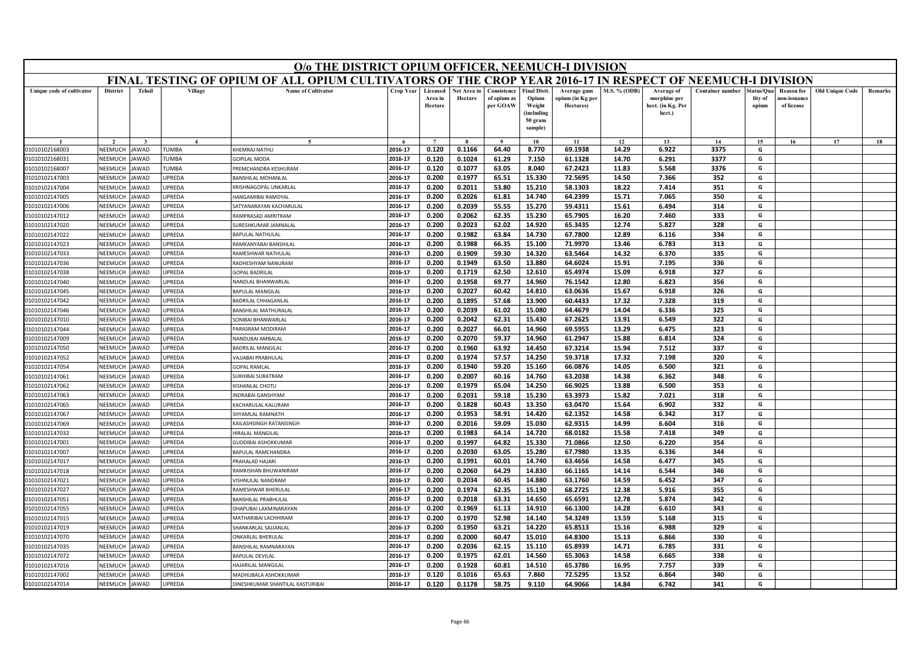# O/o THE DISTRICT OPIUM OFFICER, NEEMUCH-I DIVISION

## FINAL TESTING OF OPIUM OF ALL OPIUM CULTIVATORS OF THE CROP YEAR 2016-17 IN RESPECT OF NEEMUCH-I DIVISION

| Unique code of cultivator | District | Tehsil | Village | Name of Cultivator | Crop Year | Licensed Area in Hectare | Net Area in Hectare | Consistence of opium as per GOAW | Final Distt. Opium Weight (including 50 gram sample) | Average gum opium (in Kg per Hectares) | M.S. % (ODB) | Average of morphine per hect. (in Kg. Per hect.) | Container number | Status/Quality of opium | Reason for non-issuance of license | Old Unique Code | Remarks |
|---|---|---|---|---|---|---|---|---|---|---|---|---|---|---|---|---|---|
| 1 | 2 | 3 | 4 | 5 | 6 | 7 | 8 | 9 | 10 | 11 | 12 | 13 | 14 | 15 | 16 | 17 | 18 |
| 01010102168003 | NEEMUCH | JAWAD | TUMBA | KHEMRAJ NATHU | 2016-17 | 0.120 | 0.1166 | 64.40 | 8.770 | 69.1938 | 14.29 | 6.922 | 3375 | G | | | |
| 01010102168031 | NEEMUCH | JAWAD | TUMBA | GOPILAL MODA | 2016-17 | 0.120 | 0.1024 | 61.29 | 7.150 | 61.1328 | 14.70 | 6.291 | 3377 | G | | | |
| 01010102168007 | NEEMUCH | JAWAD | TUMBA | PREMCHANDRA KESHURAM | 2016-17 | 0.120 | 0.1077 | 63.05 | 8.040 | 67.2423 | 11.83 | 5.568 | 3376 | G | | | |
| 01010102147003 | NEEMUCH | JAWAD | UPREDA | BANSHILAL MOHANLAL | 2016-17 | 0.200 | 0.1977 | 65.51 | 15.330 | 72.5695 | 14.50 | 7.366 | 352 | G | | | |
| 01010102147004 | NEEMUCH | JAWAD | UPREDA | KRISHNAGOPAL UNKARLAL | 2016-17 | 0.200 | 0.2011 | 53.80 | 15.210 | 58.1303 | 18.22 | 7.414 | 351 | G | | | |
| 01010102147005 | NEEMUCH | JAWAD | UPREDA | HANGAMIBAI RAMDYAL | 2016-17 | 0.200 | 0.2026 | 61.81 | 14.740 | 64.2399 | 15.71 | 7.065 | 350 | G | | | |
| 01010102147006 | NEEMUCH | JAWAD | UPREDA | SATYANARAYAN KACHARULAL | 2016-17 | 0.200 | 0.2039 | 55.55 | 15.270 | 59.4311 | 15.61 | 6.494 | 314 | G | | | |
| 01010102147012 | NEEMUCH | JAWAD | UPREDA | RAMPRASAD AMRITRAM | 2016-17 | 0.200 | 0.2062 | 62.35 | 15.230 | 65.7905 | 16.20 | 7.460 | 333 | G | | | |
| 01010102147020 | NEEMUCH | JAWAD | UPREDA | SURESHKUMAR JAMNALAL | 2016-17 | 0.200 | 0.2023 | 62.02 | 14.920 | 65.3435 | 12.74 | 5.827 | 328 | G | | | |
| 01010102147022 | NEEMUCH | JAWAD | UPREDA | BAPULAL NATHULAL | 2016-17 | 0.200 | 0.1982 | 63.84 | 14.730 | 67.7800 | 12.89 | 6.116 | 334 | G | | | |
| 01010102147023 | NEEMUCH | JAWAD | UPREDA | RAMKANYABAI BANSHILAL | 2016-17 | 0.200 | 0.1988 | 66.35 | 15.100 | 71.9970 | 13.46 | 6.783 | 313 | G | | | |
| 01010102147033 | NEEMUCH | JAWAD | UPREDA | RAMESHWAR NATHULAL | 2016-17 | 0.200 | 0.1909 | 59.30 | 14.320 | 63.5464 | 14.32 | 6.370 | 335 | G | | | |
| 01010102147036 | NEEMUCH | JAWAD | UPREDA | RADHESHYAM NANURAM | 2016-17 | 0.200 | 0.1949 | 63.50 | 13.880 | 64.6024 | 15.91 | 7.195 | 336 | G | | | |
| 01010102147038 | NEEMUCH | JAWAD | UPREDA | GOPAL BADRILAL | 2016-17 | 0.200 | 0.1719 | 62.50 | 12.610 | 65.4974 | 15.09 | 6.918 | 327 | G | | | |
| 01010102147040 | NEEMUCH | JAWAD | UPREDA | NANDLAL BHANWARLAL | 2016-17 | 0.200 | 0.1958 | 69.77 | 14.960 | 76.1542 | 12.80 | 6.823 | 356 | G | | | |
| 01010102147045 | NEEMUCH | JAWAD | UPREDA | BAPULAL MANGILAL | 2016-17 | 0.200 | 0.2027 | 60.42 | 14.810 | 63.0636 | 15.67 | 6.918 | 326 | G | | | |
| 01010102147042 | NEEMUCH | JAWAD | UPREDA | BADRILAL CHHAGANLAL | 2016-17 | 0.200 | 0.1895 | 57.68 | 13.900 | 60.4433 | 17.32 | 7.328 | 319 | G | | | |
| 01010102147046 | NEEMUCH | JAWAD | UPREDA | BANSHILAL MATHURALAL | 2016-17 | 0.200 | 0.2039 | 61.02 | 15.080 | 64.4679 | 14.04 | 6.336 | 325 | G | | | |
| 01010102147010 | NEEMUCH | JAWAD | UPREDA | SONIBAI BHANWARLAL | 2016-17 | 0.200 | 0.2042 | 62.31 | 15.430 | 67.2625 | 13.91 | 6.549 | 322 | G | | | |
| 01010102147044 | NEEMUCH | JAWAD | UPREDA | PARASRAM MODIRAM | 2016-17 | 0.200 | 0.2027 | 66.01 | 14.960 | 69.5955 | 13.29 | 6.475 | 323 | G | | | |
| 01010102147009 | NEEMUCH | JAWAD | UPREDA | NANDUBAI AMBALAL | 2016-17 | 0.200 | 0.2070 | 59.37 | 14.960 | 61.2947 | 15.88 | 6.814 | 324 | G | | | |
| 01010102147050 | NEEMUCH | JAWAD | UPREDA | BADRILAL MANGILAL | 2016-17 | 0.200 | 0.1960 | 63.92 | 14.450 | 67.3214 | 15.94 | 7.512 | 337 | G | | | |
| 01010102147052 | NEEMUCH | JAWAD | UPREDA | VAJJABAI PRABHULAL | 2016-17 | 0.200 | 0.1974 | 57.57 | 14.250 | 59.3718 | 17.32 | 7.198 | 320 | G | | | |
| 01010102147054 | NEEMUCH | JAWAD | UPREDA | GOPAL RAMLAL | 2016-17 | 0.200 | 0.1940 | 59.20 | 15.160 | 66.0876 | 14.05 | 6.500 | 321 | G | | | |
| 01010102147061 | NEEMUCH | JAWAD | UPREDA | SUKHIBAI SURATRAM | 2016-17 | 0.200 | 0.2007 | 60.16 | 14.760 | 63.2038 | 14.38 | 6.362 | 348 | G | | | |
| 01010102147062 | NEEMUCH | JAWAD | UPREDA | KISHANLAL CHOTU | 2016-17 | 0.200 | 0.1979 | 65.04 | 14.250 | 66.9025 | 13.88 | 6.500 | 353 | G | | | |
| 01010102147063 | NEEMUCH | JAWAD | UPREDA | INDRABAI GANSHYAM | 2016-17 | 0.200 | 0.2031 | 59.18 | 15.230 | 63.3973 | 15.82 | 7.021 | 318 | G | | | |
| 01010102147065 | NEEMUCH | JAWAD | UPREDA | KACHARULAL KALURAM | 2016-17 | 0.200 | 0.1828 | 60.43 | 13.350 | 63.0470 | 15.64 | 6.902 | 332 | G | | | |
| 01010102147067 | NEEMUCH | JAWAD | UPREDA | SHYAMLAL RAMNATH | 2016-17 | 0.200 | 0.1953 | 58.91 | 14.420 | 62.1352 | 14.58 | 6.342 | 317 | G | | | |
| 01010102147069 | NEEMUCH | JAWAD | UPREDA | KAILASHSINGH RATANSINGH | 2016-17 | 0.200 | 0.2016 | 59.09 | 15.030 | 62.9315 | 14.99 | 6.604 | 316 | G | | | |
| 01010102147032 | NEEMUCH | JAWAD | UPREDA | HIRALAL MANGILAL | 2016-17 | 0.200 | 0.1983 | 64.14 | 14.720 | 68.0182 | 15.58 | 7.418 | 349 | G | | | |
| 01010102147001 | NEEMUCH | JAWAD | UPREDA | GUDDIBAI ASHOKKUMAR | 2016-17 | 0.200 | 0.1997 | 64.82 | 15.330 | 71.0866 | 12.50 | 6.220 | 354 | G | | | |
| 01010102147007 | NEEMUCH | JAWAD | UPREDA | BAPULAL RAMCHANDRA | 2016-17 | 0.200 | 0.2030 | 63.05 | 15.280 | 67.7980 | 13.35 | 6.336 | 344 | G | | | |
| 01010102147017 | NEEMUCH | JAWAD | UPREDA | PRAHALAD HAJARI | 2016-17 | 0.200 | 0.1991 | 60.01 | 14.740 | 63.4656 | 14.58 | 6.477 | 345 | G | | | |
| 01010102147018 | NEEMUCH | JAWAD | UPREDA | RAMKISHAN BHUWANIRAM | 2016-17 | 0.200 | 0.2060 | 64.29 | 14.830 | 66.1165 | 14.14 | 6.544 | 346 | G | | | |
| 01010102147021 | NEEMUCH | JAWAD | UPREDA | VISHNULAL NANDRAM | 2016-17 | 0.200 | 0.2034 | 60.45 | 14.880 | 63.1760 | 14.59 | 6.452 | 347 | G | | | |
| 01010102147027 | NEEMUCH | JAWAD | UPREDA | RAMESHWAR BHERULAL | 2016-17 | 0.200 | 0.1974 | 62.35 | 15.130 | 68.2725 | 12.38 | 5.916 | 355 | G | | | |
| 01010102147051 | NEEMUCH | JAWAD | UPREDA | BANSHILAL PRABHULAL | 2016-17 | 0.200 | 0.2018 | 63.31 | 14.650 | 65.6591 | 12.78 | 5.874 | 342 | G | | | |
| 01010102147055 | NEEMUCH | JAWAD | UPREDA | DHAPUBAI LAXMINARAYAN | 2016-17 | 0.200 | 0.1969 | 61.13 | 14.910 | 66.1300 | 14.28 | 6.610 | 343 | G | | | |
| 01010102147015 | NEEMUCH | JAWAD | UPREDA | MATHARIBAI LACHHIRAM | 2016-17 | 0.200 | 0.1970 | 52.98 | 14.140 | 54.3249 | 13.59 | 5.168 | 315 | G | | | |
| 01010102147019 | NEEMUCH | JAWAD | UPREDA | SHANKARLAL SAJJANLAL | 2016-17 | 0.200 | 0.1950 | 63.21 | 14.220 | 65.8513 | 15.16 | 6.988 | 329 | G | | | |
| 01010102147070 | NEEMUCH | JAWAD | UPREDA | ONKARLAL BHERULAL | 2016-17 | 0.200 | 0.2000 | 60.47 | 15.010 | 64.8300 | 15.13 | 6.866 | 330 | G | | | |
| 01010102147035 | NEEMUCH | JAWAD | UPREDA | BANSHILAL RAMNARAYAN | 2016-17 | 0.200 | 0.2036 | 62.15 | 15.110 | 65.8939 | 14.71 | 6.785 | 331 | G | | | |
| 01010102147072 | NEEMUCH | JAWAD | UPREDA | BAPULAL DEVILAL | 2016-17 | 0.200 | 0.1975 | 62.01 | 14.560 | 65.3063 | 14.58 | 6.665 | 338 | G | | | |
| 01010102147016 | NEEMUCH | JAWAD | UPREDA | HAJARILAL MANGILAL | 2016-17 | 0.200 | 0.1928 | 60.81 | 14.510 | 65.3786 | 16.95 | 7.757 | 339 | G | | | |
| 01010102147002 | NEEMUCH | JAWAD | UPREDA | MADHUBALA ASHOKKUMAR | 2016-17 | 0.120 | 0.1016 | 65.63 | 7.860 | 72.5295 | 13.52 | 6.864 | 340 | G | | | |
| 01010102147014 | NEEMUCH | JAWAD | UPREDA | DINESHKUMAR SHANTILAL KASTURIBAI | 2016-17 | 0.120 | 0.1178 | 58.75 | 9.110 | 64.9066 | 14.84 | 6.742 | 341 | G | | | |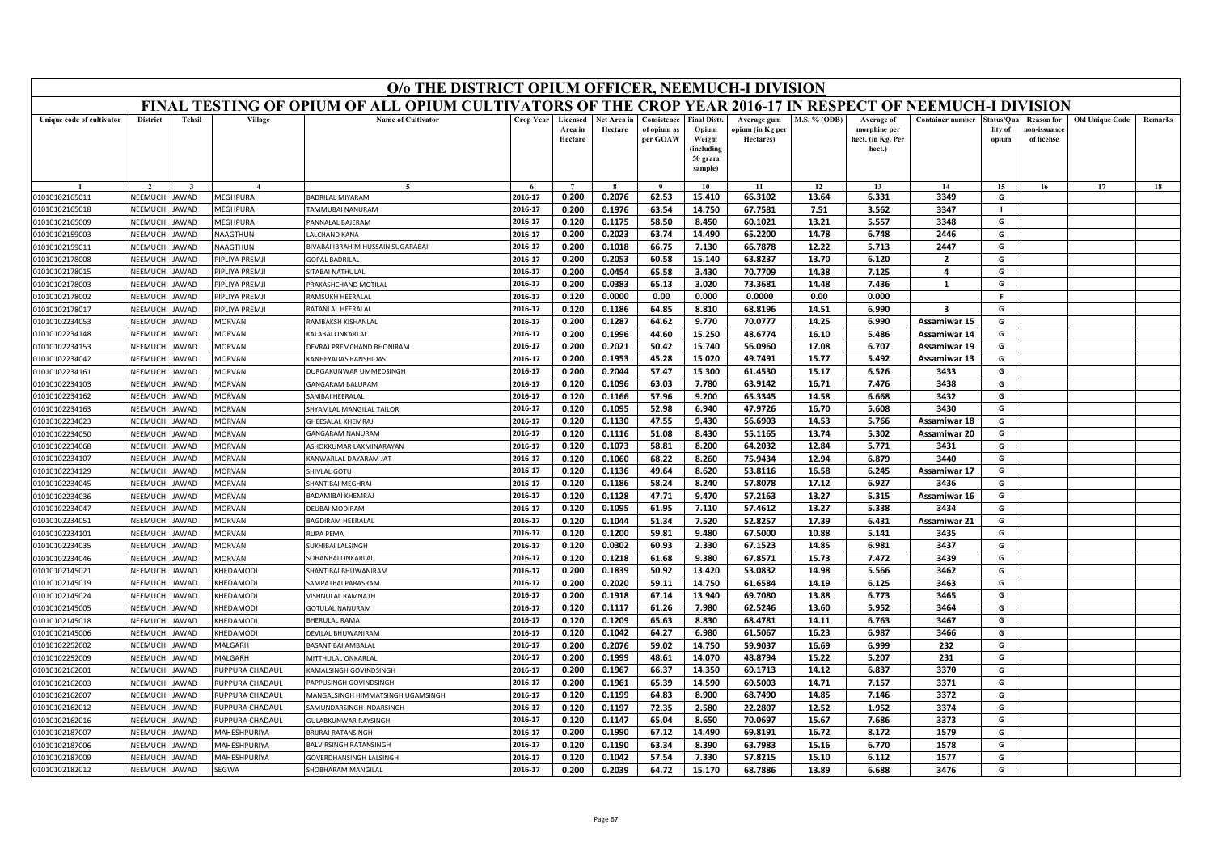# O/o THE DISTRICT OPIUM OFFICER, NEEMUCH-I DIVISION

## FINAL TESTING OF OPIUM OF ALL OPIUM CULTIVATORS OF THE CROP YEAR 2016-17 IN RESPECT OF NEEMUCH-I DIVISION

| Unique code of cultivator | District | Tehsil | Village | Name of Cultivator | Crop Year | Licensed Area in Hectare | Net Area in Hectare | Consistence of opium as per GOAW | Final Distt. Opium Weight (including 50 gram sample) | Average gum opium (in Kg per Hectares) | M.S. % (ODB) | Average of morphine per hect. (in Kg. Per hect.) | Container number | Status/Quality of opium | Reason for non-issuance of licence | Old Unique Code | Remarks |
|---|---|---|---|---|---|---|---|---|---|---|---|---|---|---|---|---|---|
| 1 | 2 | 3 | 4 | 5 | 6 | 7 | 8 | 9 | 10 | 11 | 12 | 13 | 14 | 15 | 16 | 17 | 18 |
| 01010102165011 | NEEMUCH | JAWAD | MEGHPURA | BADRILAL MIYARAM | 2016-17 | 0.200 | 0.2076 | 62.53 | 15.410 | 66.3102 | 13.64 | 6.331 | 3349 | G | | | |
| 01010102165018 | NEEMUCH | JAWAD | MEGHPURA | TAMMUBAI NANURAM | 2016-17 | 0.200 | 0.1976 | 63.54 | 14.750 | 67.7581 | 7.51 | 3.562 | 3347 | I | | | |
| 01010102165009 | NEEMUCH | JAWAD | MEGHPURA | PANNALAL BAJERAM | 2016-17 | 0.120 | 0.1175 | 58.50 | 8.450 | 60.1021 | 13.21 | 5.557 | 3348 | G | | | |
| 01010102159003 | NEEMUCH | JAWAD | NAAGTHUN | LALCHAND KANA | 2016-17 | 0.200 | 0.2023 | 63.74 | 14.490 | 65.2200 | 14.78 | 6.748 | 2446 | G | | | |
| 01010102159011 | NEEMUCH | JAWAD | NAAGTHUN | BIVABAI IBRAHIM HUSSAIN SUGARABAI | 2016-17 | 0.200 | 0.1018 | 66.75 | 7.130 | 66.7878 | 12.22 | 5.713 | 2447 | G | | | |
| 01010102178008 | NEEMUCH | JAWAD | PIPLIYA PREMJI | GOPAL BADRILAL | 2016-17 | 0.200 | 0.2053 | 60.58 | 15.140 | 63.8237 | 13.70 | 6.120 | 2 | G | | | |
| 01010102178015 | NEEMUCH | JAWAD | PIPLIYA PREMJI | SITABAI NATHULAL | 2016-17 | 0.200 | 0.0454 | 65.58 | 3.430 | 70.7709 | 14.38 | 7.125 | 4 | G | | | |
| 01010102178003 | NEEMUCH | JAWAD | PIPLIYA PREMJI | PRAKASHCHAND MOTILAL | 2016-17 | 0.200 | 0.0383 | 65.13 | 3.020 | 73.3681 | 14.48 | 7.436 | 1 | G | | | |
| 01010102178002 | NEEMUCH | JAWAD | PIPLIYA PREMJI | RAMSUKH HEERALAL | 2016-17 | 0.120 | 0.0000 | 0.00 | 0.000 | 0.0000 | 0.00 | 0.000 | | F | | | |
| 01010102178017 | NEEMUCH | JAWAD | PIPLIYA PREMJI | RATANLAL HEERALAL | 2016-17 | 0.120 | 0.1186 | 64.85 | 8.810 | 68.8196 | 14.51 | 6.990 | 3 | G | | | |
| 01010102234053 | NEEMUCH | JAWAD | MORVAN | RAMBAKSH KISHANLAL | 2016-17 | 0.200 | 0.1287 | 64.62 | 9.770 | 70.0777 | 14.25 | 6.990 | Assamiwar 15 | G | | | |
| 01010102234148 | NEEMUCH | JAWAD | MORVAN | KALABAI ONKARLAL | 2016-17 | 0.200 | 0.1996 | 44.60 | 15.250 | 48.6774 | 16.10 | 5.486 | Assamiwar 14 | G | | | |
| 01010102234153 | NEEMUCH | JAWAD | MORVAN | DEVRAJ PREMCHAND BHONIRAM | 2016-17 | 0.200 | 0.2021 | 50.42 | 15.740 | 56.0960 | 17.08 | 6.707 | Assamiwar 19 | G | | | |
| 01010102234042 | NEEMUCH | JAWAD | MORVAN | KANHEYADAS BANSHIDAS | 2016-17 | 0.200 | 0.1953 | 45.28 | 15.020 | 49.7491 | 15.77 | 5.492 | Assamiwar 13 | G | | | |
| 01010102234161 | NEEMUCH | JAWAD | MORVAN | DURGAKUNWAR UMMEDSINGH | 2016-17 | 0.200 | 0.2044 | 57.47 | 15.300 | 61.4530 | 15.17 | 6.526 | 3433 | G | | | |
| 01010102234103 | NEEMUCH | JAWAD | MORVAN | GANGARAM BALURAM | 2016-17 | 0.120 | 0.1096 | 63.03 | 7.780 | 63.9142 | 16.71 | 7.476 | 3438 | G | | | |
| 01010102234162 | NEEMUCH | JAWAD | MORVAN | SANIBAI HEERALAL | 2016-17 | 0.120 | 0.1166 | 57.96 | 9.200 | 65.3345 | 14.58 | 6.668 | 3432 | G | | | |
| 01010102234163 | NEEMUCH | JAWAD | MORVAN | SHYAMLAL MANGILAL TAILOR | 2016-17 | 0.120 | 0.1095 | 52.98 | 6.940 | 47.9726 | 16.70 | 5.608 | 3430 | G | | | |
| 01010102234023 | NEEMUCH | JAWAD | MORVAN | GHEESALAL KHEMRAJ | 2016-17 | 0.120 | 0.1130 | 47.55 | 9.430 | 56.6903 | 14.53 | 5.766 | Assamiwar 18 | G | | | |
| 01010102234050 | NEEMUCH | JAWAD | MORVAN | GANGARAM NANURAM | 2016-17 | 0.120 | 0.1116 | 51.08 | 8.430 | 55.1165 | 13.74 | 5.302 | Assamiwar 20 | G | | | |
| 01010102234068 | NEEMUCH | JAWAD | MORVAN | ASHOKKUMAR LAXMINARAYAN | 2016-17 | 0.120 | 0.1073 | 58.81 | 8.200 | 64.2032 | 12.84 | 5.771 | 3431 | G | | | |
| 01010102234107 | NEEMUCH | JAWAD | MORVAN | KANWARLAL DAYARAM JAT | 2016-17 | 0.120 | 0.1060 | 68.22 | 8.260 | 75.9434 | 12.94 | 6.879 | 3440 | G | | | |
| 01010102234129 | NEEMUCH | JAWAD | MORVAN | SHIVLAL GOTU | 2016-17 | 0.120 | 0.1136 | 49.64 | 8.620 | 53.8116 | 16.58 | 6.245 | Assamiwar 17 | G | | | |
| 01010102234045 | NEEMUCH | JAWAD | MORVAN | SHANTIBAI MEGHRAJ | 2016-17 | 0.120 | 0.1186 | 58.24 | 8.240 | 57.8078 | 17.12 | 6.927 | 3436 | G | | | |
| 01010102234036 | NEEMUCH | JAWAD | MORVAN | BADAMIBAI KHEMRAJ | 2016-17 | 0.120 | 0.1128 | 47.71 | 9.470 | 57.2163 | 13.27 | 5.315 | Assamiwar 16 | G | | | |
| 01010102234047 | NEEMUCH | JAWAD | MORVAN | DEUBAI MODIRAM | 2016-17 | 0.120 | 0.1095 | 61.95 | 7.110 | 57.4612 | 13.27 | 5.338 | 3434 | G | | | |
| 01010102234051 | NEEMUCH | JAWAD | MORVAN | BAGDIRAM HEERALAL | 2016-17 | 0.120 | 0.1044 | 51.34 | 7.520 | 52.8257 | 17.39 | 6.431 | Assamiwar 21 | G | | | |
| 01010102234101 | NEEMUCH | JAWAD | MORVAN | RUPA PEMA | 2016-17 | 0.120 | 0.1200 | 59.81 | 9.480 | 67.5000 | 10.88 | 5.141 | 3435 | G | | | |
| 01010102234035 | NEEMUCH | JAWAD | MORVAN | SUKHIBAI LALSINGH | 2016-17 | 0.120 | 0.0302 | 60.93 | 2.330 | 67.1523 | 14.85 | 6.981 | 3437 | G | | | |
| 01010102234046 | NEEMUCH | JAWAD | MORVAN | SOHANBAI ONKARLAL | 2016-17 | 0.120 | 0.1218 | 61.68 | 9.380 | 67.8571 | 15.73 | 7.472 | 3439 | G | | | |
| 01010102145021 | NEEMUCH | JAWAD | KHEDAMODI | SHANTIBAI BHUWANIRAM | 2016-17 | 0.200 | 0.1839 | 50.92 | 13.420 | 53.0832 | 14.98 | 5.566 | 3462 | G | | | |
| 01010102145019 | NEEMUCH | JAWAD | KHEDAMODI | SAMPATBAI PARASRAM | 2016-17 | 0.200 | 0.2020 | 59.11 | 14.750 | 61.6584 | 14.19 | 6.125 | 3463 | G | | | |
| 01010102145024 | NEEMUCH | JAWAD | KHEDAMODI | VISHNULAL RAMNATH | 2016-17 | 0.200 | 0.1918 | 67.14 | 13.940 | 69.7080 | 13.88 | 6.773 | 3465 | G | | | |
| 01010102145005 | NEEMUCH | JAWAD | KHEDAMODI | GOTULAL NANURAM | 2016-17 | 0.120 | 0.1117 | 61.26 | 7.980 | 62.5246 | 13.60 | 5.952 | 3464 | G | | | |
| 01010102145018 | NEEMUCH | JAWAD | KHEDAMODI | BHERULAL RAMA | 2016-17 | 0.120 | 0.1209 | 65.63 | 8.830 | 68.4781 | 14.11 | 6.763 | 3467 | G | | | |
| 01010102145006 | NEEMUCH | JAWAD | KHEDAMODI | DEVILAL BHUWANIRAM | 2016-17 | 0.120 | 0.1042 | 64.27 | 6.980 | 61.5067 | 16.23 | 6.987 | 3466 | G | | | |
| 01010102252002 | NEEMUCH | JAWAD | MALGARH | BASANTIBAI AMBALAL | 2016-17 | 0.200 | 0.2076 | 59.02 | 14.750 | 59.9037 | 16.69 | 6.999 | 232 | G | | | |
| 01010102252009 | NEEMUCH | JAWAD | MALGARH | MITTHULAL ONKARLAL | 2016-17 | 0.200 | 0.1999 | 48.61 | 14.070 | 48.8794 | 15.22 | 5.207 | 231 | G | | | |
| 01010102162001 | NEEMUCH | JAWAD | RUPPURA CHADAUL | KAMALSINGH GOVINDSINGH | 2016-17 | 0.200 | 0.1967 | 66.37 | 14.350 | 69.1713 | 14.12 | 6.837 | 3370 | G | | | |
| 01010102162003 | NEEMUCH | JAWAD | RUPPURA CHADAUL | PAPPUSINGH GOVINDSINGH | 2016-17 | 0.200 | 0.1961 | 65.39 | 14.590 | 69.5003 | 14.71 | 7.157 | 3371 | G | | | |
| 01010102162007 | NEEMUCH | JAWAD | RUPPURA CHADAUL | MANGALSINGH HIMMATSINGH UGAMSINGH | 2016-17 | 0.120 | 0.1199 | 64.83 | 8.900 | 68.7490 | 14.85 | 7.146 | 3372 | G | | | |
| 01010102162012 | NEEMUCH | JAWAD | RUPPURA CHADAUL | SAMUNDARSINGH INDARSINGH | 2016-17 | 0.120 | 0.1197 | 72.35 | 2.580 | 22.2807 | 12.52 | 1.952 | 3374 | G | | | |
| 01010102162016 | NEEMUCH | JAWAD | RUPPURA CHADAUL | GULABKUNWAR RAYSINGH | 2016-17 | 0.120 | 0.1147 | 65.04 | 8.650 | 70.0697 | 15.67 | 7.686 | 3373 | G | | | |
| 01010102187007 | NEEMUCH | JAWAD | MAHESHPURIYA | BRIJRAJ RATANSINGH | 2016-17 | 0.200 | 0.1990 | 67.12 | 14.490 | 69.8191 | 16.72 | 8.172 | 1579 | G | | | |
| 01010102187006 | NEEMUCH | JAWAD | MAHESHPURIYA | BALVIRSINGH RATANSINGH | 2016-17 | 0.120 | 0.1190 | 63.34 | 8.390 | 63.7983 | 15.16 | 6.770 | 1578 | G | | | |
| 01010102187009 | NEEMUCH | JAWAD | MAHESHPURIYA | GOVERDHANSINGH LALSINGH | 2016-17 | 0.120 | 0.1042 | 57.54 | 7.330 | 57.8215 | 15.10 | 6.112 | 1577 | G | | | |
| 01010102182012 | NEEMUCH | JAWAD | SEGWA | SHOBHARAM MANGILAL | 2016-17 | 0.200 | 0.2039 | 64.72 | 15.170 | 68.7886 | 13.89 | 6.688 | 3476 | G | | | |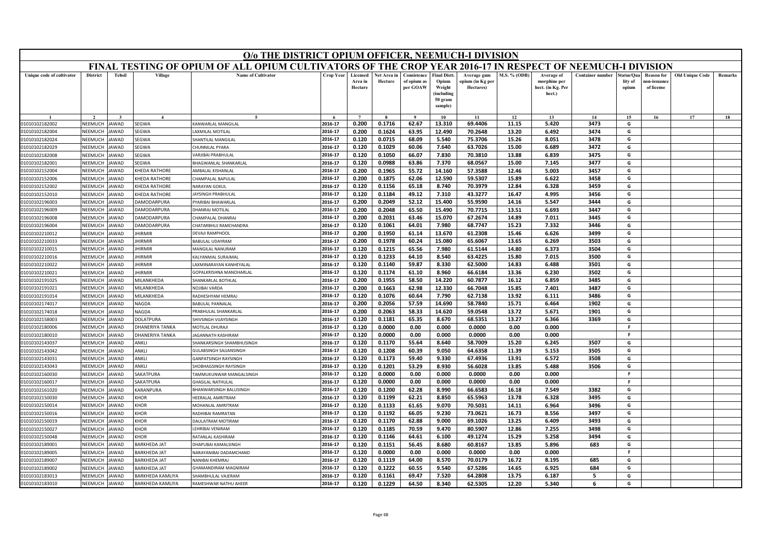# O/o THE DISTRICT OPIUM OFFICER, NEEMUCH-I DIVISION

## FINAL TESTING OF OPIUM OF ALL OPIUM CULTIVATORS OF THE CROP YEAR 2016-17 IN RESPECT OF NEEMUCH-I DIVISION

| Unique code of cultivator | District | Tehsil | Village | Name of Cultivator | Crop Year | Licensed Area in Hectare | Net Area in Hectare | Consistence of opium as per GOAW | Final Distt. Opium Weight (including 50 gram sample) | Average gum opium (in Kg per Hectares) | M.S. % (ODB) | Average of morphine per hect. (in Kg. Per hect.) | Container number | Status/Quality of opium | Reason for non-issuance of license | Old Unique Code | Remarks |
|---|---|---|---|---|---|---|---|---|---|---|---|---|---|---|---|---|---|
| 1 | 2 | 3 | 4 | 5 | 6 | 7 | 8 | 9 | 10 | 11 | 12 | 13 | 14 | 15 | 16 | 17 | 18 |
| 01010102182002 | NEEMUCH | JAWAD | SEGWA | KANWARLAL MANGILAL | 2016-17 | 0.200 | 0.1716 | 62.67 | 13.310 | 69.4406 | 11.15 | 5.420 | 3473 | G | | | |
| 01010102182004 | NEEMUCH | JAWAD | SEGWA | LAXMILAL MOTILAL | 2016-17 | 0.200 | 0.1624 | 63.95 | 12.490 | 70.2648 | 13.20 | 6.492 | 3474 | G | | | |
| 01010102182024 | NEEMUCH | JAWAD | SEGWA | SHANTILAL MANGILAL | 2016-17 | 0.120 | 0.0715 | 68.09 | 5.540 | 75.3706 | 15.26 | 8.051 | 3478 | G | | | |
| 01010102182029 | NEEMUCH | JAWAD | SEGWA | CHUNNILAL PYARA | 2016-17 | 0.120 | 0.1029 | 60.06 | 7.640 | 63.7026 | 15.00 | 6.689 | 3472 | G | | | |
| 01010102182008 | NEEMUCH | JAWAD | SEGWA | VARJIBAI PRABHULAL | 2016-17 | 0.120 | 0.1050 | 66.07 | 7.830 | 70.3810 | 13.88 | 6.839 | 3475 | G | | | |
| 01010102182001 | NEEMUCH | JAWAD | SEGWA | BHAGWANLAL SHANKARLAL | 2016-17 | 0.120 | 0.0988 | 63.86 | 7.370 | 68.0567 | 15.00 | 7.145 | 3477 | G | | | |
| 01010102152004 | NEEMUCH | JAWAD | KHEDA RATHORE | AMBALAL KISHANLAL | 2016-17 | 0.200 | 0.1965 | 55.72 | 14.160 | 57.3588 | 12.46 | 5.003 | 3457 | G | | | |
| 01010102152006 | NEEMUCH | JAWAD | KHEDA RATHORE | CHAMPALAL BAPULAL | 2016-17 | 0.200 | 0.1875 | 62.06 | 12.590 | 59.5307 | 15.89 | 6.622 | 3458 | G | | | |
| 01010102152002 | NEEMUCH | JAWAD | KHEDA RATHORE | NARAYAN GOKUL | 2016-17 | 0.120 | 0.1156 | 65.18 | 8.740 | 70.3979 | 12.84 | 6.328 | 3459 | G | | | |
| 01010102152010 | NEEMUCH | JAWAD | KHEDA RATHORE | JAYSINGH PRABHULAL | 2016-17 | 0.120 | 0.1184 | 49.12 | 7.310 | 43.3277 | 16.47 | 4.995 | 3456 | G | | | |
| 01010102196003 | NEEMUCH | JAWAD | DAMODARPURA | PYARIBAI BHAWARLAL | 2016-17 | 0.200 | 0.2049 | 52.12 | 15.400 | 55.9590 | 14.16 | 5.547 | 3444 | G | | | |
| 01010102196009 | NEEMUCH | JAWAD | DAMODARPURA | DHANRAJ MOTILAL | 2016-17 | 0.200 | 0.2048 | 65.50 | 15.490 | 70.7715 | 13.51 | 6.693 | 3447 | G | | | |
| 01010102196008 | NEEMUCH | JAWAD | DAMODARPURA | CHAMPALAL DHANRAJ | 2016-17 | 0.200 | 0.2031 | 63.46 | 15.070 | 67.2674 | 14.89 | 7.011 | 3445 | G | | | |
| 01010102196004 | NEEMUCH | JAWAD | DAMODARPURA | CHATARBHUJ RAMCHANDRA | 2016-17 | 0.120 | 0.1061 | 64.01 | 7.980 | 68.7747 | 15.23 | 7.332 | 3446 | G | | | |
| 01010102210012 | NEEMUCH | JAWAD | JHIRMIR | DEVAJI RAMPHOOL | 2016-17 | 0.200 | 0.1950 | 61.14 | 13.670 | 61.2308 | 15.46 | 6.626 | 3499 | G | | | |
| 01010102210033 | NEEMUCH | JAWAD | JHIRMIR | BABULAL UDAYRAM | 2016-17 | 0.200 | 0.1978 | 60.24 | 15.080 | 65.6067 | 13.65 | 6.269 | 3503 | G | | | |
| 01010102210015 | NEEMUCH | JAWAD | JHIRMIR | MANGILAL NANURAM | 2016-17 | 0.120 | 0.1215 | 65.56 | 7.980 | 61.5144 | 14.80 | 6.373 | 3504 | G | | | |
| 01010102210016 | NEEMUCH | JAWAD | JHIRMIR | KALYANMAL SURAJMAL | 2016-17 | 0.120 | 0.1233 | 64.10 | 8.540 | 63.4225 | 15.80 | 7.015 | 3500 | G | | | |
| 01010102210022 | NEEMUCH | JAWAD | JHIRMIR | LAXMINARAYAN KANHEYALAL | 2016-17 | 0.120 | 0.1140 | 59.87 | 8.330 | 62.5000 | 14.83 | 6.488 | 3501 | G | | | |
| 01010102210021 | NEEMUCH | JAWAD | JHIRMIR | GOPALKRISHNA MANOHARLAL | 2016-17 | 0.120 | 0.1174 | 61.10 | 8.960 | 66.6184 | 13.36 | 6.230 | 3502 | G | | | |
| 01010102191025 | NEEMUCH | JAWAD | MILANKHEDA | SHANKARLAL BOTHLAL | 2016-17 | 0.200 | 0.1955 | 58.50 | 14.220 | 60.7877 | 16.12 | 6.859 | 3485 | G | | | |
| 01010102191021 | NEEMUCH | JAWAD | MILANKHEDA | NOJIBAI VARDA | 2016-17 | 0.200 | 0.1663 | 62.98 | 12.330 | 66.7048 | 15.85 | 7.401 | 3487 | G | | | |
| 01010102191014 | NEEMUCH | JAWAD | MILANKHEDA | RADHESHYAM HEMRAJ | 2016-17 | 0.120 | 0.1076 | 60.64 | 7.790 | 62.7138 | 13.92 | 6.111 | 3486 | G | | | |
| 01010102174017 | NEEMUCH | JAWAD | NAGDA | BABULAL PANNALAL | 2016-17 | 0.200 | 0.2056 | 57.59 | 14.690 | 58.7840 | 15.71 | 6.464 | 1902 | G | | | |
| 01010102174018 | NEEMUCH | JAWAD | NAGDA | PRABHULAL SHANKARLAL | 2016-17 | 0.200 | 0.2063 | 58.33 | 14.620 | 59.0548 | 13.72 | 5.671 | 1901 | G | | | |
| 01010102158003 | NEEMUCH | JAWAD | DOLATPURA | SHIVSINGH VIJAYSINGH | 2016-17 | 0.120 | 0.1181 | 65.35 | 8.670 | 68.5351 | 13.27 | 6.366 | 3369 | G | | | |
| 01010102180006 | NEEMUCH | JAWAD | DHANERIYA TANKA | MOTILAL DHURAJI | 2016-17 | 0.120 | 0.0000 | 0.00 | 0.000 | 0.0000 | 0.00 | 0.000 | | F | | | |
| 01010102180010 | NEEMUCH | JAWAD | DHANERIYA TANKA | JAGANNATH KASHIRAM | 2016-17 | 0.120 | 0.0000 | 0.00 | 0.000 | 0.0000 | 0.00 | 0.000 | | F | | | |
| 01010102143037 | NEEMUCH | JAWAD | ANKLI | SHANKARSINGH SHAMBHUSINGH | 2016-17 | 0.120 | 0.1170 | 55.64 | 8.640 | 58.7009 | 15.20 | 6.245 | 3507 | G | | | |
| 01010102143042 | NEEMUCH | JAWAD | ANKLI | GULABSINGH SAJJANSINGH | 2016-17 | 0.120 | 0.1208 | 60.39 | 9.050 | 64.6358 | 11.39 | 5.153 | 3505 | G | | | |
| 01010102143031 | NEEMUCH | JAWAD | ANKLI | GANPATSINGH RAYSINGH | 2016-17 | 0.120 | 0.1173 | 59.40 | 9.330 | 67.4936 | 13.91 | 6.572 | 3508 | G | | | |
| 01010102143043 | NEEMUCH | JAWAD | ANKLI | SHOBHAGSINGH RAYSINGH | 2016-17 | 0.120 | 0.1201 | 53.29 | 8.930 | 56.6028 | 13.85 | 5.488 | 3506 | G | | | |
| 01010102160030 | NEEMUCH | JAWAD | SAKATPURA | TAMMUKUNWAR MANGALSINGH | 2016-17 | 0.120 | 0.0000 | 0.00 | 0.000 | 0.0000 | 0.00 | 0.000 | | F | | | |
| 01010102160017 | NEEMUCH | JAWAD | SAKATPURA | GHASILAL NATHULAL | 2016-17 | 0.120 | 0.0000 | 0.00 | 0.000 | 0.0000 | 0.00 | 0.000 | | F | | | |
| 01010102161020 | NEEMUCH | JAWAD | KARANPURA | BHANWARSINGH BALUSINGH | 2016-17 | 0.120 | 0.1200 | 62.28 | 8.990 | 66.6583 | 16.18 | 7.549 | 3382 | G | | | |
| 01010102150030 | NEEMUCH | JAWAD | KHOR | HEERALAL AMRITRAM | 2016-17 | 0.120 | 0.1199 | 62.21 | 8.850 | 65.5963 | 13.78 | 6.328 | 3495 | G | | | |
| 01010102150014 | NEEMUCH | JAWAD | KHOR | MOHANLAL AMRITRAM | 2016-17 | 0.120 | 0.1133 | 61.65 | 9.070 | 70.5031 | 14.11 | 6.964 | 3496 | G | | | |
| 01010102150016 | NEEMUCH | JAWAD | KHOR | RADHIBAI RAMRATAN | 2016-17 | 0.120 | 0.1192 | 66.05 | 9.230 | 73.0621 | 16.73 | 8.556 | 3497 | G | | | |
| 01010102150019 | NEEMUCH | JAWAD | KHOR | DAULATRAM MOTIRAM | 2016-17 | 0.120 | 0.1170 | 62.88 | 9.000 | 69.1026 | 13.25 | 6.409 | 3493 | G | | | |
| 01010102150027 | NEEMUCH | JAWAD | KHOR | LEHRIBAI VENIRAM | 2016-17 | 0.120 | 0.1185 | 70.59 | 9.470 | 80.5907 | 12.86 | 7.255 | 3498 | G | | | |
| 01010102150048 | NEEMUCH | JAWAD | KHOR | RATANLAL KASHIRAM | 2016-17 | 0.120 | 0.1146 | 64.61 | 6.100 | 49.1274 | 15.29 | 5.258 | 3494 | G | | | |
| 01010102189001 | NEEMUCH | JAWAD | BARKHEDA JAT | DHAPUBAI KAMALSINGH | 2016-17 | 0.120 | 0.1151 | 56.45 | 8.680 | 60.8167 | 13.85 | 5.896 | 683 | G | | | |
| 01010102189005 | NEEMUCH | JAWAD | BARKHEDA JAT | NARAYANIBAI DADAMCHAND | 2016-17 | 0.120 | 0.0000 | 0.00 | 0.000 | 0.0000 | 0.00 | 0.000 | | F | | | |
| 01010102189007 | NEEMUCH | JAWAD | BARKHEDA JAT | NANIBAI KHEMRAJ | 2016-17 | 0.120 | 0.1119 | 64.00 | 8.570 | 70.0179 | 16.72 | 8.195 | 685 | G | | | |
| 01010102189002 | NEEMUCH | JAWAD | BARKHEDA JAT | GHAMANDIRAM MAGNIRAM | 2016-17 | 0.120 | 0.1222 | 60.55 | 9.540 | 67.5286 | 14.65 | 6.925 | 684 | G | | | |
| 01010102183013 | NEEMUCH | JAWAD | BARKHEDA KAMLIYA | SHAMBHULAL VAJERAM | 2016-17 | 0.120 | 0.1161 | 69.47 | 7.520 | 64.2808 | 13.75 | 6.187 | 5 | G | | | |
| 01010102183010 | NEEMUCH | JAWAD | BARKHEDA KAMLIYA | RAMESHWAR NATHU AHEER | 2016-17 | 0.120 | 0.1229 | 64.50 | 8.340 | 62.5305 | 12.20 | 5.340 | 6 | G | | | |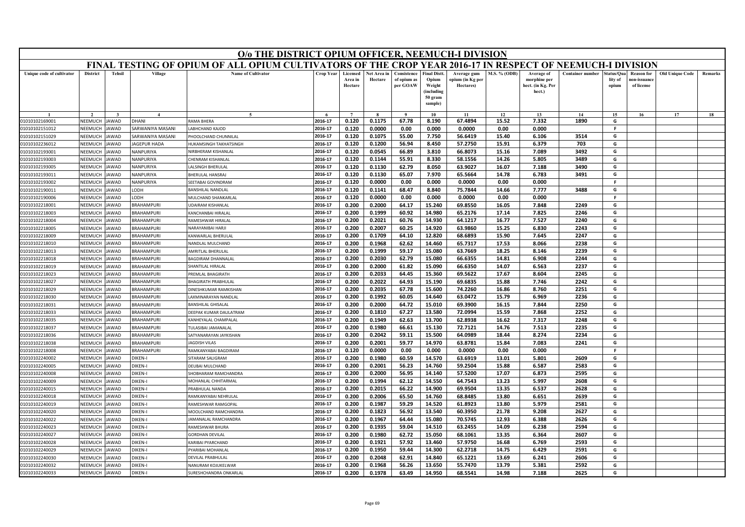# O/o THE DISTRICT OPIUM OFFICER, NEEMUCH-I DIVISION

## FINAL TESTING OF OPIUM OF ALL OPIUM CULTIVATORS OF THE CROP YEAR 2016-17 IN RESPECT OF NEEMUCH-I DIVISION

| Unique code of cultivator | District | Tehsil | Village | Name of Cultivator | Crop Year | Licensed Area in Hectare | Net Area in Hectare | Consistence of opium as per GOAW | Final Distt. Opium Weight (including 50 gram sample) | Average gum opium (in Kg per Hectares) | M.S. % (ODB) | Average of morphine per hect. (in Kg. Per hect.) | Container number | Status/Quality of opium | Reason for non-issuance of license | Old Unique Code | Remarks |
|---|---|---|---|---|---|---|---|---|---|---|---|---|---|---|---|---|---|
| 1 | 2 | 3 | 4 | 5 | 6 | 7 | 8 | 9 | 10 | 11 | 12 | 13 | 14 | 15 | 16 | 17 | 18 |
| 01010102169001 | NEEMUCH | JAWAD | DHANI | RAMA BHERA | 2016-17 | 0.120 | 0.1175 | 67.78 | 8.190 | 67.4894 | 15.52 | 7.332 | 1890 | G | | | |
| 01010102151012 | NEEMUCH | JAWAD | SARWANIYA MASANI | LABHCHAND KAJOD | 2016-17 | 0.120 | 0.0000 | 0.00 | 0.000 | 0.0000 | 0.00 | 0.000 | | F | | | |
| 01010102151029 | NEEMUCH | JAWAD | SARWANIYA MASANI | PHOOLCHAND CHUNNILAL | 2016-17 | 0.120 | 0.1075 | 55.00 | 7.750 | 56.6419 | 15.40 | 6.106 | 3514 | G | | | |
| 01010102236012 | NEEMUCH | JAWAD | JAGEPUR HADA | HUKAMSINGH TAKHATSINGH | 2016-17 | 0.120 | 0.1200 | 56.94 | 8.450 | 57.2750 | 15.91 | 6.379 | 703 | G | | | |
| 01010102193001 | NEEMUCH | JAWAD | NANPURIYA | NIRBHERAM KISHANLAL | 2016-17 | 0.120 | 0.0545 | 66.89 | 3.810 | 66.8073 | 15.16 | 7.089 | 3492 | G | | | |
| 01010102193003 | NEEMUCH | JAWAD | NANPURIYA | CHENRAM KISHANLAL | 2016-17 | 0.120 | 0.1144 | 55.91 | 8.330 | 58.1556 | 14.26 | 5.805 | 3489 | G | | | |
| 01010102193005 | NEEMUCH | JAWAD | NANPURIYA | LALSINGH BHERULAL | 2016-17 | 0.120 | 0.1130 | 62.79 | 8.050 | 63.9027 | 16.07 | 7.188 | 3490 | G | | | |
| 01010102193011 | NEEMUCH | JAWAD | NANPURIYA | BHERULAL HANSRAJ | 2016-17 | 0.120 | 0.1130 | 65.07 | 7.970 | 65.5664 | 14.78 | 6.783 | 3491 | G | | | |
| 01010102193002 | NEEMUCH | JAWAD | NANPURIYA | SEETABAI GOVINDRAM | 2016-17 | 0.120 | 0.0000 | 0.00 | 0.000 | 0.0000 | 0.00 | 0.000 | | F | | | |
| 01010102190011 | NEEMUCH | JAWAD | LODH | BANSHILAL NANDLAL | 2016-17 | 0.120 | 0.1141 | 68.47 | 8.840 | 75.7844 | 14.66 | 7.777 | 3488 | G | | | |
| 01010102190006 | NEEMUCH | JAWAD | LODH | MULCHAND SHANKARLAL | 2016-17 | 0.120 | 0.0000 | 0.00 | 0.000 | 0.0000 | 0.00 | 0.000 | | F | | | |
| 01010102218001 | NEEMUCH | JAWAD | BRAHAMPURI | UDAIRAM KISHANLAL | 2016-17 | 0.200 | 0.2000 | 64.17 | 15.240 | 69.8550 | 16.05 | 7.848 | 2249 | G | | | |
| 01010102218003 | NEEMUCH | JAWAD | BRAHAMPURI | KANCHANBAI HIRALAL | 2016-17 | 0.200 | 0.1999 | 60.92 | 14.980 | 65.2176 | 17.14 | 7.825 | 2246 | G | | | |
| 01010102218004 | NEEMUCH | JAWAD | BRAHAMPURI | RAMESHWAR HIRALAL | 2016-17 | 0.200 | 0.2021 | 60.76 | 14.930 | 64.1217 | 16.77 | 7.527 | 2240 | G | | | |
| 01010102218005 | NEEMUCH | JAWAD | BRAHAMPURI | NARAYANIBAI HARJI | 2016-17 | 0.200 | 0.2007 | 60.25 | 14.920 | 63.9860 | 15.25 | 6.830 | 2243 | G | | | |
| 01010102218009 | NEEMUCH | JAWAD | BRAHAMPURI | KANWARLAL BHERULAL | 2016-17 | 0.200 | 0.1709 | 64.10 | 12.820 | 68.6893 | 15.90 | 7.645 | 2247 | G | | | |
| 01010102218010 | NEEMUCH | JAWAD | BRAHAMPURI | NANDLAL MULCHAND | 2016-17 | 0.200 | 0.1968 | 62.62 | 14.460 | 65.7317 | 17.53 | 8.066 | 2238 | G | | | |
| 01010102218013 | NEEMUCH | JAWAD | BRAHAMPURI | AMRITLAL BHERULAL | 2016-17 | 0.200 | 0.1999 | 59.17 | 15.080 | 63.7669 | 18.25 | 8.146 | 2239 | G | | | |
| 01010102218018 | NEEMUCH | JAWAD | BRAHAMPURI | BAGDIRAM DHANNALAL | 2016-17 | 0.200 | 0.2030 | 62.79 | 15.080 | 66.6355 | 14.81 | 6.908 | 2244 | G | | | |
| 01010102218019 | NEEMUCH | JAWAD | BRAHAMPURI | SHANTILAL HIRALAL | 2016-17 | 0.200 | 0.2000 | 61.82 | 15.090 | 66.6350 | 14.07 | 6.563 | 2237 | G | | | |
| 01010102218023 | NEEMUCH | JAWAD | BRAHAMPURI | PREMLAL BHAGIRATH | 2016-17 | 0.200 | 0.2033 | 64.45 | 15.360 | 69.5622 | 17.67 | 8.604 | 2245 | G | | | |
| 01010102218027 | NEEMUCH | JAWAD | BRAHAMPURI | BHAGIRATH PRABHULAL | 2016-17 | 0.200 | 0.2022 | 64.93 | 15.190 | 69.6835 | 15.88 | 7.746 | 2242 | G | | | |
| 01010102218029 | NEEMUCH | JAWAD | BRAHAMPURI | DINESHKUMAR RAMKISHAN | 2016-17 | 0.200 | 0.2035 | 67.78 | 15.600 | 74.2260 | 16.86 | 8.760 | 2251 | G | | | |
| 01010102218030 | NEEMUCH | JAWAD | BRAHAMPURI | LAXMINARAYAN NANDLAL | 2016-17 | 0.200 | 0.1992 | 60.05 | 14.640 | 63.0472 | 15.79 | 6.969 | 2236 | G | | | |
| 01010102218031 | NEEMUCH | JAWAD | BRAHAMPURI | BANSHILAL GHISALAL | 2016-17 | 0.200 | 0.2000 | 64.72 | 15.010 | 69.3900 | 16.15 | 7.844 | 2250 | G | | | |
| 01010102218033 | NEEMUCH | JAWAD | BRAHAMPURI | DEEPAK KUMAR DAULATRAM | 2016-17 | 0.200 | 0.1810 | 67.27 | 13.580 | 72.0994 | 15.59 | 7.868 | 2252 | G | | | |
| 01010102218035 | NEEMUCH | JAWAD | BRAHAMPURI | KANHEYALAL CHAMPALAL | 2016-17 | 0.200 | 0.1949 | 62.63 | 13.700 | 62.8938 | 16.62 | 7.317 | 2248 | G | | | |
| 01010102218037 | NEEMUCH | JAWAD | BRAHAMPURI | TULASIBAI JAMANALAL | 2016-17 | 0.200 | 0.1980 | 66.61 | 15.130 | 72.7121 | 14.76 | 7.513 | 2235 | G | | | |
| 01010102218036 | NEEMUCH | JAWAD | BRAHAMPURI | SATYANARAYAN JAYKISHAN | 2016-17 | 0.200 | 0.2042 | 59.11 | 15.500 | 64.0989 | 18.44 | 8.274 | 2234 | G | | | |
| 01010102218038 | NEEMUCH | JAWAD | BRAHAMPURI | JAGDISH VILAS | 2016-17 | 0.200 | 0.2001 | 59.77 | 14.970 | 63.8781 | 15.84 | 7.083 | 2241 | G | | | |
| 01010102218008 | NEEMUCH | JAWAD | BRAHAMPURI | RAMKANYABAI BAGDIRAM | 2016-17 | 0.120 | 0.0000 | 0.00 | 0.000 | 0.0000 | 0.00 | 0.000 | | F | | | |
| 01010102240002 | NEEMUCH | JAWAD | DIKEN-I | SITARAM SALIGRAM | 2016-17 | 0.200 | 0.1980 | 60.59 | 14.570 | 63.6919 | 13.01 | 5.801 | 2609 | G | | | |
| 01010102240005 | NEEMUCH | JAWAD | DIKEN-I | DEUBAI MULCHAND | 2016-17 | 0.200 | 0.2001 | 56.23 | 14.760 | 59.2504 | 15.88 | 6.587 | 2583 | G | | | |
| 01010102240008 | NEEMUCH | JAWAD | DIKEN-I | SHOBHARAM RAMCHANDRA | 2016-17 | 0.200 | 0.2000 | 56.95 | 14.140 | 57.5200 | 17.07 | 6.873 | 2595 | G | | | |
| 01010102240009 | NEEMUCH | JAWAD | DIKEN-I | MOHANLAL CHHITARMAL | 2016-17 | 0.200 | 0.1994 | 62.12 | 14.550 | 64.7543 | 13.23 | 5.997 | 2608 | G | | | |
| 01010102240015 | NEEMUCH | JAWAD | DIKEN-I | PRABHULAL NANDA | 2016-17 | 0.200 | 0.2015 | 66.22 | 14.900 | 69.9504 | 13.35 | 6.537 | 2628 | G | | | |
| 01010102240018 | NEEMUCH | JAWAD | DIKEN-I | RAMKANYABAI NEHRULAL | 2016-17 | 0.200 | 0.2006 | 65.50 | 14.760 | 68.8485 | 13.80 | 6.651 | 2639 | G | | | |
| 01010102240019 | NEEMUCH | JAWAD | DIKEN-I | RAMESHWAR RAMGOPAL | 2016-17 | 0.200 | 0.1987 | 59.29 | 14.520 | 61.8923 | 13.80 | 5.979 | 2581 | G | | | |
| 01010102240020 | NEEMUCH | JAWAD | DIKEN-I | MOOLCHAND RAMCHANDRA | 2016-17 | 0.200 | 0.1823 | 56.92 | 13.540 | 60.3950 | 21.78 | 9.208 | 2627 | G | | | |
| 01010102240022 | NEEMUCH | JAWAD | DIKEN-I | JAMANALAL RAMCHANDRA | 2016-17 | 0.200 | 0.1967 | 64.44 | 15.080 | 70.5745 | 12.93 | 6.388 | 2626 | G | | | |
| 01010102240023 | NEEMUCH | JAWAD | DIKEN-I | RAMESHWAR BHURA | 2016-17 | 0.200 | 0.1935 | 59.04 | 14.510 | 63.2455 | 14.09 | 6.238 | 2594 | G | | | |
| 01010102240027 | NEEMUCH | JAWAD | DIKEN-I | GORDHAN DEVILAL | 2016-17 | 0.200 | 0.1980 | 62.72 | 15.050 | 68.1061 | 13.35 | 6.364 | 2607 | G | | | |
| 01010102240028 | NEEMUCH | JAWAD | DIKEN-I | KARIBAI PYARCHAND | 2016-17 | 0.200 | 0.1921 | 57.92 | 13.460 | 57.9750 | 16.68 | 6.769 | 2593 | G | | | |
| 01010102240029 | NEEMUCH | JAWAD | DIKEN-I | PYARIBAI MOHANLAL | 2016-17 | 0.200 | 0.1950 | 59.44 | 14.300 | 62.2718 | 14.75 | 6.429 | 2591 | G | | | |
| 01010102240030 | NEEMUCH | JAWAD | DIKEN-I | DEVILAL PRABHULAL | 2016-17 | 0.200 | 0.2048 | 62.91 | 14.840 | 65.1221 | 13.69 | 6.241 | 2606 | G | | | |
| 01010102240032 | NEEMUCH | JAWAD | DIKEN-I | NANURAM KOJUKELWAR | 2016-17 | 0.200 | 0.1968 | 56.26 | 13.650 | 55.7470 | 13.79 | 5.381 | 2592 | G | | | |
| 01010102240033 | NEEMUCH | JAWAD | DIKEN-I | SURESHCHANDRA ONKARLAL | 2016-17 | 0.200 | 0.1978 | 63.49 | 14.950 | 68.5541 | 14.98 | 7.188 | 2625 | G | | | |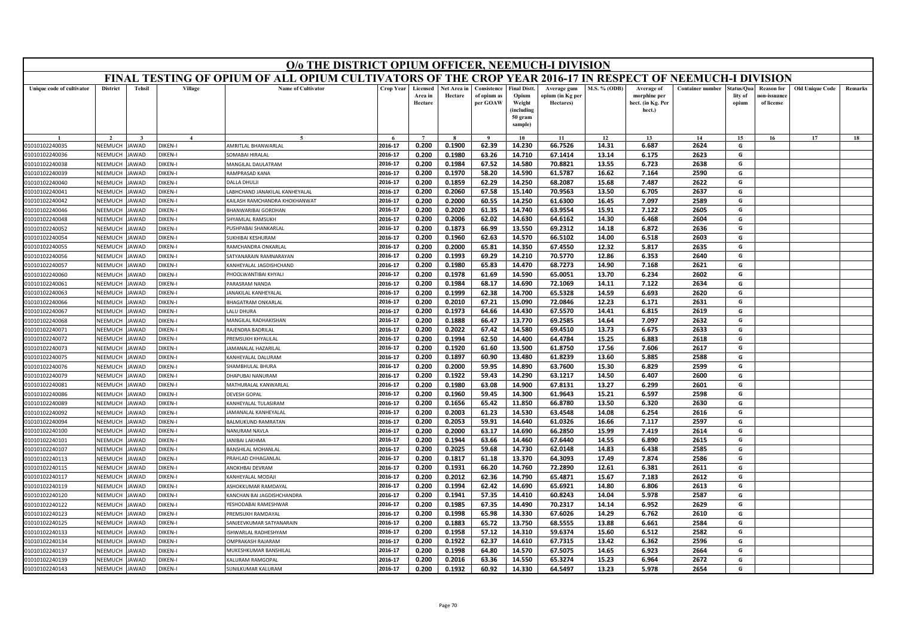# O/o THE DISTRICT OPIUM OFFICER, NEEMUCH-I DIVISION

## FINAL TESTING OF OPIUM OF ALL OPIUM CULTIVATORS OF THE CROP YEAR 2016-17 IN RESPECT OF NEEMUCH-I DIVISION

| Unique code of cultivator | District | Tehsil | Village | Name of Cultivator | Crop Year | Licensed Area in Hectare | Net Area in Hectare | Consistence of opium as per GOAW | Final Distt. Opium Weight (including 50 gram sample) | Average gum opium (in Kg per Hectares) | M.S. % (ODB) | Average of morphine per hect. (in Kg. Per hect.) | Container number | Status/Quality of opium | Reason for non-issuance of license | Old Unique Code | Remarks |
|---|---|---|---|---|---|---|---|---|---|---|---|---|---|---|---|---|---|
| 1 | 2 | 3 | 4 | 5 | 6 | 7 | 8 | 9 | 10 | 11 | 12 | 13 | 14 | 15 | 16 | 17 | 18 |
| 01010102240035 | NEEMUCH | JAWAD | DIKEN-I | AMRITLAL BHANWARLAL | 2016-17 | 0.200 | 0.1900 | 62.39 | 14.230 | 66.7526 | 14.31 | 6.687 | 2624 | G | | | |
| 01010102240036 | NEEMUCH | JAWAD | DIKEN-I | SOMABAI HIRALAL | 2016-17 | 0.200 | 0.1980 | 63.26 | 14.710 | 67.1414 | 13.14 | 6.175 | 2623 | G | | | |
| 01010102240038 | NEEMUCH | JAWAD | DIKEN-I | MANGILAL DAULATRAM | 2016-17 | 0.200 | 0.1984 | 67.52 | 14.580 | 70.8821 | 13.55 | 6.723 | 2638 | G | | | |
| 01010102240039 | NEEMUCH | JAWAD | DIKEN-I | RAMPRASAD KANA | 2016-17 | 0.200 | 0.1970 | 58.20 | 14.590 | 61.5787 | 16.62 | 7.164 | 2590 | G | | | |
| 01010102240040 | NEEMUCH | JAWAD | DIKEN-I | DALLA DHULJI | 2016-17 | 0.200 | 0.1859 | 62.29 | 14.250 | 68.2087 | 15.68 | 7.487 | 2622 | G | | | |
| 01010102240041 | NEEMUCH | JAWAD | DIKEN-I | LABHCHAND JANAKILAL KANHEYALAL | 2016-17 | 0.200 | 0.2060 | 67.58 | 15.140 | 70.9563 | 13.50 | 6.705 | 2637 | G | | | |
| 01010102240042 | NEEMUCH | JAWAD | DIKEN-I | KAILASH RAMCHANDRA KHOKHANWAT | 2016-17 | 0.200 | 0.2000 | 60.55 | 14.250 | 61.6300 | 16.45 | 7.097 | 2589 | G | | | |
| 01010102240046 | NEEMUCH | JAWAD | DIKEN-I | BHANWARIBAI GORDHAN | 2016-17 | 0.200 | 0.2020 | 61.35 | 14.740 | 63.9554 | 15.91 | 7.122 | 2605 | G | | | |
| 01010102240048 | NEEMUCH | JAWAD | DIKEN-I | SHYAMLAL RAMSUKH | 2016-17 | 0.200 | 0.2006 | 62.02 | 14.630 | 64.6162 | 14.30 | 6.468 | 2604 | G | | | |
| 01010102240052 | NEEMUCH | JAWAD | DIKEN-I | PUSHPABAI SHANKARLAL | 2016-17 | 0.200 | 0.1873 | 66.99 | 13.550 | 69.2312 | 14.18 | 6.872 | 2636 | G | | | |
| 01010102240054 | NEEMUCH | JAWAD | DIKEN-I | SUKHIBAI KESHURAM | 2016-17 | 0.200 | 0.1960 | 62.63 | 14.570 | 66.5102 | 14.00 | 6.518 | 2603 | G | | | |
| 01010102240055 | NEEMUCH | JAWAD | DIKEN-I | RAMCHANDRA ONKARLAL | 2016-17 | 0.200 | 0.2000 | 65.81 | 14.350 | 67.4550 | 12.32 | 5.817 | 2635 | G | | | |
| 01010102240056 | NEEMUCH | JAWAD | DIKEN-I | SATYANARAIN RAMNARAYAN | 2016-17 | 0.200 | 0.1993 | 69.29 | 14.210 | 70.5770 | 12.86 | 6.353 | 2640 | G | | | |
| 01010102240057 | NEEMUCH | JAWAD | DIKEN-I | KANHEYALAL JAGDISHCHAND | 2016-17 | 0.200 | 0.1980 | 65.83 | 14.470 | 68.7273 | 14.90 | 7.168 | 2621 | G | | | |
| 01010102240060 | NEEMUCH | JAWAD | DIKEN-I | PHOOLWANTIBAI KHYALI | 2016-17 | 0.200 | 0.1978 | 61.69 | 14.590 | 65.0051 | 13.70 | 6.234 | 2602 | G | | | |
| 01010102240061 | NEEMUCH | JAWAD | DIKEN-I | PARASRAM NANDA | 2016-17 | 0.200 | 0.1984 | 68.17 | 14.690 | 72.1069 | 14.11 | 7.122 | 2634 | G | | | |
| 01010102240063 | NEEMUCH | JAWAD | DIKEN-I | JANAKILAL KANHEYALAL | 2016-17 | 0.200 | 0.1999 | 62.38 | 14.700 | 65.5328 | 14.59 | 6.693 | 2620 | G | | | |
| 01010102240066 | NEEMUCH | JAWAD | DIKEN-I | BHAGATRAM ONKARLAL | 2016-17 | 0.200 | 0.2010 | 67.21 | 15.090 | 72.0846 | 12.23 | 6.171 | 2631 | G | | | |
| 01010102240067 | NEEMUCH | JAWAD | DIKEN-I | LALU DHURA | 2016-17 | 0.200 | 0.1973 | 64.66 | 14.430 | 67.5570 | 14.41 | 6.815 | 2619 | G | | | |
| 01010102240068 | NEEMUCH | JAWAD | DIKEN-I | MANGILAL RADHAKISHAN | 2016-17 | 0.200 | 0.1888 | 66.47 | 13.770 | 69.2585 | 14.64 | 7.097 | 2632 | G | | | |
| 01010102240071 | NEEMUCH | JAWAD | DIKEN-I | RAJENDRA BADRILAL | 2016-17 | 0.200 | 0.2022 | 67.42 | 14.580 | 69.4510 | 13.73 | 6.675 | 2633 | G | | | |
| 01010102240072 | NEEMUCH | JAWAD | DIKEN-I | PREMSUKH KHYALILAL | 2016-17 | 0.200 | 0.1994 | 62.50 | 14.400 | 64.4784 | 15.25 | 6.883 | 2618 | G | | | |
| 01010102240073 | NEEMUCH | JAWAD | DIKEN-I | JAMANALAL HAZARILAL | 2016-17 | 0.200 | 0.1920 | 61.60 | 13.500 | 61.8750 | 17.56 | 7.606 | 2617 | G | | | |
| 01010102240075 | NEEMUCH | JAWAD | DIKEN-I | KANHEYALAL DALURAM | 2016-17 | 0.200 | 0.1897 | 60.90 | 13.480 | 61.8239 | 13.60 | 5.885 | 2588 | G | | | |
| 01010102240076 | NEEMUCH | JAWAD | DIKEN-I | SHAMBHULAL BHURA | 2016-17 | 0.200 | 0.2000 | 59.95 | 14.890 | 63.7600 | 15.30 | 6.829 | 2599 | G | | | |
| 01010102240079 | NEEMUCH | JAWAD | DIKEN-I | DHAPUBAI NANURAM | 2016-17 | 0.200 | 0.1922 | 59.43 | 14.290 | 63.1217 | 14.50 | 6.407 | 2600 | G | | | |
| 01010102240081 | NEEMUCH | JAWAD | DIKEN-I | MATHURALAL KANWARLAL | 2016-17 | 0.200 | 0.1980 | 63.08 | 14.900 | 67.8131 | 13.27 | 6.299 | 2601 | G | | | |
| 01010102240086 | NEEMUCH | JAWAD | DIKEN-I | DEVESH GOPAL | 2016-17 | 0.200 | 0.1960 | 59.45 | 14.300 | 61.9643 | 15.21 | 6.597 | 2598 | G | | | |
| 01010102240089 | NEEMUCH | JAWAD | DIKEN-I | KANHEYALAL TULASIRAM | 2016-17 | 0.200 | 0.1656 | 65.42 | 11.850 | 66.8780 | 13.50 | 6.320 | 2630 | G | | | |
| 01010102240092 | NEEMUCH | JAWAD | DIKEN-I | JAMANALAL KANHEYALAL | 2016-17 | 0.200 | 0.2003 | 61.23 | 14.530 | 63.4548 | 14.08 | 6.254 | 2616 | G | | | |
| 01010102240094 | NEEMUCH | JAWAD | DIKEN-I | BALMUKUND RAMRATAN | 2016-17 | 0.200 | 0.2053 | 59.91 | 14.640 | 61.0326 | 16.66 | 7.117 | 2597 | G | | | |
| 01010102240100 | NEEMUCH | JAWAD | DIKEN-I | NANURAM NAVLA | 2016-17 | 0.200 | 0.2000 | 63.17 | 14.690 | 66.2850 | 15.99 | 7.419 | 2614 | G | | | |
| 01010102240101 | NEEMUCH | JAWAD | DIKEN-I | JANIBAI LAKHMA | 2016-17 | 0.200 | 0.1944 | 63.66 | 14.460 | 67.6440 | 14.55 | 6.890 | 2615 | G | | | |
| 01010102240107 | NEEMUCH | JAWAD | DIKEN-I | BANSHILAL MOHANLAL | 2016-17 | 0.200 | 0.2025 | 59.68 | 14.730 | 62.0148 | 14.83 | 6.438 | 2585 | G | | | |
| 01010102240113 | NEEMUCH | JAWAD | DIKEN-I | PRAHLAD CHHAGANLAL | 2016-17 | 0.200 | 0.1817 | 61.18 | 13.370 | 64.3093 | 17.49 | 7.874 | 2586 | G | | | |
| 01010102240115 | NEEMUCH | JAWAD | DIKEN-I | ANOKHBAI DEVRAM | 2016-17 | 0.200 | 0.1931 | 66.20 | 14.760 | 72.2890 | 12.61 | 6.381 | 2611 | G | | | |
| 01010102240117 | NEEMUCH | JAWAD | DIKEN-I | KANHEYALAL MODAJI | 2016-17 | 0.200 | 0.2012 | 62.36 | 14.790 | 65.4871 | 15.67 | 7.183 | 2612 | G | | | |
| 01010102240119 | NEEMUCH | JAWAD | DIKEN-I | ASHOKKUMAR RAMDAYAL | 2016-17 | 0.200 | 0.1994 | 62.42 | 14.690 | 65.6921 | 14.80 | 6.806 | 2613 | G | | | |
| 01010102240120 | NEEMUCH | JAWAD | DIKEN-I | KANCHAN BAI JAGDISHCHANDRA | 2016-17 | 0.200 | 0.1941 | 57.35 | 14.410 | 60.8243 | 14.04 | 5.978 | 2587 | G | | | |
| 01010102240122 | NEEMUCH | JAWAD | DIKEN-I | YESHODABAI RAMESHWAR | 2016-17 | 0.200 | 0.1985 | 67.35 | 14.490 | 70.2317 | 14.14 | 6.952 | 2629 | G | | | |
| 01010102240123 | NEEMUCH | JAWAD | DIKEN-I | PREMSUKH RAMDAYAL | 2016-17 | 0.200 | 0.1998 | 65.98 | 14.330 | 67.6026 | 14.29 | 6.762 | 2610 | G | | | |
| 01010102240125 | NEEMUCH | JAWAD | DIKEN-I | SANJEEVKUMAR SATYANARAIN | 2016-17 | 0.200 | 0.1883 | 65.72 | 13.750 | 68.5555 | 13.88 | 6.661 | 2584 | G | | | |
| 01010102240133 | NEEMUCH | JAWAD | DIKEN-I | ISHWARLAL RADHESHYAM | 2016-17 | 0.200 | 0.1958 | 57.12 | 14.310 | 59.6374 | 15.60 | 6.512 | 2582 | G | | | |
| 01010102240134 | NEEMUCH | JAWAD | DIKEN-I | OMPRAKASH RAJARAM | 2016-17 | 0.200 | 0.1922 | 62.37 | 14.610 | 67.7315 | 13.42 | 6.362 | 2596 | G | | | |
| 01010102240137 | NEEMUCH | JAWAD | DIKEN-I | MUKESHKUMAR BANSHILAL | 2016-17 | 0.200 | 0.1998 | 64.80 | 14.570 | 67.5075 | 14.65 | 6.923 | 2664 | G | | | |
| 01010102240139 | NEEMUCH | JAWAD | DIKEN-I | KALURAM RAMGOPAL | 2016-17 | 0.200 | 0.2016 | 63.36 | 14.550 | 65.3274 | 15.23 | 6.964 | 2672 | G | | | |
| 01010102240143 | NEEMUCH | JAWAD | DIKEN-I | SUNILKUMAR KALURAM | 2016-17 | 0.200 | 0.1932 | 60.92 | 14.330 | 64.5497 | 13.23 | 5.978 | 2654 | G | | | |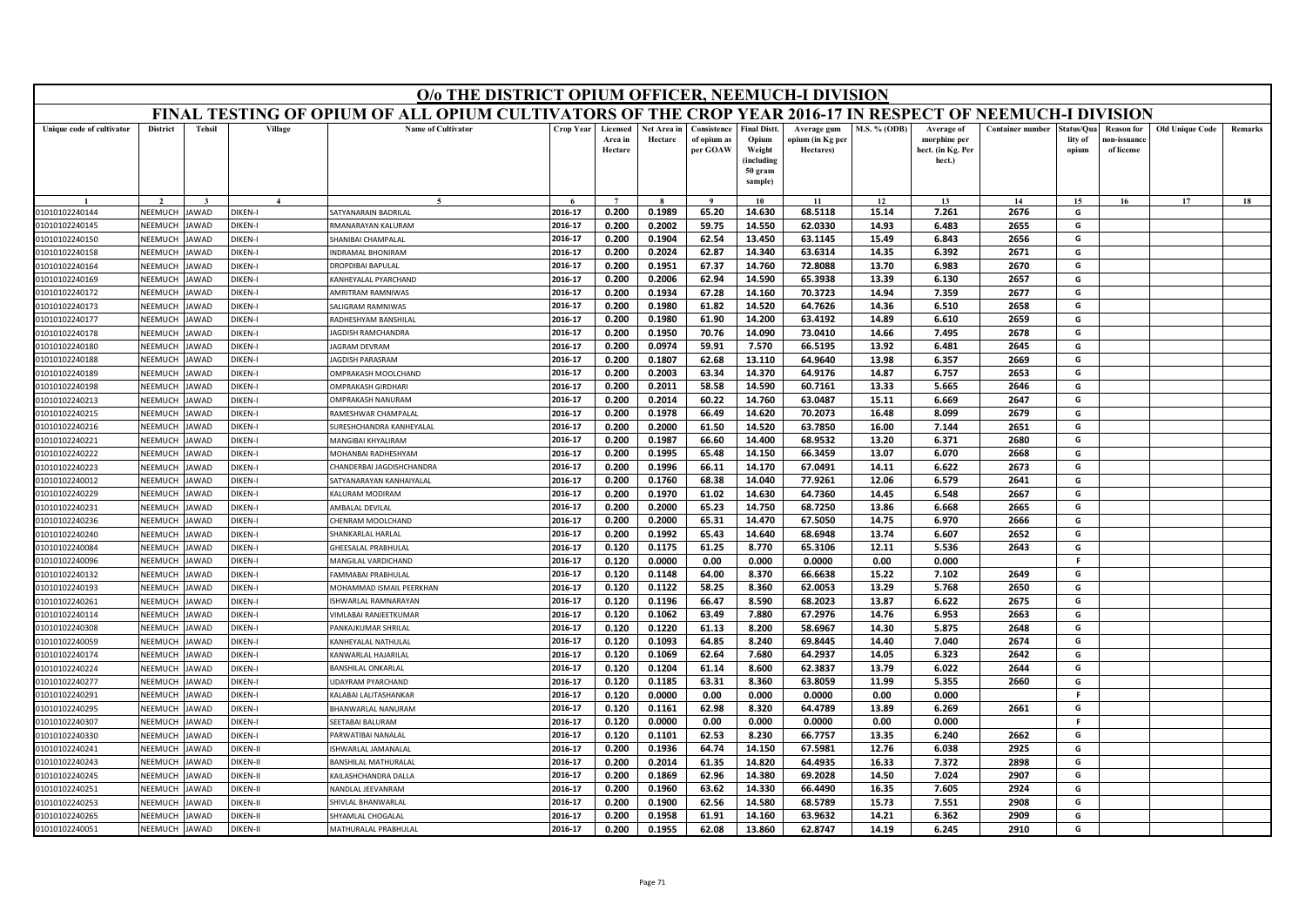# O/o THE DISTRICT OPIUM OFFICER, NEEMUCH-I DIVISION

## FINAL TESTING OF OPIUM OF ALL OPIUM CULTIVATORS OF THE CROP YEAR 2016-17 IN RESPECT OF NEEMUCH-I DIVISION

| Unique code of cultivator | District | Tehsil | Village | Name of Cultivator | Crop Year | Licensed Area in Hectare | Net Area in Hectare | Consistence of opium as per GOAW | Final Distt. Opium Weight (including 50 gram sample) | Average gum opium (in Kg per Hectares) | M.S. % (ODB) | Average of morphine per hect. (in Kg. Per hect.) | Container number | Status/Quality of opium | Reason for non-issuance of license | Old Unique Code | Remarks |
|---|---|---|---|---|---|---|---|---|---|---|---|---|---|---|---|---|---|
| 1 | 2 | 3 | 4 | 5 | 6 | 7 | 8 | 9 | 10 | 11 | 12 | 13 | 14 | 15 | 16 | 17 | 18 |
| 01010102240144 | NEEMUCH | JAWAD | DIKEN-I | SATYANARAIN BADRILAL | 2016-17 | 0.200 | 0.1989 | 65.20 | 14.630 | 68.5118 | 15.14 | 7.261 | 2676 | G | | | |
| 01010102240145 | NEEMUCH | JAWAD | DIKEN-I | RMANARAYAN KALURAM | 2016-17 | 0.200 | 0.2002 | 59.75 | 14.550 | 62.0330 | 14.93 | 6.483 | 2655 | G | | | |
| 01010102240150 | NEEMUCH | JAWAD | DIKEN-I | SHANIBAI CHAMPALAL | 2016-17 | 0.200 | 0.1904 | 62.54 | 13.450 | 63.1145 | 15.49 | 6.843 | 2656 | G | | | |
| 01010102240158 | NEEMUCH | JAWAD | DIKEN-I | INDRAMAL BHONIRAM | 2016-17 | 0.200 | 0.2024 | 62.87 | 14.340 | 63.6314 | 14.35 | 6.392 | 2671 | G | | | |
| 01010102240164 | NEEMUCH | JAWAD | DIKEN-I | DROPDIBAI BAPULAL | 2016-17 | 0.200 | 0.1951 | 67.37 | 14.760 | 72.8088 | 13.70 | 6.983 | 2670 | G | | | |
| 01010102240169 | NEEMUCH | JAWAD | DIKEN-I | KANHEYALAL PYARCHAND | 2016-17 | 0.200 | 0.2006 | 62.94 | 14.590 | 65.3938 | 13.39 | 6.130 | 2657 | G | | | |
| 01010102240172 | NEEMUCH | JAWAD | DIKEN-I | AMRITRAM RAMNIWAS | 2016-17 | 0.200 | 0.1934 | 67.28 | 14.160 | 70.3723 | 14.94 | 7.359 | 2677 | G | | | |
| 01010102240173 | NEEMUCH | JAWAD | DIKEN-I | SALIGRAM RAMNIWAS | 2016-17 | 0.200 | 0.1980 | 61.82 | 14.520 | 64.7626 | 14.36 | 6.510 | 2658 | G | | | |
| 01010102240177 | NEEMUCH | JAWAD | DIKEN-I | RADHESHYAM BANSHILAL | 2016-17 | 0.200 | 0.1980 | 61.90 | 14.200 | 63.4192 | 14.89 | 6.610 | 2659 | G | | | |
| 01010102240178 | NEEMUCH | JAWAD | DIKEN-I | JAGDISH RAMCHANDRA | 2016-17 | 0.200 | 0.1950 | 70.76 | 14.090 | 73.0410 | 14.66 | 7.495 | 2678 | G | | | |
| 01010102240180 | NEEMUCH | JAWAD | DIKEN-I | JAGRAM DEVRAM | 2016-17 | 0.200 | 0.0974 | 59.91 | 7.570 | 66.5195 | 13.92 | 6.481 | 2645 | G | | | |
| 01010102240188 | NEEMUCH | JAWAD | DIKEN-I | JAGDISH PARASRAM | 2016-17 | 0.200 | 0.1807 | 62.68 | 13.110 | 64.9640 | 13.98 | 6.357 | 2669 | G | | | |
| 01010102240189 | NEEMUCH | JAWAD | DIKEN-I | OMPRAKASH MOOLCHAND | 2016-17 | 0.200 | 0.2003 | 63.34 | 14.370 | 64.9176 | 14.87 | 6.757 | 2653 | G | | | |
| 01010102240198 | NEEMUCH | JAWAD | DIKEN-I | OMPRAKASH GIRDHARI | 2016-17 | 0.200 | 0.2011 | 58.58 | 14.590 | 60.7161 | 13.33 | 5.665 | 2646 | G | | | |
| 01010102240213 | NEEMUCH | JAWAD | DIKEN-I | OMPRAKASH NANURAM | 2016-17 | 0.200 | 0.2014 | 60.22 | 14.760 | 63.0487 | 15.11 | 6.669 | 2647 | G | | | |
| 01010102240215 | NEEMUCH | JAWAD | DIKEN-I | RAMESHWAR CHAMPALAL | 2016-17 | 0.200 | 0.1978 | 66.49 | 14.620 | 70.2073 | 16.48 | 8.099 | 2679 | G | | | |
| 01010102240216 | NEEMUCH | JAWAD | DIKEN-I | SURESHCHANDRA KANHEYALAL | 2016-17 | 0.200 | 0.2000 | 61.50 | 14.520 | 63.7850 | 16.00 | 7.144 | 2651 | G | | | |
| 01010102240221 | NEEMUCH | JAWAD | DIKEN-I | MANGIBAI KHYALIRAM | 2016-17 | 0.200 | 0.1987 | 66.60 | 14.400 | 68.9532 | 13.20 | 6.371 | 2680 | G | | | |
| 01010102240222 | NEEMUCH | JAWAD | DIKEN-I | MOHANBAI RADHESHYAM | 2016-17 | 0.200 | 0.1995 | 65.48 | 14.150 | 66.3459 | 13.07 | 6.070 | 2668 | G | | | |
| 01010102240223 | NEEMUCH | JAWAD | DIKEN-I | CHANDERBAI JAGDISHCHANDRA | 2016-17 | 0.200 | 0.1996 | 66.11 | 14.170 | 67.0491 | 14.11 | 6.622 | 2673 | G | | | |
| 01010102240012 | NEEMUCH | JAWAD | DIKEN-I | SATYANARAYAN KANHAIYALAL | 2016-17 | 0.200 | 0.1760 | 68.38 | 14.040 | 77.9261 | 12.06 | 6.579 | 2641 | G | | | |
| 01010102240229 | NEEMUCH | JAWAD | DIKEN-I | KALURAM MODIRAM | 2016-17 | 0.200 | 0.1970 | 61.02 | 14.630 | 64.7360 | 14.45 | 6.548 | 2667 | G | | | |
| 01010102240231 | NEEMUCH | JAWAD | DIKEN-I | AMBALAL DEVILAL | 2016-17 | 0.200 | 0.2000 | 65.23 | 14.750 | 68.7250 | 13.86 | 6.668 | 2665 | G | | | |
| 01010102240236 | NEEMUCH | JAWAD | DIKEN-I | CHENRAM MOOLCHAND | 2016-17 | 0.200 | 0.2000 | 65.31 | 14.470 | 67.5050 | 14.75 | 6.970 | 2666 | G | | | |
| 01010102240240 | NEEMUCH | JAWAD | DIKEN-I | SHANKARLAL HARLAL | 2016-17 | 0.200 | 0.1992 | 65.43 | 14.640 | 68.6948 | 13.74 | 6.607 | 2652 | G | | | |
| 01010102240084 | NEEMUCH | JAWAD | DIKEN-I | GHEESALAL PRABHULAL | 2016-17 | 0.120 | 0.1175 | 61.25 | 8.770 | 65.3106 | 12.11 | 5.536 | 2643 | G | | | |
| 01010102240096 | NEEMUCH | JAWAD | DIKEN-I | MANGILAL VARDICHAND | 2016-17 | 0.120 | 0.0000 | 0.00 | 0.000 | 0.0000 | 0.00 | 0.000 | | F | | | |
| 01010102240132 | NEEMUCH | JAWAD | DIKEN-I | FAMMABAI PRABHULAL | 2016-17 | 0.120 | 0.1148 | 64.00 | 8.370 | 66.6638 | 15.22 | 7.102 | 2649 | G | | | |
| 01010102240193 | NEEMUCH | JAWAD | DIKEN-I | MOHAMMAD ISMAIL PEERKHAN | 2016-17 | 0.120 | 0.1122 | 58.25 | 8.360 | 62.0053 | 13.29 | 5.768 | 2650 | G | | | |
| 01010102240261 | NEEMUCH | JAWAD | DIKEN-I | ISHWARLAL RAMNARAYAN | 2016-17 | 0.120 | 0.1196 | 66.47 | 8.590 | 68.2023 | 13.87 | 6.622 | 2675 | G | | | |
| 01010102240114 | NEEMUCH | JAWAD | DIKEN-I | VIMLABAI RANJEETKUMAR | 2016-17 | 0.120 | 0.1062 | 63.49 | 7.880 | 67.2976 | 14.76 | 6.953 | 2663 | G | | | |
| 01010102240308 | NEEMUCH | JAWAD | DIKEN-I | PANKAJKUMAR SHRILAL | 2016-17 | 0.120 | 0.1220 | 61.13 | 8.200 | 58.6967 | 14.30 | 5.875 | 2648 | G | | | |
| 01010102240059 | NEEMUCH | JAWAD | DIKEN-I | KANHEYALAL NATHULAL | 2016-17 | 0.120 | 0.1093 | 64.85 | 8.240 | 69.8445 | 14.40 | 7.040 | 2674 | G | | | |
| 01010102240174 | NEEMUCH | JAWAD | DIKEN-I | KANWARLAL HAJARILAL | 2016-17 | 0.120 | 0.1069 | 62.64 | 7.680 | 64.2937 | 14.05 | 6.323 | 2642 | G | | | |
| 01010102240224 | NEEMUCH | JAWAD | DIKEN-I | BANSHILAL ONKARLAL | 2016-17 | 0.120 | 0.1204 | 61.14 | 8.600 | 62.3837 | 13.79 | 6.022 | 2644 | G | | | |
| 01010102240277 | NEEMUCH | JAWAD | DIKEN-I | UDAYRAM PYARCHAND | 2016-17 | 0.120 | 0.1185 | 63.31 | 8.360 | 63.8059 | 11.99 | 5.355 | 2660 | G | | | |
| 01010102240291 | NEEMUCH | JAWAD | DIKEN-I | KALABAI LALITASHANKAR | 2016-17 | 0.120 | 0.0000 | 0.00 | 0.000 | 0.0000 | 0.00 | 0.000 | | F | | | |
| 01010102240295 | NEEMUCH | JAWAD | DIKEN-I | BHANWARLAL NANURAM | 2016-17 | 0.120 | 0.1161 | 62.98 | 8.320 | 64.4789 | 13.89 | 6.269 | 2661 | G | | | |
| 01010102240307 | NEEMUCH | JAWAD | DIKEN-I | SEETABAI BALURAM | 2016-17 | 0.120 | 0.0000 | 0.00 | 0.000 | 0.0000 | 0.00 | 0.000 | | F | | | |
| 01010102240330 | NEEMUCH | JAWAD | DIKEN-I | PARWATIBAI NANALAL | 2016-17 | 0.120 | 0.1101 | 62.53 | 8.230 | 66.7757 | 13.35 | 6.240 | 2662 | G | | | |
| 01010102240241 | NEEMUCH | JAWAD | DIKEN-II | ISHWARLAL JAMANALAL | 2016-17 | 0.200 | 0.1936 | 64.74 | 14.150 | 67.5981 | 12.76 | 6.038 | 2925 | G | | | |
| 01010102240243 | NEEMUCH | JAWAD | DIKEN-II | BANSHILAL MATHURALAL | 2016-17 | 0.200 | 0.2014 | 61.35 | 14.820 | 64.4935 | 16.33 | 7.372 | 2898 | G | | | |
| 01010102240245 | NEEMUCH | JAWAD | DIKEN-II | KAILASHCHANDRA DALLA | 2016-17 | 0.200 | 0.1869 | 62.96 | 14.380 | 69.2028 | 14.50 | 7.024 | 2907 | G | | | |
| 01010102240251 | NEEMUCH | JAWAD | DIKEN-II | NANDLAL JEEVANRAM | 2016-17 | 0.200 | 0.1960 | 63.62 | 14.330 | 66.4490 | 16.35 | 7.605 | 2924 | G | | | |
| 01010102240253 | NEEMUCH | JAWAD | DIKEN-II | SHIVLAL BHANWARLAL | 2016-17 | 0.200 | 0.1900 | 62.56 | 14.580 | 68.5789 | 15.73 | 7.551 | 2908 | G | | | |
| 01010102240265 | NEEMUCH | JAWAD | DIKEN-II | SHYAMLAL CHOGALAL | 2016-17 | 0.200 | 0.1958 | 61.91 | 14.160 | 63.9632 | 14.21 | 6.362 | 2909 | G | | | |
| 01010102240051 | NEEMUCH | JAWAD | DIKEN-II | MATHURALAL PRABHULAL | 2016-17 | 0.200 | 0.1955 | 62.08 | 13.860 | 62.8747 | 14.19 | 6.245 | 2910 | G | | | |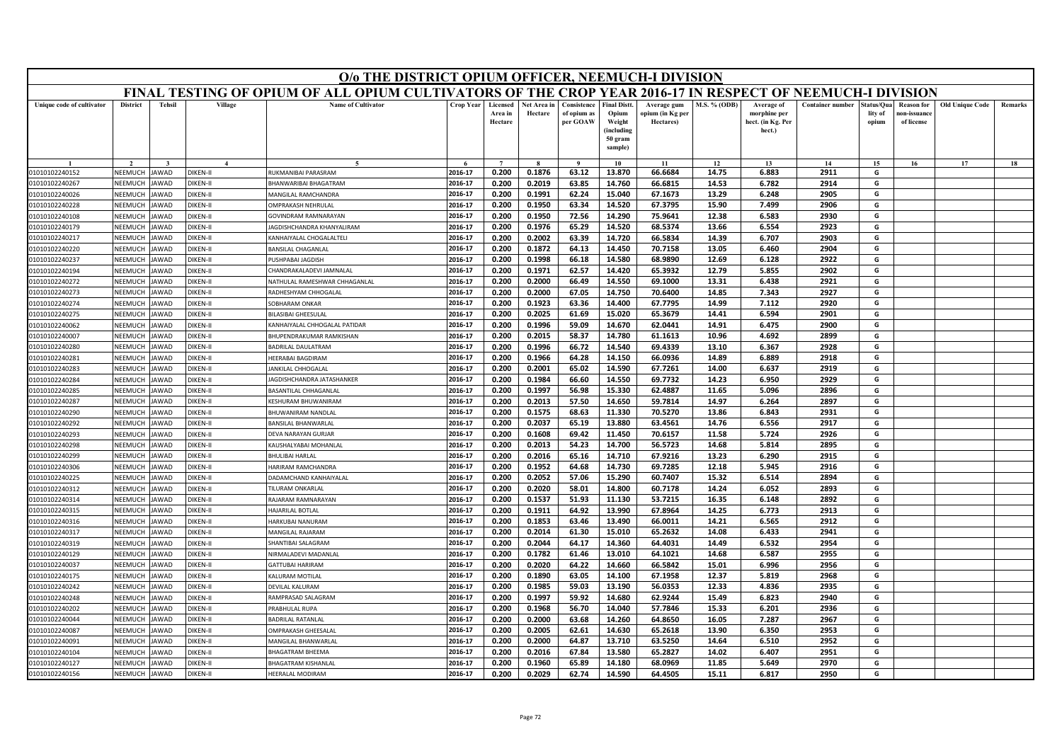# O/o THE DISTRICT OPIUM OFFICER, NEEMUCH-I DIVISION

## FINAL TESTING OF OPIUM OF ALL OPIUM CULTIVATORS OF THE CROP YEAR 2016-17 IN RESPECT OF NEEMUCH-I DIVISION

| Unique code of cultivator | District | Tehsil | Village | Name of Cultivator | Crop Year | Licensed Area in Hectare | Net Area in Hectare | Consistence of opium as per GOAW | Final Distt. Opium Weight (including 50 gram sample) | Average gum opium (in Kg per Hectares) | M.S. % (ODB) | Average of morphine per hect. (in Kg. Per hect.) | Container number | Status/Quality of opium | Reason for non-issuance of license | Old Unique Code | Remarks |
|---|---|---|---|---|---|---|---|---|---|---|---|---|---|---|---|---|---|
| 1 | 2 | 3 | 4 | 5 | 6 | 7 | 8 | 9 | 10 | 11 | 12 | 13 | 14 | 15 | 16 | 17 | 18 |
| 01010102240152 | NEEMUCH | JAWAD | DIKEN-II | RUKMANIBAI PARASRAM | 2016-17 | 0.200 | 0.1876 | 63.12 | 13.870 | 66.6684 | 14.75 | 6.883 | 2911 | G | | | |
| 01010102240267 | NEEMUCH | JAWAD | DIKEN-II | BHANWARIBAI BHAGATRAM | 2016-17 | 0.200 | 0.2019 | 63.85 | 14.760 | 66.6815 | 14.53 | 6.782 | 2914 | G | | | |
| 01010102240026 | NEEMUCH | JAWAD | DIKEN-II | MANGILAL RAMCHANDRA | 2016-17 | 0.200 | 0.1991 | 62.24 | 15.040 | 67.1673 | 13.29 | 6.248 | 2905 | G | | | |
| 01010102240228 | NEEMUCH | JAWAD | DIKEN-II | OMPRAKASH NEHRULAL | 2016-17 | 0.200 | 0.1950 | 63.34 | 14.520 | 67.3795 | 15.90 | 7.499 | 2906 | G | | | |
| 01010102240108 | NEEMUCH | JAWAD | DIKEN-II | GOVINDRAM RAMNARAYAN | 2016-17 | 0.200 | 0.1950 | 72.56 | 14.290 | 75.9641 | 12.38 | 6.583 | 2930 | G | | | |
| 01010102240179 | NEEMUCH | JAWAD | DIKEN-II | JAGDISHCHANDRA KHANYALIRAM | 2016-17 | 0.200 | 0.1976 | 65.29 | 14.520 | 68.5374 | 13.66 | 6.554 | 2923 | G | | | |
| 01010102240217 | NEEMUCH | JAWAD | DIKEN-II | KANHAIYALAL CHOGALALTELI | 2016-17 | 0.200 | 0.2002 | 63.39 | 14.720 | 66.5834 | 14.39 | 6.707 | 2903 | G | | | |
| 01010102240220 | NEEMUCH | JAWAD | DIKEN-II | BANSILAL CHAGANLAL | 2016-17 | 0.200 | 0.1872 | 64.13 | 14.450 | 70.7158 | 13.05 | 6.460 | 2904 | G | | | |
| 01010102240237 | NEEMUCH | JAWAD | DIKEN-II | PUSHPABAI JAGDISH | 2016-17 | 0.200 | 0.1998 | 66.18 | 14.580 | 68.9890 | 12.69 | 6.128 | 2922 | G | | | |
| 01010102240194 | NEEMUCH | JAWAD | DIKEN-II | CHANDRAKALADEVI JAMNALAL | 2016-17 | 0.200 | 0.1971 | 62.57 | 14.420 | 65.3932 | 12.79 | 5.855 | 2902 | G | | | |
| 01010102240272 | NEEMUCH | JAWAD | DIKEN-II | NATHULAL RAMESHWAR CHHAGANLAL | 2016-17 | 0.200 | 0.2000 | 66.49 | 14.550 | 69.1000 | 13.31 | 6.438 | 2921 | G | | | |
| 01010102240273 | NEEMUCH | JAWAD | DIKEN-II | RADHESHYAM CHHOGALAL | 2016-17 | 0.200 | 0.2000 | 67.05 | 14.750 | 70.6400 | 14.85 | 7.343 | 2927 | G | | | |
| 01010102240274 | NEEMUCH | JAWAD | DIKEN-II | SOBHARAM ONKAR | 2016-17 | 0.200 | 0.1923 | 63.36 | 14.400 | 67.7795 | 14.99 | 7.112 | 2920 | G | | | |
| 01010102240275 | NEEMUCH | JAWAD | DIKEN-II | BILASIBAI GHEESULAL | 2016-17 | 0.200 | 0.2025 | 61.69 | 15.020 | 65.3679 | 14.41 | 6.594 | 2901 | G | | | |
| 01010102240062 | NEEMUCH | JAWAD | DIKEN-II | KANHAIYALAL CHHOGALAL PATIDAR | 2016-17 | 0.200 | 0.1996 | 59.09 | 14.670 | 62.0441 | 14.91 | 6.475 | 2900 | G | | | |
| 01010102240007 | NEEMUCH | JAWAD | DIKEN-II | BHUPENDRAKUMAR RAMKISHAN | 2016-17 | 0.200 | 0.2015 | 58.37 | 14.780 | 61.1613 | 10.96 | 4.692 | 2899 | G | | | |
| 01010102240280 | NEEMUCH | JAWAD | DIKEN-II | BADRILAL DAULATRAM | 2016-17 | 0.200 | 0.1996 | 66.72 | 14.540 | 69.4339 | 13.10 | 6.367 | 2928 | G | | | |
| 01010102240281 | NEEMUCH | JAWAD | DIKEN-II | HEERABAI BAGDIRAM | 2016-17 | 0.200 | 0.1966 | 64.28 | 14.150 | 66.0936 | 14.89 | 6.889 | 2918 | G | | | |
| 01010102240283 | NEEMUCH | JAWAD | DIKEN-II | JANKILAL CHHOGALAL | 2016-17 | 0.200 | 0.2001 | 65.02 | 14.590 | 67.7261 | 14.00 | 6.637 | 2919 | G | | | |
| 01010102240284 | NEEMUCH | JAWAD | DIKEN-II | JAGDISHCHANDRA JATASHANKER | 2016-17 | 0.200 | 0.1984 | 66.60 | 14.550 | 69.7732 | 14.23 | 6.950 | 2929 | G | | | |
| 01010102240285 | NEEMUCH | JAWAD | DIKEN-II | BASANTILAL CHHAGANLAL | 2016-17 | 0.200 | 0.1997 | 56.98 | 15.330 | 62.4887 | 11.65 | 5.096 | 2896 | G | | | |
| 01010102240287 | NEEMUCH | JAWAD | DIKEN-II | KESHURAM BHUWANIRAM | 2016-17 | 0.200 | 0.2013 | 57.50 | 14.650 | 59.7814 | 14.97 | 6.264 | 2897 | G | | | |
| 01010102240290 | NEEMUCH | JAWAD | DIKEN-II | BHUWANIRAM NANDLAL | 2016-17 | 0.200 | 0.1575 | 68.63 | 11.330 | 70.5270 | 13.86 | 6.843 | 2931 | G | | | |
| 01010102240292 | NEEMUCH | JAWAD | DIKEN-II | BANSILAL BHANWARLAL | 2016-17 | 0.200 | 0.2037 | 65.19 | 13.880 | 63.4561 | 14.76 | 6.556 | 2917 | G | | | |
| 01010102240293 | NEEMUCH | JAWAD | DIKEN-II | DEVA NARAYAN GURJAR | 2016-17 | 0.200 | 0.1608 | 69.42 | 11.450 | 70.6157 | 11.58 | 5.724 | 2926 | G | | | |
| 01010102240298 | NEEMUCH | JAWAD | DIKEN-II | KAUSHALYABAI MOHANLAL | 2016-17 | 0.200 | 0.2013 | 54.23 | 14.700 | 56.5723 | 14.68 | 5.814 | 2895 | G | | | |
| 01010102240299 | NEEMUCH | JAWAD | DIKEN-II | BHULIBAI HARLAL | 2016-17 | 0.200 | 0.2016 | 65.16 | 14.710 | 67.9216 | 13.23 | 6.290 | 2915 | G | | | |
| 01010102240306 | NEEMUCH | JAWAD | DIKEN-II | HARIRAM RAMCHANDRA | 2016-17 | 0.200 | 0.1952 | 64.68 | 14.730 | 69.7285 | 12.18 | 5.945 | 2916 | G | | | |
| 01010102240225 | NEEMUCH | JAWAD | DIKEN-II | DADAMCHAND KANHAIYALAL | 2016-17 | 0.200 | 0.2052 | 57.06 | 15.290 | 60.7407 | 15.32 | 6.514 | 2894 | G | | | |
| 01010102240312 | NEEMUCH | JAWAD | DIKEN-II | TILURAM ONKARLAL | 2016-17 | 0.200 | 0.2020 | 58.01 | 14.800 | 60.7178 | 14.24 | 6.052 | 2893 | G | | | |
| 01010102240314 | NEEMUCH | JAWAD | DIKEN-II | RAJARAM RAMNARAYAN | 2016-17 | 0.200 | 0.1537 | 51.93 | 11.130 | 53.7215 | 16.35 | 6.148 | 2892 | G | | | |
| 01010102240315 | NEEMUCH | JAWAD | DIKEN-II | HAJARILAL BOTLAL | 2016-17 | 0.200 | 0.1911 | 64.92 | 13.990 | 67.8964 | 14.25 | 6.773 | 2913 | G | | | |
| 01010102240316 | NEEMUCH | JAWAD | DIKEN-II | HARKUBAI NANURAM | 2016-17 | 0.200 | 0.1853 | 63.46 | 13.490 | 66.0011 | 14.21 | 6.565 | 2912 | G | | | |
| 01010102240317 | NEEMUCH | JAWAD | DIKEN-II | MANGILAL RAJARAM | 2016-17 | 0.200 | 0.2014 | 61.30 | 15.010 | 65.2632 | 14.08 | 6.433 | 2941 | G | | | |
| 01010102240319 | NEEMUCH | JAWAD | DIKEN-II | SHANTIBAI SALAGRAM | 2016-17 | 0.200 | 0.2044 | 64.17 | 14.360 | 64.4031 | 14.49 | 6.532 | 2954 | G | | | |
| 01010102240129 | NEEMUCH | JAWAD | DIKEN-II | NIRMALADEVI MADANLAL | 2016-17 | 0.200 | 0.1782 | 61.46 | 13.010 | 64.1021 | 14.68 | 6.587 | 2955 | G | | | |
| 01010102240037 | NEEMUCH | JAWAD | DIKEN-II | GATTUBAI HARIRAM | 2016-17 | 0.200 | 0.2020 | 64.22 | 14.660 | 66.5842 | 15.01 | 6.996 | 2956 | G | | | |
| 01010102240175 | NEEMUCH | JAWAD | DIKEN-II | KALURAM MOTILAL | 2016-17 | 0.200 | 0.1890 | 63.05 | 14.100 | 67.1958 | 12.37 | 5.819 | 2968 | G | | | |
| 01010102240242 | NEEMUCH | JAWAD | DIKEN-II | DEVILAL KALURAM | 2016-17 | 0.200 | 0.1985 | 59.03 | 13.190 | 56.0353 | 12.33 | 4.836 | 2935 | G | | | |
| 01010102240248 | NEEMUCH | JAWAD | DIKEN-II | RAMPRASAD SALAGRAM | 2016-17 | 0.200 | 0.1997 | 59.92 | 14.680 | 62.9244 | 15.49 | 6.823 | 2940 | G | | | |
| 01010102240202 | NEEMUCH | JAWAD | DIKEN-II | PRABHULAL RUPA | 2016-17 | 0.200 | 0.1968 | 56.70 | 14.040 | 57.7846 | 15.33 | 6.201 | 2936 | G | | | |
| 01010102240044 | NEEMUCH | JAWAD | DIKEN-II | BADRILAL RATANLAL | 2016-17 | 0.200 | 0.2000 | 63.68 | 14.260 | 64.8650 | 16.05 | 7.287 | 2967 | G | | | |
| 01010102240087 | NEEMUCH | JAWAD | DIKEN-II | OMPRAKASH GHEESALAL | 2016-17 | 0.200 | 0.2005 | 62.61 | 14.630 | 65.2618 | 13.90 | 6.350 | 2953 | G | | | |
| 01010102240091 | NEEMUCH | JAWAD | DIKEN-II | MANGILAL BHANWARLAL | 2016-17 | 0.200 | 0.2000 | 64.87 | 13.710 | 63.5250 | 14.64 | 6.510 | 2952 | G | | | |
| 01010102240104 | NEEMUCH | JAWAD | DIKEN-II | BHAGATRAM BHEEMA | 2016-17 | 0.200 | 0.2016 | 67.84 | 13.580 | 65.2827 | 14.02 | 6.407 | 2951 | G | | | |
| 01010102240127 | NEEMUCH | JAWAD | DIKEN-II | BHAGATRAM KISHANLAL | 2016-17 | 0.200 | 0.1960 | 65.89 | 14.180 | 68.0969 | 11.85 | 5.649 | 2970 | G | | | |
| 01010102240156 | NEEMUCH | JAWAD | DIKEN-II | HEERALAL MODIRAM | 2016-17 | 0.200 | 0.2029 | 62.74 | 14.590 | 64.4505 | 15.11 | 6.817 | 2950 | G | | | |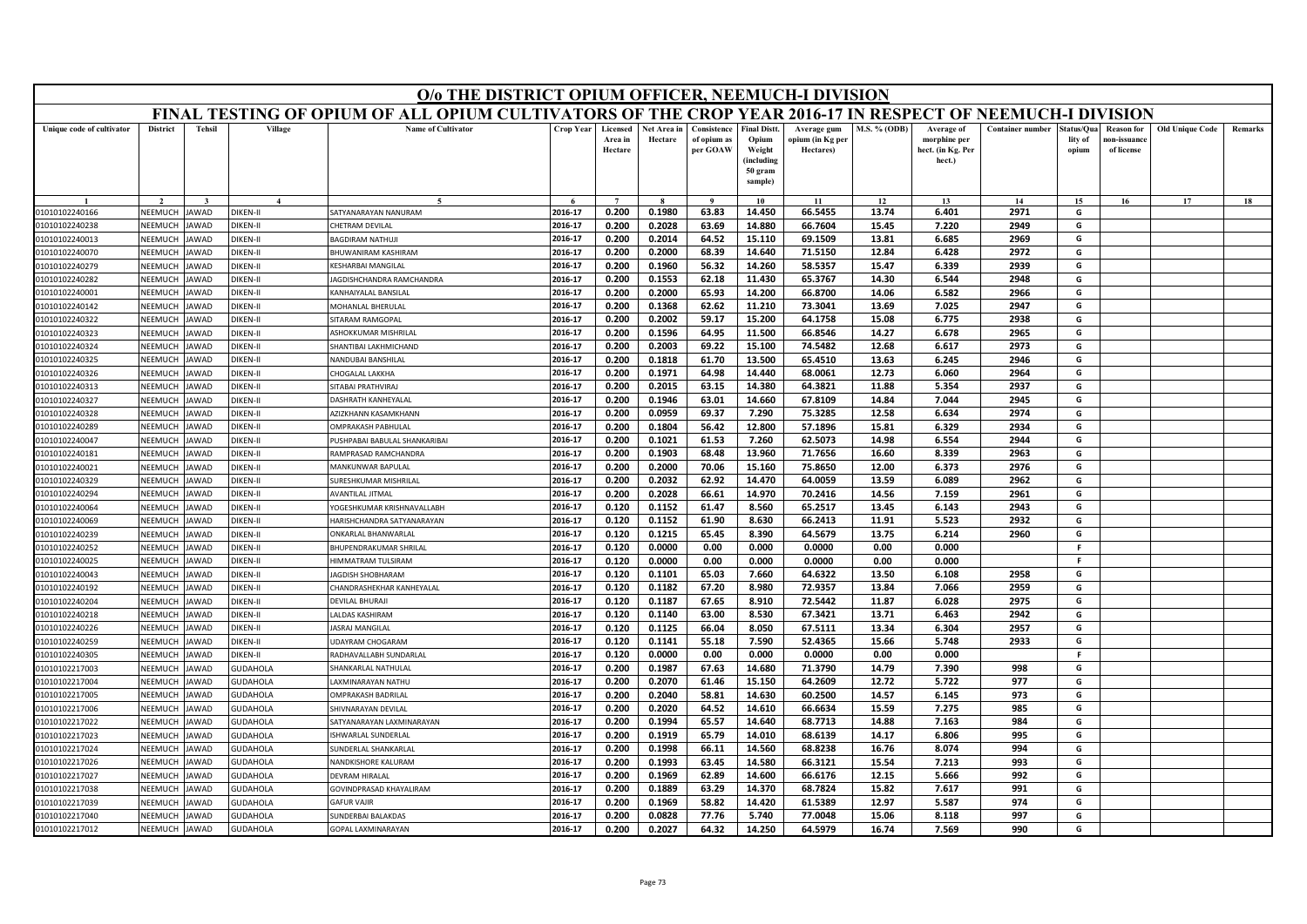# O/o THE DISTRICT OPIUM OFFICER, NEEMUCH-I DIVISION

## FINAL TESTING OF OPIUM OF ALL OPIUM CULTIVATORS OF THE CROP YEAR 2016-17 IN RESPECT OF NEEMUCH-I DIVISION

| Unique code of cultivator | District | Tehsil | Village | Name of Cultivator | Crop Year | Licensed Area in Hectare | Net Area in Hectare | Consistence of opium as per GOAW | Final Distt. Opium Weight (including 50 gram sample) | Average gum opium (in Kg per Hectares) | M.S. % (ODB) | Average of morphine per hect. (in Kg. Per hect.) | Container number | Status/Quality of opium | Reason for non-issuance of license | Old Unique Code | Remarks |
|---|---|---|---|---|---|---|---|---|---|---|---|---|---|---|---|---|---|
| 1 | 2 | 3 | 4 | 5 | 6 | 7 | 8 | 9 | 10 | 11 | 12 | 13 | 14 | 15 | 16 | 17 | 18 |
| 01010102240166 | NEEMUCH | JAWAD | DIKEN-II | SATYANARAYAN NANURAM | 2016-17 | 0.200 | 0.1980 | 63.83 | 14.450 | 66.5455 | 13.74 | 6.401 | 2971 | G | | | |
| 01010102240238 | NEEMUCH | JAWAD | DIKEN-II | CHETRAM DEVILAL | 2016-17 | 0.200 | 0.2028 | 63.69 | 14.880 | 66.7604 | 15.45 | 7.220 | 2949 | G | | | |
| 01010102240013 | NEEMUCH | JAWAD | DIKEN-II | BAGDIRAM NATHUJI | 2016-17 | 0.200 | 0.2014 | 64.52 | 15.110 | 69.1509 | 13.81 | 6.685 | 2969 | G | | | |
| 01010102240070 | NEEMUCH | JAWAD | DIKEN-II | BHUWANIRAM KASHIRAM | 2016-17 | 0.200 | 0.2000 | 68.39 | 14.640 | 71.5150 | 12.84 | 6.428 | 2972 | G | | | |
| 01010102240279 | NEEMUCH | JAWAD | DIKEN-II | KESHARBAI MANGILAL | 2016-17 | 0.200 | 0.1960 | 56.32 | 14.260 | 58.5357 | 15.47 | 6.339 | 2939 | G | | | |
| 01010102240282 | NEEMUCH | JAWAD | DIKEN-II | JAGDISHCHANDRA RAMCHANDRA | 2016-17 | 0.200 | 0.1553 | 62.18 | 11.430 | 65.3767 | 14.30 | 6.544 | 2948 | G | | | |
| 01010102240001 | NEEMUCH | JAWAD | DIKEN-II | KANHAIYALAL BANSILAL | 2016-17 | 0.200 | 0.2000 | 65.93 | 14.200 | 66.8700 | 14.06 | 6.582 | 2966 | G | | | |
| 01010102240142 | NEEMUCH | JAWAD | DIKEN-II | MOHANLAL BHERULAL | 2016-17 | 0.200 | 0.1368 | 62.62 | 11.210 | 73.3041 | 13.69 | 7.025 | 2947 | G | | | |
| 01010102240322 | NEEMUCH | JAWAD | DIKEN-II | SITARAM RAMGOPAL | 2016-17 | 0.200 | 0.2002 | 59.17 | 15.200 | 64.1758 | 15.08 | 6.775 | 2938 | G | | | |
| 01010102240323 | NEEMUCH | JAWAD | DIKEN-II | ASHOKKUMAR MISHRILAL | 2016-17 | 0.200 | 0.1596 | 64.95 | 11.500 | 66.8546 | 14.27 | 6.678 | 2965 | G | | | |
| 01010102240324 | NEEMUCH | JAWAD | DIKEN-II | SHANTIBAI LAKHMICHAND | 2016-17 | 0.200 | 0.2003 | 69.22 | 15.100 | 74.5482 | 12.68 | 6.617 | 2973 | G | | | |
| 01010102240325 | NEEMUCH | JAWAD | DIKEN-II | NANDUBAI BANSHILAL | 2016-17 | 0.200 | 0.1818 | 61.70 | 13.500 | 65.4510 | 13.63 | 6.245 | 2946 | G | | | |
| 01010102240326 | NEEMUCH | JAWAD | DIKEN-II | CHOGALAL LAKKHA | 2016-17 | 0.200 | 0.1971 | 64.98 | 14.440 | 68.0061 | 12.73 | 6.060 | 2964 | G | | | |
| 01010102240313 | NEEMUCH | JAWAD | DIKEN-II | SITABAI PRATHVIRAJ | 2016-17 | 0.200 | 0.2015 | 63.15 | 14.380 | 64.3821 | 11.88 | 5.354 | 2937 | G | | | |
| 01010102240327 | NEEMUCH | JAWAD | DIKEN-II | DASHRATH KANHEYALAL | 2016-17 | 0.200 | 0.1946 | 63.01 | 14.660 | 67.8109 | 14.84 | 7.044 | 2945 | G | | | |
| 01010102240328 | NEEMUCH | JAWAD | DIKEN-II | AZIZKHANN KASAMKHANN | 2016-17 | 0.200 | 0.0959 | 69.37 | 7.290 | 75.3285 | 12.58 | 6.634 | 2974 | G | | | |
| 01010102240289 | NEEMUCH | JAWAD | DIKEN-II | OMPRAKASH PABHULAL | 2016-17 | 0.200 | 0.1804 | 56.42 | 12.800 | 57.1896 | 15.81 | 6.329 | 2934 | G | | | |
| 01010102240047 | NEEMUCH | JAWAD | DIKEN-II | PUSHPABAI BABULAL SHANKARIBAI | 2016-17 | 0.200 | 0.1021 | 61.53 | 7.260 | 62.5073 | 14.98 | 6.554 | 2944 | G | | | |
| 01010102240181 | NEEMUCH | JAWAD | DIKEN-II | RAMPRASAD RAMCHANDRA | 2016-17 | 0.200 | 0.1903 | 68.48 | 13.960 | 71.7656 | 16.60 | 8.339 | 2963 | G | | | |
| 01010102240021 | NEEMUCH | JAWAD | DIKEN-II | MANKUNWAR BAPULAL | 2016-17 | 0.200 | 0.2000 | 70.06 | 15.160 | 75.8650 | 12.00 | 6.373 | 2976 | G | | | |
| 01010102240329 | NEEMUCH | JAWAD | DIKEN-II | SURESHKUMAR MISHRILAL | 2016-17 | 0.200 | 0.2032 | 62.92 | 14.470 | 64.0059 | 13.59 | 6.089 | 2962 | G | | | |
| 01010102240294 | NEEMUCH | JAWAD | DIKEN-II | AVANTILAL JITMAL | 2016-17 | 0.200 | 0.2028 | 66.61 | 14.970 | 70.2416 | 14.56 | 7.159 | 2961 | G | | | |
| 01010102240064 | NEEMUCH | JAWAD | DIKEN-II | YOGESHKUMAR KRISHNAVALLABH | 2016-17 | 0.120 | 0.1152 | 61.47 | 8.560 | 65.2517 | 13.45 | 6.143 | 2943 | G | | | |
| 01010102240069 | NEEMUCH | JAWAD | DIKEN-II | HARISHCHANDRA SATYANARAYAN | 2016-17 | 0.120 | 0.1152 | 61.90 | 8.630 | 66.2413 | 11.91 | 5.523 | 2932 | G | | | |
| 01010102240239 | NEEMUCH | JAWAD | DIKEN-II | ONKARLAL BHANWARLAL | 2016-17 | 0.120 | 0.1215 | 65.45 | 8.390 | 64.5679 | 13.75 | 6.214 | 2960 | G | | | |
| 01010102240252 | NEEMUCH | JAWAD | DIKEN-II | BHUPENDRAKUMAR SHRILAL | 2016-17 | 0.120 | 0.0000 | 0.00 | 0.000 | 0.0000 | 0.00 | 0.000 | | F | | | |
| 01010102240025 | NEEMUCH | JAWAD | DIKEN-II | HIMMATRAM TULSIRAM | 2016-17 | 0.120 | 0.0000 | 0.00 | 0.000 | 0.0000 | 0.00 | 0.000 | | F | | | |
| 01010102240043 | NEEMUCH | JAWAD | DIKEN-II | JAGDISH SHOBHARAM | 2016-17 | 0.120 | 0.1101 | 65.03 | 7.660 | 64.6322 | 13.50 | 6.108 | 2958 | G | | | |
| 01010102240192 | NEEMUCH | JAWAD | DIKEN-II | CHANDRASHEKHAR KANHEYALAL | 2016-17 | 0.120 | 0.1182 | 67.20 | 8.980 | 72.9357 | 13.84 | 7.066 | 2959 | G | | | |
| 01010102240204 | NEEMUCH | JAWAD | DIKEN-II | DEVILAL BHURAJI | 2016-17 | 0.120 | 0.1187 | 67.65 | 8.910 | 72.5442 | 11.87 | 6.028 | 2975 | G | | | |
| 01010102240218 | NEEMUCH | JAWAD | DIKEN-II | LALDAS KASHIRAM | 2016-17 | 0.120 | 0.1140 | 63.00 | 8.530 | 67.3421 | 13.71 | 6.463 | 2942 | G | | | |
| 01010102240226 | NEEMUCH | JAWAD | DIKEN-II | JASRAJ MANGILAL | 2016-17 | 0.120 | 0.1125 | 66.04 | 8.050 | 67.5111 | 13.34 | 6.304 | 2957 | G | | | |
| 01010102240259 | NEEMUCH | JAWAD | DIKEN-II | UDAYRAM CHOGARAM | 2016-17 | 0.120 | 0.1141 | 55.18 | 7.590 | 52.4365 | 15.66 | 5.748 | 2933 | G | | | |
| 01010102240305 | NEEMUCH | JAWAD | DIKEN-II | RADHAVALLABH SUNDARLAL | 2016-17 | 0.120 | 0.0000 | 0.00 | 0.000 | 0.0000 | 0.00 | 0.000 | | F | | | |
| 01010102217003 | NEEMUCH | JAWAD | GUDAHOLA | SHANKARLAL NATHULAL | 2016-17 | 0.200 | 0.1987 | 67.63 | 14.680 | 71.3790 | 14.79 | 7.390 | 998 | G | | | |
| 01010102217004 | NEEMUCH | JAWAD | GUDAHOLA | LAXMINARAYAN NATHU | 2016-17 | 0.200 | 0.2070 | 61.46 | 15.150 | 64.2609 | 12.72 | 5.722 | 977 | G | | | |
| 01010102217005 | NEEMUCH | JAWAD | GUDAHOLA | OMPRAKASH BADRILAL | 2016-17 | 0.200 | 0.2040 | 58.81 | 14.630 | 60.2500 | 14.57 | 6.145 | 973 | G | | | |
| 01010102217006 | NEEMUCH | JAWAD | GUDAHOLA | SHIVNARAYAN DEVILAL | 2016-17 | 0.200 | 0.2020 | 64.52 | 14.610 | 66.6634 | 15.59 | 7.275 | 985 | G | | | |
| 01010102217022 | NEEMUCH | JAWAD | GUDAHOLA | SATYANARAYAN LAXMINARAYAN | 2016-17 | 0.200 | 0.1994 | 65.57 | 14.640 | 68.7713 | 14.88 | 7.163 | 984 | G | | | |
| 01010102217023 | NEEMUCH | JAWAD | GUDAHOLA | ISHWARLAL SUNDERLAL | 2016-17 | 0.200 | 0.1919 | 65.79 | 14.010 | 68.6139 | 14.17 | 6.806 | 995 | G | | | |
| 01010102217024 | NEEMUCH | JAWAD | GUDAHOLA | SUNDERLAL SHANKARLAL | 2016-17 | 0.200 | 0.1998 | 66.11 | 14.560 | 68.8238 | 16.76 | 8.074 | 994 | G | | | |
| 01010102217026 | NEEMUCH | JAWAD | GUDAHOLA | NANDKISHORE KALURAM | 2016-17 | 0.200 | 0.1993 | 63.45 | 14.580 | 66.3121 | 15.54 | 7.213 | 993 | G | | | |
| 01010102217027 | NEEMUCH | JAWAD | GUDAHOLA | DEVRAM HIRALAL | 2016-17 | 0.200 | 0.1969 | 62.89 | 14.600 | 66.6176 | 12.15 | 5.666 | 992 | G | | | |
| 01010102217038 | NEEMUCH | JAWAD | GUDAHOLA | GOVINDPRASAD KHAYALIRAM | 2016-17 | 0.200 | 0.1889 | 63.29 | 14.370 | 68.7824 | 15.82 | 7.617 | 991 | G | | | |
| 01010102217039 | NEEMUCH | JAWAD | GUDAHOLA | GAFUR VAJIR | 2016-17 | 0.200 | 0.1969 | 58.82 | 14.420 | 61.5389 | 12.97 | 5.587 | 974 | G | | | |
| 01010102217040 | NEEMUCH | JAWAD | GUDAHOLA | SUNDERBAI BALAKDAS | 2016-17 | 0.200 | 0.0828 | 77.76 | 5.740 | 77.0048 | 15.06 | 8.118 | 997 | G | | | |
| 01010102217012 | NEEMUCH | JAWAD | GUDAHOLA | GOPAL LAXMINARAYAN | 2016-17 | 0.200 | 0.2027 | 64.32 | 14.250 | 64.5979 | 16.74 | 7.569 | 990 | G | | | |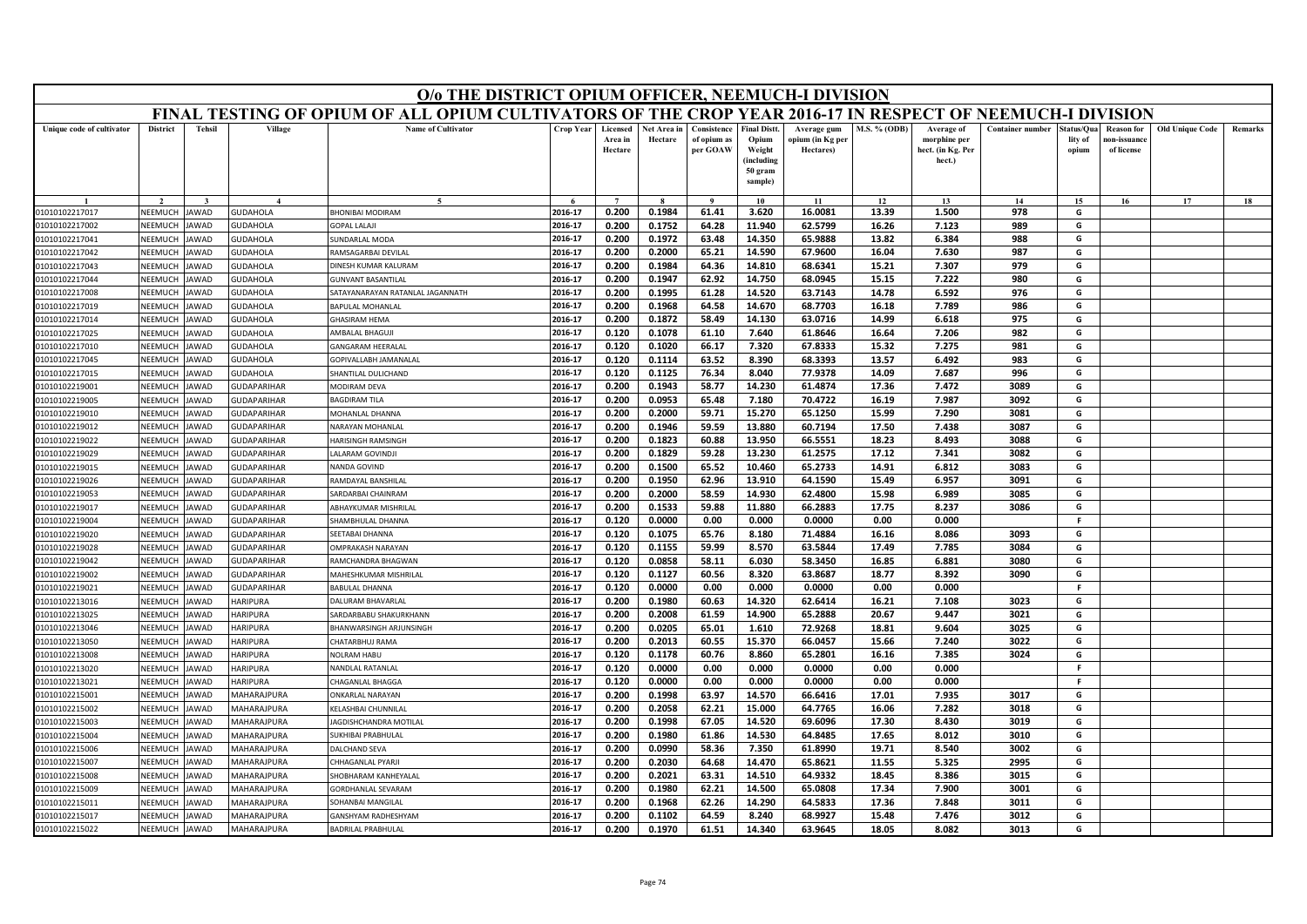# O/o THE DISTRICT OPIUM OFFICER, NEEMUCH-I DIVISION

## FINAL TESTING OF OPIUM OF ALL OPIUM CULTIVATORS OF THE CROP YEAR 2016-17 IN RESPECT OF NEEMUCH-I DIVISION

| Unique code of cultivator | District | Tehsil | Village | Name of Cultivator | Crop Year | Licensed Area in Hectare | Net Area in Hectare | Consistence of opium as per GOAW | Final Distt. Opium Weight (including 50 gram sample) | Average gum opium (in Kg per Hectares) | M.S. % (ODB) | Average of morphine per hect. (in Kg. Per hect.) | Container number | Status/Quality of opium | Reason for non-issuance of licence | Old Unique Code | Remarks |
|---|---|---|---|---|---|---|---|---|---|---|---|---|---|---|---|---|---|
| 1 | 2 | 3 | 4 | 5 | 6 | 7 | 8 | 9 | 10 | 11 | 12 | 13 | 14 | 15 | 16 | 17 | 18 |
| 01010102217017 | NEEMUCH | JAWAD | GUDAHOLA | BHONIBAI MODIRAM | 2016-17 | 0.200 | 0.1984 | 61.41 | 3.620 | 16.0081 | 13.39 | 1.500 | 978 | G | | | |
| 01010102217002 | NEEMUCH | JAWAD | GUDAHOLA | GOPAL LALAJI | 2016-17 | 0.200 | 0.1752 | 64.28 | 11.940 | 62.5799 | 16.26 | 7.123 | 989 | G | | | |
| 01010102217041 | NEEMUCH | JAWAD | GUDAHOLA | SUNDARLAL MODA | 2016-17 | 0.200 | 0.1972 | 63.48 | 14.350 | 65.9888 | 13.82 | 6.384 | 988 | G | | | |
| 01010102217042 | NEEMUCH | JAWAD | GUDAHOLA | RAMSAGARBAI DEVILAL | 2016-17 | 0.200 | 0.2000 | 65.21 | 14.590 | 67.9600 | 16.04 | 7.630 | 987 | G | | | |
| 01010102217043 | NEEMUCH | JAWAD | GUDAHOLA | DINESH KUMAR KALURAM | 2016-17 | 0.200 | 0.1984 | 64.36 | 14.810 | 68.6341 | 15.21 | 7.307 | 979 | G | | | |
| 01010102217044 | NEEMUCH | JAWAD | GUDAHOLA | GUNVANT BASANTILAL | 2016-17 | 0.200 | 0.1947 | 62.92 | 14.750 | 68.0945 | 15.15 | 7.222 | 980 | G | | | |
| 01010102217008 | NEEMUCH | JAWAD | GUDAHOLA | SATAYANARAYAN RATANLAL JAGANNATH | 2016-17 | 0.200 | 0.1995 | 61.28 | 14.520 | 63.7143 | 14.78 | 6.592 | 976 | G | | | |
| 01010102217019 | NEEMUCH | JAWAD | GUDAHOLA | BAPULAL MOHANLAL | 2016-17 | 0.200 | 0.1968 | 64.58 | 14.670 | 68.7703 | 16.18 | 7.789 | 986 | G | | | |
| 01010102217014 | NEEMUCH | JAWAD | GUDAHOLA | GHASIRAM HEMA | 2016-17 | 0.200 | 0.1872 | 58.49 | 14.130 | 63.0716 | 14.99 | 6.618 | 975 | G | | | |
| 01010102217025 | NEEMUCH | JAWAD | GUDAHOLA | AMBALAL BHAGUJI | 2016-17 | 0.120 | 0.1078 | 61.10 | 7.640 | 61.8646 | 16.64 | 7.206 | 982 | G | | | |
| 01010102217010 | NEEMUCH | JAWAD | GUDAHOLA | GANGARAM HEERALAL | 2016-17 | 0.120 | 0.1020 | 66.17 | 7.320 | 67.8333 | 15.32 | 7.275 | 981 | G | | | |
| 01010102217045 | NEEMUCH | JAWAD | GUDAHOLA | GOPIVALLABH JAMANALAL | 2016-17 | 0.120 | 0.1114 | 63.52 | 8.390 | 68.3393 | 13.57 | 6.492 | 983 | G | | | |
| 01010102217015 | NEEMUCH | JAWAD | GUDAHOLA | SHANTILAL DULICHAND | 2016-17 | 0.120 | 0.1125 | 76.34 | 8.040 | 77.9378 | 14.09 | 7.687 | 996 | G | | | |
| 01010102219001 | NEEMUCH | JAWAD | GUDAPARIHAR | MODIRAM DEVA | 2016-17 | 0.200 | 0.1943 | 58.77 | 14.230 | 61.4874 | 17.36 | 7.472 | 3089 | G | | | |
| 01010102219005 | NEEMUCH | JAWAD | GUDAPARIHAR | BAGDIRAM TILA | 2016-17 | 0.200 | 0.0953 | 65.48 | 7.180 | 70.4722 | 16.19 | 7.987 | 3092 | G | | | |
| 01010102219010 | NEEMUCH | JAWAD | GUDAPARIHAR | MOHANLAL DHANNA | 2016-17 | 0.200 | 0.2000 | 59.71 | 15.270 | 65.1250 | 15.99 | 7.290 | 3081 | G | | | |
| 01010102219012 | NEEMUCH | JAWAD | GUDAPARIHAR | NARAYAN MOHANLAL | 2016-17 | 0.200 | 0.1946 | 59.59 | 13.880 | 60.7194 | 17.50 | 7.438 | 3087 | G | | | |
| 01010102219022 | NEEMUCH | JAWAD | GUDAPARIHAR | HARISINGH RAMSINGH | 2016-17 | 0.200 | 0.1823 | 60.88 | 13.950 | 66.5551 | 18.23 | 8.493 | 3088 | G | | | |
| 01010102219029 | NEEMUCH | JAWAD | GUDAPARIHAR | LALARAM GOVINDJI | 2016-17 | 0.200 | 0.1829 | 59.28 | 13.230 | 61.2575 | 17.12 | 7.341 | 3082 | G | | | |
| 01010102219015 | NEEMUCH | JAWAD | GUDAPARIHAR | NANDA GOVIND | 2016-17 | 0.200 | 0.1500 | 65.52 | 10.460 | 65.2733 | 14.91 | 6.812 | 3083 | G | | | |
| 01010102219026 | NEEMUCH | JAWAD | GUDAPARIHAR | RAMDAYAL BANSHILAL | 2016-17 | 0.200 | 0.1950 | 62.96 | 13.910 | 64.1590 | 15.49 | 6.957 | 3091 | G | | | |
| 01010102219053 | NEEMUCH | JAWAD | GUDAPARIHAR | SARDARBAI CHAINRAM | 2016-17 | 0.200 | 0.2000 | 58.59 | 14.930 | 62.4800 | 15.98 | 6.989 | 3085 | G | | | |
| 01010102219017 | NEEMUCH | JAWAD | GUDAPARIHAR | ABHAYKUMAR MISHRILAL | 2016-17 | 0.200 | 0.1533 | 59.88 | 11.880 | 66.2883 | 17.75 | 8.237 | 3086 | G | | | |
| 01010102219004 | NEEMUCH | JAWAD | GUDAPARIHAR | SHAMBHULAL DHANNA | 2016-17 | 0.120 | 0.0000 | 0.00 | 0.000 | 0.0000 | 0.00 | 0.000 | | F | | | |
| 01010102219020 | NEEMUCH | JAWAD | GUDAPARIHAR | SEETABAI DHANNA | 2016-17 | 0.120 | 0.1075 | 65.76 | 8.180 | 71.4884 | 16.16 | 8.086 | 3093 | G | | | |
| 01010102219028 | NEEMUCH | JAWAD | GUDAPARIHAR | OMPRAKASH NARAYAN | 2016-17 | 0.120 | 0.1155 | 59.99 | 8.570 | 63.5844 | 17.49 | 7.785 | 3084 | G | | | |
| 01010102219042 | NEEMUCH | JAWAD | GUDAPARIHAR | RAMCHANDRA BHAGWAN | 2016-17 | 0.120 | 0.0858 | 58.11 | 6.030 | 58.3450 | 16.85 | 6.881 | 3080 | G | | | |
| 01010102219002 | NEEMUCH | JAWAD | GUDAPARIHAR | MAHESHKUMAR MISHRILAL | 2016-17 | 0.120 | 0.1127 | 60.56 | 8.320 | 63.8687 | 18.77 | 8.392 | 3090 | G | | | |
| 01010102219021 | NEEMUCH | JAWAD | GUDAPARIHAR | BABULAL DHANNA | 2016-17 | 0.120 | 0.0000 | 0.00 | 0.000 | 0.0000 | 0.00 | 0.000 | | F | | | |
| 01010102213016 | NEEMUCH | JAWAD | HARIPURA | DALURAM BHAVARLAL | 2016-17 | 0.200 | 0.1980 | 60.63 | 14.320 | 62.6414 | 16.21 | 7.108 | 3023 | G | | | |
| 01010102213025 | NEEMUCH | JAWAD | HARIPURA | SARDARBABU SHAKURKHANN | 2016-17 | 0.200 | 0.2008 | 61.59 | 14.900 | 65.2888 | 20.67 | 9.447 | 3021 | G | | | |
| 01010102213046 | NEEMUCH | JAWAD | HARIPURA | BHANWARSINGH ARJUNSINGH | 2016-17 | 0.200 | 0.0205 | 65.01 | 1.610 | 72.9268 | 18.81 | 9.604 | 3025 | G | | | |
| 01010102213050 | NEEMUCH | JAWAD | HARIPURA | CHATARBHUJ RAMA | 2016-17 | 0.200 | 0.2013 | 60.55 | 15.370 | 66.0457 | 15.66 | 7.240 | 3022 | G | | | |
| 01010102213008 | NEEMUCH | JAWAD | HARIPURA | NOLRAM HABU | 2016-17 | 0.120 | 0.1178 | 60.76 | 8.860 | 65.2801 | 16.16 | 7.385 | 3024 | G | | | |
| 01010102213020 | NEEMUCH | JAWAD | HARIPURA | NANDLAL RATANLAL | 2016-17 | 0.120 | 0.0000 | 0.00 | 0.000 | 0.0000 | 0.00 | 0.000 | | F | | | |
| 01010102213021 | NEEMUCH | JAWAD | HARIPURA | CHAGANLAL BHAGGA | 2016-17 | 0.120 | 0.0000 | 0.00 | 0.000 | 0.0000 | 0.00 | 0.000 | | F | | | |
| 01010102215001 | NEEMUCH | JAWAD | MAHARAJPURA | ONKARLAL NARAYAN | 2016-17 | 0.200 | 0.1998 | 63.97 | 14.570 | 66.6416 | 17.01 | 7.935 | 3017 | G | | | |
| 01010102215002 | NEEMUCH | JAWAD | MAHARAJPURA | KELASHBAI CHUNNILAL | 2016-17 | 0.200 | 0.2058 | 62.21 | 15.000 | 64.7765 | 16.06 | 7.282 | 3018 | G | | | |
| 01010102215003 | NEEMUCH | JAWAD | MAHARAJPURA | JAGDISHCHANDRA MOTILAL | 2016-17 | 0.200 | 0.1998 | 67.05 | 14.520 | 69.6096 | 17.30 | 8.430 | 3019 | G | | | |
| 01010102215004 | NEEMUCH | JAWAD | MAHARAJPURA | SUKHIBAI PRABHULAL | 2016-17 | 0.200 | 0.1980 | 61.86 | 14.530 | 64.8485 | 17.65 | 8.012 | 3010 | G | | | |
| 01010102215006 | NEEMUCH | JAWAD | MAHARAJPURA | DALCHAND SEVA | 2016-17 | 0.200 | 0.0990 | 58.36 | 7.350 | 61.8990 | 19.71 | 8.540 | 3002 | G | | | |
| 01010102215007 | NEEMUCH | JAWAD | MAHARAJPURA | CHHAGANLAL PYARJI | 2016-17 | 0.200 | 0.2030 | 64.68 | 14.470 | 65.8621 | 11.55 | 5.325 | 2995 | G | | | |
| 01010102215008 | NEEMUCH | JAWAD | MAHARAJPURA | SHOBHARAM KANHEYALAL | 2016-17 | 0.200 | 0.2021 | 63.31 | 14.510 | 64.9332 | 18.45 | 8.386 | 3015 | G | | | |
| 01010102215009 | NEEMUCH | JAWAD | MAHARAJPURA | GORDHANLAL SEVARAM | 2016-17 | 0.200 | 0.1980 | 62.21 | 14.500 | 65.0808 | 17.34 | 7.900 | 3001 | G | | | |
| 01010102215011 | NEEMUCH | JAWAD | MAHARAJPURA | SOHANBAI MANGILAL | 2016-17 | 0.200 | 0.1968 | 62.26 | 14.290 | 64.5833 | 17.36 | 7.848 | 3011 | G | | | |
| 01010102215017 | NEEMUCH | JAWAD | MAHARAJPURA | GANSHYAM RADHESHYAM | 2016-17 | 0.200 | 0.1102 | 64.59 | 8.240 | 68.9927 | 15.48 | 7.476 | 3012 | G | | | |
| 01010102215022 | NEEMUCH | JAWAD | MAHARAJPURA | BADRILAL PRABHULAL | 2016-17 | 0.200 | 0.1970 | 61.51 | 14.340 | 63.9645 | 18.05 | 8.082 | 3013 | G | | | |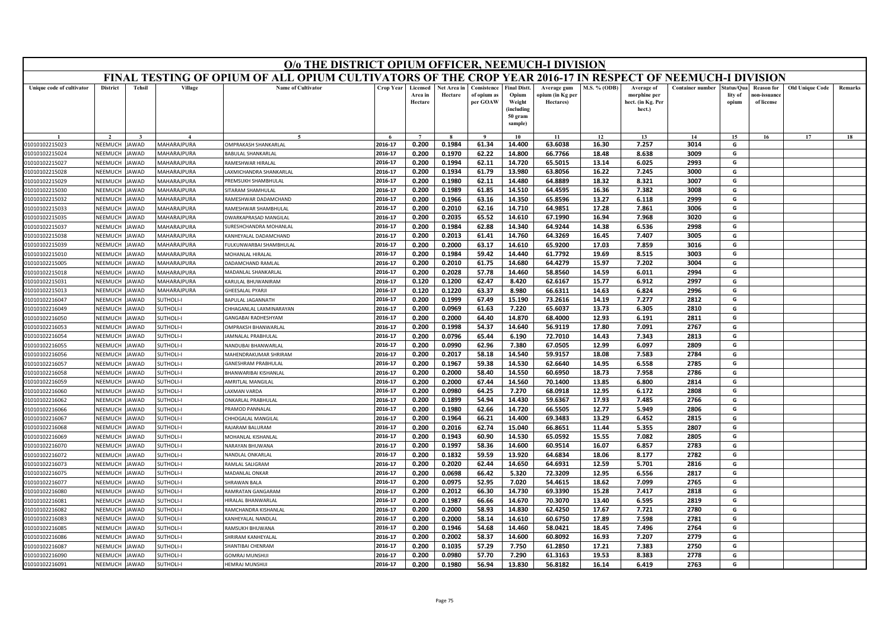# O/o THE DISTRICT OPIUM OFFICER, NEEMUCH-I DIVISION

## FINAL TESTING OF OPIUM OF ALL OPIUM CULTIVATORS OF THE CROP YEAR 2016-17 IN RESPECT OF NEEMUCH-I DIVISION

| Unique code of cultivator | District | Tehsil | Village | Name of Cultivator | Crop Year | Licensed Area in Hectare | Net Area in Hectare | Consistence of opium as per GOAW | Final Distt. Opium Weight (including 50 gram sample) | Average gum opium (in Kg per Hectares) | M.S. % (ODB) | Average of morphine per hect. (in Kg. Per hect.) | Container number | Status/Quality of opium | Reason for non-issuance of license | Old Unique Code | Remarks |
|---|---|---|---|---|---|---|---|---|---|---|---|---|---|---|---|---|---|
| 1 | 2 | 3 | 4 | 5 | 6 | 7 | 8 | 9 | 10 | 11 | 12 | 13 | 14 | 15 | 16 | 17 | 18 |
| 01010102215023 | NEEMUCH | JAWAD | MAHARAJPURA | OMPRAKASH SHANKARLAL | 2016-17 | 0.200 | 0.1984 | 61.34 | 14.400 | 63.6038 | 16.30 | 7.257 | 3014 | G | | | |
| 01010102215024 | NEEMUCH | JAWAD | MAHARAJPURA | BABULAL SHANKARLAL | 2016-17 | 0.200 | 0.1970 | 62.22 | 14.800 | 66.7766 | 18.48 | 8.638 | 3009 | G | | | |
| 01010102215027 | NEEMUCH | JAWAD | MAHARAJPURA | RAMESHWAR HIRALAL | 2016-17 | 0.200 | 0.1994 | 62.11 | 14.720 | 65.5015 | 13.14 | 6.025 | 2993 | G | | | |
| 01010102215028 | NEEMUCH | JAWAD | MAHARAJPURA | LAXMICHANDRA SHANKARLAL | 2016-17 | 0.200 | 0.1934 | 61.79 | 13.980 | 63.8056 | 16.22 | 7.245 | 3000 | G | | | |
| 01010102215029 | NEEMUCH | JAWAD | MAHARAJPURA | PREMSUKH SHAMBHULAL | 2016-17 | 0.200 | 0.1980 | 62.11 | 14.480 | 64.8889 | 18.32 | 8.321 | 3007 | G | | | |
| 01010102215030 | NEEMUCH | JAWAD | MAHARAJPURA | SITARAM SHAMHULAL | 2016-17 | 0.200 | 0.1989 | 61.85 | 14.510 | 64.4595 | 16.36 | 7.382 | 3008 | G | | | |
| 01010102215032 | NEEMUCH | JAWAD | MAHARAJPURA | RAMESHWAR DADAMCHAND | 2016-17 | 0.200 | 0.1966 | 63.16 | 14.350 | 65.8596 | 13.27 | 6.118 | 2999 | G | | | |
| 01010102215033 | NEEMUCH | JAWAD | MAHARAJPURA | RAMESHWAR SHAMBHULAL | 2016-17 | 0.200 | 0.2010 | 62.16 | 14.710 | 64.9851 | 17.28 | 7.861 | 3006 | G | | | |
| 01010102215035 | NEEMUCH | JAWAD | MAHARAJPURA | DWARKAPRASAD MANGILAL | 2016-17 | 0.200 | 0.2035 | 65.52 | 14.610 | 67.1990 | 16.94 | 7.968 | 3020 | G | | | |
| 01010102215037 | NEEMUCH | JAWAD | MAHARAJPURA | SURESHCHANDRA MOHANLAL | 2016-17 | 0.200 | 0.1984 | 62.88 | 14.340 | 64.9244 | 14.38 | 6.536 | 2998 | G | | | |
| 01010102215038 | NEEMUCH | JAWAD | MAHARAJPURA | KANHEYALAL DADAMCHAND | 2016-17 | 0.200 | 0.2013 | 61.41 | 14.760 | 64.3269 | 16.45 | 7.407 | 3005 | G | | | |
| 01010102215039 | NEEMUCH | JAWAD | MAHARAJPURA | FULKUNWARBAI SHAMBHULAL | 2016-17 | 0.200 | 0.2000 | 63.17 | 14.610 | 65.9200 | 17.03 | 7.859 | 3016 | G | | | |
| 01010102215010 | NEEMUCH | JAWAD | MAHARAJPURA | MOHANLAL HIRALAL | 2016-17 | 0.200 | 0.1984 | 59.42 | 14.440 | 61.7792 | 19.69 | 8.515 | 3003 | G | | | |
| 01010102215005 | NEEMUCH | JAWAD | MAHARAJPURA | DADAMCHAND RAMLAL | 2016-17 | 0.200 | 0.2010 | 61.75 | 14.680 | 64.4279 | 15.97 | 7.202 | 3004 | G | | | |
| 01010102215018 | NEEMUCH | JAWAD | MAHARAJPURA | MADANLAL SHANKARLAL | 2016-17 | 0.200 | 0.2028 | 57.78 | 14.460 | 58.8560 | 14.59 | 6.011 | 2994 | G | | | |
| 01010102215031 | NEEMUCH | JAWAD | MAHARAJPURA | KARULAL BHUWANIRAM | 2016-17 | 0.120 | 0.1200 | 62.47 | 8.420 | 62.6167 | 15.77 | 6.912 | 2997 | G | | | |
| 01010102215013 | NEEMUCH | JAWAD | MAHARAJPURA | GHEESALAL PYARJI | 2016-17 | 0.120 | 0.1220 | 63.37 | 8.980 | 66.6311 | 14.63 | 6.824 | 2996 | G | | | |
| 01010102216047 | NEEMUCH | JAWAD | SUTHOLI-I | BAPULAL JAGANNATH | 2016-17 | 0.200 | 0.1999 | 67.49 | 15.190 | 73.2616 | 14.19 | 7.277 | 2812 | G | | | |
| 01010102216049 | NEEMUCH | JAWAD | SUTHOLI-I | CHHAGANLAL LAXMINARAYAN | 2016-17 | 0.200 | 0.0969 | 61.63 | 7.220 | 65.6037 | 13.73 | 6.305 | 2810 | G | | | |
| 01010102216050 | NEEMUCH | JAWAD | SUTHOLI-I | GANGABAI RADHESHYAM | 2016-17 | 0.200 | 0.2000 | 64.40 | 14.870 | 68.4000 | 12.93 | 6.191 | 2811 | G | | | |
| 01010102216053 | NEEMUCH | JAWAD | SUTHOLI-I | OMPRAKSH BHANWARLAL | 2016-17 | 0.200 | 0.1998 | 54.37 | 14.640 | 56.9119 | 17.80 | 7.091 | 2767 | G | | | |
| 01010102216054 | NEEMUCH | JAWAD | SUTHOLI-I | JAMNALAL PRABHULAL | 2016-17 | 0.200 | 0.0796 | 65.44 | 6.190 | 72.7010 | 14.43 | 7.343 | 2813 | G | | | |
| 01010102216055 | NEEMUCH | JAWAD | SUTHOLI-I | NANDUBAI BHANWARLAL | 2016-17 | 0.200 | 0.0990 | 62.96 | 7.380 | 67.0505 | 12.99 | 6.097 | 2809 | G | | | |
| 01010102216056 | NEEMUCH | JAWAD | SUTHOLI-I | MAHENDRAKUMAR SHRIRAM | 2016-17 | 0.200 | 0.2017 | 58.18 | 14.540 | 59.9157 | 18.08 | 7.583 | 2784 | G | | | |
| 01010102216057 | NEEMUCH | JAWAD | SUTHOLI-I | GANESHRAM PRABHULAL | 2016-17 | 0.200 | 0.1967 | 59.38 | 14.530 | 62.6640 | 14.95 | 6.558 | 2785 | G | | | |
| 01010102216058 | NEEMUCH | JAWAD | SUTHOLI-I | BHANWARIBAI KISHANLAL | 2016-17 | 0.200 | 0.2000 | 58.40 | 14.550 | 60.6950 | 18.73 | 7.958 | 2786 | G | | | |
| 01010102216059 | NEEMUCH | JAWAD | SUTHOLI-I | AMRITLAL MANGILAL | 2016-17 | 0.200 | 0.2000 | 67.44 | 14.560 | 70.1400 | 13.85 | 6.800 | 2814 | G | | | |
| 01010102216060 | NEEMUCH | JAWAD | SUTHOLI-I | LAXMAN VARDA | 2016-17 | 0.200 | 0.0980 | 64.25 | 7.270 | 68.0918 | 12.95 | 6.172 | 2808 | G | | | |
| 01010102216062 | NEEMUCH | JAWAD | SUTHOLI-I | ONKARLAL PRABHULAL | 2016-17 | 0.200 | 0.1899 | 54.94 | 14.430 | 59.6367 | 17.93 | 7.485 | 2766 | G | | | |
| 01010102216066 | NEEMUCH | JAWAD | SUTHOLI-I | PRAMOD PANNALAL | 2016-17 | 0.200 | 0.1980 | 62.66 | 14.720 | 66.5505 | 12.77 | 5.949 | 2806 | G | | | |
| 01010102216067 | NEEMUCH | JAWAD | SUTHOLI-I | CHHOGALAL MANGILAL | 2016-17 | 0.200 | 0.1964 | 66.21 | 14.400 | 69.3483 | 13.29 | 6.452 | 2815 | G | | | |
| 01010102216068 | NEEMUCH | JAWAD | SUTHOLI-I | RAJARAM BALURAM | 2016-17 | 0.200 | 0.2016 | 62.74 | 15.040 | 66.8651 | 11.44 | 5.355 | 2807 | G | | | |
| 01010102216069 | NEEMUCH | JAWAD | SUTHOLI-I | MOHANLAL KISHANLAL | 2016-17 | 0.200 | 0.1943 | 60.90 | 14.530 | 65.0592 | 15.55 | 7.082 | 2805 | G | | | |
| 01010102216070 | NEEMUCH | JAWAD | SUTHOLI-I | NARAYAN BHUWANA | 2016-17 | 0.200 | 0.1997 | 58.36 | 14.600 | 60.9514 | 16.07 | 6.857 | 2783 | G | | | |
| 01010102216072 | NEEMUCH | JAWAD | SUTHOLI-I | NANDLAL ONKARLAL | 2016-17 | 0.200 | 0.1832 | 59.59 | 13.920 | 64.6834 | 18.06 | 8.177 | 2782 | G | | | |
| 01010102216073 | NEEMUCH | JAWAD | SUTHOLI-I | RAMLAL SALIGRAM | 2016-17 | 0.200 | 0.2020 | 62.44 | 14.650 | 64.6931 | 12.59 | 5.701 | 2816 | G | | | |
| 01010102216075 | NEEMUCH | JAWAD | SUTHOLI-I | MADANLAL ONKAR | 2016-17 | 0.200 | 0.0698 | 66.42 | 5.320 | 72.3209 | 12.95 | 6.556 | 2817 | G | | | |
| 01010102216077 | NEEMUCH | JAWAD | SUTHOLI-I | SHRAWAN BALA | 2016-17 | 0.200 | 0.0975 | 52.95 | 7.020 | 54.4615 | 18.62 | 7.099 | 2765 | G | | | |
| 01010102216080 | NEEMUCH | JAWAD | SUTHOLI-I | RAMRATAN GANGARAM | 2016-17 | 0.200 | 0.2012 | 66.30 | 14.730 | 69.3390 | 15.28 | 7.417 | 2818 | G | | | |
| 01010102216081 | NEEMUCH | JAWAD | SUTHOLI-I | HIRALAL BHANWARLAL | 2016-17 | 0.200 | 0.1987 | 66.66 | 14.670 | 70.3070 | 13.40 | 6.595 | 2819 | G | | | |
| 01010102216082 | NEEMUCH | JAWAD | SUTHOLI-I | RAMCHANDRA KISHANLAL | 2016-17 | 0.200 | 0.2000 | 58.93 | 14.830 | 62.4250 | 17.67 | 7.721 | 2780 | G | | | |
| 01010102216083 | NEEMUCH | JAWAD | SUTHOLI-I | KANHEYALAL NANDLAL | 2016-17 | 0.200 | 0.2000 | 58.14 | 14.610 | 60.6750 | 17.89 | 7.598 | 2781 | G | | | |
| 01010102216085 | NEEMUCH | JAWAD | SUTHOLI-I | RAMSUKH BHUWANA | 2016-17 | 0.200 | 0.1946 | 54.68 | 14.460 | 58.0421 | 18.45 | 7.496 | 2764 | G | | | |
| 01010102216086 | NEEMUCH | JAWAD | SUTHOLI-I | SHRIRAM KANHEYALAL | 2016-17 | 0.200 | 0.2002 | 58.37 | 14.600 | 60.8092 | 16.93 | 7.207 | 2779 | G | | | |
| 01010102216087 | NEEMUCH | JAWAD | SUTHOLI-I | SHANTIBAI CHENRAM | 2016-17 | 0.200 | 0.1035 | 57.29 | 7.750 | 61.2850 | 17.21 | 7.383 | 2750 | G | | | |
| 01010102216090 | NEEMUCH | JAWAD | SUTHOLI-I | GOMRAJ MUNSHIJI | 2016-17 | 0.200 | 0.0980 | 57.70 | 7.290 | 61.3163 | 19.53 | 8.383 | 2778 | G | | | |
| 01010102216091 | NEEMUCH | JAWAD | SUTHOLI-I | HEMRAJ MUNSHIJI | 2016-17 | 0.200 | 0.1980 | 56.94 | 13.830 | 56.8182 | 16.14 | 6.419 | 2763 | G | | | |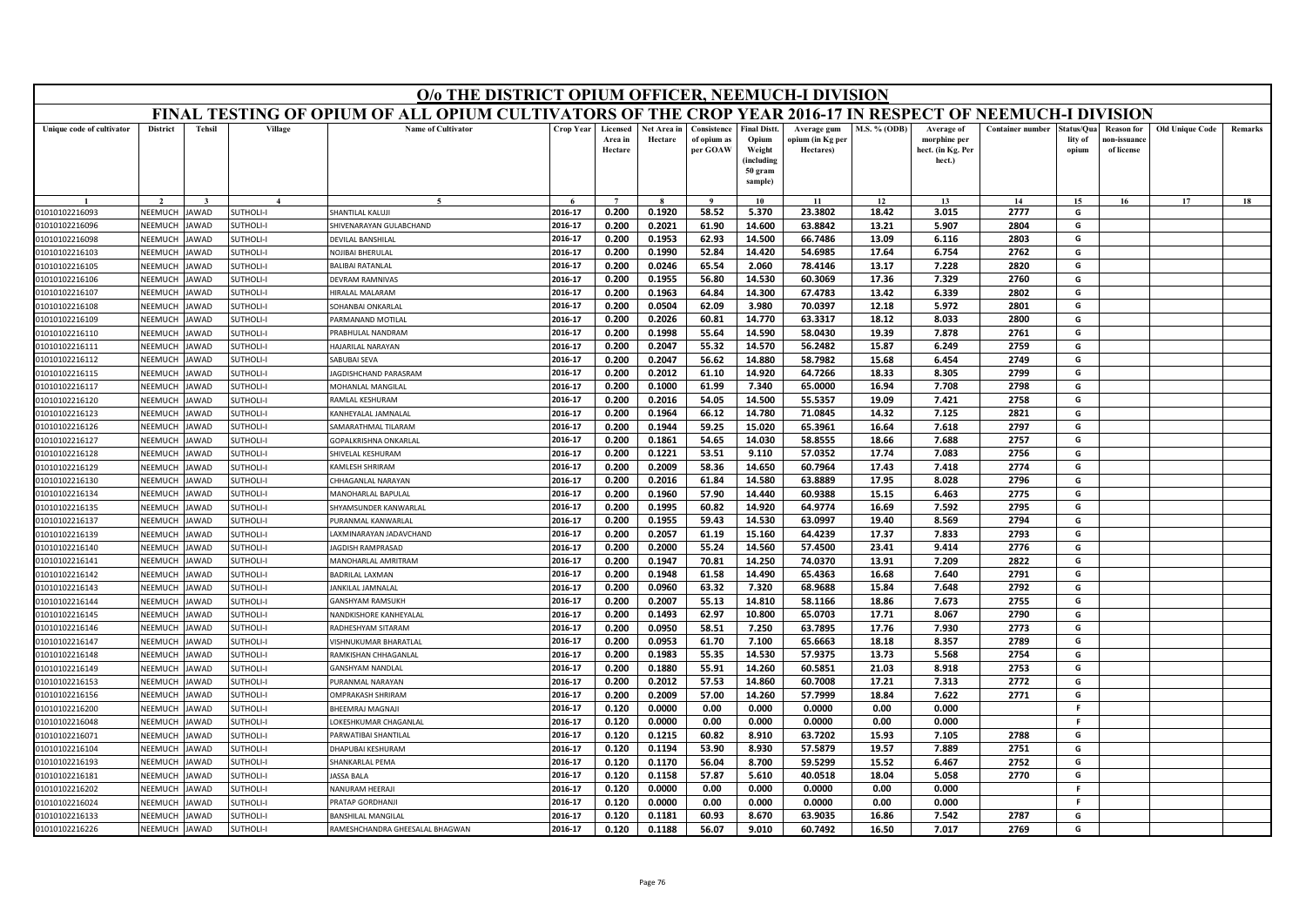# O/o THE DISTRICT OPIUM OFFICER, NEEMUCH-I DIVISION

## FINAL TESTING OF OPIUM OF ALL OPIUM CULTIVATORS OF THE CROP YEAR 2016-17 IN RESPECT OF NEEMUCH-I DIVISION

| Unique code of cultivator | District | Tehsil | Village | Name of Cultivator | Crop Year | Licensed Area in Hectare | Net Area in Hectare | Consistence of opium as per GOAW | Final Distt. Opium Weight (including 50 gram sample) | Average gum opium (in Kg per Hectares) | M.S. % (ODB) | Average of morphine per hect. (in Kg. Per hect.) | Container number | Status/Quality of opium | Reason for non-issuance of license | Old Unique Code | Remarks |
|---|---|---|---|---|---|---|---|---|---|---|---|---|---|---|---|---|---|
| 1 | 2 | 3 | 4 | 5 | 6 | 7 | 8 | 9 | 10 | 11 | 12 | 13 | 14 | 15 | 16 | 17 | 18 |
| 01010102216093 | NEEMUCH | JAWAD | SUTHOLI-I | SHANTILAL KALUJI | 2016-17 | 0.200 | 0.1920 | 58.52 | 5.370 | 23.3802 | 18.42 | 3.015 | 2777 | G | | | |
| 01010102216096 | NEEMUCH | JAWAD | SUTHOLI-I | SHIVENARAYAN GULABCHAND | 2016-17 | 0.200 | 0.2021 | 61.90 | 14.600 | 63.8842 | 13.21 | 5.907 | 2804 | G | | | |
| 01010102216098 | NEEMUCH | JAWAD | SUTHOLI-I | DEVILAL BANSHILAL | 2016-17 | 0.200 | 0.1953 | 62.93 | 14.500 | 66.7486 | 13.09 | 6.116 | 2803 | G | | | |
| 01010102216103 | NEEMUCH | JAWAD | SUTHOLI-I | NOJIBAI BHERULAL | 2016-17 | 0.200 | 0.1990 | 52.84 | 14.420 | 54.6985 | 17.64 | 6.754 | 2762 | G | | | |
| 01010102216105 | NEEMUCH | JAWAD | SUTHOLI-I | BALIBAI RATANLAL | 2016-17 | 0.200 | 0.0246 | 65.54 | 2.060 | 78.4146 | 13.17 | 7.228 | 2820 | G | | | |
| 01010102216106 | NEEMUCH | JAWAD | SUTHOLI-I | DEVRAM RAMNIVAS | 2016-17 | 0.200 | 0.1955 | 56.80 | 14.530 | 60.3069 | 17.36 | 7.329 | 2760 | G | | | |
| 01010102216107 | NEEMUCH | JAWAD | SUTHOLI-I | HIRALAL MALARAM | 2016-17 | 0.200 | 0.1963 | 64.84 | 14.300 | 67.4783 | 13.42 | 6.339 | 2802 | G | | | |
| 01010102216108 | NEEMUCH | JAWAD | SUTHOLI-I | SOHANBAI ONKARLAL | 2016-17 | 0.200 | 0.0504 | 62.09 | 3.980 | 70.0397 | 12.18 | 5.972 | 2801 | G | | | |
| 01010102216109 | NEEMUCH | JAWAD | SUTHOLI-I | PARMANAND MOTILAL | 2016-17 | 0.200 | 0.2026 | 60.81 | 14.770 | 63.3317 | 18.12 | 8.033 | 2800 | G | | | |
| 01010102216110 | NEEMUCH | JAWAD | SUTHOLI-I | PRABHULAL NANDRAM | 2016-17 | 0.200 | 0.1998 | 55.64 | 14.590 | 58.0430 | 19.39 | 7.878 | 2761 | G | | | |
| 01010102216111 | NEEMUCH | JAWAD | SUTHOLI-I | HAJARILAL NARAYAN | 2016-17 | 0.200 | 0.2047 | 55.32 | 14.570 | 56.2482 | 15.87 | 6.249 | 2759 | G | | | |
| 01010102216112 | NEEMUCH | JAWAD | SUTHOLI-I | SABUBAI SEVA | 2016-17 | 0.200 | 0.2047 | 56.62 | 14.880 | 58.7982 | 15.68 | 6.454 | 2749 | G | | | |
| 01010102216115 | NEEMUCH | JAWAD | SUTHOLI-I | JAGDISHCHAND PARASRAM | 2016-17 | 0.200 | 0.2012 | 61.10 | 14.920 | 64.7266 | 18.33 | 8.305 | 2799 | G | | | |
| 01010102216117 | NEEMUCH | JAWAD | SUTHOLI-I | MOHANLAL MANGILAL | 2016-17 | 0.200 | 0.1000 | 61.99 | 7.340 | 65.0000 | 16.94 | 7.708 | 2798 | G | | | |
| 01010102216120 | NEEMUCH | JAWAD | SUTHOLI-I | RAMLAL KESHURAM | 2016-17 | 0.200 | 0.2016 | 54.05 | 14.500 | 55.5357 | 19.09 | 7.421 | 2758 | G | | | |
| 01010102216123 | NEEMUCH | JAWAD | SUTHOLI-I | KANHEYALAL JAMNALAL | 2016-17 | 0.200 | 0.1964 | 66.12 | 14.780 | 71.0845 | 14.32 | 7.125 | 2821 | G | | | |
| 01010102216126 | NEEMUCH | JAWAD | SUTHOLI-I | SAMARATHMAL TILARAM | 2016-17 | 0.200 | 0.1944 | 59.25 | 15.020 | 65.3961 | 16.64 | 7.618 | 2797 | G | | | |
| 01010102216127 | NEEMUCH | JAWAD | SUTHOLI-I | GOPALKRISHNA ONKARLAL | 2016-17 | 0.200 | 0.1861 | 54.65 | 14.030 | 58.8555 | 18.66 | 7.688 | 2757 | G | | | |
| 01010102216128 | NEEMUCH | JAWAD | SUTHOLI-I | SHIVELAL KESHURAM | 2016-17 | 0.200 | 0.1221 | 53.51 | 9.110 | 57.0352 | 17.74 | 7.083 | 2756 | G | | | |
| 01010102216129 | NEEMUCH | JAWAD | SUTHOLI-I | KAMLESH SHRIRAM | 2016-17 | 0.200 | 0.2009 | 58.36 | 14.650 | 60.7964 | 17.43 | 7.418 | 2774 | G | | | |
| 01010102216130 | NEEMUCH | JAWAD | SUTHOLI-I | CHHAGANLAL NARAYAN | 2016-17 | 0.200 | 0.2016 | 61.84 | 14.580 | 63.8889 | 17.95 | 8.028 | 2796 | G | | | |
| 01010102216134 | NEEMUCH | JAWAD | SUTHOLI-I | MANOHARLAL BAPULAL | 2016-17 | 0.200 | 0.1960 | 57.90 | 14.440 | 60.9388 | 15.15 | 6.463 | 2775 | G | | | |
| 01010102216135 | NEEMUCH | JAWAD | SUTHOLI-I | SHYAMSUNDER KANWARLAL | 2016-17 | 0.200 | 0.1995 | 60.82 | 14.920 | 64.9774 | 16.69 | 7.592 | 2795 | G | | | |
| 01010102216137 | NEEMUCH | JAWAD | SUTHOLI-I | PURANMAL KANWARLAL | 2016-17 | 0.200 | 0.1955 | 59.43 | 14.530 | 63.0997 | 19.40 | 8.569 | 2794 | G | | | |
| 01010102216139 | NEEMUCH | JAWAD | SUTHOLI-I | LAXMINARAYAN JADAVCHAND | 2016-17 | 0.200 | 0.2057 | 61.19 | 15.160 | 64.4239 | 17.37 | 7.833 | 2793 | G | | | |
| 01010102216140 | NEEMUCH | JAWAD | SUTHOLI-I | JAGDISH RAMPRASAD | 2016-17 | 0.200 | 0.2000 | 55.24 | 14.560 | 57.4500 | 23.41 | 9.414 | 2776 | G | | | |
| 01010102216141 | NEEMUCH | JAWAD | SUTHOLI-I | MANOHARLAL AMRITRAM | 2016-17 | 0.200 | 0.1947 | 70.81 | 14.250 | 74.0370 | 13.91 | 7.209 | 2822 | G | | | |
| 01010102216142 | NEEMUCH | JAWAD | SUTHOLI-I | BADRILAL LAXMAN | 2016-17 | 0.200 | 0.1948 | 61.58 | 14.490 | 65.4363 | 16.68 | 7.640 | 2791 | G | | | |
| 01010102216143 | NEEMUCH | JAWAD | SUTHOLI-I | JANKILAL JAMNALAL | 2016-17 | 0.200 | 0.0960 | 63.32 | 7.320 | 68.9688 | 15.84 | 7.648 | 2792 | G | | | |
| 01010102216144 | NEEMUCH | JAWAD | SUTHOLI-I | GANSHYAM RAMSUKH | 2016-17 | 0.200 | 0.2007 | 55.13 | 14.810 | 58.1166 | 18.86 | 7.673 | 2755 | G | | | |
| 01010102216145 | NEEMUCH | JAWAD | SUTHOLI-I | NANDKISHORE KANHEYALAL | 2016-17 | 0.200 | 0.1493 | 62.97 | 10.800 | 65.0703 | 17.71 | 8.067 | 2790 | G | | | |
| 01010102216146 | NEEMUCH | JAWAD | SUTHOLI-I | RADHESHYAM SITARAM | 2016-17 | 0.200 | 0.0950 | 58.51 | 7.250 | 63.7895 | 17.76 | 7.930 | 2773 | G | | | |
| 01010102216147 | NEEMUCH | JAWAD | SUTHOLI-I | VISHNUKUMAR BHARATLAL | 2016-17 | 0.200 | 0.0953 | 61.70 | 7.100 | 65.6663 | 18.18 | 8.357 | 2789 | G | | | |
| 01010102216148 | NEEMUCH | JAWAD | SUTHOLI-I | RAMKISHAN CHHAGANLAL | 2016-17 | 0.200 | 0.1983 | 55.35 | 14.530 | 57.9375 | 13.73 | 5.568 | 2754 | G | | | |
| 01010102216149 | NEEMUCH | JAWAD | SUTHOLI-I | GANSHYAM NANDLAL | 2016-17 | 0.200 | 0.1880 | 55.91 | 14.260 | 60.5851 | 21.03 | 8.918 | 2753 | G | | | |
| 01010102216153 | NEEMUCH | JAWAD | SUTHOLI-I | PURANMAL NARAYAN | 2016-17 | 0.200 | 0.2012 | 57.53 | 14.860 | 60.7008 | 17.21 | 7.313 | 2772 | G | | | |
| 01010102216156 | NEEMUCH | JAWAD | SUTHOLI-I | OMPRAKASH SHRIRAM | 2016-17 | 0.200 | 0.2009 | 57.00 | 14.260 | 57.7999 | 18.84 | 7.622 | 2771 | G | | | |
| 01010102216200 | NEEMUCH | JAWAD | SUTHOLI-I | BHEEMRAJ MAGNAJI | 2016-17 | 0.120 | 0.0000 | 0.00 | 0.000 | 0.0000 | 0.00 | 0.000 | | F | | | |
| 01010102216048 | NEEMUCH | JAWAD | SUTHOLI-I | LOKESHKUMAR CHAGANLAL | 2016-17 | 0.120 | 0.0000 | 0.00 | 0.000 | 0.0000 | 0.00 | 0.000 | | F | | | |
| 01010102216071 | NEEMUCH | JAWAD | SUTHOLI-I | PARWATIBAI SHANTILAL | 2016-17 | 0.120 | 0.1215 | 60.82 | 8.910 | 63.7202 | 15.93 | 7.105 | 2788 | G | | | |
| 01010102216104 | NEEMUCH | JAWAD | SUTHOLI-I | DHAPUBAI KESHURAM | 2016-17 | 0.120 | 0.1194 | 53.90 | 8.930 | 57.5879 | 19.57 | 7.889 | 2751 | G | | | |
| 01010102216193 | NEEMUCH | JAWAD | SUTHOLI-I | SHANKARLAL PEMA | 2016-17 | 0.120 | 0.1170 | 56.04 | 8.700 | 59.5299 | 15.52 | 6.467 | 2752 | G | | | |
| 01010102216181 | NEEMUCH | JAWAD | SUTHOLI-I | JASSA BALA | 2016-17 | 0.120 | 0.1158 | 57.87 | 5.610 | 40.0518 | 18.04 | 5.058 | 2770 | G | | | |
| 01010102216202 | NEEMUCH | JAWAD | SUTHOLI-I | NANURAM HEERAJI | 2016-17 | 0.120 | 0.0000 | 0.00 | 0.000 | 0.0000 | 0.00 | 0.000 | | F | | | |
| 01010102216024 | NEEMUCH | JAWAD | SUTHOLI-I | PRATAP GORDHANJI | 2016-17 | 0.120 | 0.0000 | 0.00 | 0.000 | 0.0000 | 0.00 | 0.000 | | F | | | |
| 01010102216133 | NEEMUCH | JAWAD | SUTHOLI-I | BANSHILAL MANGILAL | 2016-17 | 0.120 | 0.1181 | 60.93 | 8.670 | 63.9035 | 16.86 | 7.542 | 2787 | G | | | |
| 01010102216226 | NEEMUCH | JAWAD | SUTHOLI-I | RAMESHCHANDRA GHEESALAL BHAGWAN | 2016-17 | 0.120 | 0.1188 | 56.07 | 9.010 | 60.7492 | 16.50 | 7.017 | 2769 | G | | | |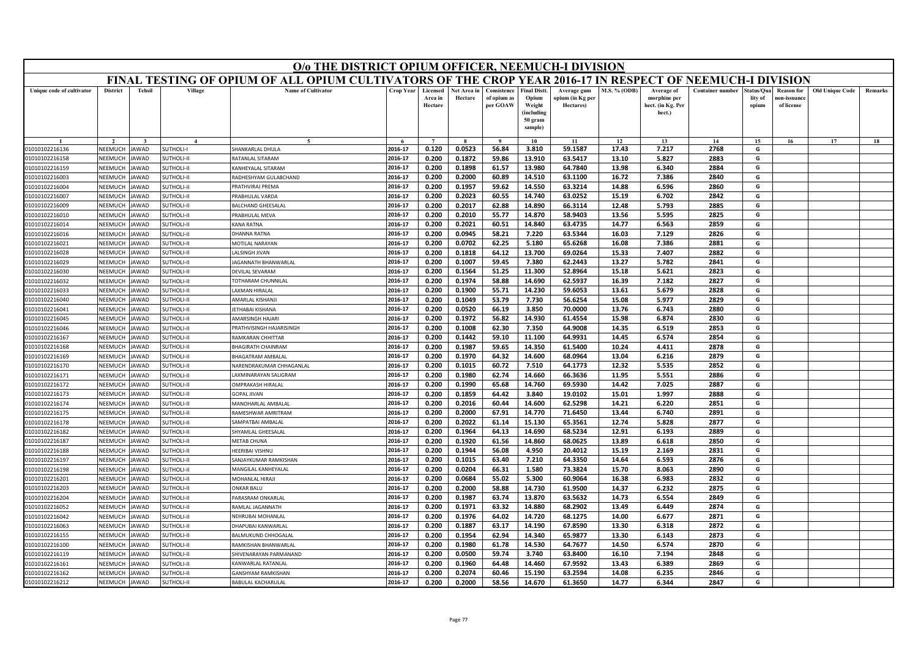# O/o THE DISTRICT OPIUM OFFICER, NEEMUCH-I DIVISION

## FINAL TESTING OF OPIUM OF ALL OPIUM CULTIVATORS OF THE CROP YEAR 2016-17 IN RESPECT OF NEEMUCH-I DIVISION

| Unique code of cultivator | District | Tehsil | Village | Name of Cultivator | Crop Year | Licensed Area in Hectare | Net Area in Hectare | Consistence of opium as per GOAW | Final Distt. Opium Weight (including 50 gram sample) | Average gum opium (in Kg per Hectares) | M.S. % (ODB) | Average of morphine per hect. (in Kg. Per hect.) | Container number | Status/Quality of opium | Reason for non-issuance of license | Old Unique Code | Remarks |
|---|---|---|---|---|---|---|---|---|---|---|---|---|---|---|---|---|---|
| 1 | 2 | 3 | 4 | 5 | 6 | 7 | 8 | 9 | 10 | 11 | 12 | 13 | 14 | 15 | 16 | 17 | 18 |
| 01010102216136 | NEEMUCH | JAWAD | SUTHOLI-I | SHANKARLAL DHULA | 2016-17 | 0.120 | 0.0523 | 56.84 | 3.810 | 59.1587 | 17.43 | 7.217 | 2768 | G | | | |
| 01010102216158 | NEEMUCH | JAWAD | SUTHOLI-II | RATANLAL SITARAM | 2016-17 | 0.200 | 0.1872 | 59.86 | 13.910 | 63.5417 | 13.10 | 5.827 | 2883 | G | | | |
| 01010102216159 | NEEMUCH | JAWAD | SUTHOLI-II | KANHEYALAL SITARAM | 2016-17 | 0.200 | 0.1898 | 61.57 | 13.980 | 64.7840 | 13.98 | 6.340 | 2884 | G | | | |
| 01010102216003 | NEEMUCH | JAWAD | SUTHOLI-II | RADHESHYAM GULABCHAND | 2016-17 | 0.200 | 0.2000 | 60.89 | 14.510 | 63.1100 | 16.72 | 7.386 | 2840 | G | | | |
| 01010102216004 | NEEMUCH | JAWAD | SUTHOLI-II | PRATHVIRAJ PREMA | 2016-17 | 0.200 | 0.1957 | 59.62 | 14.550 | 63.3214 | 14.88 | 6.596 | 2860 | G | | | |
| 01010102216007 | NEEMUCH | JAWAD | SUTHOLI-II | PRABHULAL VARDA | 2016-17 | 0.200 | 0.2023 | 60.55 | 14.740 | 63.0252 | 15.19 | 6.702 | 2842 | G | | | |
| 01010102216009 | NEEMUCH | JAWAD | SUTHOLI-II | BALCHAND GHEESALAL | 2016-17 | 0.200 | 0.2017 | 62.88 | 14.890 | 66.3114 | 12.48 | 5.793 | 2885 | G | | | |
| 01010102216010 | NEEMUCH | JAWAD | SUTHOLI-II | PRABHULAL MEVA | 2016-17 | 0.200 | 0.2010 | 55.77 | 14.870 | 58.9403 | 13.56 | 5.595 | 2825 | G | | | |
| 01010102216014 | NEEMUCH | JAWAD | SUTHOLI-II | KANA RATNA | 2016-17 | 0.200 | 0.2021 | 60.51 | 14.840 | 63.4735 | 14.77 | 6.563 | 2859 | G | | | |
| 01010102216016 | NEEMUCH | JAWAD | SUTHOLI-II | DHANNA RATNA | 2016-17 | 0.200 | 0.0945 | 58.21 | 7.220 | 63.5344 | 16.03 | 7.129 | 2826 | G | | | |
| 01010102216021 | NEEMUCH | JAWAD | SUTHOLI-II | MOTILAL NARAYAN | 2016-17 | 0.200 | 0.0702 | 62.25 | 5.180 | 65.6268 | 16.08 | 7.386 | 2881 | G | | | |
| 01010102216028 | NEEMUCH | JAWAD | SUTHOLI-II | LALSINGH JIVAN | 2016-17 | 0.200 | 0.1818 | 64.12 | 13.700 | 69.0264 | 15.33 | 7.407 | 2882 | G | | | |
| 01010102216029 | NEEMUCH | JAWAD | SUTHOLI-II | JAGANNATH BHANWARLAL | 2016-17 | 0.200 | 0.1007 | 59.45 | 7.380 | 62.2443 | 13.27 | 5.782 | 2841 | G | | | |
| 01010102216030 | NEEMUCH | JAWAD | SUTHOLI-II | DEVILAL SEVARAM | 2016-17 | 0.200 | 0.1564 | 51.25 | 11.300 | 52.8964 | 15.18 | 5.621 | 2823 | G | | | |
| 01010102216032 | NEEMUCH | JAWAD | SUTHOLI-II | TOTHARAM CHUNNILAL | 2016-17 | 0.200 | 0.1974 | 58.88 | 14.690 | 62.5937 | 16.39 | 7.182 | 2827 | G | | | |
| 01010102216033 | NEEMUCH | JAWAD | SUTHOLI-II | LAXMAN HIRALAL | 2016-17 | 0.200 | 0.1900 | 55.71 | 14.230 | 59.6053 | 13.61 | 5.679 | 2828 | G | | | |
| 01010102216040 | NEEMUCH | JAWAD | SUTHOLI-II | AMARLAL KISHANJI | 2016-17 | 0.200 | 0.1049 | 53.79 | 7.730 | 56.6254 | 15.08 | 5.977 | 2829 | G | | | |
| 01010102216041 | NEEMUCH | JAWAD | SUTHOLI-II | JETHABAI KISHANA | 2016-17 | 0.200 | 0.0520 | 66.19 | 3.850 | 70.0000 | 13.76 | 6.743 | 2880 | G | | | |
| 01010102216045 | NEEMUCH | JAWAD | SUTHOLI-II | AMARSINGH HAJARI | 2016-17 | 0.200 | 0.1972 | 56.82 | 14.930 | 61.4554 | 15.98 | 6.874 | 2830 | G | | | |
| 01010102216046 | NEEMUCH | JAWAD | SUTHOLI-II | PRATHVISINGH HAJARISINGH | 2016-17 | 0.200 | 0.1008 | 62.30 | 7.350 | 64.9008 | 14.35 | 6.519 | 2853 | G | | | |
| 01010102216167 | NEEMUCH | JAWAD | SUTHOLI-II | RAMKARAN CHHITTAR | 2016-17 | 0.200 | 0.1442 | 59.10 | 11.100 | 64.9931 | 14.45 | 6.574 | 2854 | G | | | |
| 01010102216168 | NEEMUCH | JAWAD | SUTHOLI-II | BHAGIRATH CHAINRAM | 2016-17 | 0.200 | 0.1987 | 59.65 | 14.350 | 61.5400 | 10.24 | 4.411 | 2878 | G | | | |
| 01010102216169 | NEEMUCH | JAWAD | SUTHOLI-II | BHAGATRAM AMBALAL | 2016-17 | 0.200 | 0.1970 | 64.32 | 14.600 | 68.0964 | 13.04 | 6.216 | 2879 | G | | | |
| 01010102216170 | NEEMUCH | JAWAD | SUTHOLI-II | NARENDRAKUMAR CHHAGANLAL | 2016-17 | 0.200 | 0.1015 | 60.72 | 7.510 | 64.1773 | 12.32 | 5.535 | 2852 | G | | | |
| 01010102216171 | NEEMUCH | JAWAD | SUTHOLI-II | LAXMINARAYAN SALIGRAM | 2016-17 | 0.200 | 0.1980 | 62.74 | 14.660 | 66.3636 | 11.95 | 5.551 | 2886 | G | | | |
| 01010102216172 | NEEMUCH | JAWAD | SUTHOLI-II | OMPRAKASH HIRALAL | 2016-17 | 0.200 | 0.1990 | 65.68 | 14.760 | 69.5930 | 14.42 | 7.025 | 2887 | G | | | |
| 01010102216173 | NEEMUCH | JAWAD | SUTHOLI-II | GOPAL JIVAN | 2016-17 | 0.200 | 0.1859 | 64.42 | 3.840 | 19.0102 | 15.01 | 1.997 | 2888 | G | | | |
| 01010102216174 | NEEMUCH | JAWAD | SUTHOLI-II | MANOHARLAL AMBALAL | 2016-17 | 0.200 | 0.2016 | 60.44 | 14.600 | 62.5298 | 14.21 | 6.220 | 2851 | G | | | |
| 01010102216175 | NEEMUCH | JAWAD | SUTHOLI-II | RAMESHWAR AMRITRAM | 2016-17 | 0.200 | 0.2000 | 67.91 | 14.770 | 71.6450 | 13.44 | 6.740 | 2891 | G | | | |
| 01010102216178 | NEEMUCH | JAWAD | SUTHOLI-II | SAMPATBAI AMBALAL | 2016-17 | 0.200 | 0.2022 | 61.14 | 15.130 | 65.3561 | 12.74 | 5.828 | 2877 | G | | | |
| 01010102216182 | NEEMUCH | JAWAD | SUTHOLI-II | SHYAMLAL GHEESALAL | 2016-17 | 0.200 | 0.1964 | 64.13 | 14.690 | 68.5234 | 12.91 | 6.193 | 2889 | G | | | |
| 01010102216187 | NEEMUCH | JAWAD | SUTHOLI-II | METAB CHUNA | 2016-17 | 0.200 | 0.1920 | 61.56 | 14.860 | 68.0625 | 13.89 | 6.618 | 2850 | G | | | |
| 01010102216188 | NEEMUCH | JAWAD | SUTHOLI-II | HEERIBAI VISHNU | 2016-17 | 0.200 | 0.1944 | 56.08 | 4.950 | 20.4012 | 15.19 | 2.169 | 2831 | G | | | |
| 01010102216197 | NEEMUCH | JAWAD | SUTHOLI-II | SANJAYKUMAR RAMKISHAN | 2016-17 | 0.200 | 0.1015 | 63.40 | 7.210 | 64.3350 | 14.64 | 6.593 | 2876 | G | | | |
| 01010102216198 | NEEMUCH | JAWAD | SUTHOLI-II | MANGILAL KANHEYALAL | 2016-17 | 0.200 | 0.0204 | 66.31 | 1.580 | 73.3824 | 15.70 | 8.063 | 2890 | G | | | |
| 01010102216201 | NEEMUCH | JAWAD | SUTHOLI-II | MOHANLAL HIRAJI | 2016-17 | 0.200 | 0.0684 | 55.02 | 5.300 | 60.9064 | 16.38 | 6.983 | 2832 | G | | | |
| 01010102216203 | NEEMUCH | JAWAD | SUTHOLI-II | ONKAR BALU | 2016-17 | 0.200 | 0.2000 | 58.88 | 14.730 | 61.9500 | 14.37 | 6.232 | 2875 | G | | | |
| 01010102216204 | NEEMUCH | JAWAD | SUTHOLI-II | PARASRAM ONKARLAL | 2016-17 | 0.200 | 0.1987 | 63.74 | 13.870 | 63.5632 | 14.73 | 6.554 | 2849 | G | | | |
| 01010102216052 | NEEMUCH | JAWAD | SUTHOLI-II | RAMLAL JAGANNATH | 2016-17 | 0.200 | 0.1971 | 63.32 | 14.880 | 68.2902 | 13.49 | 6.449 | 2874 | G | | | |
| 01010102216042 | NEEMUCH | JAWAD | SUTHOLI-II | NEHRUBAI MOHANLAL | 2016-17 | 0.200 | 0.1976 | 64.02 | 14.720 | 68.1275 | 14.00 | 6.677 | 2871 | G | | | |
| 01010102216063 | NEEMUCH | JAWAD | SUTHOLI-II | DHAPUBAI KANWARLAL | 2016-17 | 0.200 | 0.1887 | 63.17 | 14.190 | 67.8590 | 13.30 | 6.318 | 2872 | G | | | |
| 01010102216155 | NEEMUCH | JAWAD | SUTHOLI-II | BALMUKUND CHHOGALAL | 2016-17 | 0.200 | 0.1954 | 62.94 | 14.340 | 65.9877 | 13.30 | 6.143 | 2873 | G | | | |
| 01010102216100 | NEEMUCH | JAWAD | SUTHOLI-II | RAMKISHAN BHANWARLAL | 2016-17 | 0.200 | 0.1980 | 61.78 | 14.530 | 64.7677 | 14.50 | 6.574 | 2870 | G | | | |
| 01010102216119 | NEEMUCH | JAWAD | SUTHOLI-II | SHIVENARAYAN PARMANAND | 2016-17 | 0.200 | 0.0500 | 59.74 | 3.740 | 63.8400 | 16.10 | 7.194 | 2848 | G | | | |
| 01010102216161 | NEEMUCH | JAWAD | SUTHOLI-II | KANWARLAL RATANLAL | 2016-17 | 0.200 | 0.1960 | 64.48 | 14.460 | 67.9592 | 13.43 | 6.389 | 2869 | G | | | |
| 01010102216162 | NEEMUCH | JAWAD | SUTHOLI-II | GANSHYAM RAMKISHAN | 2016-17 | 0.200 | 0.2074 | 60.46 | 15.190 | 63.2594 | 14.08 | 6.235 | 2846 | G | | | |
| 01010102216212 | NEEMUCH | JAWAD | SUTHOLI-II | BABULAL KACHARULAL | 2016-17 | 0.200 | 0.2000 | 58.56 | 14.670 | 61.3650 | 14.77 | 6.344 | 2847 | G | | | |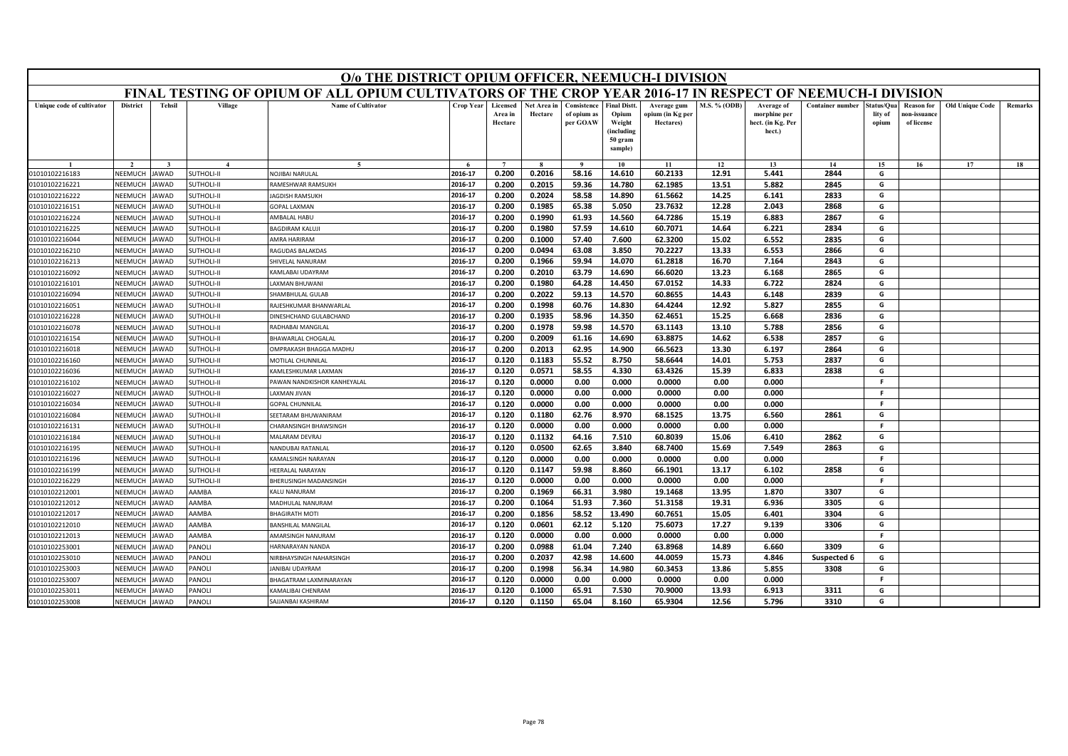# O/o THE DISTRICT OPIUM OFFICER, NEEMUCH-I DIVISION

## FINAL TESTING OF OPIUM OF ALL OPIUM CULTIVATORS OF THE CROP YEAR 2016-17 IN RESPECT OF NEEMUCH-I DIVISION

| Unique code of cultivator | District | Tehsil | Village | Name of Cultivator | Crop Year | Licensed Area in Hectare | Net Area in Hectare | Consistence of opium as per GOAW | Final Distt. Opium Weight (including 50 gram sample) | Average gum opium (in Kg per Hectares) | M.S. % (ODB) | Average of morphine per hect. (in Kg. Per hect.) | Container number | Status/Quality of opium | Reason for non-issuance of license | Old Unique Code | Remarks |
|---|---|---|---|---|---|---|---|---|---|---|---|---|---|---|---|---|---|
| 1 | 2 | 3 | 4 | 5 | 6 | 7 | 8 | 9 | 10 | 11 | 12 | 13 | 14 | 15 | 16 | 17 | 18 |
| 01010102216183 | NEEMUCH | JAWAD | SUTHOLI-II | NOJIBAI NARULAL | 2016-17 | 0.200 | 0.2016 | 58.16 | 14.610 | 60.2133 | 12.91 | 5.441 | 2844 | G | | | |
| 01010102216221 | NEEMUCH | JAWAD | SUTHOLI-II | RAMESHWAR RAMSUKH | 2016-17 | 0.200 | 0.2015 | 59.36 | 14.780 | 62.1985 | 13.51 | 5.882 | 2845 | G | | | |
| 01010102216222 | NEEMUCH | JAWAD | SUTHOLI-II | JAGDISH RAMSUKH | 2016-17 | 0.200 | 0.2024 | 58.58 | 14.890 | 61.5662 | 14.25 | 6.141 | 2833 | G | | | |
| 01010102216151 | NEEMUCH | JAWAD | SUTHOLI-II | GOPAL LAXMAN | 2016-17 | 0.200 | 0.1985 | 65.38 | 5.050 | 23.7632 | 12.28 | 2.043 | 2868 | G | | | |
| 01010102216224 | NEEMUCH | JAWAD | SUTHOLI-II | AMBALAL HABU | 2016-17 | 0.200 | 0.1990 | 61.93 | 14.560 | 64.7286 | 15.19 | 6.883 | 2867 | G | | | |
| 01010102216225 | NEEMUCH | JAWAD | SUTHOLI-II | BAGDIRAM KALUJI | 2016-17 | 0.200 | 0.1980 | 57.59 | 14.610 | 60.7071 | 14.64 | 6.221 | 2834 | G | | | |
| 01010102216044 | NEEMUCH | JAWAD | SUTHOLI-II | AMRA HARIRAM | 2016-17 | 0.200 | 0.1000 | 57.40 | 7.600 | 62.3200 | 15.02 | 6.552 | 2835 | G | | | |
| 01010102216210 | NEEMUCH | JAWAD | SUTHOLI-II | RAGUDAS BALAKDAS | 2016-17 | 0.200 | 0.0494 | 63.08 | 3.850 | 70.2227 | 13.33 | 6.553 | 2866 | G | | | |
| 01010102216213 | NEEMUCH | JAWAD | SUTHOLI-II | SHIVELAL NANURAM | 2016-17 | 0.200 | 0.1966 | 59.94 | 14.070 | 61.2818 | 16.70 | 7.164 | 2843 | G | | | |
| 01010102216092 | NEEMUCH | JAWAD | SUTHOLI-II | KAMLABAI UDAYRAM | 2016-17 | 0.200 | 0.2010 | 63.79 | 14.690 | 66.6020 | 13.23 | 6.168 | 2865 | G | | | |
| 01010102216101 | NEEMUCH | JAWAD | SUTHOLI-II | LAXMAN BHUWANI | 2016-17 | 0.200 | 0.1980 | 64.28 | 14.450 | 67.0152 | 14.33 | 6.722 | 2824 | G | | | |
| 01010102216094 | NEEMUCH | JAWAD | SUTHOLI-II | SHAMBHULAL GULAB | 2016-17 | 0.200 | 0.2022 | 59.13 | 14.570 | 60.8655 | 14.43 | 6.148 | 2839 | G | | | |
| 01010102216051 | NEEMUCH | JAWAD | SUTHOLI-II | RAJESHKUMAR BHANWARLAL | 2016-17 | 0.200 | 0.1998 | 60.76 | 14.830 | 64.4244 | 12.92 | 5.827 | 2855 | G | | | |
| 01010102216228 | NEEMUCH | JAWAD | SUTHOLI-II | DINESHCHAND GULABCHAND | 2016-17 | 0.200 | 0.1935 | 58.96 | 14.350 | 62.4651 | 15.25 | 6.668 | 2836 | G | | | |
| 01010102216078 | NEEMUCH | JAWAD | SUTHOLI-II | RADHABAI MANGILAL | 2016-17 | 0.200 | 0.1978 | 59.98 | 14.570 | 63.1143 | 13.10 | 5.788 | 2856 | G | | | |
| 01010102216154 | NEEMUCH | JAWAD | SUTHOLI-II | BHAWARLAL CHOGALAL | 2016-17 | 0.200 | 0.2009 | 61.16 | 14.690 | 63.8875 | 14.62 | 6.538 | 2857 | G | | | |
| 01010102216018 | NEEMUCH | JAWAD | SUTHOLI-II | OMPRAKASH BHAGGA MADHU | 2016-17 | 0.200 | 0.2013 | 62.95 | 14.900 | 66.5623 | 13.30 | 6.197 | 2864 | G | | | |
| 01010102216160 | NEEMUCH | JAWAD | SUTHOLI-II | MOTILAL CHUNNILAL | 2016-17 | 0.120 | 0.1183 | 55.52 | 8.750 | 58.6644 | 14.01 | 5.753 | 2837 | G | | | |
| 01010102216036 | NEEMUCH | JAWAD | SUTHOLI-II | KAMLESHKUMAR LAXMAN | 2016-17 | 0.120 | 0.0571 | 58.55 | 4.330 | 63.4326 | 15.39 | 6.833 | 2838 | G | | | |
| 01010102216102 | NEEMUCH | JAWAD | SUTHOLI-II | PAWAN NANDKISHOR KANHEYALAL | 2016-17 | 0.120 | 0.0000 | 0.00 | 0.000 | 0.0000 | 0.00 | 0.000 | | F | | | |
| 01010102216027 | NEEMUCH | JAWAD | SUTHOLI-II | LAXMAN JIVAN | 2016-17 | 0.120 | 0.0000 | 0.00 | 0.000 | 0.0000 | 0.00 | 0.000 | | F | | | |
| 01010102216034 | NEEMUCH | JAWAD | SUTHOLI-II | GOPAL CHUNNILAL | 2016-17 | 0.120 | 0.0000 | 0.00 | 0.000 | 0.0000 | 0.00 | 0.000 | | F | | | |
| 01010102216084 | NEEMUCH | JAWAD | SUTHOLI-II | SEETARAM BHUWANIRAM | 2016-17 | 0.120 | 0.1180 | 62.76 | 8.970 | 68.1525 | 13.75 | 6.560 | 2861 | G | | | |
| 01010102216131 | NEEMUCH | JAWAD | SUTHOLI-II | CHARANSINGH BHAWSINGH | 2016-17 | 0.120 | 0.0000 | 0.00 | 0.000 | 0.0000 | 0.00 | 0.000 | | F | | | |
| 01010102216184 | NEEMUCH | JAWAD | SUTHOLI-II | MALARAM DEVRAJ | 2016-17 | 0.120 | 0.1132 | 64.16 | 7.510 | 60.8039 | 15.06 | 6.410 | 2862 | G | | | |
| 01010102216195 | NEEMUCH | JAWAD | SUTHOLI-II | NANDUBAI RATANLAL | 2016-17 | 0.120 | 0.0500 | 62.65 | 3.840 | 68.7400 | 15.69 | 7.549 | 2863 | G | | | |
| 01010102216196 | NEEMUCH | JAWAD | SUTHOLI-II | KAMALSINGH NARAYAN | 2016-17 | 0.120 | 0.0000 | 0.00 | 0.000 | 0.0000 | 0.00 | 0.000 | | F | | | |
| 01010102216199 | NEEMUCH | JAWAD | SUTHOLI-II | HEERALAL NARAYAN | 2016-17 | 0.120 | 0.1147 | 59.98 | 8.860 | 66.1901 | 13.17 | 6.102 | 2858 | G | | | |
| 01010102216229 | NEEMUCH | JAWAD | SUTHOLI-II | BHERUSINGH MADANSINGH | 2016-17 | 0.120 | 0.0000 | 0.00 | 0.000 | 0.0000 | 0.00 | 0.000 | | F | | | |
| 01010102212001 | NEEMUCH | JAWAD | AAMBA | KALU NANURAM | 2016-17 | 0.200 | 0.1969 | 66.31 | 3.980 | 19.1468 | 13.95 | 1.870 | 3307 | G | | | |
| 01010102212012 | NEEMUCH | JAWAD | AAMBA | MADHULAL NANURAM | 2016-17 | 0.200 | 0.1064 | 51.93 | 7.360 | 51.3158 | 19.31 | 6.936 | 3305 | G | | | |
| 01010102212017 | NEEMUCH | JAWAD | AAMBA | BHAGIRATH MOTI | 2016-17 | 0.200 | 0.1856 | 58.52 | 13.490 | 60.7651 | 15.05 | 6.401 | 3304 | G | | | |
| 01010102212010 | NEEMUCH | JAWAD | AAMBA | BANSHILAL MANGILAL | 2016-17 | 0.120 | 0.0601 | 62.12 | 5.120 | 75.6073 | 17.27 | 9.139 | 3306 | G | | | |
| 01010102212013 | NEEMUCH | JAWAD | AAMBA | AMARSINGH NANURAM | 2016-17 | 0.120 | 0.0000 | 0.00 | 0.000 | 0.0000 | 0.00 | 0.000 | | F | | | |
| 01010102253001 | NEEMUCH | JAWAD | PANOLI | HARNARAYAN NANDA | 2016-17 | 0.200 | 0.0988 | 61.04 | 7.240 | 63.8968 | 14.89 | 6.660 | 3309 | G | | | |
| 01010102253010 | NEEMUCH | JAWAD | PANOLI | NIRBHAYSINGH NAHARSINGH | 2016-17 | 0.200 | 0.2037 | 42.98 | 14.600 | 44.0059 | 15.73 | 4.846 | Suspected 6 | G | | | |
| 01010102253003 | NEEMUCH | JAWAD | PANOLI | JANIBAI UDAYRAM | 2016-17 | 0.200 | 0.1998 | 56.34 | 14.980 | 60.3453 | 13.86 | 5.855 | 3308 | G | | | |
| 01010102253007 | NEEMUCH | JAWAD | PANOLI | BHAGATRAM LAXMINARAYAN | 2016-17 | 0.120 | 0.0000 | 0.00 | 0.000 | 0.0000 | 0.00 | 0.000 | | F | | | |
| 01010102253011 | NEEMUCH | JAWAD | PANOLI | KAMALIBAI CHENRAM | 2016-17 | 0.120 | 0.1000 | 65.91 | 7.530 | 70.9000 | 13.93 | 6.913 | 3311 | G | | | |
| 01010102253008 | NEEMUCH | JAWAD | PANOLI | SAJJANBAI KASHIRAM | 2016-17 | 0.120 | 0.1150 | 65.04 | 8.160 | 65.9304 | 12.56 | 5.796 | 3310 | G | | | |